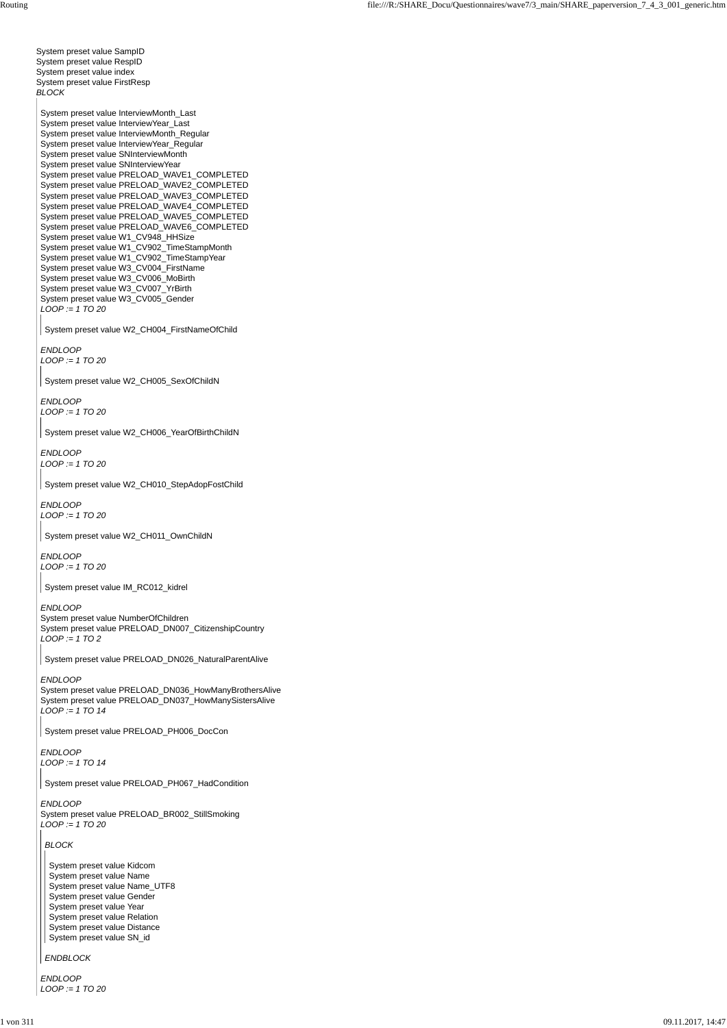System preset value SampID
System preset value RespID
System preset value index
System preset value FirstResp
*BLOCK*

System preset value InterviewMonth_Last
System preset value InterviewYear_Last
System preset value InterviewMonth_Regular
System preset value InterviewYear_Regular
System preset value SNInterviewMonth
System preset value SNInterviewYear
System preset value PRELOAD_WAVE1_COMPLETED
System preset value PRELOAD_WAVE2_COMPLETED
System preset value PRELOAD_WAVE3_COMPLETED
System preset value PRELOAD_WAVE4_COMPLETED
System preset value PRELOAD_WAVE5_COMPLETED
System preset value PRELOAD_WAVE6_COMPLETED
System preset value W1_CV948_HHSize
System preset value W1_CV902_TimeStampMonth
System preset value W1_CV902_TimeStampYear
System preset value W3_CV004_FirstName
System preset value W3_CV006_MoBirth
System preset value W3_CV007_YrBirth
System preset value W3_CV005_Gender
*LOOP := 1 TO 20*

System preset value W2_CH004_FirstNameOfChild

*ENDLOOP*
*LOOP := 1 TO 20*

System preset value W2_CH005_SexOfChildN

*ENDLOOP*
*LOOP := 1 TO 20*

System preset value W2_CH006_YearOfBirthChildN

*ENDLOOP*
*LOOP := 1 TO 20*

System preset value W2_CH010_StepAdopFostChild

*ENDLOOP*
*LOOP := 1 TO 20*

System preset value W2_CH011_OwnChildN

*ENDLOOP*
*LOOP := 1 TO 20*

System preset value IM_RC012_kidrel

*ENDLOOP*
System preset value NumberOfChildren
System preset value PRELOAD_DN007_CitizenshipCountry
*LOOP := 1 TO 2*

System preset value PRELOAD_DN026_NaturalParentAlive

*ENDLOOP*
System preset value PRELOAD_DN036_HowManyBrothersAlive
System preset value PRELOAD_DN037_HowManySistersAlive
*LOOP := 1 TO 14*

System preset value PRELOAD_PH006_DocCon

*ENDLOOP*
*LOOP := 1 TO 14*

System preset value PRELOAD_PH067_HadCondition

*ENDLOOP*
System preset value PRELOAD_BR002_StillSmoking
*LOOP := 1 TO 20*

*BLOCK*

System preset value Kidcom
System preset value Name
System preset value Name_UTF8
System preset value Gender
System preset value Year
System preset value Relation
System preset value Distance
System preset value SN_id

*ENDBLOCK*

*ENDLOOP*
*LOOP := 1 TO 20*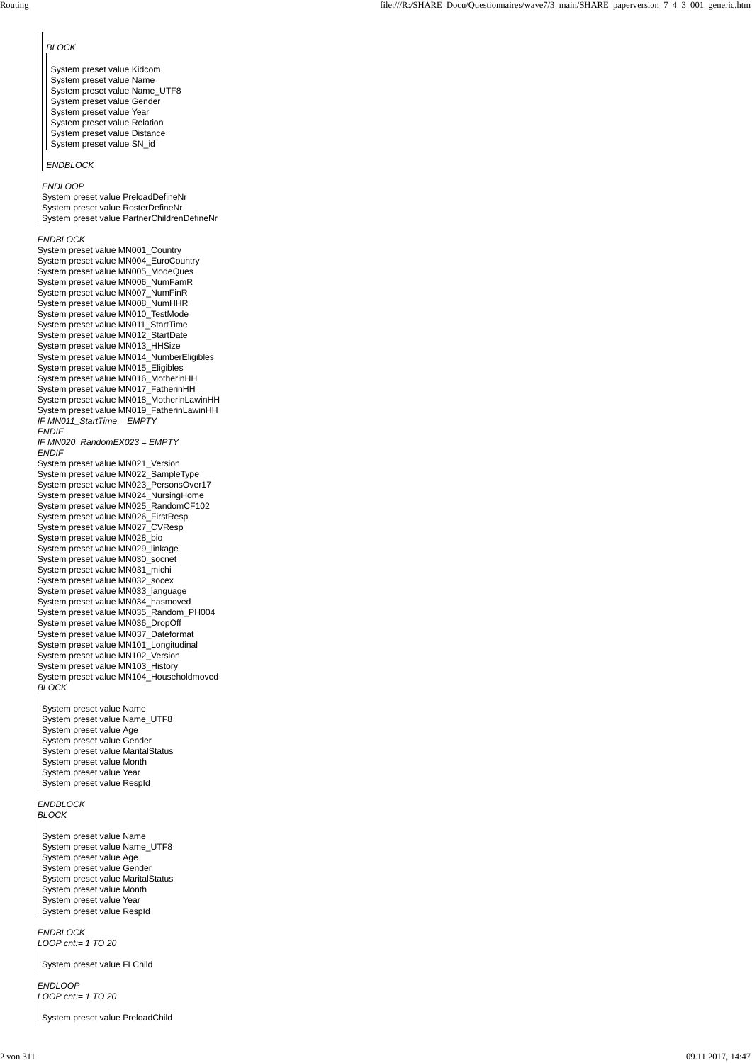*BLOCK*

System preset value Kidcom
System preset value Name
System preset value Name_UTF8
System preset value Gender
System preset value Year
System preset value Relation
System preset value Distance
System preset value SN_id

*ENDBLOCK*

*ENDLOOP*
System preset value PreloadDefineNr
System preset value RosterDefineNr
System preset value PartnerChildrenDefineNr

*ENDBLOCK*
System preset value MN001_Country
System preset value MN004_EuroCountry
System preset value MN005_ModeQues
System preset value MN006_NumFamR
System preset value MN007_NumFinR
System preset value MN008_NumHHR
System preset value MN010_TestMode
System preset value MN011_StartTime
System preset value MN012_StartDate
System preset value MN013_HHSize
System preset value MN014_NumberEligibles
System preset value MN015_Eligibles
System preset value MN016_MotherinHH
System preset value MN017_FatherinHH
System preset value MN018_MotherinLawinHH
System preset value MN019_FatherinLawinHH
*IF MN011_StartTime = EMPTY*
*ENDIF*
*IF MN020_RandomEX023 = EMPTY*
*ENDIF*
System preset value MN021_Version
System preset value MN022_SampleType
System preset value MN023_PersonsOver17
System preset value MN024_NursingHome
System preset value MN025_RandomCF102
System preset value MN026_FirstResp
System preset value MN027_CVResp
System preset value MN028_bio
System preset value MN029_linkage
System preset value MN030_socnet
System preset value MN031_michi
System preset value MN032_socex
System preset value MN033_language
System preset value MN034_hasmoved
System preset value MN035_Random_PH004
System preset value MN036_DropOff
System preset value MN037_Dateformat
System preset value MN101_Longitudinal
System preset value MN102_Version
System preset value MN103_History
System preset value MN104_Householdmoved
*BLOCK*

System preset value Name
System preset value Name_UTF8
System preset value Age
System preset value Gender
System preset value MaritalStatus
System preset value Month
System preset value Year
System preset value RespId

*ENDBLOCK*
*BLOCK*

System preset value Name
System preset value Name_UTF8
System preset value Age
System preset value Gender
System preset value MaritalStatus
System preset value Month
System preset value Year
System preset value RespId

*ENDBLOCK*
*LOOP cnt:= 1 TO 20*

System preset value FLChild

*ENDLOOP*
*LOOP cnt:= 1 TO 20*

System preset value PreloadChild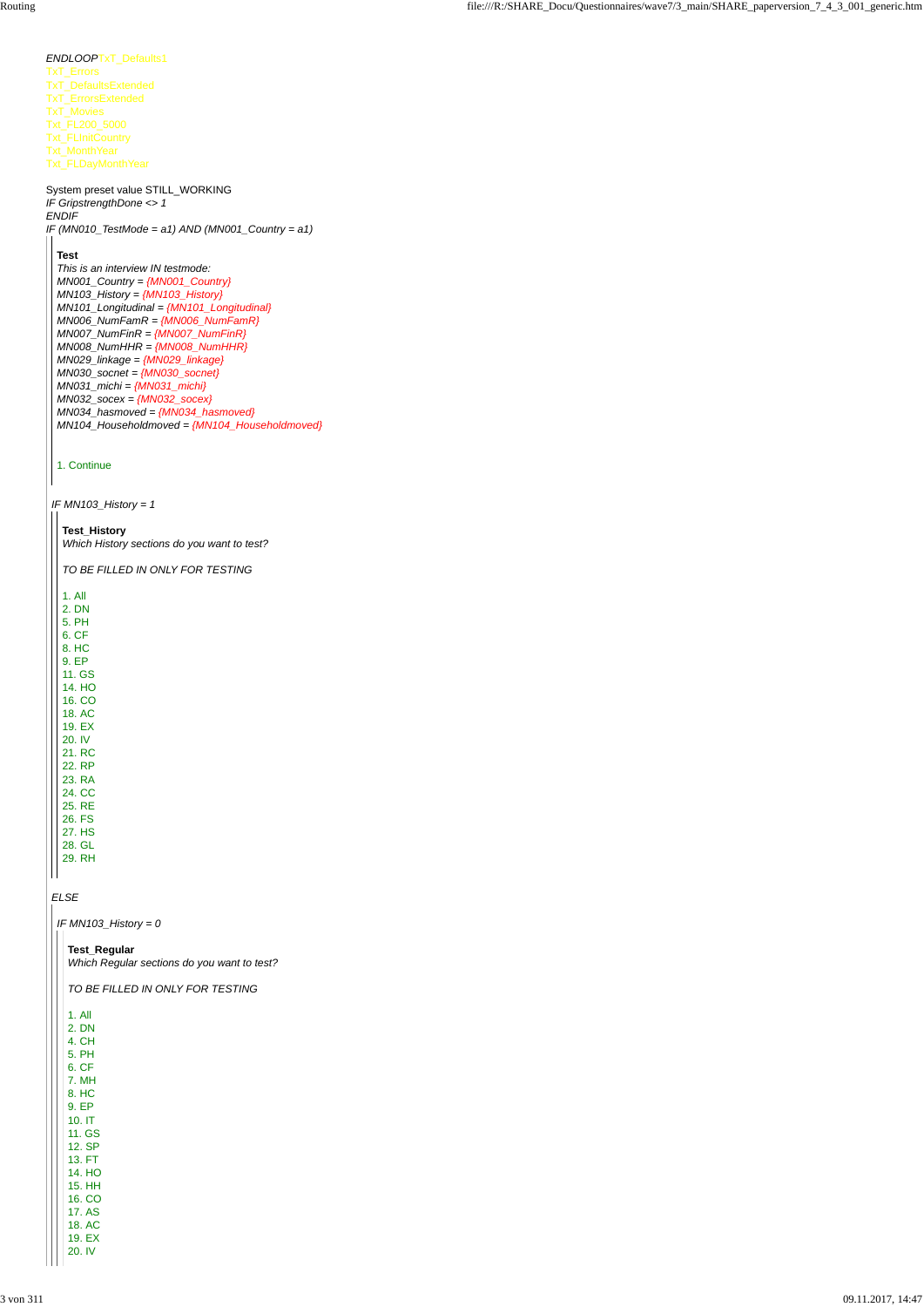*ENDLOOP* TxT_Defaults1
TxT_Errors
TxT_DefaultsExtended
TxT_ErrorsExtended
TxT_Movies
Txt_FL200_5000
Txt_FLInitCountry
Txt_MonthYear
Txt_FLDayMonthYear

System preset value STILL_WORKING
*IF GripstrengthDone <> 1*
*ENDIF*
*IF (MN010_TestMode = a1) AND (MN001_Country = a1)*

**Test**
*This is an interview IN testmode:*
*MN001_Country = {MN001_Country}*
*MN103_History = {MN103_History}*
*MN101_Longitudinal = {MN101_Longitudinal}*
*MN006_NumFamR = {MN006_NumFamR}*
*MN007_NumFinR = {MN007_NumFinR}*
*MN008_NumHHR = {MN008_NumHHR}*
*MN029_linkage = {MN029_linkage}*
*MN030_socnet = {MN030_socnet}*
*MN031_michi = {MN031_michi}*
*MN032_socex = {MN032_socex}*
*MN034_hasmoved = {MN034_hasmoved}*
*MN104_Householdmoved = {MN104_Householdmoved}*

1. Continue

*IF MN103_History = 1*

**Test_History**
*Which History sections do you want to test?*

*TO BE FILLED IN ONLY FOR TESTING*

1. All
2. DN
5. PH
6. CF
8. HC
9. EP
11. GS
14. HO
16. CO
18. AC
19. EX
20. IV
21. RC
22. RP
23. RA
24. CC
25. RE
26. FS
27. HS
28. GL
29. RH

*ELSE*

*IF MN103_History = 0*

**Test_Regular**
*Which Regular sections do you want to test?*

*TO BE FILLED IN ONLY FOR TESTING*

1. All
2. DN
4. CH
5. PH
6. CF
7. MH
8. HC
9. EP
10. IT
11. GS
12. SP
13. FT
14. HO
15. HH
16. CO
17. AS
18. AC
19. EX
20. IV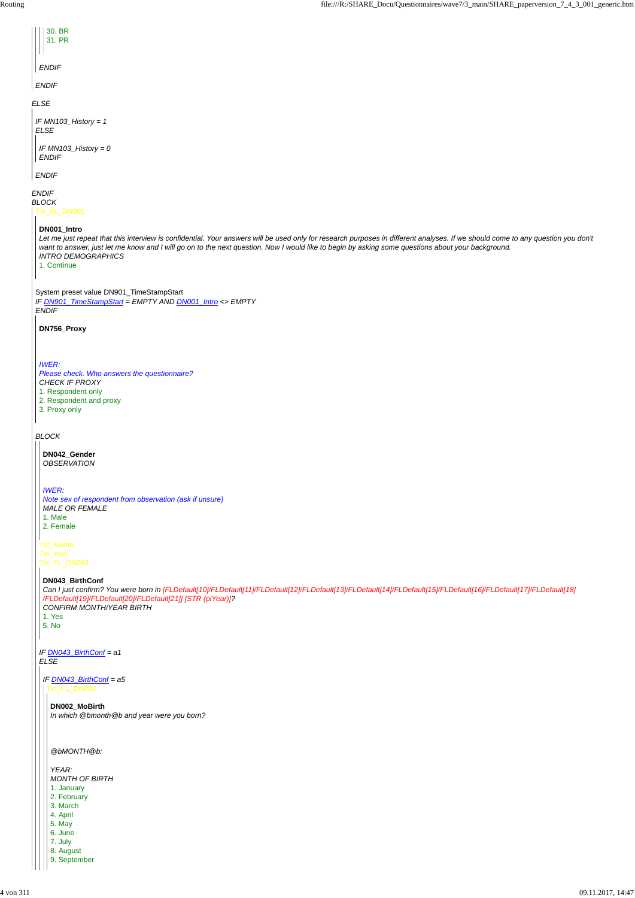30. BR
31. PR

*ENDIF*

*ENDIF*

*ELSE*

*IF MN103_History = 1*
*ELSE*

*IF MN103_History = 0*
*ENDIF*

*ENDIF*

*ENDIF*
*BLOCK*
Txt_FL_DN001

**DN001_Intro**
*Let me just repeat that this interview is confidential. Your answers will be used only for research purposes in different analyses. If we should come to any question you don't want to answer, just let me know and I will go on to the next question. Now I would like to begin by asking some questions about your background.*
*INTRO DEMOGRAPHICS*
1. Continue

System preset value DN901_TimeStampStart
*IF DN901_TimeStampStart = EMPTY AND DN001_Intro <> EMPTY*
*ENDIF*

**DN756_Proxy**

*IWER:*
*Please check. Who answers the questionnaire?*
*CHECK IF PROXY*
1. Respondent only
2. Respondent and proxy
3. Proxy only

*BLOCK*

**DN042_Gender**
*OBSERVATION*

*IWER:*
*Note sex of respondent from observation (ask if unsure)*
*MALE OR FEMALE*
1. Male
2. Female

Txt_Month
Txt_Year
Txt_FL_DN043

**DN043_BirthConf**
*Can I just confirm? You were born in [FLDefault[10]/FLDefault[11]/FLDefault[12]/FLDefault[13]/FLDefault[14]/FLDefault[15]/FLDefault[16]/FLDefault[17]/FLDefault[18]/FLDefault[19]/FLDefault[20]/FLDefault[21]] [STR (piYear)]?*
*CONFIRM MONTH/YEAR BIRTH*
1. Yes
5. No

*IF DN043_BirthConf = a1*
*ELSE*

*IF DN043_BirthConf = a5*
Txt_FL_DN002

**DN002_MoBirth**
*In which @bmonth@b and year were you born?*

*@bMONTH@b:*

*YEAR:*
*MONTH OF BIRTH*
1. January
2. February
3. March
4. April
5. May
6. June
7. July
8. August
9. September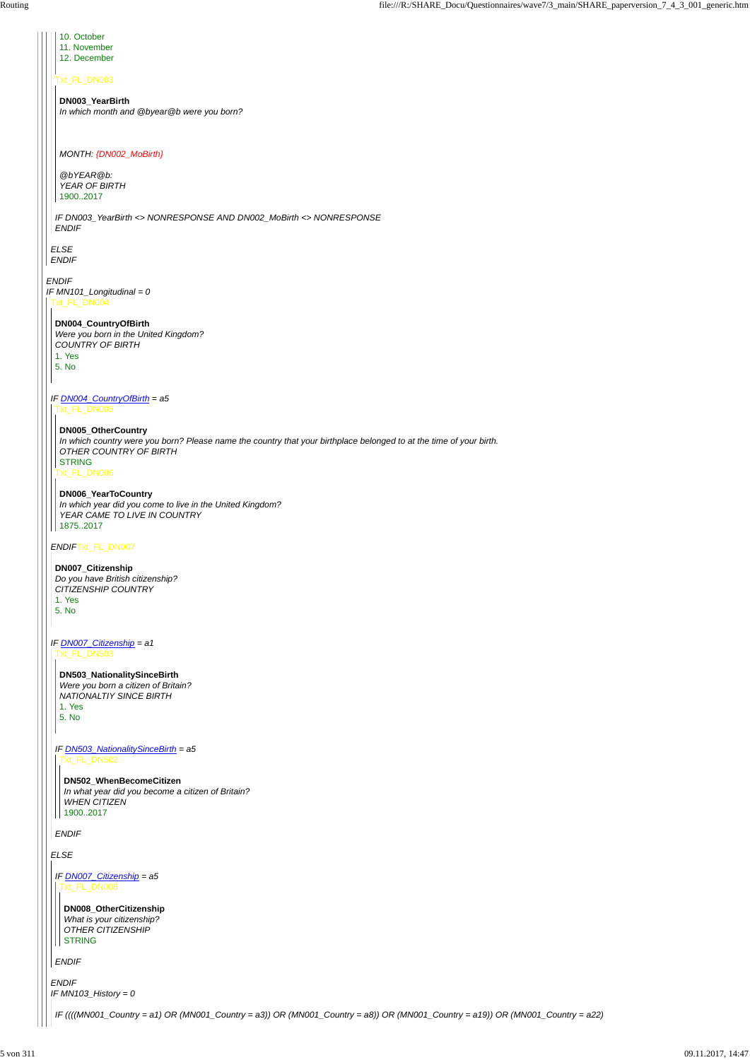10. October
11. November
12. December

Txt_FL_DN003

**DN003_YearBirth**
*In which month and @byear@b were you born?*

*MONTH: {DN002_MoBirth}*

*@bYEAR@b:*
*YEAR OF BIRTH*
1900..2017

*IF DN003_YearBirth <> NONRESPONSE AND DN002_MoBirth <> NONRESPONSE*
*ENDIF*

*ELSE*
*ENDIF*

*ENDIF*
*IF MN101_Longitudinal = 0*
Txt_FL_DN004

**DN004_CountryOfBirth**
*Were you born in the United Kingdom?*
*COUNTRY OF BIRTH*
1. Yes
5. No

*IF DN004_CountryOfBirth = a5*
Txt_FL_DN005

**DN005_OtherCountry**
*In which country were you born? Please name the country that your birthplace belonged to at the time of your birth.*
*OTHER COUNTRY OF BIRTH*
STRING
Txt_FL_DN006

**DN006_YearToCountry**
*In which year did you come to live in the United Kingdom?*
*YEAR CAME TO LIVE IN COUNTRY*
1875..2017

*ENDIF*Txt_FL_DN007

**DN007_Citizenship**
*Do you have British citizenship?*
*CITIZENSHIP COUNTRY*
1. Yes
5. No

*IF DN007_Citizenship = a1*
Txt_FL_DN503

**DN503_NationalitySinceBirth**
*Were you born a citizen of Britain?*
*NATIONALTIY SINCE BIRTH*
1. Yes
5. No

*IF DN503_NationalitySinceBirth = a5*
Txt_FL_DN502

**DN502_WhenBecomeCitizen**
*In what year did you become a citizen of Britain?*
*WHEN CITIZEN*
1900..2017

*ENDIF*

*ELSE*

*IF DN007_Citizenship = a5*
Txt_FL_DN008

**DN008_OtherCitizenship**
*What is your citizenship?*
*OTHER CITIZENSHIP*
STRING

*ENDIF*

*ENDIF*
*IF MN103_History = 0*

*IF ((((MN001_Country = a1) OR (MN001_Country = a3)) OR (MN001_Country = a8)) OR (MN001_Country = a19)) OR (MN001_Country = a22)*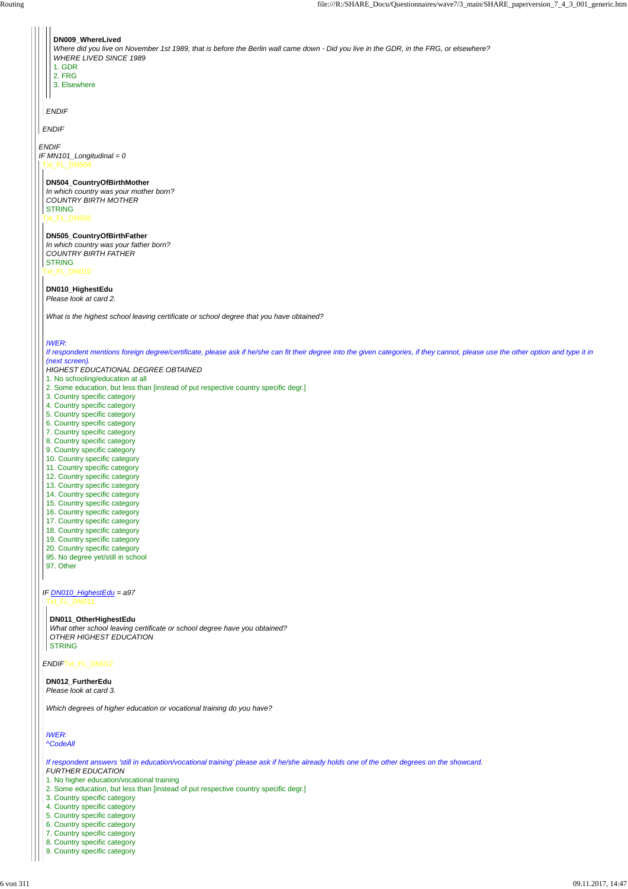**DN009_WhereLived**

*Where did you live on November 1st 1989, that is before the Berlin wall came down - Did you live in the GDR, in the FRG, or elsewhere?*

*WHERE LIVED SINCE 1989*

1. GDR
2. FRG
3. Elsewhere

*ENDIF*

*ENDIF*

*ENDIF*

*IF MN101_Longitudinal = 0*

Txt_FL_DN504

**DN504_CountryOfBirthMother**

*In which country was your mother born?*

*COUNTRY BIRTH MOTHER*

STRING

Txt_FL_DN505

**DN505_CountryOfBirthFather**

*In which country was your father born?*

*COUNTRY BIRTH FATHER*

STRING

Txt_FL_DN010

**DN010_HighestEdu**

*Please look at card 2.*

*What is the highest school leaving certificate or school degree that you have obtained?*

*IWER:*

*If respondent mentions foreign degree/certificate, please ask if he/she can fit their degree into the given categories, if they cannot, please use the other option and type it in (next screen).*

*HIGHEST EDUCATIONAL DEGREE OBTAINED*

1. No schooling/education at all
2. Some education, but less than [instead of put respective country specific degr.]
3. Country specific category
4. Country specific category
5. Country specific category
6. Country specific category
7. Country specific category
8. Country specific category
9. Country specific category
10. Country specific category
11. Country specific category
12. Country specific category
13. Country specific category
14. Country specific category
15. Country specific category
16. Country specific category
17. Country specific category
18. Country specific category
19. Country specific category
20. Country specific category

95. No degree yet/still in school
97. Other

*IF DN010_HighestEdu = a97*

Txt_FL_DN011

**DN011_OtherHighestEdu**

*What other school leaving certificate or school degree have you obtained?*

*OTHER HIGHEST EDUCATION*

STRING

*ENDIF* Txt_FL_DN012

**DN012_FurtherEdu**

*Please look at card 3.*

*Which degrees of higher education or vocational training do you have?*

*IWER:*

*^CodeAll*

*If respondent answers 'still in education/vocational training' please ask if he/she already holds one of the other degrees on the showcard.*

*FURTHER EDUCATION*

1. No higher education/vocational training
2. Some education, but less than [instead of put respective country specific degr.]
3. Country specific category
4. Country specific category
5. Country specific category
6. Country specific category
7. Country specific category
8. Country specific category
9. Country specific category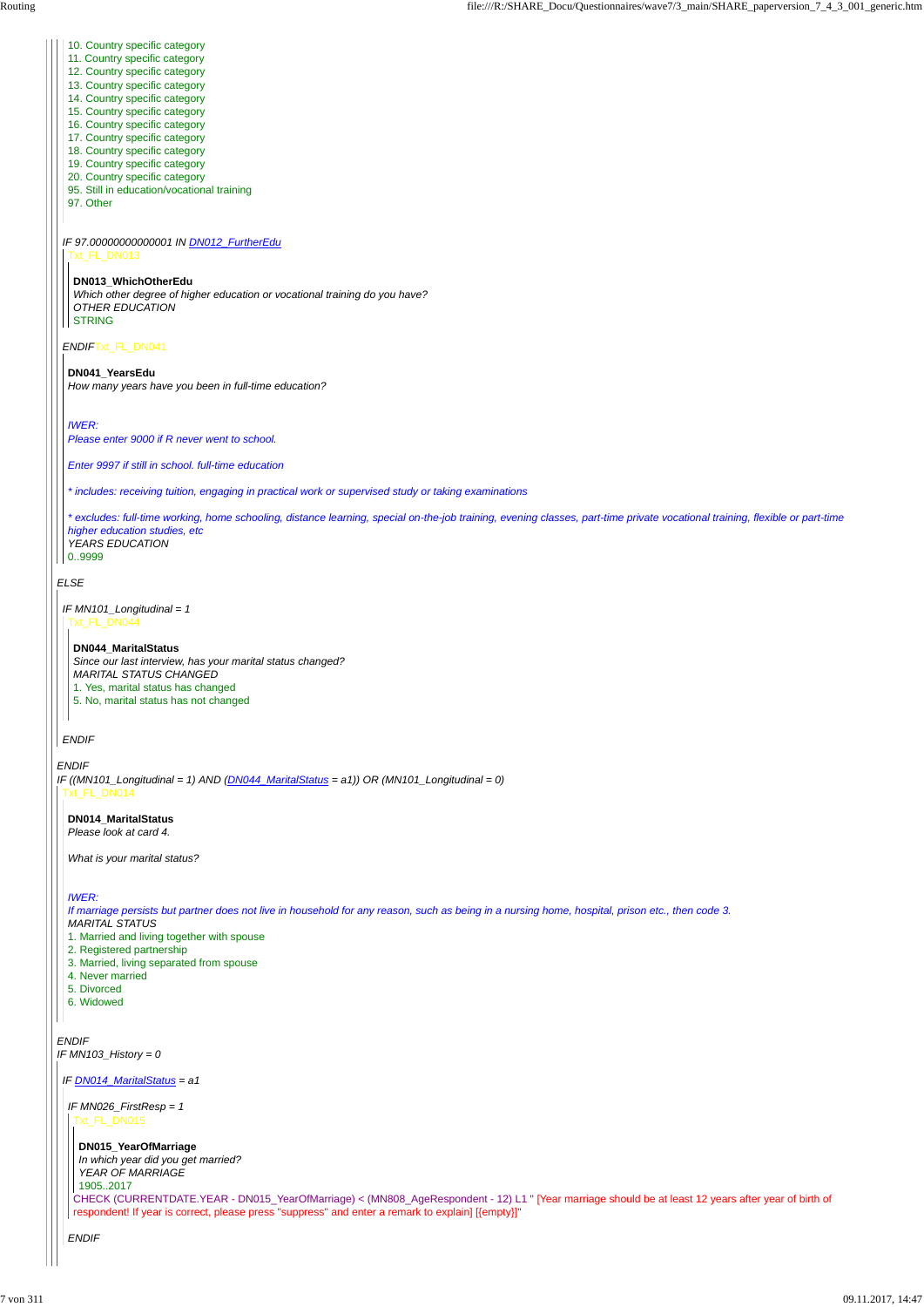10. Country specific category
11. Country specific category
12. Country specific category
13. Country specific category
14. Country specific category
15. Country specific category
16. Country specific category
17. Country specific category
18. Country specific category
19. Country specific category
20. Country specific category
95. Still in education/vocational training
97. Other

*IF 97.00000000000001 IN DN012_FurtherEdu*

Txt_FL_DN013

**DN013_WhichOtherEdu**

*Which other degree of higher education or vocational training do you have?*

*OTHER EDUCATION*

STRING

*ENDIF*Txt_FL_DN041

**DN041_YearsEdu**

*How many years have you been in full-time education?*

*IWER:*

*Please enter 9000 if R never went to school.*

*Enter 9997 if still in school. full-time education*

** includes: receiving tuition, engaging in practical work or supervised study or taking examinations*

** excludes: full-time working, home schooling, distance learning, special on-the-job training, evening classes, part-time private vocational training, flexible or part-time higher education studies, etc*

*YEARS EDUCATION*

0..9999

*ELSE*

*IF MN101_Longitudinal = 1*

Txt_FL_DN044

**DN044_MaritalStatus**

*Since our last interview, has your marital status changed?*

*MARITAL STATUS CHANGED*

1. Yes, marital status has changed
5. No, marital status has not changed

*ENDIF*

*ENDIF*

*IF ((MN101_Longitudinal = 1) AND (DN044_MaritalStatus = a1)) OR (MN101_Longitudinal = 0)*

Txt_FL_DN014

**DN014_MaritalStatus**

*Please look at card 4.*

*What is your marital status?*

*IWER:*

*If marriage persists but partner does not live in household for any reason, such as being in a nursing home, hospital, prison etc., then code 3.*

*MARITAL STATUS*

1. Married and living together with spouse
2. Registered partnership
3. Married, living separated from spouse
4. Never married
5. Divorced
6. Widowed

*ENDIF*

*IF MN103_History = 0*

*IF DN014_MaritalStatus = a1*

*IF MN026_FirstResp = 1*

Txt_FL_DN015

**DN015_YearOfMarriage**

*In which year did you get married?*

*YEAR OF MARRIAGE*

1905..2017

CHECK (CURRENTDATE.YEAR - DN015_YearOfMarriage) < (MN808_AgeRespondent - 12) L1 " [Year marriage should be at least 12 years after year of birth of respondent! If year is correct, please press "suppress" and enter a remark to explain] [{empty}]"

*ENDIF*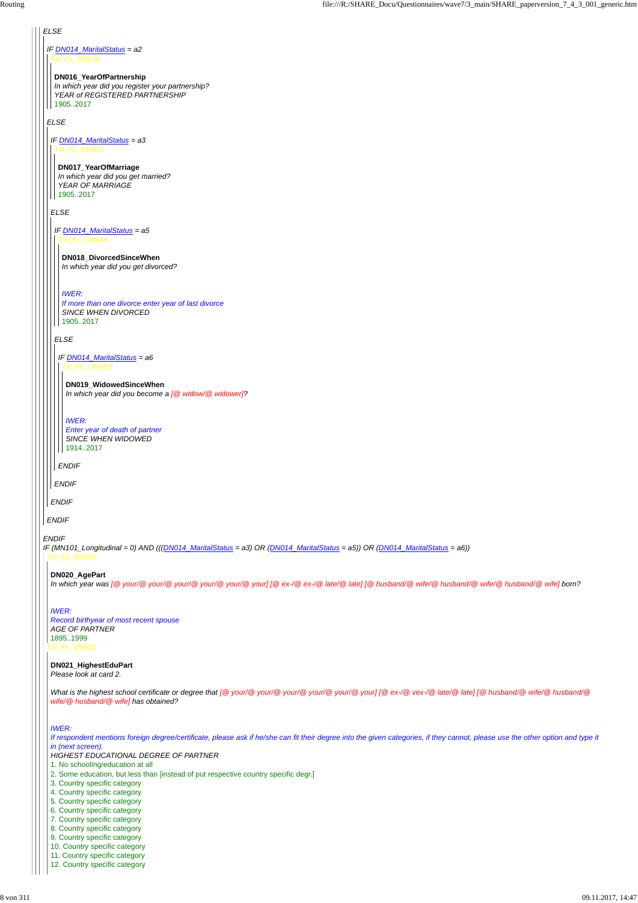*ELSE*

*IF DN014_MaritalStatus = a2*

Txt_FL_DN016

**DN016_YearOfPartnership**

*In which year did you register your partnership?*

*YEAR of REGISTERED PARTNERSHIP*

1905..2017

*ELSE*

*IF DN014_MaritalStatus = a3*

Txt_FL_DN017

**DN017_YearOfMarriage**

*In which year did you get married?*

*YEAR OF MARRIAGE*

1905..2017

*ELSE*

*IF DN014_MaritalStatus = a5*

Txt_FL_DN018

**DN018_DivorcedSinceWhen**

*In which year did you get divorced?*

*IWER:*

*If more than one divorce enter year of last divorce*

*SINCE WHEN DIVORCED*

1905..2017

*ELSE*

*IF DN014_MaritalStatus = a6*

Txt_FL_DN019

**DN019_WidowedSinceWhen**

*In which year did you become a [@ widow/@ widower]?*

*IWER:*

*Enter year of death of partner*

*SINCE WHEN WIDOWED*

1914..2017

*ENDIF*

*ENDIF*

*ENDIF*

*ENDIF*

*ENDIF*

*IF (MN101_Longitudinal = 0) AND (((DN014_MaritalStatus = a3) OR (DN014_MaritalStatus = a5)) OR (DN014_MaritalStatus = a6))*

Txt_FL_DN020

**DN020_AgePart**

*In which year was [@ your/@ your/@ your/@ your/@ your/@ your] [@ ex-/@ ex-/@ late/@ late] [@ husband/@ wife/@ husband/@ wife/@ husband/@ wife] born?*

*IWER:*

*Record birthyear of most recent spouse*

*AGE OF PARTNER*

1895..1999

Txt_FL_DN021

**DN021_HighestEduPart**

*Please look at card 2.*

*What is the highest school certificate or degree that [@ your/@ your/@ your/@ your/@ your/@ your] [@ ex-/@ vex-/@ late/@ late] [@ husband/@ wife/@ husband/@ wife/@ husband/@ wife] has obtained?*

*IWER:*

*If respondent mentions foreign degree/certificate, please ask if he/she can fit their degree into the given categories, if they cannot, please use the other option and type it in (next screen).*

*HIGHEST EDUCATIONAL DEGREE OF PARTNER*

1. No schooling/education at all
2. Some education, but less than [instead of put respective country specific degr.]
3. Country specific category
4. Country specific category
5. Country specific category
6. Country specific category
7. Country specific category
8. Country specific category
9. Country specific category
10. Country specific category
11. Country specific category
12. Country specific category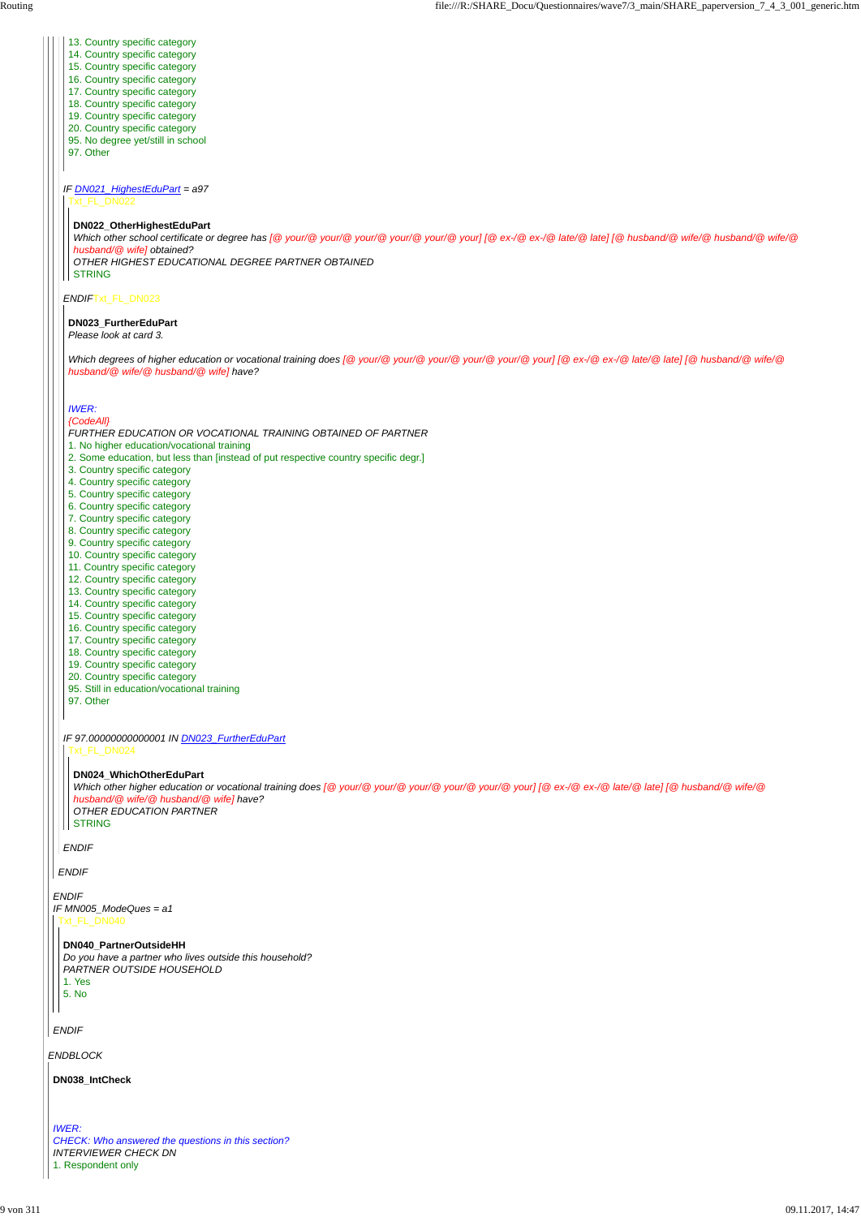13. Country specific category
14. Country specific category
15. Country specific category
16. Country specific category
17. Country specific category
18. Country specific category
19. Country specific category
20. Country specific category
95. No degree yet/still in school
97. Other

*IF DN021_HighestEduPart = a97*

Txt_FL_DN022

**DN022_OtherHighestEduPart**

*Which other school certificate or degree has [@ your/@ your/@ your/@ your/@ your/@ your] [@ ex-/@ ex-/@ late/@ late] [@ husband/@ wife/@ husband/@ wife/@ husband/@ wife] obtained?*

*OTHER HIGHEST EDUCATIONAL DEGREE PARTNER OBTAINED*

STRING

*ENDIF*Txt_FL_DN023

**DN023_FurtherEduPart**

*Please look at card 3.*

*Which degrees of higher education or vocational training does [@ your/@ your/@ your/@ your/@ your] [@ ex-/@ ex-/@ late/@ late] [@ husband/@ wife/@ husband/@ wife/@ husband/@ wife] have?*

*IWER:*

*{CodeAll}*

*FURTHER EDUCATION OR VOCATIONAL TRAINING OBTAINED OF PARTNER*

1. No higher education/vocational training
2. Some education, but less than [instead of put respective country specific degr.]
3. Country specific category
4. Country specific category
5. Country specific category
6. Country specific category
7. Country specific category
8. Country specific category
9. Country specific category
10. Country specific category
11. Country specific category
12. Country specific category
13. Country specific category
14. Country specific category
15. Country specific category
16. Country specific category
17. Country specific category
18. Country specific category
19. Country specific category
20. Country specific category
95. Still in education/vocational training
97. Other

*IF 97.00000000000001 IN DN023_FurtherEduPart*

Txt_FL_DN024

**DN024_WhichOtherEduPart**

*Which other higher education or vocational training does [@ your/@ your/@ your/@ your/@ your/@ your] [@ ex-/@ ex-/@ late/@ late] [@ husband/@ wife/@ husband/@ wife/@ husband/@ wife] have?*

*OTHER EDUCATION PARTNER*

STRING

*ENDIF*

*ENDIF*

*ENDIF*

*IF MN005_ModeQues = a1*

Txt_FL_DN040

**DN040_PartnerOutsideHH**

*Do you have a partner who lives outside this household?*

*PARTNER OUTSIDE HOUSEHOLD*

1. Yes
5. No

*ENDIF*

*ENDBLOCK*

**DN038_IntCheck**

*IWER:*

*CHECK: Who answered the questions in this section?*

*INTERVIEWER CHECK DN*

1. Respondent only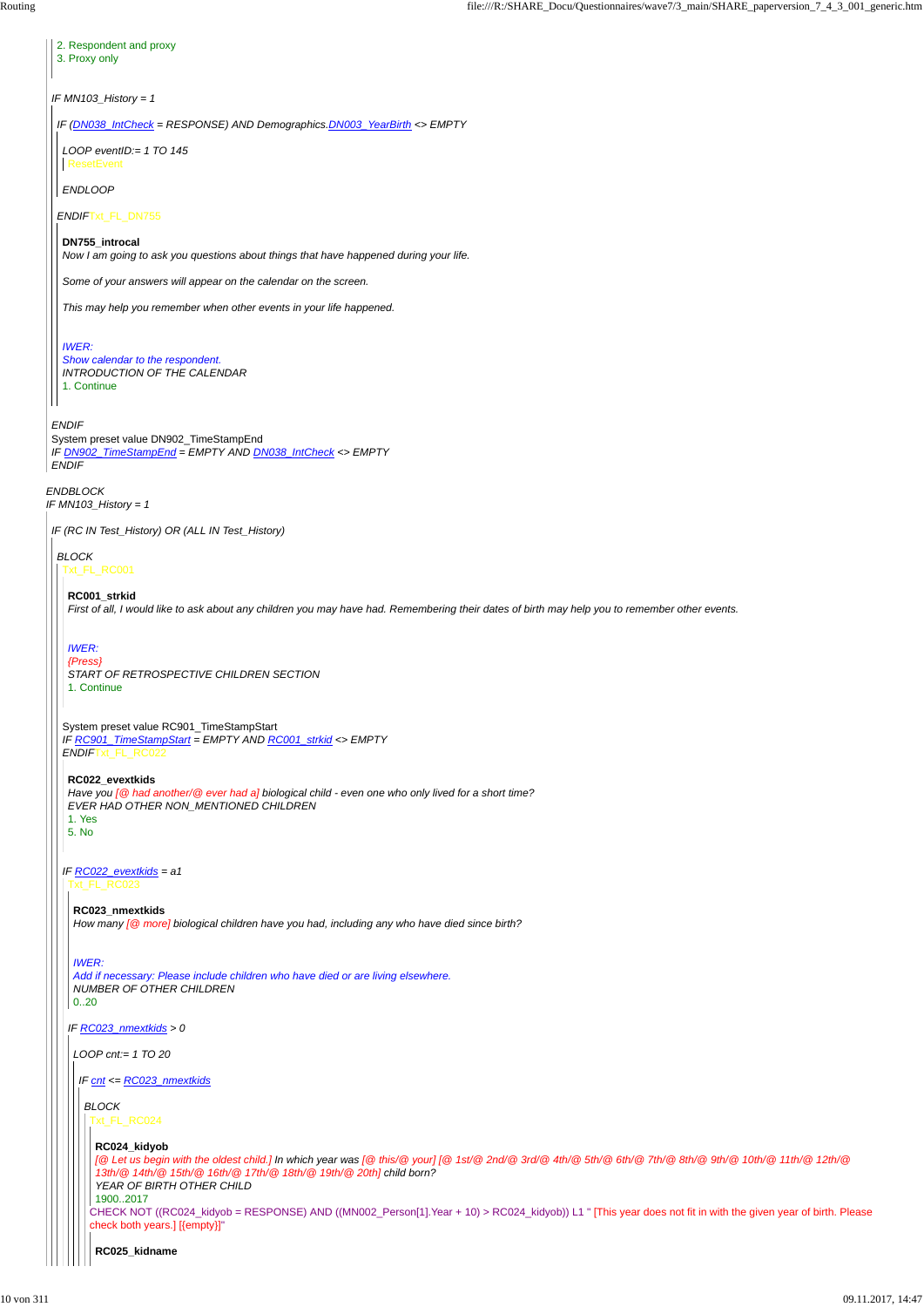2. Respondent and proxy
3. Proxy only

*IF MN103_History = 1*

*IF (DN038_IntCheck = RESPONSE) AND Demographics.DN003_YearBirth <> EMPTY*

*LOOP eventID:= 1 TO 145*

ResetEvent

*ENDLOOP*

*ENDIF* Txt_FL_DN755

**DN755_introcal**

*Now I am going to ask you questions about things that have happened during your life.*

*Some of your answers will appear on the calendar on the screen.*

*This may help you remember when other events in your life happened.*

*IWER:*
*Show calendar to the respondent.*
*INTRODUCTION OF THE CALENDAR*
1. Continue

*ENDIF*
System preset value DN902_TimeStampEnd
*IF DN902_TimeStampEnd = EMPTY AND DN038_IntCheck <> EMPTY*
*ENDIF*

*ENDBLOCK*
*IF MN103_History = 1*

*IF (RC IN Test_History) OR (ALL IN Test_History)*

*BLOCK*
Txt_FL_RC001

**RC001_strkid**
*First of all, I would like to ask about any children you may have had. Remembering their dates of birth may help you to remember other events.*

*IWER:*
*{Press}*
*START OF RETROSPECTIVE CHILDREN SECTION*
1. Continue

System preset value RC901_TimeStampStart
*IF RC901_TimeStampStart = EMPTY AND RC001_strkid <> EMPTY*
*ENDIF* Txt_FL_RC022

**RC022_evextkids**
*Have you [@ had another/@ ever had a] biological child - even one who only lived for a short time?*
*EVER HAD OTHER NON_MENTIONED CHILDREN*
1. Yes
5. No

*IF RC022_evextkids = a1*
Txt_FL_RC023

**RC023_nmextkids**
*How many [@ more] biological children have you had, including any who have died since birth?*

*IWER:*
*Add if necessary: Please include children who have died or are living elsewhere.*
*NUMBER OF OTHER CHILDREN*
0..20

*IF RC023_nmextkids > 0*

*LOOP cnt:= 1 TO 20*

*IF cnt <= RC023_nmextkids*

*BLOCK*
Txt_FL_RC024

**RC024_kidyob**
*[@ Let us begin with the oldest child.] In which year was [@ this/@ your] [@ 1st/@ 2nd/@ 3rd/@ 4th/@ 5th/@ 6th/@ 7th/@ 8th/@ 9th/@ 10th/@ 11th/@ 12th/@ 13th/@ 14th/@ 15th/@ 16th/@ 17th/@ 18th/@ 19th/@ 20th] child born?*
*YEAR OF BIRTH OTHER CHILD*
1900..2017
CHECK NOT ((RC024_kidyob = RESPONSE) AND ((MN002_Person[1].Year + 10) > RC024_kidyob)) L1 " [This year does not fit in with the given year of birth. Please check both years.] [{empty}]"

**RC025_kidname**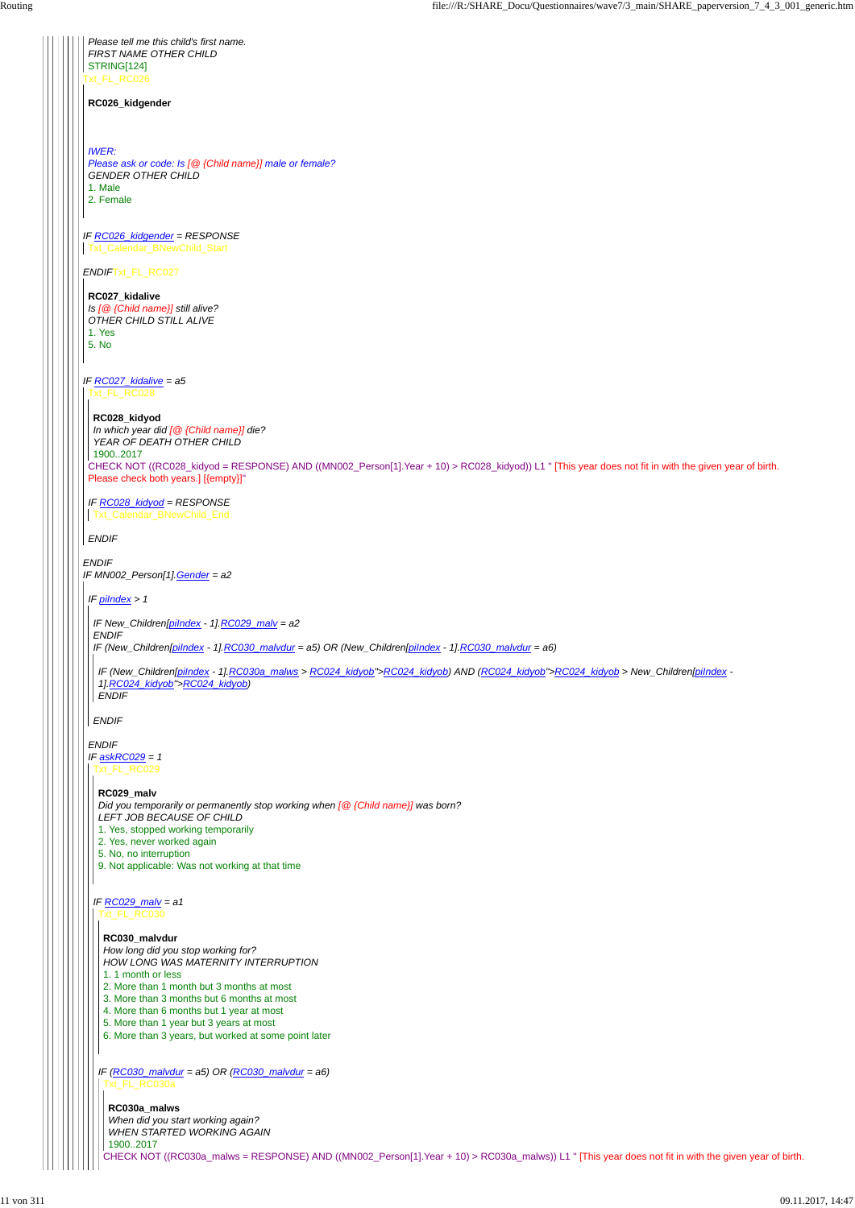*Please tell me this child's first name.*
*FIRST NAME OTHER CHILD*
STRING[124]
Txt_FL_RC026

**RC026_kidgender**

*IWER:*
*Please ask or code: Is [@ {Child name}] male or female?*
*GENDER OTHER CHILD*
1. Male
2. Female

*IF RC026_kidgender = RESPONSE*
Txt_Calendar_BNewChild_Start

*ENDIF*Txt_FL_RC027

**RC027_kidalive**
*Is [@ {Child name}] still alive?*
*OTHER CHILD STILL ALIVE*
1. Yes
5. No

*IF RC027_kidalive = a5*
Txt_FL_RC028

**RC028_kidyod**
*In which year did [@ {Child name}] die?*
*YEAR OF DEATH OTHER CHILD*
1900..2017
CHECK NOT ((RC028_kidyod = RESPONSE) AND ((MN002_Person[1].Year + 10) > RC028_kidyod)) L1 " [This year does not fit in with the given year of birth. Please check both years.] [{empty}]"

*IF RC028_kidyod = RESPONSE*
Txt_Calendar_BNewChild_End

*ENDIF*

*ENDIF*
*IF MN002_Person[1].Gender = a2*

*IF piIndex > 1*

*IF New_Children[piIndex - 1].RC029_malv = a2*
*ENDIF*
*IF (New_Children[piIndex - 1].RC030_malvdur = a5) OR (New_Children[piIndex - 1].RC030_malvdur = a6)*

*IF (New_Children[piIndex - 1].RC030a_malws > RC024_kidyob">RC024_kidyob) AND (RC024_kidyob">RC024_kidyob > New_Children[piIndex - 1].RC024_kidyob">RC024_kidyob)*
*ENDIF*

*ENDIF*

*ENDIF*
*IF askRC029 = 1*
Txt_FL_RC029

**RC029_malv**
*Did you temporarily or permanently stop working when [@ {Child name}] was born?*
*LEFT JOB BECAUSE OF CHILD*
1. Yes, stopped working temporarily
2. Yes, never worked again
5. No, no interruption
9. Not applicable: Was not working at that time

*IF RC029_malv = a1*
Txt_FL_RC030

**RC030_malvdur**
*How long did you stop working for?*
*HOW LONG WAS MATERNITY INTERRUPTION*
1. 1 month or less
2. More than 1 month but 3 months at most
3. More than 3 months but 6 months at most
4. More than 6 months but 1 year at most
5. More than 1 year but 3 years at most
6. More than 3 years, but worked at some point later

*IF (RC030_malvdur = a5) OR (RC030_malvdur = a6)*
Txt_FL_RC030a

**RC030a_malws**
*When did you start working again?*
*WHEN STARTED WORKING AGAIN*
1900..2017
CHECK NOT ((RC030a_malws = RESPONSE) AND ((MN002_Person[1].Year + 10) > RC030a_malws)) L1 " [This year does not fit in with the given year of birth.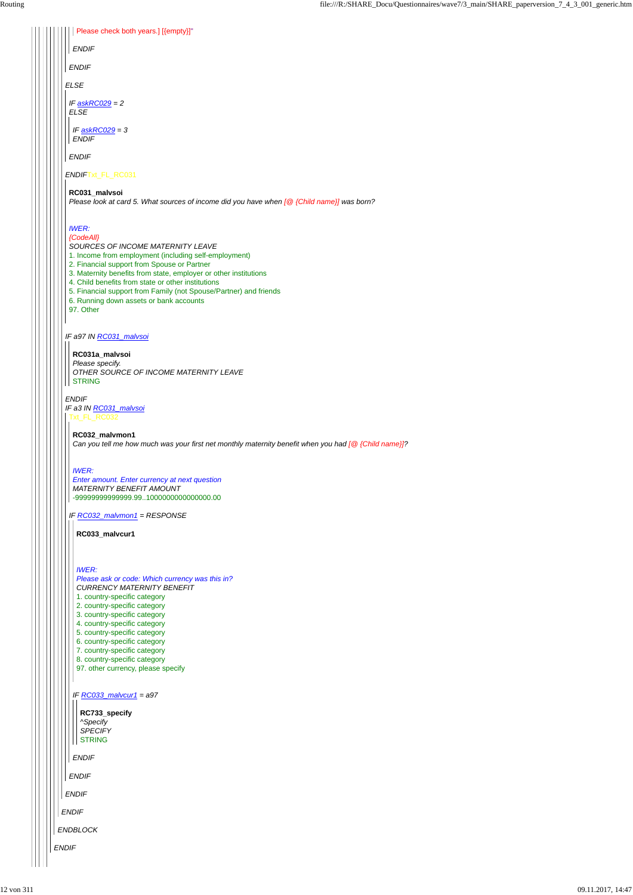Please check both years.] [{empty}]"

*ENDIF*

*ENDIF*

*ELSE*

*IF askRC029 = 2*
*ELSE*

*IF askRC029 = 3*
*ENDIF*

*ENDIF*

*ENDIF*Txt_FL_RC031

**RC031_malvsoi**
*Please look at card 5. What sources of income did you have when [@ {Child name}] was born?*

*IWER:*
*{CodeAll}*
*SOURCES OF INCOME MATERNITY LEAVE*
1. Income from employment (including self-employment)
2. Financial support from Spouse or Partner
3. Maternity benefits from state, employer or other institutions
4. Child benefits from state or other institutions
5. Financial support from Family (not Spouse/Partner) and friends
6. Running down assets or bank accounts
97. Other

*IF a97 IN RC031_malvsoi*

**RC031a_malvsoi**
*Please specify.*
*OTHER SOURCE OF INCOME MATERNITY LEAVE*
STRING

*ENDIF*
*IF a3 IN RC031_malvsoi*
Txt_FL_RC032

**RC032_malvmon1**
*Can you tell me how much was your first net monthly maternity benefit when you had [@ {Child name}]?*

*IWER:*
*Enter amount. Enter currency at next question*
*MATERNITY BENEFIT AMOUNT*
-999999999999999.99..1000000000000000.00

*IF RC032_malvmon1 = RESPONSE*

**RC033_malvcur1**

*IWER:*
*Please ask or code: Which currency was this in?*
*CURRENCY MATERNITY BENEFIT*
1. country-specific category
2. country-specific category
3. country-specific category
4. country-specific category
5. country-specific category
6. country-specific category
7. country-specific category
8. country-specific category
97. other currency, please specify

*IF RC033_malvcur1 = a97*

**RC733_specify**
*^Specify*
*SPECIFY*
STRING

*ENDIF*

*ENDIF*

*ENDIF*

*ENDIF*

*ENDBLOCK*

*ENDIF*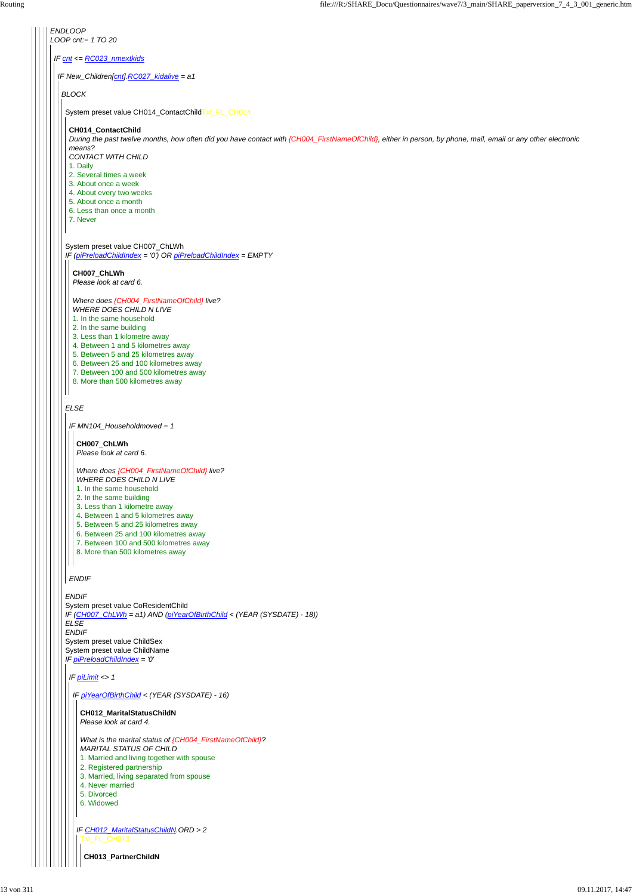*ENDLOOP*
*LOOP cnt:= 1 TO 20*

*IF cnt <= RC023_nmextkids*

*IF New_Children[cnt].RC027_kidalive = a1*

*BLOCK*

System preset value CH014_ContactChild Txt_FL_CH014

**CH014_ContactChild**
*During the past twelve months, how often did you have contact with {CH004_FirstNameOfChild}, either in person, by phone, mail, email or any other electronic means?*
*CONTACT WITH CHILD*
1. Daily
2. Several times a week
3. About once a week
4. About every two weeks
5. About once a month
6. Less than once a month
7. Never

System preset value CH007_ChLWh
*IF (piPreloadChildIndex = '0') OR piPreloadChildIndex = EMPTY*

**CH007_ChLWh**
*Please look at card 6.*

*Where does {CH004_FirstNameOfChild} live?*
*WHERE DOES CHILD N LIVE*
1. In the same household
2. In the same building
3. Less than 1 kilometre away
4. Between 1 and 5 kilometres away
5. Between 5 and 25 kilometres away
6. Between 25 and 100 kilometres away
7. Between 100 and 500 kilometres away
8. More than 500 kilometres away

*ELSE*

*IF MN104_Householdmoved = 1*

**CH007_ChLWh**
*Please look at card 6.*

*Where does {CH004_FirstNameOfChild} live?*
*WHERE DOES CHILD N LIVE*
1. In the same household
2. In the same building
3. Less than 1 kilometre away
4. Between 1 and 5 kilometres away
5. Between 5 and 25 kilometres away
6. Between 25 and 100 kilometres away
7. Between 100 and 500 kilometres away
8. More than 500 kilometres away

*ENDIF*

*ENDIF*
System preset value CoResidentChild
*IF (CH007_ChLWh = a1) AND (piYearOfBirthChild < (YEAR (SYSDATE) - 18))*
*ELSE*
*ENDIF*
System preset value ChildSex
System preset value ChildName
*IF piPreloadChildIndex = '0'*

*IF piLimit <> 1*

*IF piYearOfBirthChild < (YEAR (SYSDATE) - 16)*

**CH012_MaritalStatusChildN**
*Please look at card 4.*

*What is the marital status of {CH004_FirstNameOfChild}?*
*MARITAL STATUS OF CHILD*
1. Married and living together with spouse
2. Registered partnership
3. Married, living separated from spouse
4. Never married
5. Divorced
6. Widowed

*IF CH012_MaritalStatusChildN.ORD > 2*
Txt_FL_CH013

**CH013_PartnerChildN**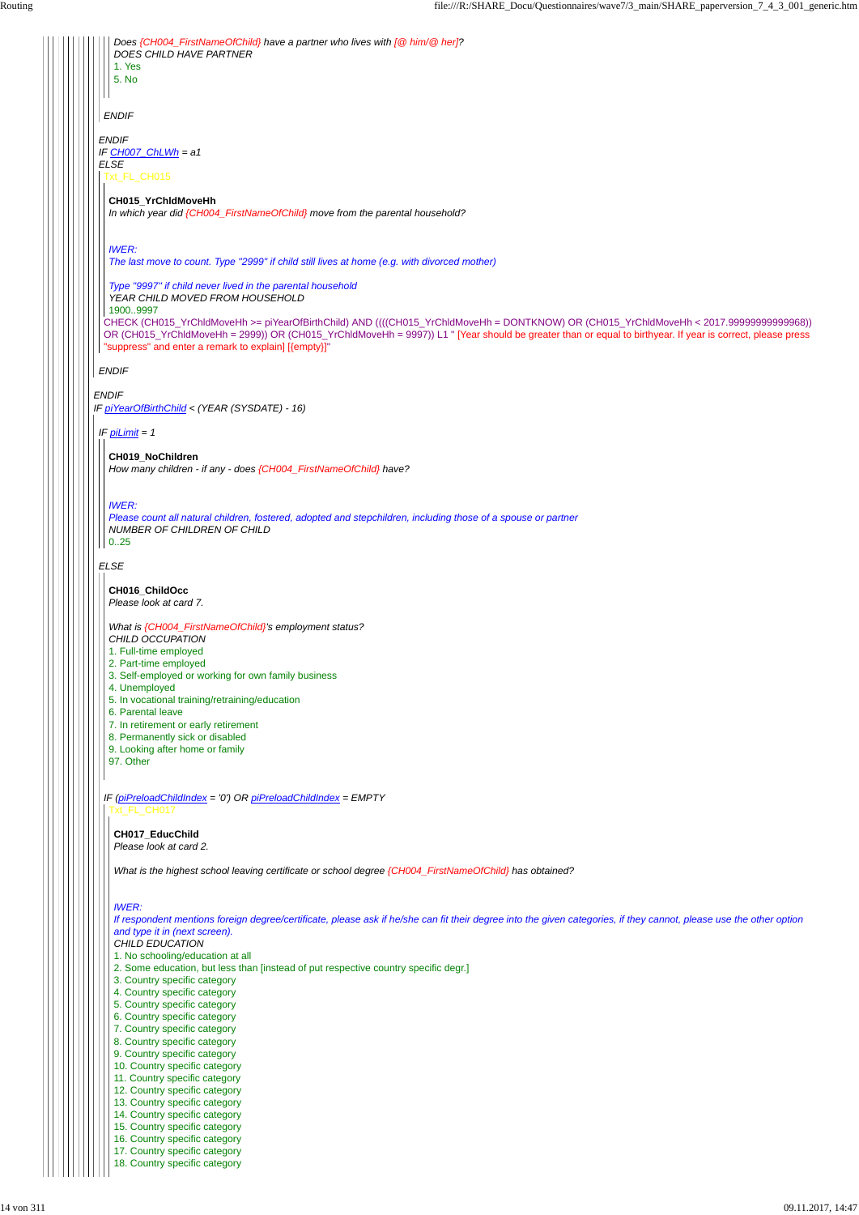*Does {CH004_FirstNameOfChild} have a partner who lives with [@ him/@ her]?*
*DOES CHILD HAVE PARTNER*
1. Yes
5. No

*ENDIF*

*ENDIF*
*IF CH007_ChLWh = a1*
*ELSE*
Txt_FL_CH015

**CH015_YrChldMoveHh**
*In which year did {CH004_FirstNameOfChild} move from the parental household?*

*IWER:*
*The last move to count. Type "2999" if child still lives at home (e.g. with divorced mother)*

*Type "9997" if child never lived in the parental household*
*YEAR CHILD MOVED FROM HOUSEHOLD*
1900..9997
CHECK (CH015_YrChldMoveHh >= piYearOfBirthChild) AND ((((CH015_YrChldMoveHh = DONTKNOW) OR (CH015_YrChldMoveHh < 2017.99999999999968)) OR (CH015_YrChldMoveHh = 2999)) OR (CH015_YrChldMoveHh = 9997)) L1 " [Year should be greater than or equal to birthyear. If year is correct, please press "suppress" and enter a remark to explain] [{empty}]"

*ENDIF*

*ENDIF*
*IF piYearOfBirthChild < (YEAR (SYSDATE) - 16)*

*IF piLimit = 1*

**CH019_NoChildren**
*How many children - if any - does {CH004_FirstNameOfChild} have?*

*IWER:*
*Please count all natural children, fostered, adopted and stepchildren, including those of a spouse or partner*
*NUMBER OF CHILDREN OF CHILD*
0..25

*ELSE*

**CH016_ChildOcc**
*Please look at card 7.*

*What is {CH004_FirstNameOfChild}'s employment status?*
*CHILD OCCUPATION*
1. Full-time employed
2. Part-time employed
3. Self-employed or working for own family business
4. Unemployed
5. In vocational training/retraining/education
6. Parental leave
7. In retirement or early retirement
8. Permanently sick or disabled
9. Looking after home or family
97. Other

*IF (piPreloadChildIndex = '0') OR piPreloadChildIndex = EMPTY*
Txt_FL_CH017

**CH017_EducChild**
*Please look at card 2.*

*What is the highest school leaving certificate or school degree {CH004_FirstNameOfChild} has obtained?*

*IWER:*
*If respondent mentions foreign degree/certificate, please ask if he/she can fit their degree into the given categories, if they cannot, please use the other option and type it in (next screen).*
*CHILD EDUCATION*
1. No schooling/education at all
2. Some education, but less than [instead of put respective country specific degr.]
3. Country specific category
4. Country specific category
5. Country specific category
6. Country specific category
7. Country specific category
8. Country specific category
9. Country specific category
10. Country specific category
11. Country specific category
12. Country specific category
13. Country specific category
14. Country specific category
15. Country specific category
16. Country specific category
17. Country specific category
18. Country specific category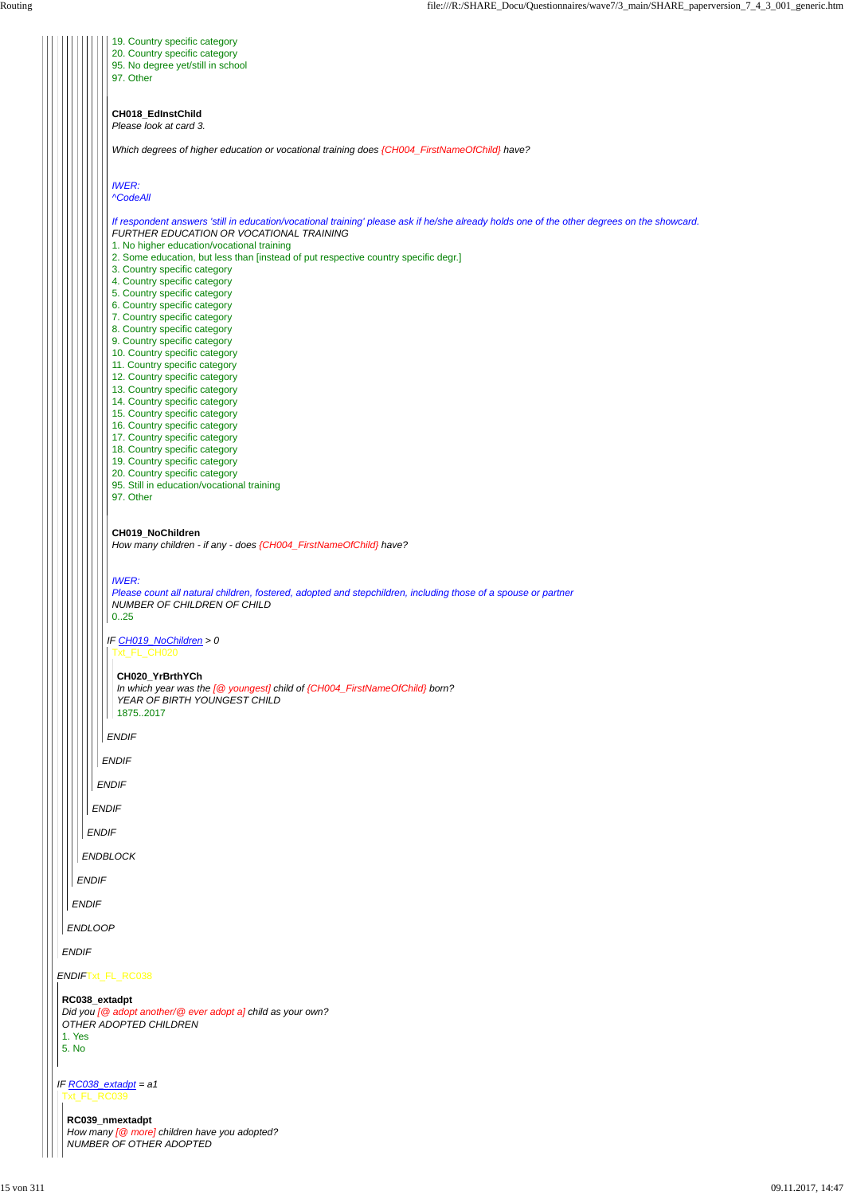19. Country specific category
20. Country specific category
95. No degree yet/still in school
97. Other

**CH018_EdInstChild**
*Please look at card 3.*

*Which degrees of higher education or vocational training does {CH004_FirstNameOfChild} have?*

*IWER:*
*^CodeAll*

*If respondent answers 'still in education/vocational training' please ask if he/she already holds one of the other degrees on the showcard.*
*FURTHER EDUCATION OR VOCATIONAL TRAINING*
1. No higher education/vocational training
2. Some education, but less than [instead of put respective country specific degr.]
3. Country specific category
4. Country specific category
5. Country specific category
6. Country specific category
7. Country specific category
8. Country specific category
9. Country specific category
10. Country specific category
11. Country specific category
12. Country specific category
13. Country specific category
14. Country specific category
15. Country specific category
16. Country specific category
17. Country specific category
18. Country specific category
19. Country specific category
20. Country specific category
95. Still in education/vocational training
97. Other

**CH019_NoChildren**
*How many children - if any - does {CH004_FirstNameOfChild} have?*

*IWER:*
*Please count all natural children, fostered, adopted and stepchildren, including those of a spouse or partner*
*NUMBER OF CHILDREN OF CHILD*
0..25

*IF CH019_NoChildren > 0*
Txt_FL_CH020

**CH020_YrBrthYCh**
*In which year was the [@ youngest] child of {CH004_FirstNameOfChild} born?*
*YEAR OF BIRTH YOUNGEST CHILD*
1875..2017

*ENDIF*

*ENDIF*

*ENDIF*

*ENDIF*

*ENDIF*

*ENDBLOCK*

*ENDIF*

*ENDIF*

*ENDLOOP*

*ENDIF*

*ENDIF* Txt_FL_RC038

**RC038_extadpt**
*Did you [@ adopt another/@ ever adopt a] child as your own?*
*OTHER ADOPTED CHILDREN*
1. Yes
5. No

*IF RC038_extadpt = a1*
Txt_FL_RC039

**RC039_nmextadpt**
*How many [@ more] children have you adopted?*
*NUMBER OF OTHER ADOPTED*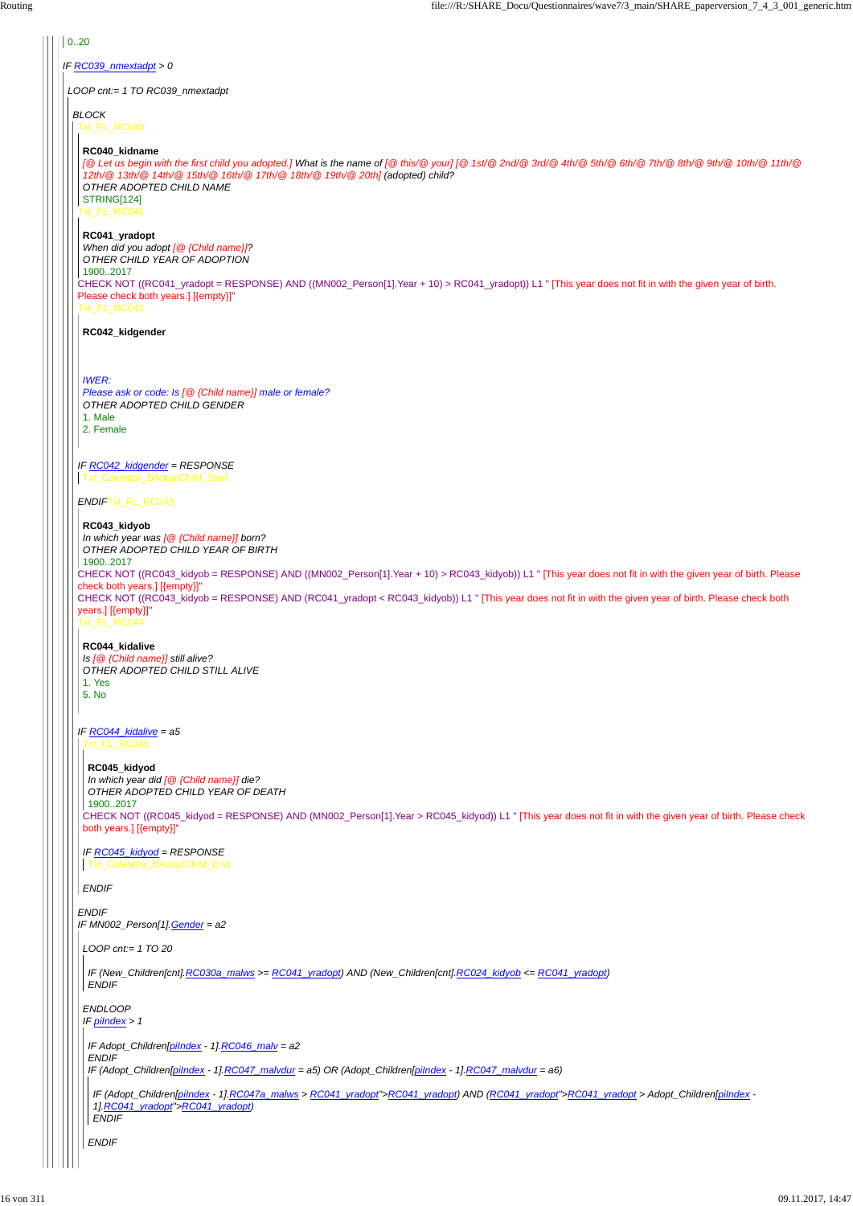0..20

*IF RC039_nmextadpt > 0*

*LOOP cnt:= 1 TO RC039_nmextadpt*

*BLOCK*

Txt_FL_RC040

**RC040_kidname**

*[@ Let us begin with the first child you adopted.] What is the name of [@ this/@ your] [@ 1st/@ 2nd/@ 3rd/@ 4th/@ 5th/@ 6th/@ 7th/@ 8th/@ 9th/@ 10th/@ 11th/@ 12th/@ 13th/@ 14th/@ 15th/@ 16th/@ 17th/@ 18th/@ 19th/@ 20th] (adopted) child?*

*OTHER ADOPTED CHILD NAME*

STRING[124]

Txt_FL_RC041

**RC041_yradopt**

*When did you adopt [@ {Child name}]?*

*OTHER CHILD YEAR OF ADOPTION*

1900..2017

CHECK NOT ((RC041_yradopt = RESPONSE) AND ((MN002_Person[1].Year + 10) > RC041_yradopt)) L1 " [This year does not fit in with the given year of birth. Please check both years.] [{empty}]"

Txt_FL_RC042

**RC042_kidgender**

*IWER:*

*Please ask or code: Is [@ {Child name}] male or female?*

*OTHER ADOPTED CHILD GENDER*

1. Male
2. Female

*IF RC042_kidgender = RESPONSE*

Txt_Calendar_BAdoptChild_Start

*ENDIF*Txt_FL_RC043

**RC043_kidyob**

*In which year was [@ {Child name}] born?*

*OTHER ADOPTED CHILD YEAR OF BIRTH*

1900..2017

CHECK NOT ((RC043_kidyob = RESPONSE) AND ((MN002_Person[1].Year + 10) > RC043_kidyob)) L1 " [This year does not fit in with the given year of birth. Please check both years.] [{empty}]"

CHECK NOT ((RC043_kidyob = RESPONSE) AND (RC041_yradopt < RC043_kidyob)) L1 " [This year does not fit in with the given year of birth. Please check both years.] [{empty}]"

Txt_FL_RC044

**RC044_kidalive**

*Is [@ {Child name}] still alive?*

*OTHER ADOPTED CHILD STILL ALIVE*

1. Yes
5. No

*IF RC044_kidalive = a5*

Txt_FL_RC045

**RC045_kidyod**

*In which year did [@ {Child name}] die?*

*OTHER ADOPTED CHILD YEAR OF DEATH*

1900..2017

CHECK NOT ((RC045_kidyod = RESPONSE) AND (MN002_Person[1].Year > RC045_kidyod)) L1 " [This year does not fit in with the given year of birth. Please check both years.] [{empty}]"

*IF RC045_kidyod = RESPONSE*

Txt_Calendar_BAdoptChild_End

*ENDIF*

*ENDIF*

*IF MN002_Person[1].Gender = a2*

*LOOP cnt:= 1 TO 20*

*IF (New_Children[cnt].RC030a_malws >= RC041_yradopt) AND (New_Children[cnt].RC024_kidyob <= RC041_yradopt)*

*ENDIF*

*ENDLOOP*

*IF piIndex > 1*

*IF Adopt_Children[piIndex - 1].RC046_malv = a2*

*ENDIF*

*IF (Adopt_Children[piIndex - 1].RC047_malvdur = a5) OR (Adopt_Children[piIndex - 1].RC047_malvdur = a6)*

*IF (Adopt_Children[piIndex - 1].RC047a_malws > RC041_yradopt">RC041_yradopt) AND (RC041_yradopt">RC041_yradopt > Adopt_Children[piIndex - 1].RC041_yradopt">RC041_yradopt)*

*ENDIF*

*ENDIF*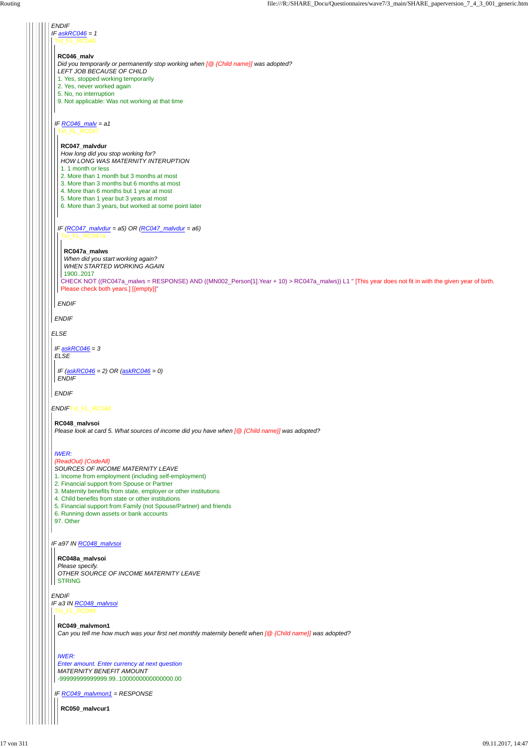*ENDIF*
*IF askRC046 = 1*
Txt_FL_RC046

**RC046_malv**
*Did you temporarily or permanently stop working when [@ {Child name}] was adopted?*
*LEFT JOB BECAUSE OF CHILD*
1. Yes, stopped working temporarily
2. Yes, never worked again
5. No, no interruption
9. Not applicable: Was not working at that time

*IF RC046_malv = a1*
Txt_FL_RC047

**RC047_malvdur**
*How long did you stop working for?*
*HOW LONG WAS MATERNITY INTERUPTION*
1. 1 month or less
2. More than 1 month but 3 months at most
3. More than 3 months but 6 months at most
4. More than 6 months but 1 year at most
5. More than 1 year but 3 years at most
6. More than 3 years, but worked at some point later

*IF (RC047_malvdur = a5) OR (RC047_malvdur = a6)*
Txt_FL_RC047a

**RC047a_malws**
*When did you start working again?*
*WHEN STARTED WORKING AGAIN*
1900..2017
CHECK NOT ((RC047a_malws = RESPONSE) AND ((MN002_Person[1].Year + 10) > RC047a_malws)) L1 " [This year does not fit in with the given year of birth. Please check both years.] [{empty}]"

*ENDIF*

*ENDIF*

*ELSE*

*IF askRC046 = 3*
*ELSE*

*IF (askRC046 = 2) OR (askRC046 = 0)*
*ENDIF*

*ENDIF*

*ENDIF*Txt_FL_RC048

**RC048_malvsoi**
*Please look at card 5. What sources of income did you have when [@ {Child name}] was adopted?*

*IWER:*
*{ReadOut} {CodeAll}*
*SOURCES OF INCOME MATERNITY LEAVE*
1. Income from employment (including self-employment)
2. Financial support from Spouse or Partner
3. Maternity benefits from state, employer or other institutions
4. Child benefits from state or other institutions
5. Financial support from Family (not Spouse/Partner) and friends
6. Running down assets or bank accounts
97. Other

*IF a97 IN RC048_malvsoi*

**RC048a_malvsoi**
*Please specify.*
*OTHER SOURCE OF INCOME MATERNITY LEAVE*
STRING

*ENDIF*
*IF a3 IN RC048_malvsoi*
Txt_FL_RC049

**RC049_malvmon1**
*Can you tell me how much was your first net monthly maternity benefit when [@ {Child name}] was adopted?*

*IWER:*
*Enter amount. Enter currency at next question*
*MATERNITY BENEFIT AMOUNT*
-99999999999999.99..1000000000000000.00

*IF RC049_malvmon1 = RESPONSE*

**RC050_malvcur1**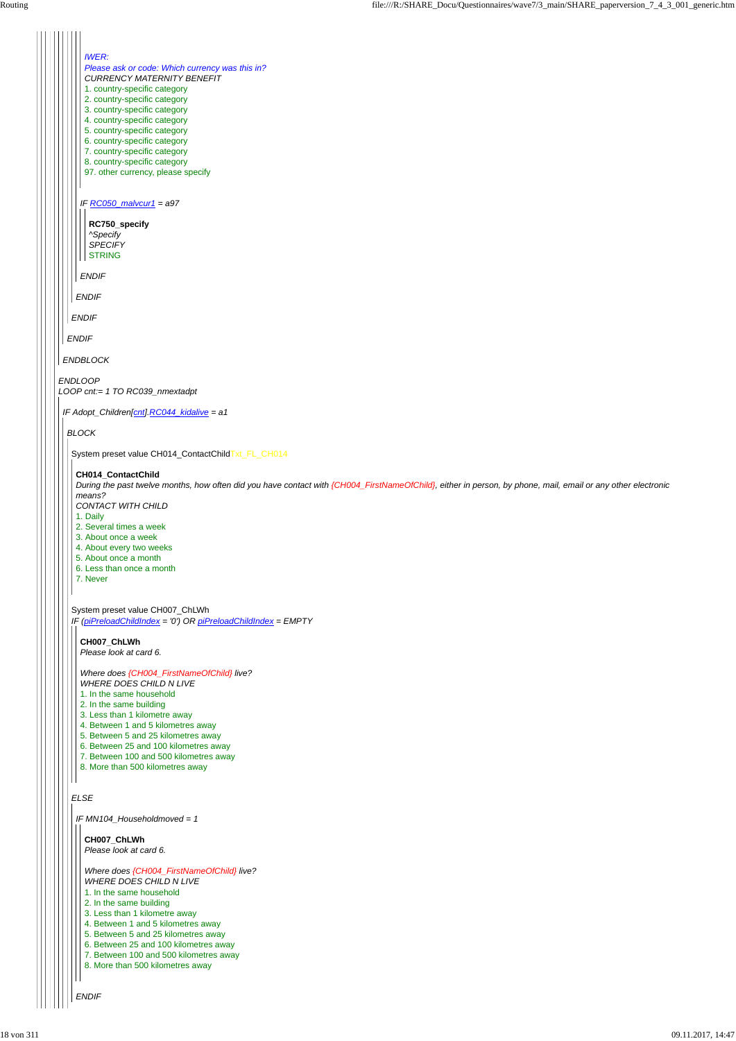*IWER:*
*Please ask or code: Which currency was this in?*
*CURRENCY MATERNITY BENEFIT*
1. country-specific category
2. country-specific category
3. country-specific category
4. country-specific category
5. country-specific category
6. country-specific category
7. country-specific category
8. country-specific category
97. other currency, please specify

*IF RC050_malvcur1 = a97*

**RC750_specify**
*^Specify*
*SPECIFY*
STRING

*ENDIF*

*ENDIF*

*ENDIF*

*ENDIF*

*ENDBLOCK*

*ENDLOOP*
*LOOP cnt:= 1 TO RC039_nmextadpt*

*IF Adopt_Children[cnt].RC044_kidalive = a1*

*BLOCK*

System preset value CH014_ContactChildTxt_FL_CH014

**CH014_ContactChild**
*During the past twelve months, how often did you have contact with {CH004_FirstNameOfChild}, either in person, by phone, mail, email or any other electronic means?*
*CONTACT WITH CHILD*
1. Daily
2. Several times a week
3. About once a week
4. About every two weeks
5. About once a month
6. Less than once a month
7. Never

System preset value CH007_ChLWh
*IF (piPreloadChildIndex = '0') OR piPreloadChildIndex = EMPTY*

**CH007_ChLWh**
*Please look at card 6.*

*Where does {CH004_FirstNameOfChild} live?*
*WHERE DOES CHILD N LIVE*
1. In the same household
2. In the same building
3. Less than 1 kilometre away
4. Between 1 and 5 kilometres away
5. Between 5 and 25 kilometres away
6. Between 25 and 100 kilometres away
7. Between 100 and 500 kilometres away
8. More than 500 kilometres away

*ELSE*

*IF MN104_Householdmoved = 1*

**CH007_ChLWh**
*Please look at card 6.*

*Where does {CH004_FirstNameOfChild} live?*
*WHERE DOES CHILD N LIVE*
1. In the same household
2. In the same building
3. Less than 1 kilometre away
4. Between 1 and 5 kilometres away
5. Between 5 and 25 kilometres away
6. Between 25 and 100 kilometres away
7. Between 100 and 500 kilometres away
8. More than 500 kilometres away

*ENDIF*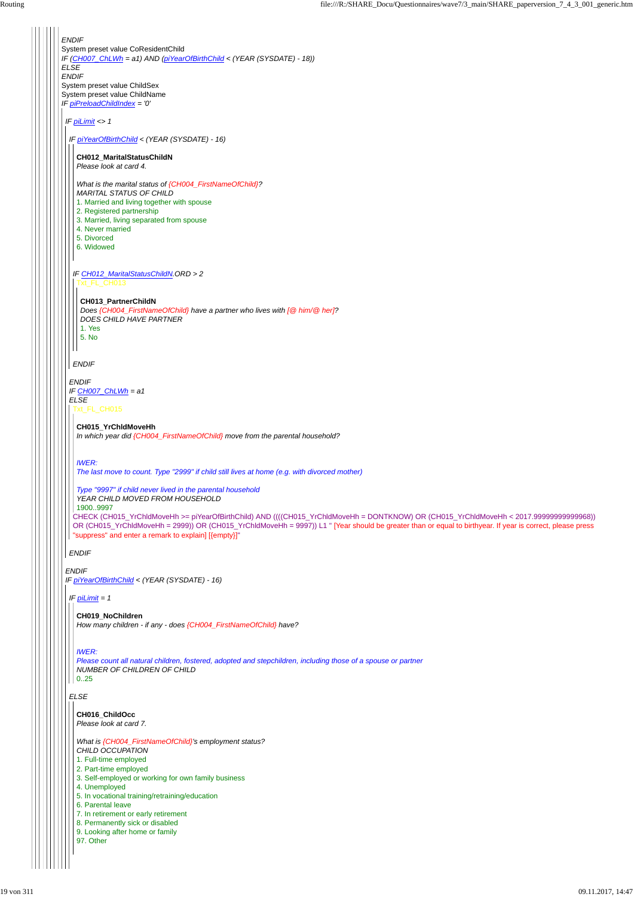*ENDIF*
System preset value CoResidentChild
*IF (CH007_ChLWh = a1) AND (piYearOfBirthChild < (YEAR (SYSDATE) - 18))*
*ELSE*
*ENDIF*
System preset value ChildSex
System preset value ChildName
*IF piPreloadChildIndex = '0'*

*IF piLimit <> 1*

*IF piYearOfBirthChild < (YEAR (SYSDATE) - 16)*

**CH012_MaritalStatusChildN**
*Please look at card 4.*

*What is the marital status of {CH004_FirstNameOfChild}?*
*MARITAL STATUS OF CHILD*
1. Married and living together with spouse
2. Registered partnership
3. Married, living separated from spouse
4. Never married
5. Divorced
6. Widowed

*IF CH012_MaritalStatusChildN.ORD > 2*
Txt_FL_CH013

**CH013_PartnerChildN**
*Does {CH004_FirstNameOfChild} have a partner who lives with [@ him/@ her]?*
*DOES CHILD HAVE PARTNER*
1. Yes
5. No

*ENDIF*

*ENDIF*
*IF CH007_ChLWh = a1*
*ELSE*
Txt_FL_CH015

**CH015_YrChldMoveHh**
*In which year did {CH004_FirstNameOfChild} move from the parental household?*

*IWER:*
*The last move to count. Type "2999" if child still lives at home (e.g. with divorced mother)*

*Type "9997" if child never lived in the parental household*
*YEAR CHILD MOVED FROM HOUSEHOLD*
1900..9997
CHECK (CH015_YrChldMoveHh >= piYearOfBirthChild) AND ((((CH015_YrChldMoveHh = DONTKNOW) OR (CH015_YrChldMoveHh < 2017.99999999999968)) OR (CH015_YrChldMoveHh = 2999)) OR (CH015_YrChldMoveHh = 9997)) L1 " [Year should be greater than or equal to birthyear. If year is correct, please press "suppress" and enter a remark to explain] [{empty}]"

*ENDIF*

*ENDIF*
*IF piYearOfBirthChild < (YEAR (SYSDATE) - 16)*

*IF piLimit = 1*

**CH019_NoChildren**
*How many children - if any - does {CH004_FirstNameOfChild} have?*

*IWER:*
*Please count all natural children, fostered, adopted and stepchildren, including those of a spouse or partner*
*NUMBER OF CHILDREN OF CHILD*
0..25

*ELSE*

**CH016_ChildOcc**
*Please look at card 7.*

*What is {CH004_FirstNameOfChild}'s employment status?*
*CHILD OCCUPATION*
1. Full-time employed
2. Part-time employed
3. Self-employed or working for own family business
4. Unemployed
5. In vocational training/retraining/education
6. Parental leave
7. In retirement or early retirement
8. Permanently sick or disabled
9. Looking after home or family
97. Other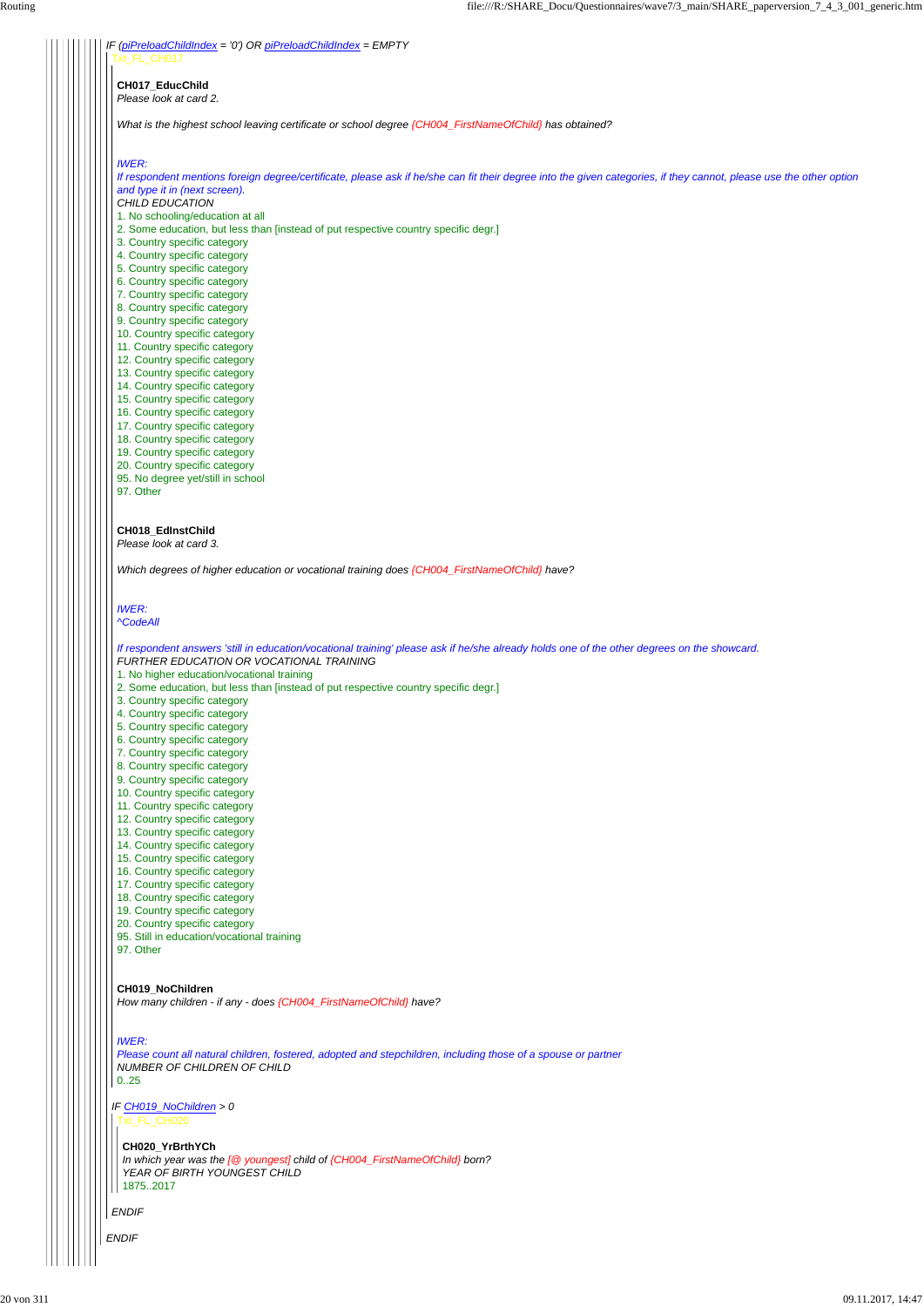IF (piPreloadChildIndex = '0') OR piPreloadChildIndex = EMPTY

Txt_FL_CH017

**CH017_EducChild**

*Please look at card 2.*

*What is the highest school leaving certificate or school degree {CH004_FirstNameOfChild} has obtained?*

*IWER:*
*If respondent mentions foreign degree/certificate, please ask if he/she can fit their degree into the given categories, if they cannot, please use the other option and type it in (next screen).*

*CHILD EDUCATION*

1. No schooling/education at all
2. Some education, but less than [instead of put respective country specific degr.]
3. Country specific category
4. Country specific category
5. Country specific category
6. Country specific category
7. Country specific category
8. Country specific category
9. Country specific category
10. Country specific category
11. Country specific category
12. Country specific category
13. Country specific category
14. Country specific category
15. Country specific category
16. Country specific category
17. Country specific category
18. Country specific category
19. Country specific category
20. Country specific category
95. No degree yet/still in school
97. Other

**CH018_EdInstChild**

*Please look at card 3.*

*Which degrees of higher education or vocational training does {CH004_FirstNameOfChild} have?*

*IWER:*
*^CodeAll*

*If respondent answers 'still in education/vocational training' please ask if he/she already holds one of the other degrees on the showcard.*

*FURTHER EDUCATION OR VOCATIONAL TRAINING*

1. No higher education/vocational training
2. Some education, but less than [instead of put respective country specific degr.]
3. Country specific category
4. Country specific category
5. Country specific category
6. Country specific category
7. Country specific category
8. Country specific category
9. Country specific category
10. Country specific category
11. Country specific category
12. Country specific category
13. Country specific category
14. Country specific category
15. Country specific category
16. Country specific category
17. Country specific category
18. Country specific category
19. Country specific category
20. Country specific category
95. Still in education/vocational training
97. Other

**CH019_NoChildren**

*How many children - if any - does {CH004_FirstNameOfChild} have?*

*IWER:*
*Please count all natural children, fostered, adopted and stepchildren, including those of a spouse or partner*

*NUMBER OF CHILDREN OF CHILD*

0..25

IF CH019_NoChildren > 0

Txt_FL_CH020

**CH020_YrBrthYCh**

*In which year was the [@ youngest] child of {CH004_FirstNameOfChild} born?*

*YEAR OF BIRTH YOUNGEST CHILD*

1875..2017

ENDIF

ENDIF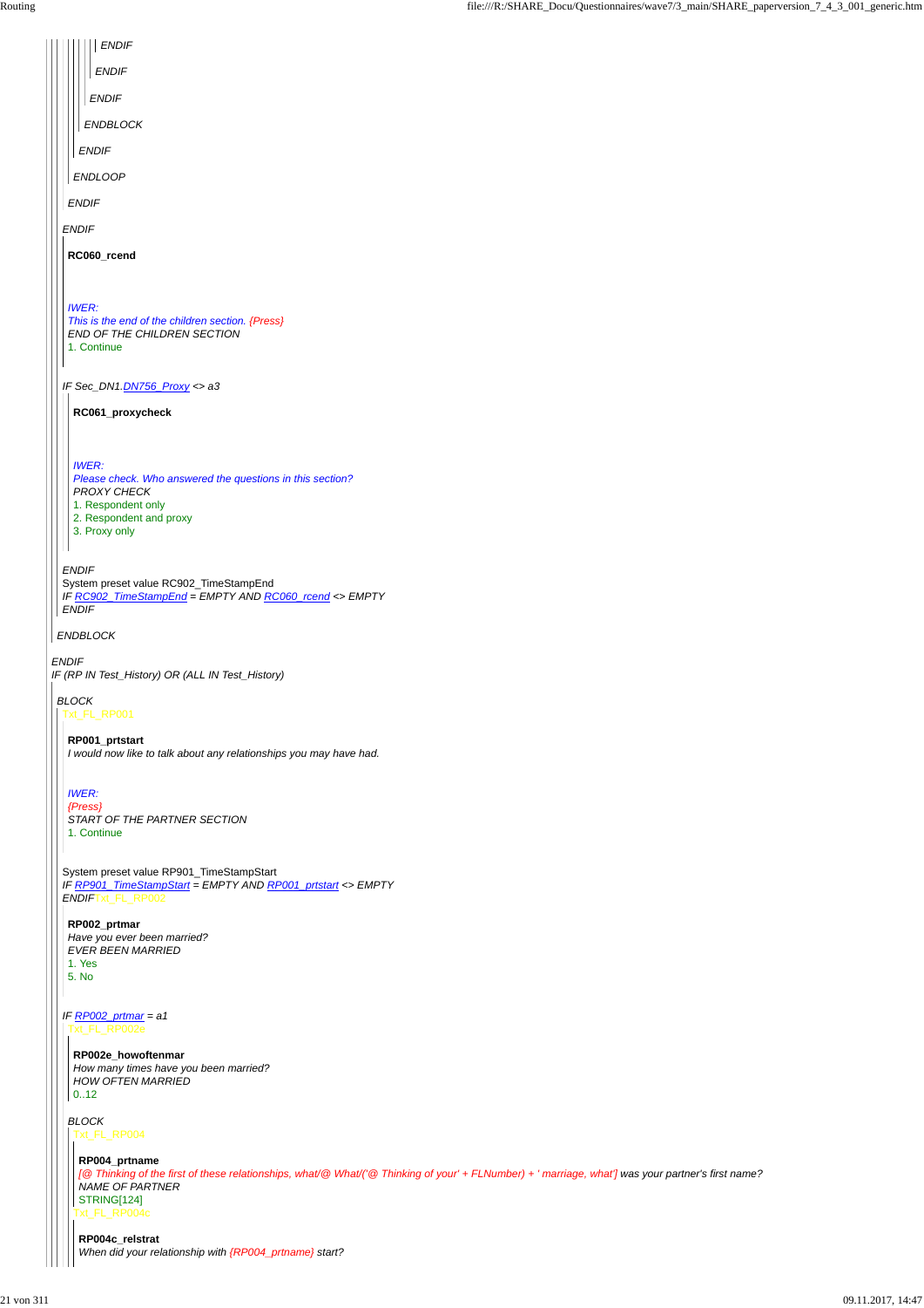ENDIF

ENDIF

ENDIF

ENDBLOCK

ENDIF

ENDLOOP

ENDIF

ENDIF

**RC060_rcend**

*IWER:*
*This is the end of the children section. {Press}*
*END OF THE CHILDREN SECTION*
1. Continue

*IF Sec_DN1.DN756_Proxy <> a3*

**RC061_proxycheck**

*IWER:*
*Please check. Who answered the questions in this section?*
*PROXY CHECK*
1. Respondent only
2. Respondent and proxy
3. Proxy only

*ENDIF*
System preset value RC902_TimeStampEnd
*IF RC902_TimeStampEnd = EMPTY AND RC060_rcend <> EMPTY*
*ENDIF*

*ENDBLOCK*

*ENDIF*
*IF (RP IN Test_History) OR (ALL IN Test_History)*

*BLOCK*
Txt_FL_RP001

**RP001_prtstart**
*I would now like to talk about any relationships you may have had.*

*IWER:*
*{Press}*
*START OF THE PARTNER SECTION*
1. Continue

System preset value RP901_TimeStampStart
*IF RP901_TimeStampStart = EMPTY AND RP001_prtstart <> EMPTY*
*ENDIF*Txt_FL_RP002

**RP002_prtmar**
*Have you ever been married?*
*EVER BEEN MARRIED*
1. Yes
5. No

*IF RP002_prtmar = a1*
Txt_FL_RP002e

**RP002e_howoftenmar**
*How many times have you been married?*
*HOW OFTEN MARRIED*
0..12

*BLOCK*
Txt_FL_RP004

**RP004_prtname**
*[@ Thinking of the first of these relationships, what/@ What/('@ Thinking of your' + FLNumber) + ' marriage, what'] was your partner's first name?*
*NAME OF PARTNER*
STRING[124]
Txt_FL_RP004c

**RP004c_relstrat**
*When did your relationship with {RP004_prtname} start?*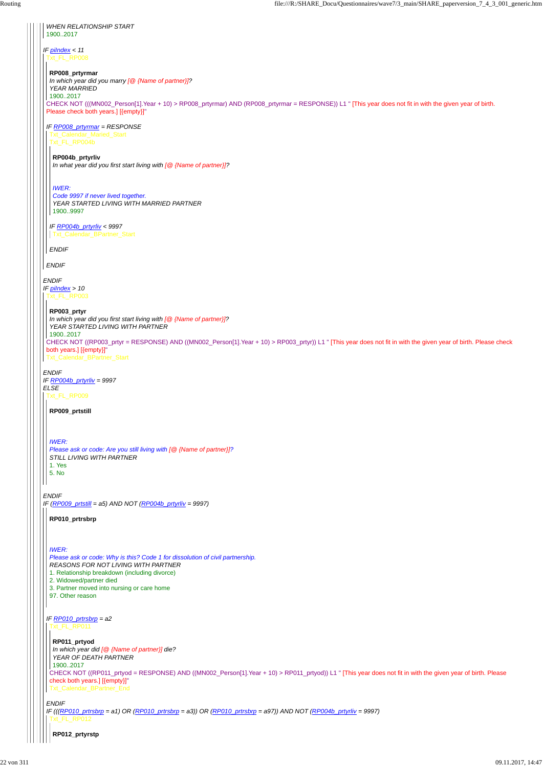*WHEN RELATIONSHIP START*
1900..2017

*IF piIndex < 11*

Txt_FL_RP008

**RP008_prtyrmar**
*In which year did you marry [@ {Name of partner}]?*
*YEAR MARRIED*
1900..2017
CHECK NOT (((MN002_Person[1].Year + 10) > RP008_prtyrmar) AND (RP008_prtyrmar = RESPONSE)) L1 " [This year does not fit in with the given year of birth. Please check both years.] [{empty}]"

*IF RP008_prtyrmar = RESPONSE*

Txt_Calendar_Maried_Start
Txt_FL_RP004b

**RP004b_prtyrliv**
*In what year did you first start living with [@ {Name of partner}]?*

*IWER:*
*Code 9997 if never lived together.*
*YEAR STARTED LIVING WITH MARRIED PARTNER*
1900..9997

*IF RP004b_prtyrliv < 9997*

Txt_Calendar_BPartner_Start

*ENDIF*

*ENDIF*

*ENDIF*
*IF piIndex > 10*

Txt_FL_RP003

**RP003_prtyr**
*In which year did you first start living with [@ {Name of partner}]?*
*YEAR STARTED LIVING WITH PARTNER*
1900..2017
CHECK NOT ((RP003_prtyr = RESPONSE) AND ((MN002_Person[1].Year + 10) > RP003_prtyr)) L1 " [This year does not fit in with the given year of birth. Please check both years.] [{empty}]"
Txt_Calendar_BPartner_Start

*ENDIF*
*IF RP004b_prtyrliv = 9997*
*ELSE*

Txt_FL_RP009

**RP009_prtstill**

*IWER:*
*Please ask or code: Are you still living with [@ {Name of partner}]?*
*STILL LIVING WITH PARTNER*
1. Yes
5. No

*ENDIF*
*IF (RP009_prtstill = a5) AND NOT (RP004b_prtyrliv = 9997)*

**RP010_prtrsbrp**

*IWER:*
*Please ask or code: Why is this? Code 1 for dissolution of civil partnership.*
*REASONS FOR NOT LIVING WITH PARTNER*
1. Relationship breakdown (including divorce)
2. Widowed/partner died
3. Partner moved into nursing or care home
97. Other reason

*IF RP010_prtrsbrp = a2*

Txt_FL_RP011

**RP011_prtyod**
*In which year did [@ {Name of partner}] die?*
*YEAR OF DEATH PARTNER*
1900..2017
CHECK NOT ((RP011_prtyod = RESPONSE) AND ((MN002_Person[1].Year + 10) > RP011_prtyod)) L1 " [This year does not fit in with the given year of birth. Please check both years.] [{empty}]"
Txt_Calendar_BPartner_End

*ENDIF*
*IF (((RP010_prtrsbrp = a1) OR (RP010_prtrsbrp = a3)) OR (RP010_prtrsbrp = a97)) AND NOT (RP004b_prtyrliv = 9997)*

Txt_FL_RP012

**RP012_prtyrstp**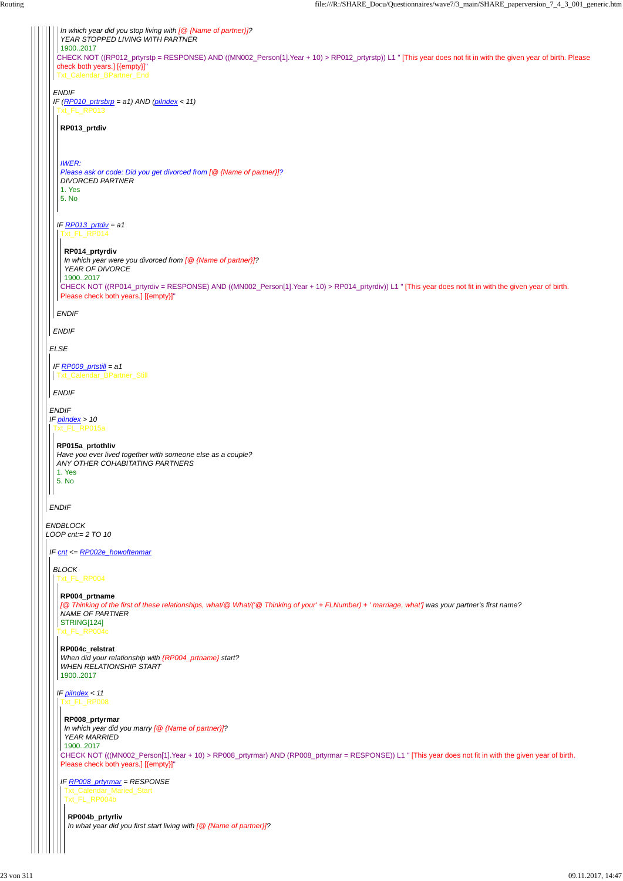In which year did you stop living with [@ {Name of partner}]?
YEAR STOPPED LIVING WITH PARTNER
1900..2017
CHECK NOT ((RP012_prtyrstp = RESPONSE) AND ((MN002_Person[1].Year + 10) > RP012_prtyrstp)) L1 " [This year does not fit in with the given year of birth. Please check both years.] [{empty}]"
Txt_Calendar_BPartner_End

*ENDIF*
*IF (RP010_prtrsbrp = a1) AND (piIndex < 11)*
Txt_FL_RP013

**RP013_prtdiv**

*IWER:*
*Please ask or code: Did you get divorced from [@ {Name of partner}]?*
*DIVORCED PARTNER*
1. Yes
5. No

*IF RP013_prtdiv = a1*
Txt_FL_RP014

**RP014_prtyrdiv**
*In which year were you divorced from [@ {Name of partner}]?*
*YEAR OF DIVORCE*
1900..2017
CHECK NOT ((RP014_prtyrdiv = RESPONSE) AND ((MN002_Person[1].Year + 10) > RP014_prtyrdiv)) L1 " [This year does not fit in with the given year of birth. Please check both years.] [{empty}]"

*ENDIF*

*ENDIF*

*ELSE*

*IF RP009_prtstill = a1*
Txt_Calendar_BPartner_Still

*ENDIF*

*ENDIF*
*IF piIndex > 10*
Txt_FL_RP015a

**RP015a_prtothliv**
*Have you ever lived together with someone else as a couple?*
*ANY OTHER COHABITATING PARTNERS*
1. Yes
5. No

*ENDIF*

*ENDBLOCK*
*LOOP cnt:= 2 TO 10*

*IF cnt <= RP002e_howoftenmar*

*BLOCK*
Txt_FL_RP004

**RP004_prtname**
*[@ Thinking of the first of these relationships, what/@ What/('@ Thinking of your' + FLNumber) + ' marriage, what'] was your partner's first name?*
*NAME OF PARTNER*
STRING[124]
Txt_FL_RP004c

**RP004c_relstrat**
*When did your relationship with {RP004_prtname} start?*
*WHEN RELATIONSHIP START*
1900..2017

*IF piIndex < 11*
Txt_FL_RP008

**RP008_prtyrmar**
*In which year did you marry [@ {Name of partner}]?*
*YEAR MARRIED*
1900..2017
CHECK NOT (((MN002_Person[1].Year + 10) > RP008_prtyrmar) AND (RP008_prtyrmar = RESPONSE)) L1 " [This year does not fit in with the given year of birth. Please check both years.] [{empty}]"

*IF RP008_prtyrmar = RESPONSE*
Txt_Calendar_Maried_Start
Txt_FL_RP004b

**RP004b_prtyrliv**
*In what year did you first start living with [@ {Name of partner}]?*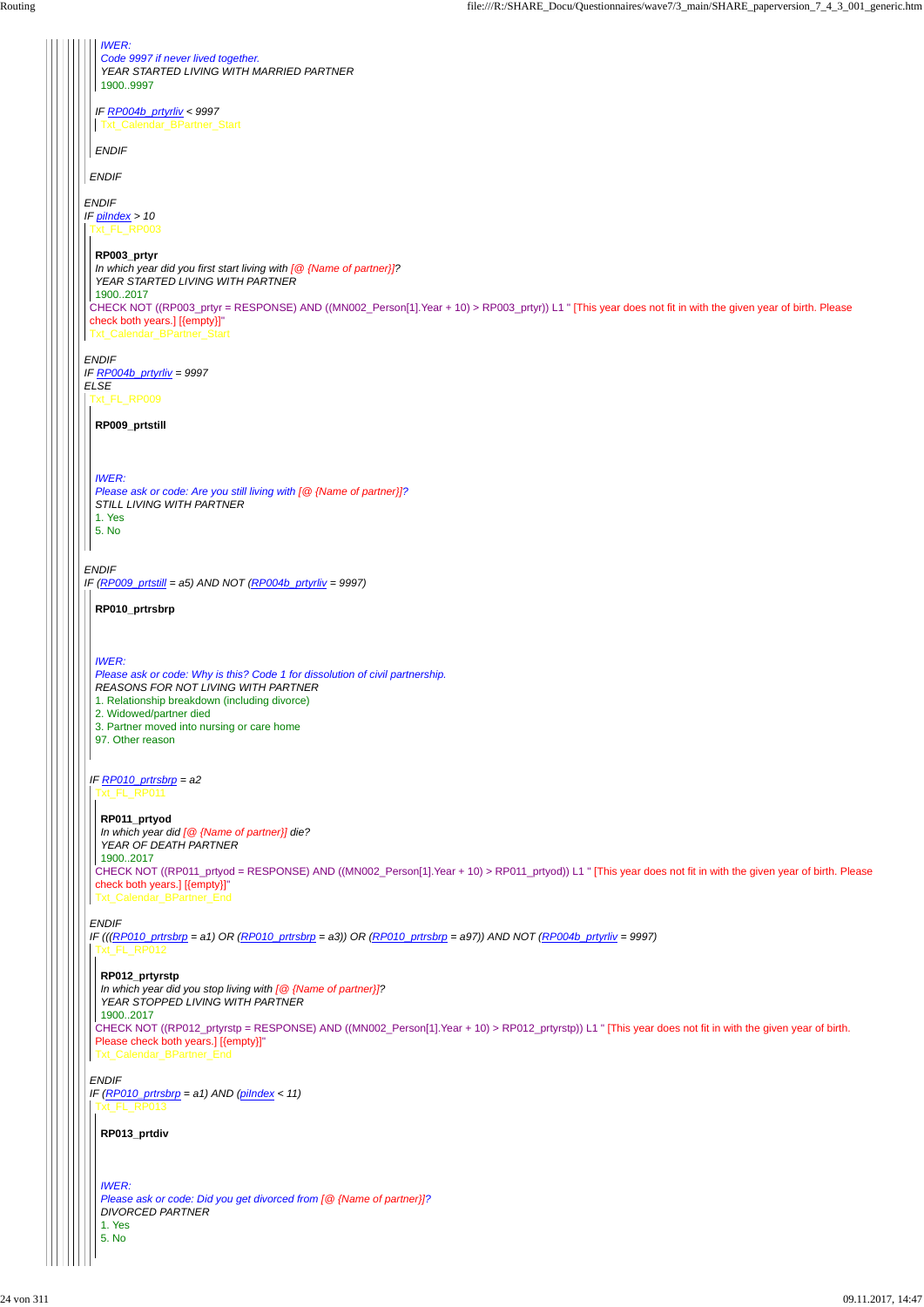*IWER:*
*Code 9997 if never lived together.*
*YEAR STARTED LIVING WITH MARRIED PARTNER*
1900..9997

*IF RP004b_prtyrliv < 9997*
Txt_Calendar_BPartner_Start

*ENDIF*

*ENDIF*

*ENDIF*
*IF piIndex > 10*
Txt_FL_RP003

**RP003_prtyr**
*In which year did you first start living with [@ {Name of partner}]?*
*YEAR STARTED LIVING WITH PARTNER*
1900..2017
CHECK NOT ((RP003_prtyr = RESPONSE) AND ((MN002_Person[1].Year + 10) > RP003_prtyr)) L1 " [This year does not fit in with the given year of birth. Please check both years.] [{empty}]"
Txt_Calendar_BPartner_Start

*ENDIF*
*IF RP004b_prtyrliv = 9997*
*ELSE*
Txt_FL_RP009

**RP009_prtstill**

*IWER:*
*Please ask or code: Are you still living with [@ {Name of partner}]?*
*STILL LIVING WITH PARTNER*
1. Yes
5. No

*ENDIF*
*IF (RP009_prtstill = a5) AND NOT (RP004b_prtyrliv = 9997)*

**RP010_prtrsbrp**

*IWER:*
*Please ask or code: Why is this? Code 1 for dissolution of civil partnership.*
*REASONS FOR NOT LIVING WITH PARTNER*
1. Relationship breakdown (including divorce)
2. Widowed/partner died
3. Partner moved into nursing or care home
97. Other reason

*IF RP010_prtrsbrp = a2*
Txt_FL_RP011

**RP011_prtyod**
*In which year did [@ {Name of partner}] die?*
*YEAR OF DEATH PARTNER*
1900..2017
CHECK NOT ((RP011_prtyod = RESPONSE) AND ((MN002_Person[1].Year + 10) > RP011_prtyod)) L1 " [This year does not fit in with the given year of birth. Please check both years.] [{empty}]"
Txt_Calendar_BPartner_End

*ENDIF*
*IF (((RP010_prtrsbrp = a1) OR (RP010_prtrsbrp = a3)) OR (RP010_prtrsbrp = a97)) AND NOT (RP004b_prtyrliv = 9997)*
Txt_FL_RP012

**RP012_prtyrstp**
*In which year did you stop living with [@ {Name of partner}]?*
*YEAR STOPPED LIVING WITH PARTNER*
1900..2017
CHECK NOT ((RP012_prtyrstp = RESPONSE) AND ((MN002_Person[1].Year + 10) > RP012_prtyrstp)) L1 " [This year does not fit in with the given year of birth. Please check both years.] [{empty}]"
Txt_Calendar_BPartner_End

*ENDIF*
*IF (RP010_prtrsbrp = a1) AND (piIndex < 11)*
Txt_FL_RP013

**RP013_prtdiv**

*IWER:*
*Please ask or code: Did you get divorced from [@ {Name of partner}]?*
*DIVORCED PARTNER*
1. Yes
5. No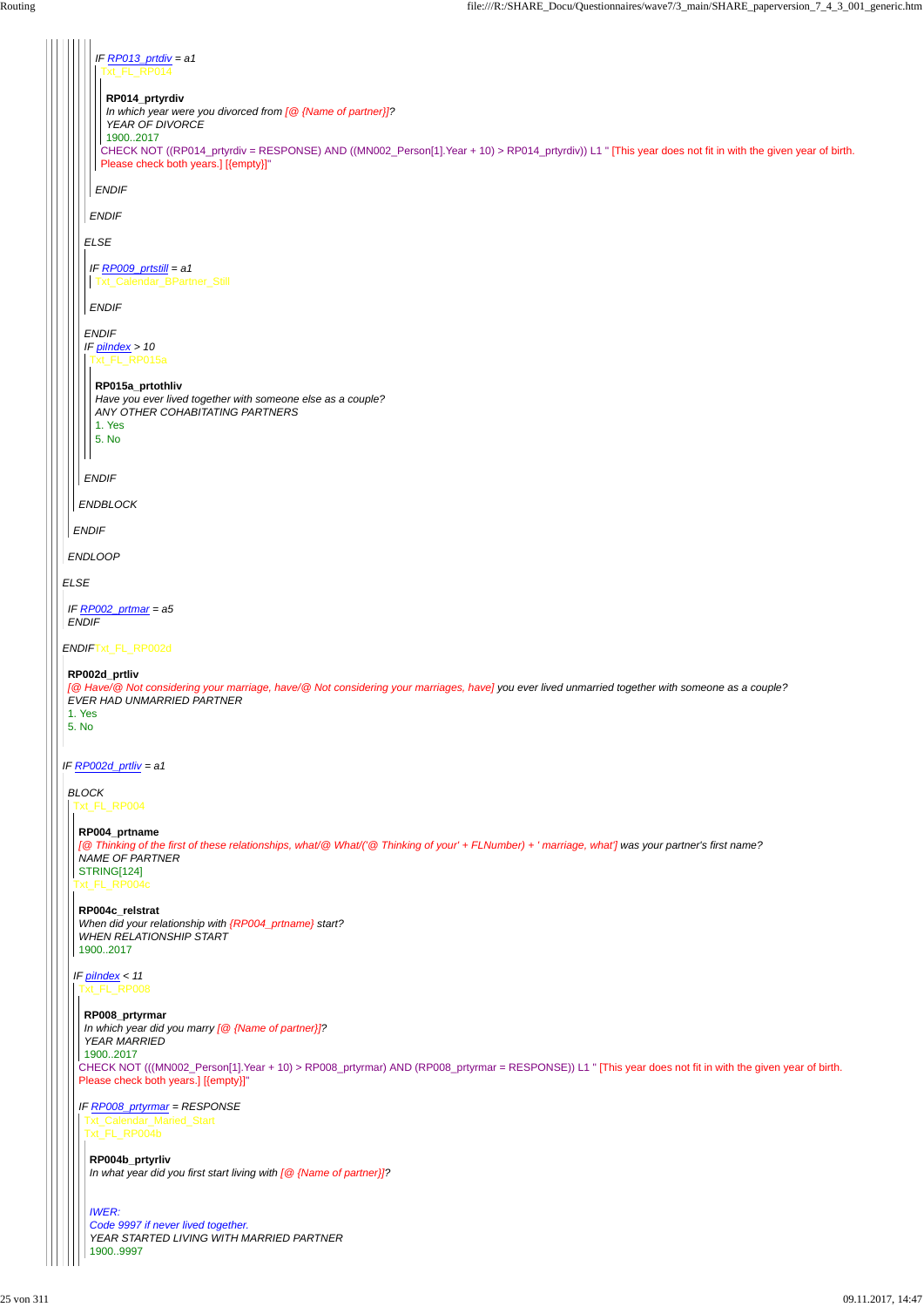IF RP013_prtdiv = a1

Txt_FL_RP014

**RP014_prtyrdiv**

*In which year were you divorced from [@ {Name of partner}]?*

*YEAR OF DIVORCE*

1900..2017

CHECK NOT ((RP014_prtyrdiv = RESPONSE) AND ((MN002_Person[1].Year + 10) > RP014_prtyrdiv)) L1 " [This year does not fit in with the given year of birth. Please check both years.] [{empty}]"

*ENDIF*

*ENDIF*

*ELSE*

*IF RP009_prtstill = a1*

Txt_Calendar_BPartner_Still

*ENDIF*

*ENDIF*

*IF piIndex > 10*

Txt_FL_RP015a

**RP015a_prtothliv**

*Have you ever lived together with someone else as a couple?*

*ANY OTHER COHABITATING PARTNERS*

1. Yes
5. No

*ENDIF*

*ENDBLOCK*

*ENDIF*

*ENDLOOP*

*ELSE*

*IF RP002_prtmar = a5*

*ENDIF*

*ENDIF*Txt_FL_RP002d

**RP002d_prtliv**

[@ Have/@ Not considering your marriage, have/@ Not considering your marriages, have] *you ever lived unmarried together with someone as a couple?*

*EVER HAD UNMARRIED PARTNER*

1. Yes
5. No

*IF RP002d_prtliv = a1*

*BLOCK*

Txt_FL_RP004

**RP004_prtname**

[@ Thinking of the first of these relationships, what/@ What/('@ Thinking of your' + FLNumber) + ' marriage, what'] *was your partner's first name?*

*NAME OF PARTNER*

STRING[124]

Txt_FL_RP004c

**RP004c_relstrat**

*When did your relationship with {RP004_prtname} start?*

*WHEN RELATIONSHIP START*

1900..2017

*IF piIndex < 11*

Txt_FL_RP008

**RP008_prtyrmar**

*In which year did you marry [@ {Name of partner}]?*

*YEAR MARRIED*

1900..2017

CHECK NOT (((MN002_Person[1].Year + 10) > RP008_prtyrmar) AND (RP008_prtyrmar = RESPONSE)) L1 " [This year does not fit in with the given year of birth. Please check both years.] [{empty}]"

*IF RP008_prtyrmar = RESPONSE*

Txt_Calendar_Married_Start

Txt_FL_RP004b

**RP004b_prtyrliv**

*In what year did you first start living with [@ {Name of partner}]?*

*IWER:*

*Code 9997 if never lived together.*

*YEAR STARTED LIVING WITH MARRIED PARTNER*

1900..9997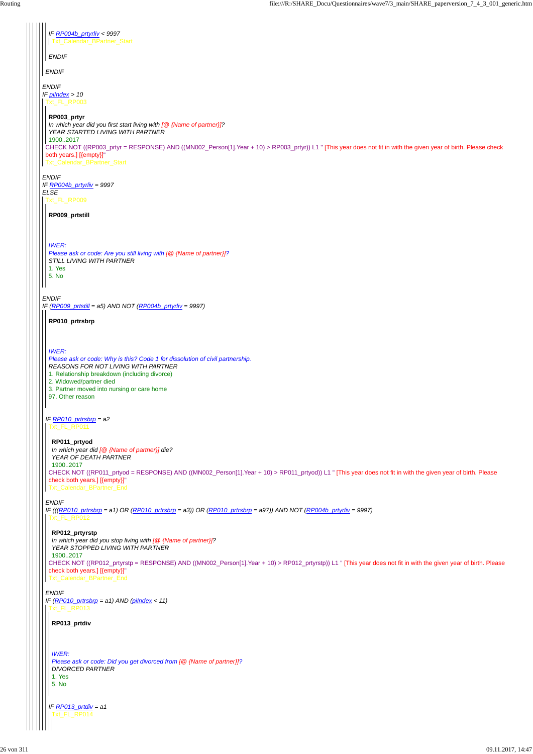IF RP004b_prtyrliv < 9997

Txt_Calendar_BPartner_Start

ENDIF

ENDIF

ENDIF

IF piIndex > 10

Txt_FL_RP003

**RP003_prtyr**

*In which year did you first start living with [@ {Name of partner}]?*

*YEAR STARTED LIVING WITH PARTNER*

1900..2017

CHECK NOT ((RP003_prtyr = RESPONSE) AND ((MN002_Person[1].Year + 10) > RP003_prtyr)) L1 " [This year does not fit in with the given year of birth. Please check both years.] [{empty}]"

Txt_Calendar_BPartner_Start

ENDIF

IF RP004b_prtyrliv = 9997

ELSE

Txt_FL_RP009

**RP009_prtstill**

*IWER:*

*Please ask or code: Are you still living with [@ {Name of partner}]?*

*STILL LIVING WITH PARTNER*

1. Yes
5. No

ENDIF

IF (RP009_prtstill = a5) AND NOT (RP004b_prtyrliv = 9997)

**RP010_prtrsbrp**

*IWER:*

*Please ask or code: Why is this? Code 1 for dissolution of civil partnership.*

*REASONS FOR NOT LIVING WITH PARTNER*

1. Relationship breakdown (including divorce)
2. Widowed/partner died
3. Partner moved into nursing or care home

97. Other reason

IF RP010_prtrsbrp = a2

Txt_FL_RP011

**RP011_prtyod**

*In which year did [@ {Name of partner}] die?*

*YEAR OF DEATH PARTNER*

1900..2017

CHECK NOT ((RP011_prtyod = RESPONSE) AND ((MN002_Person[1].Year + 10) > RP011_prtyod)) L1 " [This year does not fit in with the given year of birth. Please check both years.] [{empty}]"

Txt_Calendar_BPartner_End

ENDIF

IF (((RP010_prtrsbrp = a1) OR (RP010_prtrsbrp = a3)) OR (RP010_prtrsbrp = a97)) AND NOT (RP004b_prtyrliv = 9997)

Txt_FL_RP012

**RP012_prtyrstp**

*In which year did you stop living with [@ {Name of partner}]?*

*YEAR STOPPED LIVING WITH PARTNER*

1900..2017

CHECK NOT ((RP012_prtyrstp = RESPONSE) AND ((MN002_Person[1].Year + 10) > RP012_prtyrstp)) L1 " [This year does not fit in with the given year of birth. Please check both years.] [{empty}]"

Txt_Calendar_BPartner_End

ENDIF

IF (RP010_prtrsbrp = a1) AND (piIndex < 11)

Txt_FL_RP013

**RP013_prtdiv**

*IWER:*

*Please ask or code: Did you get divorced from [@ {Name of partner}]?*

*DIVORCED PARTNER*

1. Yes
5. No

IF RP013_prtdiv = a1

Txt_FL_RP014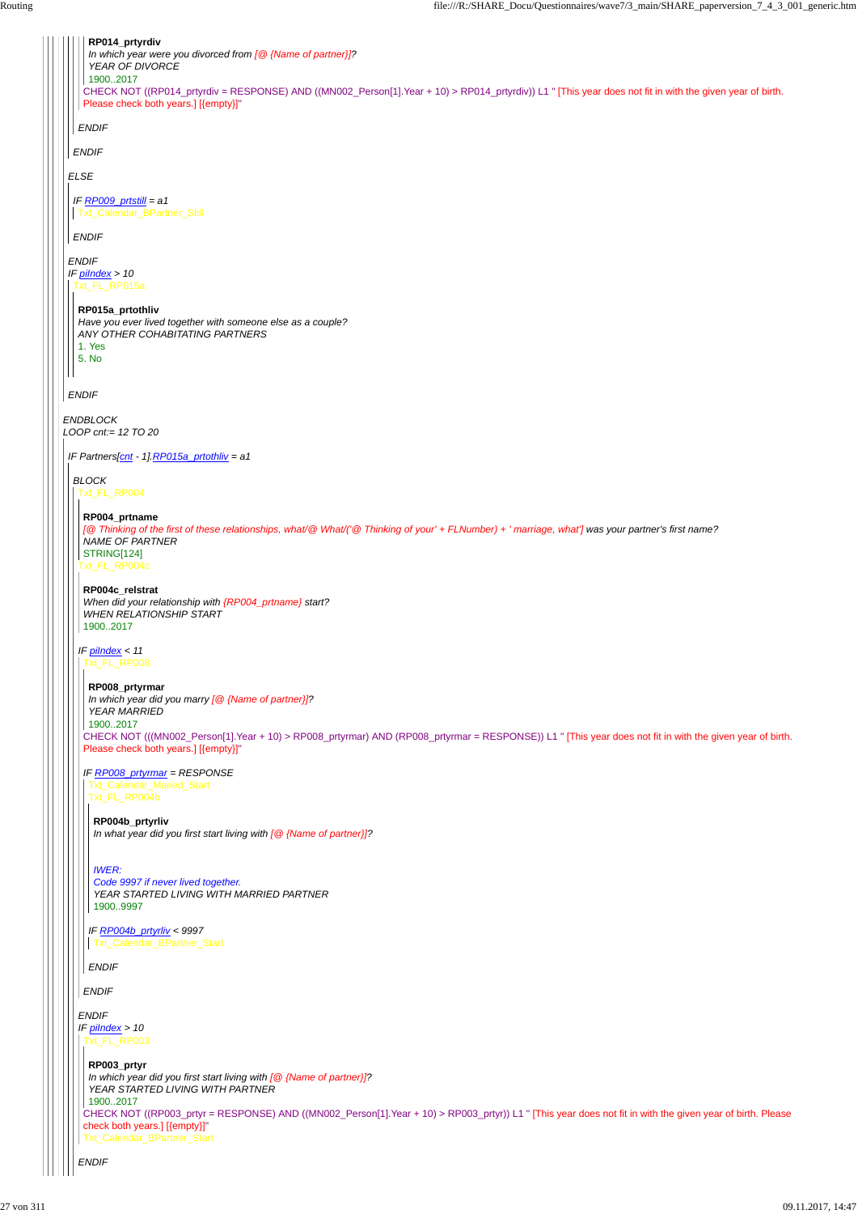**RP014_prtyrdiv**
*In which year were you divorced from [@ {Name of partner}]?*
*YEAR OF DIVORCE*
1900..2017
CHECK NOT ((RP014_prtyrdiv = RESPONSE) AND ((MN002_Person[1].Year + 10) > RP014_prtyrdiv)) L1 " [This year does not fit in with the given year of birth. Please check both years.] [{empty}]"

*ENDIF*

*ENDIF*

*ELSE*

*IF RP009_prtstill = a1*
Txt_Calendar_BPartner_Still

*ENDIF*

*ENDIF*
*IF piIndex > 10*
Txt_FL_RP015a

**RP015a_prtothliv**
*Have you ever lived together with someone else as a couple?*
*ANY OTHER COHABITATING PARTNERS*
1. Yes
5. No

*ENDIF*

*ENDBLOCK*
*LOOP cnt:= 12 TO 20*

*IF Partners[cnt - 1].RP015a_prtothliv = a1*

*BLOCK*
Txt_FL_RP004

**RP004_prtname**
*[@ Thinking of the first of these relationships, what/@ What/('@ Thinking of your' + FLNumber) + ' marriage, what'] was your partner's first name?*
*NAME OF PARTNER*
STRING[124]
Txt_FL_RP004c

**RP004c_relstrat**
*When did your relationship with {RP004_prtname} start?*
*WHEN RELATIONSHIP START*
1900..2017

*IF piIndex < 11*
Txt_FL_RP008

**RP008_prtyrmar**
*In which year did you marry [@ {Name of partner}]?*
*YEAR MARRIED*
1900..2017
CHECK NOT (((MN002_Person[1].Year + 10) > RP008_prtyrmar) AND (RP008_prtyrmar = RESPONSE)) L1 " [This year does not fit in with the given year of birth. Please check both years.] [{empty}]"

*IF RP008_prtyrmar = RESPONSE*
Txt_Calendar_Married_Start
Txt_FL_RP004b

**RP004b_prtyrliv**
*In what year did you first start living with [@ {Name of partner}]?*

*IWER:*
*Code 9997 if never lived together.*
*YEAR STARTED LIVING WITH MARRIED PARTNER*
1900..9997

*IF RP004b_prtyrliv < 9997*
Txt_Calendar_BPartner_Start

*ENDIF*

*ENDIF*

*ENDIF*
*IF piIndex > 10*
Txt_FL_RP003

**RP003_prtyr**
*In which year did you first start living with [@ {Name of partner}]?*
*YEAR STARTED LIVING WITH PARTNER*
1900..2017
CHECK NOT ((RP003_prtyr = RESPONSE) AND ((MN002_Person[1].Year + 10) > RP003_prtyr)) L1 " [This year does not fit in with the given year of birth. Please check both years.] [{empty}]"
Txt_Calendar_BPartner_Start

*ENDIF*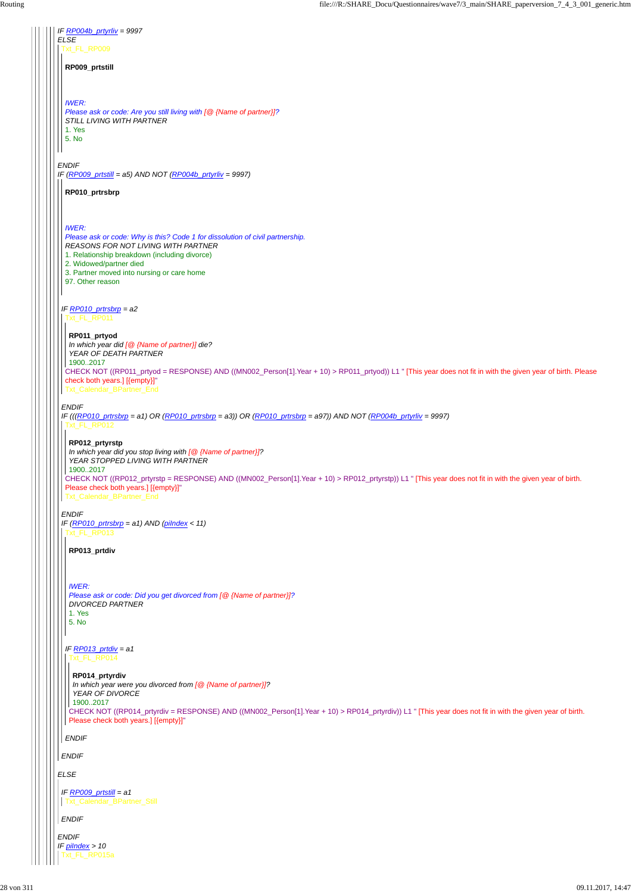IF RP004b_prtyrliv = 9997
ELSE
Txt_FL_RP009

**RP009_prtstill**

*IWER:*
*Please ask or code: Are you still living with [@ {Name of partner}]?*
*STILL LIVING WITH PARTNER*
1. Yes
5. No

ENDIF
IF (RP009_prtstill = a5) AND NOT (RP004b_prtyrliv = 9997)

**RP010_prtrsbrp**

*IWER:*
*Please ask or code: Why is this? Code 1 for dissolution of civil partnership.*
*REASONS FOR NOT LIVING WITH PARTNER*
1. Relationship breakdown (including divorce)
2. Widowed/partner died
3. Partner moved into nursing or care home
97. Other reason

IF RP010_prtrsbrp = a2
Txt_FL_RP011

**RP011_prtyod**
*In which year did [@ {Name of partner}] die?*
*YEAR OF DEATH PARTNER*
1900..2017
CHECK NOT ((RP011_prtyod = RESPONSE) AND ((MN002_Person[1].Year + 10) > RP011_prtyod)) L1 " [This year does not fit in with the given year of birth. Please check both years.] [{empty}]"
Txt_Calendar_BPartner_End

ENDIF
IF (((RP010_prtrsbrp = a1) OR (RP010_prtrsbrp = a3)) OR (RP010_prtrsbrp = a97)) AND NOT (RP004b_prtyrliv = 9997)
Txt_FL_RP012

**RP012_prtyrstp**
*In which year did you stop living with [@ {Name of partner}]?*
*YEAR STOPPED LIVING WITH PARTNER*
1900..2017
CHECK NOT ((RP012_prtyrstp = RESPONSE) AND ((MN002_Person[1].Year + 10) > RP012_prtyrstp)) L1 " [This year does not fit in with the given year of birth. Please check both years.] [{empty}]"
Txt_Calendar_BPartner_End

ENDIF
IF (RP010_prtrsbrp = a1) AND (piIndex < 11)
Txt_FL_RP013

**RP013_prtdiv**

*IWER:*
*Please ask or code: Did you get divorced from [@ {Name of partner}]?*
*DIVORCED PARTNER*
1. Yes
5. No

IF RP013_prtdiv = a1
Txt_FL_RP014

**RP014_prtyrdiv**
*In which year were you divorced from [@ {Name of partner}]?*
*YEAR OF DIVORCE*
1900..2017
CHECK NOT ((RP014_prtyrdiv = RESPONSE) AND ((MN002_Person[1].Year + 10) > RP014_prtyrdiv)) L1 " [This year does not fit in with the given year of birth. Please check both years.] [{empty}]"

ENDIF

ENDIF

ELSE

IF RP009_prtstill = a1
Txt_Calendar_BPartner_Still

ENDIF

ENDIF
IF piIndex > 10
Txt_FL_RP015a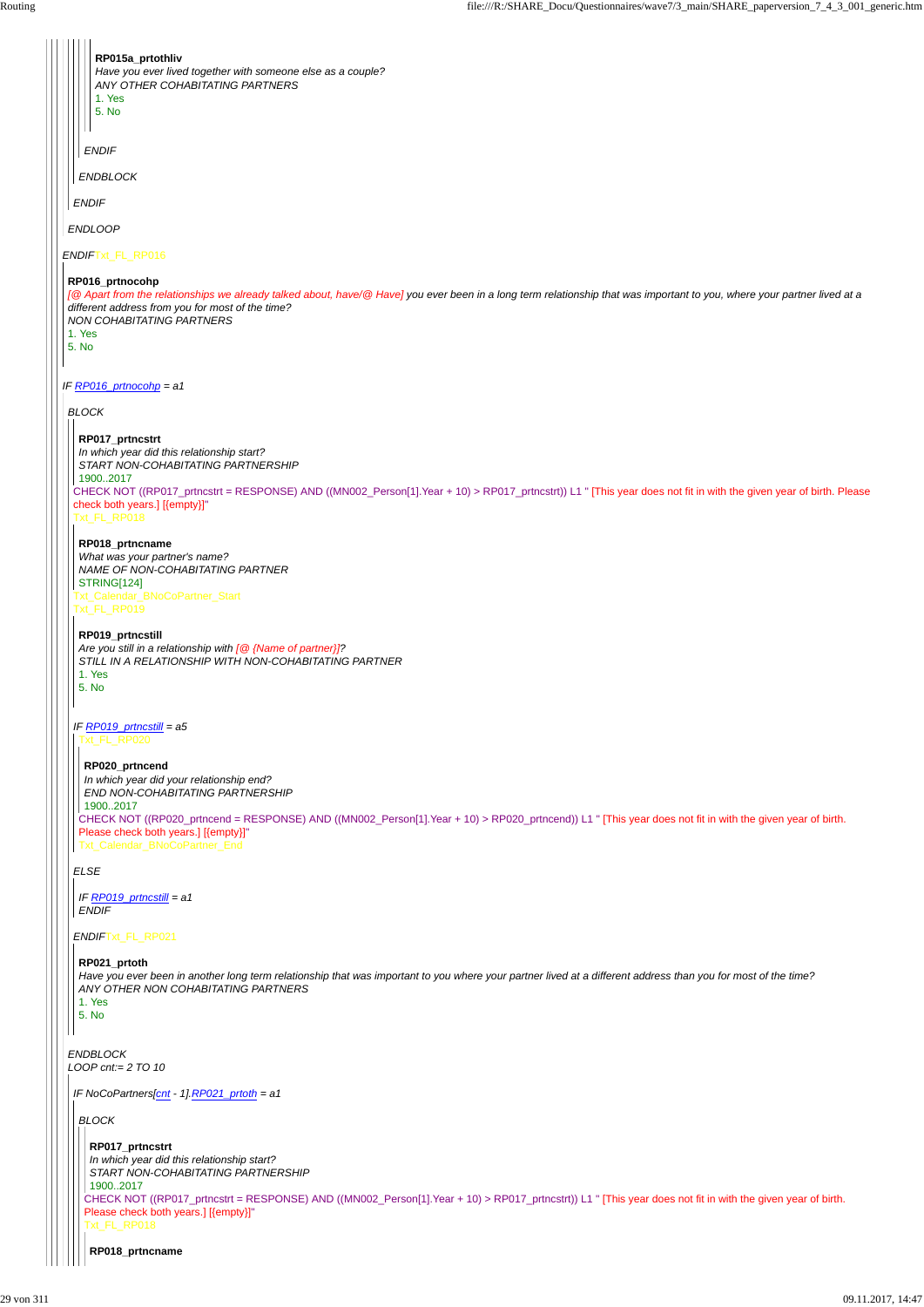**RP015a_prtothliv**
*Have you ever lived together with someone else as a couple?*
*ANY OTHER COHABITATING PARTNERS*
1. Yes
5. No

*ENDIF*

*ENDBLOCK*

*ENDIF*

*ENDLOOP*

*ENDIF* Txt_FL_RP016

**RP016_prtnocohp**
*[@ Apart from the relationships we already talked about, have/@ Have] you ever been in a long term relationship that was important to you, where your partner lived at a different address from you for most of the time?*
*NON COHABITATING PARTNERS*
1. Yes
5. No

*IF RP016_prtnocohp = a1*

*BLOCK*

**RP017_prtncstrt**
*In which year did this relationship start?*
*START NON-COHABITATING PARTNERSHIP*
1900..2017
CHECK NOT ((RP017_prtncstrt = RESPONSE) AND ((MN002_Person[1].Year + 10) > RP017_prtncstrt)) L1 " [This year does not fit in with the given year of birth. Please check both years.] [{empty}]"
Txt_FL_RP018

**RP018_prtncname**
*What was your partner's name?*
*NAME OF NON-COHABITATING PARTNER*
STRING[124]
Txt_Calendar_BNoCoPartner_Start
Txt_FL_RP019

**RP019_prtncstill**
*Are you still in a relationship with [@ {Name of partner}]?*
*STILL IN A RELATIONSHIP WITH NON-COHABITATING PARTNER*
1. Yes
5. No

*IF RP019_prtncstill = a5*
Txt_FL_RP020

**RP020_prtncend**
*In which year did your relationship end?*
*END NON-COHABITATING PARTNERSHIP*
1900..2017
CHECK NOT ((RP020_prtncend = RESPONSE) AND ((MN002_Person[1].Year + 10) > RP020_prtncend)) L1 " [This year does not fit in with the given year of birth. Please check both years.]"
Txt_Calendar_BNoCoPartner_End

*ELSE*

*IF RP019_prtncstill = a1*
*ENDIF*

*ENDIF* Txt_FL_RP021

**RP021_prtoth**
*Have you ever been in another long term relationship that was important to you where your partner lived at a different address than you for most of the time?*
*ANY OTHER NON COHABITATING PARTNERS*
1. Yes
5. No

*ENDBLOCK*
*LOOP cnt:= 2 TO 10*

*IF NoCoPartners[cnt - 1].RP021_prtoth = a1*

*BLOCK*

**RP017_prtncstrt**
*In which year did this relationship start?*
*START NON-COHABITATING PARTNERSHIP*
1900..2017
CHECK NOT ((RP017_prtncstrt = RESPONSE) AND ((MN002_Person[1].Year + 10) > RP017_prtncstrt)) L1 " [This year does not fit in with the given year of birth. Please check both years.] [{empty}]"
Txt_FL_RP018

**RP018_prtncname**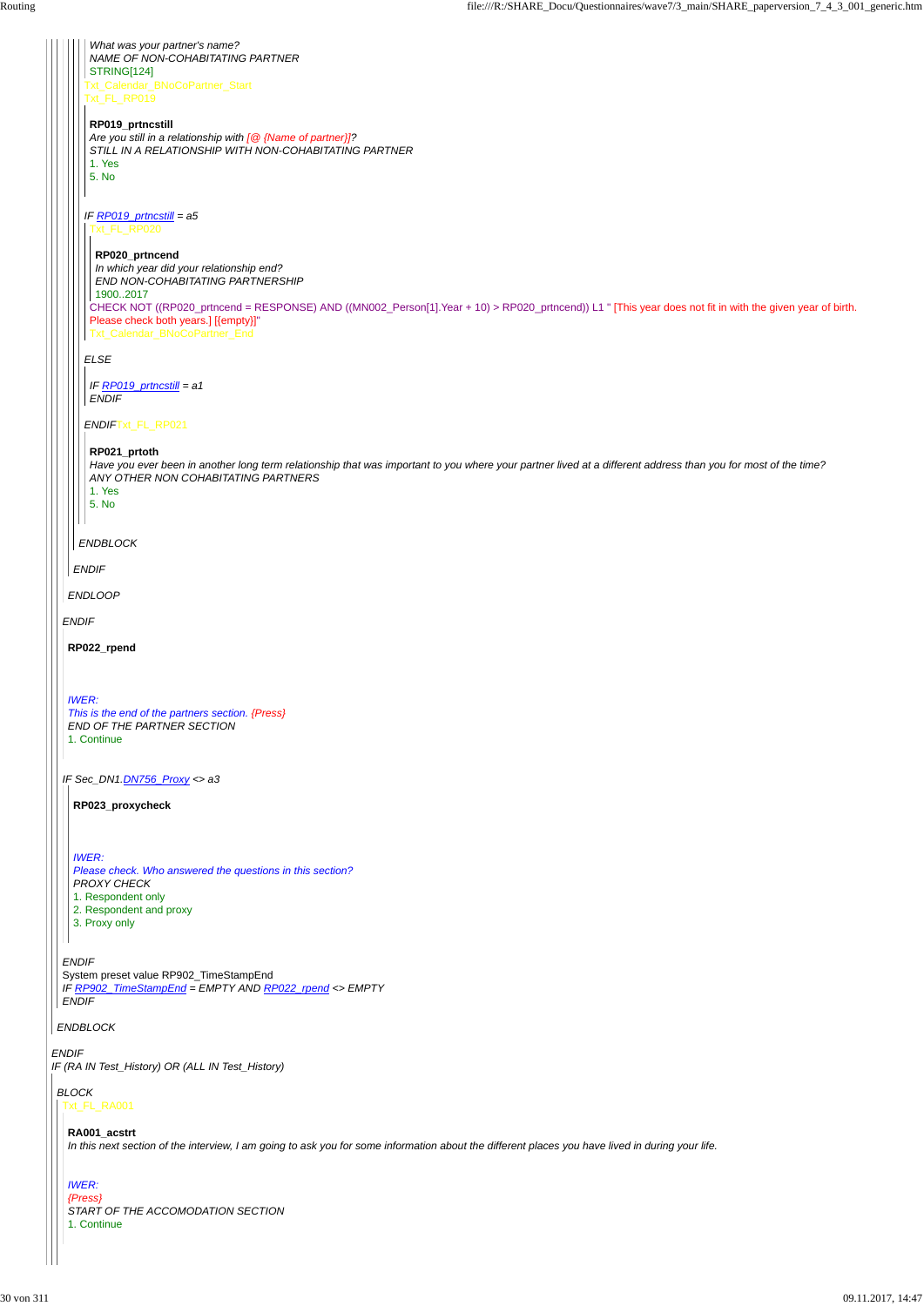What was your partner's name?
NAME OF NON-COHABITATING PARTNER
STRING[124]
Txt_Calendar_BNoCoPartner_Start
Txt_FL_RP019

**RP019_prtncstill**
*Are you still in a relationship with [@ {Name of partner}]?*
*STILL IN A RELATIONSHIP WITH NON-COHABITATING PARTNER*
1. Yes
5. No

*IF RP019_prtncstill = a5*
Txt_FL_RP020

**RP020_prtncend**
*In which year did your relationship end?*
*END NON-COHABITATING PARTNERSHIP*
1900..2017
CHECK NOT ((RP020_prtncend = RESPONSE) AND ((MN002_Person[1].Year + 10) > RP020_prtncend)) L1 " [This year does not fit in with the given year of birth. Please check both years.] [{empty}]"
Txt_Calendar_BNoCoPartner_End

*ELSE*

*IF RP019_prtncstill = a1*
*ENDIF*

*ENDIF* Txt_FL_RP021

**RP021_prtoth**
*Have you ever been in another long term relationship that was important to you where your partner lived at a different address than you for most of the time?*
*ANY OTHER NON COHABITATING PARTNERS*
1. Yes
5. No

*ENDBLOCK*

*ENDIF*

*ENDLOOP*

*ENDIF*

**RP022_rpend**

*IWER:*
*This is the end of the partners section. {Press}*
*END OF THE PARTNER SECTION*
1. Continue

*IF Sec_DN1.DN756_Proxy <> a3*

**RP023_proxycheck**

*IWER:*
*Please check. Who answered the questions in this section?*
*PROXY CHECK*
1. Respondent only
2. Respondent and proxy
3. Proxy only

*ENDIF*
System preset value RP902_TimeStampEnd
*IF RP902_TimeStampEnd = EMPTY AND RP022_rpend <> EMPTY*
*ENDIF*

*ENDBLOCK*

*ENDIF*
*IF (RA IN Test_History) OR (ALL IN Test_History)*

*BLOCK*
Txt_FL_RA001

**RA001_acstrt**
*In this next section of the interview, I am going to ask you for some information about the different places you have lived in during your life.*

*IWER:*
*{Press}*
*START OF THE ACCOMODATION SECTION*
1. Continue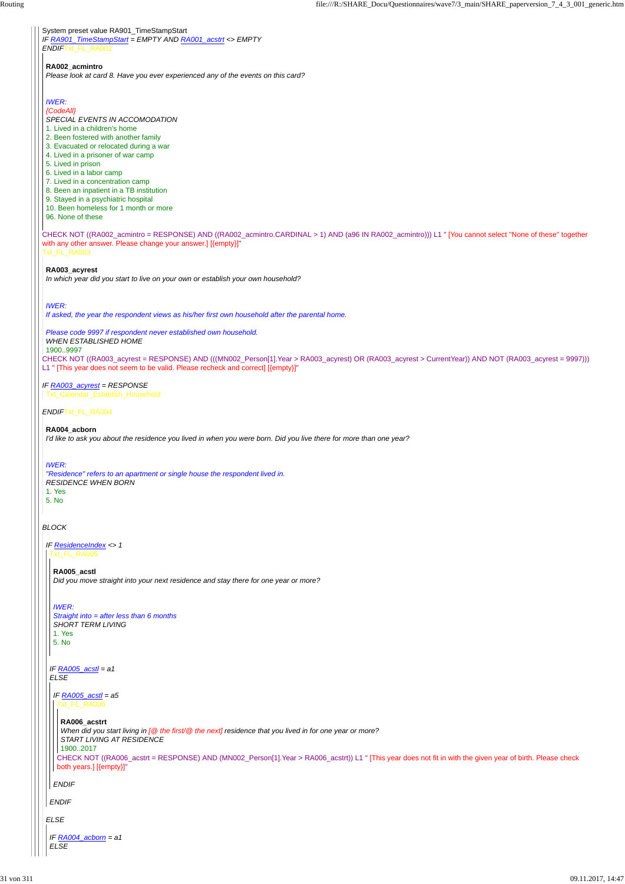System preset value RA901_TimeStampStart
*IF RA901_TimeStampStart = EMPTY AND RA001_acstrt <> EMPTY*
*ENDIF*Txt_FL_RA002

**RA002_acmintro**
*Please look at card 8. Have you ever experienced any of the events on this card?*

*IWER:*
*{CodeAll}*
*SPECIAL EVENTS IN ACCOMODATION*
1. Lived in a children's home
2. Been fostered with another family
3. Evacuated or relocated during a war
4. Lived in a prisoner of war camp
5. Lived in prison
6. Lived in a labor camp
7. Lived in a concentration camp
8. Been an inpatient in a TB institution
9. Stayed in a psychiatric hospital
10. Been homeless for 1 month or more
96. None of these

CHECK NOT ((RA002_acmintro = RESPONSE) AND ((RA002_acmintro.CARDINAL > 1) AND (a96 IN RA002_acmintro))) L1 " [You cannot select "None of these" together with any other answer. Please change your answer.] [{empty}]"
Txt_FL_RA003

**RA003_acyrest**
*In which year did you start to live on your own or establish your own household?*

*IWER:*
*If asked, the year the respondent views as his/her first own household after the parental home.*

*Please code 9997 if respondent never established own household.*
*WHEN ESTABLISHED HOME*
1900..9997
CHECK NOT ((RA003_acyrest = RESPONSE) AND (((MN002_Person[1].Year > RA003_acyrest) OR (RA003_acyrest > CurrentYear)) AND NOT (RA003_acyrest = 9997))) L1 " [This year does not seem to be valid. Please recheck and correct] [{empty}]"

*IF RA003_acyrest = RESPONSE*
Txt_Calendar_Establish_Household

*ENDIF*Txt_FL_RA004

**RA004_acborn**
*I'd like to ask you about the residence you lived in when you were born. Did you live there for more than one year?*

*IWER:*
*"Residence" refers to an apartment or single house the respondent lived in.*
*RESIDENCE WHEN BORN*
1. Yes
5. No

*BLOCK*

*IF ResidenceIndex <> 1*
Txt_FL_RA005

**RA005_acstl**
*Did you move straight into your next residence and stay there for one year or more?*

*IWER:*
*Straight into = after less than 6 months*
*SHORT TERM LIVING*
1. Yes
5. No

*IF RA005_acstl = a1*
*ELSE*

*IF RA005_acstl = a5*
Txt_FL_RA006

**RA006_acstrt**
*When did you start living in [@ the first/@ the next] residence that you lived in for one year or more?*
*START LIVING AT RESIDENCE*
1900..2017
CHECK NOT ((RA006_acstrt = RESPONSE) AND (MN002_Person[1].Year > RA006_acstrt)) L1 " [This year does not fit in with the given year of birth. Please check both years.] [{empty}]"

*ENDIF*

*ENDIF*

*ELSE*

*IF RA004_acborn = a1*
*ELSE*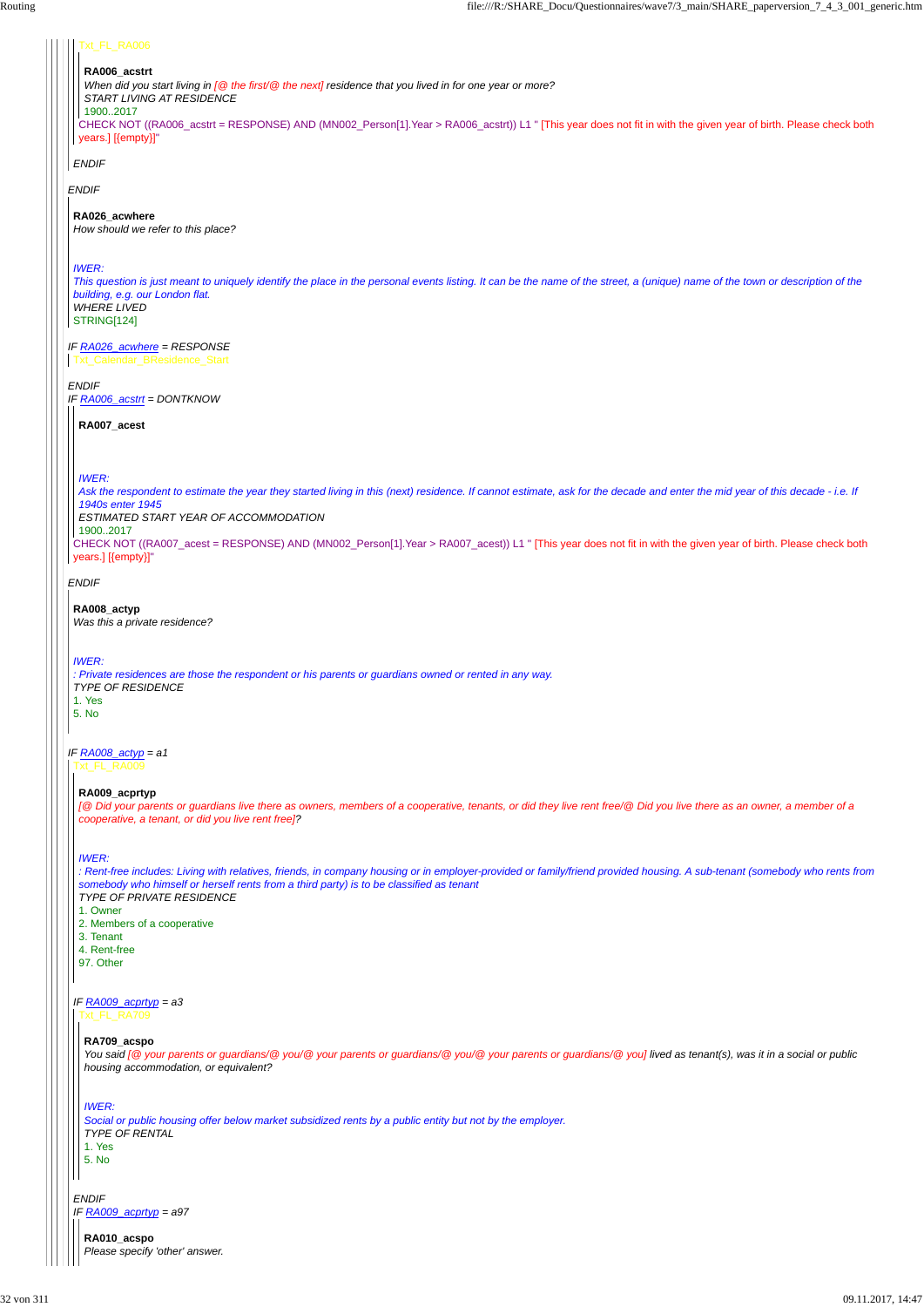Txt_FL_RA006

**RA006_acstrt**

*When did you start living in [@ the first/@ the next] residence that you lived in for one year or more?*

*START LIVING AT RESIDENCE*

1900..2017

CHECK NOT ((RA006_acstrt = RESPONSE) AND (MN002_Person[1].Year > RA006_acstrt)) L1 " [This year does not fit in with the given year of birth. Please check both years.] [{empty}]"

*ENDIF*

*ENDIF*

**RA026_acwhere**

*How should we refer to this place?*

*IWER:*

*This question is just meant to uniquely identify the place in the personal events listing. It can be the name of the street, a (unique) name of the town or description of the building, e.g. our London flat.*

*WHERE LIVED*

STRING[124]

*IF RA026_acwhere = RESPONSE*

Txt_Calendar_BResidence_Start

*ENDIF*

*IF RA006_acstrt = DONTKNOW*

**RA007_acest**

*IWER:*

*Ask the respondent to estimate the year they started living in this (next) residence. If cannot estimate, ask for the decade and enter the mid year of this decade - i.e. If 1940s enter 1945*

*ESTIMATED START YEAR OF ACCOMMODATION*

1900..2017

CHECK NOT ((RA007_acest = RESPONSE) AND (MN002_Person[1].Year > RA007_acest)) L1 " [This year does not fit in with the given year of birth. Please check both years.] [{empty}]"

*ENDIF*

**RA008_actyp**

*Was this a private residence?*

*IWER:*

*: Private residences are those the respondent or his parents or guardians owned or rented in any way.*

*TYPE OF RESIDENCE*

1. Yes
5. No

*IF RA008_actyp = a1*

Txt_FL_RA009

**RA009_acprtyp**

*[@ Did your parents or guardians live there as owners, members of a cooperative, tenants, or did they live rent free/@ Did you live there as an owner, a member of a cooperative, a tenant, or did you live rent free]?*

*IWER:*

*: Rent-free includes: Living with relatives, friends, in company housing or in employer-provided or family/friend provided housing. A sub-tenant (somebody who rents from somebody who himself or herself rents from a third party) is to be classified as tenant*

*TYPE OF PRIVATE RESIDENCE*

1. Owner
2. Members of a cooperative
3. Tenant
4. Rent-free
97. Other

*IF RA009_acprtyp = a3*

Txt_FL_RA709

**RA709_acspo**

*You said [@ your parents or guardians/@ you/@ your parents or guardians/@ you/@ your parents or guardians/@ you] lived as tenant(s), was it in a social or public housing accommodation, or equivalent?*

*IWER:*

*Social or public housing offer below market subsidized rents by a public entity but not by the employer.*

*TYPE OF RENTAL*

1. Yes
5. No

*ENDIF*

*IF RA009_acprtyp = a97*

**RA010_acspo**

*Please specify 'other' answer.*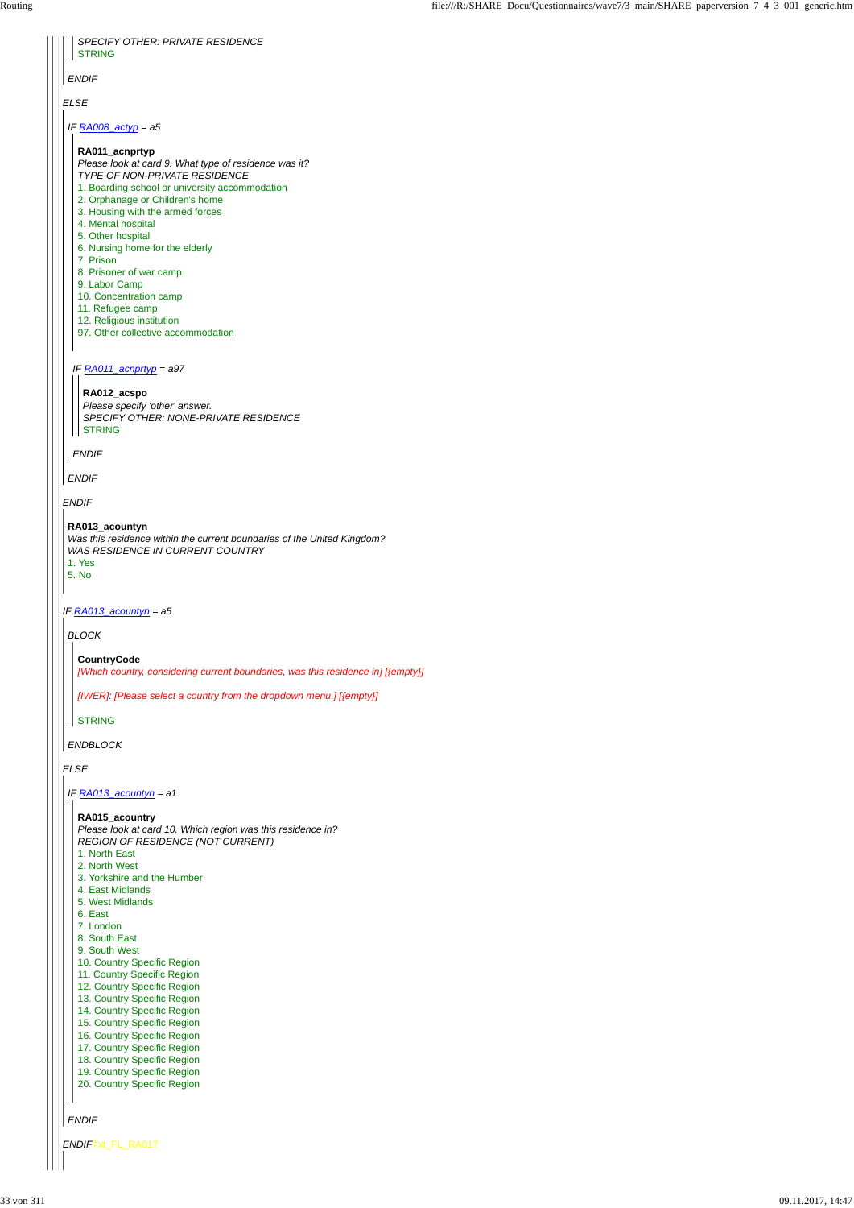*SPECIFY OTHER: PRIVATE RESIDENCE*
STRING

*ENDIF*

*ELSE*

*IF RA008_actyp = a5*

**RA011_acnprtyp**
*Please look at card 9. What type of residence was it?*
*TYPE OF NON-PRIVATE RESIDENCE*
1. Boarding school or university accommodation
2. Orphanage or Children's home
3. Housing with the armed forces
4. Mental hospital
5. Other hospital
6. Nursing home for the elderly
7. Prison
8. Prisoner of war camp
9. Labor Camp
10. Concentration camp
11. Refugee camp
12. Religious institution
97. Other collective accommodation

*IF RA011_acnprtyp = a97*

**RA012_acspo**
*Please specify 'other' answer.*
*SPECIFY OTHER: NONE-PRIVATE RESIDENCE*
STRING

*ENDIF*

*ENDIF*

*ENDIF*

**RA013_acountyn**
*Was this residence within the current boundaries of the United Kingdom?*
*WAS RESIDENCE IN CURRENT COUNTRY*
1. Yes
5. No

*IF RA013_acountyn = a5*

*BLOCK*

**CountryCode**
[Which country, considering current boundaries, was this residence in] [{empty}]

[IWER]: [Please select a country from the dropdown menu.] [{empty}]

STRING

*ENDBLOCK*

*ELSE*

*IF RA013_acountyn = a1*

**RA015_acountry**
*Please look at card 10. Which region was this residence in?*
*REGION OF RESIDENCE (NOT CURRENT)*
1. North East
2. North West
3. Yorkshire and the Humber
4. East Midlands
5. West Midlands
6. East
7. London
8. South East
9. South West
10. Country Specific Region
11. Country Specific Region
12. Country Specific Region
13. Country Specific Region
14. Country Specific Region
15. Country Specific Region
16. Country Specific Region
17. Country Specific Region
18. Country Specific Region
19. Country Specific Region
20. Country Specific Region

*ENDIF*

*ENDIF*Txt_FL_RA017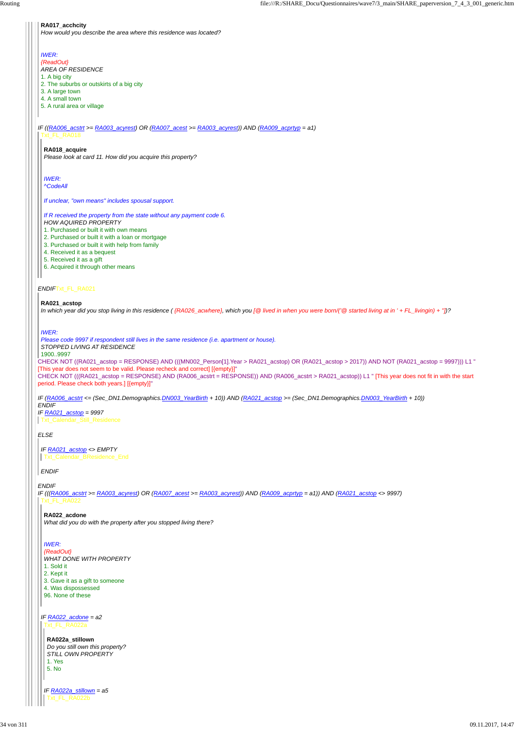**RA017_acchcity**
*How would you describe the area where this residence was located?*

*IWER:*
*{ReadOut}*
*AREA OF RESIDENCE*
1. A big city
2. The suburbs or outskirts of a big city
3. A large town
4. A small town
5. A rural area or village

*IF ((RA006_acstrt >= RA003_acyrest) OR (RA007_acest >= RA003_acyrest)) AND (RA009_acprtyp = a1)*
Txt_FL_RA018

**RA018_acquire**
*Please look at card 11. How did you acquire this property?*

*IWER:*
*^CodeAll*

*If unclear, "own means" includes spousal support.*

*If R received the property from the state without any payment code 6.*
*HOW AQUIRED PROPERTY*
1. Purchased or built it with own means
2. Purchased or built it with a loan or mortgage
3. Purchased or built it with help from family
4. Received it as a bequest
5. Received it as a gift
6. Acquired it through other means

*ENDIF* Txt_FL_RA021

**RA021_acstop**
*In which year did you stop living in this residence ( {RA026_acwhere}, which you [@ lived in when you were born/('@ started living at in ' + FL_livingin) + '']])?*

*IWER:*
*Please code 9997 if respondent still lives in the same residence (i.e. apartment or house).*
*STOPPED LIVING AT RESIDENCE*
1900..9997

CHECK NOT ((RA021_acstop = RESPONSE) AND (((MN002_Person[1].Year > RA021_acstop) OR (RA021_acstop > 2017)) AND NOT (RA021_acstop = 9997))) L1 "[This year does not seem to be valid. Please recheck and correct] [{empty}]"

CHECK NOT (((RA021_acstop = RESPONSE) AND (RA006_acstrt = RESPONSE)) AND (RA006_acstrt > RA021_acstop)) L1 " [This year does not fit in with the start period. Please check both years.] [{empty}]"

*IF (RA006_acstrt <= (Sec_DN1.Demographics.DN003_YearBirth + 10)) AND (RA021_acstop >= (Sec_DN1.Demographics.DN003_YearBirth + 10))*
*ENDIF*
*IF RA021_acstop = 9997*
Txt_Calendar_Still_Residence

*ELSE*

*IF RA021_acstop <> EMPTY*
Txt_Calendar_BResidence_End

*ENDIF*

*ENDIF*
*IF (((RA006_acstrt >= RA003_acyrest) OR (RA007_acest >= RA003_acyrest)) AND (RA009_acprtyp = a1)) AND (RA021_acstop <> 9997)*
Txt_FL_RA022

**RA022_acdone**
*What did you do with the property after you stopped living there?*

*IWER:*
*{ReadOut}*
*WHAT DONE WITH PROPERTY*
1. Sold it
2. Kept it
3. Gave it as a gift to someone
4. Was dispossessed
96. None of these

*IF RA022_acdone = a2*
Txt_FL_RA022a

**RA022a_stillown**
*Do you still own this property?*
*STILL OWN PROPERTY*
1. Yes
5. No

*IF RA022a_stillown = a5*
Txt_FL_RA022b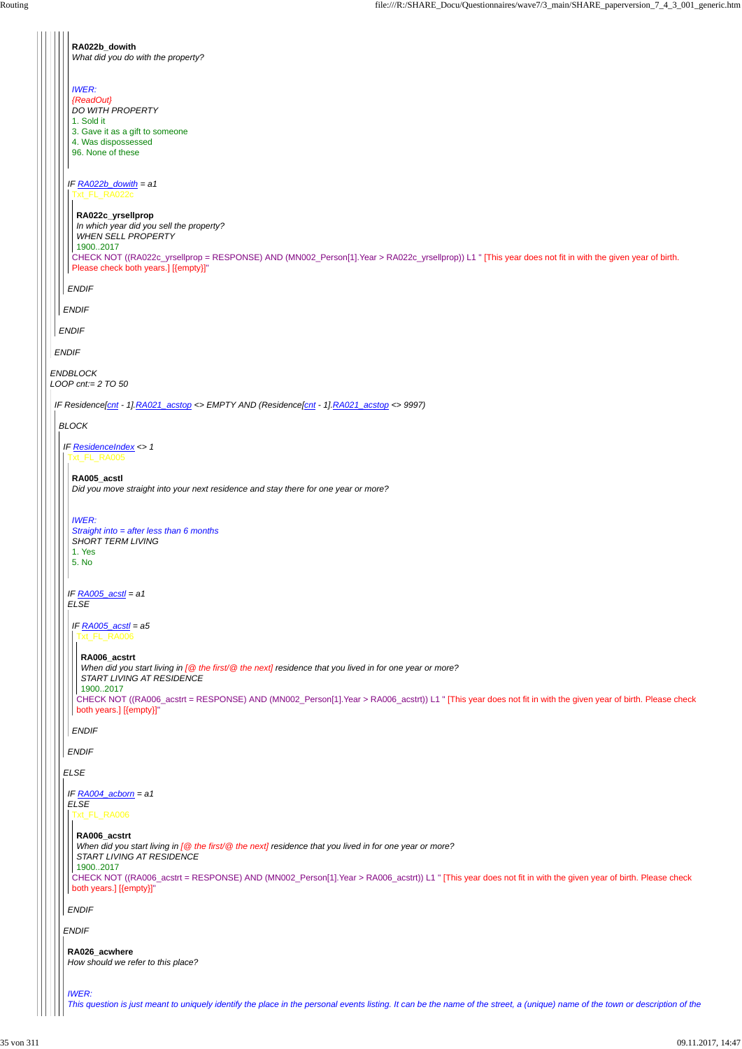**RA022b_dowith**
*What did you do with the property?*

*IWER:*
*{ReadOut}*
*DO WITH PROPERTY*
1. Sold it
3. Gave it as a gift to someone
4. Was dispossessed
96. None of these

*IF RA022b_dowith = a1*
Txt_FL_RA022c

**RA022c_yrsellprop**
*In which year did you sell the property?*
*WHEN SELL PROPERTY*
1900..2017
CHECK NOT ((RA022c_yrsellprop = RESPONSE) AND (MN002_Person[1].Year > RA022c_yrsellprop)) L1 " [This year does not fit in with the given year of birth. Please check both years.] [{empty}]"

*ENDIF*

*ENDIF*

*ENDIF*

*ENDIF*

*ENDBLOCK*
*LOOP cnt:= 2 TO 50*

*IF Residence[cnt - 1].RA021_acstop <> EMPTY AND (Residence[cnt - 1].RA021_acstop <> 9997)*

*BLOCK*

*IF ResidenceIndex <> 1*
Txt_FL_RA005

**RA005_acstl**
*Did you move straight into your next residence and stay there for one year or more?*

*IWER:*
*Straight into = after less than 6 months*
*SHORT TERM LIVING*
1. Yes
5. No

*IF RA005_acstl = a1*
*ELSE*

*IF RA005_acstl = a5*
Txt_FL_RA006

**RA006_acstrt**
*When did you start living in [@ the first/@ the next] residence that you lived in for one year or more?*
*START LIVING AT RESIDENCE*
1900..2017
CHECK NOT ((RA006_acstrt = RESPONSE) AND (MN002_Person[1].Year > RA006_acstrt)) L1 " [This year does not fit in with the given year of birth. Please check both years.] [{empty}]"

*ENDIF*

*ENDIF*

*ELSE*

*IF RA004_acborn = a1*
*ELSE*
Txt_FL_RA006

**RA006_acstrt**
*When did you start living in [@ the first/@ the next] residence that you lived in for one year or more?*
*START LIVING AT RESIDENCE*
1900..2017
CHECK NOT ((RA006_acstrt = RESPONSE) AND (MN002_Person[1].Year > RA006_acstrt)) L1 " [This year does not fit in with the given year of birth. Please check both years.] [{empty}]"

*ENDIF*

*ENDIF*

**RA026_acwhere**
*How should we refer to this place?*

*IWER:*
*This question is just meant to uniquely identify the place in the personal events listing. It can be the name of the street, a (unique) name of the town or description of the*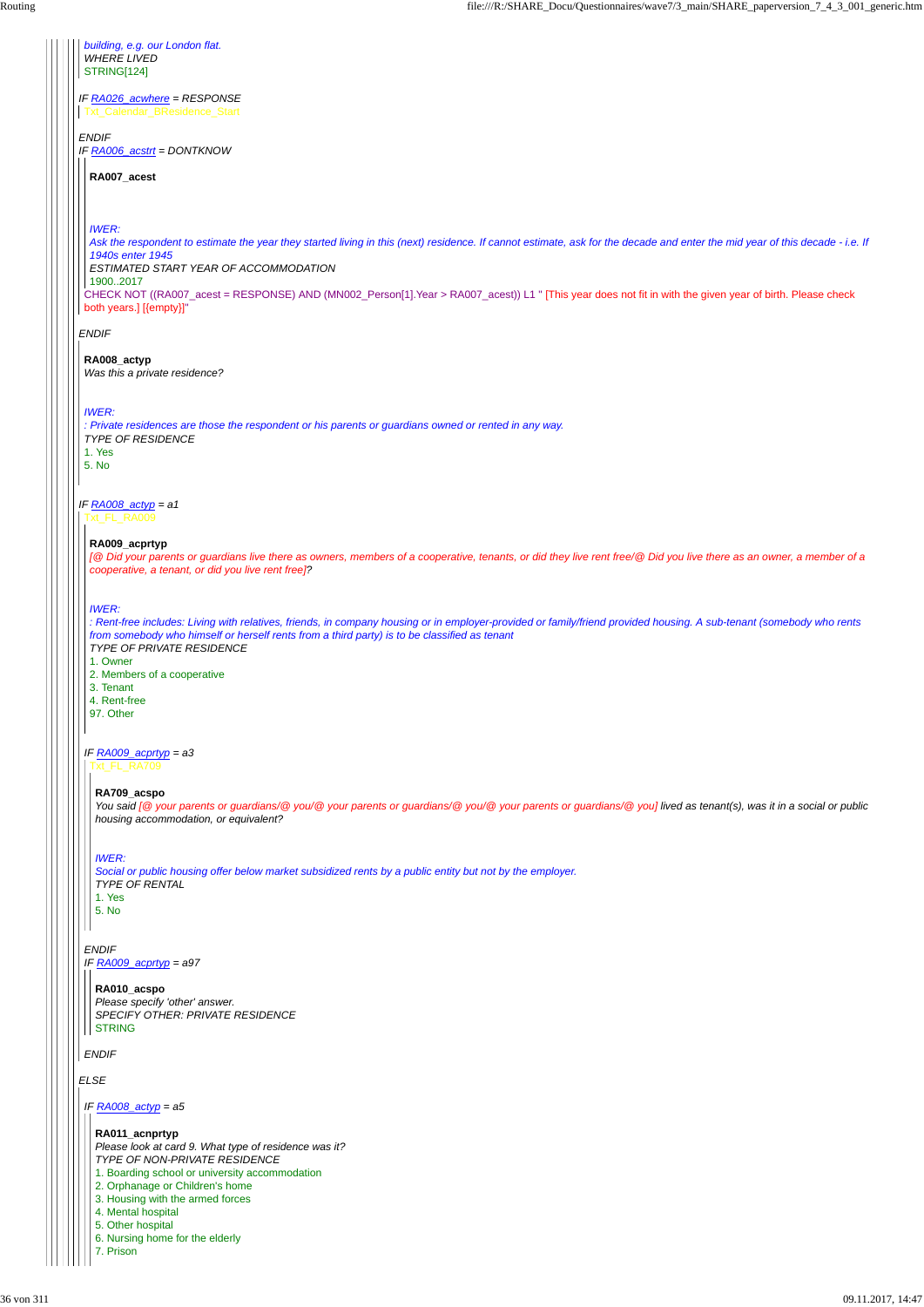*building, e.g. our London flat.*
WHERE LIVED
STRING[124]

*IF RA026_acwhere = RESPONSE*
Txt_Calendar_BResidence_Start

*ENDIF*
*IF RA006_acstrt = DONTKNOW*

**RA007_acest**

*IWER:*
*Ask the respondent to estimate the year they started living in this (next) residence. If cannot estimate, ask for the decade and enter the mid year of this decade - i.e. If 1940s enter 1945*
ESTIMATED START YEAR OF ACCOMMODATION
1900..2017
CHECK NOT ((RA007_acest = RESPONSE) AND (MN002_Person[1].Year > RA007_acest)) L1 " [This year does not fit in with the given year of birth. Please check both years.] [{empty}]"

*ENDIF*

**RA008_actyp**
*Was this a private residence?*

*IWER:*
*: Private residences are those the respondent or his parents or guardians owned or rented in any way.*
TYPE OF RESIDENCE
1. Yes
5. No

*IF RA008_actyp = a1*
Txt_FL_RA009

**RA009_acprtyp**
*[@ Did your parents or guardians live there as owners, members of a cooperative, tenants, or did they live rent free/@ Did you live there as an owner, a member of a cooperative, a tenant, or did you live rent free]?*

*IWER:*
*: Rent-free includes: Living with relatives, friends, in company housing or in employer-provided or family/friend provided housing. A sub-tenant (somebody who rents from somebody who himself or herself rents from a third party) is to be classified as tenant*
TYPE OF PRIVATE RESIDENCE
1. Owner
2. Members of a cooperative
3. Tenant
4. Rent-free
97. Other

*IF RA009_acprtyp = a3*
Txt_FL_RA709

**RA709_acspo**
*You said [@ your parents or guardians/@ you/@ your parents or guardians/@ you/@ your parents or guardians/@ you] lived as tenant(s), was it in a social or public housing accommodation, or equivalent?*

*IWER:*
*Social or public housing offer below market subsidized rents by a public entity but not by the employer.*
TYPE OF RENTAL
1. Yes
5. No

*ENDIF*
*IF RA009_acprtyp = a97*

**RA010_acspo**
*Please specify 'other' answer.*
SPECIFY OTHER: PRIVATE RESIDENCE
STRING

*ENDIF*

*ELSE*

*IF RA008_actyp = a5*

**RA011_acnprtyp**
*Please look at card 9. What type of residence was it?*
TYPE OF NON-PRIVATE RESIDENCE
1. Boarding school or university accommodation
2. Orphanage or Children's home
3. Housing with the armed forces
4. Mental hospital
5. Other hospital
6. Nursing home for the elderly
7. Prison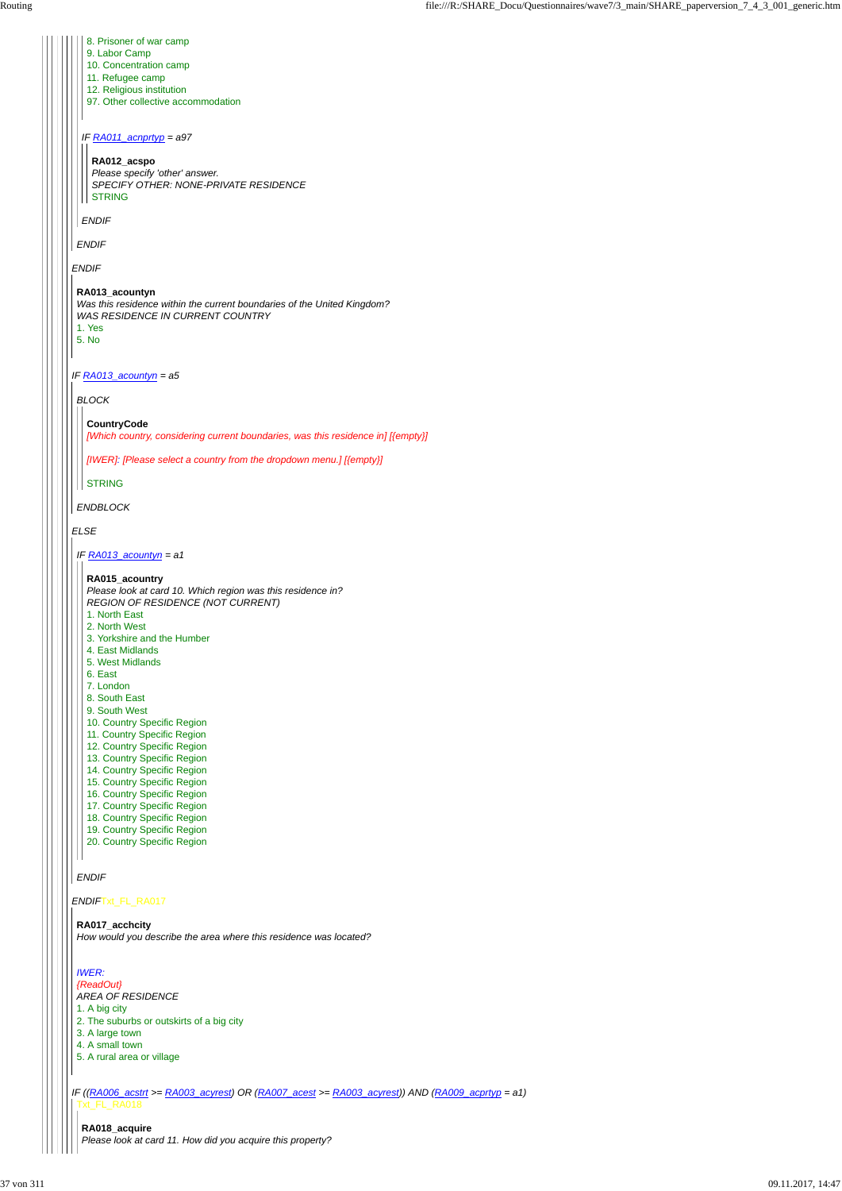8. Prisoner of war camp
9. Labor Camp
10. Concentration camp
11. Refugee camp
12. Religious institution
97. Other collective accommodation

*IF RA011_acnprtyp = a97*

**RA012_acspo**
*Please specify 'other' answer.*
*SPECIFY OTHER: NONE-PRIVATE RESIDENCE*
STRING

*ENDIF*

*ENDIF*

*ENDIF*

**RA013_acountyn**
*Was this residence within the current boundaries of the United Kingdom?*
*WAS RESIDENCE IN CURRENT COUNTRY*
1. Yes
5. No

*IF RA013_acountyn = a5*

*BLOCK*

**CountryCode**
[Which country, considering current boundaries, was this residence in] [{empty}]

[IWER]: [Please select a country from the dropdown menu.] [{empty}]

STRING

*ENDBLOCK*

*ELSE*

*IF RA013_acountyn = a1*

**RA015_acountry**
*Please look at card 10. Which region was this residence in?*
*REGION OF RESIDENCE (NOT CURRENT)*
1. North East
2. North West
3. Yorkshire and the Humber
4. East Midlands
5. West Midlands
6. East
7. London
8. South East
9. South West
10. Country Specific Region
11. Country Specific Region
12. Country Specific Region
13. Country Specific Region
14. Country Specific Region
15. Country Specific Region
16. Country Specific Region
17. Country Specific Region
18. Country Specific Region
19. Country Specific Region
20. Country Specific Region

*ENDIF*

*ENDIF*Txt_FL_RA017

**RA017_acchcity**
*How would you describe the area where this residence was located?*

*IWER:*
*{ReadOut}*
*AREA OF RESIDENCE*
1. A big city
2. The suburbs or outskirts of a big city
3. A large town
4. A small town
5. A rural area or village

*IF ((RA006_acstrt >= RA003_acyrest) OR (RA007_acest >= RA003_acyrest)) AND (RA009_acprtyp = a1)*
Txt_FL_RA018

**RA018_acquire**
*Please look at card 11. How did you acquire this property?*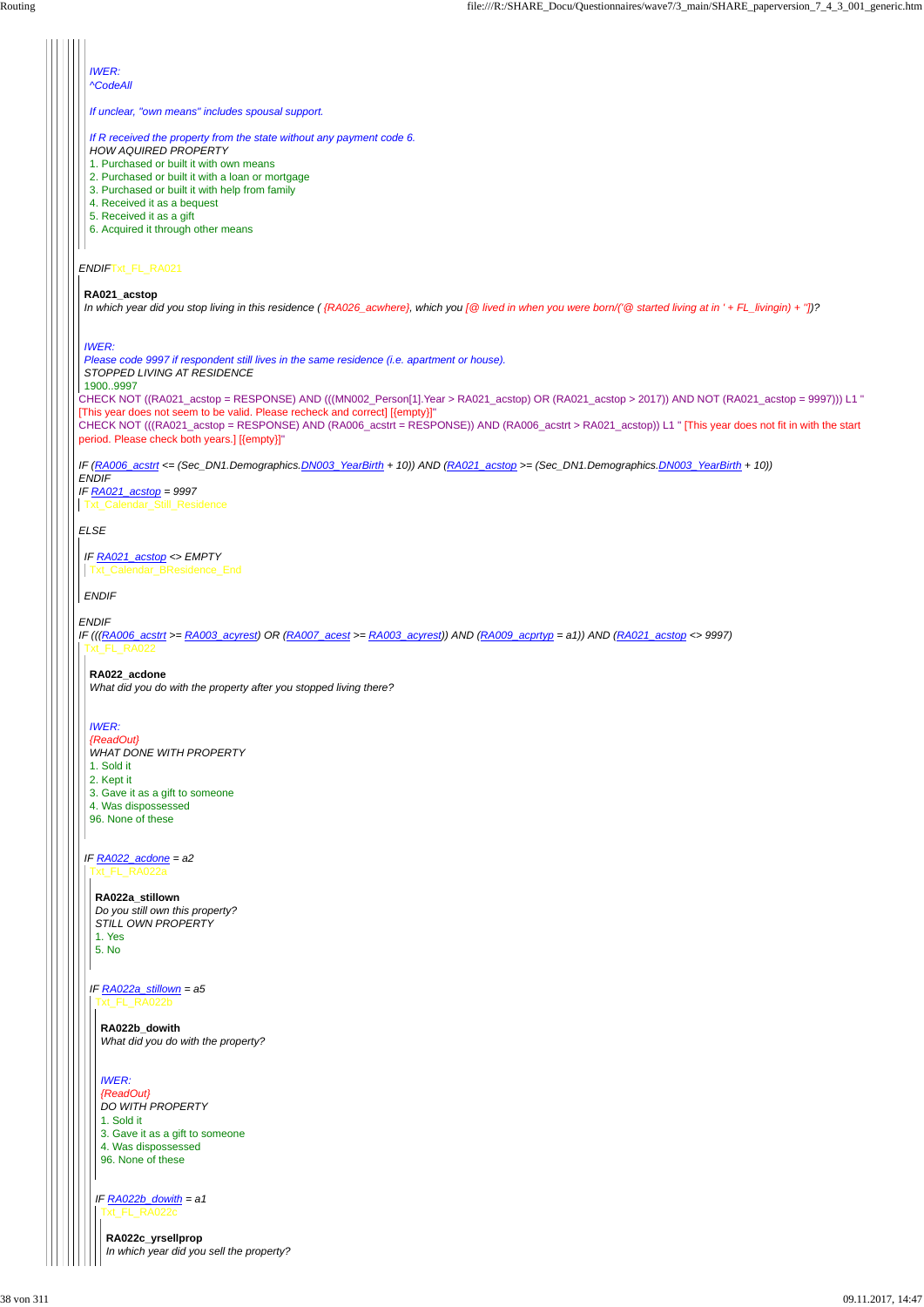*IWER:*
*^CodeAll*

*If unclear, "own means" includes spousal support.*

*If R received the property from the state without any payment code 6.*
*HOW AQUIRED PROPERTY*
1. Purchased or built it with own means
2. Purchased or built it with a loan or mortgage
3. Purchased or built it with help from family
4. Received it as a bequest
5. Received it as a gift
6. Acquired it through other means

*ENDIF* Txt_FL_RA021

**RA021_acstop**
*In which year did you stop living in this residence ( {RA026_acwhere}, which you [@ lived in when you were born/('@ started living at in ' + FL_livingin) + '']])?*

*IWER:*
*Please code 9997 if respondent still lives in the same residence (i.e. apartment or house).*
*STOPPED LIVING AT RESIDENCE*
1900..9997

CHECK NOT ((RA021_acstop = RESPONSE) AND (((MN002_Person[1].Year > RA021_acstop) OR (RA021_acstop > 2017)) AND NOT (RA021_acstop = 9997))) L1 " [This year does not seem to be valid. Please recheck and correct] [{empty}]"

CHECK NOT (((RA021_acstop = RESPONSE) AND (RA006_acstrt = RESPONSE)) AND (RA006_acstrt > RA021_acstop)) L1 " [This year does not fit in with the start period. Please check both years.] [{empty}]"

*IF (RA006_acstrt <= (Sec_DN1.Demographics.DN003_YearBirth + 10)) AND (RA021_acstop >= (Sec_DN1.Demographics.DN003_YearBirth + 10))*
*ENDIF*
*IF RA021_acstop = 9997*
Txt_Calendar_Still_Residence

*ELSE*

*IF RA021_acstop <> EMPTY*
Txt_Calendar_BResidence_End

*ENDIF*

*ENDIF*
*IF (((RA006_acstrt >= RA003_acyrest) OR (RA007_acest >= RA003_acyrest)) AND (RA009_acprtyp = a1)) AND (RA021_acstop <> 9997)*
Txt_FL_RA022

**RA022_acdone**
*What did you do with the property after you stopped living there?*

*IWER:*
*{ReadOut}*
*WHAT DONE WITH PROPERTY*
1. Sold it
2. Kept it
3. Gave it as a gift to someone
4. Was dispossessed
96. None of these

*IF RA022_acdone = a2*
Txt_FL_RA022a

**RA022a_stillown**
*Do you still own this property?*
*STILL OWN PROPERTY*
1. Yes
5. No

*IF RA022a_stillown = a5*
Txt_FL_RA022b

**RA022b_dowith**
*What did you do with the property?*

*IWER:*
*{ReadOut}*
*DO WITH PROPERTY*
1. Sold it
3. Gave it as a gift to someone
4. Was dispossessed
96. None of these

*IF RA022b_dowith = a1*
Txt_FL_RA022c

**RA022c_yrsellprop**
*In which year did you sell the property?*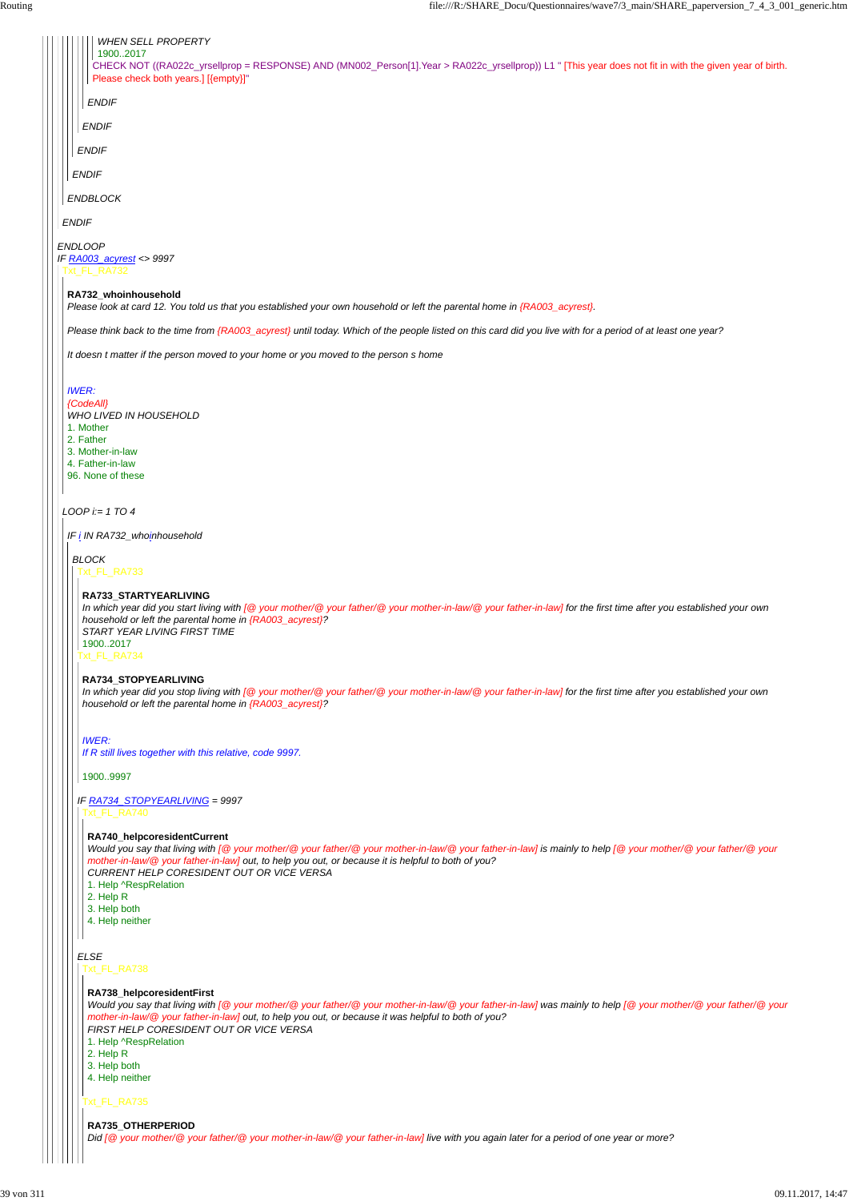*WHEN SELL PROPERTY*

1900..2017

CHECK NOT ((RA022c_yrsellprop = RESPONSE) AND (MN002_Person[1].Year > RA022c_yrsellprop)) L1 " [This year does not fit in with the given year of birth. Please check both years.] [{empty}]"

*ENDIF*

*ENDIF*

*ENDIF*

*ENDIF*

*ENDBLOCK*

*ENDIF*

*ENDLOOP*

*IF RA003_acyrest <> 9997*

Txt_FL_RA732

**RA732_whoinhousehold**

*Please look at card 12. You told us that you established your own household or left the parental home in {RA003_acyrest}.*

*Please think back to the time from {RA003_acyrest} until today. Which of the people listed on this card did you live with for a period of at least one year?*

*It doesn t matter if the person moved to your home or you moved to the person s home*

*IWER:*

*{CodeAll}*

*WHO LIVED IN HOUSEHOLD*

1. Mother
2. Father
3. Mother-in-law
4. Father-in-law
96. None of these

*LOOP i:= 1 TO 4*

*IF i IN RA732_whoinhousehold*

*BLOCK*

Txt_FL_RA733

**RA733_STARTYEARLIVING**

*In which year did you start living with [@ your mother/@ your father/@ your mother-in-law/@ your father-in-law] for the first time after you established your own household or left the parental home in {RA003_acyrest}?*

*START YEAR LIVING FIRST TIME*

1900..2017

Txt_FL_RA734

**RA734_STOPYEARLIVING**

*In which year did you stop living with [@ your mother/@ your father/@ your mother-in-law/@ your father-in-law] for the first time after you established your own household or left the parental home in {RA003_acyrest}?*

*IWER:*

*If R still lives together with this relative, code 9997.*

1900..9997

*IF RA734_STOPYEARLIVING = 9997*

Txt_FL_RA740

**RA740_helpcoresidentCurrent**

*Would you say that living with [@ your mother/@ your father/@ your mother-in-law/@ your father-in-law] is mainly to help [@ your mother/@ your father/@ your mother-in-law/@ your father-in-law] out, to help you out, or because it is helpful to both of you?*

*CURRENT HELP CORESIDENT OUT OR VICE VERSA*

1. Help ^RespRelation
2. Help R
3. Help both
4. Help neither

*ELSE*

Txt_FL_RA738

**RA738_helpcoresidentFirst**

*Would you say that living with [@ your mother/@ your father/@ your mother-in-law/@ your father-in-law] was mainly to help [@ your mother/@ your father/@ your mother-in-law/@ your father-in-law] out, to help you out, or because it was helpful to both of you?*

*FIRST HELP CORESIDENT OUT OR VICE VERSA*

1. Help ^RespRelation
2. Help R
3. Help both
4. Help neither

Txt_FL_RA735

**RA735_OTHERPERIOD**

*Did [@ your mother/@ your father/@ your mother-in-law/@ your father-in-law] live with you again later for a period of one year or more?*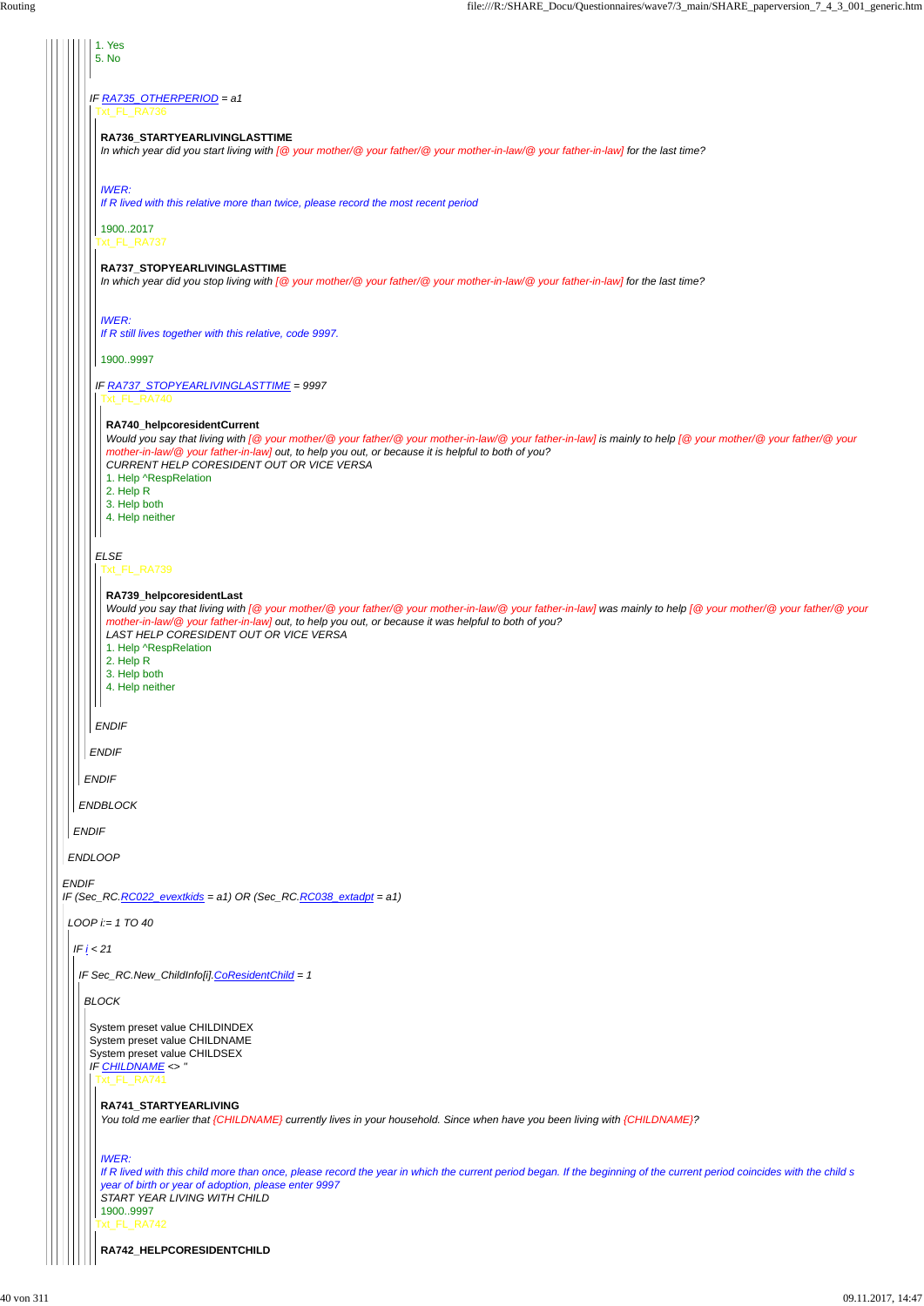1. Yes
5. No

*IF RA735_OTHERPERIOD = a1*

Txt_FL_RA736

**RA736_STARTYEARLIVINGLASTTIME**

*In which year did you start living with [@ your mother/@ your father/@ your mother-in-law/@ your father-in-law] for the last time?*

*IWER:*
*If R lived with this relative more than twice, please record the most recent period*

1900..2017

Txt_FL_RA737

**RA737_STOPYEARLIVINGLASTTIME**

*In which year did you stop living with [@ your mother/@ your father/@ your mother-in-law/@ your father-in-law] for the last time?*

*IWER:*
*If R still lives together with this relative, code 9997.*

1900..9997

*IF RA737_STOPYEARLIVINGLASTTIME = 9997*

Txt_FL_RA740

**RA740_helpcoresidentCurrent**

*Would you say that living with [@ your mother/@ your father/@ your mother-in-law/@ your father-in-law] is mainly to help [@ your mother/@ your father/@ your mother-in-law/@ your father-in-law] out, to help you out, or because it is helpful to both of you?*
*CURRENT HELP CORESIDENT OUT OR VICE VERSA*

1. Help ^RespRelation
2. Help R
3. Help both
4. Help neither

*ELSE*

Txt_FL_RA739

**RA739_helpcoresidentLast**

*Would you say that living with [@ your mother/@ your father/@ your mother-in-law/@ your father-in-law] was mainly to help [@ your mother/@ your father/@ your mother-in-law/@ your father-in-law] out, to help you out, or because it was helpful to both of you?*
*LAST HELP CORESIDENT OUT OR VICE VERSA*

1. Help ^RespRelation
2. Help R
3. Help both
4. Help neither

*ENDIF*

*ENDIF*

*ENDIF*

*ENDBLOCK*

*ENDIF*

*ENDLOOP*

*ENDIF*

*IF (Sec_RC.RC022_evetkids = a1) OR (Sec_RC.RC038_extadpt = a1)*

*LOOP i:= 1 TO 40*

*IF i < 21*

*IF Sec_RC.New_ChildInfo[i].CoResidentChild = 1*

*BLOCK*

System preset value CHILDINDEX
System preset value CHILDNAME
System preset value CHILDSEX

*IF CHILDNAME <> ''*

Txt_FL_RA741

**RA741_STARTYEARLIVING**

*You told me earlier that {CHILDNAME} currently lives in your household. Since when have you been living with {CHILDNAME}?*

*IWER:*
*If R lived with this child more than once, please record the year in which the current period began. If the beginning of the current period coincides with the child s year of birth or year of adoption, please enter 9997*

*START YEAR LIVING WITH CHILD*

1900..9997

Txt_FL_RA742

**RA742_HELPCORESIDENTCHILD**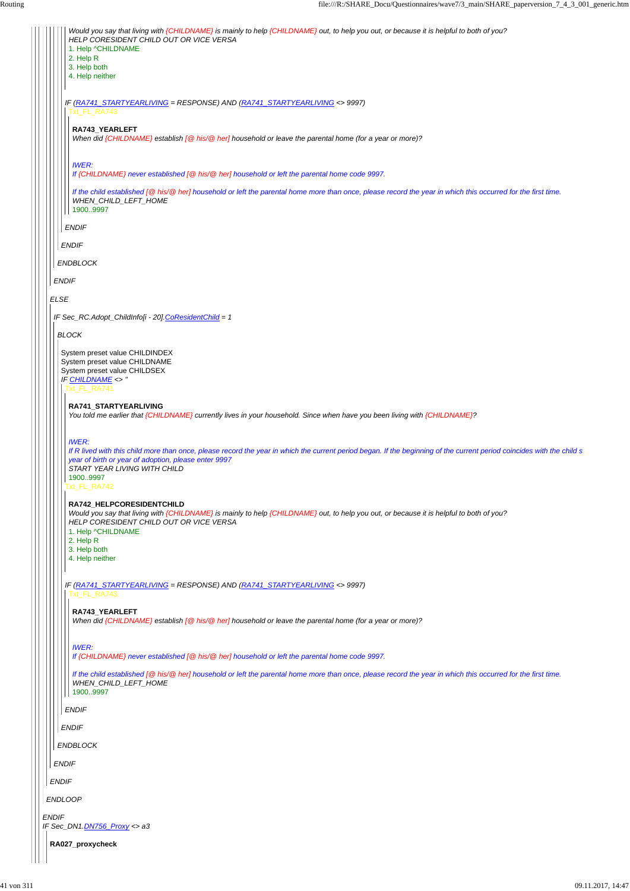*Would you say that living with {CHILDNAME} is mainly to help {CHILDNAME} out, to help you out, or because it is helpful to both of you?*
*HELP CORESIDENT CHILD OUT OR VICE VERSA*
1. Help ^CHILDNAME
2. Help R
3. Help both
4. Help neither

*IF (RA741_STARTYEARLIVING = RESPONSE) AND (RA741_STARTYEARLIVING <> 9997)*
Txt_FL_RA743

**RA743_YEARLEFT**
*When did {CHILDNAME} establish [@ his/@ her] household or leave the parental home (for a year or more)?*

*IWER:*
*If {CHILDNAME} never established [@ his/@ her] household or left the parental home code 9997.*

*If the child established [@ his/@ her] household or left the parental home more than once, please record the year in which this occurred for the first time.*
*WHEN_CHILD_LEFT_HOME*
1900..9997

*ENDIF*

*ENDIF*

*ENDBLOCK*

*ENDIF*

*ELSE*

*IF Sec_RC.Adopt_ChildInfo[i - 20].CoResidentChild = 1*

*BLOCK*

System preset value CHILDINDEX
System preset value CHILDNAME
System preset value CHILDSEX
*IF CHILDNAME <> ''*
Txt_FL_RA741

**RA741_STARTYEARLIVING**
*You told me earlier that {CHILDNAME} currently lives in your household. Since when have you been living with {CHILDNAME}?*

*IWER:*
*If R lived with this child more than once, please record the year in which the current period began. If the beginning of the current period coincides with the child s year of birth or year of adoption, please enter 9997*
*START YEAR LIVING WITH CHILD*
1900..9997
Txt_FL_RA742

**RA742_HELPCORESIDENTCHILD**
*Would you say that living with {CHILDNAME} is mainly to help {CHILDNAME} out, to help you out, or because it is helpful to both of you?*
*HELP CORESIDENT CHILD OUT OR VICE VERSA*
1. Help ^CHILDNAME
2. Help R
3. Help both
4. Help neither

*IF (RA741_STARTYEARLIVING = RESPONSE) AND (RA741_STARTYEARLIVING <> 9997)*
Txt_FL_RA743

**RA743_YEARLEFT**
*When did {CHILDNAME} establish [@ his/@ her] household or leave the parental home (for a year or more)?*

*IWER:*
*If {CHILDNAME} never established [@ his/@ her] household or left the parental home code 9997.*

*If the child established [@ his/@ her] household or left the parental home more than once, please record the year in which this occurred for the first time.*
*WHEN_CHILD_LEFT_HOME*
1900..9997

*ENDIF*

*ENDIF*

*ENDBLOCK*

*ENDIF*

*ENDIF*

*ENDLOOP*

*ENDIF*
*IF Sec_DN1.DN756_Proxy <> a3*

**RA027_proxycheck**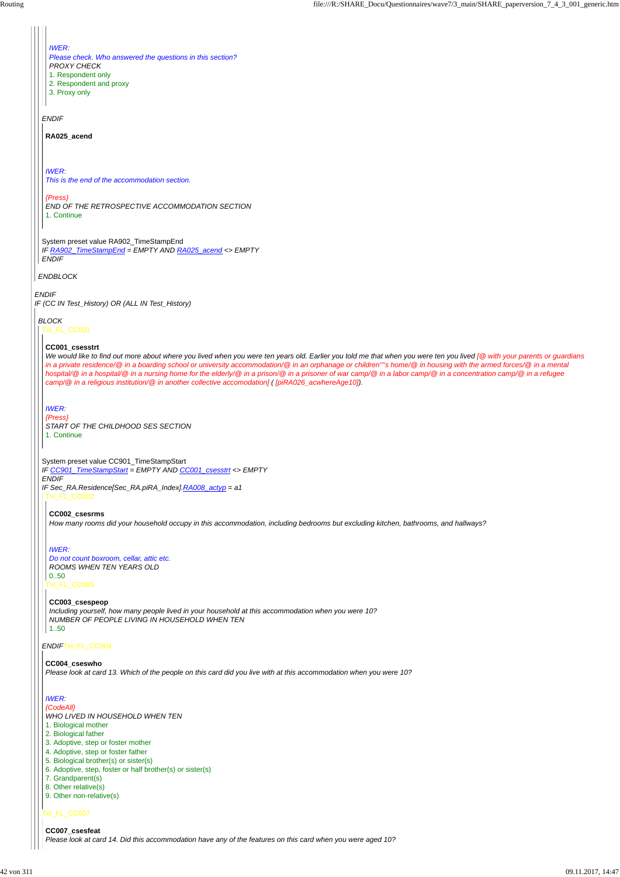IWER:
*Please check. Who answered the questions in this section?*
*PROXY CHECK*
1. Respondent only
2. Respondent and proxy
3. Proxy only

*ENDIF*

**RA025_acend**

IWER:
*This is the end of the accommodation section.*

{Press}
*END OF THE RETROSPECTIVE ACCOMMODATION SECTION*
1. Continue

System preset value RA902_TimeStampEnd
*IF RA902_TimeStampEnd = EMPTY AND RA025_acend <> EMPTY*
*ENDIF*

*ENDBLOCK*

*ENDIF*
*IF (CC IN Test_History) OR (ALL IN Test_History)*

*BLOCK*
Txt_FL_CC001

**CC001_csesstrt**
*We would like to find out more about where you lived when you were ten years old. Earlier you told me that when you were ten you lived [@ with your parents or guardians in a private residence/@ in a boarding school or university accommodation/@ in an orphanage or children""s home/@ in housing with the armed forces/@ in a mental hospital/@ in a hospital/@ in a nursing home for the elderly/@ in a prison/@ in a prisoner of war camp/@ in a labor camp/@ in a concentration camp/@ in a refugee camp/@ in a religious institution/@ in another collective accomodation] ( [piRA026_acwhereAge10]).*

IWER:
{Press}
*START OF THE CHILDHOOD SES SECTION*
1. Continue

System preset value CC901_TimeStampStart
*IF CC901_TimeStampStart = EMPTY AND CC001_csesstrt <> EMPTY*
*ENDIF*
*IF Sec_RA.Residence[Sec_RA.piRA_Index].RA008_actyp = a1*
Txt_FL_CC002

**CC002_csesrms**
*How many rooms did your household occupy in this accommodation, including bedrooms but excluding kitchen, bathrooms, and hallways?*

IWER:
*Do not count boxroom, cellar, attic etc.*
*ROOMS WHEN TEN YEARS OLD*
0..50
Txt_FL_CC003

**CC003_csespeop**
*Including yourself, how many people lived in your household at this accommodation when you were 10?*
*NUMBER OF PEOPLE LIVING IN HOUSEHOLD WHEN TEN*
1..50

*ENDIF*Txt_FL_CC004

**CC004_cseswho**
*Please look at card 13. Which of the people on this card did you live with at this accommodation when you were 10?*

IWER:
{CodeAll}
*WHO LIVED IN HOUSEHOLD WHEN TEN*
1. Biological mother
2. Biological father
3. Adoptive, step or foster mother
4. Adoptive, step or foster father
5. Biological brother(s) or sister(s)
6. Adoptive, step, foster or half brother(s) or sister(s)
7. Grandparent(s)
8. Other relative(s)
9. Other non-relative(s)

Txt_FL_CC007

**CC007_csesfeat**
*Please look at card 14. Did this accommodation have any of the features on this card when you were aged 10?*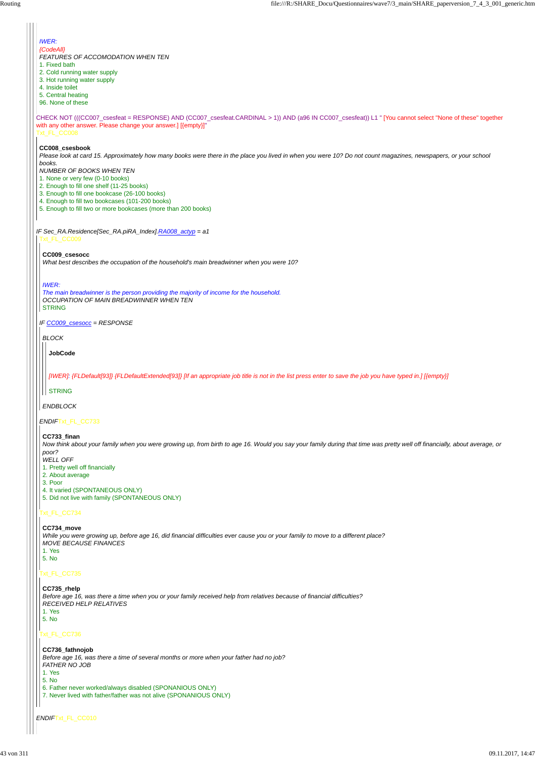IWER:
{CodeAll}
FEATURES OF ACCOMODATION WHEN TEN
1. Fixed bath
2. Cold running water supply
3. Hot running water supply
4. Inside toilet
5. Central heating
96. None of these

CHECK NOT (((CC007_csesfeat = RESPONSE) AND (CC007_csesfeat.CARDINAL > 1)) AND (a96 IN CC007_csesfeat)) L1 " [You cannot select "None of these" together with any other answer. Please change your answer.] [{empty}]"
Txt_FL_CC008

**CC008_csesbook**
*Please look at card 15. Approximately how many books were there in the place you lived in when you were 10? Do not count magazines, newspapers, or your school books.*
*NUMBER OF BOOKS WHEN TEN*
1. None or very few (0-10 books)
2. Enough to fill one shelf (11-25 books)
3. Enough to fill one bookcase (26-100 books)
4. Enough to fill two bookcases (101-200 books)
5. Enough to fill two or more bookcases (more than 200 books)

*IF Sec_RA.Residence[Sec_RA.piRA_Index].RA008_actyp = a1*
Txt_FL_CC009

**CC009_csesocc**
*What best describes the occupation of the household's main breadwinner when you were 10?*

*IWER:*
*The main breadwinner is the person providing the majority of income for the household.*
*OCCUPATION OF MAIN BREADWINNER WHEN TEN*
STRING

*IF CC009_csesocc = RESPONSE*

*BLOCK*

**JobCode**

*[IWER]: {FLDefault[93]} {FLDefaultExtended[93]} [If an appropriate job title is not in the list press enter to save the job you have typed in.] [{empty}]*

STRING

*ENDBLOCK*

*ENDIF*Txt_FL_CC733

**CC733_finan**
*Now think about your family when you were growing up, from birth to age 16. Would you say your family during that time was pretty well off financially, about average, or poor?*
*WELL OFF*
1. Pretty well off financially
2. About average
3. Poor
4. It varied (SPONTANEOUS ONLY)
5. Did not live with family (SPONTANEOUS ONLY)

Txt_FL_CC734

**CC734_move**
*While you were growing up, before age 16, did financial difficulties ever cause you or your family to move to a different place?*
*MOVE BECAUSE FINANCES*
1. Yes
5. No

Txt_FL_CC735

**CC735_rhelp**
*Before age 16, was there a time when you or your family received help from relatives because of financial difficulties?*
*RECEIVED HELP RELATIVES*
1. Yes
5. No

Txt_FL_CC736

**CC736_fathnojob**
*Before age 16, was there a time of several months or more when your father had no job?*
*FATHER NO JOB*
1. Yes
5. No
6. Father never worked/always disabled (SPONANIOUS ONLY)
7. Never lived with father/father was not alive (SPONANIOUS ONLY)

*ENDIF*Txt_FL_CC010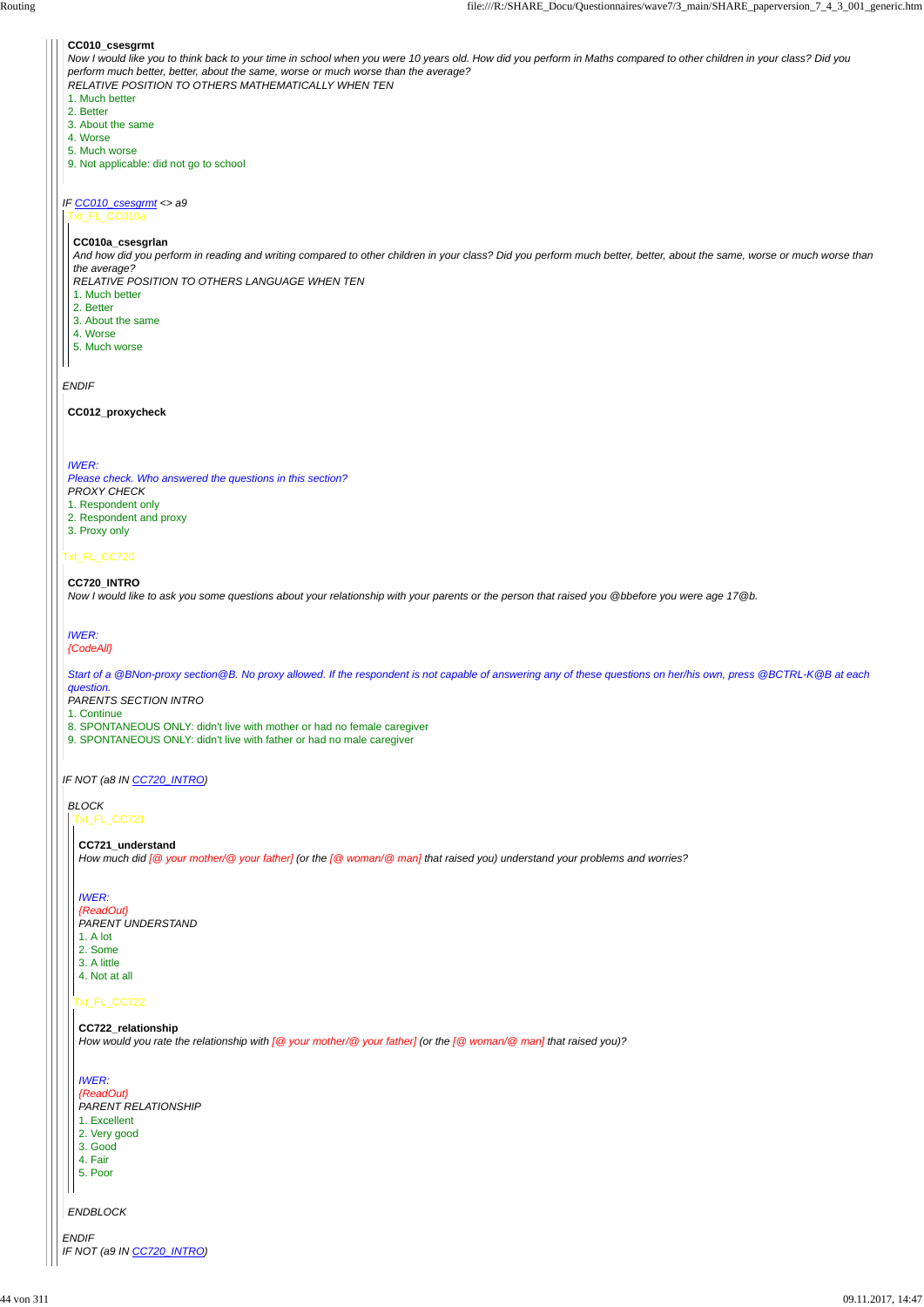**CC010_csesgrmt**

*Now I would like you to think back to your time in school when you were 10 years old. How did you perform in Maths compared to other children in your class? Did you perform much better, better, about the same, worse or much worse than the average?*

*RELATIVE POSITION TO OTHERS MATHEMATICALLY WHEN TEN*

1. Much better
2. Better
3. About the same
4. Worse
5. Much worse
9. Not applicable: did not go to school

*IF CC010_csesgrmt <> a9*

Txt_FL_CC010a

**CC010a_csesgrlan**

*And how did you perform in reading and writing compared to other children in your class? Did you perform much better, better, about the same, worse or much worse than the average?*

*RELATIVE POSITION TO OTHERS LANGUAGE WHEN TEN*

1. Much better
2. Better
3. About the same
4. Worse
5. Much worse

*ENDIF*

**CC012_proxycheck**

*IWER:*
*Please check. Who answered the questions in this section?*
*PROXY CHECK*

1. Respondent only
2. Respondent and proxy
3. Proxy only

Txt_FL_CC720

**CC720_INTRO**

*Now I would like to ask you some questions about your relationship with your parents or the person that raised you @bbefore you were age 17@b.*

*IWER:*
*{CodeAll}*

*Start of a @BNon-proxy section@B. No proxy allowed. If the respondent is not capable of answering any of these questions on her/his own, press @BCTRL-K@B at each question.*
*PARENTS SECTION INTRO*

1. Continue
8. SPONTANEOUS ONLY: didn't live with mother or had no female caregiver
9. SPONTANEOUS ONLY: didn't live with father or had no male caregiver

*IF NOT (a8 IN CC720_INTRO)*

*BLOCK*

Txt_FL_CC721

**CC721_understand**

*How much did [@ your mother/@ your father] (or the [@ woman/@ man] that raised you) understand your problems and worries?*

*IWER:*
*{ReadOut}*
*PARENT UNDERSTAND*

1. A lot
2. Some
3. A little
4. Not at all

Txt_FL_CC722

**CC722_relationship**

*How would you rate the relationship with [@ your mother/@ your father] (or the [@ woman/@ man] that raised you)?*

*IWER:*
*{ReadOut}*
*PARENT RELATIONSHIP*

1. Excellent
2. Very good
3. Good
4. Fair
5. Poor

*ENDBLOCK*

*ENDIF*

*IF NOT (a9 IN CC720_INTRO)*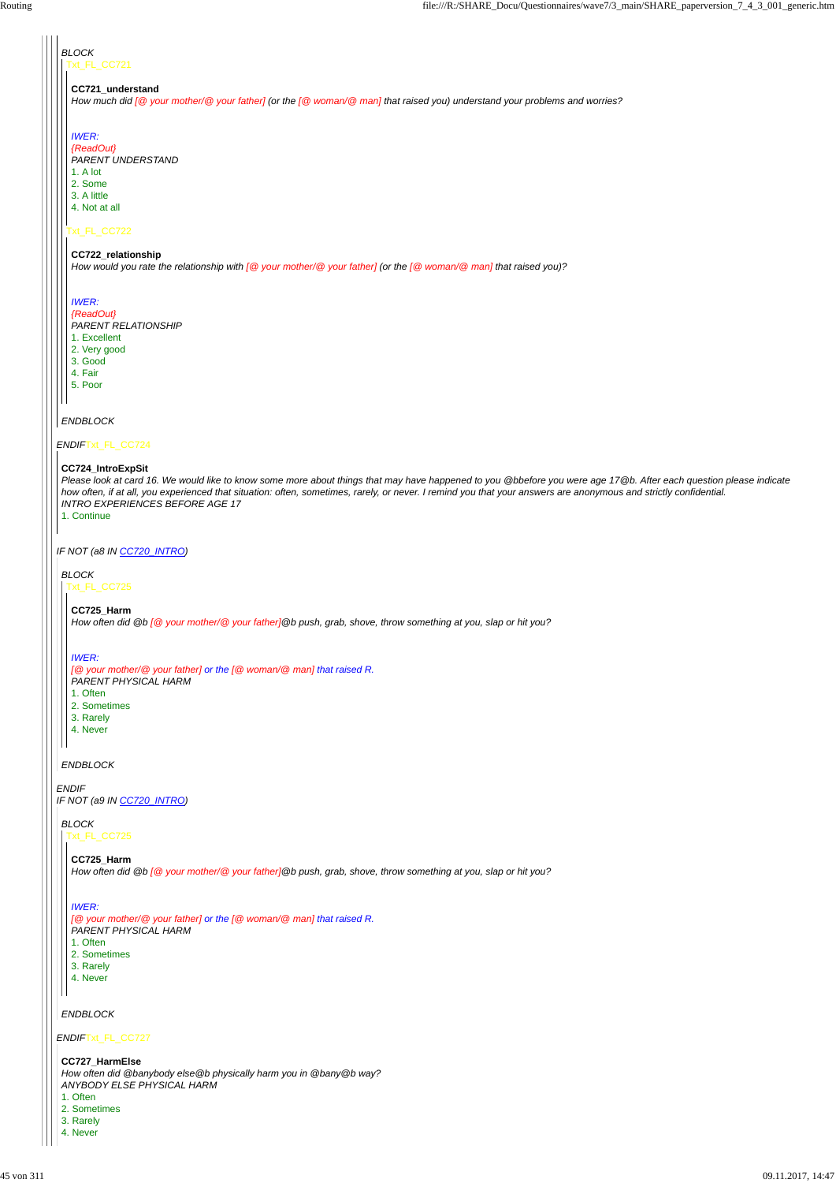*BLOCK*

Txt_FL_CC721

**CC721_understand**

*How much did [@ your mother/@ your father] (or the [@ woman/@ man] that raised you) understand your problems and worries?*

*IWER:*
*{ReadOut}*
*PARENT UNDERSTAND*

1. A lot
2. Some
3. A little
4. Not at all

Txt_FL_CC722

**CC722_relationship**

*How would you rate the relationship with [@ your mother/@ your father] (or the [@ woman/@ man] that raised you)?*

*IWER:*
*{ReadOut}*
*PARENT RELATIONSHIP*

1. Excellent
2. Very good
3. Good
4. Fair
5. Poor

*ENDBLOCK*

*ENDIF* Txt_FL_CC724

**CC724_IntroExpSit**

*Please look at card 16. We would like to know some more about things that may have happened to you @bbefore you were age 17@b. After each question please indicate how often, if at all, you experienced that situation: often, sometimes, rarely, or never. I remind you that your answers are anonymous and strictly confidential.*
*INTRO EXPERIENCES BEFORE AGE 17*

1. Continue

*IF NOT (a8 IN CC720_INTRO)*

*BLOCK*

Txt_FL_CC725

**CC725_Harm**

*How often did @b [@ your mother/@ your father]@b push, grab, shove, throw something at you, slap or hit you?*

*IWER:*
*[@ your mother/@ your father] or the [@ woman/@ man] that raised R.*
*PARENT PHYSICAL HARM*

1. Often
2. Sometimes
3. Rarely
4. Never

*ENDBLOCK*

*ENDIF*

*IF NOT (a9 IN CC720_INTRO)*

*BLOCK*

Txt_FL_CC725

**CC725_Harm**

*How often did @b [@ your mother/@ your father]@b push, grab, shove, throw something at you, slap or hit you?*

*IWER:*
*[@ your mother/@ your father] or the [@ woman/@ man] that raised R.*
*PARENT PHYSICAL HARM*

1. Often
2. Sometimes
3. Rarely
4. Never

*ENDBLOCK*

*ENDIF* Txt_FL_CC727

**CC727_HarmElse**

*How often did @banybody else@b physically harm you in @bany@b way?*
*ANYBODY ELSE PHYSICAL HARM*

1. Often
2. Sometimes
3. Rarely
4. Never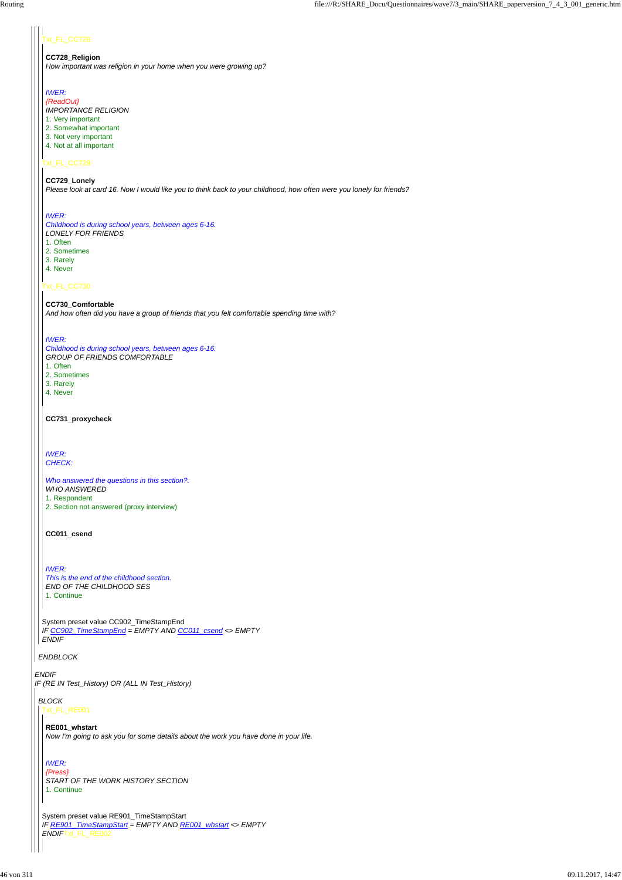Txt_FL_CC728

**CC728_Religion**
*How important was religion in your home when you were growing up?*

*IWER:*
*{ReadOut}*
*IMPORTANCE RELIGION*
1. Very important
2. Somewhat important
3. Not very important
4. Not at all important

Txt_FL_CC729

**CC729_Lonely**
*Please look at card 16. Now I would like you to think back to your childhood, how often were you lonely for friends?*

*IWER:*
*Childhood is during school years, between ages 6-16.*
*LONELY FOR FRIENDS*
1. Often
2. Sometimes
3. Rarely
4. Never

Txt_FL_CC730

**CC730_Comfortable**
*And how often did you have a group of friends that you felt comfortable spending time with?*

*IWER:*
*Childhood is during school years, between ages 6-16.*
*GROUP OF FRIENDS COMFORTABLE*
1. Often
2. Sometimes
3. Rarely
4. Never

**CC731_proxycheck**

*IWER:*
*CHECK:*

*Who answered the questions in this section?.*
*WHO ANSWERED*
1. Respondent
2. Section not answered (proxy interview)

**CC011_csend**

*IWER:*
*This is the end of the childhood section.*
*END OF THE CHILDHOOD SES*
1. Continue

System preset value CC902_TimeStampEnd
*IF CC902_TimeStampEnd = EMPTY AND CC011_csend <> EMPTY*
*ENDIF*

*ENDBLOCK*

*ENDIF*
*IF (RE IN Test_History) OR (ALL IN Test_History)*

*BLOCK*
Txt_FL_RE001

**RE001_whstart**
*Now I'm going to ask you for some details about the work you have done in your life.*

*IWER:*
*{Press}*
*START OF THE WORK HISTORY SECTION*
1. Continue

System preset value RE901_TimeStampStart
*IF RE901_TimeStampStart = EMPTY AND RE001_whstart <> EMPTY*
*ENDIF* Txt_FL_RE002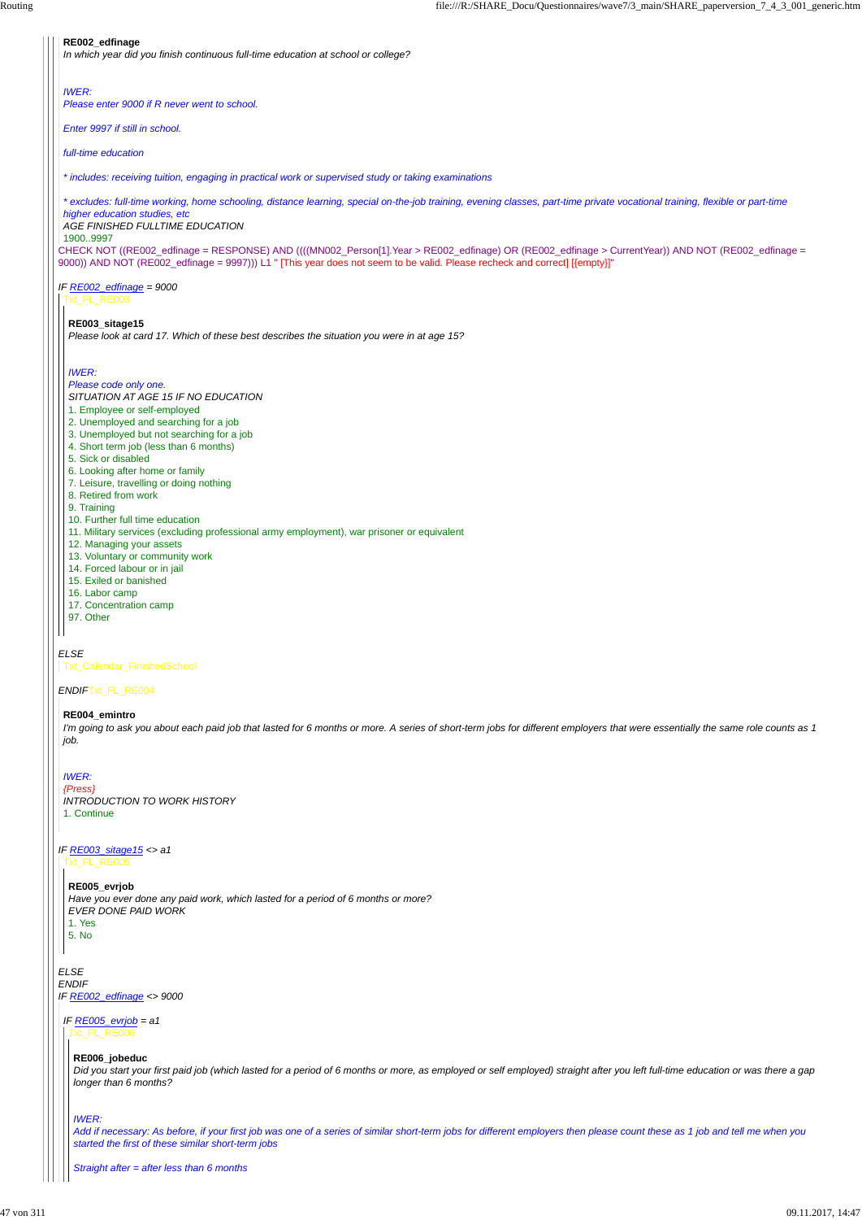**RE002_edfinage**

*In which year did you finish continuous full-time education at school or college?*

*IWER:*
*Please enter 9000 if R never went to school.*

*Enter 9997 if still in school.*

*full-time education*

** includes: receiving tuition, engaging in practical work or supervised study or taking examinations*

** excludes: full-time working, home schooling, distance learning, special on-the-job training, evening classes, part-time private vocational training, flexible or part-time higher education studies, etc*

*AGE FINISHED FULLTIME EDUCATION*

1900..9997

CHECK NOT ((RE002_edfinage = RESPONSE) AND ((((MN002_Person[1].Year > RE002_edfinage) OR (RE002_edfinage > CurrentYear)) AND NOT (RE002_edfinage = 9000)) AND NOT (RE002_edfinage = 9997))) L1 " [This year does not seem to be valid. Please recheck and correct] [{empty}]"

*IF RE002_edfinage = 9000*

Txt_FL_RE003

**RE003_sitage15**

*Please look at card 17. Which of these best describes the situation you were in at age 15?*

*IWER:*
*Please code only one.*
*SITUATION AT AGE 15 IF NO EDUCATION*

1. Employee or self-employed
2. Unemployed and searching for a job
3. Unemployed but not searching for a job
4. Short term job (less than 6 months)
5. Sick or disabled
6. Looking after home or family
7. Leisure, travelling or doing nothing
8. Retired from work
9. Training
10. Further full time education
11. Military services (excluding professional army employment), war prisoner or equivalent
12. Managing your assets
13. Voluntary or community work
14. Forced labour or in jail
15. Exiled or banished
16. Labor camp
17. Concentration camp
97. Other

*ELSE*

Txt_Calendar_FinishedSchool

*ENDIF* Txt_FL_RE004

**RE004_emintro**

*I'm going to ask you about each paid job that lasted for 6 months or more. A series of short-term jobs for different employers that were essentially the same role counts as 1 job.*

*IWER:*
*{Press}*
*INTRODUCTION TO WORK HISTORY*

1. Continue

*IF RE003_sitage15 <> a1*

Txt_FL_RE005

**RE005_evrjob**

*Have you ever done any paid work, which lasted for a period of 6 months or more?*
*EVER DONE PAID WORK*

1. Yes
5. No

*ELSE*
*ENDIF*
*IF RE002_edfinage <> 9000*

*IF RE005_evrjob = a1*

Txt_FL_RE006

**RE006_jobeduc**

*Did you start your first paid job (which lasted for a period of 6 months or more, as employed or self employed) straight after you left full-time education or was there a gap longer than 6 months?*

*IWER:*
*Add if necessary: As before, if your first job was one of a series of similar short-term jobs for different employers then please count these as 1 job and tell me when you started the first of these similar short-term jobs*

*Straight after = after less than 6 months*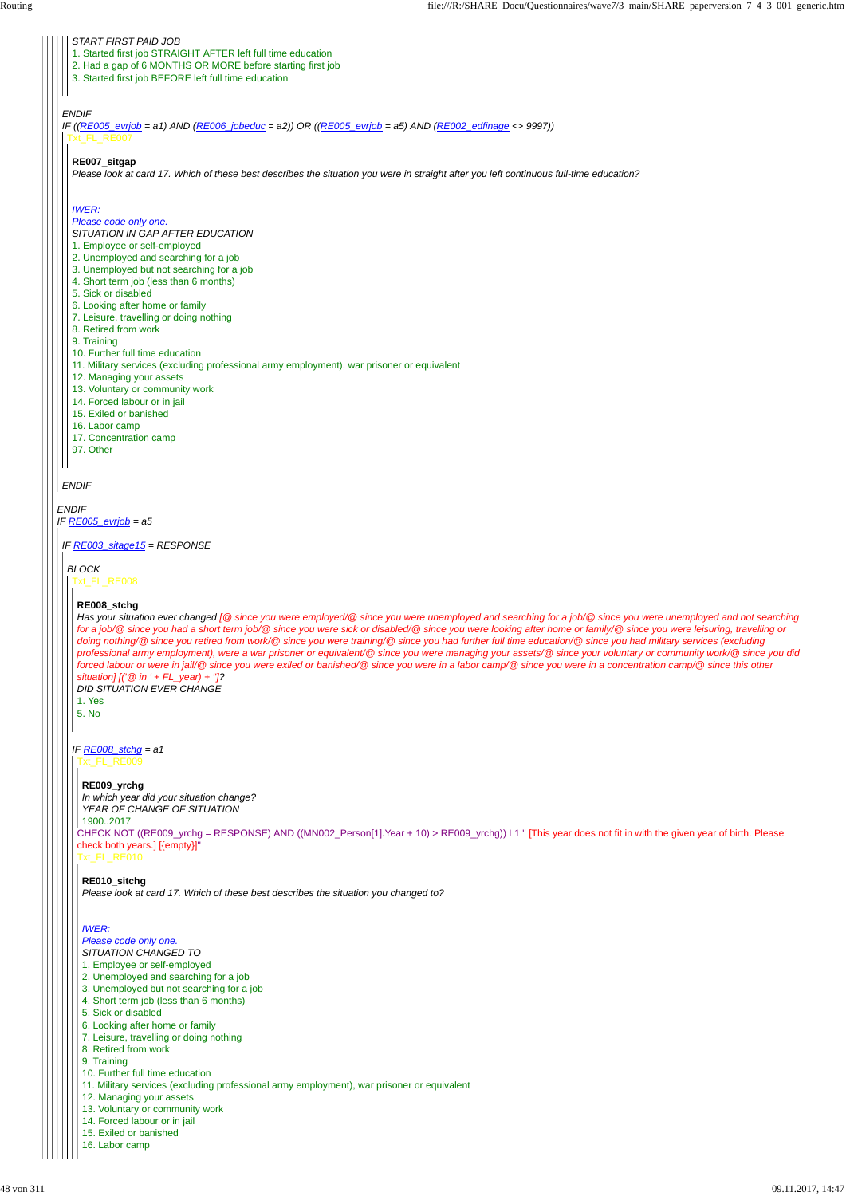START FIRST PAID JOB
1. Started first job STRAIGHT AFTER left full time education
2. Had a gap of 6 MONTHS OR MORE before starting first job
3. Started first job BEFORE left full time education

ENDIF
IF ((RE005_evrjob = a1) AND (RE006_jobeduc = a2)) OR ((RE005_evrjob = a5) AND (RE002_edfinage <> 9997))
Txt_FL_RE007

**RE007_sitgap**
*Please look at card 17. Which of these best describes the situation you were in straight after you left continuous full-time education?*

*IWER:*
*Please code only one.*
SITUATION IN GAP AFTER EDUCATION
1. Employee or self-employed
2. Unemployed and searching for a job
3. Unemployed but not searching for a job
4. Short term job (less than 6 months)
5. Sick or disabled
6. Looking after home or family
7. Leisure, travelling or doing nothing
8. Retired from work
9. Training
10. Further full time education
11. Military services (excluding professional army employment), war prisoner or equivalent
12. Managing your assets
13. Voluntary or community work
14. Forced labour or in jail
15. Exiled or banished
16. Labor camp
17. Concentration camp
97. Other

ENDIF

ENDIF
IF RE005_evrjob = a5

IF RE003_sitage15 = RESPONSE

BLOCK
Txt_FL_RE008

**RE008_stchg**
*Has your situation ever changed [@ since you were employed/@ since you were unemployed and searching for a job/@ since you were unemployed and not searching for a job/@ since you had a short term job/@ since you were sick or disabled/@ since you were looking after home or family/@ since you were leisuring, travelling or doing nothing/@ since you retired from work/@ since you were training/@ since you had further full time education/@ since you had military services (excluding professional army employment), were a war prisoner or equivalent/@ since you were managing your assets/@ since your voluntary or community work/@ since you did forced labour or were in jail/@ since you were exiled or banished/@ since you were in a labor camp/@ since you were in a concentration camp/@ since this other situation] [('@ in ' + FL_year) + '']?*
DID SITUATION EVER CHANGE
1. Yes
5. No

IF RE008_stchg = a1
Txt_FL_RE009

**RE009_yrchg**
*In which year did your situation change?*
YEAR OF CHANGE OF SITUATION
1900..2017
CHECK NOT ((RE009_yrchg = RESPONSE) AND ((MN002_Person[1].Year + 10) > RE009_yrchg)) L1 " [This year does not fit in with the given year of birth. Please check both years.] [{empty}]"
Txt_FL_RE010

**RE010_sitchg**
*Please look at card 17. Which of these best describes the situation you changed to?*

*IWER:*
*Please code only one.*
SITUATION CHANGED TO
1. Employee or self-employed
2. Unemployed and searching for a job
3. Unemployed but not searching for a job
4. Short term job (less than 6 months)
5. Sick or disabled
6. Looking after home or family
7. Leisure, travelling or doing nothing
8. Retired from work
9. Training
10. Further full time education
11. Military services (excluding professional army employment), war prisoner or equivalent
12. Managing your assets
13. Voluntary or community work
14. Forced labour or in jail
15. Exiled or banished
16. Labor camp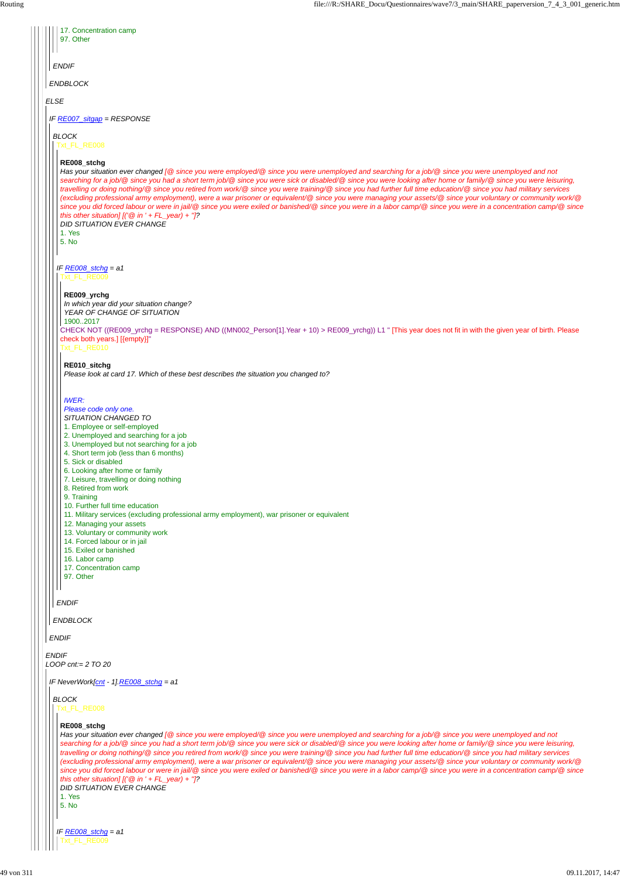17. Concentration camp
97. Other

*ENDIF*

*ENDBLOCK*

*ELSE*

*IF RE007_sitgap = RESPONSE*

*BLOCK*

Txt_FL_RE008

**RE008_stchg**

*Has your situation ever changed [@ since you were employed/@ since you were unemployed and searching for a job/@ since you were unemployed and not searching for a job/@ since you had a short term job/@ since you were sick or disabled/@ since you were looking after home or family/@ since you were leisuring, travelling or doing nothing/@ since you retired from work/@ since you were training/@ since you had further full time education/@ since you had military services (excluding professional army employment), were a war prisoner or equivalent/@ since you were managing your assets/@ since your voluntary or community work/@ since you did forced labour or were in jail/@ since you were exiled or banished/@ since you were in a labor camp/@ since you were in a concentration camp/@ since this other situation] [('@ in ' + FL_year) + '']?*

*DID SITUATION EVER CHANGE*

1. Yes
5. No

*IF RE008_stchg = a1*

Txt_FL_RE009

**RE009_yrchg**

*In which year did your situation change?*

*YEAR OF CHANGE OF SITUATION*

1900..2017

CHECK NOT ((RE009_yrchg = RESPONSE) AND ((MN002_Person[1].Year + 10) > RE009_yrchg)) L1 " [This year does not fit in with the given year of birth. Please check both years.] [{empty}]"

Txt_FL_RE010

**RE010_sitchg**

*Please look at card 17. Which of these best describes the situation you changed to?*

*IWER:*
*Please code only one.*

*SITUATION CHANGED TO*

1. Employee or self-employed
2. Unemployed and searching for a job
3. Unemployed but not searching for a job
4. Short term job (less than 6 months)
5. Sick or disabled
6. Looking after home or family
7. Leisure, travelling or doing nothing
8. Retired from work
9. Training
10. Further full time education
11. Military services (excluding professional army employment), war prisoner or equivalent
12. Managing your assets
13. Voluntary or community work
14. Forced labour or in jail
15. Exiled or banished
16. Labor camp
17. Concentration camp
97. Other

*ENDIF*

*ENDBLOCK*

*ENDIF*

*ENDIF*

*LOOP cnt:= 2 TO 20*

*IF NeverWork[cnt - 1].RE008_stchg = a1*

*BLOCK*

Txt_FL_RE008

**RE008_stchg**

*Has your situation ever changed [@ since you were employed/@ since you were unemployed and searching for a job/@ since you were unemployed and not searching for a job/@ since you had a short term job/@ since you were sick or disabled/@ since you were looking after home or family/@ since you were leisuring, travelling or doing nothing/@ since you retired from work/@ since you were training/@ since you had further full time education/@ since you had military services (excluding professional army employment), were a war prisoner or equivalent/@ since you were managing your assets/@ since your voluntary or community work/@ since you did forced labour or were in jail/@ since you were exiled or banished/@ since you were in a labor camp/@ since you were in a concentration camp/@ since this other situation] [('@ in ' + FL_year) + '']?*

*DID SITUATION EVER CHANGE*

1. Yes
5. No

*IF RE008_stchg = a1*

Txt_FL_RE009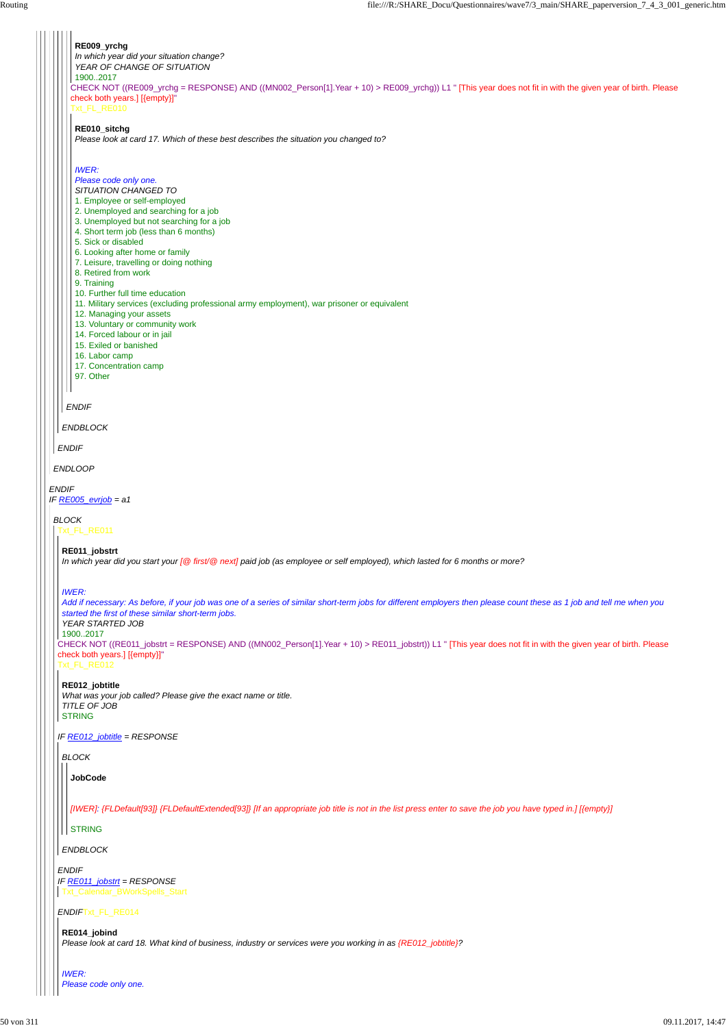**RE009_yrchg**
*In which year did your situation change?*
*YEAR OF CHANGE OF SITUATION*
1900..2017

CHECK NOT ((RE009_yrchg = RESPONSE) AND ((MN002_Person[1].Year + 10) > RE009_yrchg)) L1 " [This year does not fit in with the given year of birth. Please check both years.] [{empty}]"

Txt_FL_RE010

**RE010_sitchg**
*Please look at card 17. Which of these best describes the situation you changed to?*

*IWER:*
*Please code only one.*
*SITUATION CHANGED TO*
1. Employee or self-employed
2. Unemployed and searching for a job
3. Unemployed but not searching for a job
4. Short term job (less than 6 months)
5. Sick or disabled
6. Looking after home or family
7. Leisure, travelling or doing nothing
8. Retired from work
9. Training
10. Further full time education
11. Military services (excluding professional army employment), war prisoner or equivalent
12. Managing your assets
13. Voluntary or community work
14. Forced labour or in jail
15. Exiled or banished
16. Labor camp
17. Concentration camp
97. Other

*ENDIF*

*ENDBLOCK*

*ENDIF*

*ENDLOOP*

*ENDIF*
*IF RE005_evrjob = a1*

*BLOCK*

Txt_FL_RE011

**RE011_jobstrt**
*In which year did your start your [@ first/@ next] paid job (as employee or self employed), which lasted for 6 months or more?*

*IWER:*
*Add if necessary: As before, if your job was one of a series of similar short-term jobs for different employers then please count these as 1 job and tell me when you started the first of these similar short-term jobs.*
*YEAR STARTED JOB*
1900..2017

CHECK NOT ((RE011_jobstrt = RESPONSE) AND ((MN002_Person[1].Year + 10) > RE011_jobstrt)) L1 " [This year does not fit in with the given year of birth. Please check both years.] [{empty}]"

Txt_FL_RE012

**RE012_jobtitle**
*What was your job called? Please give the exact name or title.*
*TITLE OF JOB*
STRING

*IF RE012_jobtitle = RESPONSE*

*BLOCK*

**JobCode**

[IWER]: {FLDefault[93]} {FLDefaultExtended[93]} [If an appropriate job title is not in the list press enter to save the job you have typed in.] [{empty}]

STRING

*ENDBLOCK*

*ENDIF*
*IF RE011_jobstrt = RESPONSE*

Txt_Calendar_BWorkSpells_Start

*ENDIF* Txt_FL_RE014

**RE014_jobind**
*Please look at card 18. What kind of business, industry or services were you working in as {RE012_jobtitle}?*

*IWER:*
*Please code only one.*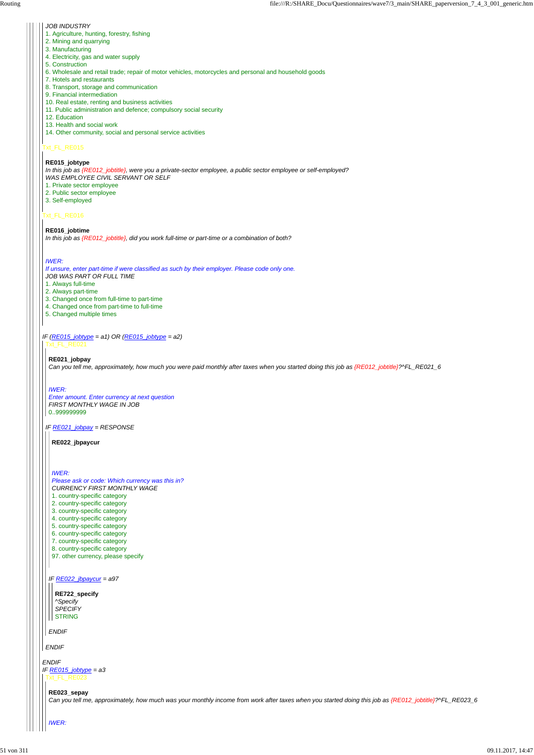*JOB INDUSTRY*
1. Agriculture, hunting, forestry, fishing
2. Mining and quarrying
3. Manufacturing
4. Electricity, gas and water supply
5. Construction
6. Wholesale and retail trade; repair of motor vehicles, motorcycles and personal and household goods
7. Hotels and restaurants
8. Transport, storage and communication
9. Financial intermediation
10. Real estate, renting and business activities
11. Public administration and defence; compulsory social security
12. Education
13. Health and social work
14. Other community, social and personal service activities

Txt_FL_RE015

**RE015_jobtype**
*In this job as {RE012_jobtitle}, were you a private-sector employee, a public sector employee or self-employed?*
*WAS EMPLOYEE CIVIL SERVANT OR SELF*
1. Private sector employee
2. Public sector employee
3. Self-employed

Txt_FL_RE016

**RE016_jobtime**
*In this job as {RE012_jobtitle}, did you work full-time or part-time or a combination of both?*

*IWER:*
*If unsure, enter part-time if were classified as such by their employer. Please code only one.*
*JOB WAS PART OR FULL TIME*
1. Always full-time
2. Always part-time
3. Changed once from full-time to part-time
4. Changed once from part-time to full-time
5. Changed multiple times

*IF (RE015_jobtype = a1) OR (RE015_jobtype = a2)*

Txt_FL_RE021

**RE021_jobpay**
*Can you tell me, approximately, how much you were paid monthly after taxes when you started doing this job as {RE012_jobtitle}?^FL_RE021_6*

*IWER:*
*Enter amount. Enter currency at next question*
*FIRST MONTHLY WAGE IN JOB*
0..999999999

*IF RE021_jobpay = RESPONSE*

**RE022_jbpaycur**

*IWER:*
*Please ask or code: Which currency was this in?*
*CURRENCY FIRST MONTHLY WAGE*
1. country-specific category
2. country-specific category
3. country-specific category
4. country-specific category
5. country-specific category
6. country-specific category
7. country-specific category
8. country-specific category
97. other currency, please specify

*IF RE022_jbpaycur = a97*

**RE722_specify**
*^Specify*
*SPECIFY*
STRING

*ENDIF*

*ENDIF*

*ENDIF*
*IF RE015_jobtype = a3*

Txt_FL_RE023

**RE023_sepay**
*Can you tell me, approximately, how much was your monthly income from work after taxes when you started doing this job as {RE012_jobtitle}?^FL_RE023_6*

*IWER:*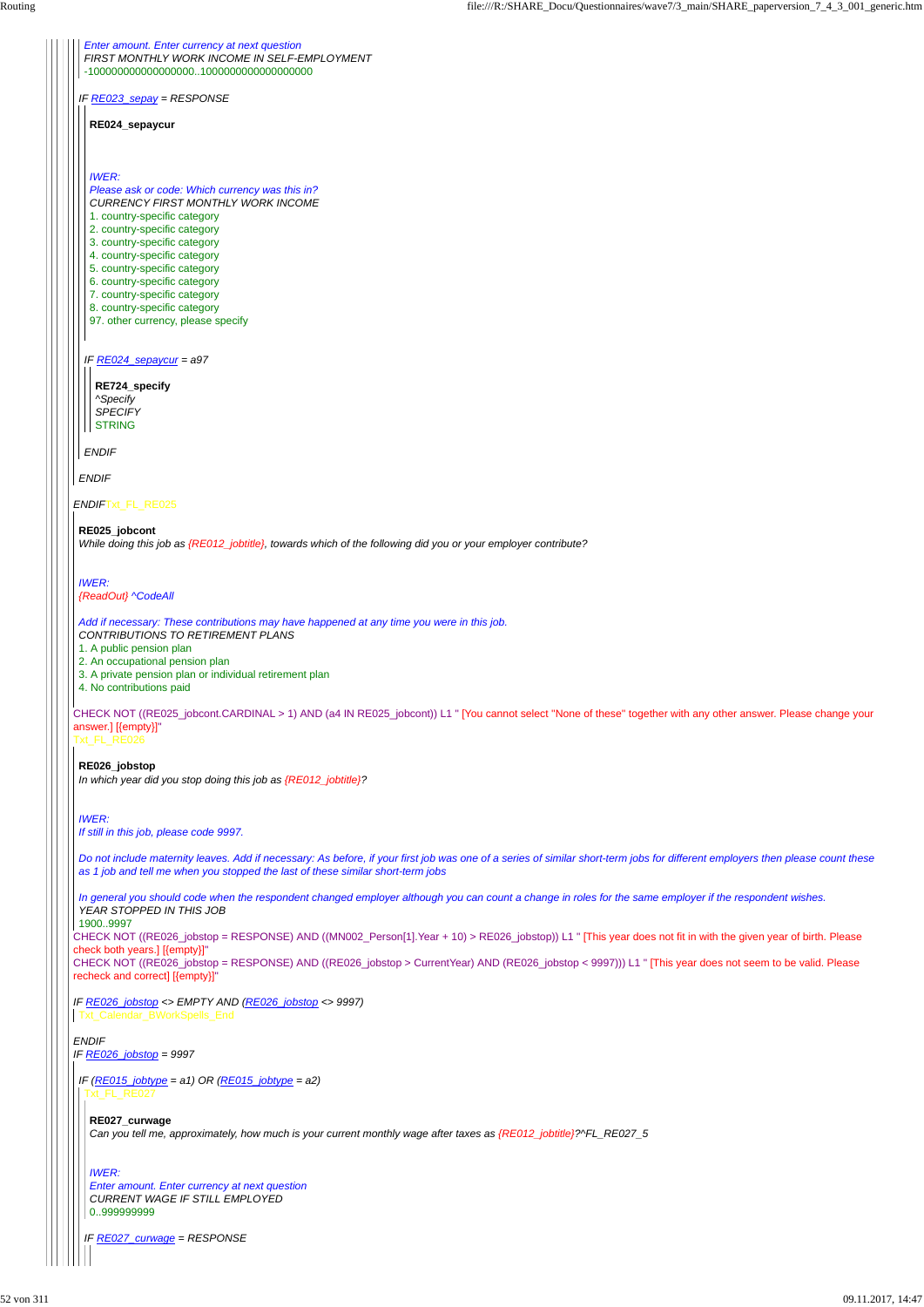Enter amount. Enter currency at next question
FIRST MONTHLY WORK INCOME IN SELF-EMPLOYMENT
-1000000000000000000..10000000000000000000

IF RE023_sepay = RESPONSE

**RE024_sepaycur**

IWER:
Please ask or code: Which currency was this in?
CURRENCY FIRST MONTHLY WORK INCOME
1. country-specific category
2. country-specific category
3. country-specific category
4. country-specific category
5. country-specific category
6. country-specific category
7. country-specific category
8. country-specific category
97. other currency, please specify

IF RE024_sepaycur = a97

**RE724_specify**
^Specify
SPECIFY
STRING

ENDIF

ENDIF

ENDIF Txt_FL_RE025

**RE025_jobcont**
While doing this job as {RE012_jobtitle}, towards which of the following did you or your employer contribute?

IWER:
{ReadOut} ^CodeAll

Add if necessary: These contributions may have happened at any time you were in this job.
CONTRIBUTIONS TO RETIREMENT PLANS
1. A public pension plan
2. An occupational pension plan
3. A private pension plan or individual retirement plan
4. No contributions paid

CHECK NOT ((RE025_jobcont.CARDINAL > 1) AND (a4 IN RE025_jobcont)) L1 " [You cannot select "None of these" together with any other answer. Please change your answer.] [{empty}]"
Txt_FL_RE026

**RE026_jobstop**
In which year did you stop doing this job as {RE012_jobtitle}?

IWER:
If still in this job, please code 9997.

Do not include maternity leaves. Add if necessary: As before, if your first job was one of a series of similar short-term jobs for different employers then please count these as 1 job and tell me when you stopped the last of these similar short-term jobs

In general you should code when the respondent changed employer although you can count a change in roles for the same employer if the respondent wishes.
YEAR STOPPED IN THIS JOB
1900..9997
CHECK NOT ((RE026_jobstop = RESPONSE) AND ((MN002_Person[1].Year + 10) > RE026_jobstop)) L1 " [This year does not fit in with the given year of birth. Please check both years.] [{empty}]"
CHECK NOT ((RE026_jobstop = RESPONSE) AND ((RE026_jobstop > CurrentYear) AND (RE026_jobstop < 9997))) L1 " [This year does not seem to be valid. Please recheck and correct] [{empty}]"

IF RE026_jobstop <> EMPTY AND (RE026_jobstop <> 9997)
Txt_Calendar_BWorkSpells_End

ENDIF
IF RE026_jobstop = 9997

IF (RE015_jobtype = a1) OR (RE015_jobtype = a2)
Txt_FL_RE027

**RE027_curwage**
Can you tell me, approximately, how much is your current monthly wage after taxes as {RE012_jobtitle}?^FL_RE027_5

IWER:
Enter amount. Enter currency at next question
CURRENT WAGE IF STILL EMPLOYED
0..999999999

IF RE027_curwage = RESPONSE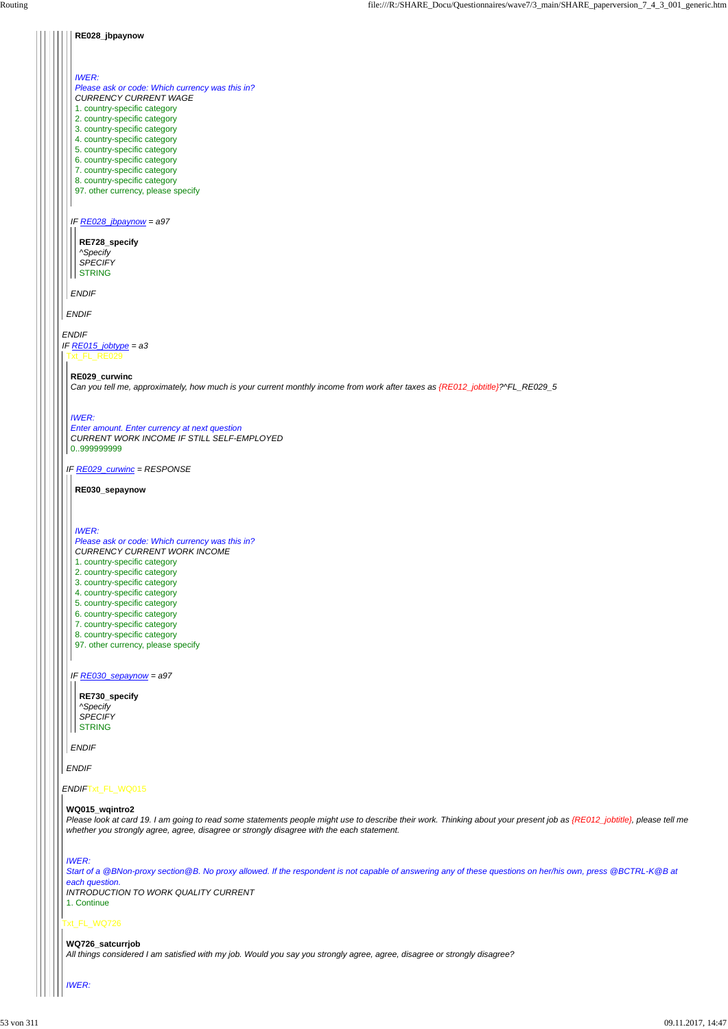**RE028_jbpaynow**

*IWER:*
*Please ask or code: Which currency was this in?*
*CURRENCY CURRENT WAGE*
1. country-specific category
2. country-specific category
3. country-specific category
4. country-specific category
5. country-specific category
6. country-specific category
7. country-specific category
8. country-specific category
97. other currency, please specify

*IF RE028_jbpaynow = a97*

**RE728_specify**
*^Specify*
*SPECIFY*
STRING

*ENDIF*

*ENDIF*

*ENDIF*
*IF RE015_jobtype = a3*
Txt_FL_RE029

**RE029_curwinc**
*Can you tell me, approximately, how much is your current monthly income from work after taxes as {RE012_jobtitle}?^FL_RE029_5*

*IWER:*
*Enter amount. Enter currency at next question*
*CURRENT WORK INCOME IF STILL SELF-EMPLOYED*
0..999999999

*IF RE029_curwinc = RESPONSE*

**RE030_sepaynow**

*IWER:*
*Please ask or code: Which currency was this in?*
*CURRENCY CURRENT WORK INCOME*
1. country-specific category
2. country-specific category
3. country-specific category
4. country-specific category
5. country-specific category
6. country-specific category
7. country-specific category
8. country-specific category
97. other currency, please specify

*IF RE030_sepaynow = a97*

**RE730_specify**
*^Specify*
*SPECIFY*
STRING

*ENDIF*

*ENDIF*

*ENDIF*Txt_FL_WQ015

**WQ015_wqintro2**
*Please look at card 19. I am going to read some statements people might use to describe their work. Thinking about your present job as {RE012_jobtitle}, please tell me whether you strongly agree, agree, disagree or strongly disagree with the each statement.*

*IWER:*
*Start of a @BNon-proxy section@B. No proxy allowed. If the respondent is not capable of answering any of these questions on her/his own, press @BCTRL-K@B at each question.*
*INTRODUCTION TO WORK QUALITY CURRENT*
1. Continue

Txt_FL_WQ726

**WQ726_satcurrjob**
*All things considered I am satisfied with my job. Would you say you strongly agree, agree, disagree or strongly disagree?*

*IWER:*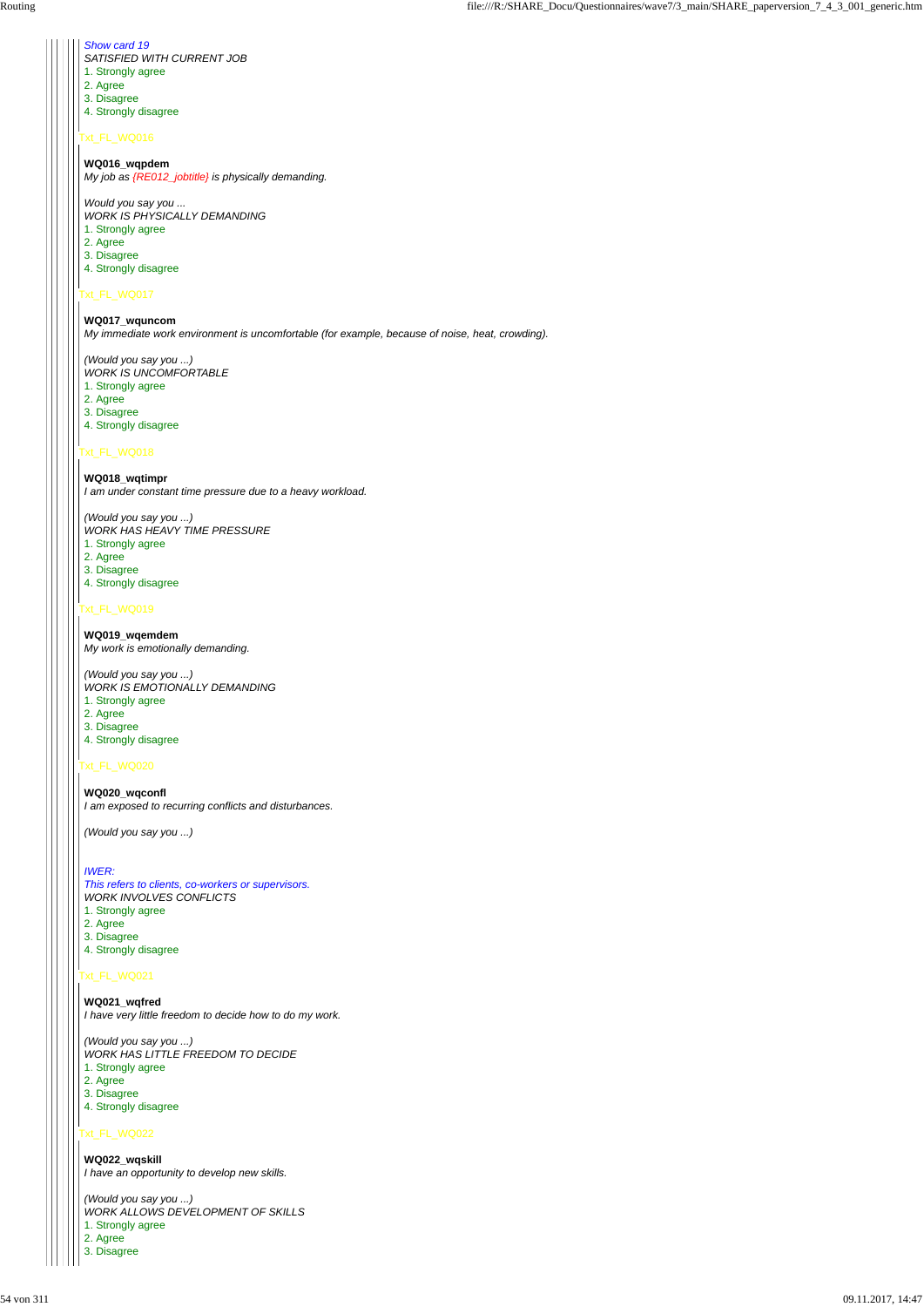*Show card 19*
*SATISFIED WITH CURRENT JOB*
1. Strongly agree
2. Agree
3. Disagree
4. Strongly disagree

Txt_FL_WQ016

**WQ016_wqpdem**
*My job as {RE012_jobtitle} is physically demanding.*

*Would you say you ...*
*WORK IS PHYSICALLY DEMANDING*
1. Strongly agree
2. Agree
3. Disagree
4. Strongly disagree

Txt_FL_WQ017

**WQ017_wquncom**
*My immediate work environment is uncomfortable (for example, because of noise, heat, crowding).*

*(Would you say you ...)*
*WORK IS UNCOMFORTABLE*
1. Strongly agree
2. Agree
3. Disagree
4. Strongly disagree

Txt_FL_WQ018

**WQ018_wqtimpr**
*I am under constant time pressure due to a heavy workload.*

*(Would you say you ...)*
*WORK HAS HEAVY TIME PRESSURE*
1. Strongly agree
2. Agree
3. Disagree
4. Strongly disagree

Txt_FL_WQ019

**WQ019_wqemdem**
*My work is emotionally demanding.*

*(Would you say you ...)*
*WORK IS EMOTIONALLY DEMANDING*
1. Strongly agree
2. Agree
3. Disagree
4. Strongly disagree

Txt_FL_WQ020

**WQ020_wqconfl**
*I am exposed to recurring conflicts and disturbances.*

*(Would you say you ...)*

*IWER:*
*This refers to clients, co-workers or supervisors.*
*WORK INVOLVES CONFLICTS*
1. Strongly agree
2. Agree
3. Disagree
4. Strongly disagree

Txt_FL_WQ021

**WQ021_wqfred**
*I have very little freedom to decide how to do my work.*

*(Would you say you ...)*
*WORK HAS LITTLE FREEDOM TO DECIDE*
1. Strongly agree
2. Agree
3. Disagree
4. Strongly disagree

Txt_FL_WQ022

**WQ022_wqskill**
*I have an opportunity to develop new skills.*

*(Would you say you ...)*
*WORK ALLOWS DEVELOPMENT OF SKILLS*
1. Strongly agree
2. Agree
3. Disagree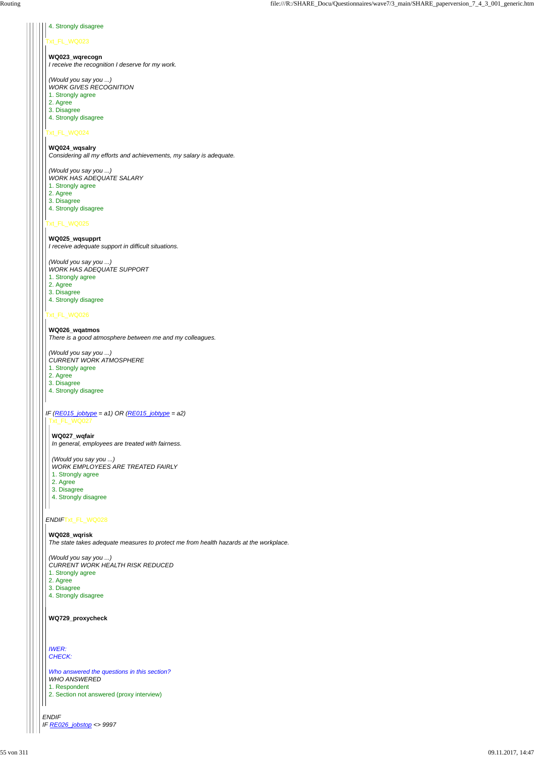4. Strongly disagree

Txt_FL_WQ023

**WQ023_wqrecogn**
*I receive the recognition I deserve for my work.*

*(Would you say you ...)*
*WORK GIVES RECOGNITION*
1. Strongly agree
2. Agree
3. Disagree
4. Strongly disagree

Txt_FL_WQ024

**WQ024_wqsalry**
*Considering all my efforts and achievements, my salary is adequate.*

*(Would you say you ...)*
*WORK HAS ADEQUATE SALARY*
1. Strongly agree
2. Agree
3. Disagree
4. Strongly disagree

Txt_FL_WQ025

**WQ025_wqsupprt**
*I receive adequate support in difficult situations.*

*(Would you say you ...)*
*WORK HAS ADEQUATE SUPPORT*
1. Strongly agree
2. Agree
3. Disagree
4. Strongly disagree

Txt_FL_WQ026

**WQ026_wqatmos**
*There is a good atmosphere between me and my colleagues.*

*(Would you say you ...)*
*CURRENT WORK ATMOSPHERE*
1. Strongly agree
2. Agree
3. Disagree
4. Strongly disagree

*IF (RE015_jobtype = a1) OR (RE015_jobtype = a2)*

Txt_FL_WQ027

**WQ027_wqfair**
*In general, employees are treated with fairness.*

*(Would you say you ...)*
*WORK EMPLOYEES ARE TREATED FAIRLY*
1. Strongly agree
2. Agree
3. Disagree
4. Strongly disagree

*ENDIF* Txt_FL_WQ028

**WQ028_wqrisk**
*The state takes adequate measures to protect me from health hazards at the workplace.*

*(Would you say you ...)*
*CURRENT WORK HEALTH RISK REDUCED*
1. Strongly agree
2. Agree
3. Disagree
4. Strongly disagree

**WQ729_proxycheck**

*IWER:*
*CHECK:*

*Who answered the questions in this section?*
*WHO ANSWERED*
1. Respondent
2. Section not answered (proxy interview)

*ENDIF*
*IF RE026_jobstop <> 9997*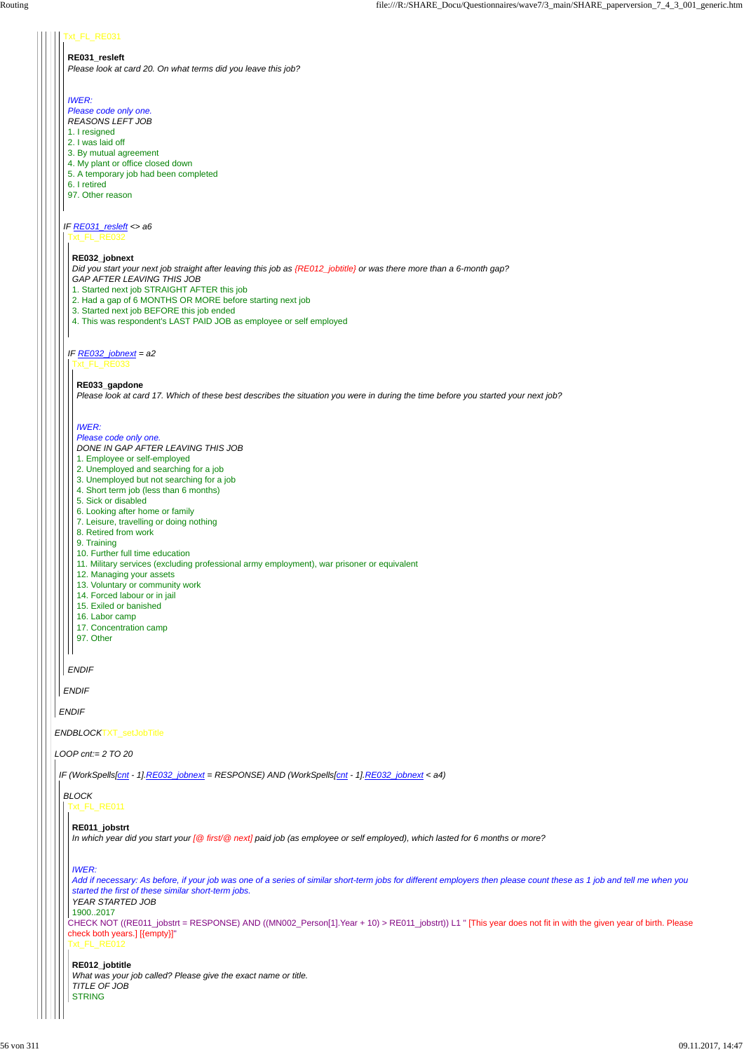Txt_FL_RE031

**RE031_resleft**
*Please look at card 20. On what terms did you leave this job?*

*IWER:*
*Please code only one.*
REASONS LEFT JOB
1. I resigned
2. I was laid off
3. By mutual agreement
4. My plant or office closed down
5. A temporary job had been completed
6. I retired
97. Other reason

*IF RE031_resleft <> a6*

Txt_FL_RE032

**RE032_jobnext**
*Did you start your next job straight after leaving this job as {RE012_jobtitle} or was there more than a 6-month gap?*
GAP AFTER LEAVING THIS JOB
1. Started next job STRAIGHT AFTER this job
2. Had a gap of 6 MONTHS OR MORE before starting next job
3. Started next job BEFORE this job ended
4. This was respondent's LAST PAID JOB as employee or self employed

*IF RE032_jobnext = a2*

Txt_FL_RE033

**RE033_gapdone**
*Please look at card 17. Which of these best describes the situation you were in during the time before you started your next job?*

*IWER:*
*Please code only one.*
DONE IN GAP AFTER LEAVING THIS JOB
1. Employee or self-employed
2. Unemployed and searching for a job
3. Unemployed but not searching for a job
4. Short term job (less than 6 months)
5. Sick or disabled
6. Looking after home or family
7. Leisure, travelling or doing nothing
8. Retired from work
9. Training
10. Further full time education
11. Military services (excluding professional army employment), war prisoner or equivalent
12. Managing your assets
13. Voluntary or community work
14. Forced labour or in jail
15. Exiled or banished
16. Labor camp
17. Concentration camp
97. Other

*ENDIF*

*ENDIF*

*ENDIF*

*ENDBLOCK* TXT_setJobTitle

*LOOP cnt:= 2 TO 20*

*IF (WorkSpells[cnt - 1].RE032_jobnext = RESPONSE) AND (WorkSpells[cnt - 1].RE032_jobnext < a4)*

*BLOCK*

Txt_FL_RE011

**RE011_jobstrt**
*In which year did you start your [@ first/@ next] paid job (as employee or self employed), which lasted for 6 months or more?*

*IWER:*
*Add if necessary: As before, if your job was one of a series of similar short-term jobs for different employers then please count these as 1 job and tell me when you started the first of these similar short-term jobs.*
YEAR STARTED JOB
1900..2017

CHECK NOT ((RE011_jobstrt = RESPONSE) AND ((MN002_Person[1].Year + 10) > RE011_jobstrt)) L1 " [This year does not fit in with the given year of birth. Please check both years.] [{empty}]"

Txt_FL_RE012

**RE012_jobtitle**
*What was your job called? Please give the exact name or title.*
TITLE OF JOB
STRING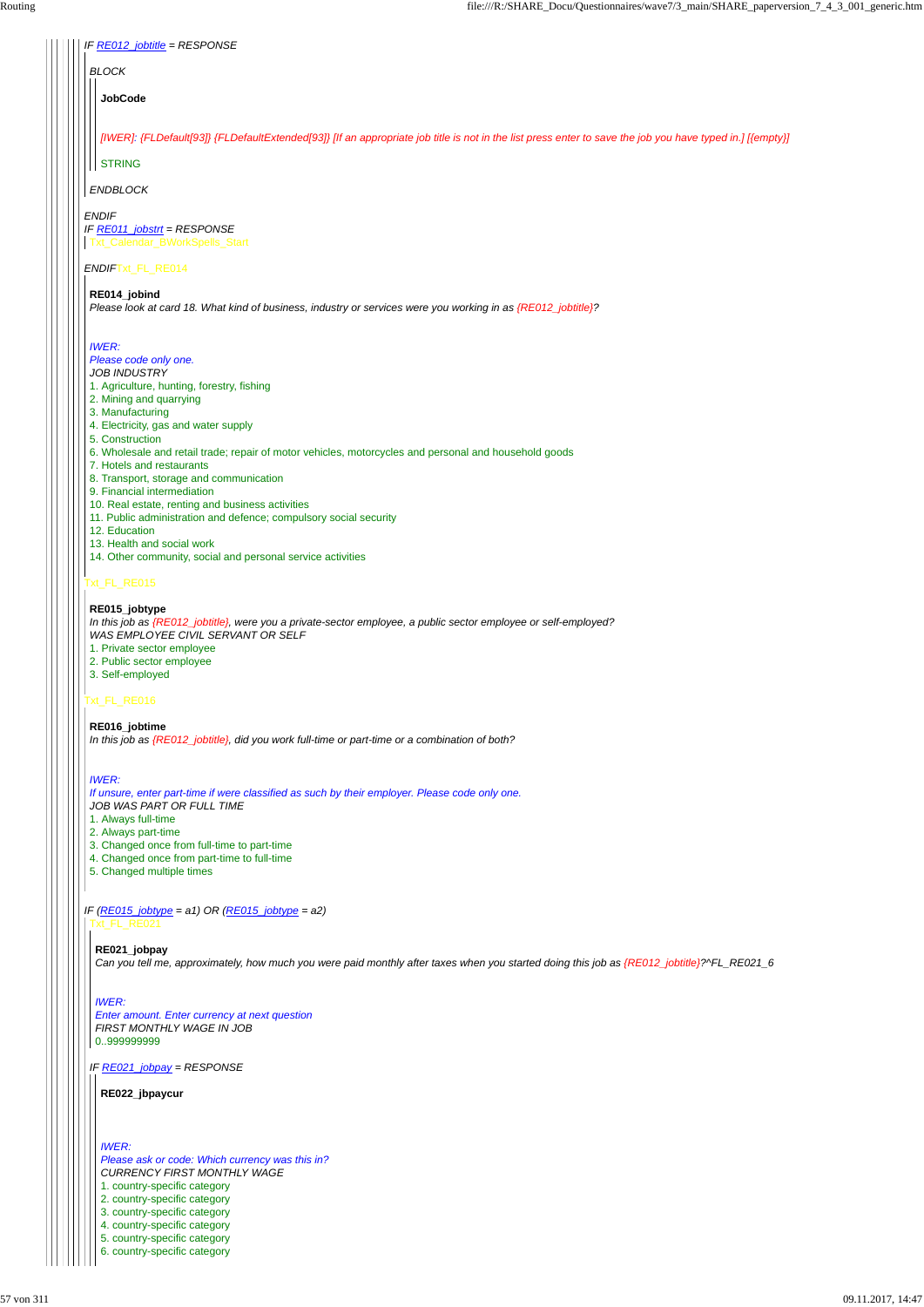*IF RE012_jobtitle = RESPONSE*

*BLOCK*

**JobCode**

*[IWER]: {FLDefault[93]} {FLDefaultExtended[93]} [If an appropriate job title is not in the list press enter to save the job you have typed in.] [{empty}]*

STRING

*ENDBLOCK*

*ENDIF*

*IF RE011_jobstrt = RESPONSE*

Txt_Calendar_BWorkSpells_Start

*ENDIF*Txt_FL_RE014

**RE014_jobind**

*Please look at card 18. What kind of business, industry or services were you working in as {RE012_jobtitle}?*

*IWER:*

*Please code only one.*

*JOB INDUSTRY*

1. Agriculture, hunting, forestry, fishing
2. Mining and quarrying
3. Manufacturing
4. Electricity, gas and water supply
5. Construction
6. Wholesale and retail trade; repair of motor vehicles, motorcycles and personal and household goods
7. Hotels and restaurants
8. Transport, storage and communication
9. Financial intermediation
10. Real estate, renting and business activities
11. Public administration and defence; compulsory social security
12. Education
13. Health and social work
14. Other community, social and personal service activities

Txt_FL_RE015

**RE015_jobtype**

*In this job as {RE012_jobtitle}, were you a private-sector employee, a public sector employee or self-employed?*

*WAS EMPLOYEE CIVIL SERVANT OR SELF*

1. Private sector employee
2. Public sector employee
3. Self-employed

Txt_FL_RE016

**RE016_jobtime**

*In this job as {RE012_jobtitle}, did you work full-time or part-time or a combination of both?*

*IWER:*

*If unsure, enter part-time if were classified as such by their employer. Please code only one.*

*JOB WAS PART OR FULL TIME*

1. Always full-time
2. Always part-time
3. Changed once from full-time to part-time
4. Changed once from part-time to full-time
5. Changed multiple times

*IF (RE015_jobtype = a1) OR (RE015_jobtype = a2)*

Txt_FL_RE021

**RE021_jobpay**

*Can you tell me, approximately, how much you were paid monthly after taxes when you started doing this job as {RE012_jobtitle}?^FL_RE021_6*

*IWER:*

*Enter amount. Enter currency at next question*

*FIRST MONTHLY WAGE IN JOB*

0..999999999

*IF RE021_jobpay = RESPONSE*

**RE022_jbpaycur**

*IWER:*

*Please ask or code: Which currency was this in?*

*CURRENCY FIRST MONTHLY WAGE*

1. country-specific category
2. country-specific category
3. country-specific category
4. country-specific category
5. country-specific category
6. country-specific category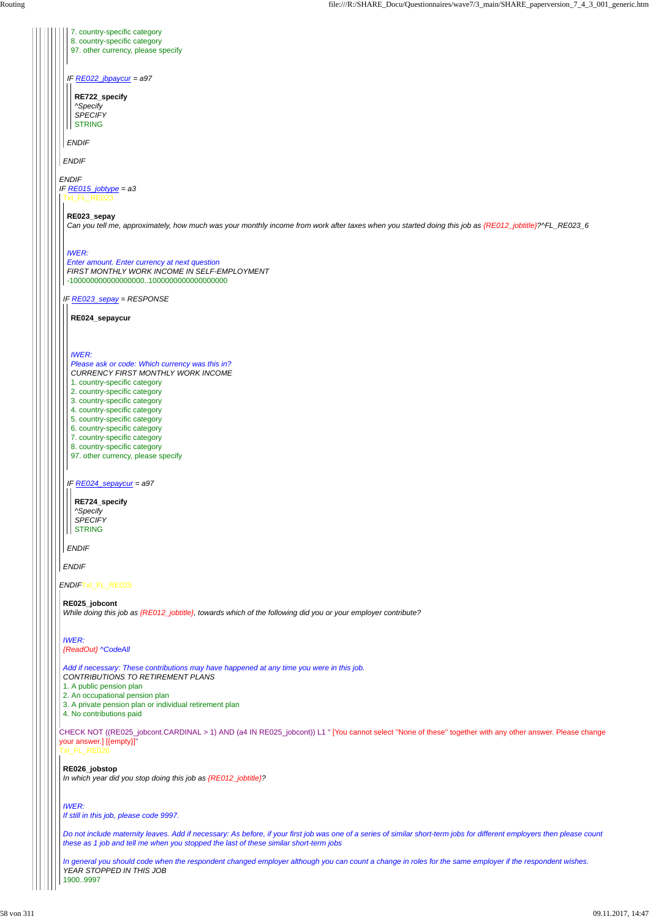7. country-specific category
8. country-specific category
97. other currency, please specify

*IF RE022_jbpaycur = a97*

**RE722_specify**
*^Specify*
*SPECIFY*
STRING

*ENDIF*

*ENDIF*

*ENDIF*
*IF RE015_jobtype = a3*
Txt_FL_RE023

**RE023_sepay**
*Can you tell me, approximately, how much was your monthly income from work after taxes when you started doing this job as {RE012_jobtitle}?^FL_RE023_6*

*IWER:*
*Enter amount. Enter currency at next question*
*FIRST MONTHLY WORK INCOME IN SELF-EMPLOYMENT*
-1000000000000000000..1000000000000000000

*IF RE023_sepay = RESPONSE*

**RE024_sepaycur**

*IWER:*
*Please ask or code: Which currency was this in?*
*CURRENCY FIRST MONTHLY WORK INCOME*
1. country-specific category
2. country-specific category
3. country-specific category
4. country-specific category
5. country-specific category
6. country-specific category
7. country-specific category
8. country-specific category
97. other currency, please specify

*IF RE024_sepaycur = a97*

**RE724_specify**
*^Specify*
*SPECIFY*
STRING

*ENDIF*

*ENDIF*

*ENDIF*Txt_FL_RE025

**RE025_jobcont**
*While doing this job as {RE012_jobtitle}, towards which of the following did you or your employer contribute?*

*IWER:*
*{ReadOut} ^CodeAll*

*Add if necessary: These contributions may have happened at any time you were in this job.*
*CONTRIBUTIONS TO RETIREMENT PLANS*
1. A public pension plan
2. An occupational pension plan
3. A private pension plan or individual retirement plan
4. No contributions paid

CHECK NOT ((RE025_jobcont.CARDINAL > 1) AND (a4 IN RE025_jobcont)) L1 " [You cannot select "None of these" together with any other answer. Please change your answer.] [{empty}]"
Txt_FL_RE026

**RE026_jobstop**
*In which year did you stop doing this job as {RE012_jobtitle}?*

*IWER:*
*If still in this job, please code 9997.*

*Do not include maternity leaves. Add if necessary: As before, if your first job was one of a series of similar short-term jobs for different employers then please count these as 1 job and tell me when you stopped the last of these similar short-term jobs*

*In general you should code when the respondent changed employer although you can count a change in roles for the same employer if the respondent wishes.*
*YEAR STOPPED IN THIS JOB*
1900..9997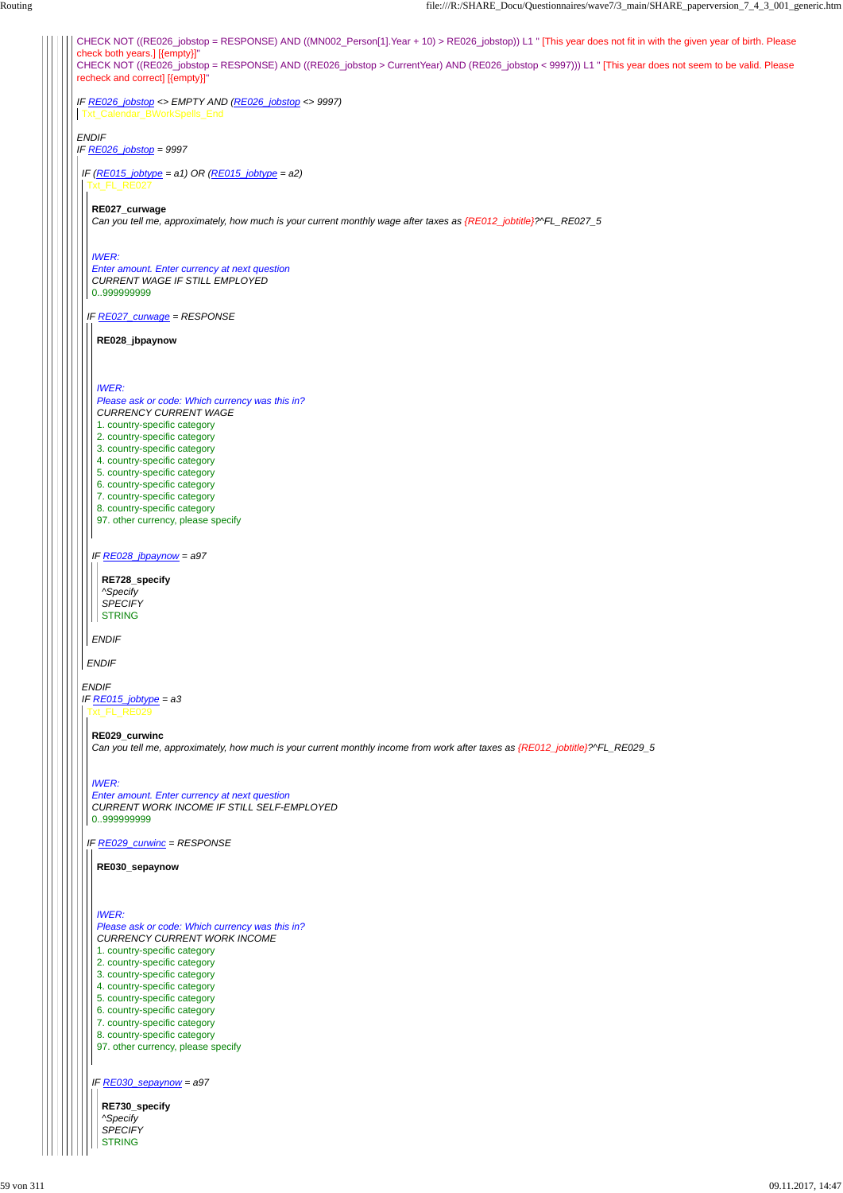CHECK NOT ((RE026_jobstop = RESPONSE) AND ((MN002_Person[1].Year + 10) > RE026_jobstop)) L1 " [This year does not fit in with the given year of birth. Please check both years.] [{empty}]"
CHECK NOT ((RE026_jobstop = RESPONSE) AND ((RE026_jobstop > CurrentYear) AND (RE026_jobstop < 9997))) L1 " [This year does not seem to be valid. Please recheck and correct] [{empty}]"

*IF RE026_jobstop <> EMPTY AND (RE026_jobstop <> 9997)*

Txt_Calendar_EWorkSpells_End

*ENDIF*

*IF RE026_jobstop = 9997*

*IF (RE015_jobtype = a1) OR (RE015_jobtype = a2)*

Txt_FL_RE027

**RE027_curwage**

*Can you tell me, approximately, how much is your current monthly wage after taxes as {RE012_jobtitle}?^FL_RE027_5*

*IWER:*
*Enter amount. Enter currency at next question*
*CURRENT WAGE IF STILL EMPLOYED*
0..999999999

*IF RE027_curwage = RESPONSE*

**RE028_jbpaynow**

*IWER:*
*Please ask or code: Which currency was this in?*
*CURRENCY CURRENT WAGE*
1. country-specific category
2. country-specific category
3. country-specific category
4. country-specific category
5. country-specific category
6. country-specific category
7. country-specific category
8. country-specific category
97. other currency, please specify

*IF RE028_jbpaynow = a97*

**RE728_specify**
*^Specify*
*SPECIFY*
STRING

*ENDIF*

*ENDIF*

*ENDIF*

*IF RE015_jobtype = a3*

Txt_FL_RE029

**RE029_curwinc**

*Can you tell me, approximately, how much is your current monthly income from work after taxes as {RE012_jobtitle}?^FL_RE029_5*

*IWER:*
*Enter amount. Enter currency at next question*
*CURRENT WORK INCOME IF STILL SELF-EMPLOYED*
0..999999999

*IF RE029_curwinc = RESPONSE*

**RE030_sepaynow**

*IWER:*
*Please ask or code: Which currency was this in?*
*CURRENCY CURRENT WORK INCOME*
1. country-specific category
2. country-specific category
3. country-specific category
4. country-specific category
5. country-specific category
6. country-specific category
7. country-specific category
8. country-specific category
97. other currency, please specify

*IF RE030_sepaynow = a97*

**RE730_specify**
*^Specify*
*SPECIFY*
STRING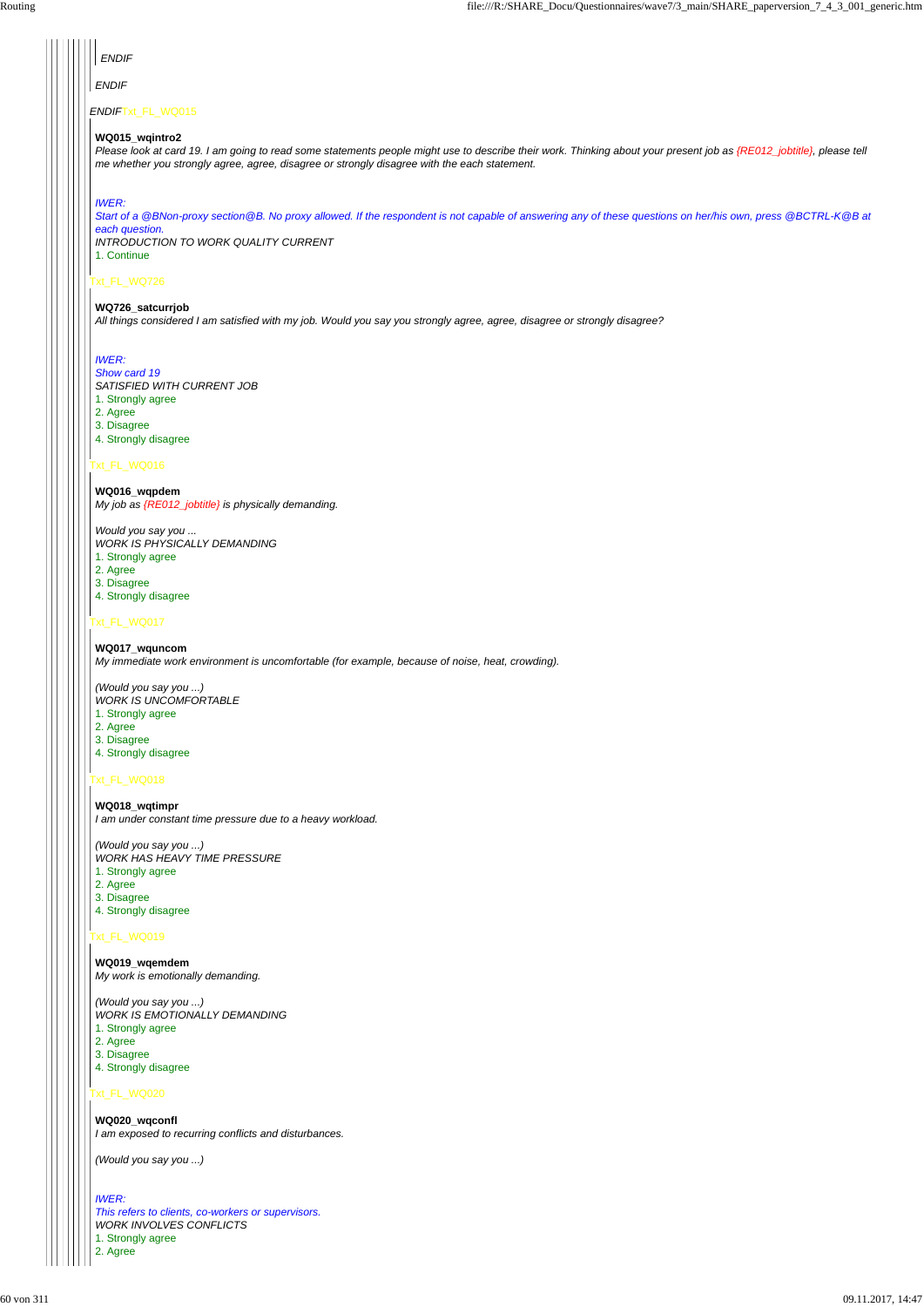*ENDIF*

*ENDIF*

*ENDIF*Txt_FL_WQ015

**WQ015_wqintro2**

*Please look at card 19. I am going to read some statements people might use to describe their work. Thinking about your present job as {RE012_jobtitle}, please tell me whether you strongly agree, agree, disagree or strongly disagree with the each statement.*

*IWER:*
*Start of a @BNon-proxy section@B. No proxy allowed. If the respondent is not capable of answering any of these questions on her/his own, press @BCTRL-K@B at each question.*
*INTRODUCTION TO WORK QUALITY CURRENT*

1. Continue

Txt_FL_WQ726

**WQ726_satcurrjob**

*All things considered I am satisfied with my job. Would you say you strongly agree, agree, disagree or strongly disagree?*

*IWER:*
*Show card 19*
*SATISFIED WITH CURRENT JOB*

1. Strongly agree
2. Agree
3. Disagree
4. Strongly disagree

Txt_FL_WQ016

**WQ016_wqpdem**

*My job as {RE012_jobtitle} is physically demanding.*

*Would you say you ...*
*WORK IS PHYSICALLY DEMANDING*

1. Strongly agree
2. Agree
3. Disagree
4. Strongly disagree

Txt_FL_WQ017

**WQ017_wquncom**

*My immediate work environment is uncomfortable (for example, because of noise, heat, crowding).*

*(Would you say you ...)*
*WORK IS UNCOMFORTABLE*

1. Strongly agree
2. Agree
3. Disagree
4. Strongly disagree

Txt_FL_WQ018

**WQ018_wqtimpr**

*I am under constant time pressure due to a heavy workload.*

*(Would you say you ...)*
*WORK HAS HEAVY TIME PRESSURE*

1. Strongly agree
2. Agree
3. Disagree
4. Strongly disagree

Txt_FL_WQ019

**WQ019_wqemdem**

*My work is emotionally demanding.*

*(Would you say you ...)*
*WORK IS EMOTIONALLY DEMANDING*

1. Strongly agree
2. Agree
3. Disagree
4. Strongly disagree

Txt_FL_WQ020

**WQ020_wqconfl**

*I am exposed to recurring conflicts and disturbances.*

*(Would you say you ...)*

*IWER:*
*This refers to clients, co-workers or supervisors.*
*WORK INVOLVES CONFLICTS*

1. Strongly agree
2. Agree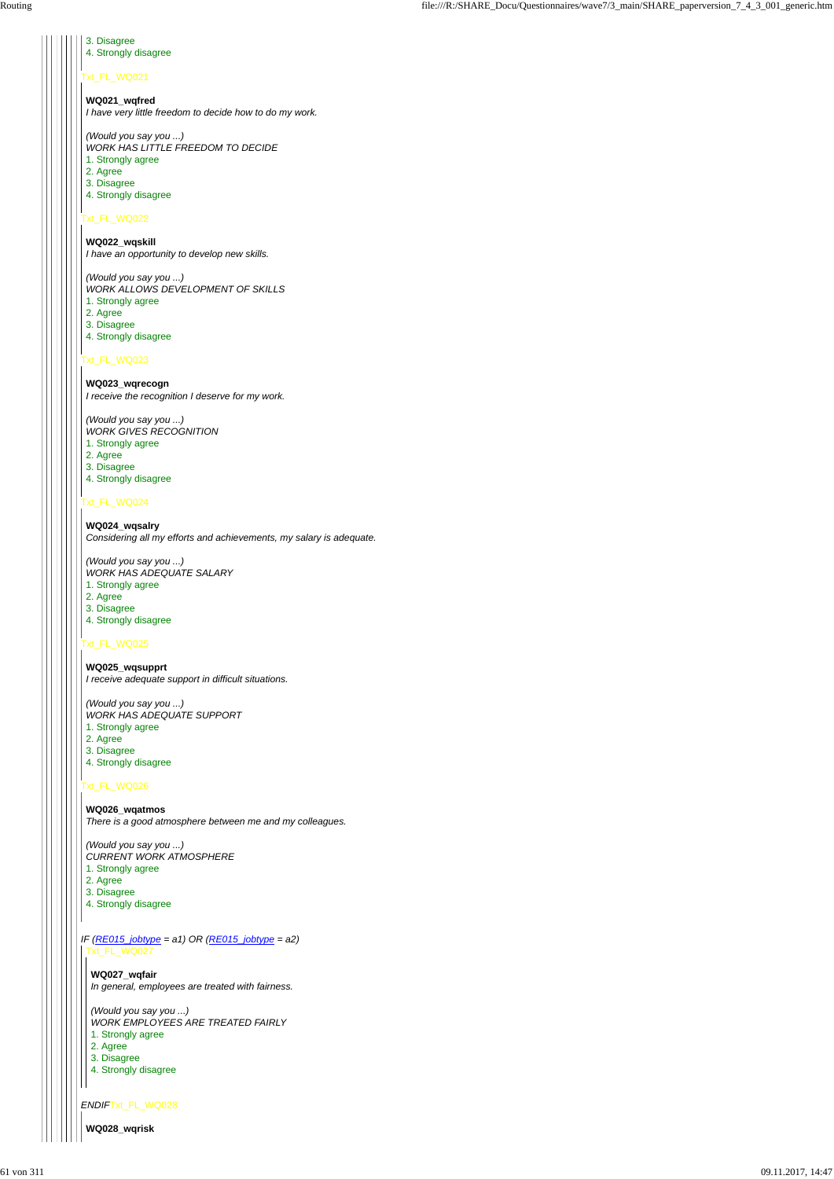3. Disagree
4. Strongly disagree

Txt_FL_WQ021

**WQ021_wqfred**
*I have very little freedom to decide how to do my work.*

*(Would you say you ...)*
*WORK HAS LITTLE FREEDOM TO DECIDE*
1. Strongly agree
2. Agree
3. Disagree
4. Strongly disagree

Txt_FL_WQ022

**WQ022_wqskill**
*I have an opportunity to develop new skills.*

*(Would you say you ...)*
*WORK ALLOWS DEVELOPMENT OF SKILLS*
1. Strongly agree
2. Agree
3. Disagree
4. Strongly disagree

Txt_FL_WQ023

**WQ023_wqrecogn**
*I receive the recognition I deserve for my work.*

*(Would you say you ...)*
*WORK GIVES RECOGNITION*
1. Strongly agree
2. Agree
3. Disagree
4. Strongly disagree

Txt_FL_WQ024

**WQ024_wqsalry**
*Considering all my efforts and achievements, my salary is adequate.*

*(Would you say you ...)*
*WORK HAS ADEQUATE SALARY*
1. Strongly agree
2. Agree
3. Disagree
4. Strongly disagree

Txt_FL_WQ025

**WQ025_wqsupprt**
*I receive adequate support in difficult situations.*

*(Would you say you ...)*
*WORK HAS ADEQUATE SUPPORT*
1. Strongly agree
2. Agree
3. Disagree
4. Strongly disagree

Txt_FL_WQ026

**WQ026_wqatmos**
*There is a good atmosphere between me and my colleagues.*

*(Would you say you ...)*
*CURRENT WORK ATMOSPHERE*
1. Strongly agree
2. Agree
3. Disagree
4. Strongly disagree

*IF (RE015_jobtype = a1) OR (RE015_jobtype = a2)*

Txt_FL_WQ027

**WQ027_wqfair**
*In general, employees are treated with fairness.*

*(Would you say you ...)*
*WORK EMPLOYEES ARE TREATED FAIRLY*
1. Strongly agree
2. Agree
3. Disagree
4. Strongly disagree

*ENDIF*

Txt_FL_WQ028

**WQ028_wqrisk**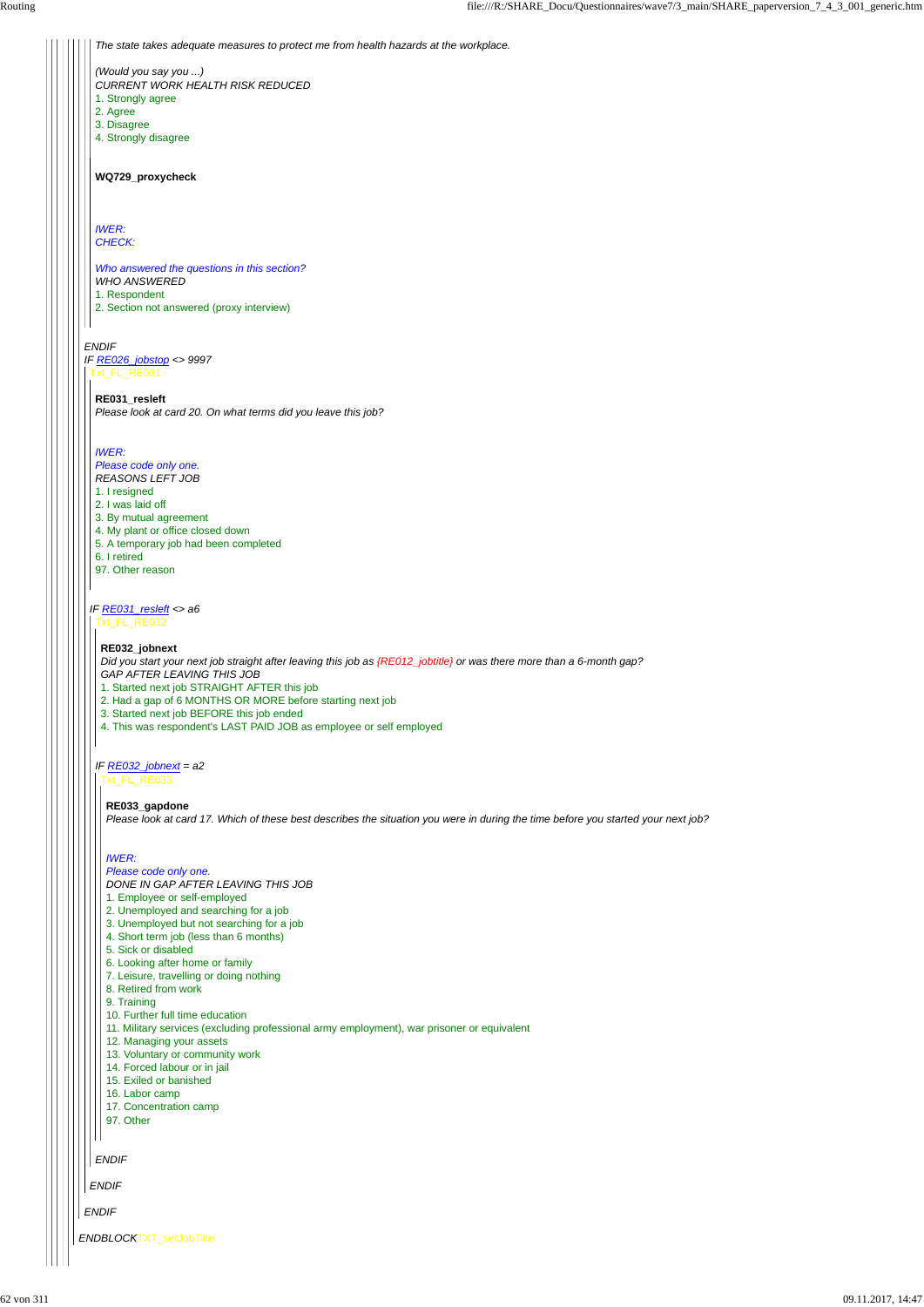*The state takes adequate measures to protect me from health hazards at the workplace.*

*(Would you say you ...)*
CURRENT WORK HEALTH RISK REDUCED
1. Strongly agree
2. Agree
3. Disagree
4. Strongly disagree

**WQ729_proxycheck**

*IWER:*
*CHECK:*

*Who answered the questions in this section?*
WHO ANSWERED
1. Respondent
2. Section not answered (proxy interview)

*ENDIF*
*IF RE026_jobstop <> 9997*
Txt_FL_RE031

**RE031_resleft**
*Please look at card 20. On what terms did you leave this job?*

*IWER:*
*Please code only one.*
REASONS LEFT JOB
1. I resigned
2. I was laid off
3. By mutual agreement
4. My plant or office closed down
5. A temporary job had been completed
6. I retired
97. Other reason

*IF RE031_resleft <> a6*
Txt_FL_RE032

**RE032_jobnext**
*Did you start your next job straight after leaving this job as {RE012_jobtitle} or was there more than a 6-month gap?*
GAP AFTER LEAVING THIS JOB
1. Started next job STRAIGHT AFTER this job
2. Had a gap of 6 MONTHS OR MORE before starting next job
3. Started next job BEFORE this job ended
4. This was respondent's LAST PAID JOB as employee or self employed

*IF RE032_jobnext = a2*
Txt_FL_RE033

**RE033_gapdone**
*Please look at card 17. Which of these best describes the situation you were in during the time before you started your next job?*

*IWER:*
*Please code only one.*
DONE IN GAP AFTER LEAVING THIS JOB
1. Employee or self-employed
2. Unemployed and searching for a job
3. Unemployed but not searching for a job
4. Short term job (less than 6 months)
5. Sick or disabled
6. Looking after home or family
7. Leisure, travelling or doing nothing
8. Retired from work
9. Training
10. Further full time education
11. Military services (excluding professional army employment), war prisoner or equivalent
12. Managing your assets
13. Voluntary or community work
14. Forced labour or in jail
15. Exiled or banished
16. Labor camp
17. Concentration camp
97. Other

*ENDIF*

*ENDIF*

*ENDIF*

*ENDBLOCK* TXT_setJobTitle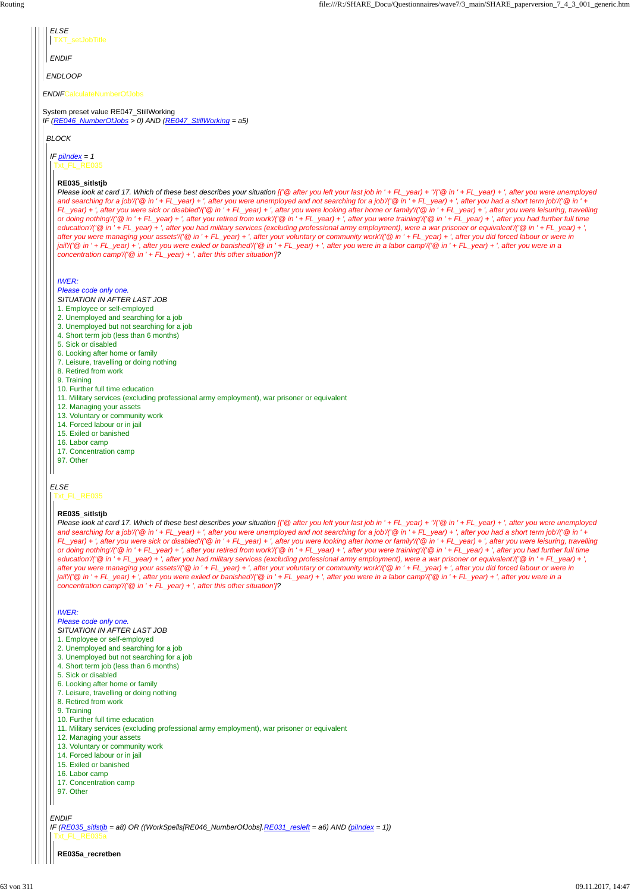*ELSE*

TXT_setJobTitle

*ENDIF*

*ENDLOOP*

*ENDIF*CalculateNumberOfJobs

System preset value RE047_StillWorking

*IF (RE046_NumberOfJobs > 0) AND (RE047_StillWorking = a5)*

*BLOCK*

*IF piIndex = 1*

Txt_FL_RE035

**RE035_sitlstjb**

*Please look at card 17. Which of these best describes your situation [('@ after you left your last job in ' + FL_year) + "/('@ in ' + FL_year) + ', after you were unemployed and searching for a job'/('@ in ' + FL_year) + ', after you were unemployed and not searching for a job'/('@ in ' + FL_year) + ', after you had a short term job'/('@ in ' + FL_year) + ', after you were sick or disabled'/('@ in ' + FL_year) + ', after you were looking after home or family'/('@ in ' + FL_year) + ', after you were leisuring, travelling or doing nothing'/('@ in ' + FL_year) + ', after you retired from work'/('@ in ' + FL_year) + ', after you were training'/('@ in ' + FL_year) + ', after you had further full time education'/('@ in ' + FL_year) + ', after you had military services (excluding professional army employment), were a war prisoner or equivalent'/('@ in ' + FL_year) + ', after you were managing your assets'/('@ in ' + FL_year) + ', after your voluntary or community work'/('@ in ' + FL_year) + ', after you did forced labour or were in jail'/('@ in ' + FL_year) + ', after you were exiled or banished'/('@ in ' + FL_year) + ', after you were in a labor camp'/('@ in ' + FL_year) + ', after you were in a concentration camp'/('@ in ' + FL_year) + ', after this other situation']?*

*IWER:*

*Please code only one.*

*SITUATION IN AFTER LAST JOB*

1. Employee or self-employed
2. Unemployed and searching for a job
3. Unemployed but not searching for a job
4. Short term job (less than 6 months)
5. Sick or disabled
6. Looking after home or family
7. Leisure, travelling or doing nothing
8. Retired from work
9. Training
10. Further full time education
11. Military services (excluding professional army employment), war prisoner or equivalent
12. Managing your assets
13. Voluntary or community work
14. Forced labour or in jail
15. Exiled or banished
16. Labor camp
17. Concentration camp
97. Other

*ELSE*

Txt_FL_RE035

**RE035_sitlstjb**

*Please look at card 17. Which of these best describes your situation [('@ after you left your last job in ' + FL_year) + "/('@ in ' + FL_year) + ', after you were unemployed and searching for a job'/('@ in ' + FL_year) + ', after you were unemployed and not searching for a job'/('@ in ' + FL_year) + ', after you had a short term job'/('@ in ' + FL_year) + ', after you were sick or disabled'/('@ in ' + FL_year) + ', after you were looking after home or family'/('@ in ' + FL_year) + ', after you were leisuring, travelling or doing nothing'/('@ in ' + FL_year) + ', after you retired from work'/('@ in ' + FL_year) + ', after you were training'/('@ in ' + FL_year) + ', after you had further full time education'/('@ in ' + FL_year) + ', after you had military services (excluding professional army employment), were a war prisoner or equivalent'/('@ in ' + FL_year) + ', after you were managing your assets'/('@ in ' + FL_year) + ', after your voluntary or community work'/('@ in ' + FL_year) + ', after you did forced labour or were in jail'/('@ in ' + FL_year) + ', after you were exiled or banished'/('@ in ' + FL_year) + ', after you were in a labor camp'/('@ in ' + FL_year) + ', after you were in a concentration camp'/('@ in ' + FL_year) + ', after this other situation']?*

*IWER:*

*Please code only one.*

*SITUATION IN AFTER LAST JOB*

1. Employee or self-employed
2. Unemployed and searching for a job
3. Unemployed but not searching for a job
4. Short term job (less than 6 months)
5. Sick or disabled
6. Looking after home or family
7. Leisure, travelling or doing nothing
8. Retired from work
9. Training
10. Further full time education
11. Military services (excluding professional army employment), war prisoner or equivalent
12. Managing your assets
13. Voluntary or community work
14. Forced labour or in jail
15. Exiled or banished
16. Labor camp
17. Concentration camp
97. Other

*ENDIF*

*IF (RE035_sitlstjb = a8) OR ((WorkSpells[RE046_NumberOfJobs].RE031_resleft = a6) AND (piIndex = 1))*

Txt_FL_RE035a

**RE035a_recretben**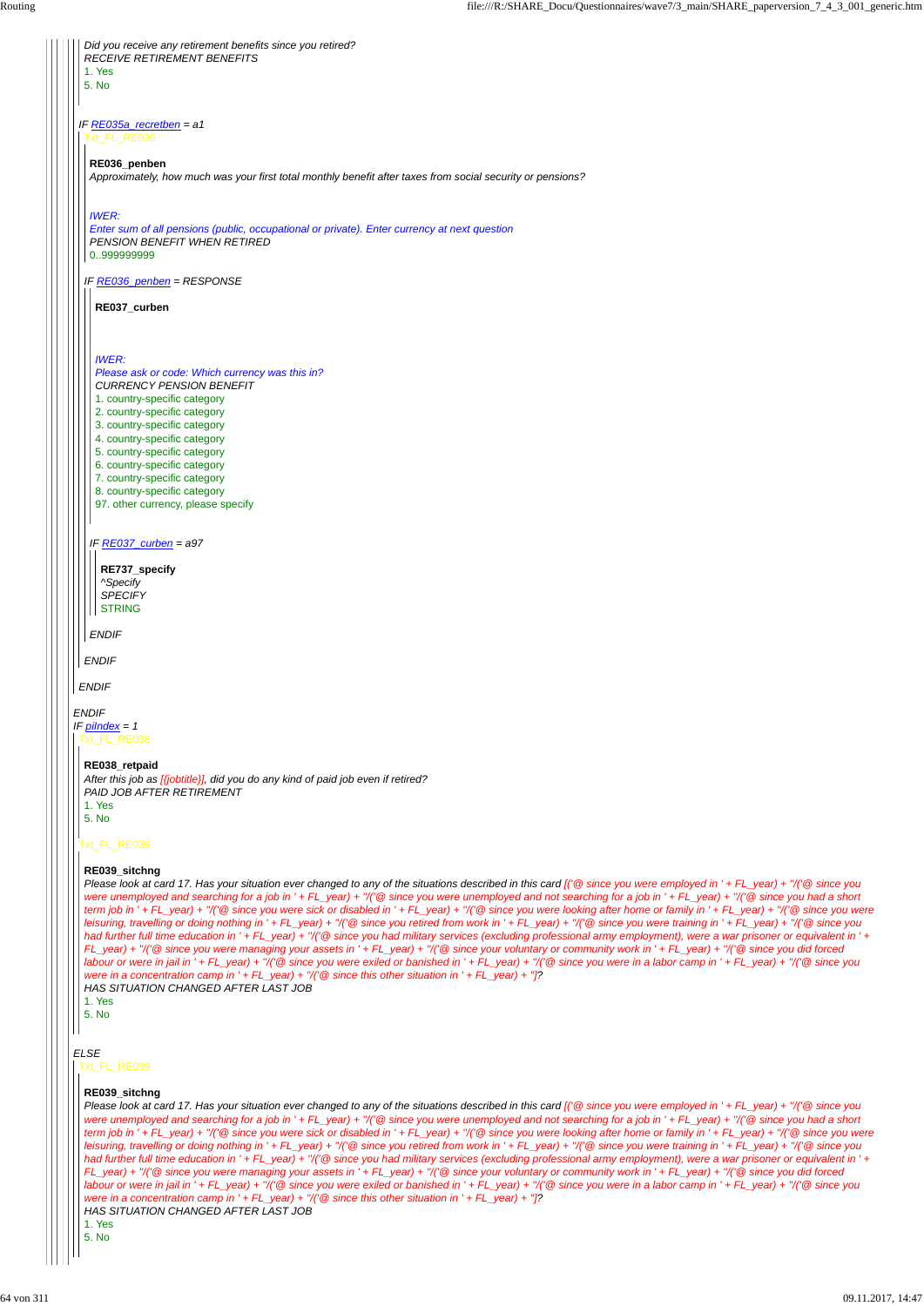Did you receive any retirement benefits since you retired?
RECEIVE RETIREMENT BENEFITS
1. Yes
5. No

IF RE035a_recretben = a1

Txt_FL_RE036

**RE036_penben**
Approximately, how much was your first total monthly benefit after taxes from social security or pensions?

IWER:
Enter sum of all pensions (public, occupational or private). Enter currency at next question
PENSION BENEFIT WHEN RETIRED
0..999999999

IF RE036_penben = RESPONSE

**RE037_curben**

IWER:
Please ask or code: Which currency was this in?
CURRENCY PENSION BENEFIT
1. country-specific category
2. country-specific category
3. country-specific category
4. country-specific category
5. country-specific category
6. country-specific category
7. country-specific category
8. country-specific category
97. other currency, please specify

IF RE037_curben = a97

**RE737_specify**
^Specify
SPECIFY
STRING

ENDIF

ENDIF

ENDIF

ENDIF
IF piIndex = 1

Txt_FL_RE038

**RE038_retpaid**
After this job as [{jobtitle}], did you do any kind of paid job even if retired?
PAID JOB AFTER RETIREMENT
1. Yes
5. No

Txt_FL_RE039

**RE039_sitchng**
Please look at card 17. Has your situation ever changed to any of the situations described in this card [('@ since you were employed in ' + FL_year) + ''/('@ since you were unemployed and searching for a job in ' + FL_year) + ''/('@ since you were unemployed and not searching for a job in ' + FL_year) + ''/('@ since you had a short term job in ' + FL_year) + ''/('@ since you were sick or disabled in ' + FL_year) + ''/('@ since you were looking after home or family in ' + FL_year) + ''/('@ since you were leisuring, travelling or doing nothing in ' + FL_year) + ''/('@ since you retired from work in ' + FL_year) + ''/('@ since you were training in ' + FL_year) + ''/('@ since you had further full time education in ' + FL_year) + ''/('@ since you had military services (excluding professional army employment), were a war prisoner or equivalent in ' + FL_year) + ''/('@ since you were managing your assets in ' + FL_year) + ''/('@ since your voluntary or community work in ' + FL_year) + ''/('@ since you did forced labour or were in jail in ' + FL_year) + ''/('@ since you were exiled or banished in ' + FL_year) + ''/('@ since you were in a labor camp in ' + FL_year) + ''/('@ since you were in a concentration camp in ' + FL_year) + ''/('@ since this other situation in ' + FL_year) + '']?
HAS SITUATION CHANGED AFTER LAST JOB
1. Yes
5. No

ELSE

Txt_FL_RE039

**RE039_sitchng**
Please look at card 17. Has your situation ever changed to any of the situations described in this card [('@ since you were employed in ' + FL_year) + ''/('@ since you were unemployed and searching for a job in ' + FL_year) + ''/('@ since you were unemployed and not searching for a job in ' + FL_year) + ''/('@ since you had a short term job in ' + FL_year) + ''/('@ since you were sick or disabled in ' + FL_year) + ''/('@ since you were looking after home or family in ' + FL_year) + ''/('@ since you were leisuring, travelling or doing nothing in ' + FL_year) + ''/('@ since you retired from work in ' + FL_year) + ''/('@ since you were training in ' + FL_year) + ''/('@ since you had further full time education in ' + FL_year) + ''/('@ since you had military services (excluding professional army employment), were a war prisoner or equivalent in ' + FL_year) + ''/('@ since you were managing your assets in ' + FL_year) + ''/('@ since your voluntary or community work in ' + FL_year) + ''/('@ since you did forced labour or were in jail in ' + FL_year) + ''/('@ since you were exiled or banished in ' + FL_year) + ''/('@ since you were in a labor camp in ' + FL_year) + ''/('@ since you were in a concentration camp in ' + FL_year) + ''/('@ since this other situation in ' + FL_year) + '']?
HAS SITUATION CHANGED AFTER LAST JOB
1. Yes
5. No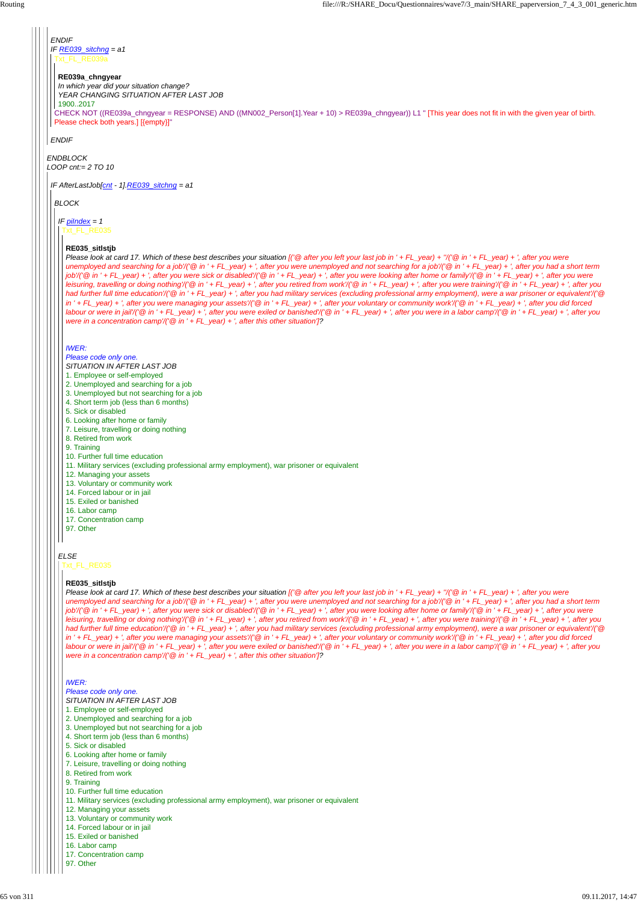*ENDIF*

*IF RE039_sitchng = a1*

Txt_FL_RE039a

**RE039a_chngyear**

*In which year did your situation change?*

*YEAR CHANGING SITUATION AFTER LAST JOB*

1900..2017

CHECK NOT ((RE039a_chngyear = RESPONSE) AND ((MN002_Person[1].Year + 10) > RE039a_chngyear)) L1 " [This year does not fit in with the given year of birth. Please check both years.] [{empty}]"

*ENDIF*

*ENDBLOCK*

*LOOP cnt:= 2 TO 10*

*IF AfterLastJob[cnt - 1].RE039_sitchng = a1*

*BLOCK*

*IF piIndex = 1*

Txt_FL_RE035

**RE035_sitlstjb**

*Please look at card 17. Which of these best describes your situation [('@ after you left your last job in ' + FL_year) + ''/('@ in ' + FL_year) + ', after you were unemployed and searching for a job'/('@ in ' + FL_year) + ', after you were unemployed and not searching for a job'/('@ in ' + FL_year) + ', after you had a short term job'/('@ in ' + FL_year) + ', after you were sick or disabled'/('@ in ' + FL_year) + ', after you were looking after home or family'/('@ in ' + FL_year) + ', after you were leisuring, travelling or doing nothing'/('@ in ' + FL_year) + ', after you retired from work'/('@ in ' + FL_year) + ', after you were training'/('@ in ' + FL_year) + ', after you had further full time education'/('@ in ' + FL_year) + ', after you had military services (excluding professional army employment), were a war prisoner or equivalent'/('@ in ' + FL_year) + ', after you were managing your assets'/('@ in ' + FL_year) + ', after your voluntary or community work'/('@ in ' + FL_year) + ', after you did forced labour or were in jail'/('@ in ' + FL_year) + ', after you were exiled or banished'/('@ in ' + FL_year) + ', after you were in a labor camp'/('@ in ' + FL_year) + ', after you were in a concentration camp'/('@ in ' + FL_year) + ', after this other situation']?*

*IWER:*
*Please code only one.*
*SITUATION IN AFTER LAST JOB*

1. Employee or self-employed
2. Unemployed and searching for a job
3. Unemployed but not searching for a job
4. Short term job (less than 6 months)
5. Sick or disabled
6. Looking after home or family
7. Leisure, travelling or doing nothing
8. Retired from work
9. Training
10. Further full time education
11. Military services (excluding professional army employment), war prisoner or equivalent
12. Managing your assets
13. Voluntary or community work
14. Forced labour or in jail
15. Exiled or banished
16. Labor camp
17. Concentration camp
97. Other

*ELSE*

Txt_FL_RE035

**RE035_sitlstjb**

*Please look at card 17. Which of these best describes your situation [('@ after you left your last job in ' + FL_year) + ''/('@ in ' + FL_year) + ', after you were unemployed and searching for a job'/('@ in ' + FL_year) + ', after you were unemployed and not searching for a job'/('@ in ' + FL_year) + ', after you had a short term job'/('@ in ' + FL_year) + ', after you were sick or disabled'/('@ in ' + FL_year) + ', after you were looking after home or family'/('@ in ' + FL_year) + ', after you were leisuring, travelling or doing nothing'/('@ in ' + FL_year) + ', after you retired from work'/('@ in ' + FL_year) + ', after you were training'/('@ in ' + FL_year) + ', after you had further full time education'/('@ in ' + FL_year) + ', after you had military services (excluding professional army employment), were a war prisoner or equivalent'/('@ in ' + FL_year) + ', after you were managing your assets'/('@ in ' + FL_year) + ', after your voluntary or community work'/('@ in ' + FL_year) + ', after you did forced labour or were in jail'/('@ in ' + FL_year) + ', after you were exiled or banished'/('@ in ' + FL_year) + ', after you were in a labor camp'/('@ in ' + FL_year) + ', after you were in a concentration camp'/('@ in ' + FL_year) + ', after this other situation']?*

*IWER:*
*Please code only one.*
*SITUATION IN AFTER LAST JOB*

1. Employee or self-employed
2. Unemployed and searching for a job
3. Unemployed but not searching for a job
4. Short term job (less than 6 months)
5. Sick or disabled
6. Looking after home or family
7. Leisure, travelling or doing nothing
8. Retired from work
9. Training
10. Further full time education
11. Military services (excluding professional army employment), war prisoner or equivalent
12. Managing your assets
13. Voluntary or community work
14. Forced labour or in jail
15. Exiled or banished
16. Labor camp
17. Concentration camp
97. Other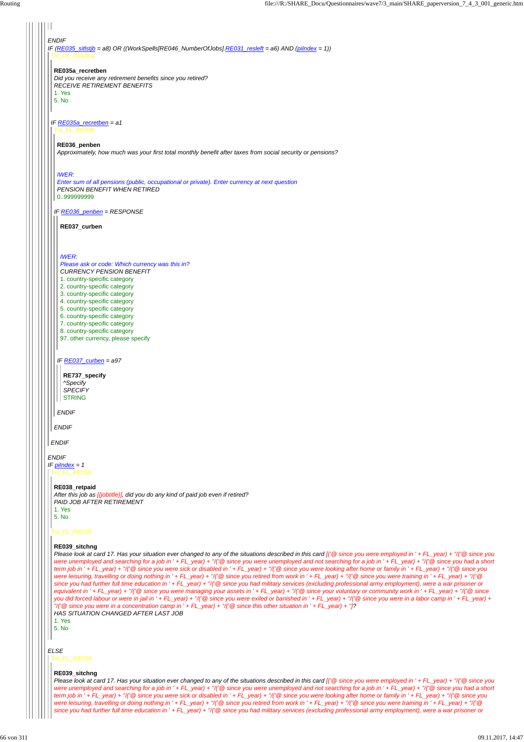ENDIF

IF (RE035_sitlstjb = a8) OR ((WorkSpells[RE046_NumberOfJobs].RE031_resleft = a6) AND (piIndex = 1))

Txt_FL_RE035a

**RE035a_recretben**

*Did you receive any retirement benefits since you retired?*

*RECEIVE RETIREMENT BENEFITS*

1. Yes
5. No

IF RE035a_recretben = a1

Txt_FL_RE036

**RE036_penben**

*Approximately, how much was your first total monthly benefit after taxes from social security or pensions?*

*IWER:*

*Enter sum of all pensions (public, occupational or private). Enter currency at next question*

*PENSION BENEFIT WHEN RETIRED*

0..999999999

IF RE036_penben = RESPONSE

**RE037_curben**

*IWER:*

*Please ask or code: Which currency was this in?*

*CURRENCY PENSION BENEFIT*

1. country-specific category
2. country-specific category
3. country-specific category
4. country-specific category
5. country-specific category
6. country-specific category
7. country-specific category
8. country-specific category
97. other currency, please specify

IF RE037_curben = a97

**RE737_specify**

*^Specify*

*SPECIFY*

STRING

ENDIF

ENDIF

ENDIF

ENDIF

IF piIndex = 1

Txt_FL_RE038

**RE038_retpaid**

*After this job as [{jobtitle}], did you do any kind of paid job even if retired?*

*PAID JOB AFTER RETIREMENT*

1. Yes
5. No

Txt_FL_RE039

**RE039_sitchng**

*Please look at card 17. Has your situation ever changed to any of the situations described in this card [('@ since you were employed in ' + FL_year) + "/('@ since you were unemployed and searching for a job in ' + FL_year) + "/('@ since you were unemployed and not searching for a job in ' + FL_year) + "/('@ since you had a short term job in ' + FL_year) + "/('@ since you were sick or disabled in ' + FL_year) + "/('@ since you were looking after home or family in ' + FL_year) + "/('@ since you were leisuring, travelling or doing nothing in ' + FL_year) + "/('@ since you retired from work in ' + FL_year) + "/('@ since you were training in ' + FL_year) + "/('@ since you had further full time education in ' + FL_year) + "/('@ since you had military services (excluding professional army employment), were a war prisoner or equivalent in ' + FL_year) + "/('@ since you were managing your assets in ' + FL_year) + "/('@ since your voluntary or community work in ' + FL_year) + "/('@ since you did forced labour or were in jail in ' + FL_year) + "/('@ since you were exiled or banished in ' + FL_year) + "/('@ since you were in a labor camp in ' + FL_year) + "/('@ since you were in a concentration camp in ' + FL_year) + "/('@ since this other situation in ' + FL_year) + "]?*

*HAS SITUATION CHANGED AFTER LAST JOB*

1. Yes
5. No

ELSE

Txt_FL_RE039

**RE039_sitchng**

*Please look at card 17. Has your situation ever changed to any of the situations described in this card [('@ since you were employed in ' + FL_year) + "/('@ since you were unemployed and searching for a job in ' + FL_year) + "/('@ since you were unemployed and not searching for a job in ' + FL_year) + "/('@ since you had a short term job in ' + FL_year) + "/('@ since you were sick or disabled in ' + FL_year) + "/('@ since you were looking after home or family in ' + FL_year) + "/('@ since you were leisuring, travelling or doing nothing in ' + FL_year) + "/('@ since you retired from work in ' + FL_year) + "/('@ since you were training in ' + FL_year) + "/('@ since you had further full time education in ' + FL_year) + "/('@ since you had military services (excluding professional army employment), were a war prisoner or*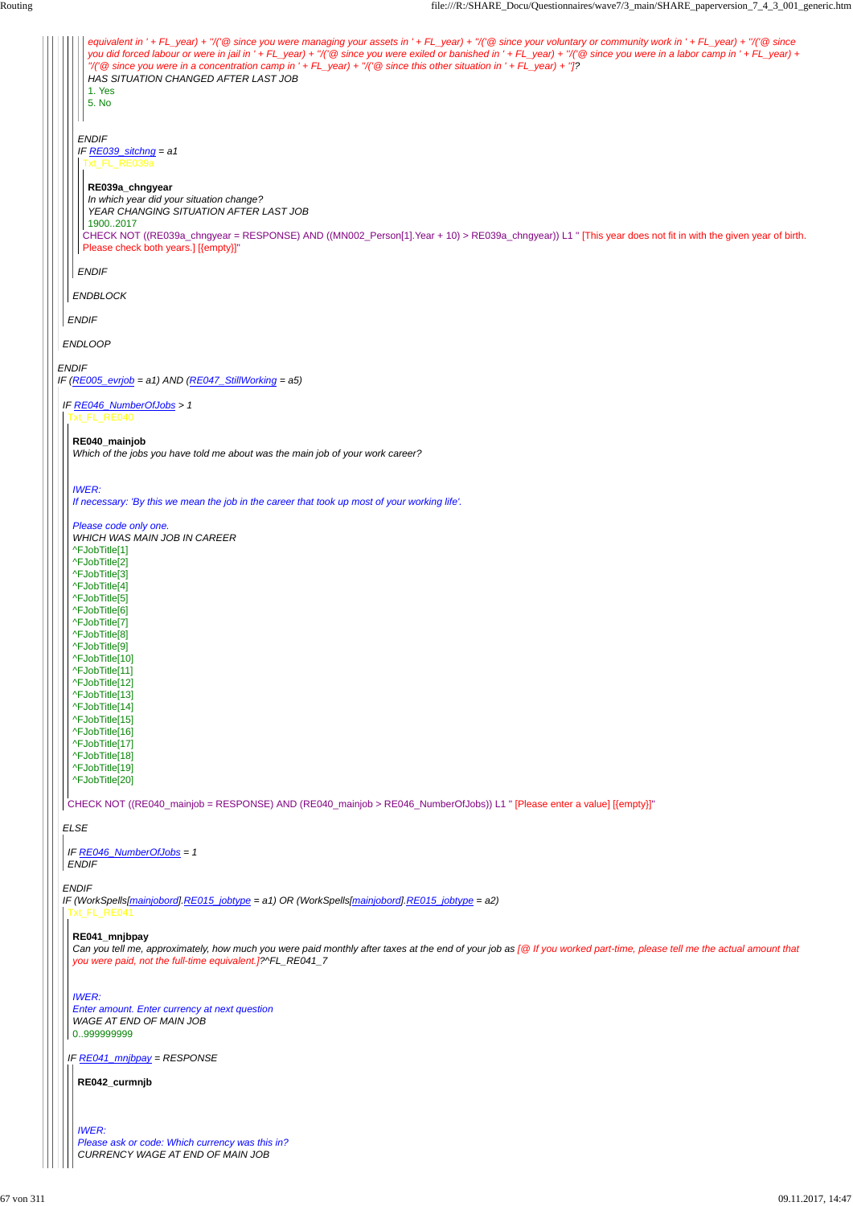equivalent in ' + FL_year) + ''/('@ since you were managing your assets in ' + FL_year) + ''/('@ since your voluntary or community work in ' + FL_year) + ''/('@ since you did forced labour or were in jail in ' + FL_year) + ''/('@ since you were exiled or banished in ' + FL_year) + ''/('@ since you were in a labor camp in ' + FL_year) + ''/('@ since you were in a concentration camp in ' + FL_year) + ''/('@ since this other situation in ' + FL_year) + '']?

HAS SITUATION CHANGED AFTER LAST JOB

1. Yes
5. No

ENDIF

IF RE039_sitchng = a1

Txt_FL_RE039a

**RE039a_chngyear**

*In which year did your situation change?*

YEAR CHANGING SITUATION AFTER LAST JOB

1900..2017

CHECK NOT ((RE039a_chngyear = RESPONSE) AND ((MN002_Person[1].Year + 10) > RE039a_chngyear)) L1 " [This year does not fit in with the given year of birth. Please check both years.] [{empty}]"

ENDIF

ENDBLOCK

ENDIF

ENDLOOP

ENDIF

IF (RE005_evrjob = a1) AND (RE047_StillWorking = a5)

IF RE046_NumberOfJobs > 1

Txt_FL_RE040

**RE040_mainjob**

*Which of the jobs you have told me about was the main job of your work career?*

*IWER:*
*If necessary: 'By this we mean the job in the career that took up most of your working life'.*

*Please code only one.*

WHICH WAS MAIN JOB IN CAREER

^FJobTitle[1]
^FJobTitle[2]
^FJobTitle[3]
^FJobTitle[4]
^FJobTitle[5]
^FJobTitle[6]
^FJobTitle[7]
^FJobTitle[8]
^FJobTitle[9]
^FJobTitle[10]
^FJobTitle[11]
^FJobTitle[12]
^FJobTitle[13]
^FJobTitle[14]
^FJobTitle[15]
^FJobTitle[16]
^FJobTitle[17]
^FJobTitle[18]
^FJobTitle[19]
^FJobTitle[20]

CHECK NOT ((RE040_mainjob = RESPONSE) AND (RE040_mainjob > RE046_NumberOfJobs)) L1 " [Please enter a value] [{empty}]"

ELSE

IF RE046_NumberOfJobs = 1

ENDIF

ENDIF

IF (WorkSpells[mainjobord].RE015_jobtype = a1) OR (WorkSpells[mainjobord].RE015_jobtype = a2)

Txt_FL_RE041

**RE041_mnjbpay**

*Can you tell me, approximately, how much you were paid monthly after taxes at the end of your job as [@ If you worked part-time, please tell me the actual amount that you were paid, not the full-time equivalent.]?^FL_RE041_7*

*IWER:*
*Enter amount. Enter currency at next question*

WAGE AT END OF MAIN JOB

0..999999999

IF RE041_mnjbpay = RESPONSE

**RE042_curmnjb**

*IWER:*
*Please ask or code: Which currency was this in?*

CURRENCY WAGE AT END OF MAIN JOB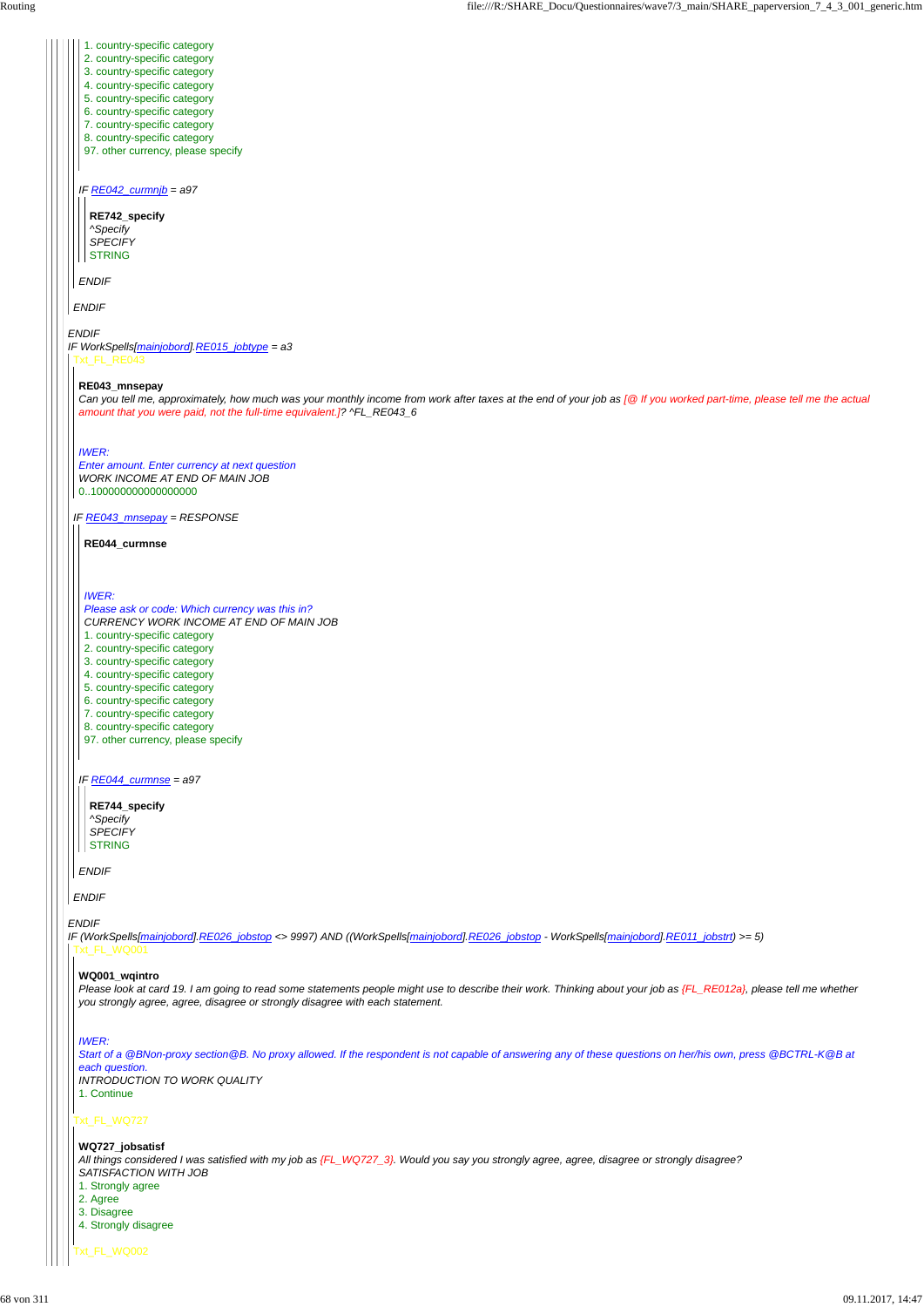1. country-specific category
2. country-specific category
3. country-specific category
4. country-specific category
5. country-specific category
6. country-specific category
7. country-specific category
8. country-specific category
97. other currency, please specify

*IF RE042_curmnjb = a97*

**RE742_specify**
*^Specify*
*SPECIFY*
STRING

*ENDIF*

*ENDIF*

*ENDIF*
*IF WorkSpells[mainjobord].RE015_jobtype = a3*
Txt_FL_RE043

**RE043_mnsepay**
*Can you tell me, approximately, how much was your monthly income from work after taxes at the end of your job as [@ If you worked part-time, please tell me the actual amount that you were paid, not the full-time equivalent.]? ^FL_RE043_6*

*IWER:*
*Enter amount. Enter currency at next question*
*WORK INCOME AT END OF MAIN JOB*
0..1000000000000000000

*IF RE043_mnsepay = RESPONSE*

**RE044_curmnse**

*IWER:*
*Please ask or code: Which currency was this in?*
*CURRENCY WORK INCOME AT END OF MAIN JOB*
1. country-specific category
2. country-specific category
3. country-specific category
4. country-specific category
5. country-specific category
6. country-specific category
7. country-specific category
8. country-specific category
97. other currency, please specify

*IF RE044_curmnse = a97*

**RE744_specify**
*^Specify*
*SPECIFY*
STRING

*ENDIF*

*ENDIF*

*ENDIF*
*IF (WorkSpells[mainjobord].RE026_jobstop <> 9997) AND ((WorkSpells[mainjobord].RE026_jobstop - WorkSpells[mainjobord].RE011_jobstrt) >= 5)*
Txt_FL_WQ001

**WQ001_wqintro**
*Please look at card 19. I am going to read some statements people might use to describe their work. Thinking about your job as {FL_RE012a}, please tell me whether you strongly agree, agree, disagree or strongly disagree with each statement.*

*IWER:*
*Start of a @BNon-proxy section@B. No proxy allowed. If the respondent is not capable of answering any of these questions on her/his own, press @BCTRL-K@B at each question.*
*INTRODUCTION TO WORK QUALITY*
1. Continue

Txt_FL_WQ727

**WQ727_jobsatisf**
*All things considered I was satisfied with my job as {FL_WQ727_3}. Would you say you strongly agree, agree, disagree or strongly disagree?*
*SATISFACTION WITH JOB*
1. Strongly agree
2. Agree
3. Disagree
4. Strongly disagree

Txt_FL_WQ002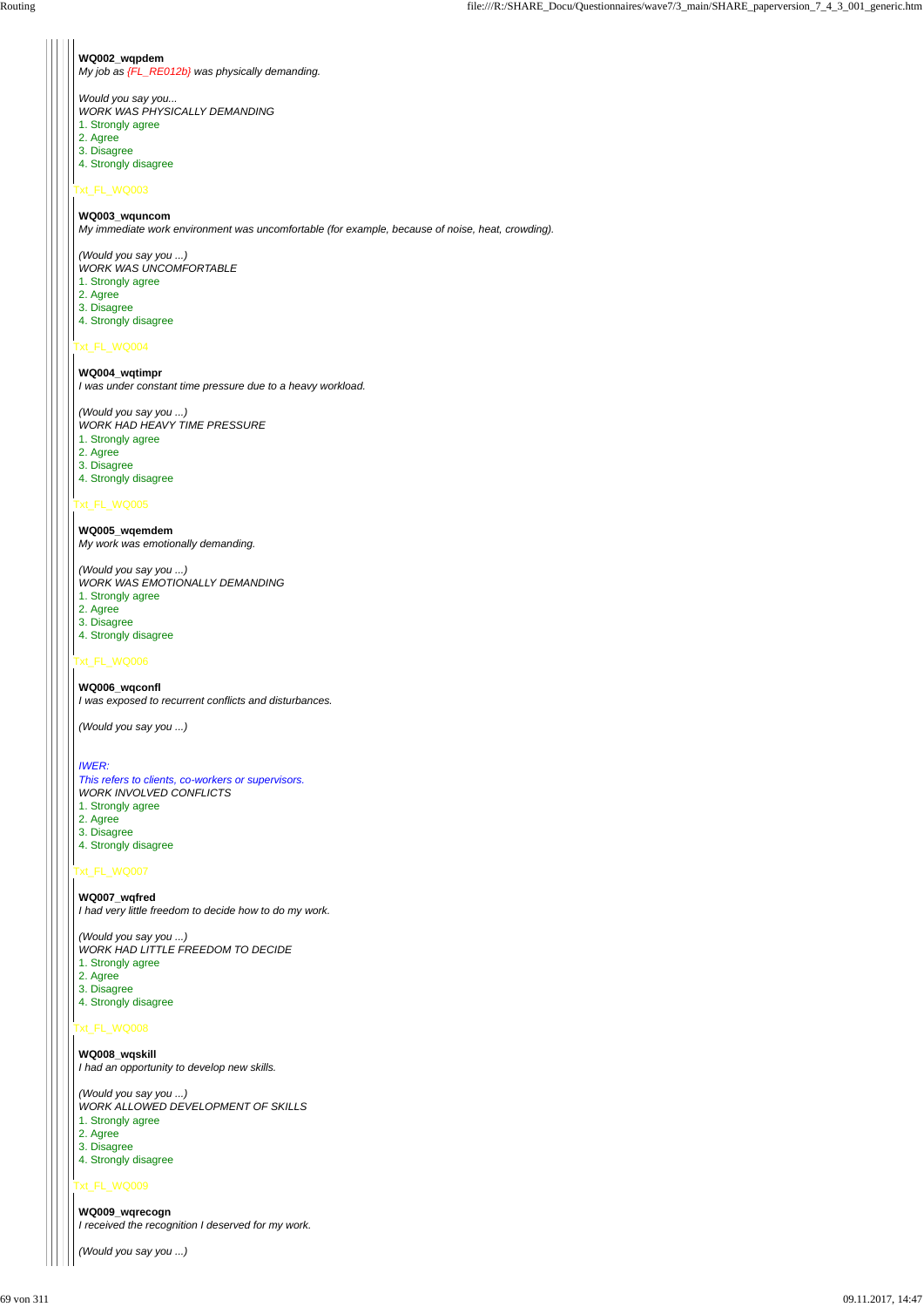**WQ002_wqpdem**
*My job as {FL_RE012b} was physically demanding.*

*Would you say you...*
*WORK WAS PHYSICALLY DEMANDING*
1. Strongly agree
2. Agree
3. Disagree
4. Strongly disagree

Txt_FL_WQ003

**WQ003_wquncom**
*My immediate work environment was uncomfortable (for example, because of noise, heat, crowding).*

*(Would you say you ...)*
*WORK WAS UNCOMFORTABLE*
1. Strongly agree
2. Agree
3. Disagree
4. Strongly disagree

Txt_FL_WQ004

**WQ004_wqtimpr**
*I was under constant time pressure due to a heavy workload.*

*(Would you say you ...)*
*WORK HAD HEAVY TIME PRESSURE*
1. Strongly agree
2. Agree
3. Disagree
4. Strongly disagree

Txt_FL_WQ005

**WQ005_wqemdem**
*My work was emotionally demanding.*

*(Would you say you ...)*
*WORK WAS EMOTIONALLY DEMANDING*
1. Strongly agree
2. Agree
3. Disagree
4. Strongly disagree

Txt_FL_WQ006

**WQ006_wqconfl**
*I was exposed to recurrent conflicts and disturbances.*

*(Would you say you ...)*

*IWER:*
*This refers to clients, co-workers or supervisors.*
*WORK INVOLVED CONFLICTS*
1. Strongly agree
2. Agree
3. Disagree
4. Strongly disagree

Txt_FL_WQ007

**WQ007_wqfred**
*I had very little freedom to decide how to do my work.*

*(Would you say you ...)*
*WORK HAD LITTLE FREEDOM TO DECIDE*
1. Strongly agree
2. Agree
3. Disagree
4. Strongly disagree

Txt_FL_WQ008

**WQ008_wqskill**
*I had an opportunity to develop new skills.*

*(Would you say you ...)*
*WORK ALLOWED DEVELOPMENT OF SKILLS*
1. Strongly agree
2. Agree
3. Disagree
4. Strongly disagree

Txt_FL_WQ009

**WQ009_wqrecogn**
*I received the recognition I deserved for my work.*

*(Would you say you ...)*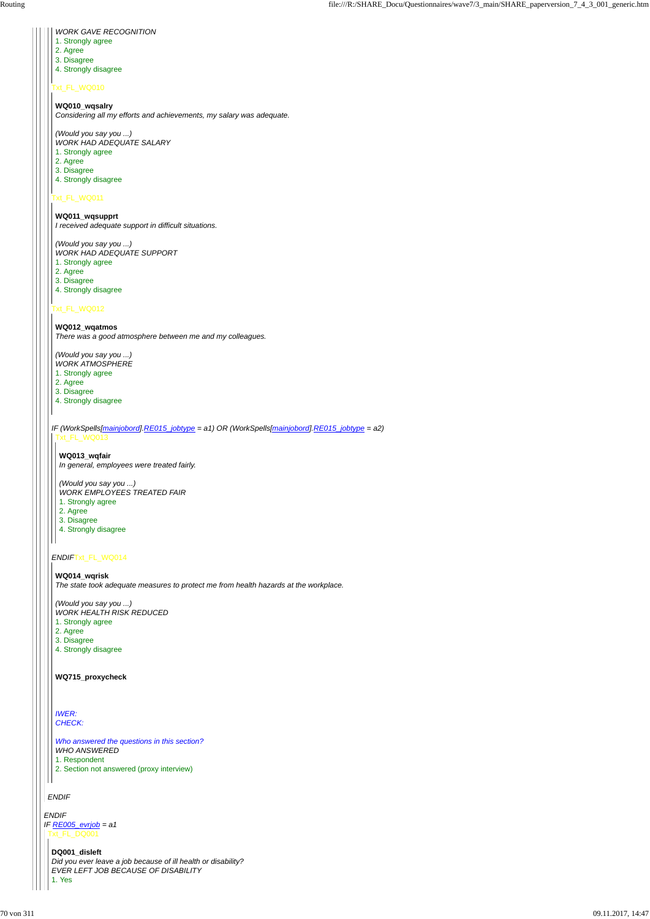*WORK GAVE RECOGNITION*
1. Strongly agree
2. Agree
3. Disagree
4. Strongly disagree

Txt_FL_WQ010

**WQ010_wqsalry**
*Considering all my efforts and achievements, my salary was adequate.*

*(Would you say you ...)*
*WORK HAD ADEQUATE SALARY*
1. Strongly agree
2. Agree
3. Disagree
4. Strongly disagree

Txt_FL_WQ011

**WQ011_wqsupprt**
*I received adequate support in difficult situations.*

*(Would you say you ...)*
*WORK HAD ADEQUATE SUPPORT*
1. Strongly agree
2. Agree
3. Disagree
4. Strongly disagree

Txt_FL_WQ012

**WQ012_wqatmos**
*There was a good atmosphere between me and my colleagues.*

*(Would you say you ...)*
*WORK ATMOSPHERE*
1. Strongly agree
2. Agree
3. Disagree
4. Strongly disagree

*IF (WorkSpells[mainjobord].RE015_jobtype = a1) OR (WorkSpells[mainjobord].RE015_jobtype = a2)*

Txt_FL_WQ013

**WQ013_wqfair**
*In general, employees were treated fairly.*

*(Would you say you ...)*
*WORK EMPLOYEES TREATED FAIR*
1. Strongly agree
2. Agree
3. Disagree
4. Strongly disagree

*ENDIF*Txt_FL_WQ014

**WQ014_wqrisk**
*The state took adequate measures to protect me from health hazards at the workplace.*

*(Would you say you ...)*
*WORK HEALTH RISK REDUCED*
1. Strongly agree
2. Agree
3. Disagree
4. Strongly disagree

**WQ715_proxycheck**

*IWER:*
*CHECK:*

*Who answered the questions in this section?*
*WHO ANSWERED*
1. Respondent
2. Section not answered (proxy interview)

*ENDIF*

*ENDIF*
*IF RE005_evrjob = a1*

Txt_FL_DQ001

**DQ001_disleft**
*Did you ever leave a job because of ill health or disability?*
*EVER LEFT JOB BECAUSE OF DISABILITY*
1. Yes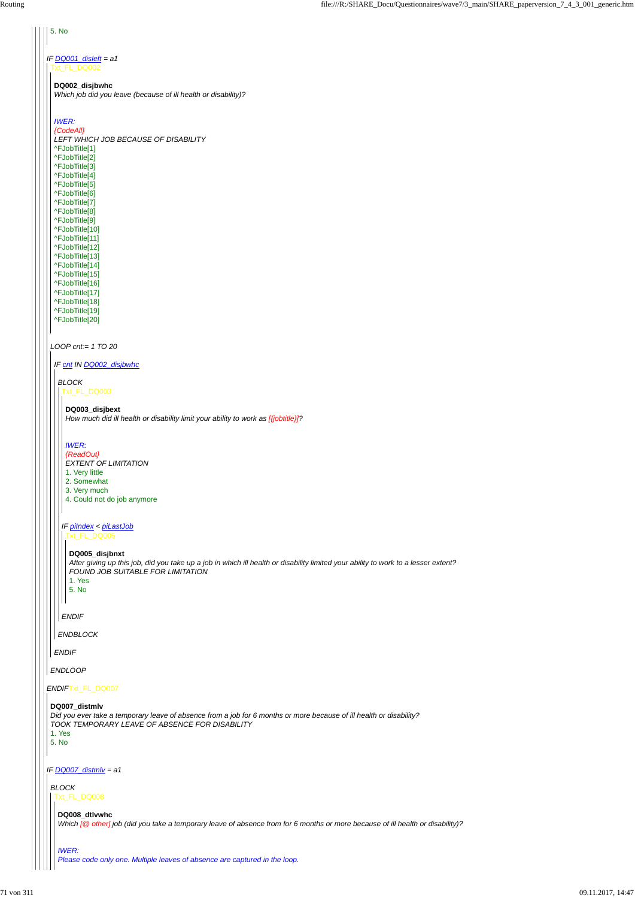5. No

*IF DQ001_disleft = a1*

Txt_FL_DQ002

**DQ002_disjbwhc**

*Which job did you leave (because of ill health or disability)?*

*IWER:*

*{CodeAll}*

*LEFT WHICH JOB BECAUSE OF DISABILITY*

^FJobTitle[1]
^FJobTitle[2]
^FJobTitle[3]
^FJobTitle[4]
^FJobTitle[5]
^FJobTitle[6]
^FJobTitle[7]
^FJobTitle[8]
^FJobTitle[9]
^FJobTitle[10]
^FJobTitle[11]
^FJobTitle[12]
^FJobTitle[13]
^FJobTitle[14]
^FJobTitle[15]
^FJobTitle[16]
^FJobTitle[17]
^FJobTitle[18]
^FJobTitle[19]
^FJobTitle[20]

*LOOP cnt:= 1 TO 20*

*IF cnt IN DQ002_disjbwhc*

*BLOCK*

Txt_FL_DQ003

**DQ003_disjbext**

*How much did ill health or disability limit your ability to work as [{jobtitle}]?*

*IWER:*

*{ReadOut}*

*EXTENT OF LIMITATION*

1. Very little
2. Somewhat
3. Very much
4. Could not do job anymore

*IF piIndex < piLastJob*

Txt_FL_DQ005

**DQ005_disjbnxt**

*After giving up this job, did you take up a job in which ill health or disability limited your ability to work to a lesser extent?*

*FOUND JOB SUITABLE FOR LIMITATION*

1. Yes
5. No

*ENDIF*

*ENDBLOCK*

*ENDIF*

*ENDLOOP*

*ENDIF*Txt_FL_DQ007

**DQ007_distmlv**

*Did you ever take a temporary leave of absence from a job for 6 months or more because of ill health or disability?*

*TOOK TEMPORARY LEAVE OF ABSENCE FOR DISABILITY*

1. Yes
5. No

*IF DQ007_distmlv = a1*

*BLOCK*

Txt_FL_DQ008

**DQ008_dtlvwhc**

*Which [@ other] job (did you take a temporary leave of absence from for 6 months or more because of ill health or disability)?*

*IWER:*

*Please code only one. Multiple leaves of absence are captured in the loop.*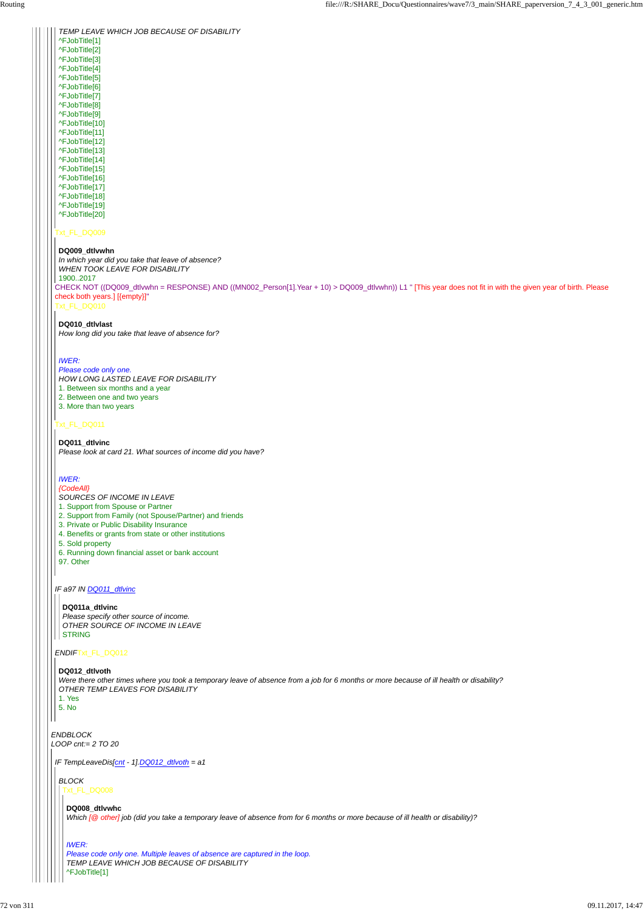*TEMP LEAVE WHICH JOB BECAUSE OF DISABILITY*
^FJobTitle[1]
^FJobTitle[2]
^FJobTitle[3]
^FJobTitle[4]
^FJobTitle[5]
^FJobTitle[6]
^FJobTitle[7]
^FJobTitle[8]
^FJobTitle[9]
^FJobTitle[10]
^FJobTitle[11]
^FJobTitle[12]
^FJobTitle[13]
^FJobTitle[14]
^FJobTitle[15]
^FJobTitle[16]
^FJobTitle[17]
^FJobTitle[18]
^FJobTitle[19]
^FJobTitle[20]

Txt_FL_DQ009

**DQ009_dtlvwhn**
*In which year did you take that leave of absence?*
*WHEN TOOK LEAVE FOR DISABILITY*
1900..2017

CHECK NOT ((DQ009_dtlvwhn = RESPONSE) AND ((MN002_Person[1].Year + 10) > DQ009_dtlvwhn)) L1 " [This year does not fit in with the given year of birth. Please check both years.] [{empty}]"

Txt_FL_DQ010

**DQ010_dtlvlast**
*How long did you take that leave of absence for?*

*IWER:*
*Please code only one.*
*HOW LONG LASTED LEAVE FOR DISABILITY*
1. Between six months and a year
2. Between one and two years
3. More than two years

Txt_FL_DQ011

**DQ011_dtlvinc**
*Please look at card 21. What sources of income did you have?*

*IWER:*
*{CodeAll}*
*SOURCES OF INCOME IN LEAVE*
1. Support from Spouse or Partner
2. Support from Family (not Spouse/Partner) and friends
3. Private or Public Disability Insurance
4. Benefits or grants from state or other institutions
5. Sold property
6. Running down financial asset or bank account
97. Other

*IF a97 IN DQ011_dtlvinc*

**DQ011a_dtlvinc**
*Please specify other source of income.*
*OTHER SOURCE OF INCOME IN LEAVE*
STRING

*ENDIF* Txt_FL_DQ012

**DQ012_dtlvoth**
*Were there other times where you took a temporary leave of absence from a job for 6 months or more because of ill health or disability?*
*OTHER TEMP LEAVES FOR DISABILITY*
1. Yes
5. No

*ENDBLOCK*
*LOOP cnt:= 2 TO 20*

*IF TempLeaveDis[cnt - 1].DQ012_dtlvoth = a1*

*BLOCK*
Txt_FL_DQ008

**DQ008_dtlvwhc**
*Which [@ other] job (did you take a temporary leave of absence from for 6 months or more because of ill health or disability)?*

*IWER:*
*Please code only one. Multiple leaves of absence are captured in the loop.*
*TEMP LEAVE WHICH JOB BECAUSE OF DISABILITY*
^FJobTitle[1]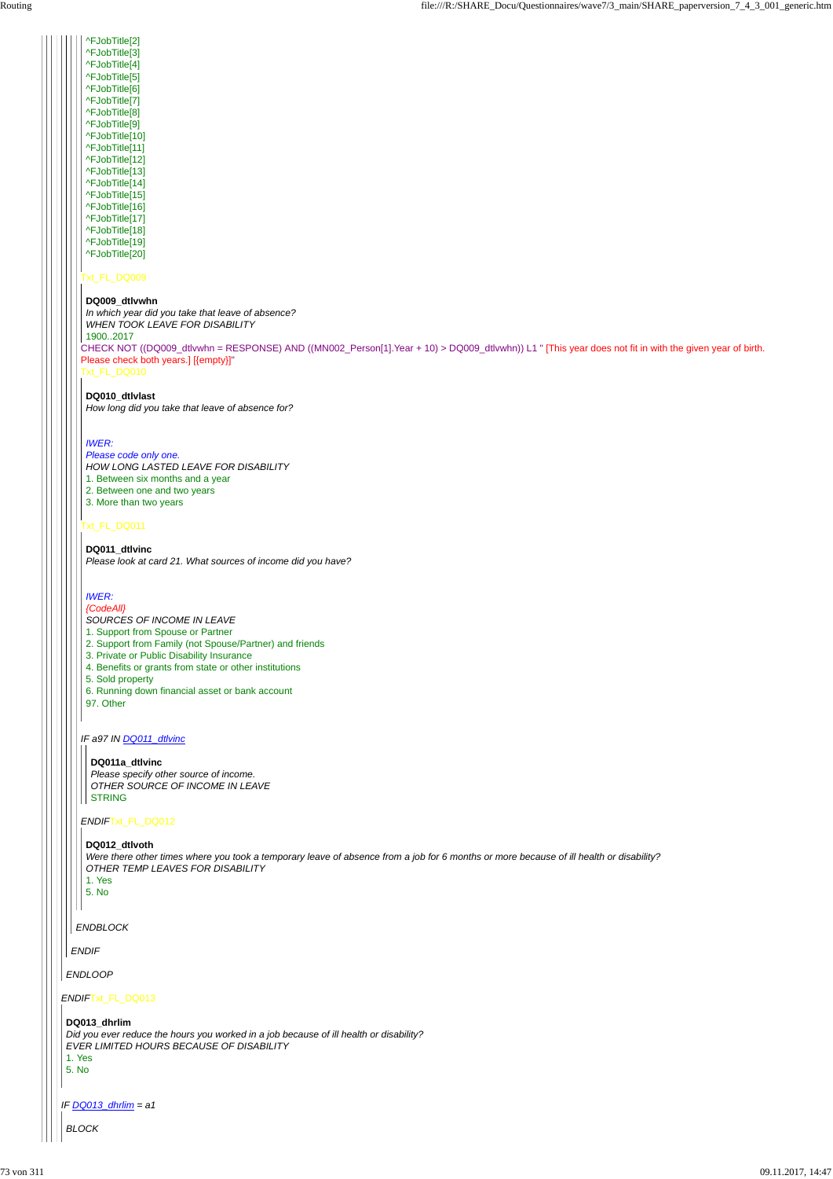^FJobTitle[2]
^FJobTitle[3]
^FJobTitle[4]
^FJobTitle[5]
^FJobTitle[6]
^FJobTitle[7]
^FJobTitle[8]
^FJobTitle[9]
^FJobTitle[10]
^FJobTitle[11]
^FJobTitle[12]
^FJobTitle[13]
^FJobTitle[14]
^FJobTitle[15]
^FJobTitle[16]
^FJobTitle[17]
^FJobTitle[18]
^FJobTitle[19]
^FJobTitle[20]

Txt_FL_DQ009

**DQ009_dtlvwhn**
*In which year did you take that leave of absence?*
*WHEN TOOK LEAVE FOR DISABILITY*
1900..2017

CHECK NOT ((DQ009_dtlvwhn = RESPONSE) AND ((MN002_Person[1].Year + 10) > DQ009_dtlvwhn)) L1 " [This year does not fit in with the given year of birth. Please check both years.] [{empty}]"

Txt_FL_DQ010

**DQ010_dtlvlast**
*How long did you take that leave of absence for?*

*IWER:*
*Please code only one.*
*HOW LONG LASTED LEAVE FOR DISABILITY*
1. Between six months and a year
2. Between one and two years
3. More than two years

Txt_FL_DQ011

**DQ011_dtlvinc**
*Please look at card 21. What sources of income did you have?*

*IWER:*
*{CodeAll}*
*SOURCES OF INCOME IN LEAVE*
1. Support from Spouse or Partner
2. Support from Family (not Spouse/Partner) and friends
3. Private or Public Disability Insurance
4. Benefits or grants from state or other institutions
5. Sold property
6. Running down financial asset or bank account
97. Other

*IF a97 IN DQ011_dtlvinc*

**DQ011a_dtlvinc**
*Please specify other source of income.*
*OTHER SOURCE OF INCOME IN LEAVE*
STRING

*ENDIF* Txt_FL_DQ012

**DQ012_dtlvoth**
*Were there other times where you took a temporary leave of absence from a job for 6 months or more because of ill health or disability?*
*OTHER TEMP LEAVES FOR DISABILITY*
1. Yes
5. No

*ENDBLOCK*

*ENDIF*

*ENDLOOP*

*ENDIF* Txt_FL_DQ013

**DQ013_dhrlim**
*Did you ever reduce the hours you worked in a job because of ill health or disability?*
*EVER LIMITED HOURS BECAUSE OF DISABILITY*
1. Yes
5. No

*IF DQ013_dhrlim = a1*

*BLOCK*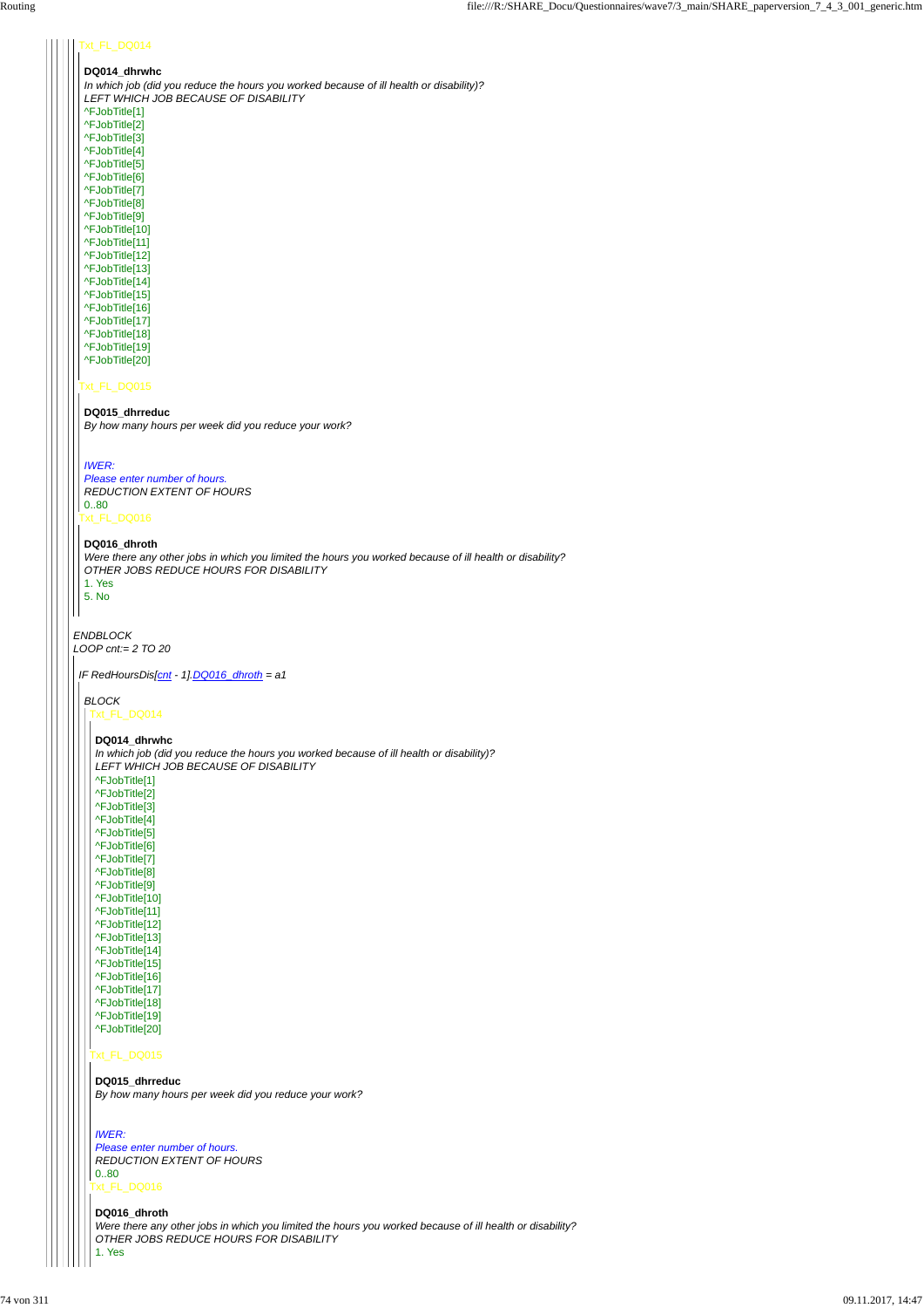Txt_FL_DQ014

**DQ014_dhrwhc**
*In which job (did you reduce the hours you worked because of ill health or disability)?*
*LEFT WHICH JOB BECAUSE OF DISABILITY*
^FJobTitle[1]
^FJobTitle[2]
^FJobTitle[3]
^FJobTitle[4]
^FJobTitle[5]
^FJobTitle[6]
^FJobTitle[7]
^FJobTitle[8]
^FJobTitle[9]
^FJobTitle[10]
^FJobTitle[11]
^FJobTitle[12]
^FJobTitle[13]
^FJobTitle[14]
^FJobTitle[15]
^FJobTitle[16]
^FJobTitle[17]
^FJobTitle[18]
^FJobTitle[19]
^FJobTitle[20]

Txt_FL_DQ015

**DQ015_dhrreduc**
*By how many hours per week did you reduce your work?*

*IWER:*
*Please enter number of hours.*
*REDUCTION EXTENT OF HOURS*
0..80

Txt_FL_DQ016

**DQ016_dhroth**
*Were there any other jobs in which you limited the hours you worked because of ill health or disability?*
*OTHER JOBS REDUCE HOURS FOR DISABILITY*
1. Yes
5. No

*ENDBLOCK*
*LOOP cnt:= 2 TO 20*

*IF RedHoursDis[cnt - 1].DQ016_dhroth = a1*

*BLOCK*

Txt_FL_DQ014

**DQ014_dhrwhc**
*In which job (did you reduce the hours you worked because of ill health or disability)?*
*LEFT WHICH JOB BECAUSE OF DISABILITY*
^FJobTitle[1]
^FJobTitle[2]
^FJobTitle[3]
^FJobTitle[4]
^FJobTitle[5]
^FJobTitle[6]
^FJobTitle[7]
^FJobTitle[8]
^FJobTitle[9]
^FJobTitle[10]
^FJobTitle[11]
^FJobTitle[12]
^FJobTitle[13]
^FJobTitle[14]
^FJobTitle[15]
^FJobTitle[16]
^FJobTitle[17]
^FJobTitle[18]
^FJobTitle[19]
^FJobTitle[20]

Txt_FL_DQ015

**DQ015_dhrreduc**
*By how many hours per week did you reduce your work?*

*IWER:*
*Please enter number of hours.*
*REDUCTION EXTENT OF HOURS*
0..80

Txt_FL_DQ016

**DQ016_dhroth**
*Were there any other jobs in which you limited the hours you worked because of ill health or disability?*
*OTHER JOBS REDUCE HOURS FOR DISABILITY*
1. Yes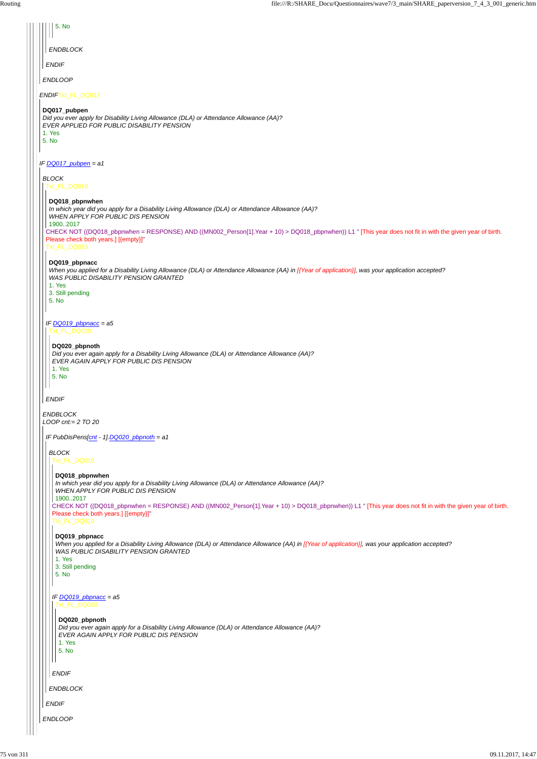5. No

*ENDBLOCK*

*ENDIF*

*ENDLOOP*

*ENDIF*Txt_FL_DQ017

**DQ017_pubpen**

*Did you ever apply for Disability Living Allowance (DLA) or Attendance Allowance (AA)?*

*EVER APPLIED FOR PUBLIC DISABILITY PENSION*

1. Yes
5. No

*IF DQ017_pubpen = a1*

*BLOCK*

Txt_FL_DQ018

**DQ018_pbpnwhen**

*In which year did you apply for a Disability Living Allowance (DLA) or Attendance Allowance (AA)?*

*WHEN APPLY FOR PUBLIC DIS PENSION*

1900..2017

CHECK NOT ((DQ018_pbpnwhen = RESPONSE) AND ((MN002_Person[1].Year + 10) > DQ018_pbpnwhen)) L1 " [This year does not fit in with the given year of birth. Please check both years.] [{empty}]"

Txt_FL_DQ019

**DQ019_pbpnacc**

*When you applied for a Disability Living Allowance (DLA) or Attendance Allowance (AA) in [{Year of application}], was your application accepted?*

*WAS PUBLIC DISABILITY PENSION GRANTED*

1. Yes
3. Still pending
5. No

*IF DQ019_pbpnacc = a5*

Txt_FL_DQ020

**DQ020_pbpnoth**

*Did you ever again apply for a Disability Living Allowance (DLA) or Attendance Allowance (AA)?*

*EVER AGAIN APPLY FOR PUBLIC DIS PENSION*

1. Yes
5. No

*ENDIF*

*ENDBLOCK*

*LOOP cnt:= 2 TO 20*

*IF PubDisPens[cnt - 1].DQ020_pbpnoth = a1*

*BLOCK*

Txt_FL_DQ018

**DQ018_pbpnwhen**

*In which year did you apply for a Disability Living Allowance (DLA) or Attendance Allowance (AA)?*

*WHEN APPLY FOR PUBLIC DIS PENSION*

1900..2017

CHECK NOT ((DQ018_pbpnwhen = RESPONSE) AND ((MN002_Person[1].Year + 10) > DQ018_pbpnwhen)) L1 " [This year does not fit in with the given year of birth. Please check both years.] [{empty}]"

Txt_FL_DQ019

**DQ019_pbpnacc**

*When you applied for a Disability Living Allowance (DLA) or Attendance Allowance (AA) in [{Year of application}], was your application accepted?*

*WAS PUBLIC DISABILITY PENSION GRANTED*

1. Yes
3. Still pending
5. No

*IF DQ019_pbpnacc = a5*

Txt_FL_DQ020

**DQ020_pbpnoth**

*Did you ever again apply for a Disability Living Allowance (DLA) or Attendance Allowance (AA)?*

*EVER AGAIN APPLY FOR PUBLIC DIS PENSION*

1. Yes
5. No

*ENDIF*

*ENDBLOCK*

*ENDIF*

*ENDLOOP*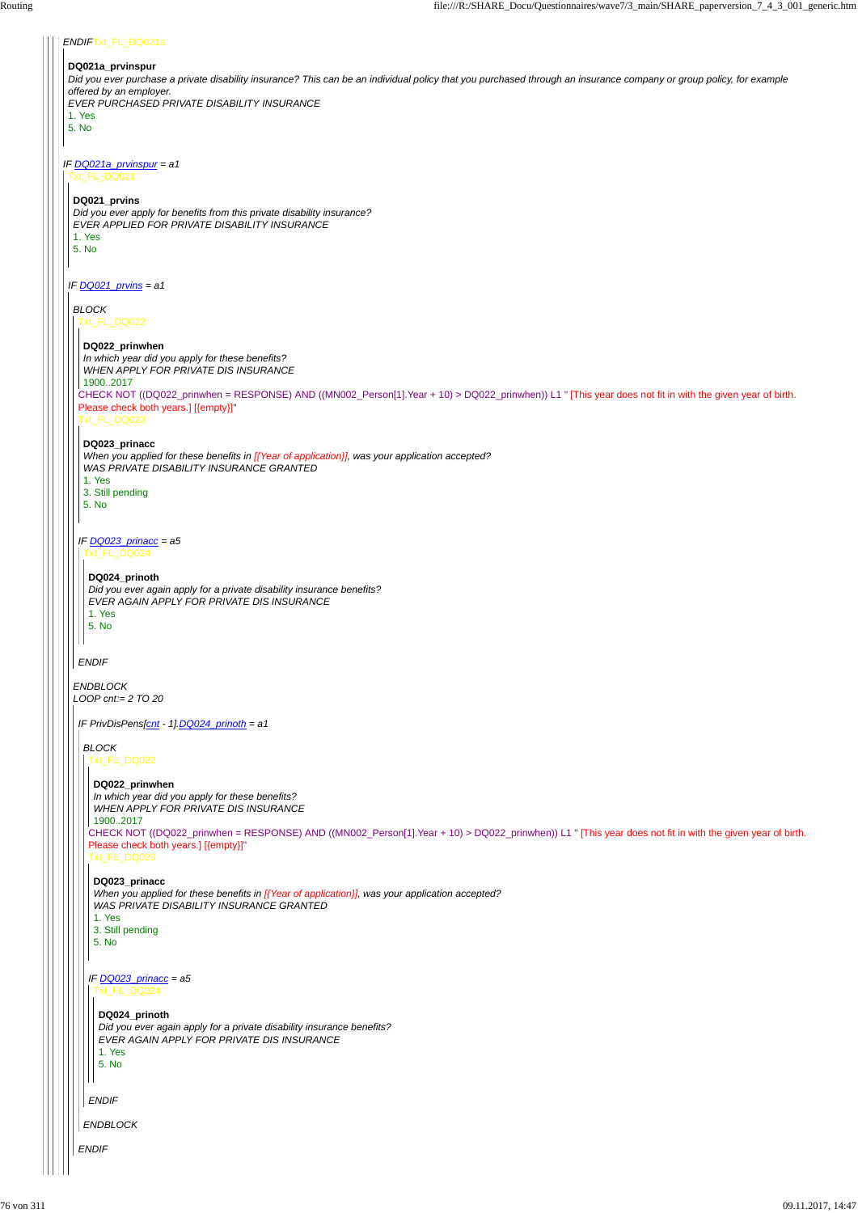ENDIF Txt_FL_DQ021a

**DQ021a_prvinspur**
*Did you ever purchase a private disability insurance? This can be an individual policy that you purchased through an insurance company or group policy, for example offered by an employer.*
*EVER PURCHASED PRIVATE DISABILITY INSURANCE*
1. Yes
5. No

*IF DQ021a_prvinspur = a1*
Txt_FL_DQ021

**DQ021_prvins**
*Did you ever apply for benefits from this private disability insurance?*
*EVER APPLIED FOR PRIVATE DISABILITY INSURANCE*
1. Yes
5. No

*IF DQ021_prvins = a1*

*BLOCK*
Txt_FL_DQ022

**DQ022_prinwhen**
*In which year did you apply for these benefits?*
*WHEN APPLY FOR PRIVATE DIS INSURANCE*
1900..2017
CHECK NOT ((DQ022_prinwhen = RESPONSE) AND ((MN002_Person[1].Year + 10) > DQ022_prinwhen)) L1 " [This year does not fit in with the given year of birth. Please check both years.] [{empty}]"
Txt_FL_DQ023

**DQ023_prinacc**
*When you applied for these benefits in [{Year of application}], was your application accepted?*
*WAS PRIVATE DISABILITY INSURANCE GRANTED*
1. Yes
3. Still pending
5. No

*IF DQ023_prinacc = a5*
Txt_FL_DQ024

**DQ024_prinoth**
*Did you ever again apply for a private disability insurance benefits?*
*EVER AGAIN APPLY FOR PRIVATE DIS INSURANCE*
1. Yes
5. No

*ENDIF*

*ENDBLOCK*
*LOOP cnt:= 2 TO 20*

*IF PrivDisPens[cnt - 1].DQ024_prinoth = a1*

*BLOCK*
Txt_FL_DQ022

**DQ022_prinwhen**
*In which year did you apply for these benefits?*
*WHEN APPLY FOR PRIVATE DIS INSURANCE*
1900..2017
CHECK NOT ((DQ022_prinwhen = RESPONSE) AND ((MN002_Person[1].Year + 10) > DQ022_prinwhen)) L1 " [This year does not fit in with the given year of birth. Please check both years.] [{empty}]"
Txt_FL_DQ023

**DQ023_prinacc**
*When you applied for these benefits in [{Year of application}], was your application accepted?*
*WAS PRIVATE DISABILITY INSURANCE GRANTED*
1. Yes
3. Still pending
5. No

*IF DQ023_prinacc = a5*
Txt_FL_DQ024

**DQ024_prinoth**
*Did you ever again apply for a private disability insurance benefits?*
*EVER AGAIN APPLY FOR PRIVATE DIS INSURANCE*
1. Yes
5. No

*ENDIF*

*ENDBLOCK*

*ENDIF*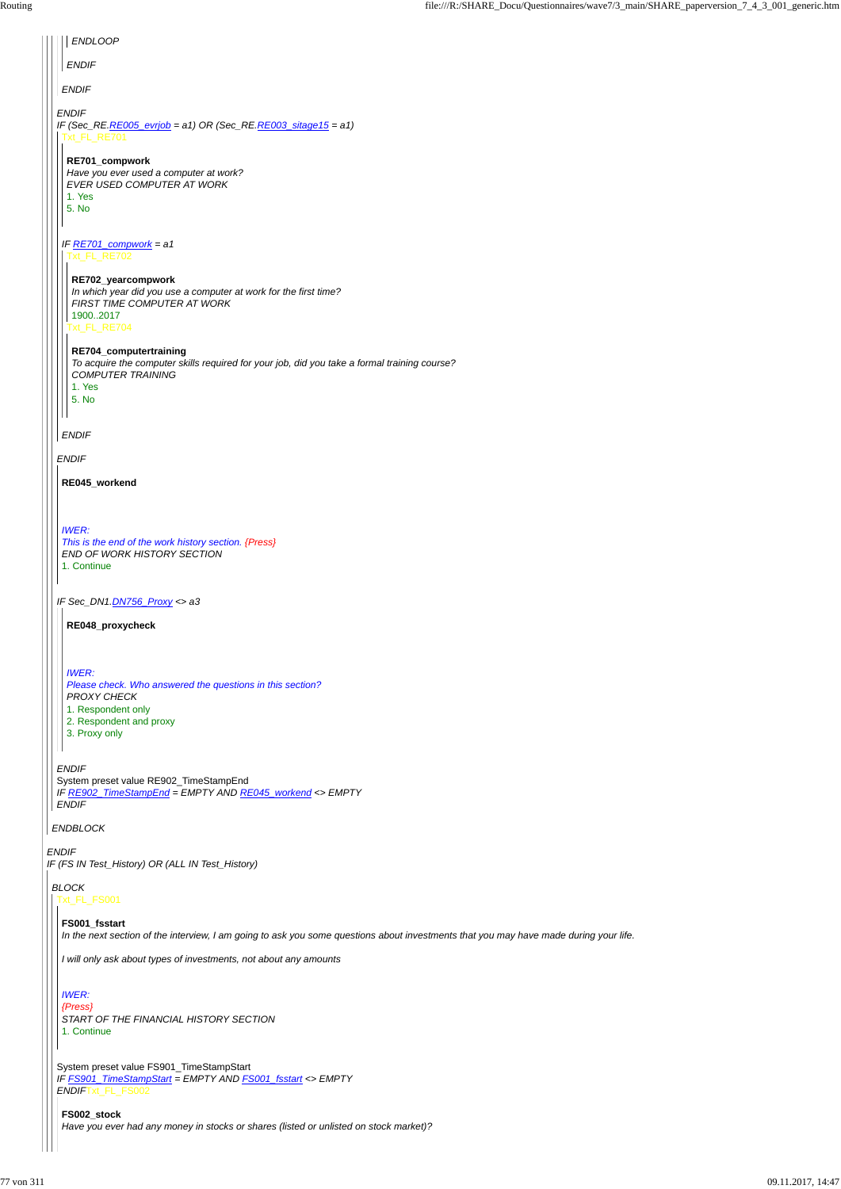ENDLOOP

ENDIF

ENDIF

ENDIF

IF (Sec_RE.RE005_evrjob = a1) OR (Sec_RE.RE003_sitage15 = a1)

Txt_FL_RE701

**RE701_compwork**

*Have you ever used a computer at work?*

*EVER USED COMPUTER AT WORK*

1. Yes
5. No

IF RE701_compwork = a1

Txt_FL_RE702

**RE702_yearcompwork**

*In which year did you use a computer at work for the first time?*

*FIRST TIME COMPUTER AT WORK*

1900..2017

Txt_FL_RE704

**RE704_computertraining**

*To acquire the computer skills required for your job, did you take a formal training course?*

*COMPUTER TRAINING*

1. Yes
5. No

ENDIF

ENDIF

**RE045_workend**

*IWER:*

*This is the end of the work history section.* {Press}

*END OF WORK HISTORY SECTION*

1. Continue

IF Sec_DN1.DN756_Proxy <> a3

**RE048_proxycheck**

*IWER:*

*Please check. Who answered the questions in this section?*

*PROXY CHECK*

1. Respondent only
2. Respondent and proxy
3. Proxy only

ENDIF

System preset value RE902_TimeStampEnd

IF RE902_TimeStampEnd = EMPTY AND RE045_workend <> EMPTY

ENDIF

ENDBLOCK

ENDIF

IF (FS IN Test_History) OR (ALL IN Test_History)

BLOCK

Txt_FL_FS001

**FS001_fsstart**

*In the next section of the interview, I am going to ask you some questions about investments that you may have made during your life.*

*I will only ask about types of investments, not about any amounts*

*IWER:*

{Press}

*START OF THE FINANCIAL HISTORY SECTION*

1. Continue

System preset value FS901_TimeStampStart

IF FS901_TimeStampStart = EMPTY AND FS001_fsstart <> EMPTY

ENDIF Txt_FL_FS002

**FS002_stock**

*Have you ever had any money in stocks or shares (listed or unlisted on stock market)?*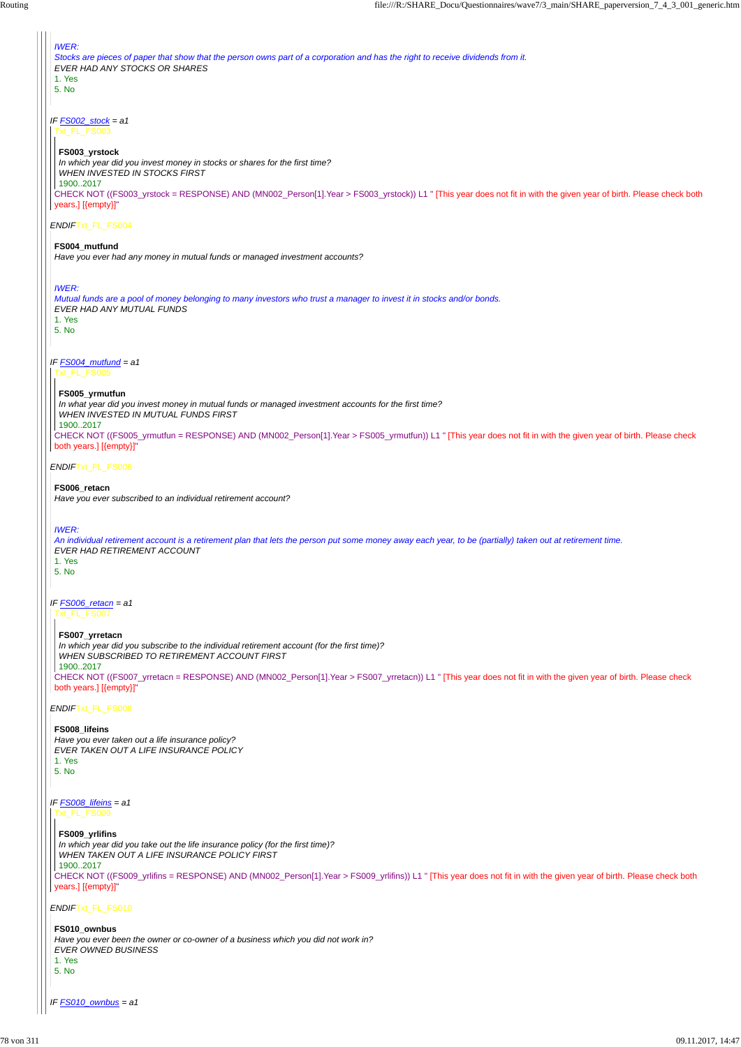IWER:
*Stocks are pieces of paper that show that the person owns part of a corporation and has the right to receive dividends from it.*
*EVER HAD ANY STOCKS OR SHARES*
1. Yes
5. No

*IF FS002_stock = a1*
Txt_FL_FS003

**FS003_yrstock**
*In which year did you invest money in stocks or shares for the first time?*
*WHEN INVESTED IN STOCKS FIRST*
1900..2017
CHECK NOT ((FS003_yrstock = RESPONSE) AND (MN002_Person[1].Year > FS003_yrstock)) L1 " [This year does not fit in with the given year of birth. Please check both years.] [{empty}]"

*ENDIF*Txt_FL_FS004

**FS004_mutfund**
*Have you ever had any money in mutual funds or managed investment accounts?*

IWER:
*Mutual funds are a pool of money belonging to many investors who trust a manager to invest it in stocks and/or bonds.*
*EVER HAD ANY MUTUAL FUNDS*
1. Yes
5. No

*IF FS004_mutfund = a1*
Txt_FL_FS005

**FS005_yrmutfun**
*In what year did you invest money in mutual funds or managed investment accounts for the first time?*
*WHEN INVESTED IN MUTUAL FUNDS FIRST*
1900..2017
CHECK NOT ((FS005_yrmutfun = RESPONSE) AND (MN002_Person[1].Year > FS005_yrmutfun)) L1 " [This year does not fit in with the given year of birth. Please check both years.] [{empty}]"

*ENDIF*Txt_FL_FS006

**FS006_retacn**
*Have you ever subscribed to an individual retirement account?*

IWER:
*An individual retirement account is a retirement plan that lets the person put some money away each year, to be (partially) taken out at retirement time.*
*EVER HAD RETIREMENT ACCOUNT*
1. Yes
5. No

*IF FS006_retacn = a1*
Txt_FL_FS007

**FS007_yrretacn**
*In which year did you subscribe to the individual retirement account (for the first time)?*
*WHEN SUBSCRIBED TO RETIREMENT ACCOUNT FIRST*
1900..2017
CHECK NOT ((FS007_yrretacn = RESPONSE) AND (MN002_Person[1].Year > FS007_yrretacn)) L1 " [This year does not fit in with the given year of birth. Please check both years.] [{empty}]"

*ENDIF*Txt_FL_FS008

**FS008_lifeins**
*Have you ever taken out a life insurance policy?*
*EVER TAKEN OUT A LIFE INSURANCE POLICY*
1. Yes
5. No

*IF FS008_lifeins = a1*
Txt_FL_FS009

**FS009_yrlifins**
*In which year did you take out the life insurance policy (for the first time)?*
*WHEN TAKEN OUT A LIFE INSURANCE POLICY FIRST*
1900..2017
CHECK NOT ((FS009_yrlifins = RESPONSE) AND (MN002_Person[1].Year > FS009_yrlifins)) L1 " [This year does not fit in with the given year of birth. Please check both years.] [{empty}]"

*ENDIF*Txt_FL_FS010

**FS010_ownbus**
*Have you ever been the owner or co-owner of a business which you did not work in?*
*EVER OWNED BUSINESS*
1. Yes
5. No

*IF FS010_ownbus = a1*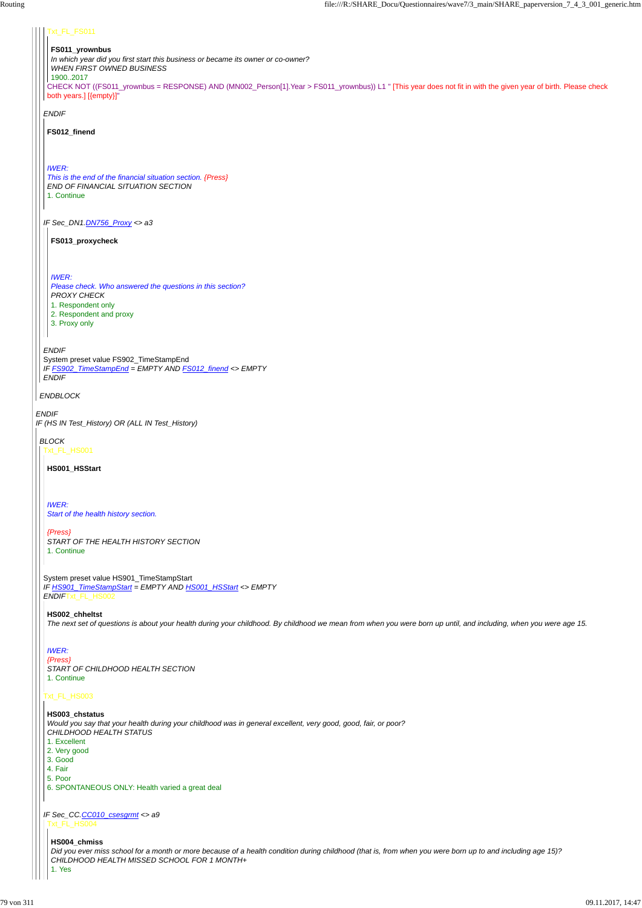Txt_FL_FS011

**FS011_yrownbus**

*In which year did you first start this business or became its owner or co-owner?*

*WHEN FIRST OWNED BUSINESS*

1900..2017

CHECK NOT ((FS011_yrownbus = RESPONSE) AND (MN002_Person[1].Year > FS011_yrownbus)) L1 " [This year does not fit in with the given year of birth. Please check both years.] [{empty}]"

*ENDIF*

**FS012_finend**

*IWER:*

*This is the end of the financial situation section. {Press}*

*END OF FINANCIAL SITUATION SECTION*

1. Continue

*IF Sec_DN1.DN756_Proxy <> a3*

**FS013_proxycheck**

*IWER:*

*Please check. Who answered the questions in this section?*

*PROXY CHECK*

1. Respondent only
2. Respondent and proxy
3. Proxy only

*ENDIF*

System preset value FS902_TimeStampEnd

*IF FS902_TimeStampEnd = EMPTY AND FS012_finend <> EMPTY*

*ENDIF*

*ENDBLOCK*

*ENDIF*

*IF (HS IN Test_History) OR (ALL IN Test_History)*

*BLOCK*

Txt_FL_HS001

**HS001_HSStart**

*IWER:*

*Start of the health history section.*

*{Press}*

*START OF THE HEALTH HISTORY SECTION*

1. Continue

System preset value HS901_TimeStampStart

*IF HS901_TimeStampStart = EMPTY AND HS001_HSStart <> EMPTY*

*ENDIF* Txt_FL_HS002

**HS002_chheltst**

*The next set of questions is about your health during your childhood. By childhood we mean from when you were born up until, and including, when you were age 15.*

*IWER:*

*{Press}*

*START OF CHILDHOOD HEALTH SECTION*

1. Continue

Txt_FL_HS003

**HS003_chstatus**

*Would you say that your health during your childhood was in general excellent, very good, good, fair, or poor?*

*CHILDHOOD HEALTH STATUS*

1. Excellent
2. Very good
3. Good
4. Fair
5. Poor
6. SPONTANEOUS ONLY: Health varied a great deal

*IF Sec_CC.CC010_csesgrmt <> a9*

Txt_FL_HS004

**HS004_chmiss**

*Did you ever miss school for a month or more because of a health condition during childhood (that is, from when you were born up to and including age 15)?*

*CHILDHOOD HEALTH MISSED SCHOOL FOR 1 MONTH+*

1. Yes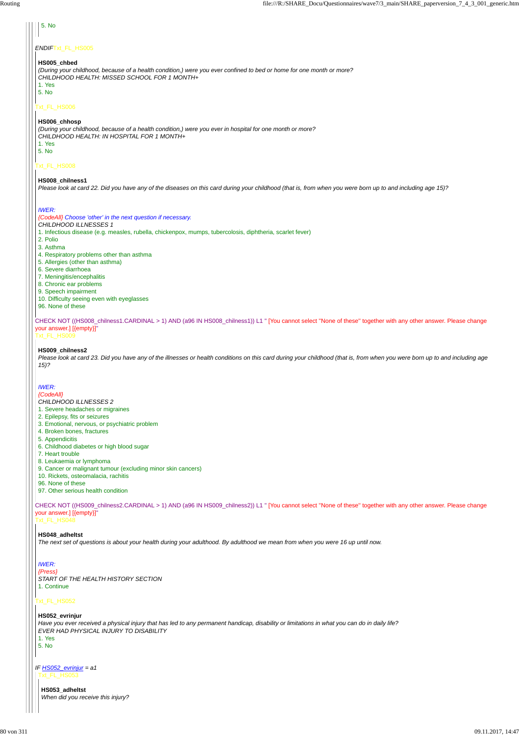5. No

*ENDIF* Txt_FL_HS006

**HS005_chbed**

*(During your childhood, because of a health condition,) were you ever confined to bed or home for one month or more?*

*CHILDHOOD HEALTH: MISSED SCHOOL FOR 1 MONTH+*

1. Yes
5. No

Txt_FL_HS006

**HS006_chhosp**

*(During your childhood, because of a health condition,) were you ever in hospital for one month or more?*

*CHILDHOOD HEALTH: IN HOSPITAL FOR 1 MONTH+*

1. Yes
5. No

Txt_FL_HS008

**HS008_chilness1**

*Please look at card 22. Did you have any of the diseases on this card during your childhood (that is, from when you were born up to and including age 15)?*

*IWER:*

*{CodeAll} Choose 'other' in the next question if necessary.*

*CHILDHOOD ILLNESSES 1*

1. Infectious disease (e.g. measles, rubella, chickenpox, mumps, tubercolosis, diphtheria, scarlet fever)
2. Polio
3. Asthma
4. Respiratory problems other than asthma
5. Allergies (other than asthma)
6. Severe diarrhoea
7. Meningitis/encephalitis
8. Chronic ear problems
9. Speech impairment
10. Difficulty seeing even with eyeglasses
96. None of these

CHECK NOT ((HS008_chilness1.CARDINAL > 1) AND (a96 IN HS008_chilness1)) L1 " [You cannot select "None of these" together with any other answer. Please change your answer.] [{empty}]"

Txt_FL_HS009

**HS009_chilness2**

*Please look at card 23. Did you have any of the illnesses or health conditions on this card during your childhood (that is, from when you were born up to and including age 15)?*

*IWER:*

*{CodeAll}*

*CHILDHOOD ILLNESSES 2*

1. Severe headaches or migraines
2. Epilepsy, fits or seizures
3. Emotional, nervous, or psychiatric problem
4. Broken bones, fractures
5. Appendicitis
6. Childhood diabetes or high blood sugar
7. Heart trouble
8. Leukaemia or lymphoma
9. Cancer or malignant tumour (excluding minor skin cancers)
10. Rickets, osteomalacia, rachitis
96. None of these
97. Other serious health condition

CHECK NOT ((HS009_chilness2.CARDINAL > 1) AND (a96 IN HS009_chilness2)) L1 " [You cannot select "None of these" together with any other answer. Please change your answer.] [{empty}]"

Txt_FL_HS048

**HS048_adheltst**

*The next set of questions is about your health during your adulthood. By adulthood we mean from when you were 16 up until now.*

*IWER:*

*{Press}*

*START OF THE HEALTH HISTORY SECTION*

1. Continue

Txt_FL_HS052

**HS052_evrinjur**

*Have you ever received a physical injury that has led to any permanent handicap, disability or limitations in what you can do in daily life?*

*EVER HAD PHYSICAL INJURY TO DISABILITY*

1. Yes
5. No

*IF HS052_evrinjur = a1*

Txt_FL_HS053

**HS053_adheltst**

*When did you receive this injury?*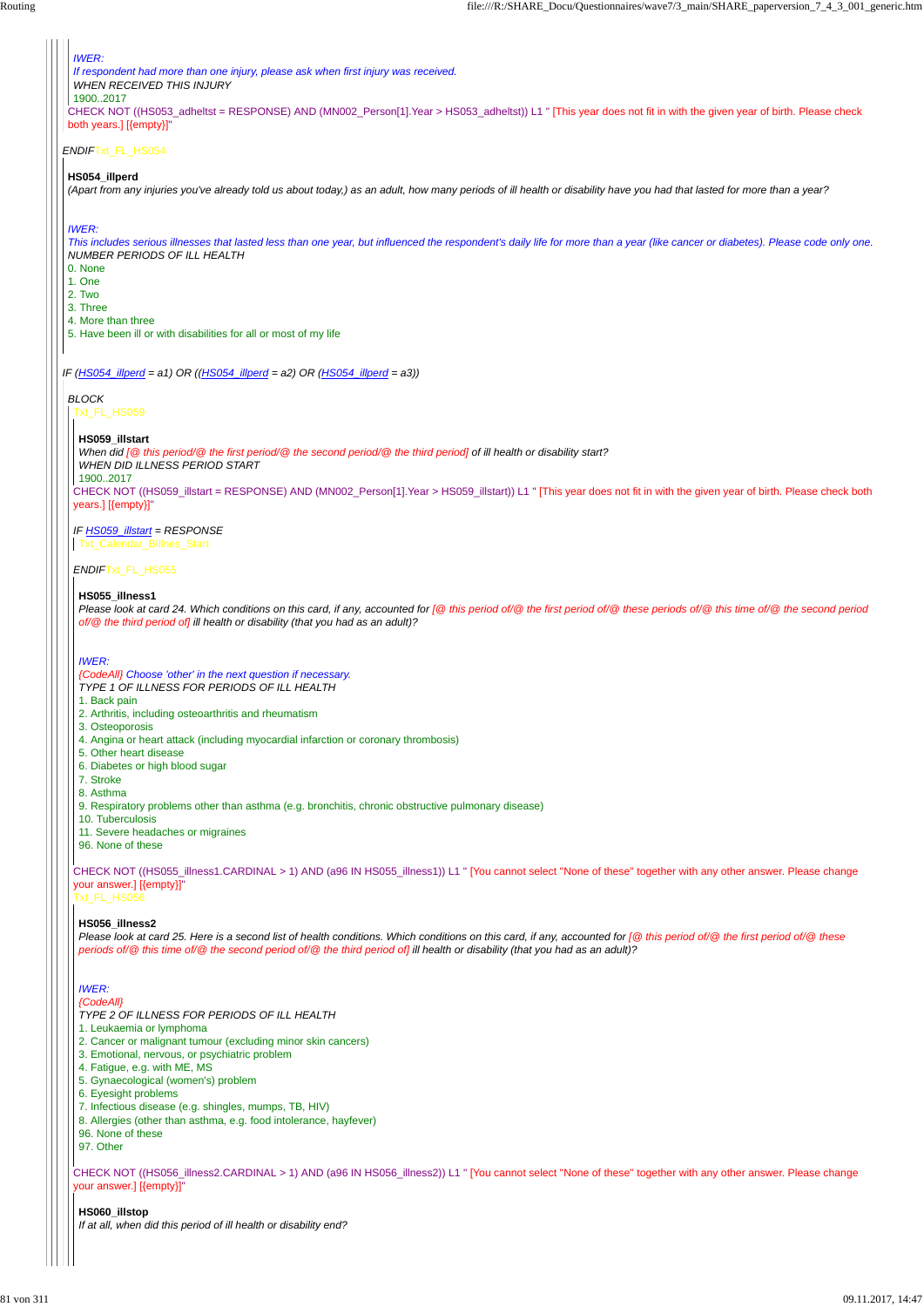*IWER:*
*If respondent had more than one injury, please ask when first injury was received.*
*WHEN RECEIVED THIS INJURY*
1900..2017
CHECK NOT ((HS053_adheltst = RESPONSE) AND (MN002_Person[1].Year > HS053_adheltst)) L1 " [This year does not fit in with the given year of birth. Please check both years.] [{empty}]"

*ENDIF*Txt_FL_HS054

**HS054_illperd**
*(Apart from any injuries you've already told us about today,) as an adult, how many periods of ill health or disability have you had that lasted for more than a year?*

*IWER:*
*This includes serious illnesses that lasted less than one year, but influenced the respondent's daily life for more than a year (like cancer or diabetes). Please code only one.*
*NUMBER PERIODS OF ILL HEALTH*
0. None
1. One
2. Two
3. Three
4. More than three
5. Have been ill or with disabilities for all or most of my life

*IF (HS054_illperd = a1) OR ((HS054_illperd = a2) OR (HS054_illperd = a3))*

*BLOCK*
Txt_FL_HS059

**HS059_illstart**
*When did [@ this period/@ the first period/@ the second period/@ the third period] of ill health or disability start?*
*WHEN DID ILLNESS PERIOD START*
1900..2017
CHECK NOT ((HS059_illstart = RESPONSE) AND (MN002_Person[1].Year > HS059_illstart)) L1 " [This year does not fit in with the given year of birth. Please check both years.] [{empty}]"

*IF HS059_illstart = RESPONSE*
Txt_Calendar_BIllnes_Start

*ENDIF*Txt_FL_HS055

**HS055_illness1**
*Please look at card 24. Which conditions on this card, if any, accounted for [@ this period of/@ the first period of/@ these periods of/@ this time of/@ the second period of/@ the third period of] ill health or disability (that you had as an adult)?*

*IWER:*
*{CodeAll} Choose 'other' in the next question if necessary.*
*TYPE 1 OF ILLNESS FOR PERIODS OF ILL HEALTH*
1. Back pain
2. Arthritis, including osteoarthritis and rheumatism
3. Osteoporosis
4. Angina or heart attack (including myocardial infarction or coronary thrombosis)
5. Other heart disease
6. Diabetes or high blood sugar
7. Stroke
8. Asthma
9. Respiratory problems other than asthma (e.g. bronchitis, chronic obstructive pulmonary disease)
10. Tuberculosis
11. Severe headaches or migraines
96. None of these

CHECK NOT ((HS055_illness1.CARDINAL > 1) AND (a96 IN HS055_illness1)) L1 " [You cannot select "None of these" together with any other answer. Please change your answer.] [{empty}]"
Txt_FL_HS056

**HS056_illness2**
*Please look at card 25. Here is a second list of health conditions. Which conditions on this card, if any, accounted for [@ this period of/@ the first period of/@ these periods of/@ this time of/@ the second period of/@ the third period of] ill health or disability (that you had as an adult)?*

*IWER:*
*{CodeAll}*
*TYPE 2 OF ILLNESS FOR PERIODS OF ILL HEALTH*
1. Leukaemia or lymphoma
2. Cancer or malignant tumour (excluding minor skin cancers)
3. Emotional, nervous, or psychiatric problem
4. Fatigue, e.g. with ME, MS
5. Gynaecological (women's) problem
6. Eyesight problems
7. Infectious disease (e.g. shingles, mumps, TB, HIV)
8. Allergies (other than asthma, e.g. food intolerance, hayfever)
96. None of these
97. Other

CHECK NOT ((HS056_illness2.CARDINAL > 1) AND (a96 IN HS056_illness2)) L1 " [You cannot select "None of these" together with any other answer. Please change your answer.] [{empty}]"

**HS060_illstop**
*If at all, when did this period of ill health or disability end?*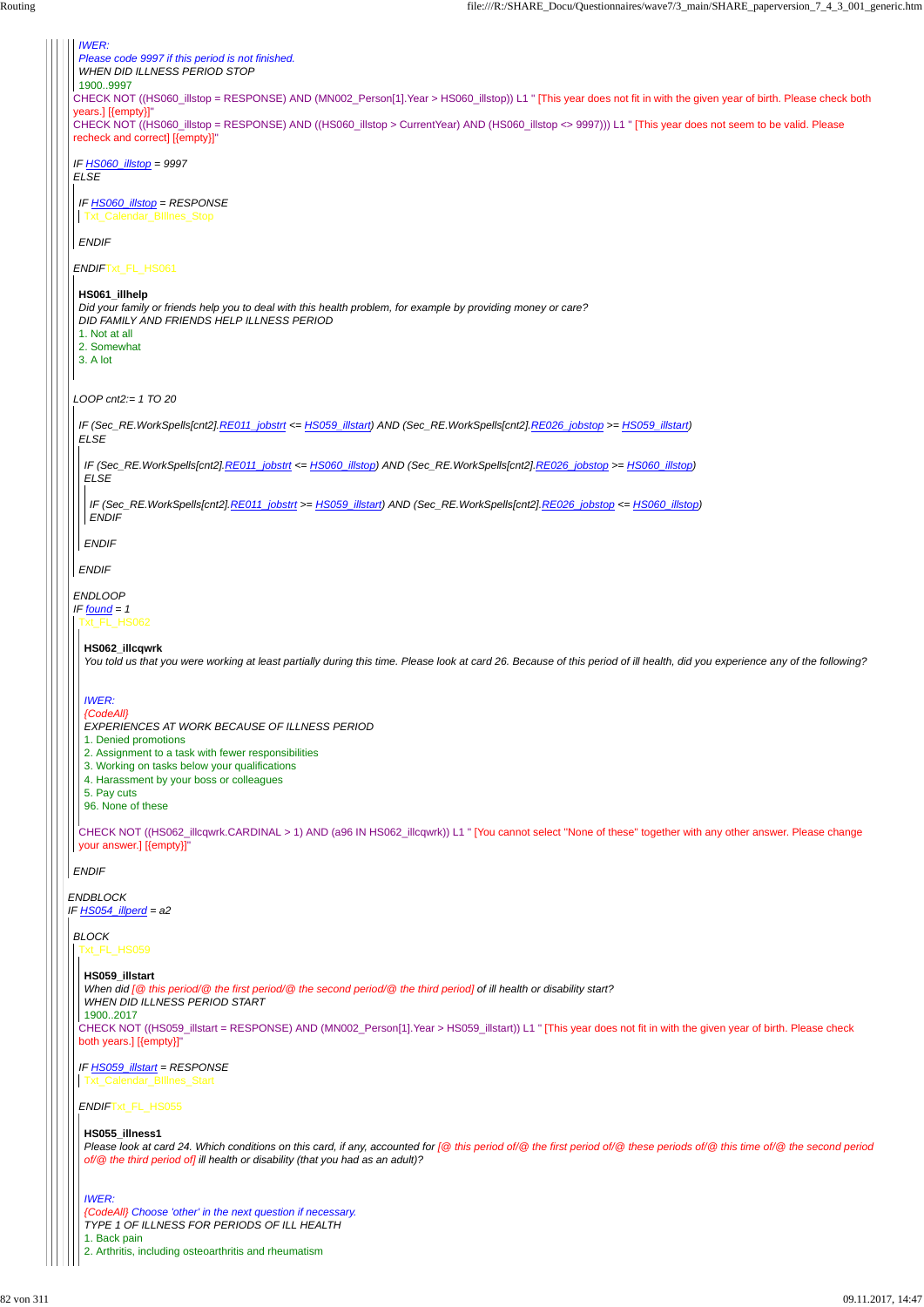*IWER:*
*Please code 9997 if this period is not finished.*
*WHEN DID ILLNESS PERIOD STOP*
1900..9997

CHECK NOT ((HS060_illstop = RESPONSE) AND (MN002_Person[1].Year > HS060_illstop)) L1 " [This year does not fit in with the given year of birth. Please check both years.] [{empty}]"
CHECK NOT ((HS060_illstop = RESPONSE) AND ((HS060_illstop > CurrentYear) AND (HS060_illstop <> 9997))) L1 " [This year does not seem to be valid. Please recheck and correct] [{empty}]"

*IF HS060_illstop = 9997*
*ELSE*

*IF HS060_illstop = RESPONSE*
Txt_Calendar_BIllnes_Stop

*ENDIF*

*ENDIF*Txt_FL_HS061

**HS061_illhelp**
*Did your family or friends help you to deal with this health problem, for example by providing money or care?*
*DID FAMILY AND FRIENDS HELP ILLNESS PERIOD*
1. Not at all
2. Somewhat
3. A lot

*LOOP cnt2:= 1 TO 20*

*IF (Sec_RE.WorkSpells[cnt2].RE011_jobstrt <= HS059_illstart) AND (Sec_RE.WorkSpells[cnt2].RE026_jobstop >= HS059_illstart)*
*ELSE*

*IF (Sec_RE.WorkSpells[cnt2].RE011_jobstrt <= HS060_illstop) AND (Sec_RE.WorkSpells[cnt2].RE026_jobstop >= HS060_illstop)*
*ELSE*

*IF (Sec_RE.WorkSpells[cnt2].RE011_jobstrt >= HS059_illstart) AND (Sec_RE.WorkSpells[cnt2].RE026_jobstop <= HS060_illstop)*
*ENDIF*

*ENDIF*

*ENDIF*

*ENDLOOP*
*IF found = 1*
Txt_FL_HS062

**HS062_illcqwrk**
*You told us that you were working at least partially during this time. Please look at card 26. Because of this period of ill health, did you experience any of the following?*

*IWER:*
*{CodeAll}*
*EXPERIENCES AT WORK BECAUSE OF ILLNESS PERIOD*
1. Denied promotions
2. Assignment to a task with fewer responsibilities
3. Working on tasks below your qualifications
4. Harassment by your boss or colleagues
5. Pay cuts
96. None of these

CHECK NOT ((HS062_illcqwrk.CARDINAL > 1) AND (a96 IN HS062_illcqwrk)) L1 " [You cannot select "None of these" together with any other answer. Please change your answer.] [{empty}]"

*ENDIF*

*ENDBLOCK*
*IF HS054_illperd = a2*

*BLOCK*
Txt_FL_HS059

**HS059_illstart**
*When did [@ this period/@ the first period/@ the second period/@ the third period] of ill health or disability start?*
*WHEN DID ILLNESS PERIOD START*
1900..2017

CHECK NOT ((HS059_illstart = RESPONSE) AND (MN002_Person[1].Year > HS059_illstart)) L1 " [This year does not fit in with the given year of birth. Please check both years.] [{empty}]"

*IF HS059_illstart = RESPONSE*
Txt_Calendar_BIllnes_Start

*ENDIF*Txt_FL_HS055

**HS055_illness1**
*Please look at card 24. Which conditions on this card, if any, accounted for [@ this period of/@ the first period of/@ these periods of/@ this time of/@ the second period of/@ the third period of] ill health or disability (that you had as an adult)?*

*IWER:*
*{CodeAll} Choose 'other' in the next question if necessary.*
*TYPE 1 OF ILLNESS FOR PERIODS OF ILL HEALTH*
1. Back pain
2. Arthritis, including osteoarthritis and rheumatism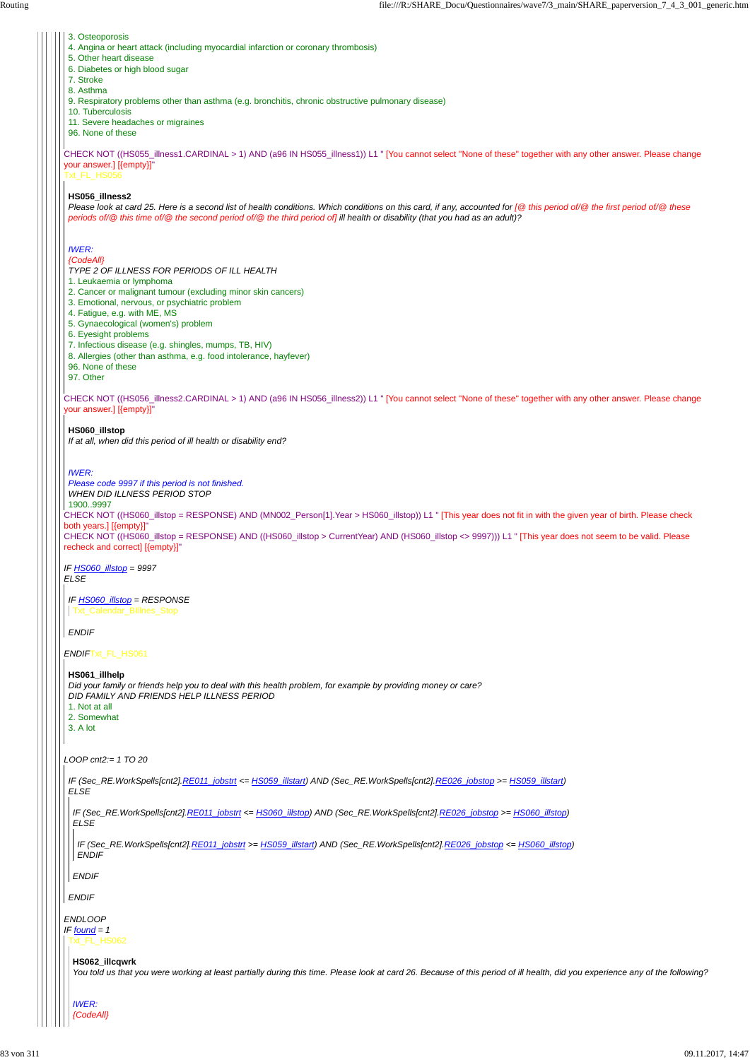3. Osteoporosis
4. Angina or heart attack (including myocardial infarction or coronary thrombosis)
5. Other heart disease
6. Diabetes or high blood sugar
7. Stroke
8. Asthma
9. Respiratory problems other than asthma (e.g. bronchitis, chronic obstructive pulmonary disease)
10. Tuberculosis
11. Severe headaches or migraines
96. None of these

CHECK NOT ((HS055_illness1.CARDINAL > 1) AND (a96 IN HS055_illness1)) L1 " [You cannot select "None of these" together with any other answer. Please change your answer.] [{empty}]"
Txt_FL_HS056

**HS056_illness2**
*Please look at card 25. Here is a second list of health conditions. Which conditions on this card, if any, accounted for [@ this period of/@ the first period of/@ these periods of/@ this time of/@ the second period of/@ the third period of] ill health or disability (that you had as an adult)?*

*IWER:*
*{CodeAll}*
*TYPE 2 OF ILLNESS FOR PERIODS OF ILL HEALTH*
1. Leukaemia or lymphoma
2. Cancer or malignant tumour (excluding minor skin cancers)
3. Emotional, nervous, or psychiatric problem
4. Fatigue, e.g. with ME, MS
5. Gynaecological (women's) problem
6. Eyesight problems
7. Infectious disease (e.g. shingles, mumps, TB, HIV)
8. Allergies (other than asthma, e.g. food intolerance, hayfever)
96. None of these
97. Other

CHECK NOT ((HS056_illness2.CARDINAL > 1) AND (a96 IN HS056_illness2)) L1 " [You cannot select "None of these" together with any other answer. Please change your answer.] [{empty}]"

**HS060_illstop**
*If at all, when did this period of ill health or disability end?*

*IWER:*
*Please code 9997 if this period is not finished.*
*WHEN DID ILLNESS PERIOD STOP*
1900..9997
CHECK NOT ((HS060_illstop = RESPONSE) AND (MN002_Person[1].Year > HS060_illstop)) L1 " [This year does not fit in with the given year of birth. Please check both years.] [{empty}]"
CHECK NOT ((HS060_illstop = RESPONSE) AND ((HS060_illstop > CurrentYear) AND (HS060_illstop <> 9997))) L1 " [This year does not seem to be valid. Please recheck and correct] [{empty}]"

*IF HS060_illstop = 9997*
*ELSE*

*IF HS060_illstop = RESPONSE*
Txt_Calendar_Illness_Stop

*ENDIF*

*ENDIF* Txt_FL_HS061

**HS061_illhelp**
*Did your family or friends help you to deal with this health problem, for example by providing money or care?*
*DID FAMILY AND FRIENDS HELP ILLNESS PERIOD*
1. Not at all
2. Somewhat
3. A lot

*LOOP cnt2:= 1 TO 20*

*IF (Sec_RE.WorkSpells[cnt2].RE011_jobstrt <= HS059_illstart) AND (Sec_RE.WorkSpells[cnt2].RE026_jobstop >= HS059_illstart)*
*ELSE*

*IF (Sec_RE.WorkSpells[cnt2].RE011_jobstrt <= HS060_illstop) AND (Sec_RE.WorkSpells[cnt2].RE026_jobstop >= HS060_illstop)*
*ELSE*

*IF (Sec_RE.WorkSpells[cnt2].RE011_jobstrt >= HS059_illstart) AND (Sec_RE.WorkSpells[cnt2].RE026_jobstop <= HS060_illstop)*
*ENDIF*

*ENDIF*

*ENDIF*

*ENDLOOP*
*IF found = 1*
Txt_FL_HS062

**HS062_illcqwrk**
*You told us that you were working at least partially during this time. Please look at card 26. Because of this period of ill health, did you experience any of the following?*

*IWER:*
*{CodeAll}*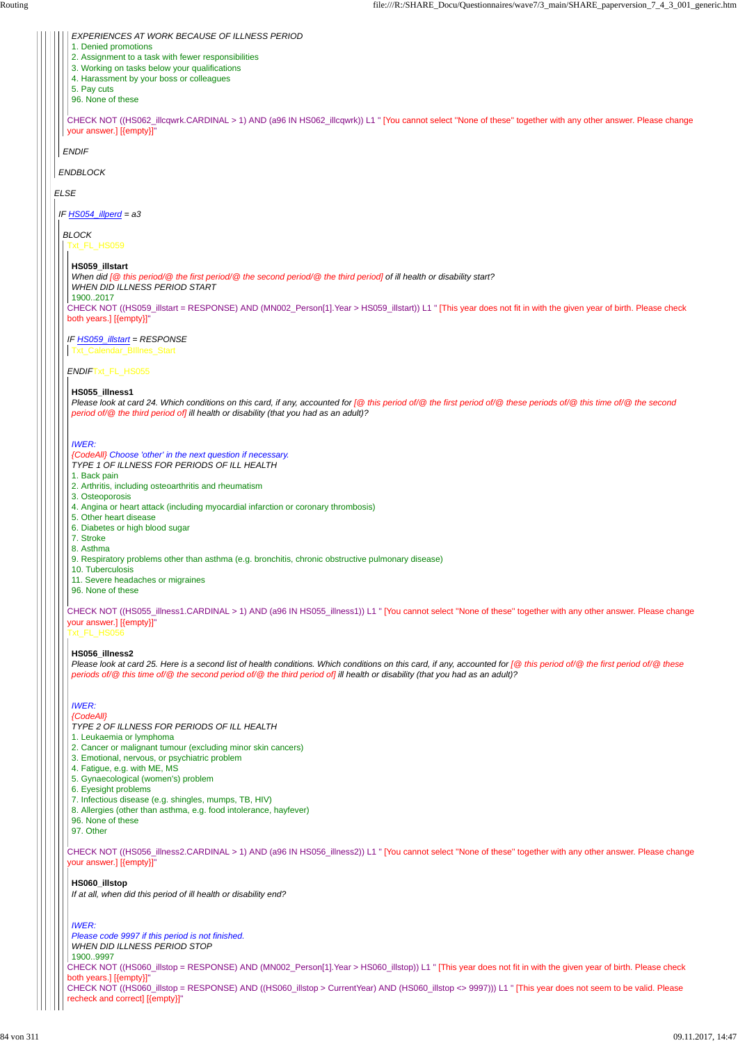EXPERIENCES AT WORK BECAUSE OF ILLNESS PERIOD

1. Denied promotions
2. Assignment to a task with fewer responsibilities
3. Working on tasks below your qualifications
4. Harassment by your boss or colleagues
5. Pay cuts
96. None of these

CHECK NOT ((HS062_illcqwrk.CARDINAL > 1) AND (a96 IN HS062_illcqwrk)) L1 " [You cannot select ''None of these'' together with any other answer. Please change your answer.] [{empty}]"

*ENDIF*

*ENDBLOCK*

*ELSE*

*IF HS054_illperd = a3*

*BLOCK*

Txt_FL_HS059

**HS059_illstart**

*When did [@ this period/@ the first period/@ the second period/@ the third period] of ill health or disability start?*

*WHEN DID ILLNESS PERIOD START*

1900..2017

CHECK NOT ((HS059_illstart = RESPONSE) AND (MN002_Person[1].Year > HS059_illstart)) L1 " [This year does not fit in with the given year of birth. Please check both years.] [{empty}]"

*IF HS059_illstart = RESPONSE*

Txt_Calendar_Illness_Start

*ENDIF*Txt_FL_HS055

**HS055_illness1**

*Please look at card 24. Which conditions on this card, if any, accounted for [@ this period of/@ the first period of/@ these periods of/@ this time of/@ the second period of/@ the third period of] ill health or disability (that you had as an adult)?*

*IWER:*

*{CodeAll} Choose 'other' in the next question if necessary.*

*TYPE 1 OF ILLNESS FOR PERIODS OF ILL HEALTH*

1. Back pain
2. Arthritis, including osteoarthritis and rheumatism
3. Osteoporosis
4. Angina or heart attack (including myocardial infarction or coronary thrombosis)
5. Other heart disease
6. Diabetes or high blood sugar
7. Stroke
8. Asthma
9. Respiratory problems other than asthma (e.g. bronchitis, chronic obstructive pulmonary disease)
10. Tuberculosis
11. Severe headaches or migraines
96. None of these

CHECK NOT ((HS055_illness1.CARDINAL > 1) AND (a96 IN HS055_illness1)) L1 " [You cannot select ''None of these'' together with any other answer. Please change your answer.] [{empty}]"

Txt_FL_HS056

**HS056_illness2**

*Please look at card 25. Here is a second list of health conditions. Which conditions on this card, if any, accounted for [@ this period of/@ the first period of/@ these periods of/@ this time of/@ the second period of/@ the third period of] ill health or disability (that you had as an adult)?*

*IWER:*

*{CodeAll}*

*TYPE 2 OF ILLNESS FOR PERIODS OF ILL HEALTH*

1. Leukaemia or lymphoma
2. Cancer or malignant tumour (excluding minor skin cancers)
3. Emotional, nervous, or psychiatric problem
4. Fatigue, e.g. with ME, MS
5. Gynaecological (women's) problem
6. Eyesight problems
7. Infectious disease (e.g. shingles, mumps, TB, HIV)
8. Allergies (other than asthma, e.g. food intolerance, hayfever)
96. None of these
97. Other

CHECK NOT ((HS056_illness2.CARDINAL > 1) AND (a96 IN HS056_illness2)) L1 " [You cannot select ''None of these'' together with any other answer. Please change your answer.] [{empty}]"

**HS060_illstop**

*If at all, when did this period of ill health or disability end?*

*IWER:*

*Please code 9997 if this period is not finished.*

*WHEN DID ILLNESS PERIOD STOP*

1900..9997

CHECK NOT ((HS060_illstop = RESPONSE) AND (MN002_Person[1].Year > HS060_illstop)) L1 " [This year does not fit in with the given year of birth. Please check both years.] [{empty}]"

CHECK NOT ((HS060_illstop = RESPONSE) AND ((HS060_illstop > CurrentYear) AND (HS060_illstop <> 9997))) L1 " [This year does not seem to be valid. Please recheck and correct] [{empty}]"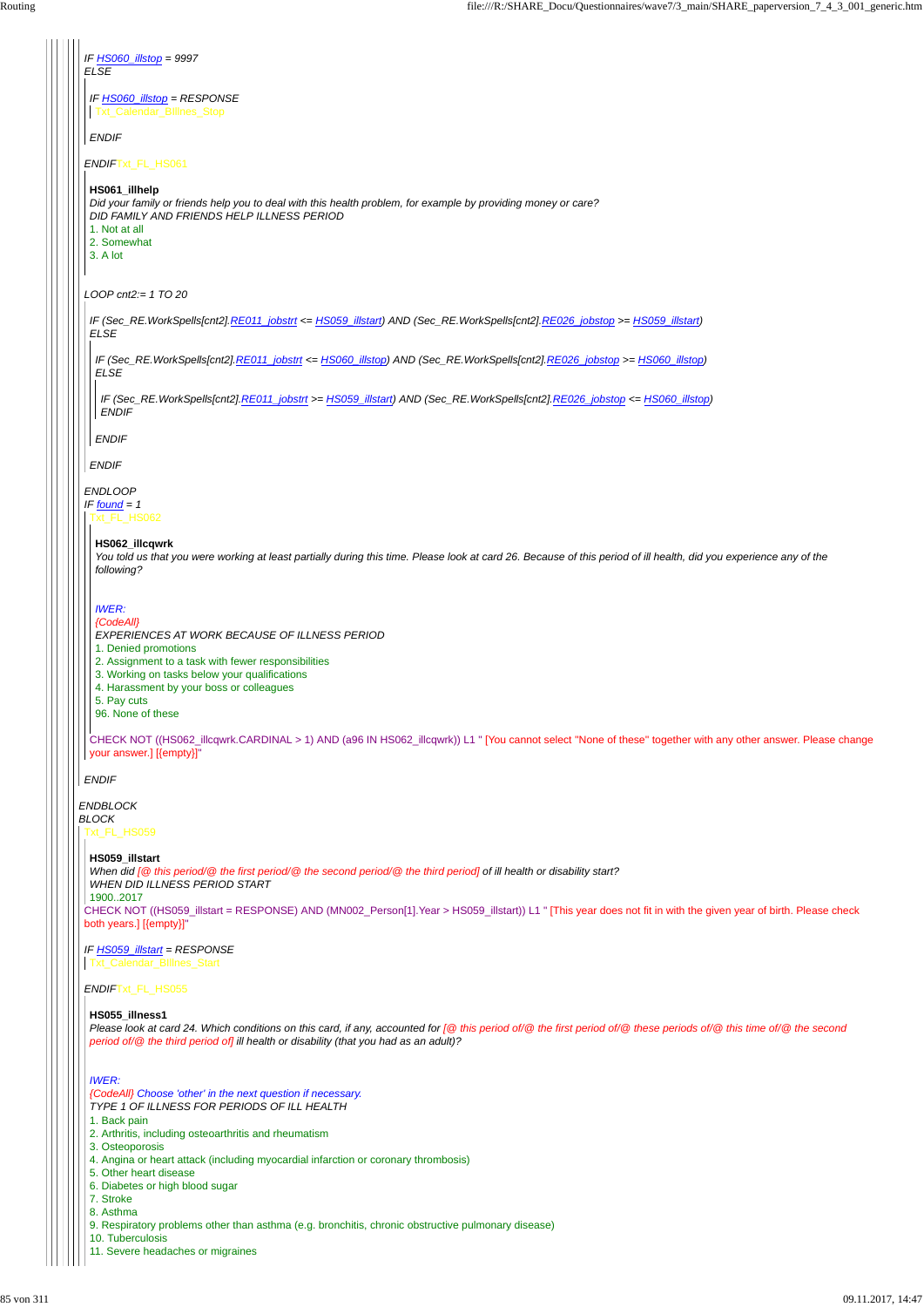*IF HS060_illstop = 9997*
*ELSE*

*IF HS060_illstop = RESPONSE*
Txt_Calendar_BIllnes_Stop

*ENDIF*

*ENDIF*Txt_FL_HS061

**HS061_illhelp**
*Did your family or friends help you to deal with this health problem, for example by providing money or care?*
*DID FAMILY AND FRIENDS HELP ILLNESS PERIOD*
1. Not at all
2. Somewhat
3. A lot

*LOOP cnt2:= 1 TO 20*

*IF (Sec_RE.WorkSpells[cnt2].RE011_jobstrt <= HS059_illstart) AND (Sec_RE.WorkSpells[cnt2].RE026_jobstop >= HS059_illstart)*
*ELSE*

*IF (Sec_RE.WorkSpells[cnt2].RE011_jobstrt <= HS060_illstop) AND (Sec_RE.WorkSpells[cnt2].RE026_jobstop >= HS060_illstop)*
*ELSE*

*IF (Sec_RE.WorkSpells[cnt2].RE011_jobstrt >= HS059_illstart) AND (Sec_RE.WorkSpells[cnt2].RE026_jobstop <= HS060_illstop)*
*ENDIF*

*ENDIF*

*ENDIF*

*ENDLOOP*
*IF found = 1*
Txt_FL_HS062

**HS062_illcqwrk**
*You told us that you were working at least partially during this time. Please look at card 26. Because of this period of ill health, did you experience any of the following?*

*IWER:*
*{CodeAll}*
*EXPERIENCES AT WORK BECAUSE OF ILLNESS PERIOD*
1. Denied promotions
2. Assignment to a task with fewer responsibilities
3. Working on tasks below your qualifications
4. Harassment by your boss or colleagues
5. Pay cuts
96. None of these

CHECK NOT ((HS062_illcqwrk.CARDINAL > 1) AND (a96 IN HS062_illcqwrk)) L1 " [You cannot select "None of these" together with any other answer. Please change your answer.] [{empty}]"

*ENDIF*

*ENDBLOCK*
*BLOCK*
Txt_FL_HS059

**HS059_illstart**
*When did [@ this period/@ the first period/@ the second period/@ the third period] of ill health or disability start?*
*WHEN DID ILLNESS PERIOD START*
1900..2017
CHECK NOT ((HS059_illstart = RESPONSE) AND (MN002_Person[1].Year > HS059_illstart)) L1 " [This year does not fit in with the given year of birth. Please check both years.] [{empty}]"

*IF HS059_illstart = RESPONSE*
Txt_Calendar_BIllnes_Start

*ENDIF*Txt_FL_HS055

**HS055_illness1**
*Please look at card 24. Which conditions on this card, if any, accounted for [@ this period of/@ the first period of/@ these periods of/@ this time of/@ the second period of/@ the third period of] ill health or disability (that you had as an adult)?*

*IWER:*
*{CodeAll} Choose 'other' in the next question if necessary.*
*TYPE 1 OF ILLNESS FOR PERIODS OF ILL HEALTH*
1. Back pain
2. Arthritis, including osteoarthritis and rheumatism
3. Osteoporosis
4. Angina or heart attack (including myocardial infarction or coronary thrombosis)
5. Other heart disease
6. Diabetes or high blood sugar
7. Stroke
8. Asthma
9. Respiratory problems other than asthma (e.g. bronchitis, chronic obstructive pulmonary disease)
10. Tuberculosis
11. Severe headaches or migraines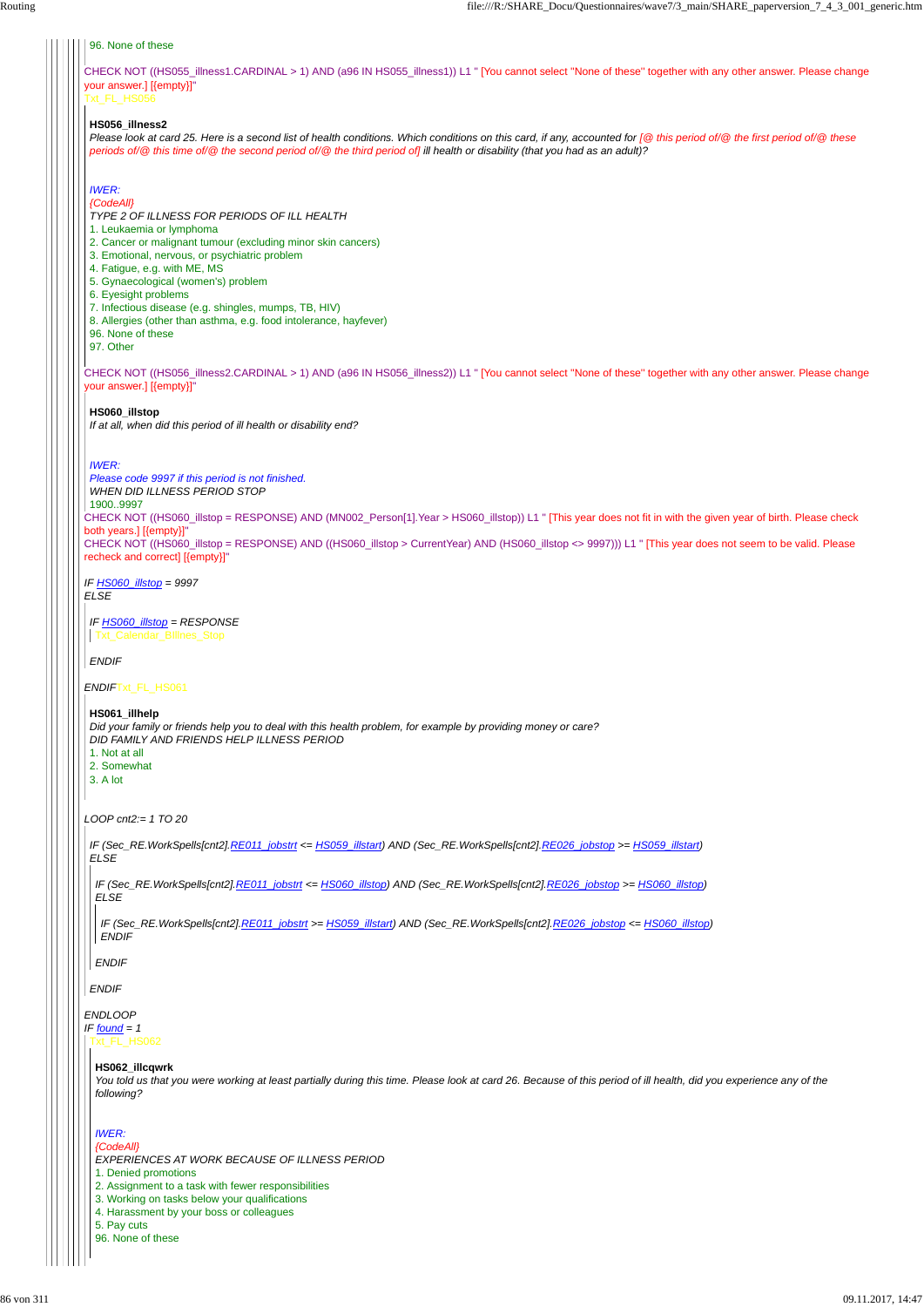96. None of these

CHECK NOT ((HS055_illness1.CARDINAL > 1) AND (a96 IN HS055_illness1)) L1 " [You cannot select "None of these" together with any other answer. Please change your answer.] [{empty}]"

Txt_FL_HS056

**HS056_illness2**

*Please look at card 25. Here is a second list of health conditions. Which conditions on this card, if any, accounted for [@ this period of/@ the first period of/@ these periods of/@ this time of/@ the second period of/@ the third period of] ill health or disability (that you had as an adult)?*

*IWER:*
*{CodeAll}*
*TYPE 2 OF ILLNESS FOR PERIODS OF ILL HEALTH*

1. Leukaemia or lymphoma
2. Cancer or malignant tumour (excluding minor skin cancers)
3. Emotional, nervous, or psychiatric problem
4. Fatigue, e.g. with ME, MS
5. Gynaecological (women's) problem
6. Eyesight problems
7. Infectious disease (e.g. shingles, mumps, TB, HIV)
8. Allergies (other than asthma, e.g. food intolerance, hayfever)

96. None of these
97. Other

CHECK NOT ((HS056_illness2.CARDINAL > 1) AND (a96 IN HS056_illness2)) L1 " [You cannot select "None of these" together with any other answer. Please change your answer.] [{empty}]"

**HS060_illstop**

*If at all, when did this period of ill health or disability end?*

*IWER:*
*Please code 9997 if this period is not finished.*
*WHEN DID ILLNESS PERIOD STOP*

1900..9997

CHECK NOT ((HS060_illstop = RESPONSE) AND (MN002_Person[1].Year > HS060_illstop)) L1 " [This year does not fit in with the given year of birth. Please check both years.] [{empty}]"

CHECK NOT ((HS060_illstop = RESPONSE) AND ((HS060_illstop > CurrentYear) AND (HS060_illstop <> 9997))) L1 " [This year does not seem to be valid. Please recheck and correct] [{empty}]"

*IF HS060_illstop = 9997*
*ELSE*

*IF HS060_illstop = RESPONSE*
Txt_Calendar_Illness_Stop

*ENDIF*

*ENDIF* Txt_FL_HS061

**HS061_illhelp**

*Did your family or friends help you to deal with this health problem, for example by providing money or care?*
*DID FAMILY AND FRIENDS HELP ILLNESS PERIOD*

1. Not at all
2. Somewhat
3. A lot

*LOOP cnt2:= 1 TO 20*

*IF (Sec_RE.WorkSpells[cnt2].RE011_jobstrt <= HS059_illstart) AND (Sec_RE.WorkSpells[cnt2].RE026_jobstop >= HS059_illstart)*
*ELSE*

*IF (Sec_RE.WorkSpells[cnt2].RE011_jobstrt <= HS060_illstop) AND (Sec_RE.WorkSpells[cnt2].RE026_jobstop >= HS060_illstop)*
*ELSE*

*IF (Sec_RE.WorkSpells[cnt2].RE011_jobstrt >= HS059_illstart) AND (Sec_RE.WorkSpells[cnt2].RE026_jobstop <= HS060_illstop)*
*ENDIF*

*ENDIF*

*ENDIF*

*ENDLOOP*
*IF found = 1*

Txt_FL_HS062

**HS062_illcqwrk**

*You told us that you were working at least partially during this time. Please look at card 26. Because of this period of ill health, did you experience any of the following?*

*IWER:*
*{CodeAll}*
*EXPERIENCES AT WORK BECAUSE OF ILLNESS PERIOD*

1. Denied promotions
2. Assignment to a task with fewer responsibilities
3. Working on tasks below your qualifications
4. Harassment by your boss or colleagues
5. Pay cuts

96. None of these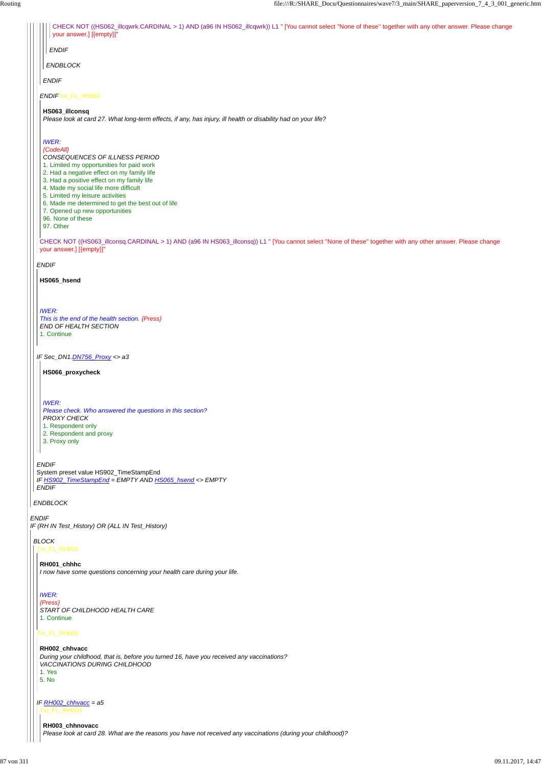CHECK NOT ((HS062_illcqwrk.CARDINAL > 1) AND (a96 IN HS062_illcqwrk)) L1 " [You cannot select "None of these" together with any other answer. Please change your answer.] [{empty}]"

*ENDIF*

*ENDBLOCK*

*ENDIF*

*ENDIF*Txt_FL_HS063

**HS063_illconsq**
*Please look at card 27. What long-term effects, if any, has injury, ill health or disability had on your life?*

*IWER:*
*{CodeAll}*
*CONSEQUENCES OF ILLNESS PERIOD*
1. Limited my opportunities for paid work
2. Had a negative effect on my family life
3. Had a positive effect on my family life
4. Made my social life more difficult
5. Limited my leisure activities
6. Made me determined to get the best out of life
7. Opened up new opportunities
96. None of these
97. Other

CHECK NOT ((HS063_illconsq.CARDINAL > 1) AND (a96 IN HS063_illconsq)) L1 " [You cannot select "None of these" together with any other answer. Please change your answer.] [{empty}]"

*ENDIF*

**HS065_hsend**

*IWER:*
*This is the end of the health section. {Press}*
*END OF HEALTH SECTION*
1. Continue

*IF Sec_DN1.DN756_Proxy <> a3*

**HS066_proxycheck**

*IWER:*
*Please check. Who answered the questions in this section?*
*PROXY CHECK*
1. Respondent only
2. Respondent and proxy
3. Proxy only

*ENDIF*
System preset value HS902_TimeStampEnd
*IF HS902_TimeStampEnd = EMPTY AND HS065_hsend <> EMPTY*
*ENDIF*

*ENDBLOCK*

*ENDIF*
*IF (RH IN Test_History) OR (ALL IN Test_History)*

*BLOCK*
Txt_FL_RH001

**RH001_chhhc**
*I now have some questions concerning your health care during your life.*

*IWER:*
*{Press}*
*START OF CHILDHOOD HEALTH CARE*
1. Continue

Txt_FL_RH002

**RH002_chhvacc**
*During your childhood, that is, before you turned 16, have you received any vaccinations?*
*VACCINATIONS DURING CHILDHOOD*
1. Yes
5. No

*IF RH002_chhvacc = a5*
Txt_FL_RH003

**RH003_chhnovacc**
*Please look at card 28. What are the reasons you have not received any vaccinations (during your childhood)?*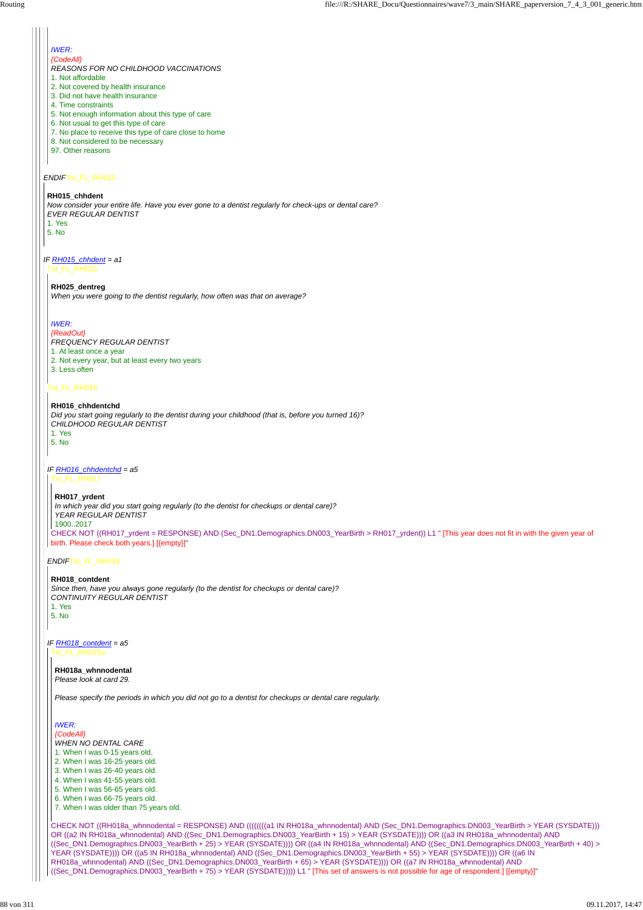IWER:
{CodeAll}
REASONS FOR NO CHILDHOOD VACCINATIONS
1. Not affordable
2. Not covered by health insurance
3. Did not have health insurance
4. Time constraints
5. Not enough information about this type of care
6. Not usual to get this type of care
7. No place to receive this type of care close to home
8. Not considered to be necessary
97. Other reasons

ENDIF Txt_FL_RH015

**RH015_chhdent**
*Now consider your entire life. Have you ever gone to a dentist regularly for check-ups or dental care?*
EVER REGULAR DENTIST
1. Yes
5. No

IF RH015_chhdent = a1
Txt_FL_RH025

**RH025_dentreg**
*When you were going to the dentist regularly, how often was that on average?*

IWER:
{ReadOut}
FREQUENCY REGULAR DENTIST
1. At least once a year
2. Not every year, but at least every two years
3. Less often

Txt_FL_RH016

**RH016_chhdentchd**
*Did you start going regularly to the dentist during your childhood (that is, before you turned 16)?*
CHILDHOOD REGULAR DENTIST
1. Yes
5. No

IF RH016_chhdentchd = a5
Txt_FL_RH017

**RH017_yrdent**
*In which year did you start going regularly (to the dentist for checkups or dental care)?*
YEAR REGULAR DENTIST
1900..2017

CHECK NOT ((RH017_yrdent = RESPONSE) AND (Sec_DN1.Demographics.DN003_YearBirth > RH017_yrdent)) L1 " [This year does not fit in with the given year of birth. Please check both years.] [{empty}]"

ENDIF Txt_FL_RH018

**RH018_contdent**
*Since then, have you always gone regularly (to the dentist for checkups or dental care)?*
CONTINUITY REGULAR DENTIST
1. Yes
5. No

IF RH018_contdent = a5
Txt_FL_RH018a

**RH018a_whnnodental**
*Please look at card 29.*

*Please specify the periods in which you did not go to a dentist for checkups or dental care regularly.*

IWER:
{CodeAll}
WHEN NO DENTAL CARE
1. When I was 0-15 years old.
2. When I was 16-25 years old.
3. When I was 26-40 years old.
4. When I was 41-55 years old.
5. When I was 56-65 years old.
6. When I was 66-75 years old.
7. When I was older than 75 years old.

CHECK NOT ((RH018a_whnnodental = RESPONSE) AND (((((((a1 IN RH018a_whnnodental) AND (Sec_DN1.Demographics.DN003_YearBirth > YEAR (SYSDATE))) OR ((a2 IN RH018a_whnnodental) AND ((Sec_DN1.Demographics.DN003_YearBirth + 15) > YEAR (SYSDATE)))) OR ((a3 IN RH018a_whnnodental) AND ((Sec_DN1.Demographics.DN003_YearBirth + 25) > YEAR (SYSDATE)))) OR ((a4 IN RH018a_whnnodental) AND ((Sec_DN1.Demographics.DN003_YearBirth + 40) > YEAR (SYSDATE)))) OR ((a5 IN RH018a_whnnodental) AND ((Sec_DN1.Demographics.DN003_YearBirth + 55) > YEAR (SYSDATE)))) OR ((a6 IN RH018a_whnnodental) AND ((Sec_DN1.Demographics.DN003_YearBirth + 65) > YEAR (SYSDATE)))) OR ((a7 IN RH018a_whnnodental) AND ((Sec_DN1.Demographics.DN003_YearBirth + 75) > YEAR (SYSDATE))))) L1 " [This set of answers is not possible for age of respondent.] [{empty}]"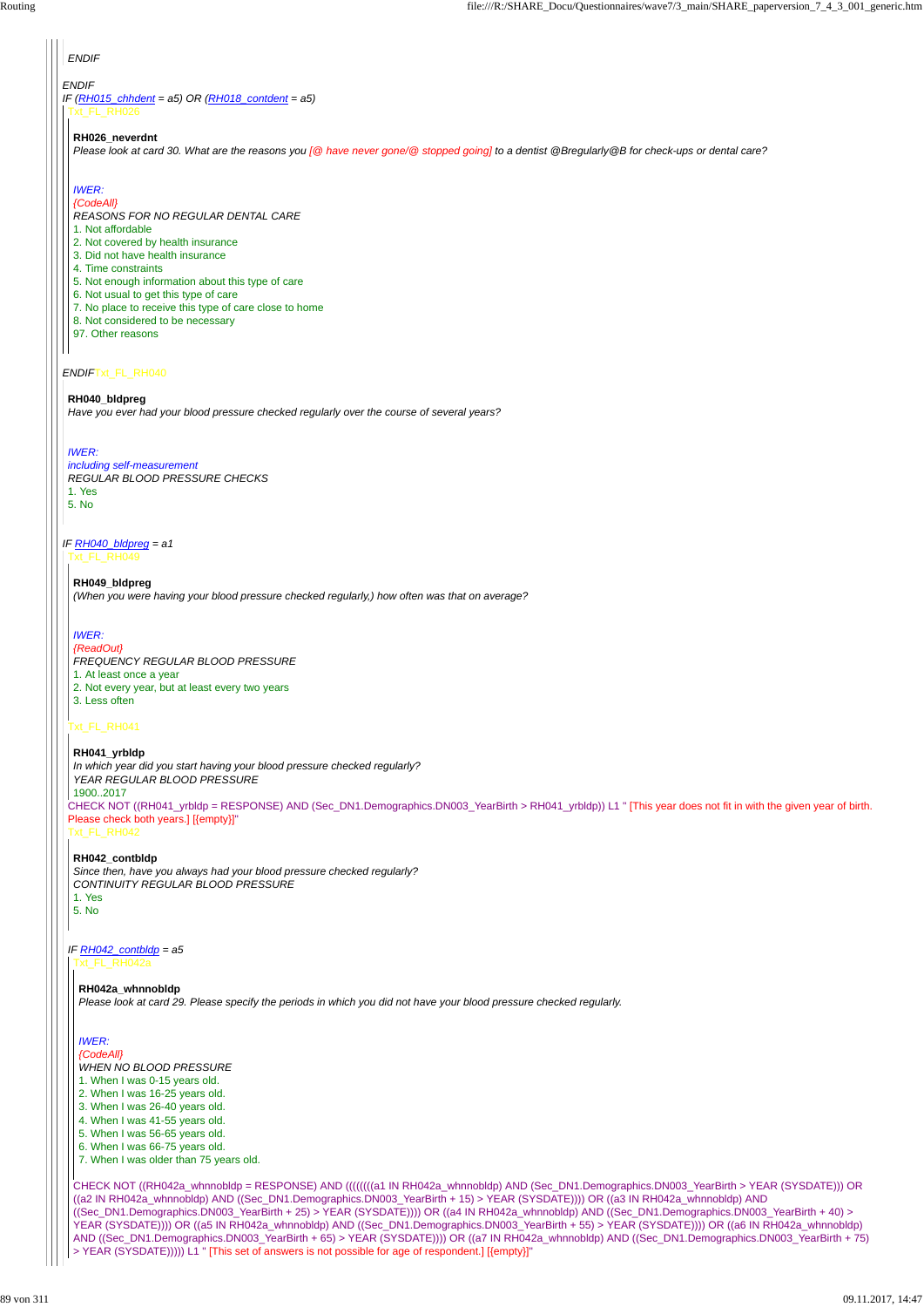ENDIF

ENDIF

IF (RH015_chhdent = a5) OR (RH018_contdent = a5)

Txt_FL_RH026

**RH026_neverdnt**

*Please look at card 30. What are the reasons you [@ have never gone/@ stopped going] to a dentist @Bregularly@B for check-ups or dental care?*

*IWER:*
*{CodeAll}*
*REASONS FOR NO REGULAR DENTAL CARE*

1. Not affordable
2. Not covered by health insurance
3. Did not have health insurance
4. Time constraints
5. Not enough information about this type of care
6. Not usual to get this type of care
7. No place to receive this type of care close to home
8. Not considered to be necessary
97. Other reasons

ENDIF

Txt_FL_RH040

**RH040_bldpreg**

*Have you ever had your blood pressure checked regularly over the course of several years?*

*IWER:*
*including self-measurement*
*REGULAR BLOOD PRESSURE CHECKS*

1. Yes
5. No

IF RH040_bldpreg = a1

Txt_FL_RH049

**RH049_bldpreg**

*(When you were having your blood pressure checked regularly,) how often was that on average?*

*IWER:*
*{ReadOut}*
*FREQUENCY REGULAR BLOOD PRESSURE*

1. At least once a year
2. Not every year, but at least every two years
3. Less often

Txt_FL_RH041

**RH041_yrbldp**

*In which year did you start having your blood pressure checked regularly?*
*YEAR REGULAR BLOOD PRESSURE*

1900..2017

CHECK NOT ((RH041_yrbldp = RESPONSE) AND (Sec_DN1.Demographics.DN003_YearBirth > RH041_yrbldp)) L1 " [This year does not fit in with the given year of birth. Please check both years.] [{empty}]"

Txt_FL_RH042

**RH042_contbldp**

*Since then, have you always had your blood pressure checked regularly?*
*CONTINUITY REGULAR BLOOD PRESSURE*

1. Yes
5. No

IF RH042_contbldp = a5

Txt_FL_RH042a

**RH042a_whnnobldp**

*Please look at card 29. Please specify the periods in which you did not have your blood pressure checked regularly.*

*IWER:*
*{CodeAll}*
*WHEN NO BLOOD PRESSURE*

1. When I was 0-15 years old.
2. When I was 16-25 years old.
3. When I was 26-40 years old.
4. When I was 41-55 years old.
5. When I was 56-65 years old.
6. When I was 66-75 years old.
7. When I was older than 75 years old.

CHECK NOT ((RH042a_whnnobldp = RESPONSE) AND (((((((a1 IN RH042a_whnnobldp) AND (Sec_DN1.Demographics.DN003_YearBirth > YEAR (SYSDATE))) OR ((a2 IN RH042a_whnnobldp) AND ((Sec_DN1.Demographics.DN003_YearBirth + 15) > YEAR (SYSDATE)))) OR ((a3 IN RH042a_whnnobldp) AND ((Sec_DN1.Demographics.DN003_YearBirth + 25) > YEAR (SYSDATE)))) OR ((a4 IN RH042a_whnnobldp) AND ((Sec_DN1.Demographics.DN003_YearBirth + 40) > YEAR (SYSDATE)))) OR ((a5 IN RH042a_whnnobldp) AND ((Sec_DN1.Demographics.DN003_YearBirth + 55) > YEAR (SYSDATE)))) OR ((a6 IN RH042a_whnnobldp) AND ((Sec_DN1.Demographics.DN003_YearBirth + 65) > YEAR (SYSDATE)))) OR ((a7 IN RH042a_whnnobldp) AND ((Sec_DN1.Demographics.DN003_YearBirth + 75) > YEAR (SYSDATE))))) L1 " [This set of answers is not possible for age of respondent.] [{empty}]"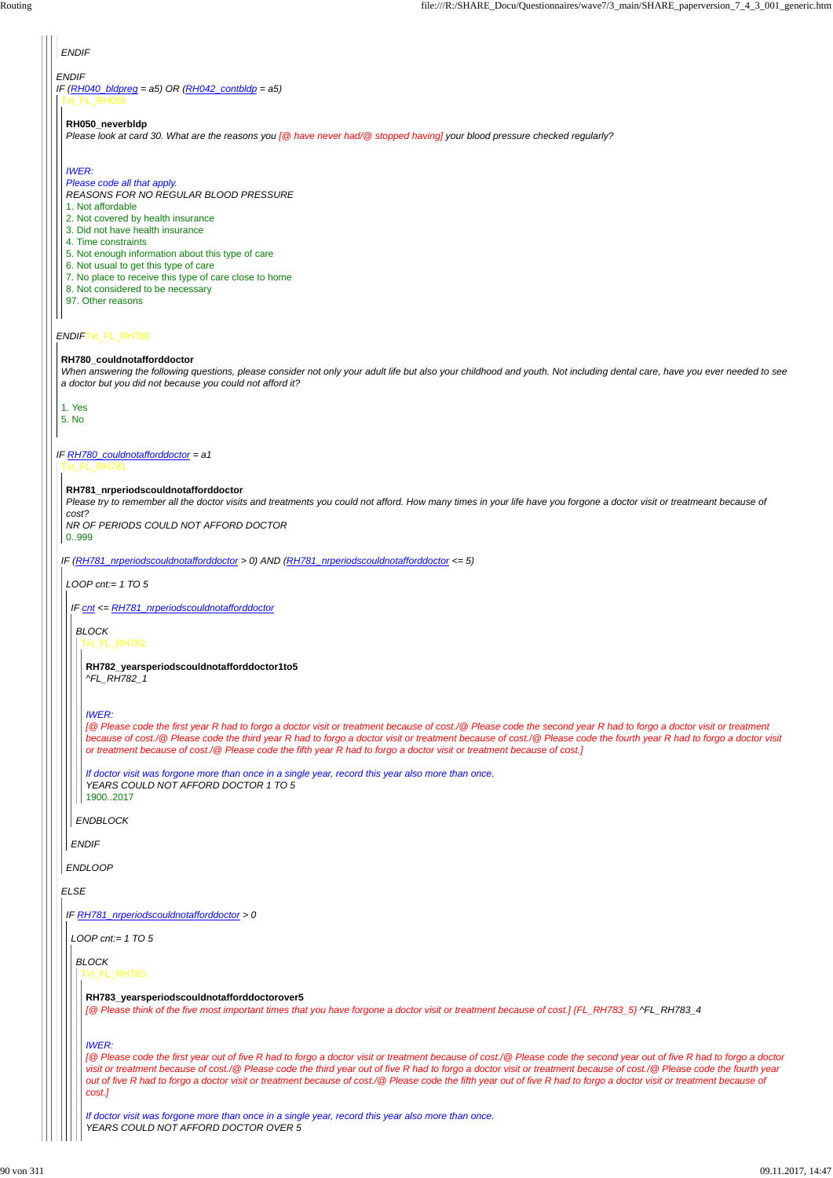ENDIF

ENDIF

IF (RH040_bldpreg = a5) OR (RH042_contbldp = a5)

Txt_FL_RH050

**RH050_neverbldp**

*Please look at card 30. What are the reasons you [@ have never had/@ stopped having] your blood pressure checked regularly?*

*IWER:*
*Please code all that apply.*
*REASONS FOR NO REGULAR BLOOD PRESSURE*

1. Not affordable
2. Not covered by health insurance
3. Did not have health insurance
4. Time constraints
5. Not enough information about this type of care
6. Not usual to get this type of care
7. No place to receive this type of care close to home
8. Not considered to be necessary
97. Other reasons

ENDIF Txt_FL_RH780

**RH780_couldnotafforddoctor**

*When answering the following questions, please consider not only your adult life but also your childhood and youth. Not including dental care, have you ever needed to see a doctor but you did not because you could not afford it?*

1. Yes
5. No

IF RH780_couldnotafforddoctor = a1

Txt_FL_RH781

**RH781_nrperiodscouldnotafforddoctor**

*Please try to remember all the doctor visits and treatments you could not afford. How many times in your life have you forgone a doctor visit or treatmeant because of cost?*
*NR OF PERIODS COULD NOT AFFORD DOCTOR*
0..999

IF (RH781_nrperiodscouldnotafforddoctor > 0) AND (RH781_nrperiodscouldnotafforddoctor <= 5)

LOOP cnt:= 1 TO 5

IF cnt <= RH781_nrperiodscouldnotafforddoctor

BLOCK

Txt_FL_RH782

**RH782_yearsperiodscouldnotafforddoctor1to5**

*^FL_RH782_1*

*IWER:*
*[@ Please code the first year R had to forgo a doctor visit or treatment because of cost./@ Please code the second year R had to forgo a doctor visit or treatment because of cost./@ Please code the third year R had to forgo a doctor visit or treatment because of cost./@ Please code the fourth year R had to forgo a doctor visit or treatment because of cost./@ Please code the fifth year R had to forgo a doctor visit or treatment because of cost.]*

*If doctor visit was forgone more than once in a single year, record this year also more than once.*
*YEARS COULD NOT AFFORD DOCTOR 1 TO 5*
1900..2017

ENDBLOCK

ENDIF

ENDLOOP

ELSE

IF RH781_nrperiodscouldnotafforddoctor > 0

LOOP cnt:= 1 TO 5

BLOCK

Txt_FL_RH783

**RH783_yearsperiodscouldnotafforddoctorover5**

*[@ Please think of the five most important times that you have forgone a doctor visit or treatment because of cost.] {FL_RH783_5} ^FL_RH783_4*

*IWER:*
*[@ Please code the first year out of five R had to forgo a doctor visit or treatment because of cost./@ Please code the second year out of five R had to forgo a doctor visit or treatment because of cost./@ Please code the third year out of five R had to forgo a doctor visit or treatment because of cost./@ Please code the fourth year out of five R had to forgo a doctor visit or treatment because of cost./@ Please code the fifth year out of five R had to forgo a doctor visit or treatment because of cost.]*

*If doctor visit was forgone more than once in a single year, record this year also more than once.*
*YEARS COULD NOT AFFORD DOCTOR OVER 5*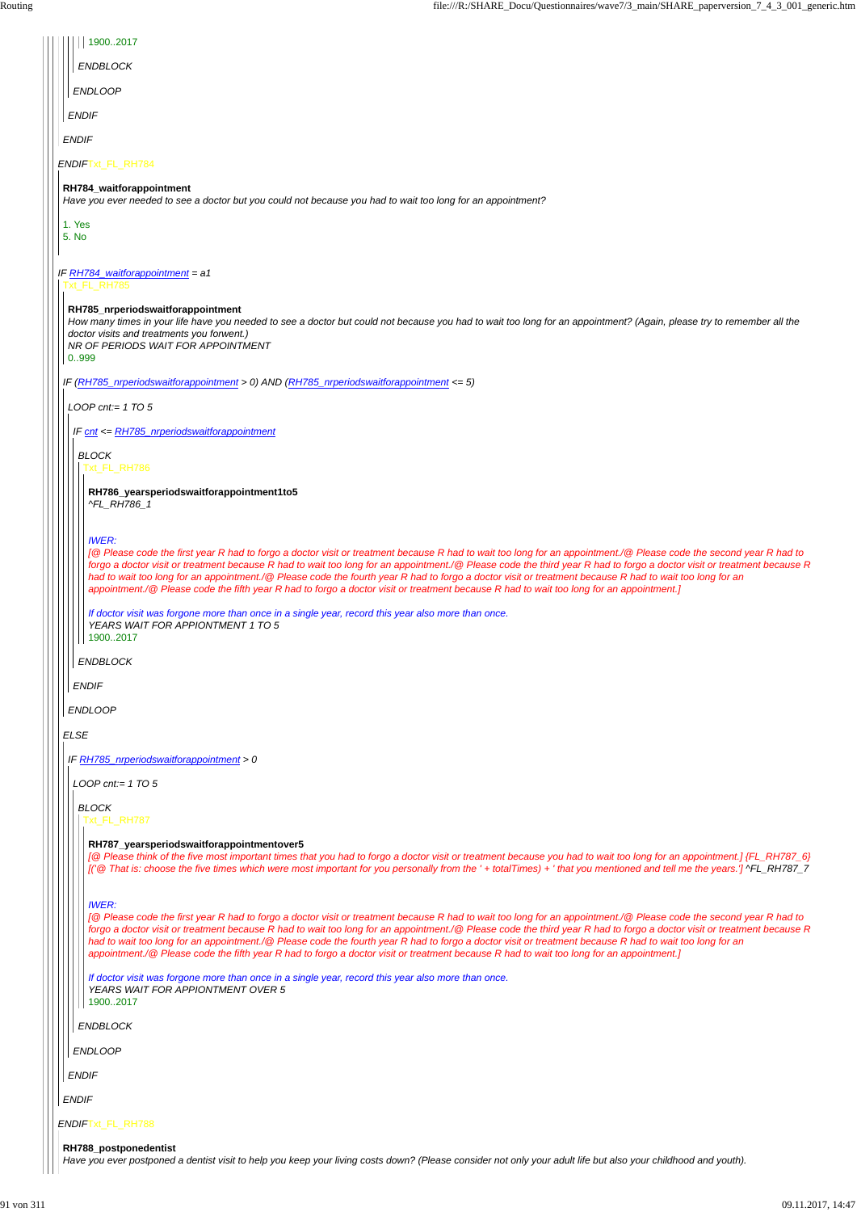1900..2017

ENDBLOCK

ENDLOOP

ENDIF

ENDIF

ENDIF Txt_FL_RH784

**RH784_waitforappointment**
*Have you ever needed to see a doctor but you could not because you had to wait too long for an appointment?*

1. Yes
5. No

*IF RH784_waitforappointment = a1*

Txt_FL_RH785

**RH785_nrperiodswaitforappointment**
*How many times in your life have you needed to see a doctor but could not because you had to wait too long for an appointment? (Again, please try to remember all the doctor visits and treatments you forwent.)*
*NR OF PERIODS WAIT FOR APPOINTMENT*
0..999

*IF (RH785_nrperiodswaitforappointment > 0) AND (RH785_nrperiodswaitforappointment <= 5)*

*LOOP cnt:= 1 TO 5*

*IF cnt <= RH785_nrperiodswaitforappointment*

*BLOCK*

Txt_FL_RH786

**RH786_yearsperiodswaitforappointment1to5**
*^FL_RH786_1*

*IWER:*
*[@ Please code the first year R had to forgo a doctor visit or treatment because R had to wait too long for an appointment./@ Please code the second year R had to forgo a doctor visit or treatment because R had to wait too long for an appointment./@ Please code the third year R had to forgo a doctor visit or treatment because R had to wait too long for an appointment./@ Please code the fourth year R had to forgo a doctor visit or treatment because R had to wait too long for an appointment./@ Please code the fifth year R had to forgo a doctor visit or treatment because R had to wait too long for an appointment.]*

*If doctor visit was forgone more than once in a single year, record this year also more than once.*
*YEARS WAIT FOR APPIONTMENT 1 TO 5*
1900..2017

*ENDBLOCK*

*ENDIF*

*ENDLOOP*

*ELSE*

*IF RH785_nrperiodswaitforappointment > 0*

*LOOP cnt:= 1 TO 5*

*BLOCK*

Txt_FL_RH787

**RH787_yearsperiodswaitforappointmentover5**
*[@ Please think of the five most important times that you had to forgo a doctor visit or treatment because you had to wait too long for an appointment.] {FL_RH787_6} [('@ That is: choose the five times which were most important for you personally from the ' + totalTimes) + ' that you mentioned and tell me the years.'] ^FL_RH787_7*

*IWER:*
*[@ Please code the first year R had to forgo a doctor visit or treatment because R had to wait too long for an appointment./@ Please code the second year R had to forgo a doctor visit or treatment because R had to wait too long for an appointment./@ Please code the third year R had to forgo a doctor visit or treatment because R had to wait too long for an appointment./@ Please code the fourth year R had to forgo a doctor visit or treatment because R had to wait too long for an appointment./@ Please code the fifth year R had to forgo a doctor visit or treatment because R had to wait too long for an appointment.]*

*If doctor visit was forgone more than once in a single year, record this year also more than once.*
*YEARS WAIT FOR APPIONTMENT OVER 5*
1900..2017

*ENDBLOCK*

*ENDLOOP*

*ENDIF*

*ENDIF*

*ENDIF* Txt_FL_RH788

**RH788_postponedentist**
*Have you ever postponed a dentist visit to help you keep your living costs down? (Please consider not only your adult life but also your childhood and youth).*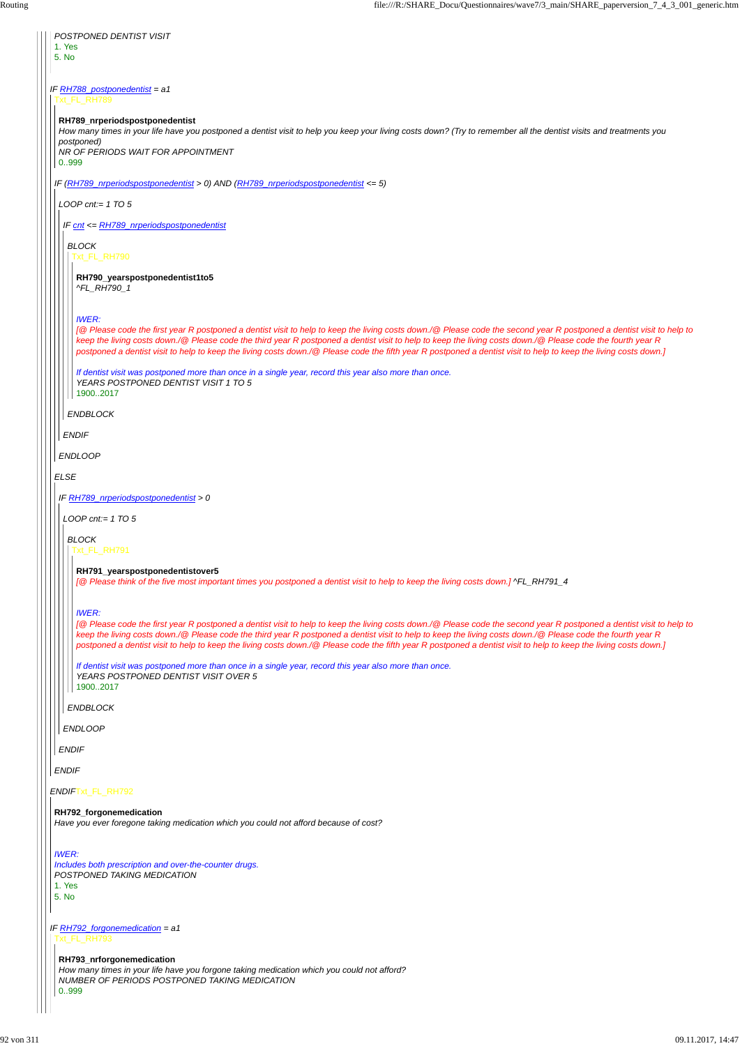*POSTPONED DENTIST VISIT*
1. Yes
5. No

*IF RH788_postponedentist = a1*

Txt_FL_RH789

**RH789_nrperiodspostponedentist**
*How many times in your life have you postponed a dentist visit to help you keep your living costs down? (Try to remember all the dentist visits and treatments you postponed)*
*NR OF PERIODS WAIT FOR APPOINTMENT*
0..999

*IF (RH789_nrperiodspostponedentist > 0) AND (RH789_nrperiodspostponedentist <= 5)*

*LOOP cnt:= 1 TO 5*

*IF cnt <= RH789_nrperiodspostponedentist*

*BLOCK*

Txt_FL_RH790

**RH790_yearspostponedentist1to5**
*^FL_RH790_1*

*IWER:*
*[@ Please code the first year R postponed a dentist visit to help to keep the living costs down./@ Please code the second year R postponed a dentist visit to help to keep the living costs down./@ Please code the third year R postponed a dentist visit to help to keep the living costs down./@ Please code the fourth year R postponed a dentist visit to help to keep the living costs down./@ Please code the fifth year R postponed a dentist visit to help to keep the living costs down.]*

*If dentist visit was postponed more than once in a single year, record this year also more than once.*
*YEARS POSTPONED DENTIST VISIT 1 TO 5*
1900..2017

*ENDBLOCK*

*ENDIF*

*ENDLOOP*

*ELSE*

*IF RH789_nrperiodspostponedentist > 0*

*LOOP cnt:= 1 TO 5*

*BLOCK*

Txt_FL_RH791

**RH791_yearspostponedentistover5**
*[@ Please think of the five most important times you postponed a dentist visit to help to keep the living costs down.] ^FL_RH791_4*

*IWER:*
*[@ Please code the first year R postponed a dentist visit to help to keep the living costs down./@ Please code the second year R postponed a dentist visit to help to keep the living costs down./@ Please code the third year R postponed a dentist visit to help to keep the living costs down./@ Please code the fourth year R postponed a dentist visit to help to keep the living costs down./@ Please code the fifth year R postponed a dentist visit to help to keep the living costs down.]*

*If dentist visit was postponed more than once in a single year, record this year also more than once.*
*YEARS POSTPONED DENTIST VISIT OVER 5*
1900..2017

*ENDBLOCK*

*ENDLOOP*

*ENDIF*

*ENDIF*

*ENDIF* Txt_FL_RH792

**RH792_forgonemedication**
*Have you ever foregone taking medication which you could not afford because of cost?*

*IWER:*
*Includes both prescription and over-the-counter drugs.*
*POSTPONED TAKING MEDICATION*
1. Yes
5. No

*IF RH792_forgonemedication = a1*

Txt_FL_RH793

**RH793_nrforgonemedication**
*How many times in your life have you forgone taking medication which you could not afford?*
*NUMBER OF PERIODS POSTPONED TAKING MEDICATION*
0..999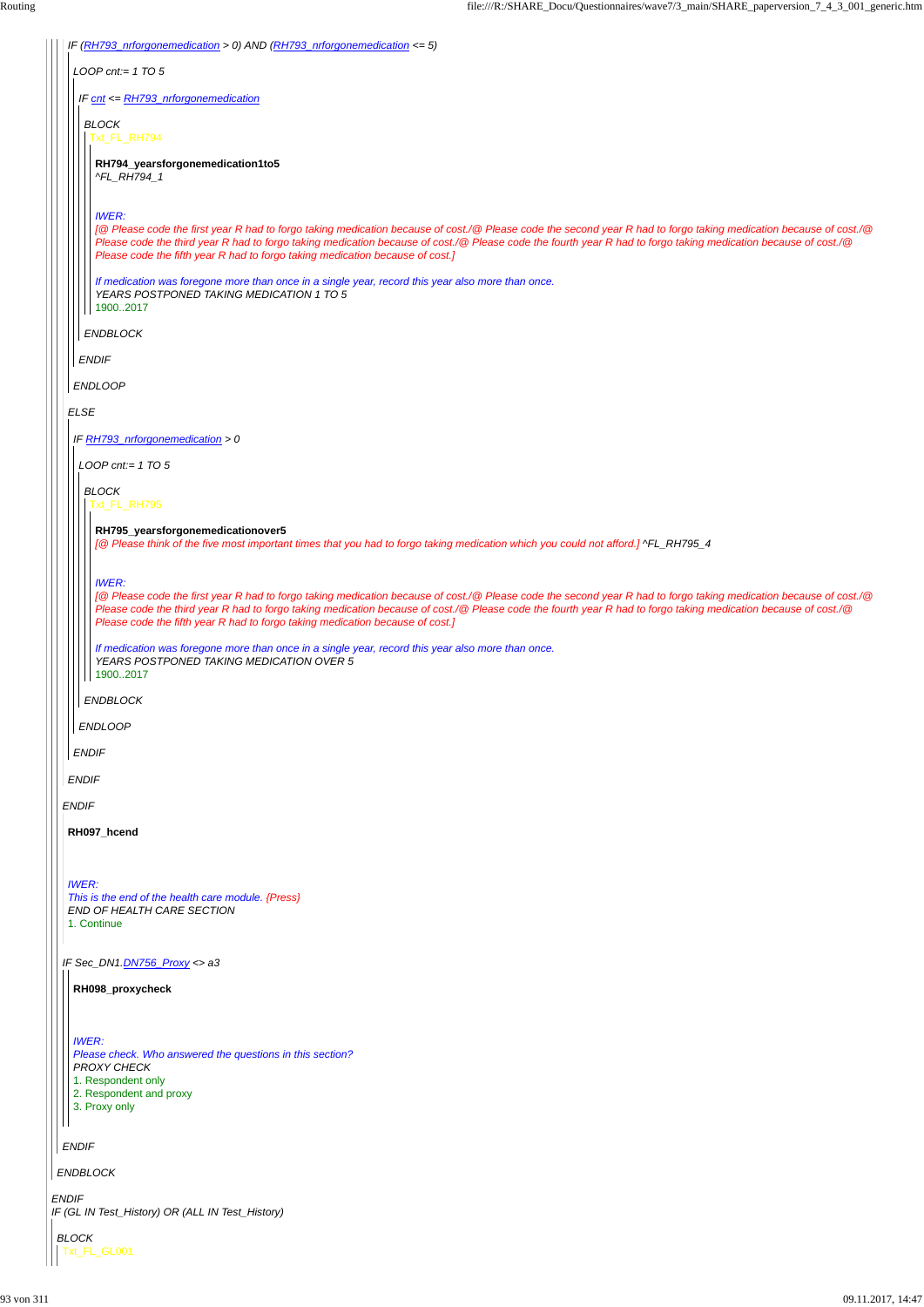IF (RH793_nrforgonemedication > 0) AND (RH793_nrforgonemedication <= 5)

LOOP cnt:= 1 TO 5

IF cnt <= RH793_nrforgonemedication

BLOCK

Txt_FL_RH794

**RH794_yearsforgonemedication1to5**

^FL_RH794_1

*IWER:*

[@ Please code the first year R had to forgo taking medication because of cost./@ Please code the second year R had to forgo taking medication because of cost./@ Please code the third year R had to forgo taking medication because of cost./@ Please code the fourth year R had to forgo taking medication because of cost./@ Please code the fifth year R had to forgo taking medication because of cost.]

*If medication was foregone more than once in a single year, record this year also more than once.*

*YEARS POSTPONED TAKING MEDICATION 1 TO 5*

1900..2017

ENDBLOCK

ENDIF

ENDLOOP

ELSE

IF RH793_nrforgonemedication > 0

LOOP cnt:= 1 TO 5

BLOCK

Txt_FL_RH795

**RH795_yearsforgonemedicationover5**

[@ Please think of the five most important times that you had to forgo taking medication which you could not afford.] ^FL_RH795_4

*IWER:*

[@ Please code the first year R had to forgo taking medication because of cost./@ Please code the second year R had to forgo taking medication because of cost./@ Please code the third year R had to forgo taking medication because of cost./@ Please code the fourth year R had to forgo taking medication because of cost./@ Please code the fifth year R had to forgo taking medication because of cost.]

*If medication was foregone more than once in a single year, record this year also more than once.*

*YEARS POSTPONED TAKING MEDICATION OVER 5*

1900..2017

ENDBLOCK

ENDLOOP

ENDIF

ENDIF

ENDIF

**RH097_hcend**

*IWER:*

*This is the end of the health care module.* {Press}

*END OF HEALTH CARE SECTION*

1. Continue

IF Sec_DN1.DN756_Proxy <> a3

**RH098_proxycheck**

*IWER:*

*Please check. Who answered the questions in this section?*

*PROXY CHECK*

1. Respondent only
2. Respondent and proxy
3. Proxy only

ENDIF

ENDBLOCK

ENDIF

IF (GL IN Test_History) OR (ALL IN Test_History)

BLOCK

Txt_FL_GL001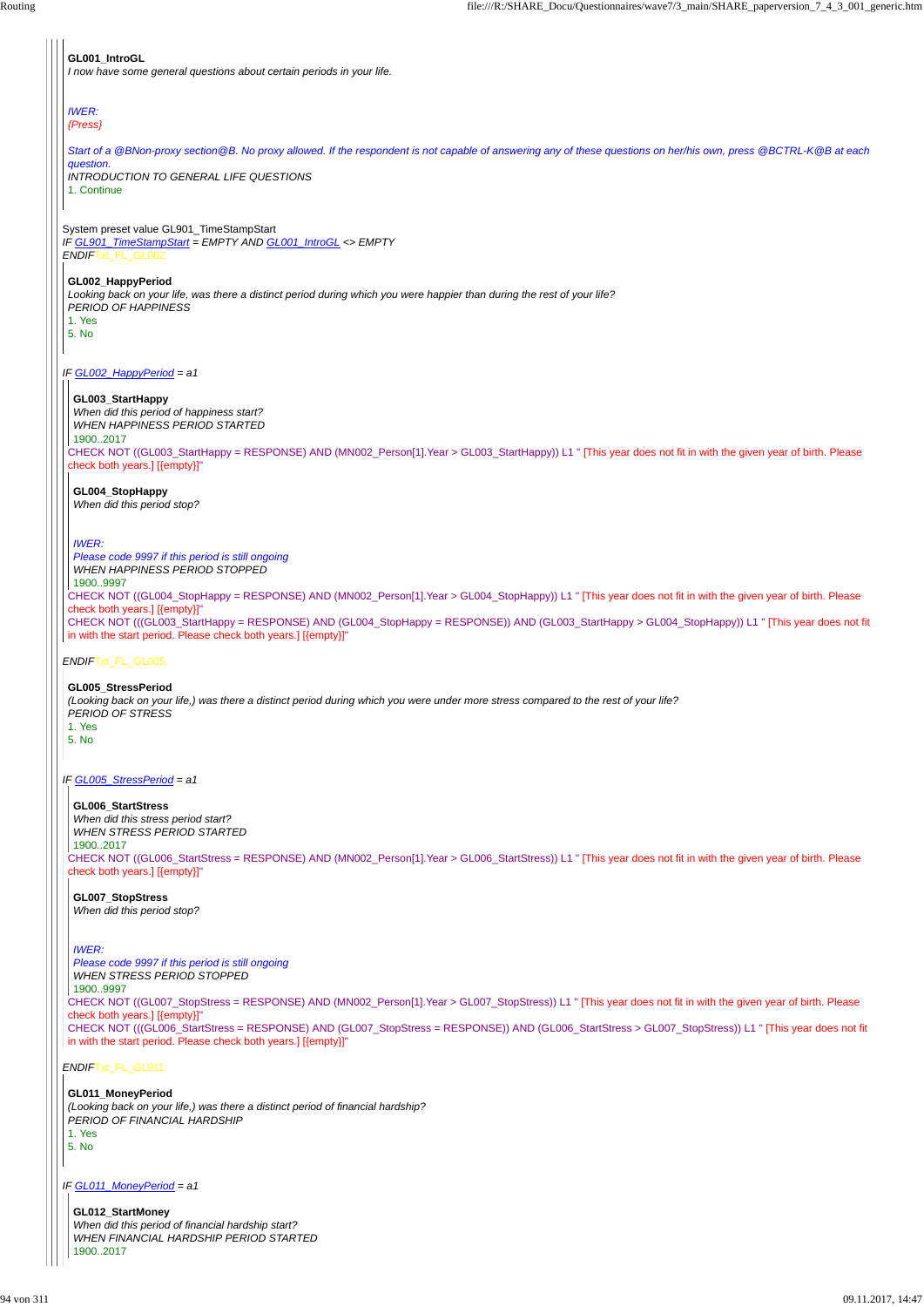**GL001_IntroGL**
*I now have some general questions about certain periods in your life.*

*IWER:*
*{Press}*

*Start of a @BNon-proxy section@B. No proxy allowed. If the respondent is not capable of answering any of these questions on her/his own, press @BCTRL-K@B at each question.*
*INTRODUCTION TO GENERAL LIFE QUESTIONS*
1. Continue

System preset value GL901_TimeStampStart
*IF GL901_TimeStampStart = EMPTY AND GL001_IntroGL <> EMPTY*
*ENDIF*Txt_FL_GL002

**GL002_HappyPeriod**
*Looking back on your life, was there a distinct period during which you were happier than during the rest of your life?*
*PERIOD OF HAPPINESS*
1. Yes
5. No

*IF GL002_HappyPeriod = a1*

**GL003_StartHappy**
*When did this period of happiness start?*
*WHEN HAPPINESS PERIOD STARTED*
1900..2017
CHECK NOT ((GL003_StartHappy = RESPONSE) AND (MN002_Person[1].Year > GL003_StartHappy)) L1 " [This year does not fit in with the given year of birth. Please check both years.] [{empty}]"

**GL004_StopHappy**
*When did this period stop?*

*IWER:*
*Please code 9997 if this period is still ongoing*
*WHEN HAPPINESS PERIOD STOPPED*
1900..9997
CHECK NOT ((GL004_StopHappy = RESPONSE) AND (MN002_Person[1].Year > GL004_StopHappy)) L1 " [This year does not fit in with the given year of birth. Please check both years.] [{empty}]"
CHECK NOT (((GL003_StartHappy = RESPONSE) AND (GL004_StopHappy = RESPONSE)) AND (GL003_StartHappy > GL004_StopHappy)) L1 " [This year does not fit in with the start period. Please check both years.] [{empty}]"

*ENDIF*Txt_FL_GL005

**GL005_StressPeriod**
*(Looking back on your life,) was there a distinct period during which you were under more stress compared to the rest of your life?*
*PERIOD OF STRESS*
1. Yes
5. No

*IF GL005_StressPeriod = a1*

**GL006_StartStress**
*When did this stress period start?*
*WHEN STRESS PERIOD STARTED*
1900..2017
CHECK NOT ((GL006_StartStress = RESPONSE) AND (MN002_Person[1].Year > GL006_StartStress)) L1 " [This year does not fit in with the given year of birth. Please check both years.] [{empty}]"

**GL007_StopStress**
*When did this period stop?*

*IWER:*
*Please code 9997 if this period is still ongoing*
*WHEN STRESS PERIOD STOPPED*
1900..9997
CHECK NOT ((GL007_StopStress = RESPONSE) AND (MN002_Person[1].Year > GL007_StopStress)) L1 " [This year does not fit in with the given year of birth. Please check both years.] [{empty}]"
CHECK NOT (((GL006_StartStress = RESPONSE) AND (GL007_StopStress = RESPONSE)) AND (GL006_StartStress > GL007_StopStress)) L1 " [This year does not fit in with the start period. Please check both years.] [{empty}]"

*ENDIF*Txt_FL_GL011

**GL011_MoneyPeriod**
*(Looking back on your life,) was there a distinct period of financial hardship?*
*PERIOD OF FINANCIAL HARDSHIP*
1. Yes
5. No

*IF GL011_MoneyPeriod = a1*

**GL012_StartMoney**
*When did this period of financial hardship start?*
*WHEN FINANCIAL HARDSHIP PERIOD STARTED*
1900..2017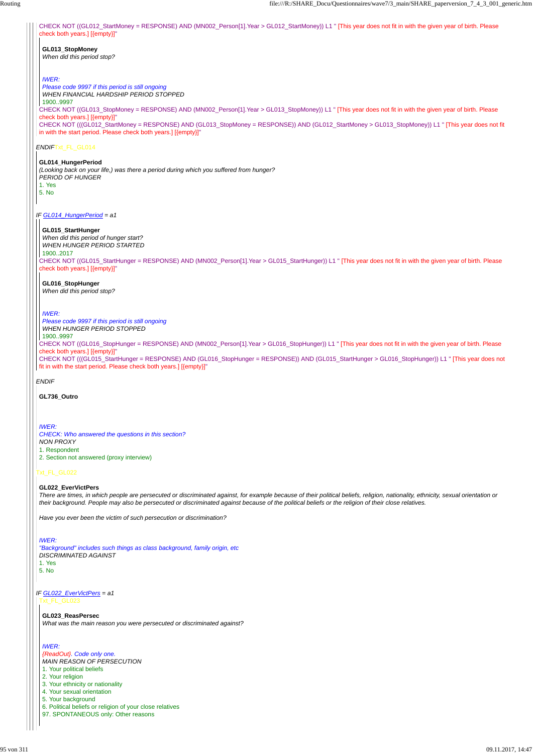CHECK NOT ((GL012_StartMoney = RESPONSE) AND (MN002_Person[1].Year > GL012_StartMoney)) L1 " [This year does not fit in with the given year of birth. Please check both years.] [{empty}]"

**GL013_StopMoney**
*When did this period stop?*

*IWER:*
*Please code 9997 if this period is still ongoing*
*WHEN FINANCIAL HARDSHIP PERIOD STOPPED*
1900..9997
CHECK NOT ((GL013_StopMoney = RESPONSE) AND (MN002_Person[1].Year > GL013_StopMoney)) L1 " [This year does not fit in with the given year of birth. Please check both years.] [{empty}]"
CHECK NOT (((GL012_StartMoney = RESPONSE) AND (GL013_StopMoney = RESPONSE)) AND (GL012_StartMoney > GL013_StopMoney)) L1 " [This year does not fit in with the start period. Please check both years.] [{empty}]"

*ENDIF* Txt_FL_GL014

**GL014_HungerPeriod**
*(Looking back on your life,) was there a period during which you suffered from hunger?*
*PERIOD OF HUNGER*
1. Yes
5. No

*IF GL014_HungerPeriod = a1*

**GL015_StartHunger**
*When did this period of hunger start?*
*WHEN HUNGER PERIOD STARTED*
1900..2017
CHECK NOT ((GL015_StartHunger = RESPONSE) AND (MN002_Person[1].Year > GL015_StartHunger)) L1 " [This year does not fit in with the given year of birth. Please check both years.] [{empty}]"

**GL016_StopHunger**
*When did this period stop?*

*IWER:*
*Please code 9997 if this period is still ongoing*
*WHEN HUNGER PERIOD STOPPED*
1900..9997
CHECK NOT ((GL016_StopHunger = RESPONSE) AND (MN002_Person[1].Year > GL016_StopHunger)) L1 " [This year does not fit in with the given year of birth. Please check both years.] [{empty}]"
CHECK NOT (((GL015_StartHunger = RESPONSE) AND (GL016_StopHunger = RESPONSE)) AND (GL015_StartHunger > GL016_StopHunger)) L1 " [This year does not fit in with the start period. Please check both years.] [{empty}]"

*ENDIF*

**GL736_Outro**

*IWER:*
*CHECK: Who answered the questions in this section?*
*NON PROXY*
1. Respondent
2. Section not answered (proxy interview)

Txt_FL_GL022

**GL022_EverVictPers**
*There are times, in which people are persecuted or discriminated against, for example because of their political beliefs, religion, nationality, ethnicity, sexual orientation or their background. People may also be persecuted or discriminated against because of the political beliefs or the religion of their close relatives.*

*Have you ever been the victim of such persecution or discrimination?*

*IWER:*
*"Background" includes such things as class background, family origin, etc*
*DISCRIMINATED AGAINST*
1. Yes
5. No

*IF GL022_EverVictPers = a1*
Txt_FL_GL023

**GL023_ReasPersec**
*What was the main reason you were persecuted or discriminated against?*

*IWER:*
*{ReadOut}. Code only one.*
*MAIN REASON OF PERSECUTION*
1. Your political beliefs
2. Your religion
3. Your ethnicity or nationality
4. Your sexual orientation
5. Your background
6. Political beliefs or religion of your close relatives
97. SPONTANEOUS only: Other reasons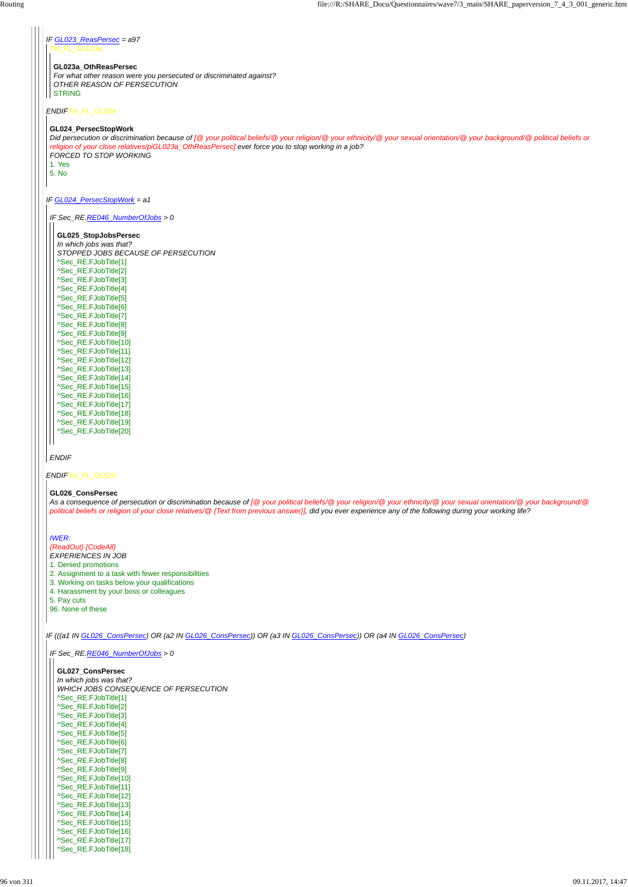*IF GL023_ReasPersec = a97*

Txt_FL_GL023a

**GL023a_OthReasPersec**

*For what other reason were you persecuted or discriminated against?*

*OTHER REASON OF PERSECUTION*

STRING

*ENDIF*Txt_FL_GL024

**GL024_PersecStopWork**

*Did persecution or discrimination because of [@ your political beliefs/@ your religion/@ your ethnicity/@ your sexual orientation/@ your background/@ political beliefs or religion of your close relatives/piGL023a_OthReasPersec] ever force you to stop working in a job?*

*FORCED TO STOP WORKING*

1. Yes
5. No

*IF GL024_PersecStopWork = a1*

*IF Sec_RE.RE046_NumberOfJobs > 0*

**GL025_StopJobsPersec**

*In which jobs was that?*

*STOPPED JOBS BECAUSE OF PERSECUTION*

^Sec_RE.FJobTitle[1]
^Sec_RE.FJobTitle[2]
^Sec_RE.FJobTitle[3]
^Sec_RE.FJobTitle[4]
^Sec_RE.FJobTitle[5]
^Sec_RE.FJobTitle[6]
^Sec_RE.FJobTitle[7]
^Sec_RE.FJobTitle[8]
^Sec_RE.FJobTitle[9]
^Sec_RE.FJobTitle[10]
^Sec_RE.FJobTitle[11]
^Sec_RE.FJobTitle[12]
^Sec_RE.FJobTitle[13]
^Sec_RE.FJobTitle[14]
^Sec_RE.FJobTitle[15]
^Sec_RE.FJobTitle[16]
^Sec_RE.FJobTitle[17]
^Sec_RE.FJobTitle[18]
^Sec_RE.FJobTitle[19]
^Sec_RE.FJobTitle[20]

*ENDIF*

*ENDIF*Txt_FL_GL026

**GL026_ConsPersec**

*As a consequence of persecution or discrimination because of [@ your political beliefs/@ your religion/@ your ethnicity/@ your sexual orientation/@ your background/@ political beliefs or religion of your close relatives/@ {Text from previous answer}], did you ever experience any of the following during your working life?*

*IWER:*
*{ReadOut} {CodeAll}*
*EXPERIENCES IN JOB*

1. Denied promotions
2. Assignment to a task with fewer responsibilities
3. Working on tasks below your qualifications
4. Harassment by your boss or colleagues
5. Pay cuts
96. None of these

*IF (((a1 IN GL026_ConsPersec) OR (a2 IN GL026_ConsPersec)) OR (a3 IN GL026_ConsPersec)) OR (a4 IN GL026_ConsPersec)*

*IF Sec_RE.RE046_NumberOfJobs > 0*

**GL027_ConsPersec**

*In which jobs was that?*

*WHICH JOBS CONSEQUENCE OF PERSECUTION*

^Sec_RE.FJobTitle[1]
^Sec_RE.FJobTitle[2]
^Sec_RE.FJobTitle[3]
^Sec_RE.FJobTitle[4]
^Sec_RE.FJobTitle[5]
^Sec_RE.FJobTitle[6]
^Sec_RE.FJobTitle[7]
^Sec_RE.FJobTitle[8]
^Sec_RE.FJobTitle[9]
^Sec_RE.FJobTitle[10]
^Sec_RE.FJobTitle[11]
^Sec_RE.FJobTitle[12]
^Sec_RE.FJobTitle[13]
^Sec_RE.FJobTitle[14]
^Sec_RE.FJobTitle[15]
^Sec_RE.FJobTitle[16]
^Sec_RE.FJobTitle[17]
^Sec_RE.FJobTitle[18]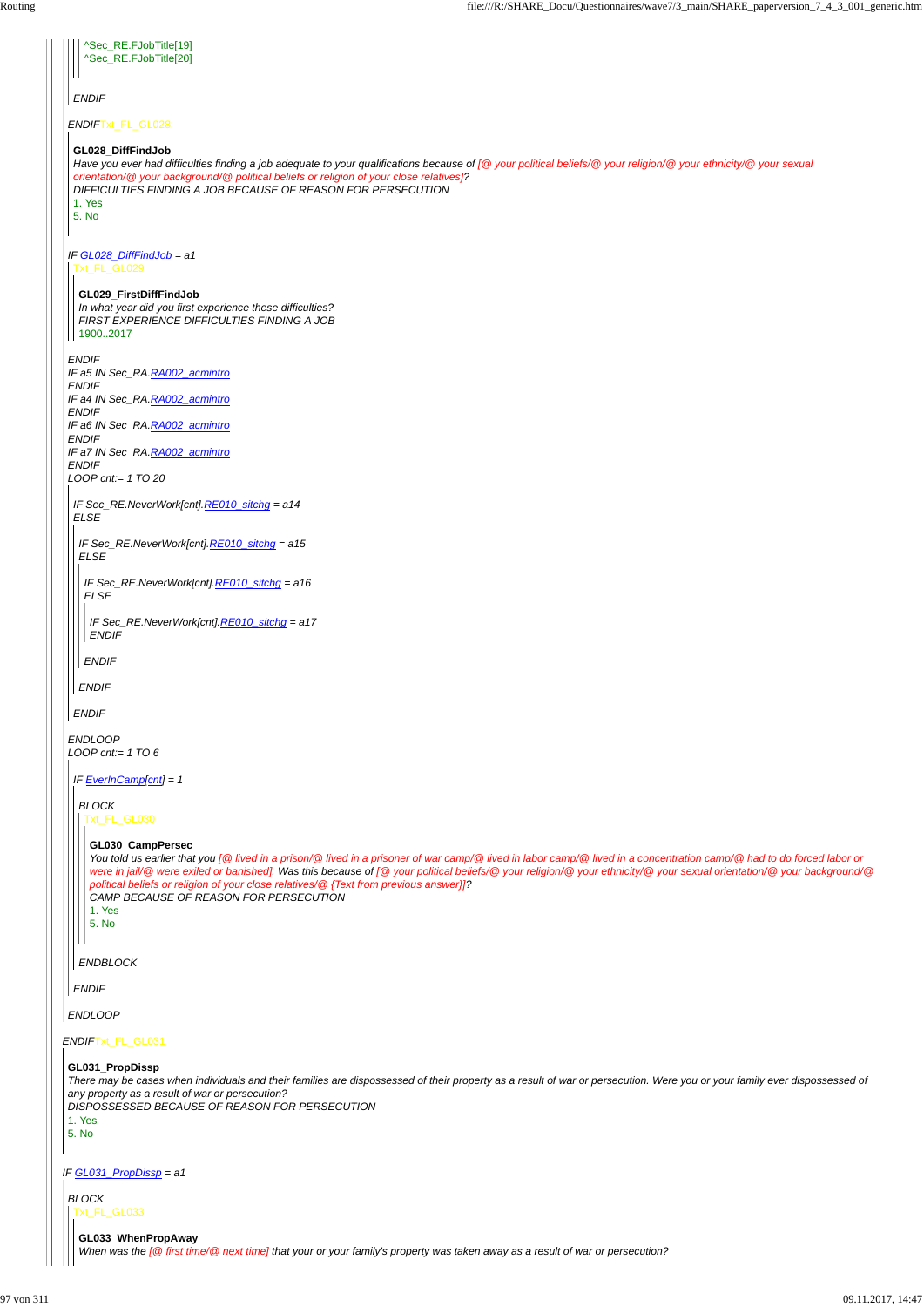^Sec_RE.FJobTitle[19]
^Sec_RE.FJobTitle[20]

*ENDIF*

*ENDIF*Txt_FL_GL028

**GL028_DiffFindJob**
*Have you ever had difficulties finding a job adequate to your qualifications because of [@ your political beliefs/@ your religion/@ your ethnicity/@ your sexual orientation/@ your background/@ political beliefs or religion of your close relatives]?*
*DIFFICULTIES FINDING A JOB BECAUSE OF REASON FOR PERSECUTION*
1. Yes
5. No

*IF GL028_DiffFindJob = a1*
Txt_FL_GL029

**GL029_FirstDiffFindJob**
*In what year did you first experience these difficulties?*
*FIRST EXPERIENCE DIFFICULTIES FINDING A JOB*
1900..2017

*ENDIF*
*IF a5 IN Sec_RA.RA002_acmintro*
*ENDIF*
*IF a4 IN Sec_RA.RA002_acmintro*
*ENDIF*
*IF a6 IN Sec_RA.RA002_acmintro*
*ENDIF*
*IF a7 IN Sec_RA.RA002_acmintro*
*ENDIF*
*LOOP cnt:= 1 TO 20*

*IF Sec_RE.NeverWork[cnt].RE010_sitchg = a14*
*ELSE*

*IF Sec_RE.NeverWork[cnt].RE010_sitchg = a15*
*ELSE*

*IF Sec_RE.NeverWork[cnt].RE010_sitchg = a16*
*ELSE*

*IF Sec_RE.NeverWork[cnt].RE010_sitchg = a17*
*ENDIF*

*ENDIF*

*ENDIF*

*ENDIF*

*ENDLOOP*
*LOOP cnt:= 1 TO 6*

*IF EverInCamp[cnt] = 1*

*BLOCK*
Txt_FL_GL030

**GL030_CampPersec**
*You told us earlier that you [@ lived in a prison/@ lived in a prisoner of war camp/@ lived in labor camp/@ lived in a concentration camp/@ had to do forced labor or were in jail/@ were exiled or banished]. Was this because of [@ your political beliefs/@ your religion/@ your ethnicity/@ your sexual orientation/@ your background/@ political beliefs or religion of your close relatives/@ {Text from previous answer}]?*
*CAMP BECAUSE OF REASON FOR PERSECUTION*
1. Yes
5. No

*ENDBLOCK*

*ENDIF*

*ENDLOOP*

*ENDIF*Txt_FL_GL031

**GL031_PropDissp**
*There may be cases when individuals and their families are dispossessed of their property as a result of war or persecution. Were you or your family ever dispossessed of any property as a result of war or persecution?*
*DISPOSSESSED BECAUSE OF REASON FOR PERSECUTION*
1. Yes
5. No

*IF GL031_PropDissp = a1*

*BLOCK*
Txt_FL_GL033

**GL033_WhenPropAway**
*When was the [@ first time/@ next time] that your or your family's property was taken away as a result of war or persecution?*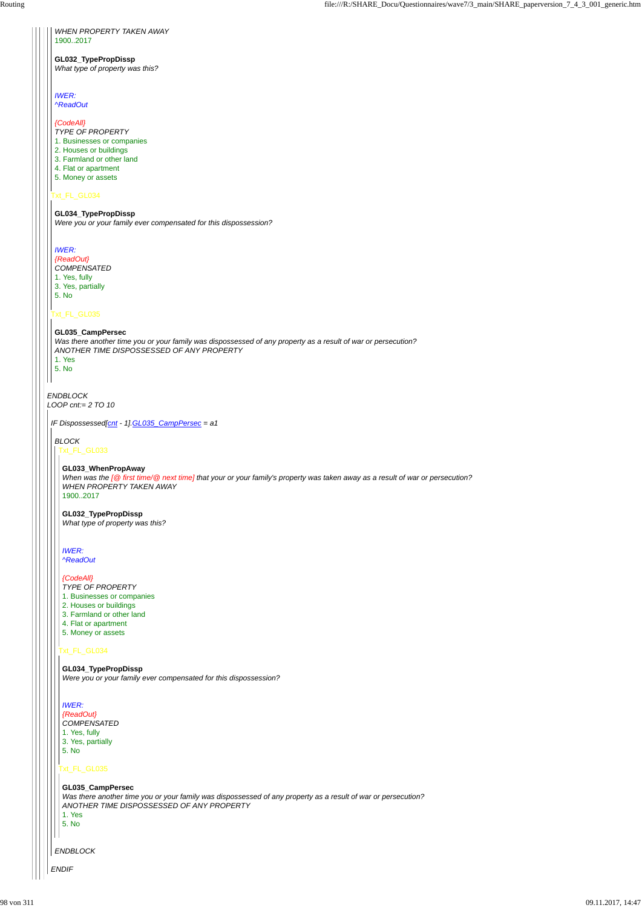*WHEN PROPERTY TAKEN AWAY*
1900..2017

**GL032_TypePropDissp**
*What type of property was this?*

*IWER:*
*^ReadOut*

*{CodeAll}*
*TYPE OF PROPERTY*
1. Businesses or companies
2. Houses or buildings
3. Farmland or other land
4. Flat or apartment
5. Money or assets

Txt_FL_GL034

**GL034_TypePropDissp**
*Were you or your family ever compensated for this dispossession?*

*IWER:*
*{ReadOut}*
*COMPENSATED*
1. Yes, fully
3. Yes, partially
5. No

Txt_FL_GL035

**GL035_CampPersec**
*Was there another time you or your family was dispossessed of any property as a result of war or persecution?*
*ANOTHER TIME DISPOSSESSED OF ANY PROPERTY*
1. Yes
5. No

*ENDBLOCK*
*LOOP cnt:= 2 TO 10*

*IF Dispossessed[cnt - 1].GL035_CampPersec = a1*

*BLOCK*
Txt_FL_GL033

**GL033_WhenPropAway**
*When was the [@ first time/@ next time] that your or your family's property was taken away as a result of war or persecution?*
*WHEN PROPERTY TAKEN AWAY*
1900..2017

**GL032_TypePropDissp**
*What type of property was this?*

*IWER:*
*^ReadOut*

*{CodeAll}*
*TYPE OF PROPERTY*
1. Businesses or companies
2. Houses or buildings
3. Farmland or other land
4. Flat or apartment
5. Money or assets

Txt_FL_GL034

**GL034_TypePropDissp**
*Were you or your family ever compensated for this dispossession?*

*IWER:*
*{ReadOut}*
*COMPENSATED*
1. Yes, fully
3. Yes, partially
5. No

Txt_FL_GL035

**GL035_CampPersec**
*Was there another time you or your family was dispossessed of any property as a result of war or persecution?*
*ANOTHER TIME DISPOSSESSED OF ANY PROPERTY*
1. Yes
5. No

*ENDBLOCK*

*ENDIF*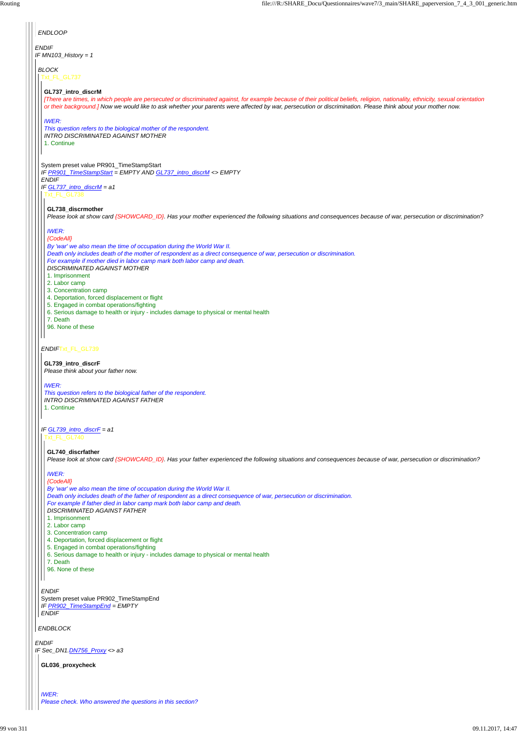*ENDLOOP*

*ENDIF*

*IF MN103_History = 1*

*BLOCK*

Txt_FL_GL737

**GL737_intro_discrM**

*[There are times, in which people are persecuted or discriminated against, for example because of their political beliefs, religion, nationality, ethnicity, sexual orientation or their background.] Now we would like to ask whether your parents were affected by war, persecution or discrimination. Please think about your mother now.*

*IWER:*
*This question refers to the biological mother of the respondent.*
*INTRO DISCRIMINATED AGAINST MOTHER*
1. Continue

System preset value PR901_TimeStampStart
*IF PR901_TimeStampStart = EMPTY AND GL737_intro_discrM <> EMPTY*
*ENDIF*
*IF GL737_intro_discrM = a1*

Txt_FL_GL738

**GL738_discrmother**

*Please look at show card {SHOWCARD_ID}. Has your mother experienced the following situations and consequences because of war, persecution or discrimination?*

*IWER:*
*{CodeAll}*
*By 'war' we also mean the time of occupation during the World War II.*
*Death only includes death of the mother of respondent as a direct consequence of war, persecution or discrimination.*
*For example if mother died in labor camp mark both labor camp and death.*
*DISCRIMINATED AGAINST MOTHER*
1. Imprisonment
2. Labor camp
3. Concentration camp
4. Deportation, forced displacement or flight
5. Engaged in combat operations/fighting
6. Serious damage to health or injury - includes damage to physical or mental health
7. Death
96. None of these

*ENDIF*Txt_FL_GL739

**GL739_intro_discrF**

*Please think about your father now.*

*IWER:*
*This question refers to the biological father of the respondent.*
*INTRO DISCRIMINATED AGAINST FATHER*
1. Continue

*IF GL739_intro_discrF = a1*

Txt_FL_GL740

**GL740_discrfather**

*Please look at show card {SHOWCARD_ID}. Has your father experienced the following situations and consequences because of war, persecution or discrimination?*

*IWER:*
*{CodeAll}*
*By 'war' we also mean the time of occupation during the World War II.*
*Death only includes death of the father of respondent as a direct consequence of war, persecution or discrimination.*
*For example if father died in labor camp mark both labor camp and death.*
*DISCRIMINATED AGAINST FATHER*
1. Imprisonment
2. Labor camp
3. Concentration camp
4. Deportation, forced displacement or flight
5. Engaged in combat operations/fighting
6. Serious damage to health or injury - includes damage to physical or mental health
7. Death
96. None of these

*ENDIF*
System preset value PR902_TimeStampEnd
*IF PR902_TimeStampEnd = EMPTY*
*ENDIF*

*ENDBLOCK*

*ENDIF*
*IF Sec_DN1.DN756_Proxy <> a3*

**GL036_proxycheck**

*IWER:*
*Please check. Who answered the questions in this section?*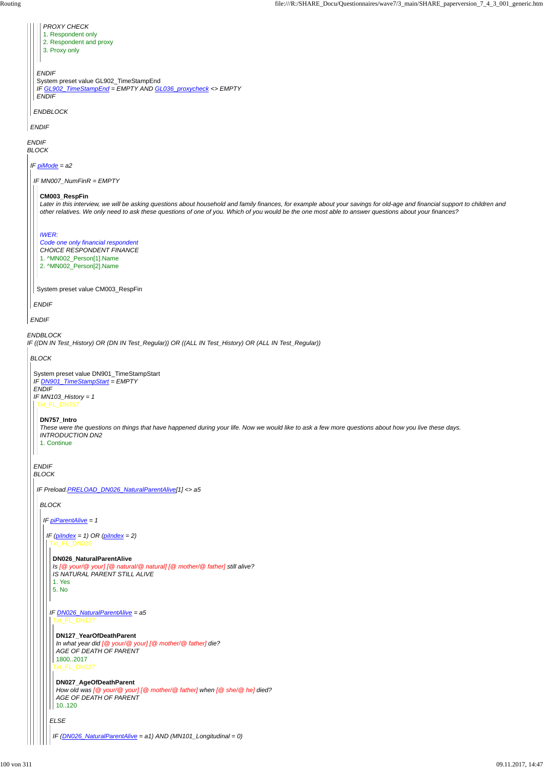*PROXY CHECK*

1. Respondent only
2. Respondent and proxy
3. Proxy only

*ENDIF*

System preset value GL902_TimeStampEnd

*IF GL902_TimeStampEnd = EMPTY AND GL036_proxycheck <> EMPTY*

*ENDIF*

*ENDBLOCK*

*ENDIF*

*ENDIF*

*BLOCK*

*IF piMode = a2*

*IF MN007_NumFinR = EMPTY*

**CM003_RespFin**

*Later in this interview, we will be asking questions about household and family finances, for example about your savings for old-age and financial support to children and other relatives. We only need to ask these questions of one of you. Which of you would be the one most able to answer questions about your finances?*

*IWER:*

*Code one only financial respondent*

*CHOICE RESPONDENT FINANCE*

1. ^MN002_Person[1].Name
2. ^MN002_Person[2].Name

System preset value CM003_RespFin

*ENDIF*

*ENDIF*

*ENDBLOCK*

*IF ((DN IN Test_History) OR (DN IN Test_Regular)) OR ((ALL IN Test_History) OR (ALL IN Test_Regular))*

*BLOCK*

System preset value DN901_TimeStampStart

*IF DN901_TimeStampStart = EMPTY*

*ENDIF*

*IF MN103_History = 1*

Txt_FL_DN757

**DN757_Intro**

*These were the questions on things that have happened during your life. Now we would like to ask a few more questions about how you live these days.*

*INTRODUCTION DN2*

1. Continue

*ENDIF*

*BLOCK*

*IF Preload.PRELOAD_DN026_NaturalParentAlive[1] <> a5*

*BLOCK*

*IF piParentAlive = 1*

*IF (piIndex = 1) OR (piIndex = 2)*

Txt_FL_DN026

**DN026_NaturalParentAlive**

*Is [@ your/@ your] [@ natural/@ natural] [@ mother/@ father] still alive?*

*IS NATURAL PARENT STILL ALIVE*

1. Yes
5. No

*IF DN026_NaturalParentAlive = a5*

Txt_FL_DN127

**DN127_YearOfDeathParent**

*In what year did [@ your/@ your] [@ mother/@ father] die?*

*AGE OF DEATH OF PARENT*

1800..2017

Txt_FL_DN027

**DN027_AgeOfDeathParent**

*How old was [@ your/@ your] [@ mother/@ father] when [@ she/@ he] died?*

*AGE OF DEATH OF PARENT*

10..120

*ELSE*

*IF (DN026_NaturalParentAlive = a1) AND (MN101_Longitudinal = 0)*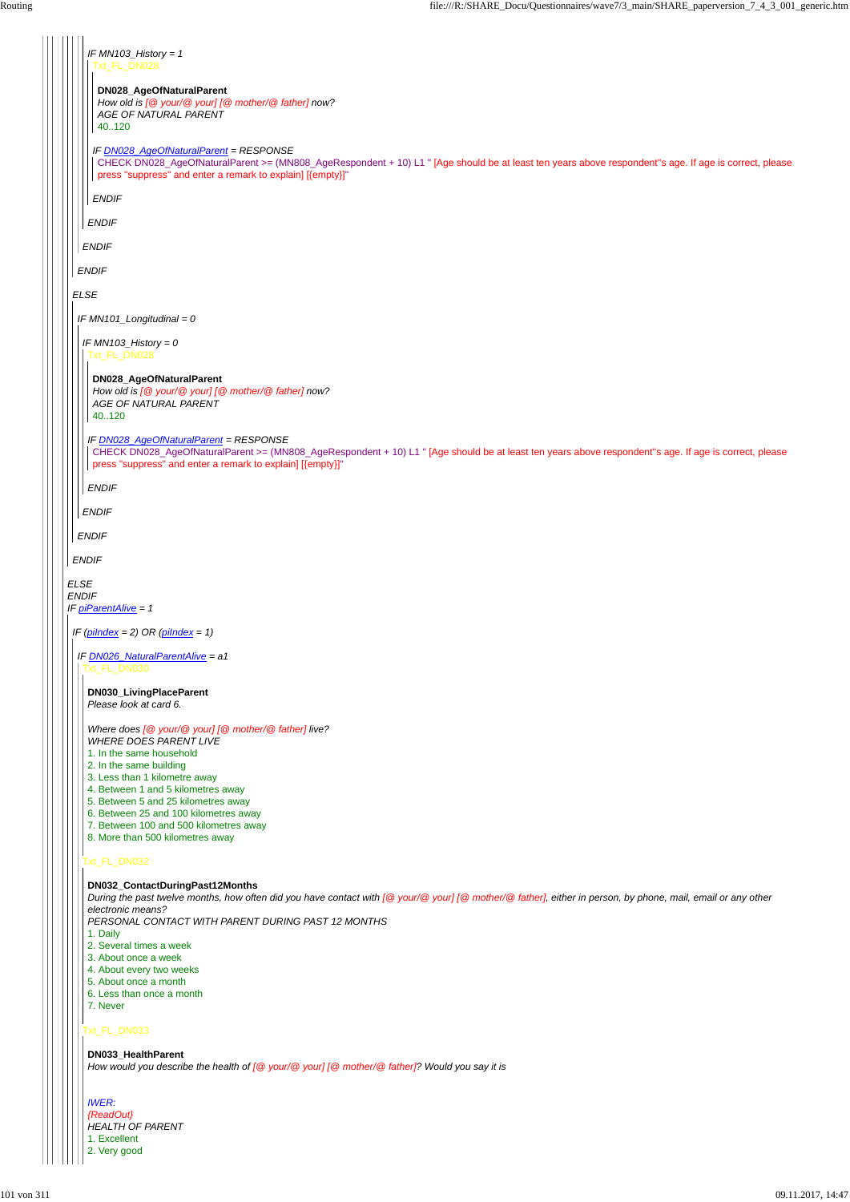IF MN103_History = 1

Txt_FL_DN028

**DN028_AgeOfNaturalParent**

*How old is [@ your/@ your] [@ mother/@ father] now?*

*AGE OF NATURAL PARENT*

40..120

IF DN028_AgeOfNaturalParent = RESPONSE

CHECK DN028_AgeOfNaturalParent >= (MN808_AgeRespondent + 10) L1 " [Age should be at least ten years above respondent''s age. If age is correct, please press "suppress" and enter a remark to explain] [{empty}]"

ENDIF

ENDIF

ENDIF

ENDIF

ELSE

IF MN101_Longitudinal = 0

IF MN103_History = 0

Txt_FL_DN028

**DN028_AgeOfNaturalParent**

*How old is [@ your/@ your] [@ mother/@ father] now?*

*AGE OF NATURAL PARENT*

40..120

IF DN028_AgeOfNaturalParent = RESPONSE

CHECK DN028_AgeOfNaturalParent >= (MN808_AgeRespondent + 10) L1 " [Age should be at least ten years above respondent''s age. If age is correct, please press "suppress" and enter a remark to explain] [{empty}]"

ENDIF

ENDIF

ENDIF

ENDIF

ELSE

ENDIF

IF piParentAlive = 1

IF (piIndex = 2) OR (piIndex = 1)

IF DN026_NaturalParentAlive = a1

Txt_FL_DN030

**DN030_LivingPlaceParent**

*Please look at card 6.*

*Where does [@ your/@ your] [@ mother/@ father] live?*

*WHERE DOES PARENT LIVE*

1. In the same household
2. In the same building
3. Less than 1 kilometre away
4. Between 1 and 5 kilometres away
5. Between 5 and 25 kilometres away
6. Between 25 and 100 kilometres away
7. Between 100 and 500 kilometres away
8. More than 500 kilometres away

Txt_FL_DN032

**DN032_ContactDuringPast12Months**

*During the past twelve months, how often did you have contact with [@ your/@ your] [@ mother/@ father], either in person, by phone, mail, email or any other electronic means?*

*PERSONAL CONTACT WITH PARENT DURING PAST 12 MONTHS*

1. Daily
2. Several times a week
3. About once a week
4. About every two weeks
5. About once a month
6. Less than once a month
7. Never

Txt_FL_DN033

**DN033_HealthParent**

*How would you describe the health of [@ your/@ your] [@ mother/@ father]? Would you say it is*

*IWER:*

*{ReadOut}*

*HEALTH OF PARENT*

1. Excellent
2. Very good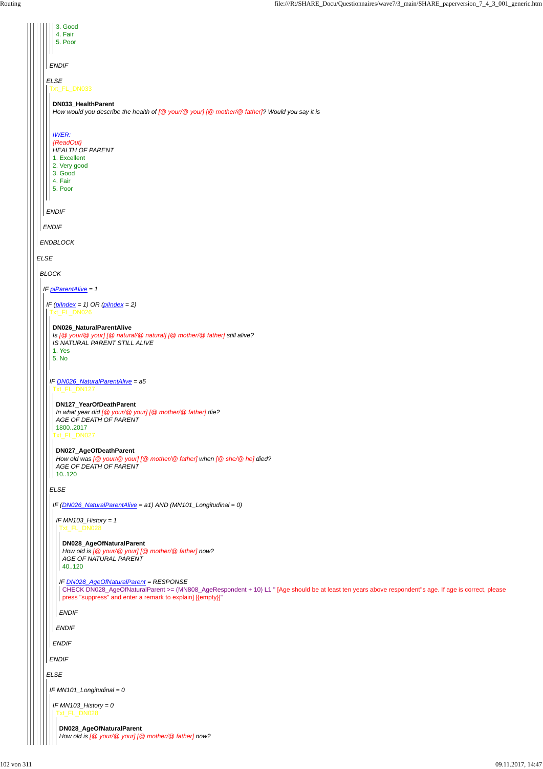3. Good
4. Fair
5. Poor

*ENDIF*

*ELSE*

Txt_FL_DN033

**DN033_HealthParent**
*How would you describe the health of [@ your/@ your] [@ mother/@ father]? Would you say it is*

*IWER:*
*{ReadOut}*
*HEALTH OF PARENT*
1. Excellent
2. Very good
3. Good
4. Fair
5. Poor

*ENDIF*

*ENDIF*

*ENDBLOCK*

*ELSE*

*BLOCK*

*IF piParentAlive = 1*

*IF (piIndex = 1) OR (piIndex = 2)*
Txt_FL_DN026

**DN026_NaturalParentAlive**
*Is [@ your/@ your] [@ natural/@ natural] [@ mother/@ father] still alive?*
*IS NATURAL PARENT STILL ALIVE*
1. Yes
5. No

*IF DN026_NaturalParentAlive = a5*
Txt_FL_DN127

**DN127_YearOfDeathParent**
*In what year did [@ your/@ your] [@ mother/@ father] die?*
*AGE OF DEATH OF PARENT*
1800..2017
Txt_FL_DN027

**DN027_AgeOfDeathParent**
*How old was [@ your/@ your] [@ mother/@ father] when [@ she/@ he] died?*
*AGE OF DEATH OF PARENT*
10..120

*ELSE*

*IF (DN026_NaturalParentAlive = a1) AND (MN101_Longitudinal = 0)*

*IF MN103_History = 1*
Txt_FL_DN028

**DN028_AgeOfNaturalParent**
*How old is [@ your/@ your] [@ mother/@ father] now?*
*AGE OF NATURAL PARENT*
40..120

*IF DN028_AgeOfNaturalParent = RESPONSE*
CHECK DN028_AgeOfNaturalParent >= (MN808_AgeRespondent + 10) L1 " [Age should be at least ten years above respondent"s age. If age is correct, please press "suppress" and enter a remark to explain] [{empty}]"

*ENDIF*

*ENDIF*

*ENDIF*

*ENDIF*

*ELSE*

*IF MN101_Longitudinal = 0*

*IF MN103_History = 0*
Txt_FL_DN028

**DN028_AgeOfNaturalParent**
*How old is [@ your/@ your] [@ mother/@ father] now?*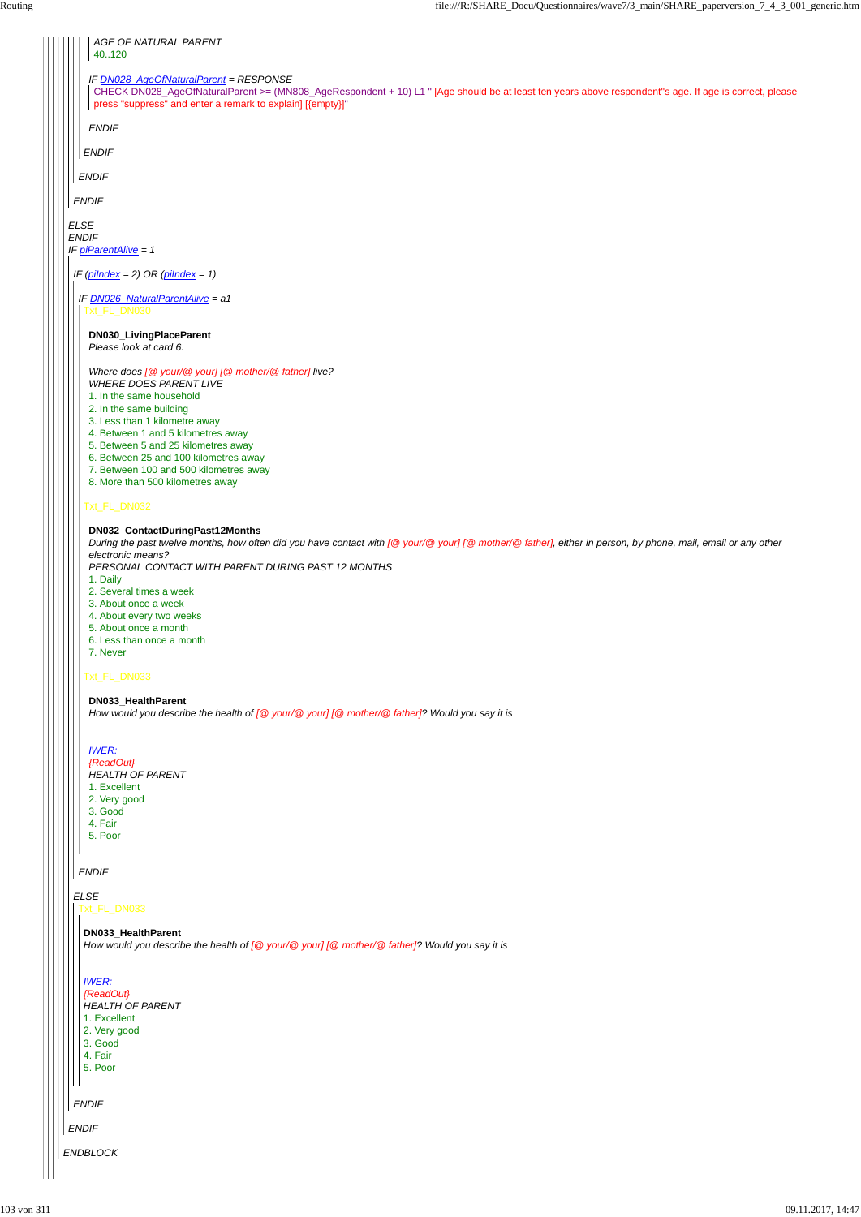AGE OF NATURAL PARENT
40..120

IF DN028_AgeOfNaturalParent = RESPONSE
CHECK DN028_AgeOfNaturalParent >= (MN808_AgeRespondent + 10) L1 " [Age should be at least ten years above respondent"s age. If age is correct, please press "suppress" and enter a remark to explain] [{empty}]"

ENDIF

ENDIF

ENDIF

ENDIF

ELSE
ENDIF
IF piParentAlive = 1

IF (piIndex = 2) OR (piIndex = 1)

IF DN026_NaturalParentAlive = a1
Txt_FL_DN030

**DN030_LivingPlaceParent**
*Please look at card 6.*

*Where does [@ your/@ your] [@ mother/@ father] live?*
*WHERE DOES PARENT LIVE*
1. In the same household
2. In the same building
3. Less than 1 kilometre away
4. Between 1 and 5 kilometres away
5. Between 5 and 25 kilometres away
6. Between 25 and 100 kilometres away
7. Between 100 and 500 kilometres away
8. More than 500 kilometres away

Txt_FL_DN032

**DN032_ContactDuringPast12Months**
*During the past twelve months, how often did you have contact with [@ your/@ your] [@ mother/@ father], either in person, by phone, mail, email or any other electronic means?*
*PERSONAL CONTACT WITH PARENT DURING PAST 12 MONTHS*
1. Daily
2. Several times a week
3. About once a week
4. About every two weeks
5. About once a month
6. Less than once a month
7. Never

Txt_FL_DN033

**DN033_HealthParent**
*How would you describe the health of [@ your/@ your] [@ mother/@ father]? Would you say it is*

*IWER:*
*{ReadOut}*
*HEALTH OF PARENT*
1. Excellent
2. Very good
3. Good
4. Fair
5. Poor

ENDIF

ELSE
Txt_FL_DN033

**DN033_HealthParent**
*How would you describe the health of [@ your/@ your] [@ mother/@ father]? Would you say it is*

*IWER:*
*{ReadOut}*
*HEALTH OF PARENT*
1. Excellent
2. Very good
3. Good
4. Fair
5. Poor

ENDIF

ENDIF

ENDBLOCK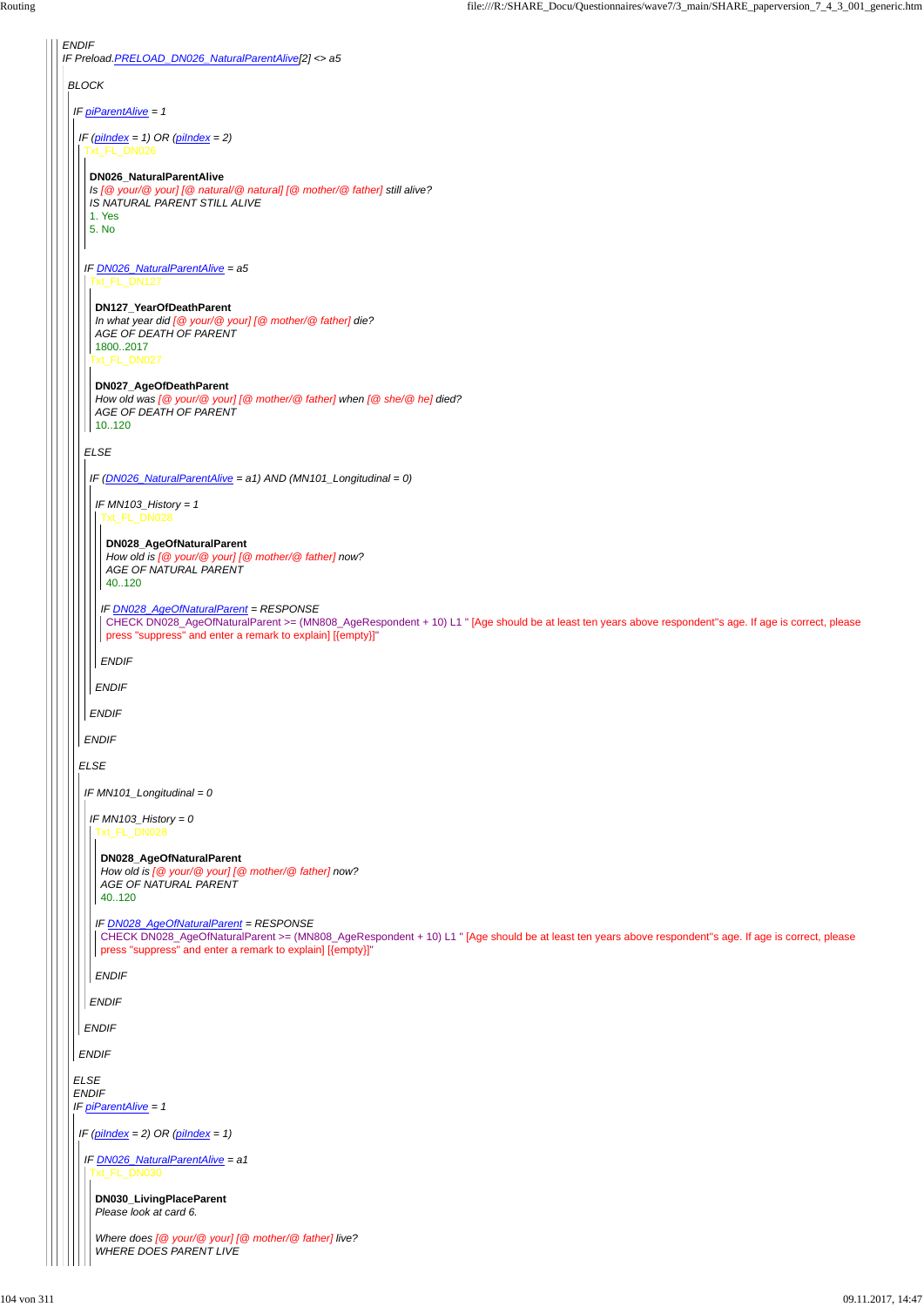*ENDIF*
*IF Preload.PRELOAD_DN026_NaturalParentAlive[2] <> a5*

*BLOCK*

*IF piParentAlive = 1*

*IF (piIndex = 1) OR (piIndex = 2)*
Txt_FL_DN026

**DN026_NaturalParentAlive**
*Is [@ your/@ your] [@ natural/@ natural] [@ mother/@ father] still alive?*
*IS NATURAL PARENT STILL ALIVE*
1. Yes
5. No

*IF DN026_NaturalParentAlive = a5*
Txt_FL_DN127

**DN127_YearOfDeathParent**
*In what year did [@ your/@ your] [@ mother/@ father] die?*
*AGE OF DEATH OF PARENT*
1800..2017
Txt_FL_DN027

**DN027_AgeOfDeathParent**
*How old was [@ your/@ your] [@ mother/@ father] when [@ she/@ he] died?*
*AGE OF DEATH OF PARENT*
10..120

*ELSE*

*IF (DN026_NaturalParentAlive = a1) AND (MN101_Longitudinal = 0)*

*IF MN103_History = 1*
Txt_FL_DN028

**DN028_AgeOfNaturalParent**
*How old is [@ your/@ your] [@ mother/@ father] now?*
*AGE OF NATURAL PARENT*
40..120

*IF DN028_AgeOfNaturalParent = RESPONSE*
CHECK DN028_AgeOfNaturalParent >= (MN808_AgeRespondent + 10) L1 " [Age should be at least ten years above respondent''s age. If age is correct, please press "suppress" and enter a remark to explain] [{empty}]"

*ENDIF*

*ENDIF*

*ENDIF*

*ENDIF*

*ELSE*

*IF MN101_Longitudinal = 0*

*IF MN103_History = 0*
Txt_FL_DN028

**DN028_AgeOfNaturalParent**
*How old is [@ your/@ your] [@ mother/@ father] now?*
*AGE OF NATURAL PARENT*
40..120

*IF DN028_AgeOfNaturalParent = RESPONSE*
CHECK DN028_AgeOfNaturalParent >= (MN808_AgeRespondent + 10) L1 " [Age should be at least ten years above respondent''s age. If age is correct, please press "suppress" and enter a remark to explain] [{empty}]"

*ENDIF*

*ENDIF*

*ENDIF*

*ENDIF*

*ELSE*
*ENDIF*
*IF piParentAlive = 1*

*IF (piIndex = 2) OR (piIndex = 1)*

*IF DN026_NaturalParentAlive = a1*
Txt_FL_DN030

**DN030_LivingPlaceParent**
*Please look at card 6.*

*Where does [@ your/@ your] [@ mother/@ father] live?*
*WHERE DOES PARENT LIVE*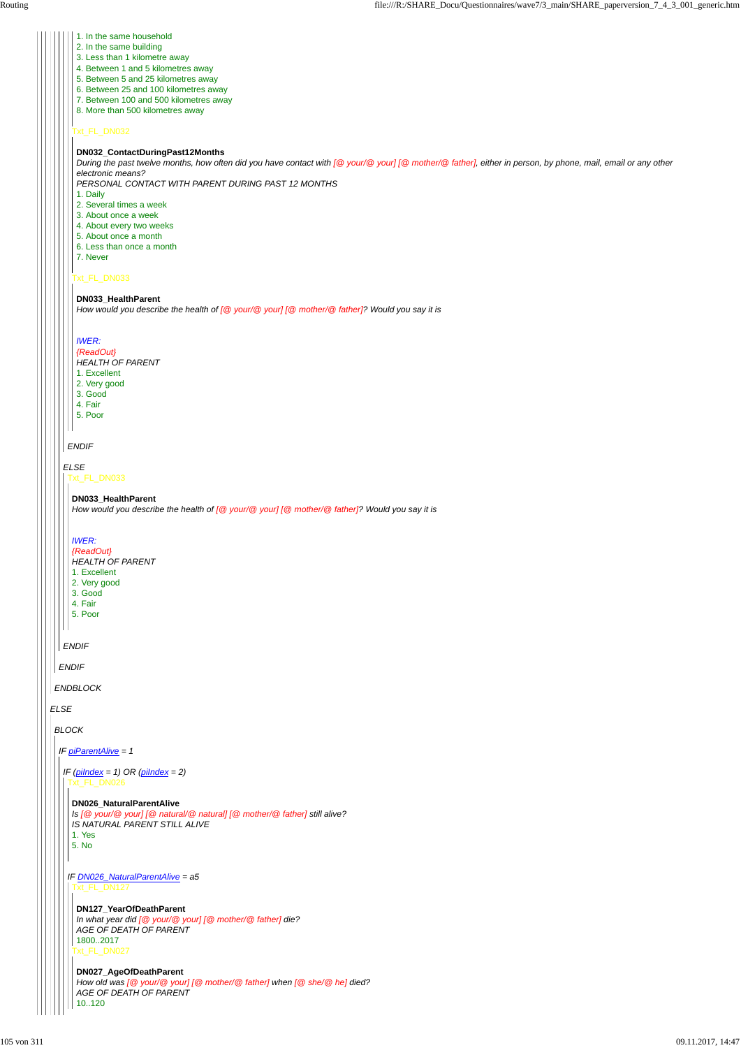1. In the same household
2. In the same building
3. Less than 1 kilometre away
4. Between 1 and 5 kilometres away
5. Between 5 and 25 kilometres away
6. Between 25 and 100 kilometres away
7. Between 100 and 500 kilometres away
8. More than 500 kilometres away

Txt_FL_DN032

**DN032_ContactDuringPast12Months**
*During the past twelve months, how often did you have contact with [@ your/@ your] [@ mother/@ father], either in person, by phone, mail, email or any other electronic means?*
*PERSONAL CONTACT WITH PARENT DURING PAST 12 MONTHS*
1. Daily
2. Several times a week
3. About once a week
4. About every two weeks
5. About once a month
6. Less than once a month
7. Never

Txt_FL_DN033

**DN033_HealthParent**
*How would you describe the health of [@ your/@ your] [@ mother/@ father]? Would you say it is*

*IWER:*
*{ReadOut}*
*HEALTH OF PARENT*
1. Excellent
2. Very good
3. Good
4. Fair
5. Poor

*ENDIF*

*ELSE*
Txt_FL_DN033

**DN033_HealthParent**
*How would you describe the health of [@ your/@ your] [@ mother/@ father]? Would you say it is*

*IWER:*
*{ReadOut}*
*HEALTH OF PARENT*
1. Excellent
2. Very good
3. Good
4. Fair
5. Poor

*ENDIF*

*ENDIF*

*ENDBLOCK*

*ELSE*

*BLOCK*

*IF piParentAlive = 1*

*IF (piIndex = 1) OR (piIndex = 2)*
Txt_FL_DN026

**DN026_NaturalParentAlive**
*Is [@ your/@ your] [@ natural/@ natural] [@ mother/@ father] still alive?*
*IS NATURAL PARENT STILL ALIVE*
1. Yes
5. No

*IF DN026_NaturalParentAlive = a5*
Txt_FL_DN127

**DN127_YearOfDeathParent**
*In what year did [@ your/@ your] [@ mother/@ father] die?*
*AGE OF DEATH OF PARENT*
1800..2017
Txt_FL_DN027

**DN027_AgeOfDeathParent**
*How old was [@ your/@ your] [@ mother/@ father] when [@ she/@ he] died?*
*AGE OF DEATH OF PARENT*
10..120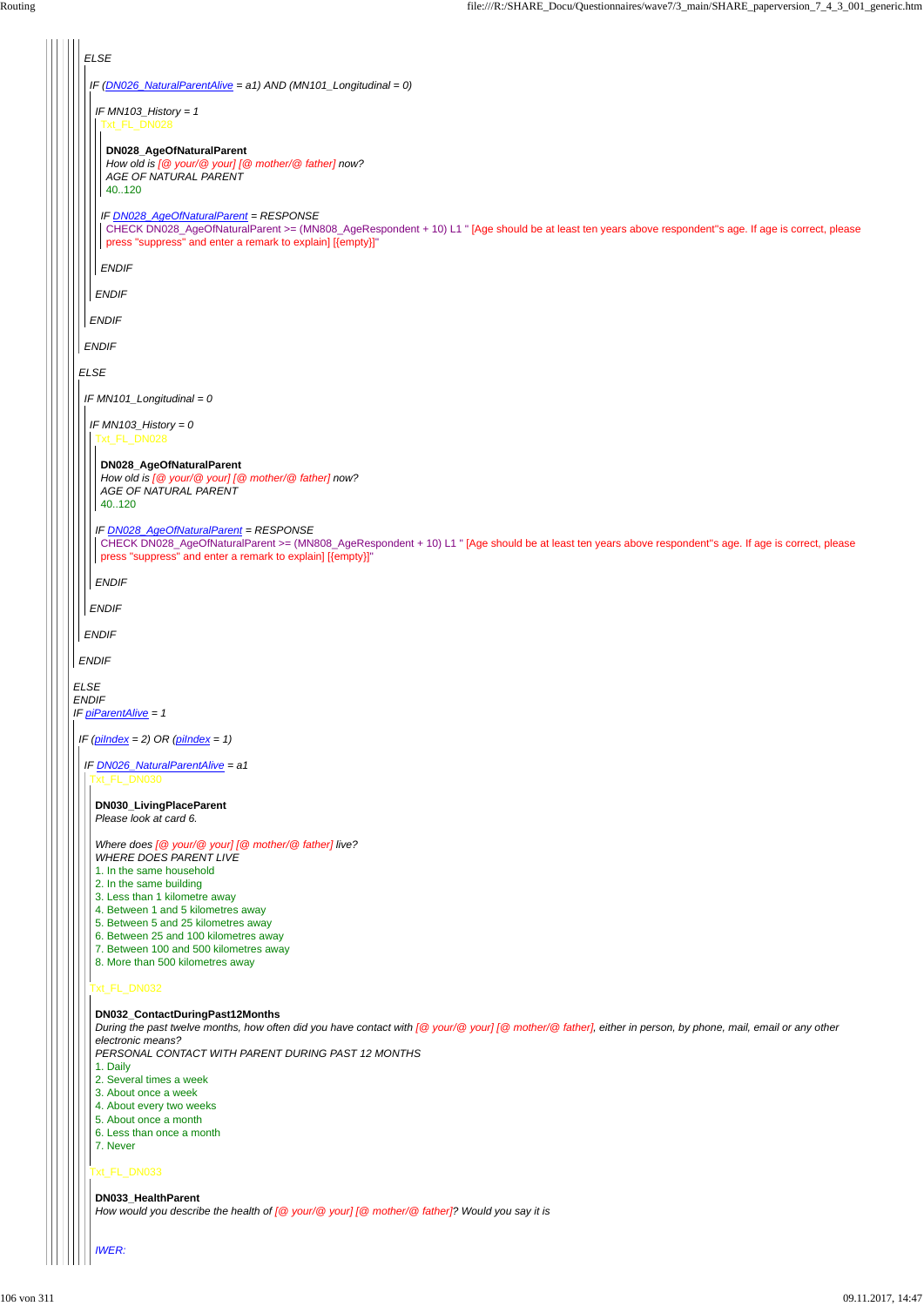*ELSE*

*IF (DN026_NaturalParentAlive = a1) AND (MN101_Longitudinal = 0)*

*IF MN103_History = 1*

Txt_FL_DN028

**DN028_AgeOfNaturalParent**

*How old is [@ your/@ your] [@ mother/@ father] now?*

*AGE OF NATURAL PARENT*

40..120

*IF DN028_AgeOfNaturalParent = RESPONSE*

CHECK DN028_AgeOfNaturalParent >= (MN808_AgeRespondent + 10) L1 " [Age should be at least ten years above respondent''s age. If age is correct, please press "suppress" and enter a remark to explain] [{empty}]"

*ENDIF*

*ENDIF*

*ENDIF*

*ENDIF*

*ELSE*

*IF MN101_Longitudinal = 0*

*IF MN103_History = 0*

Txt_FL_DN028

**DN028_AgeOfNaturalParent**

*How old is [@ your/@ your] [@ mother/@ father] now?*

*AGE OF NATURAL PARENT*

40..120

*IF DN028_AgeOfNaturalParent = RESPONSE*

CHECK DN028_AgeOfNaturalParent >= (MN808_AgeRespondent + 10) L1 " [Age should be at least ten years above respondent''s age. If age is correct, please press "suppress" and enter a remark to explain] [{empty}]"

*ENDIF*

*ENDIF*

*ENDIF*

*ENDIF*

*ELSE*

*ENDIF*

*IF piParentAlive = 1*

*IF (piIndex = 2) OR (piIndex = 1)*

*IF DN026_NaturalParentAlive = a1*

Txt_FL_DN030

**DN030_LivingPlaceParent**

*Please look at card 6.*

*Where does [@ your/@ your] [@ mother/@ father] live?*

*WHERE DOES PARENT LIVE*

1. In the same household
2. In the same building
3. Less than 1 kilometre away
4. Between 1 and 5 kilometres away
5. Between 5 and 25 kilometres away
6. Between 25 and 100 kilometres away
7. Between 100 and 500 kilometres away
8. More than 500 kilometres away

Txt_FL_DN032

**DN032_ContactDuringPast12Months**

*During the past twelve months, how often did you have contact with [@ your/@ your] [@ mother/@ father], either in person, by phone, mail, email or any other electronic means?*

*PERSONAL CONTACT WITH PARENT DURING PAST 12 MONTHS*

1. Daily
2. Several times a week
3. About once a week
4. About every two weeks
5. About once a month
6. Less than once a month
7. Never

Txt_FL_DN033

**DN033_HealthParent**

*How would you describe the health of [@ your/@ your] [@ mother/@ father]? Would you say it is*

*IWER:*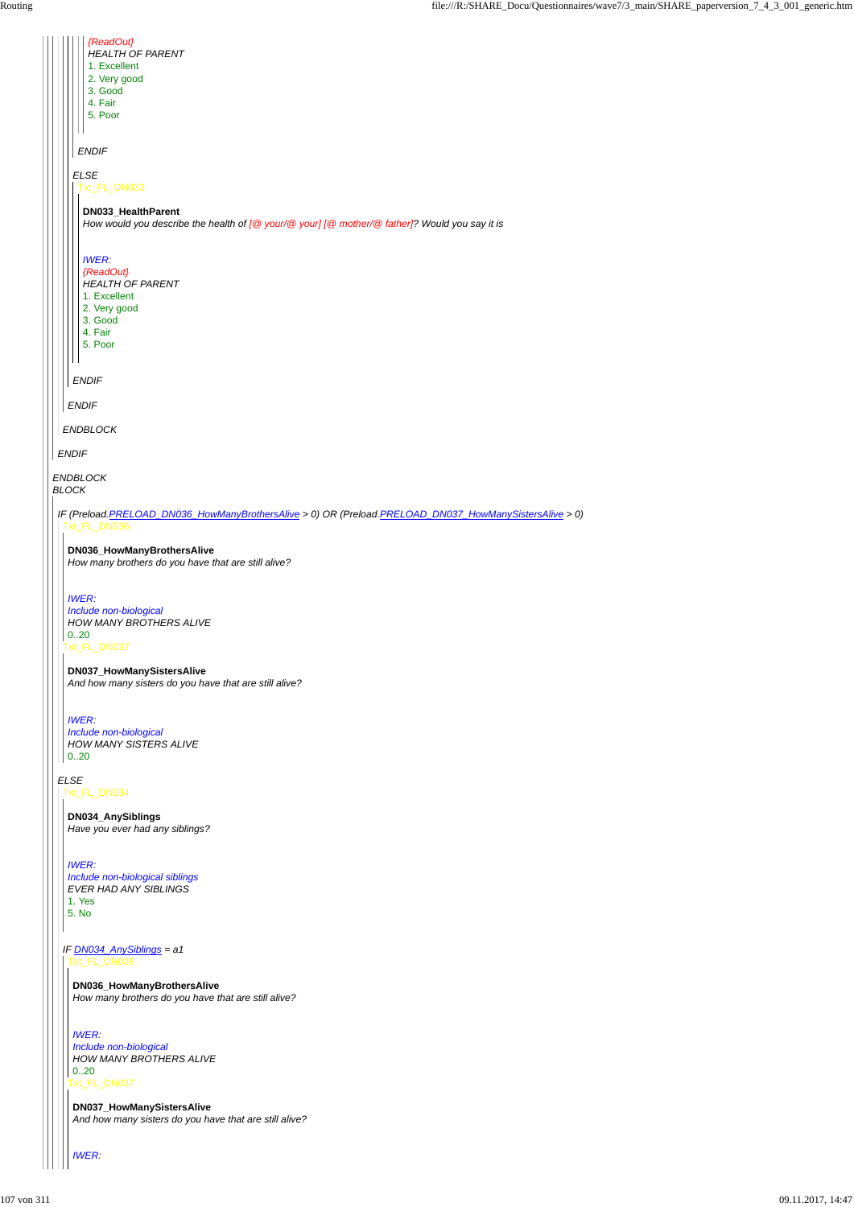*{ReadOut}*
*HEALTH OF PARENT*
1. Excellent
2. Very good
3. Good
4. Fair
5. Poor

*ENDIF*

*ELSE*

Txt_FL_DN033

**DN033_HealthParent**
*How would you describe the health of [@ your/@ your] [@ mother/@ father]? Would you say it is*

*IWER:*
*{ReadOut}*
*HEALTH OF PARENT*
1. Excellent
2. Very good
3. Good
4. Fair
5. Poor

*ENDIF*

*ENDIF*

*ENDBLOCK*

*ENDIF*

*ENDBLOCK*
*BLOCK*

*IF (Preload.PRELOAD_DN036_HowManyBrothersAlive > 0) OR (Preload.PRELOAD_DN037_HowManySistersAlive > 0)*

Txt_FL_DN036

**DN036_HowManyBrothersAlive**
*How many brothers do you have that are still alive?*

*IWER:*
*Include non-biological*
*HOW MANY BROTHERS ALIVE*
0..20

Txt_FL_DN037

**DN037_HowManySistersAlive**
*And how many sisters do you have that are still alive?*

*IWER:*
*Include non-biological*
*HOW MANY SISTERS ALIVE*
0..20

*ELSE*

Txt_FL_DN034

**DN034_AnySiblings**
*Have you ever had any siblings?*

*IWER:*
*Include non-biological siblings*
*EVER HAD ANY SIBLINGS*
1. Yes
5. No

*IF DN034_AnySiblings = a1*

Txt_FL_DN036

**DN036_HowManyBrothersAlive**
*How many brothers do you have that are still alive?*

*IWER:*
*Include non-biological*
*HOW MANY BROTHERS ALIVE*
0..20

Txt_FL_DN037

**DN037_HowManySistersAlive**
*And how many sisters do you have that are still alive?*

*IWER:*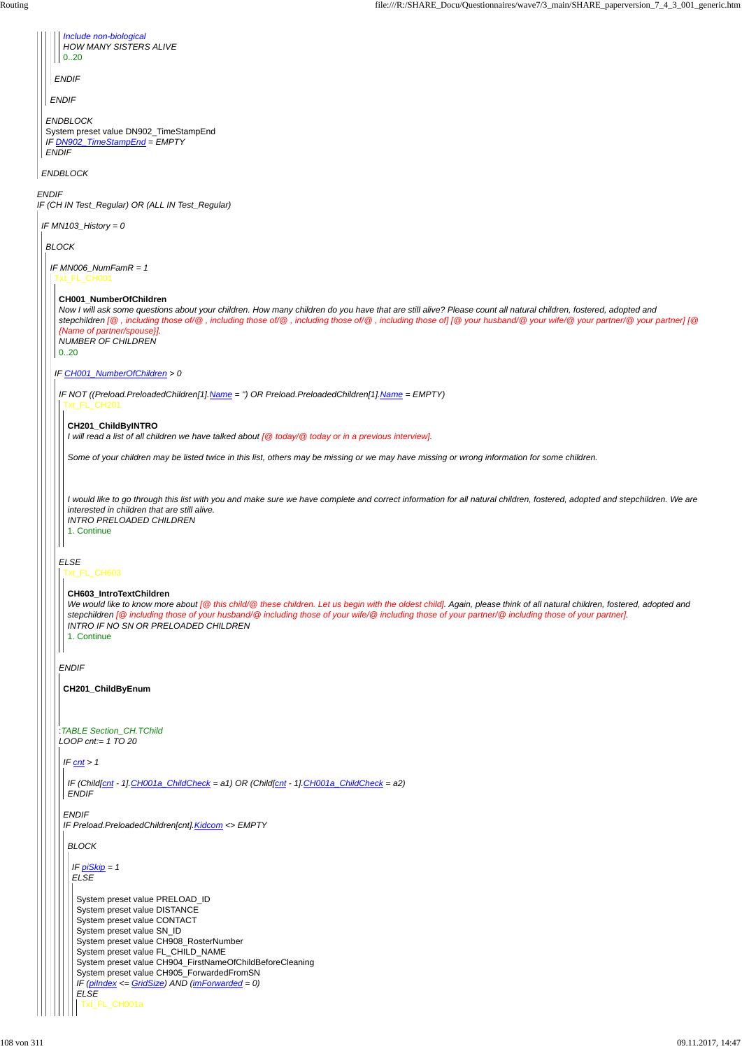*Include non-biological*
*HOW MANY SISTERS ALIVE*
0..20

*ENDIF*

*ENDIF*

*ENDBLOCK*
System preset value DN902_TimeStampEnd
*IF DN902_TimeStampEnd = EMPTY*
*ENDIF*

*ENDBLOCK*

*ENDIF*
*IF (CH IN Test_Regular) OR (ALL IN Test_Regular)*

*IF MN103_History = 0*

*BLOCK*

*IF MN006_NumFamR = 1*
Txt_FL_CH001

**CH001_NumberOfChildren**
*Now I will ask some questions about your children. How many children do you have that are still alive? Please count all natural children, fostered, adopted and stepchildren [@ , including those of/@ , including those of/@ , including those of/@ , including those of] [@ your husband/@ your wife/@ your partner/@ your partner] [@ {Name of partner/spouse}].*
*NUMBER OF CHILDREN*
0..20

*IF CH001_NumberOfChildren > 0*

*IF NOT ((Preload.PreloadedChildren[1].Name = '') OR Preload.PreloadedChildren[1].Name = EMPTY)*
Txt_FL_CH201

**CH201_ChildByINTRO**
*I will read a list of all children we have talked about [@ today/@ today or in a previous interview].*

*Some of your children may be listed twice in this list, others may be missing or we may have missing or wrong information for some children.*

*I would like to go through this list with you and make sure we have complete and correct information for all natural children, fostered, adopted and stepchildren. We are interested in children that are still alive.*
*INTRO PRELOADED CHILDREN*
1. Continue

*ELSE*
Txt_FL_CH603

**CH603_IntroTextChildren**
*We would like to know more about [@ this child/@ these children. Let us begin with the oldest child]. Again, please think of all natural children, fostered, adopted and stepchildren [@ including those of your husband/@ including those of your wife/@ including those of your partner/@ including those of your partner].*
*INTRO IF NO SN OR PRELOADED CHILDREN*
1. Continue

*ENDIF*

**CH201_ChildByEnum**

*:TABLE Section_CH.TChild*
*LOOP cnt:= 1 TO 20*

*IF cnt > 1*

*IF (Child[cnt - 1].CH001a_ChildCheck = a1) OR (Child[cnt - 1].CH001a_ChildCheck = a2)*
*ENDIF*

*ENDIF*
*IF Preload.PreloadedChildren[cnt].Kidcom <> EMPTY*

*BLOCK*

*IF piSkip = 1*
*ELSE*

System preset value PRELOAD_ID
System preset value DISTANCE
System preset value CONTACT
System preset value SN_ID
System preset value CH908_RosterNumber
System preset value FL_CHILD_NAME
System preset value CH904_FirstNameOfChildBeforeCleaning
System preset value CH905_ForwardedFromSN
*IF (piIndex <= GridSize) AND (imForwarded = 0)*
*ELSE*
Txt_FL_CH001a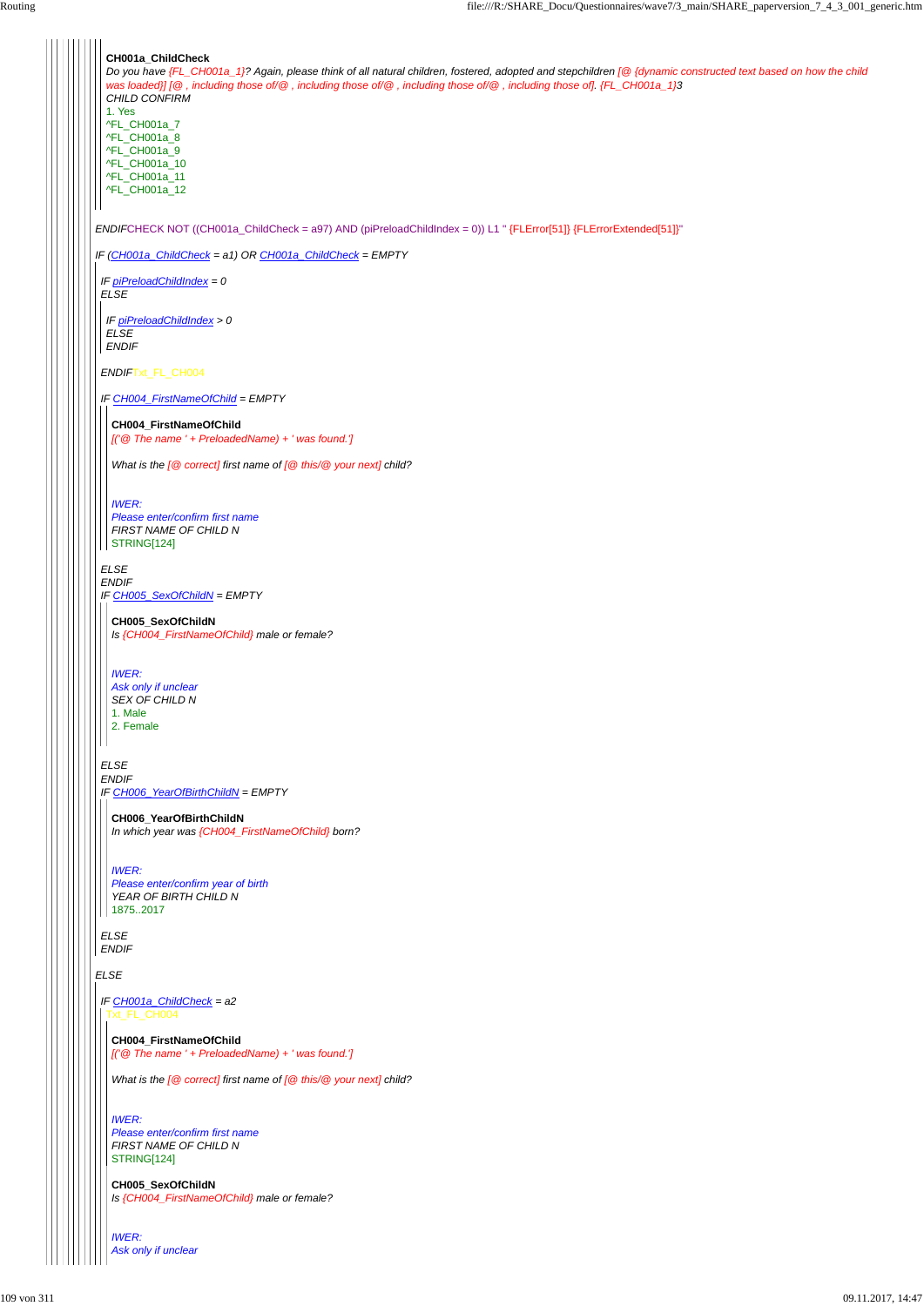**CH001a_ChildCheck**

*Do you have {FL_CH001a_1}? Again, please think of all natural children, fostered, adopted and stepchildren [@ {dynamic constructed text based on how the child was loaded}] [@ , including those of/@ , including those of/@ , including those of/@ , including those of]. {FL_CH001a_1}3*

CHILD CONFIRM

1. Yes

^FL_CH001a_7

^FL_CH001a_8

^FL_CH001a_9

^FL_CH001a_10

^FL_CH001a_11

^FL_CH001a_12

*ENDIF*CHECK NOT ((CH001a_ChildCheck = a97) AND (piPreloadChildIndex = 0)) L1 " {FLError[51]} {FLErrorExtended[51]}"

*IF (CH001a_ChildCheck = a1) OR CH001a_ChildCheck = EMPTY*

*IF piPreloadChildIndex = 0*

*ELSE*

*IF piPreloadChildIndex > 0*

*ELSE*

*ENDIF*

*ENDIF*Txt_FL_CH004

*IF CH004_FirstNameOfChild = EMPTY*

**CH004_FirstNameOfChild**

*[('@ The name ' + PreloadedName) + ' was found.']*

*What is the [@ correct] first name of [@ this/@ your next] child?*

*IWER:*

*Please enter/confirm first name*

FIRST NAME OF CHILD N

STRING[124]

*ELSE*

*ENDIF*

*IF CH005_SexOfChildN = EMPTY*

**CH005_SexOfChildN**

*Is {CH004_FirstNameOfChild} male or female?*

*IWER:*

*Ask only if unclear*

SEX OF CHILD N

1. Male
2. Female

*ELSE*

*ENDIF*

*IF CH006_YearOfBirthChildN = EMPTY*

**CH006_YearOfBirthChildN**

*In which year was {CH004_FirstNameOfChild} born?*

*IWER:*

*Please enter/confirm year of birth*

YEAR OF BIRTH CHILD N

1875..2017

*ELSE*

*ENDIF*

*ELSE*

*IF CH001a_ChildCheck = a2*

Txt_FL_CH004

**CH004_FirstNameOfChild**

*[('@ The name ' + PreloadedName) + ' was found.']*

*What is the [@ correct] first name of [@ this/@ your next] child?*

*IWER:*

*Please enter/confirm first name*

FIRST NAME OF CHILD N

STRING[124]

**CH005_SexOfChildN**

*Is {CH004_FirstNameOfChild} male or female?*

*IWER:*

*Ask only if unclear*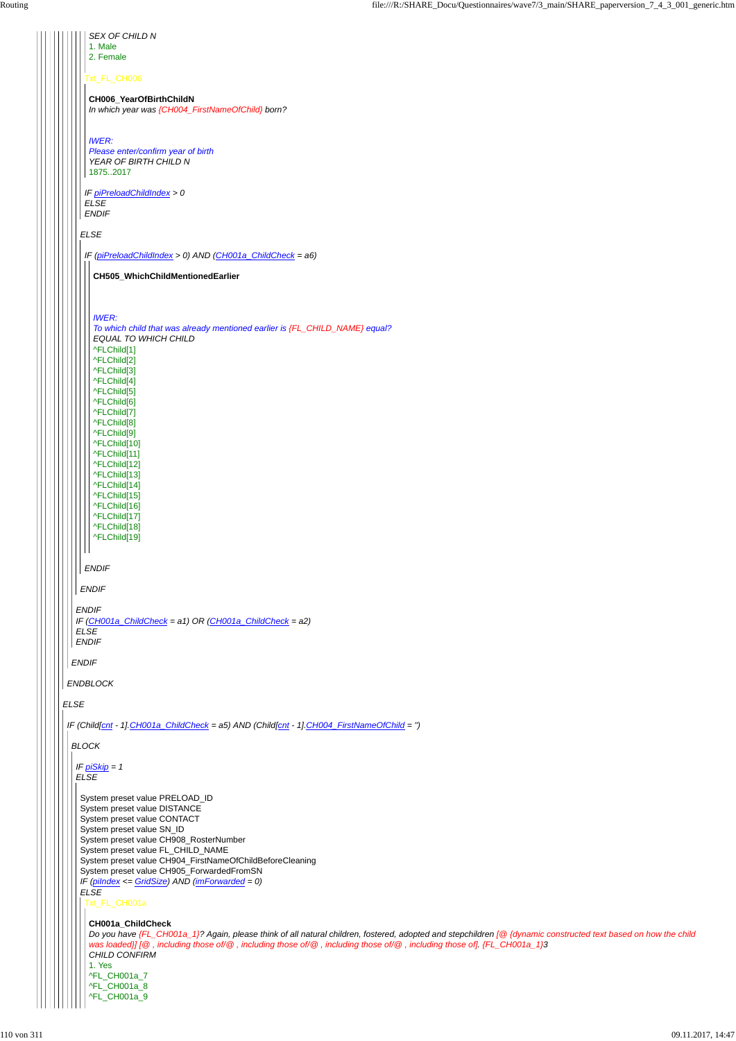*SEX OF CHILD N*
1. Male
2. Female

Txt_FL_CH006

**CH006_YearOfBirthChildN**
*In which year was {CH004_FirstNameOfChild} born?*

*IWER:*
*Please enter/confirm year of birth*
*YEAR OF BIRTH CHILD N*
1875..2017

*IF piPreloadChildIndex > 0*
*ELSE*
*ENDIF*

*ELSE*

*IF (piPreloadChildIndex > 0) AND (CH001a_ChildCheck = a6)*

**CH505_WhichChildMentionedEarlier**

*IWER:*
*To which child that was already mentioned earlier is {FL_CHILD_NAME} equal?*
*EQUAL TO WHICH CHILD*
^FLChild[1]
^FLChild[2]
^FLChild[3]
^FLChild[4]
^FLChild[5]
^FLChild[6]
^FLChild[7]
^FLChild[8]
^FLChild[9]
^FLChild[10]
^FLChild[11]
^FLChild[12]
^FLChild[13]
^FLChild[14]
^FLChild[15]
^FLChild[16]
^FLChild[17]
^FLChild[18]
^FLChild[19]

*ENDIF*

*ENDIF*

*ENDIF*
*IF (CH001a_ChildCheck = a1) OR (CH001a_ChildCheck = a2)*
*ELSE*
*ENDIF*

*ENDIF*

*ENDBLOCK*

*ELSE*

*IF (Child[cnt - 1].CH001a_ChildCheck = a5) AND (Child[cnt - 1].CH004_FirstNameOfChild = '')*

*BLOCK*

*IF piSkip = 1*
*ELSE*

System preset value PRELOAD_ID
System preset value DISTANCE
System preset value CONTACT
System preset value SN_ID
System preset value CH908_RosterNumber
System preset value FL_CHILD_NAME
System preset value CH904_FirstNameOfChildBeforeCleaning
System preset value CH905_ForwardedFromSN
*IF (piIndex <= GridSize) AND (imForwarded = 0)*
*ELSE*

Txt_FL_CH001a

**CH001a_ChildCheck**
*Do you have {FL_CH001a_1}? Again, please think of all natural children, fostered, adopted and stepchildren [@ {dynamic constructed text based on how the child was loaded}] [@ , including those of/@ , including those of/@ , including those of/@ , including those of]. {FL_CH001a_1}3*
*CHILD CONFIRM*
1. Yes
^FL_CH001a_7
^FL_CH001a_8
^FL_CH001a_9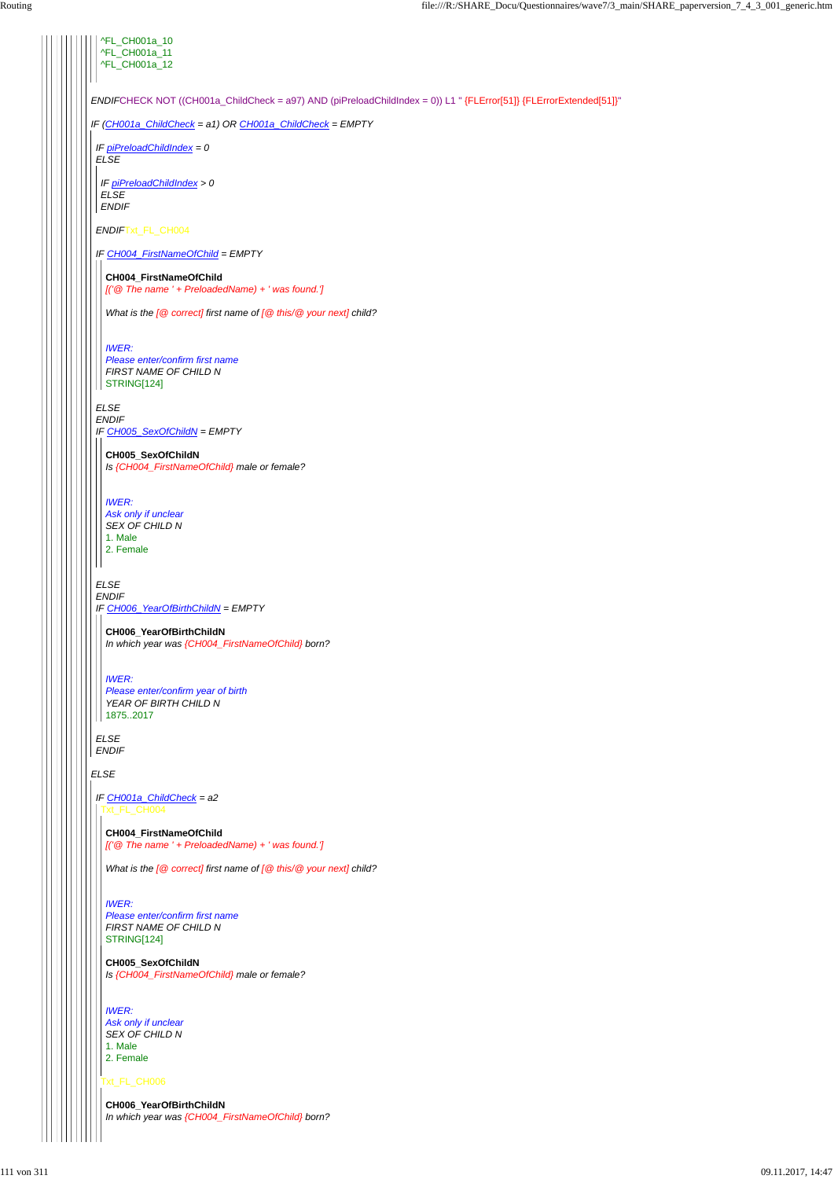^FL_CH001a_10
^FL_CH001a_11
^FL_CH001a_12

*ENDIF*CHECK NOT ((CH001a_ChildCheck = a97) AND (piPreloadChildIndex = 0)) L1 " {FLError[51]} {FLErrorExtended[51]}"

*IF (CH001a_ChildCheck = a1) OR CH001a_ChildCheck = EMPTY*

*IF piPreloadChildIndex = 0*
*ELSE*

*IF piPreloadChildIndex > 0*
*ELSE*
*ENDIF*

*ENDIF*Txt_FL_CH004

*IF CH004_FirstNameOfChild = EMPTY*

**CH004_FirstNameOfChild**
*[('@ The name ' + PreloadedName) + ' was found.']*

*What is the [@ correct] first name of [@ this/@ your next] child?*

*IWER:*
*Please enter/confirm first name*
*FIRST NAME OF CHILD N*
STRING[124]

*ELSE*
*ENDIF*
*IF CH005_SexOfChildN = EMPTY*

**CH005_SexOfChildN**
*Is {CH004_FirstNameOfChild} male or female?*

*IWER:*
*Ask only if unclear*
*SEX OF CHILD N*
1. Male
2. Female

*ELSE*
*ENDIF*
*IF CH006_YearOfBirthChildN = EMPTY*

**CH006_YearOfBirthChildN**
*In which year was {CH004_FirstNameOfChild} born?*

*IWER:*
*Please enter/confirm year of birth*
*YEAR OF BIRTH CHILD N*
1875..2017

*ELSE*
*ENDIF*

*ELSE*

*IF CH001a_ChildCheck = a2*
Txt_FL_CH004

**CH004_FirstNameOfChild**
*[('@ The name ' + PreloadedName) + ' was found.']*

*What is the [@ correct] first name of [@ this/@ your next] child?*

*IWER:*
*Please enter/confirm first name*
*FIRST NAME OF CHILD N*
STRING[124]

**CH005_SexOfChildN**
*Is {CH004_FirstNameOfChild} male or female?*

*IWER:*
*Ask only if unclear*
*SEX OF CHILD N*
1. Male
2. Female

Txt_FL_CH006

**CH006_YearOfBirthChildN**
*In which year was {CH004_FirstNameOfChild} born?*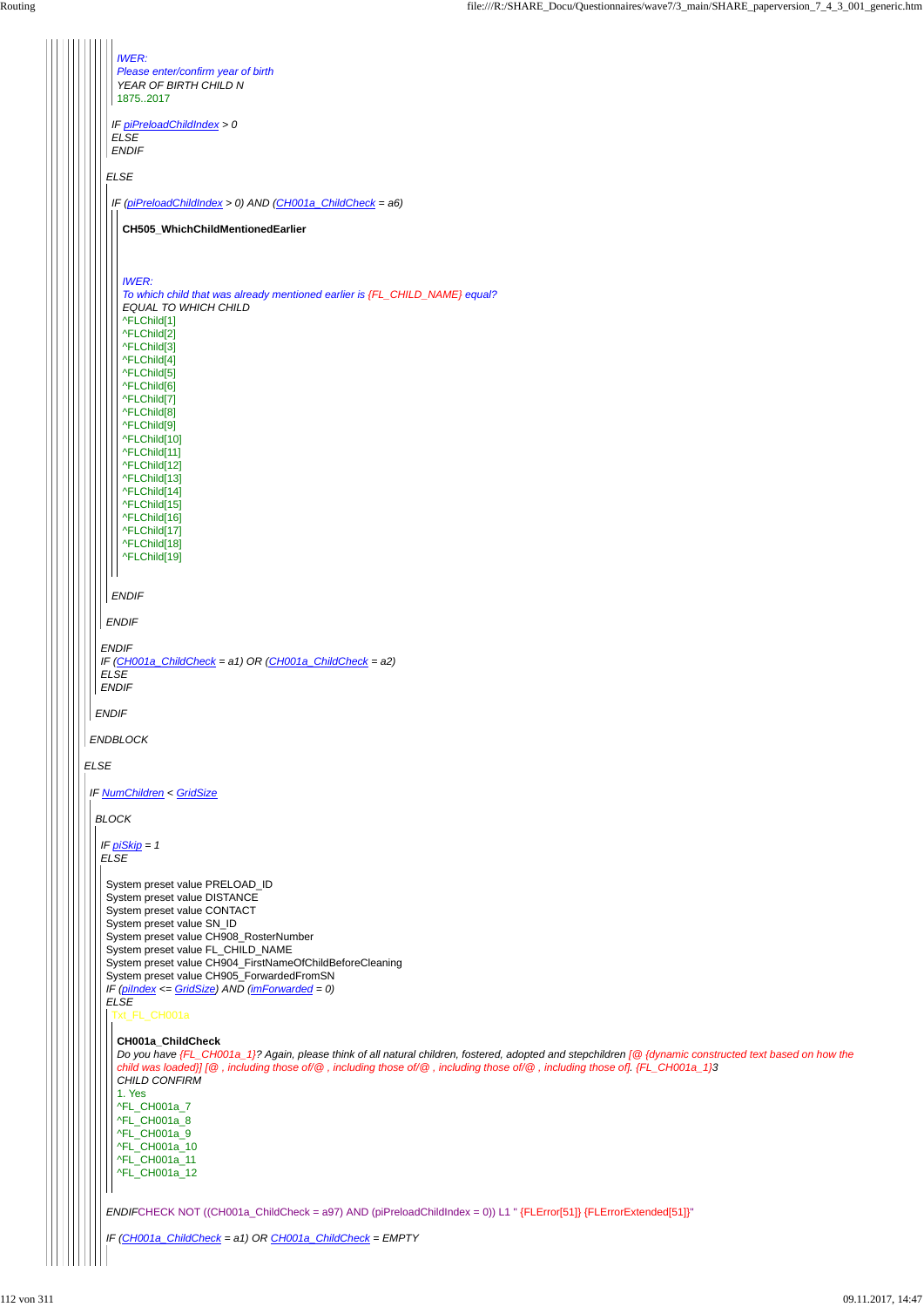IWER:
Please enter/confirm year of birth
YEAR OF BIRTH CHILD N
1875..2017

IF piPreloadChildIndex > 0
ELSE
ENDIF

ELSE

IF (piPreloadChildIndex > 0) AND (CH001a_ChildCheck = a6)

**CH505_WhichChildMentionedEarlier**

IWER:
To which child that was already mentioned earlier is {FL_CHILD_NAME} equal?
EQUAL TO WHICH CHILD
^FLChild[1]
^FLChild[2]
^FLChild[3]
^FLChild[4]
^FLChild[5]
^FLChild[6]
^FLChild[7]
^FLChild[8]
^FLChild[9]
^FLChild[10]
^FLChild[11]
^FLChild[12]
^FLChild[13]
^FLChild[14]
^FLChild[15]
^FLChild[16]
^FLChild[17]
^FLChild[18]
^FLChild[19]

ENDIF

ENDIF

ENDIF
IF (CH001a_ChildCheck = a1) OR (CH001a_ChildCheck = a2)
ELSE
ENDIF

ENDIF

ENDBLOCK

ELSE

IF NumChildren < GridSize

BLOCK

IF piSkip = 1
ELSE

System preset value PRELOAD_ID
System preset value DISTANCE
System preset value CONTACT
System preset value SN_ID
System preset value CH908_RosterNumber
System preset value FL_CHILD_NAME
System preset value CH904_FirstNameOfChildBeforeCleaning
System preset value CH905_ForwardedFromSN
IF (piIndex <= GridSize) AND (imForwarded = 0)
ELSE
Txt_FL_CH001a

**CH001a_ChildCheck**
Do you have {FL_CH001a_1}? Again, please think of all natural children, fostered, adopted and stepchildren [@ {dynamic constructed text based on how the child was loaded}] [@ , including those of/@ , including those of/@ , including those of/@ , including those of]. {FL_CH001a_1}3
CHILD CONFIRM
1. Yes
^FL_CH001a_7
^FL_CH001a_8
^FL_CH001a_9
^FL_CH001a_10
^FL_CH001a_11
^FL_CH001a_12

ENDIFCHECK NOT ((CH001a_ChildCheck = a97) AND (piPreloadChildIndex = 0)) L1 " {FLError[51]} {FLErrorExtended[51]}"

IF (CH001a_ChildCheck = a1) OR CH001a_ChildCheck = EMPTY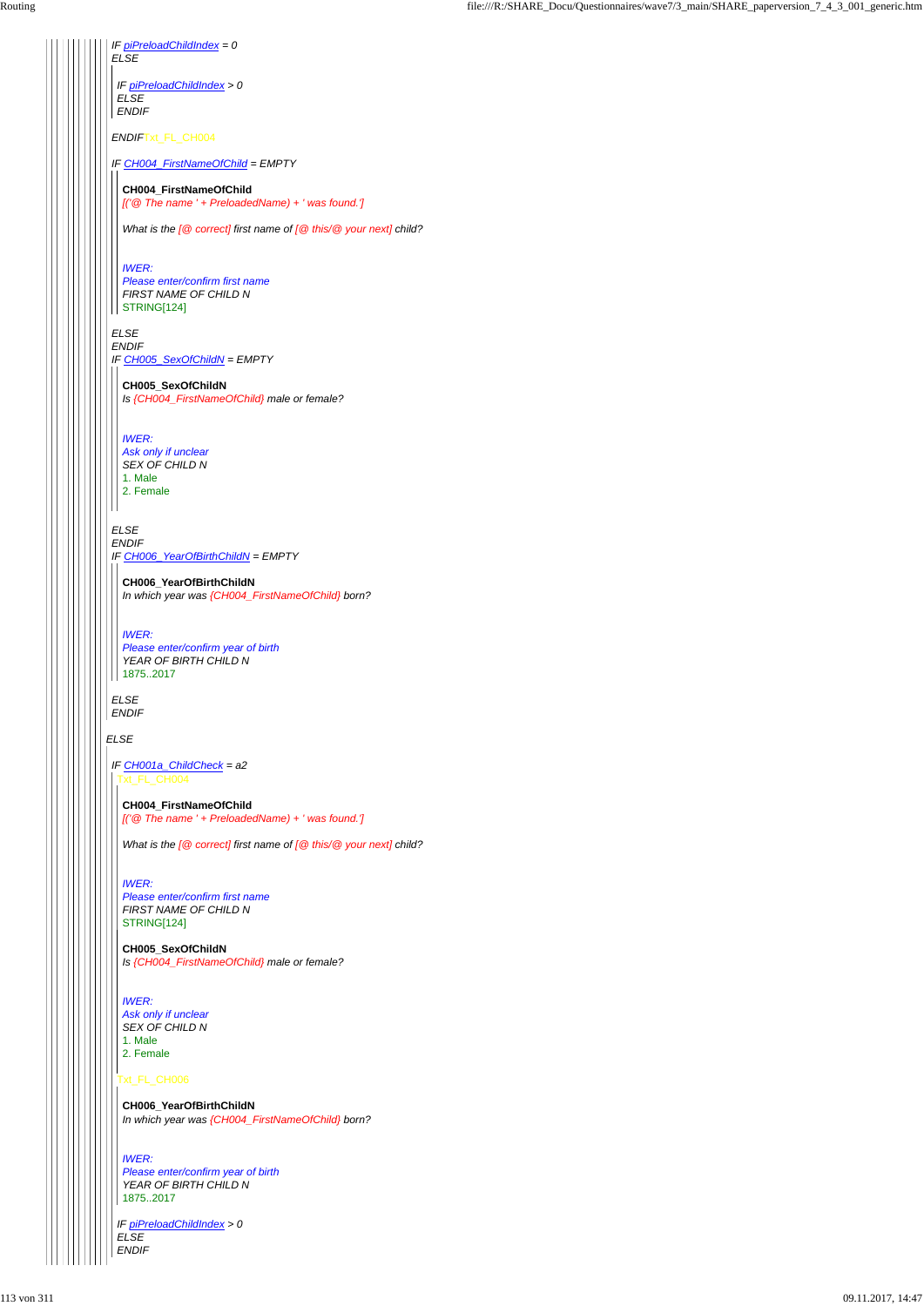IF piPreloadChildIndex = 0
ELSE

IF piPreloadChildIndex > 0
ELSE
ENDIF

ENDIF Txt_FL_CH004

IF CH004_FirstNameOfChild = EMPTY

**CH004_FirstNameOfChild**
[('@ The name ' + PreloadedName) + ' was found.']

What is the [@ correct] first name of [@ this/@ your next] child?

IWER:
Please enter/confirm first name
FIRST NAME OF CHILD N
STRING[124]

ELSE
ENDIF
IF CH005_SexOfChildN = EMPTY

**CH005_SexOfChildN**
Is {CH004_FirstNameOfChild} male or female?

IWER:
Ask only if unclear
SEX OF CHILD N
1. Male
2. Female

ELSE
ENDIF
IF CH006_YearOfBirthChildN = EMPTY

**CH006_YearOfBirthChildN**
In which year was {CH004_FirstNameOfChild} born?

IWER:
Please enter/confirm year of birth
YEAR OF BIRTH CHILD N
1875..2017

ELSE
ENDIF

ELSE

IF CH001a_ChildCheck = a2
Txt_FL_CH004

**CH004_FirstNameOfChild**
[('@ The name ' + PreloadedName) + ' was found.']

What is the [@ correct] first name of [@ this/@ your next] child?

IWER:
Please enter/confirm first name
FIRST NAME OF CHILD N
STRING[124]

**CH005_SexOfChildN**
Is {CH004_FirstNameOfChild} male or female?

IWER:
Ask only if unclear
SEX OF CHILD N
1. Male
2. Female

Txt_FL_CH006

**CH006_YearOfBirthChildN**
In which year was {CH004_FirstNameOfChild} born?

IWER:
Please enter/confirm year of birth
YEAR OF BIRTH CHILD N
1875..2017

IF piPreloadChildIndex > 0
ELSE
ENDIF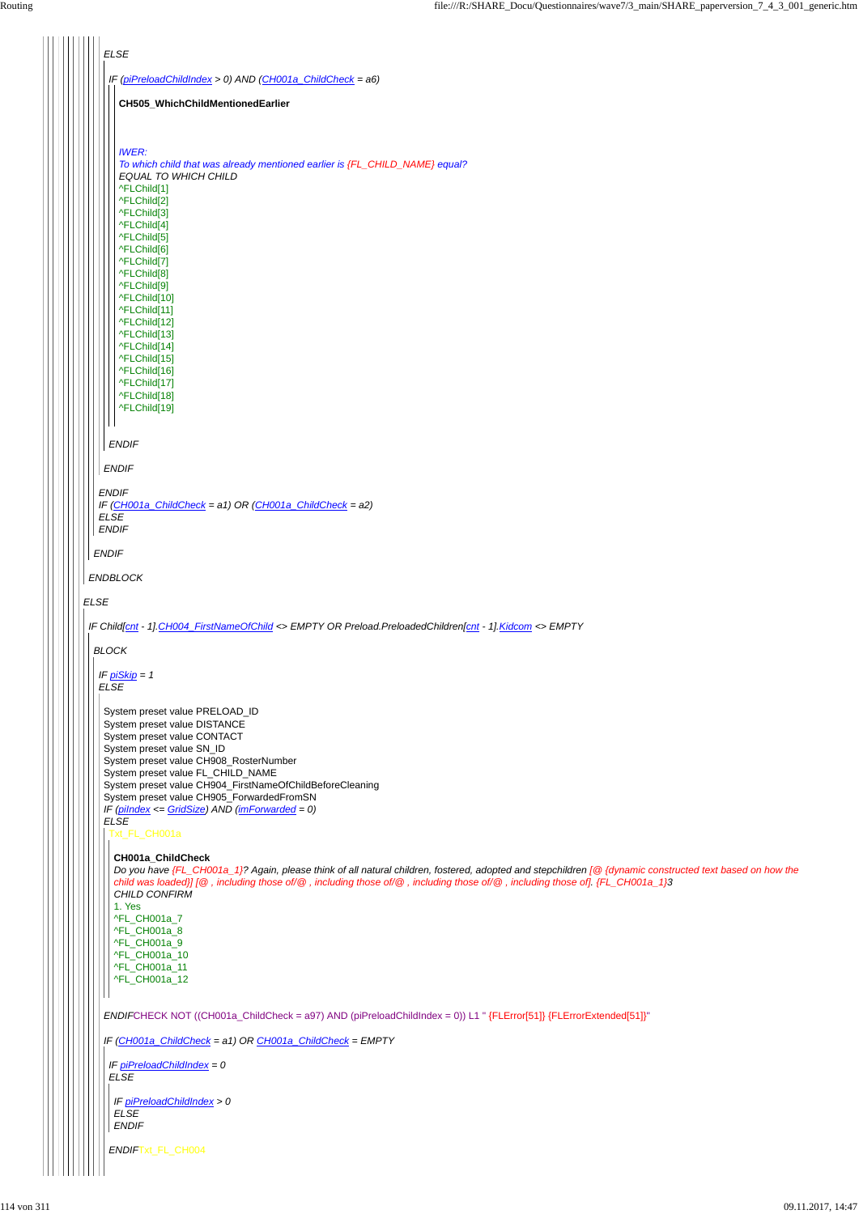ELSE

IF (piPreloadChildIndex > 0) AND (CH001a_ChildCheck = a6)

**CH505_WhichChildMentionedEarlier**

IWER:
To which child that was already mentioned earlier is {FL_CHILD_NAME} equal?
EQUAL TO WHICH CHILD
^FLChild[1]
^FLChild[2]
^FLChild[3]
^FLChild[4]
^FLChild[5]
^FLChild[6]
^FLChild[7]
^FLChild[8]
^FLChild[9]
^FLChild[10]
^FLChild[11]
^FLChild[12]
^FLChild[13]
^FLChild[14]
^FLChild[15]
^FLChild[16]
^FLChild[17]
^FLChild[18]
^FLChild[19]

ENDIF

ENDIF

ENDIF
IF (CH001a_ChildCheck = a1) OR (CH001a_ChildCheck = a2)
ELSE
ENDIF

ENDIF

ENDBLOCK

ELSE

IF Child[cnt - 1].CH004_FirstNameOfChild <> EMPTY OR Preload.PreloadedChildren[cnt - 1].Kidcom <> EMPTY

BLOCK

IF piSkip = 1
ELSE

System preset value PRELOAD_ID
System preset value DISTANCE
System preset value CONTACT
System preset value SN_ID
System preset value CH908_RosterNumber
System preset value FL_CHILD_NAME
System preset value CH904_FirstNameOfChildBeforeCleaning
System preset value CH905_ForwardedFromSN
IF (piIndex <= GridSize) AND (imForwarded = 0)
ELSE
Txt_FL_CH001a

**CH001a_ChildCheck**
Do you have {FL_CH001a_1}? Again, please think of all natural children, fostered, adopted and stepchildren [@ {dynamic constructed text based on how the child was loaded}] [@ , including those of/@ , including those of/@ , including those of/@ , including those of]. {FL_CH001a_1}3
CHILD CONFIRM
1. Yes
^FL_CH001a_7
^FL_CH001a_8
^FL_CH001a_9
^FL_CH001a_10
^FL_CH001a_11
^FL_CH001a_12

ENDIFCHECK NOT ((CH001a_ChildCheck = a97) AND (piPreloadChildIndex = 0)) L1 " {FLError[51]} {FLErrorExtended[51]}"

IF (CH001a_ChildCheck = a1) OR CH001a_ChildCheck = EMPTY

IF piPreloadChildIndex = 0
ELSE

IF piPreloadChildIndex > 0
ELSE
ENDIF

ENDIFTxt_FL_CH004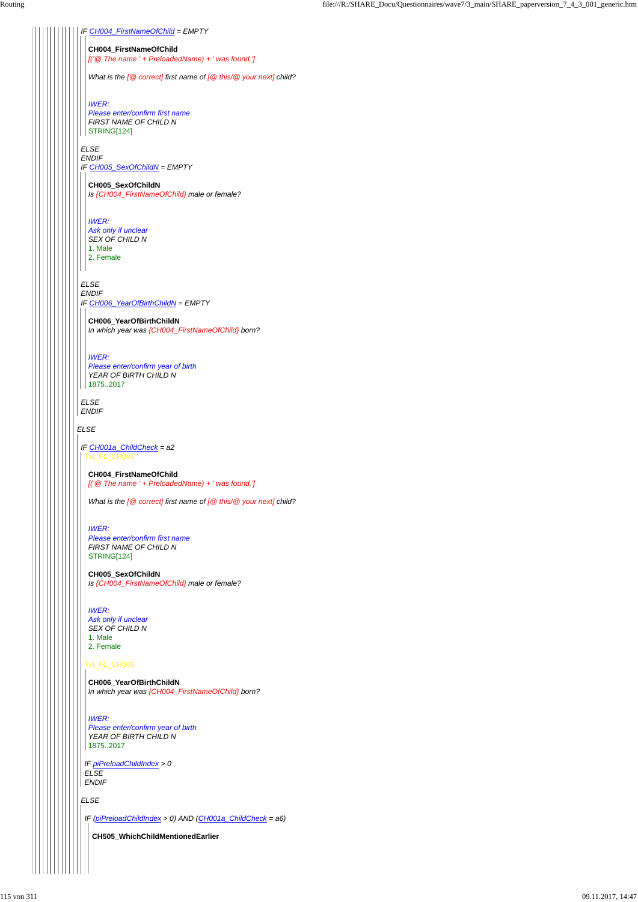*IF CH004_FirstNameOfChild = EMPTY*

**CH004_FirstNameOfChild**
*[('@ The name ' + PreloadedName) + ' was found.']*

*What is the [@ correct] first name of [@ this/@ your next] child?*

*IWER:*
*Please enter/confirm first name*
*FIRST NAME OF CHILD N*
STRING[124]

*ELSE*
*ENDIF*
*IF CH005_SexOfChildN = EMPTY*

**CH005_SexOfChildN**
*Is {CH004_FirstNameOfChild} male or female?*

*IWER:*
*Ask only if unclear*
*SEX OF CHILD N*
1. Male
2. Female

*ELSE*
*ENDIF*
*IF CH006_YearOfBirthChildN = EMPTY*

**CH006_YearOfBirthChildN**
*In which year was {CH004_FirstNameOfChild} born?*

*IWER:*
*Please enter/confirm year of birth*
*YEAR OF BIRTH CHILD N*
1875..2017

*ELSE*
*ENDIF*

*ELSE*

*IF CH001a_ChildCheck = a2*
Txt_FL_CH004

**CH004_FirstNameOfChild**
*[('@ The name ' + PreloadedName) + ' was found.']*

*What is the [@ correct] first name of [@ this/@ your next] child?*

*IWER:*
*Please enter/confirm first name*
*FIRST NAME OF CHILD N*
STRING[124]

**CH005_SexOfChildN**
*Is {CH004_FirstNameOfChild} male or female?*

*IWER:*
*Ask only if unclear*
*SEX OF CHILD N*
1. Male
2. Female

Txt_FL_CH006

**CH006_YearOfBirthChildN**
*In which year was {CH004_FirstNameOfChild} born?*

*IWER:*
*Please enter/confirm year of birth*
*YEAR OF BIRTH CHILD N*
1875..2017

*IF piPreloadChildIndex > 0*
*ELSE*
*ENDIF*

*ELSE*

*IF (piPreloadChildIndex > 0) AND (CH001a_ChildCheck = a6)*

**CH505_WhichChildMentionedEarlier**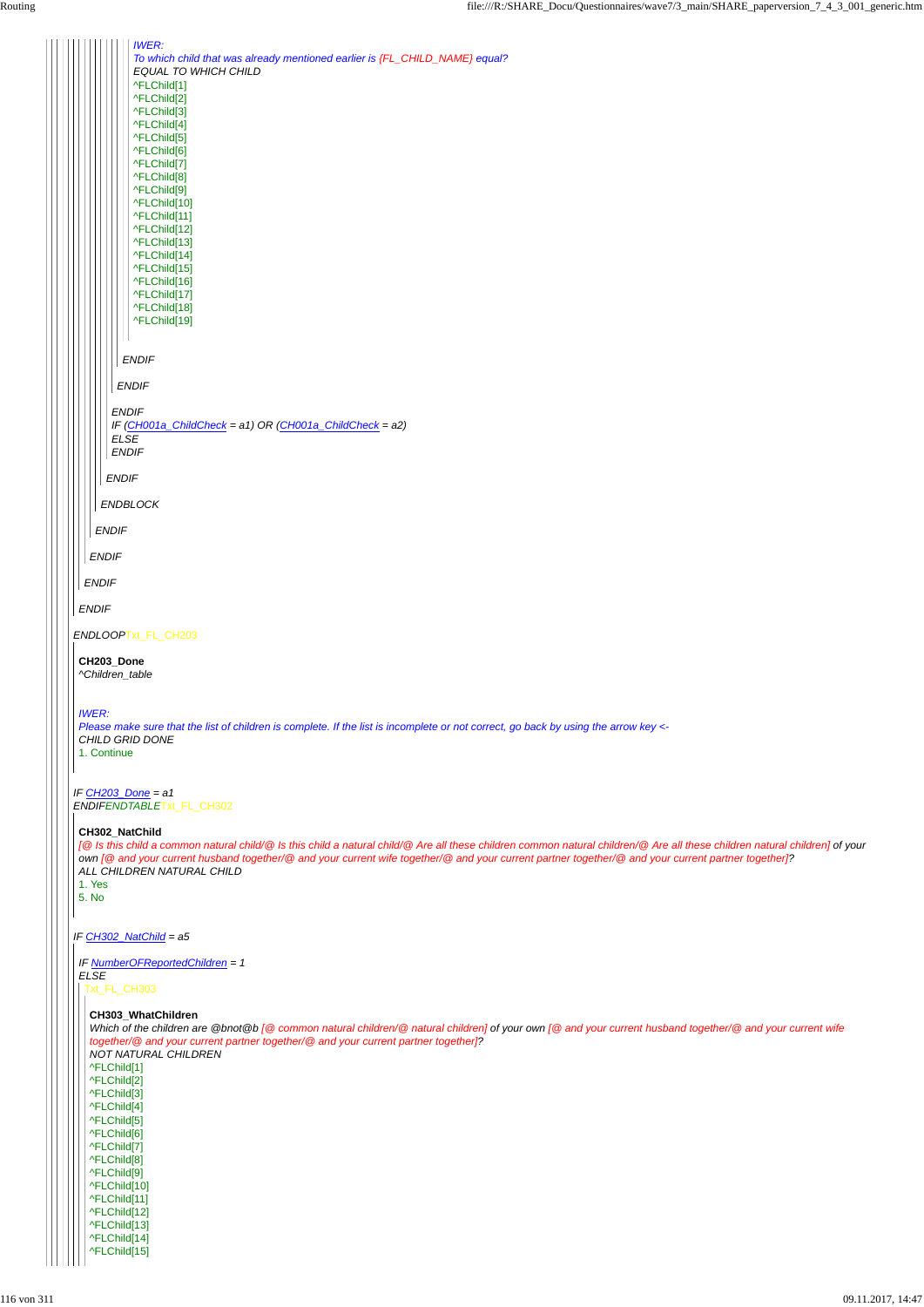*IWER:*
*To which child that was already mentioned earlier is {FL_CHILD_NAME} equal?*
*EQUAL TO WHICH CHILD*
^FLChild[1]
^FLChild[2]
^FLChild[3]
^FLChild[4]
^FLChild[5]
^FLChild[6]
^FLChild[7]
^FLChild[8]
^FLChild[9]
^FLChild[10]
^FLChild[11]
^FLChild[12]
^FLChild[13]
^FLChild[14]
^FLChild[15]
^FLChild[16]
^FLChild[17]
^FLChild[18]
^FLChild[19]

*ENDIF*

*ENDIF*

*ENDIF*
*IF (CH001a_ChildCheck = a1) OR (CH001a_ChildCheck = a2)*
*ELSE*
*ENDIF*

*ENDIF*

*ENDBLOCK*

*ENDIF*

*ENDIF*

*ENDIF*

*ENDIF*

*ENDLOOP* Txt_FL_CH203

**CH203_Done**
*^Children_table*

*IWER:*
*Please make sure that the list of children is complete. If the list is incomplete or not correct, go back by using the arrow key <-*
*CHILD GRID DONE*
1. Continue

*IF CH203_Done = a1*
*ENDIF* *ENDTABLE* Txt_FL_CH302

**CH302_NatChild**
*[@ Is this child a common natural child/@ Is this child a natural child/@ Are all these children common natural children/@ Are all these children natural children] of your own [@ and your current husband together/@ and your current wife together/@ and your current partner together/@ and your current partner together]?*
*ALL CHILDREN NATURAL CHILD*
1. Yes
5. No

*IF CH302_NatChild = a5*

*IF NumberOFReportedChildren = 1*
*ELSE*
Txt_FL_CH303

**CH303_WhatChildren**
*Which of the children are @bnot@b [@ common natural children/@ natural children] of your own [@ and your current husband together/@ and your current wife together/@ and your current partner together/@ and your current partner together]?*
*NOT NATURAL CHILDREN*
^FLChild[1]
^FLChild[2]
^FLChild[3]
^FLChild[4]
^FLChild[5]
^FLChild[6]
^FLChild[7]
^FLChild[8]
^FLChild[9]
^FLChild[10]
^FLChild[11]
^FLChild[12]
^FLChild[13]
^FLChild[14]
^FLChild[15]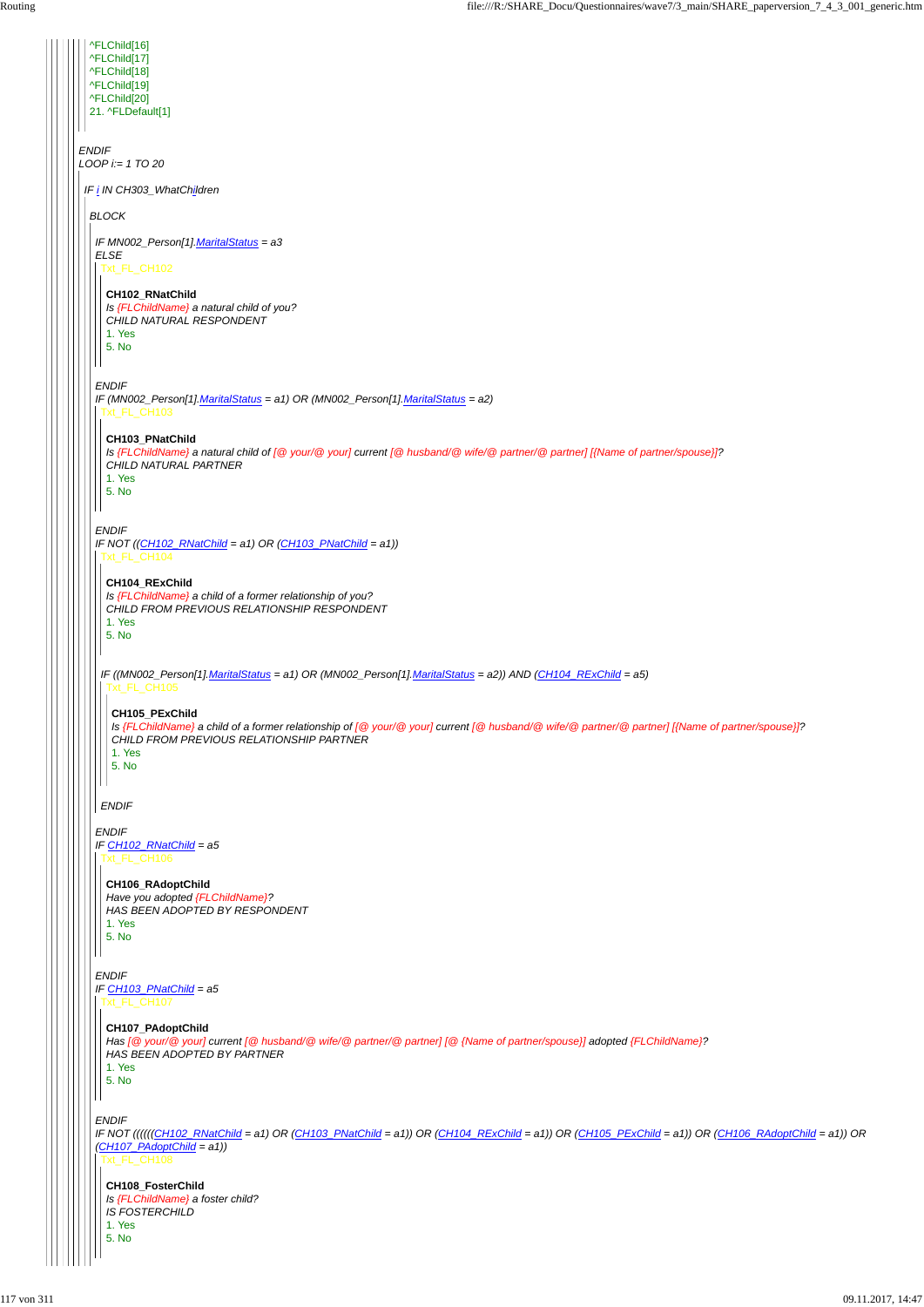^FLChild[16]
^FLChild[17]
^FLChild[18]
^FLChild[19]
^FLChild[20]
21. ^FLDefault[1]

*ENDIF*
*LOOP i:= 1 TO 20*

*IF i IN CH303_WhatChildren*

*BLOCK*

*IF MN002_Person[1].MaritalStatus = a3*
*ELSE*
Txt_FL_CH102

**CH102_RNatChild**
*Is {FLChildName} a natural child of you?*
*CHILD NATURAL RESPONDENT*
1. Yes
5. No

*ENDIF*
*IF (MN002_Person[1].MaritalStatus = a1) OR (MN002_Person[1].MaritalStatus = a2)*
Txt_FL_CH103

**CH103_PNatChild**
*Is {FLChildName} a natural child of [@ your/@ your] current [@ husband/@ wife/@ partner/@ partner] [{Name of partner/spouse}]?*
*CHILD NATURAL PARTNER*
1. Yes
5. No

*ENDIF*
*IF NOT ((CH102_RNatChild = a1) OR (CH103_PNatChild = a1))*
Txt_FL_CH104

**CH104_RExChild**
*Is {FLChildName} a child of a former relationship of you?*
*CHILD FROM PREVIOUS RELATIONSHIP RESPONDENT*
1. Yes
5. No

*IF ((MN002_Person[1].MaritalStatus = a1) OR (MN002_Person[1].MaritalStatus = a2)) AND (CH104_RExChild = a5)*
Txt_FL_CH105

**CH105_PExChild**
*Is {FLChildName} a child of a former relationship of [@ your/@ your] current [@ husband/@ wife/@ partner/@ partner] [{Name of partner/spouse}]?*
*CHILD FROM PREVIOUS RELATIONSHIP PARTNER*
1. Yes
5. No

*ENDIF*

*ENDIF*
*IF CH102_RNatChild = a5*
Txt_FL_CH106

**CH106_RAdoptChild**
*Have you adopted {FLChildName}?*
*HAS BEEN ADOPTED BY RESPONDENT*
1. Yes
5. No

*ENDIF*
*IF CH103_PNatChild = a5*
Txt_FL_CH107

**CH107_PAdoptChild**
*Has [@ your/@ your] current [@ husband/@ wife/@ partner/@ partner] [@ {Name of partner/spouse}] adopted {FLChildName}?*
*HAS BEEN ADOPTED BY PARTNER*
1. Yes
5. No

*ENDIF*
*IF NOT ((((((CH102_RNatChild = a1) OR (CH103_PNatChild = a1)) OR (CH104_RExChild = a1)) OR (CH105_PExChild = a1)) OR (CH106_RAdoptChild = a1)) OR (CH107_PAdoptChild = a1))*
Txt_FL_CH108

**CH108_FosterChild**
*Is {FLChildName} a foster child?*
*IS FOSTERCHILD*
1. Yes
5. No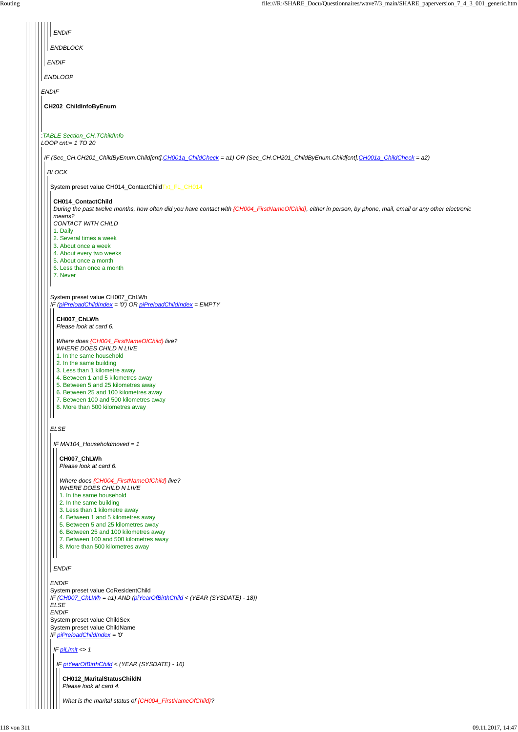*ENDIF*

*ENDBLOCK*

*ENDIF*

*ENDLOOP*

*ENDIF*

**CH202_ChildInfoByEnum**

*:TABLE Section_CH.TChildInfo*
*LOOP cnt:= 1 TO 20*

*IF (Sec_CH.CH201_ChildByEnum.Child[cnt].CH001a_ChildCheck = a1) OR (Sec_CH.CH201_ChildByEnum.Child[cnt].CH001a_ChildCheck = a2)*

*BLOCK*

System preset value CH014_ContactChild Txt_FL_CH014

**CH014_ContactChild**
*During the past twelve months, how often did you have contact with {CH004_FirstNameOfChild}, either in person, by phone, mail, email or any other electronic means?*
*CONTACT WITH CHILD*
1. Daily
2. Several times a week
3. About once a week
4. About every two weeks
5. About once a month
6. Less than once a month
7. Never

System preset value CH007_ChLWh
*IF (piPreloadChildIndex = '0') OR piPreloadChildIndex = EMPTY*

**CH007_ChLWh**
*Please look at card 6.*

*Where does {CH004_FirstNameOfChild} live?*
*WHERE DOES CHILD N LIVE*
1. In the same household
2. In the same building
3. Less than 1 kilometre away
4. Between 1 and 5 kilometres away
5. Between 5 and 25 kilometres away
6. Between 25 and 100 kilometres away
7. Between 100 and 500 kilometres away
8. More than 500 kilometres away

*ELSE*

*IF MN104_Householdmoved = 1*

**CH007_ChLWh**
*Please look at card 6.*

*Where does {CH004_FirstNameOfChild} live?*
*WHERE DOES CHILD N LIVE*
1. In the same household
2. In the same building
3. Less than 1 kilometre away
4. Between 1 and 5 kilometres away
5. Between 5 and 25 kilometres away
6. Between 25 and 100 kilometres away
7. Between 100 and 500 kilometres away
8. More than 500 kilometres away

*ENDIF*

*ENDIF*
System preset value CoResidentChild
*IF (CH007_ChLWh = a1) AND (piYearOfBirthChild < (YEAR (SYSDATE) - 18))*
*ELSE*
*ENDIF*
System preset value ChildSex
System preset value ChildName
*IF piPreloadChildIndex = '0'*

*IF piLimit <> 1*

*IF piYearOfBirthChild < (YEAR (SYSDATE) - 16)*

**CH012_MaritalStatusChildN**
*Please look at card 4.*

*What is the marital status of {CH004_FirstNameOfChild}?*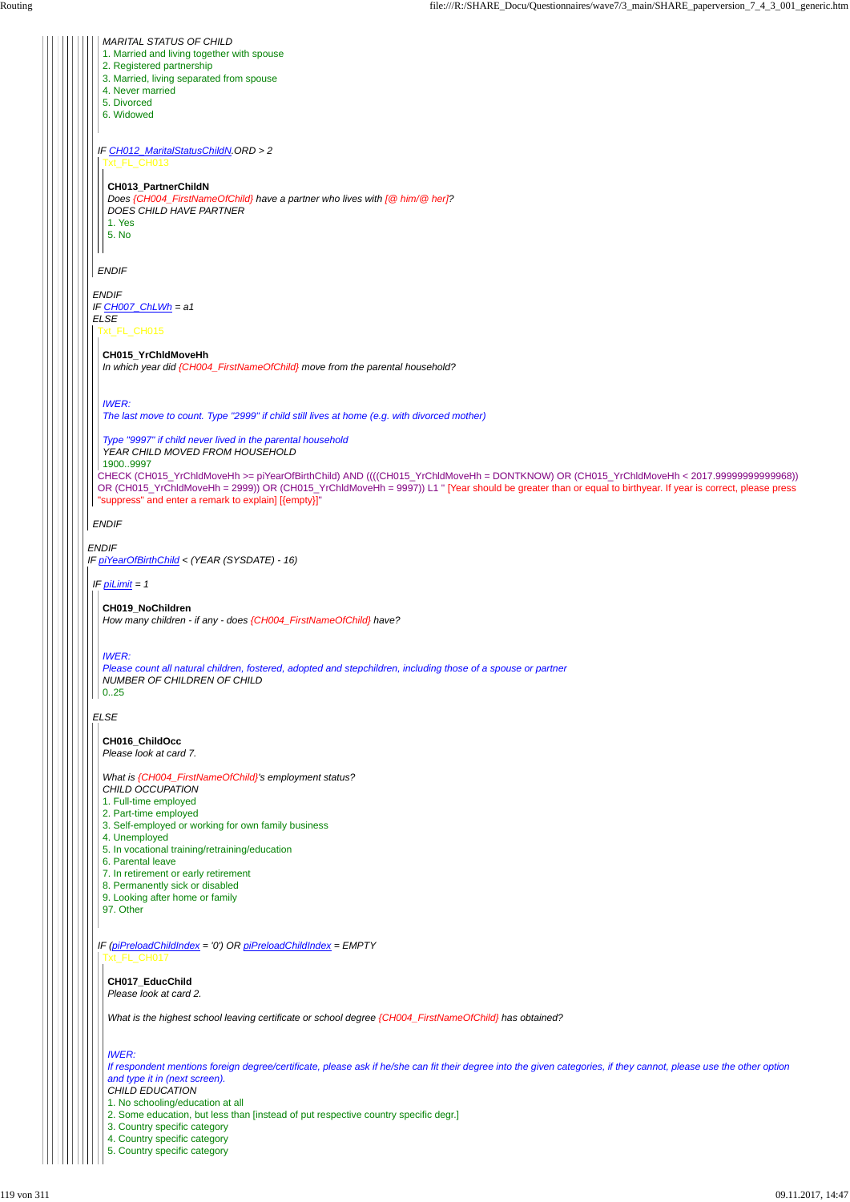*MARITAL STATUS OF CHILD*

1. Married and living together with spouse
2. Registered partnership
3. Married, living separated from spouse
4. Never married
5. Divorced
6. Widowed

*IF CH012_MaritalStatusChildN.ORD > 2*

Txt_FL_CH013

**CH013_PartnerChildN**

*Does {CH004_FirstNameOfChild} have a partner who lives with [@ him/@ her]?*

*DOES CHILD HAVE PARTNER*

1. Yes
5. No

*ENDIF*

*ENDIF*

*IF CH007_ChLWh = a1*

*ELSE*

Txt_FL_CH015

**CH015_YrChldMoveHh**

*In which year did {CH004_FirstNameOfChild} move from the parental household?*

*IWER:*

*The last move to count. Type "2999" if child still lives at home (e.g. with divorced mother)*

*Type "9997" if child never lived in the parental household*

YEAR CHILD MOVED FROM HOUSEHOLD

1900..9997

CHECK (CH015_YrChldMoveHh >= piYearOfBirthChild) AND ((((CH015_YrChldMoveHh = DONTKNOW) OR (CH015_YrChldMoveHh < 2017.99999999999968)) OR (CH015_YrChldMoveHh = 2999)) OR (CH015_YrChldMoveHh = 9997)) L1 " [Year should be greater than or equal to birthyear. If year is correct, please press "suppress" and enter a remark to explain] [{empty}]"

*ENDIF*

*ENDIF*

*IF piYearOfBirthChild < (YEAR (SYSDATE) - 16)*

*IF piLimit = 1*

**CH019_NoChildren**

*How many children - if any - does {CH004_FirstNameOfChild} have?*

*IWER:*

*Please count all natural children, fostered, adopted and stepchildren, including those of a spouse or partner*

NUMBER OF CHILDREN OF CHILD

0..25

*ELSE*

**CH016_ChildOcc**

*Please look at card 7.*

*What is {CH004_FirstNameOfChild}'s employment status?*

CHILD OCCUPATION

1. Full-time employed
2. Part-time employed
3. Self-employed or working for own family business
4. Unemployed
5. In vocational training/retraining/education
6. Parental leave
7. In retirement or early retirement
8. Permanently sick or disabled
9. Looking after home or family

97. Other

*IF (piPreloadChildIndex = '0') OR piPreloadChildIndex = EMPTY*

Txt_FL_CH017

**CH017_EducChild**

*Please look at card 2.*

*What is the highest school leaving certificate or school degree {CH004_FirstNameOfChild} has obtained?*

*IWER:*

*If respondent mentions foreign degree/certificate, please ask if he/she can fit their degree into the given categories, if they cannot, please use the other option and type it in (next screen).*

*CHILD EDUCATION*

1. No schooling/education at all
2. Some education, but less than [instead of put respective country specific degr.]
3. Country specific category
4. Country specific category
5. Country specific category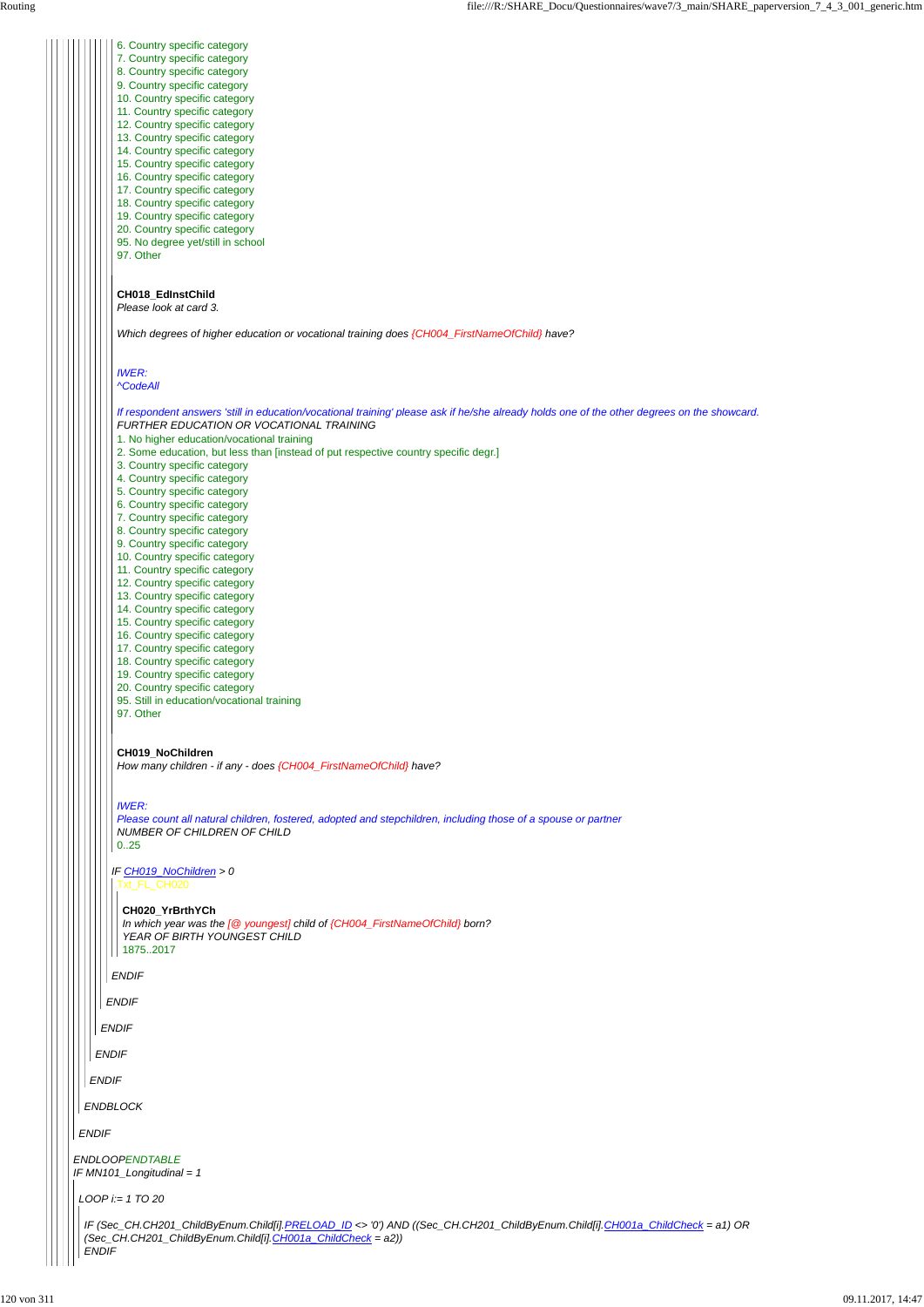6. Country specific category
7. Country specific category
8. Country specific category
9. Country specific category
10. Country specific category
11. Country specific category
12. Country specific category
13. Country specific category
14. Country specific category
15. Country specific category
16. Country specific category
17. Country specific category
18. Country specific category
19. Country specific category
20. Country specific category
95. No degree yet/still in school
97. Other

**CH018_EdInstChild**
*Please look at card 3.*

*Which degrees of higher education or vocational training does {CH004_FirstNameOfChild} have?*

*IWER:*
*^CodeAll*

*If respondent answers 'still in education/vocational training' please ask if he/she already holds one of the other degrees on the showcard.*
*FURTHER EDUCATION OR VOCATIONAL TRAINING*
1. No higher education/vocational training
2. Some education, but less than [instead of put respective country specific degr.]
3. Country specific category
4. Country specific category
5. Country specific category
6. Country specific category
7. Country specific category
8. Country specific category
9. Country specific category
10. Country specific category
11. Country specific category
12. Country specific category
13. Country specific category
14. Country specific category
15. Country specific category
16. Country specific category
17. Country specific category
18. Country specific category
19. Country specific category
20. Country specific category
95. Still in education/vocational training
97. Other

**CH019_NoChildren**
*How many children - if any - does {CH004_FirstNameOfChild} have?*

*IWER:*
*Please count all natural children, fostered, adopted and stepchildren, including those of a spouse or partner*
*NUMBER OF CHILDREN OF CHILD*
0..25

*IF CH019_NoChildren > 0*
Txt_FL_CH020

**CH020_YrBrthYCh**
*In which year was the [@ youngest] child of {CH004_FirstNameOfChild} born?*
*YEAR OF BIRTH YOUNGEST CHILD*
1875..2017

*ENDIF*

*ENDIF*

*ENDIF*

*ENDIF*

*ENDIF*

*ENDBLOCK*

*ENDIF*

*ENDLOOP*ENDTABLE
*IF MN101_Longitudinal = 1*

*LOOP i:= 1 TO 20*

*IF (Sec_CH.CH201_ChildByEnum.Child[i].PRELOAD_ID <> '0') AND ((Sec_CH.CH201_ChildByEnum.Child[i].CH001a_ChildCheck = a1) OR (Sec_CH.CH201_ChildByEnum.Child[i].CH001a_ChildCheck = a2))*
*ENDIF*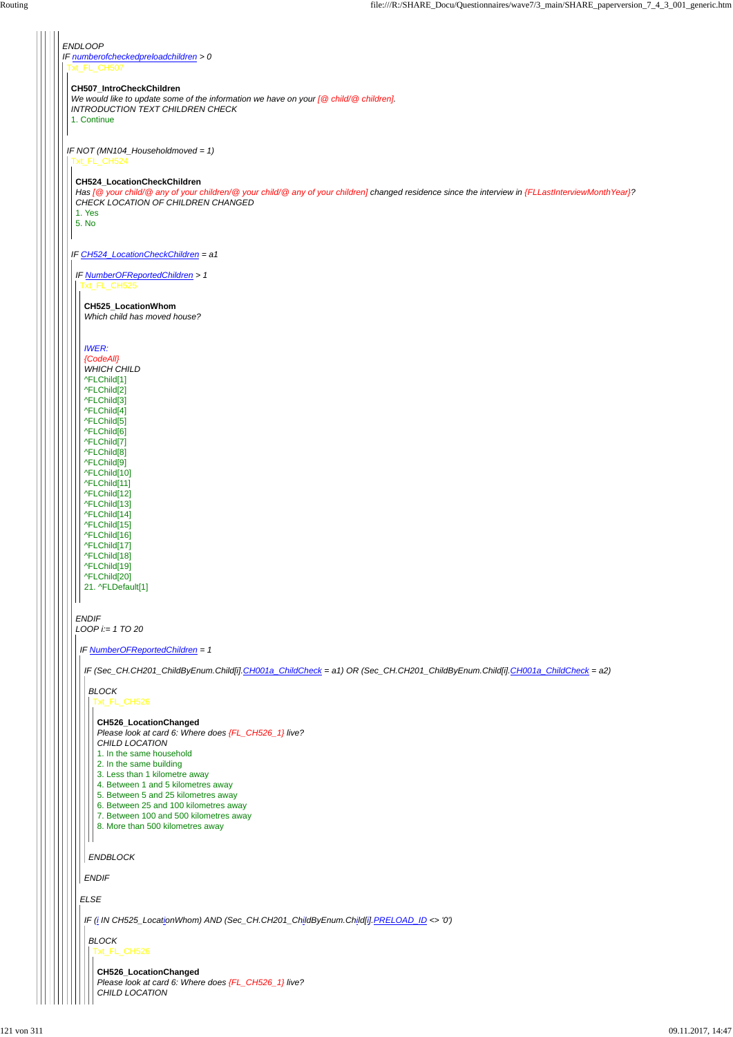ENDLOOP
IF numberofcheckedpreloadchildren > 0

Txt_FL_CH507

**CH507_IntroCheckChildren**
*We would like to update some of the information we have on your [@ child/@ children].*
*INTRODUCTION TEXT CHILDREN CHECK*
1. Continue

IF NOT (MN104_Householdmoved = 1)

Txt_FL_CH524

**CH524_LocationCheckChildren**
*Has [@ your child/@ any of your children/@ your child/@ any of your children] changed residence since the interview in {FLLastInterviewMonthYear}?*
*CHECK LOCATION OF CHILDREN CHANGED*
1. Yes
5. No

IF CH524_LocationCheckChildren = a1

IF NumberOFReportedChildren > 1

Txt_FL_CH525

**CH525_LocationWhom**
*Which child has moved house?*

*IWER:*
*{CodeAll}*
*WHICH CHILD*
^FLChild[1]
^FLChild[2]
^FLChild[3]
^FLChild[4]
^FLChild[5]
^FLChild[6]
^FLChild[7]
^FLChild[8]
^FLChild[9]
^FLChild[10]
^FLChild[11]
^FLChild[12]
^FLChild[13]
^FLChild[14]
^FLChild[15]
^FLChild[16]
^FLChild[17]
^FLChild[18]
^FLChild[19]
^FLChild[20]
21. ^FLDefault[1]

ENDIF
LOOP i:= 1 TO 20

IF NumberOFReportedChildren = 1

IF (Sec_CH.CH201_ChildByEnum.Child[i].CH001a_ChildCheck = a1) OR (Sec_CH.CH201_ChildByEnum.Child[i].CH001a_ChildCheck = a2)

BLOCK

Txt_FL_CH526

**CH526_LocationChanged**
*Please look at card 6: Where does {FL_CH526_1} live?*
*CHILD LOCATION*
1. In the same household
2. In the same building
3. Less than 1 kilometre away
4. Between 1 and 5 kilometres away
5. Between 5 and 25 kilometres away
6. Between 25 and 100 kilometres away
7. Between 100 and 500 kilometres away
8. More than 500 kilometres away

ENDBLOCK

ENDIF

ELSE

IF (i IN CH525_LocationWhom) AND (Sec_CH.CH201_ChildByEnum.Child[i].PRELOAD_ID <> '0')

BLOCK

Txt_FL_CH526

**CH526_LocationChanged**
*Please look at card 6: Where does {FL_CH526_1} live?*
*CHILD LOCATION*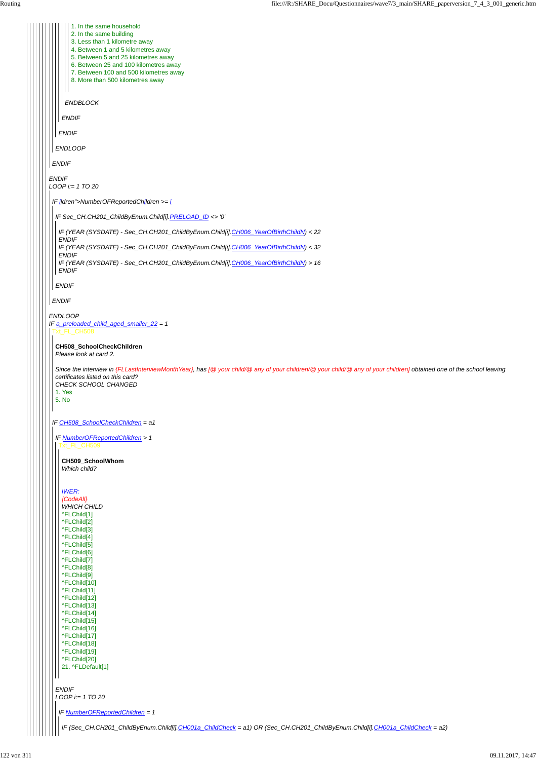1. In the same household
2. In the same building
3. Less than 1 kilometre away
4. Between 1 and 5 kilometres away
5. Between 5 and 25 kilometres away
6. Between 25 and 100 kilometres away
7. Between 100 and 500 kilometres away
8. More than 500 kilometres away

*ENDBLOCK*

*ENDIF*

*ENDIF*

*ENDLOOP*

*ENDIF*

*ENDIF*
*LOOP i:= 1 TO 20*

*IF ildren">NumberOFReportedChildren >= i*

*IF Sec_CH.CH201_ChildByEnum.Child[i].PRELOAD_ID <> '0'*

*IF (YEAR (SYSDATE) - Sec_CH.CH201_ChildByEnum.Child[i].CH006_YearOfBirthChildN) < 22*
*ENDIF*
*IF (YEAR (SYSDATE) - Sec_CH.CH201_ChildByEnum.Child[i].CH006_YearOfBirthChildN) < 32*
*ENDIF*
*IF (YEAR (SYSDATE) - Sec_CH.CH201_ChildByEnum.Child[i].CH006_YearOfBirthChildN) > 16*
*ENDIF*

*ENDIF*

*ENDIF*

*ENDLOOP*
*IF a_preloaded_child_aged_smaller_22 = 1*
Txt_FL_CH508

**CH508_SchoolCheckChildren**
*Please look at card 2.*

*Since the interview in {FLLastInterviewMonthYear}, has [@ your child/@ any of your children/@ your child/@ any of your children] obtained one of the school leaving certificates listed on this card?*
*CHECK SCHOOL CHANGED*
1. Yes
5. No

*IF CH508_SchoolCheckChildren = a1*

*IF NumberOFReportedChildren > 1*
Txt_FL_CH509

**CH509_SchoolWhom**
*Which child?*

*IWER:*
*{CodeAll}*
*WHICH CHILD*
^FLChild[1]
^FLChild[2]
^FLChild[3]
^FLChild[4]
^FLChild[5]
^FLChild[6]
^FLChild[7]
^FLChild[8]
^FLChild[9]
^FLChild[10]
^FLChild[11]
^FLChild[12]
^FLChild[13]
^FLChild[14]
^FLChild[15]
^FLChild[16]
^FLChild[17]
^FLChild[18]
^FLChild[19]
^FLChild[20]
21. ^FLDefault[1]

*ENDIF*
*LOOP i:= 1 TO 20*

*IF NumberOFReportedChildren = 1*

*IF (Sec_CH.CH201_ChildByEnum.Child[i].CH001a_ChildCheck = a1) OR (Sec_CH.CH201_ChildByEnum.Child[i].CH001a_ChildCheck = a2)*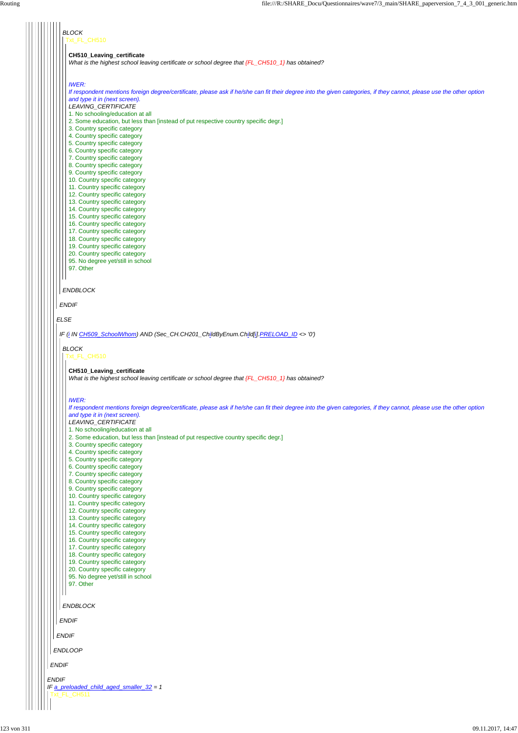*BLOCK*

Txt_FL_CH510

**CH510_Leaving_certificate**
*What is the highest school leaving certificate or school degree that {FL_CH510_1} has obtained?*

*IWER:*
*If respondent mentions foreign degree/certificate, please ask if he/she can fit their degree into the given categories, if they cannot, please use the other option and type it in (next screen).*
*LEAVING_CERTIFICATE*

1. No schooling/education at all
2. Some education, but less than [instead of put respective country specific degr.]
3. Country specific category
4. Country specific category
5. Country specific category
6. Country specific category
7. Country specific category
8. Country specific category
9. Country specific category
10. Country specific category
11. Country specific category
12. Country specific category
13. Country specific category
14. Country specific category
15. Country specific category
16. Country specific category
17. Country specific category
18. Country specific category
19. Country specific category
20. Country specific category
95. No degree yet/still in school
97. Other

*ENDBLOCK*

*ENDIF*

*ELSE*

*IF (i IN CH509_SchoolWhom) AND (Sec_CH.CH201_ChildByEnum.Child[i].PRELOAD_ID <> '0')*

*BLOCK*

Txt_FL_CH510

**CH510_Leaving_certificate**
*What is the highest school leaving certificate or school degree that {FL_CH510_1} has obtained?*

*IWER:*
*If respondent mentions foreign degree/certificate, please ask if he/she can fit their degree into the given categories, if they cannot, please use the other option and type it in (next screen).*
*LEAVING_CERTIFICATE*

1. No schooling/education at all
2. Some education, but less than [instead of put respective country specific degr.]
3. Country specific category
4. Country specific category
5. Country specific category
6. Country specific category
7. Country specific category
8. Country specific category
9. Country specific category
10. Country specific category
11. Country specific category
12. Country specific category
13. Country specific category
14. Country specific category
15. Country specific category
16. Country specific category
17. Country specific category
18. Country specific category
19. Country specific category
20. Country specific category
95. No degree yet/still in school
97. Other

*ENDBLOCK*

*ENDIF*

*ENDIF*

*ENDLOOP*

*ENDIF*

*ENDIF*

*IF a_preloaded_child_aged_smaller_32 = 1*

Txt_FL_CH511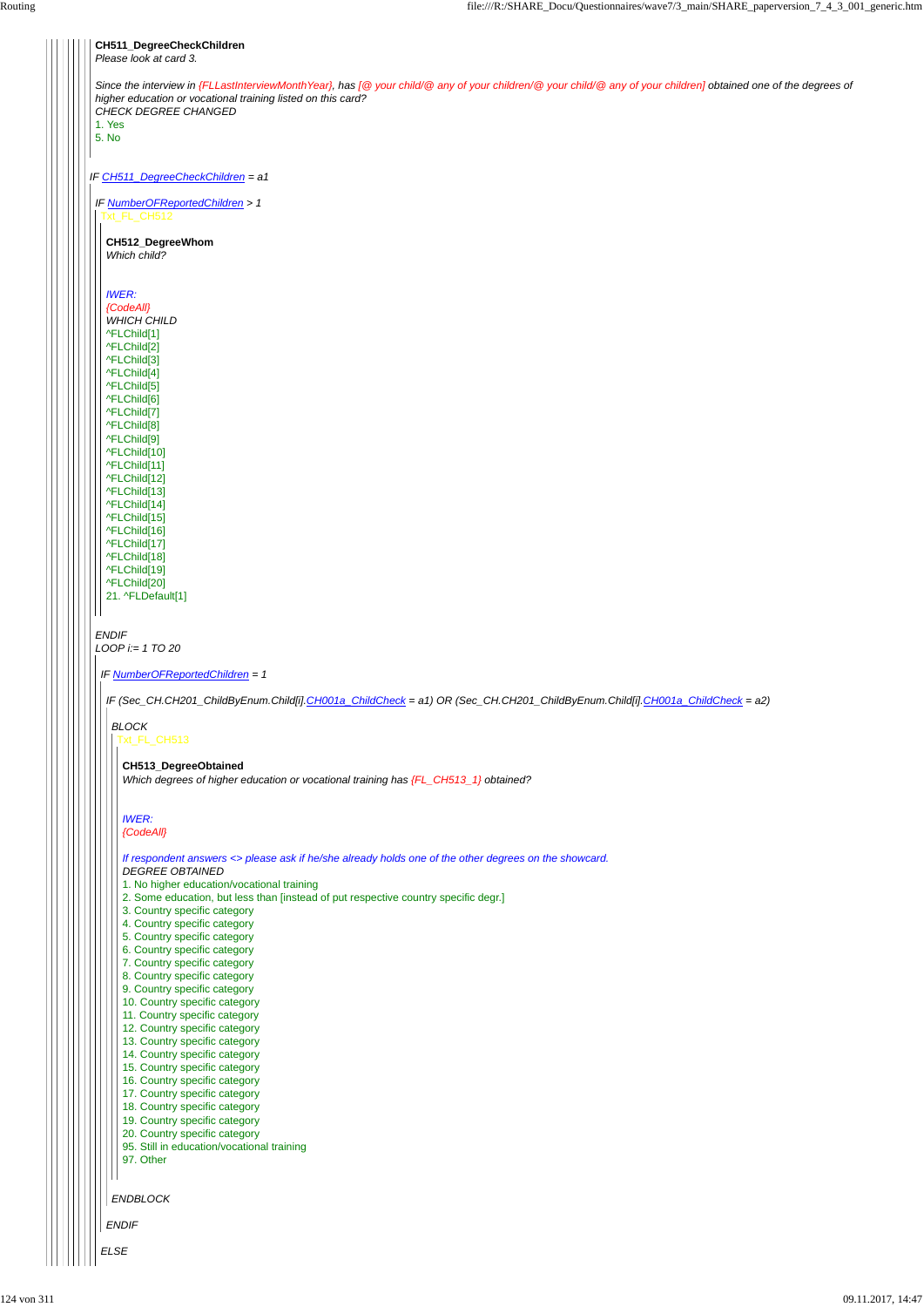**CH511_DegreeCheckChildren**
*Please look at card 3.*

*Since the interview in {FLLastInterviewMonthYear}, has [@ your child/@ any of your children/@ your child/@ any of your children] obtained one of the degrees of higher education or vocational training listed on this card?*
*CHECK DEGREE CHANGED*
1. Yes
5. No

*IF CH511_DegreeCheckChildren = a1*

*IF NumberOFReportedChildren > 1*
Txt_FL_CH512

**CH512_DegreeWhom**
*Which child?*

*IWER:*
*{CodeAll}*
*WHICH CHILD*
^FLChild[1]
^FLChild[2]
^FLChild[3]
^FLChild[4]
^FLChild[5]
^FLChild[6]
^FLChild[7]
^FLChild[8]
^FLChild[9]
^FLChild[10]
^FLChild[11]
^FLChild[12]
^FLChild[13]
^FLChild[14]
^FLChild[15]
^FLChild[16]
^FLChild[17]
^FLChild[18]
^FLChild[19]
^FLChild[20]
21. ^FLDefault[1]

*ENDIF*
*LOOP i:= 1 TO 20*

*IF NumberOFReportedChildren = 1*

*IF (Sec_CH.CH201_ChildByEnum.Child[i].CH001a_ChildCheck = a1) OR (Sec_CH.CH201_ChildByEnum.Child[i].CH001a_ChildCheck = a2)*

*BLOCK*
Txt_FL_CH513

**CH513_DegreeObtained**
*Which degrees of higher education or vocational training has {FL_CH513_1} obtained?*

*IWER:*
*{CodeAll}*

*If respondent answers <> please ask if he/she already holds one of the other degrees on the showcard.*
*DEGREE OBTAINED*
1. No higher education/vocational training
2. Some education, but less than [instead of put respective country specific degr.]
3. Country specific category
4. Country specific category
5. Country specific category
6. Country specific category
7. Country specific category
8. Country specific category
9. Country specific category
10. Country specific category
11. Country specific category
12. Country specific category
13. Country specific category
14. Country specific category
15. Country specific category
16. Country specific category
17. Country specific category
18. Country specific category
19. Country specific category
20. Country specific category
95. Still in education/vocational training
97. Other

*ENDBLOCK*

*ENDIF*

*ELSE*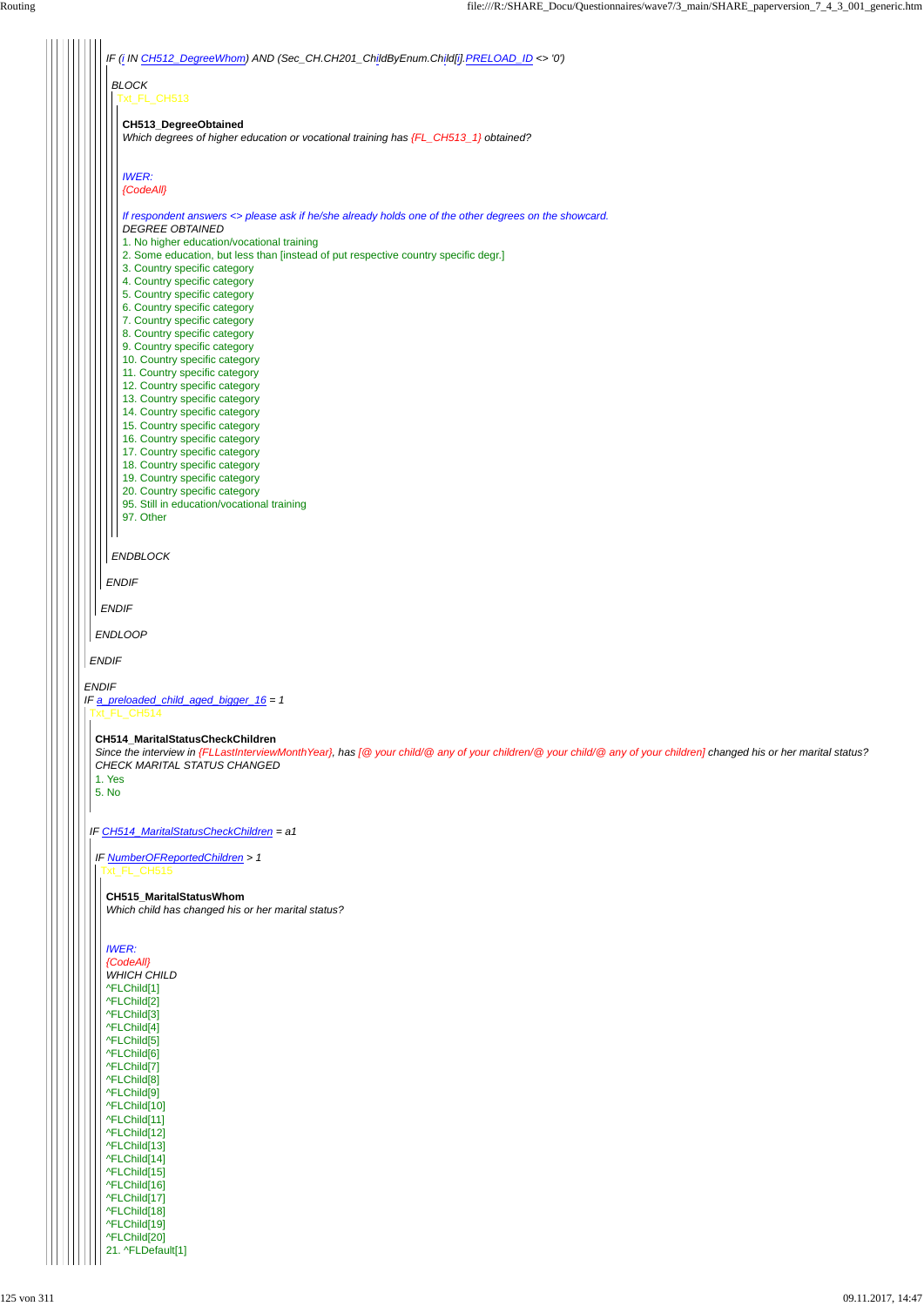IF (*i* IN *CH512_DegreeWhom*) AND (Sec_CH.CH201_ChildByEnum.Child[*i*].*PRELOAD_ID* <> '0')

*BLOCK*

Txt_FL_CH513

**CH513_DegreeObtained**

*Which degrees of higher education or vocational training has {FL_CH513_1} obtained?*

*IWER:*
*{CodeAll}*

*If respondent answers <> please ask if he/she already holds one of the other degrees on the showcard.*

*DEGREE OBTAINED*

1. No higher education/vocational training
2. Some education, but less than [instead of put respective country specific degr.]
3. Country specific category
4. Country specific category
5. Country specific category
6. Country specific category
7. Country specific category
8. Country specific category
9. Country specific category
10. Country specific category
11. Country specific category
12. Country specific category
13. Country specific category
14. Country specific category
15. Country specific category
16. Country specific category
17. Country specific category
18. Country specific category
19. Country specific category
20. Country specific category
95. Still in education/vocational training
97. Other

*ENDBLOCK*

*ENDIF*

*ENDIF*

*ENDLOOP*

*ENDIF*

*ENDIF*

*IF a_preloaded_child_aged_bigger_16 = 1*

Txt_FL_CH514

**CH514_MaritalStatusCheckChildren**

*Since the interview in {FLLastInterviewMonthYear}, has [@ your child/@ any of your children/@ your child/@ any of your children] changed his or her marital status?*

*CHECK MARITAL STATUS CHANGED*

1. Yes
5. No

*IF CH514_MaritalStatusCheckChildren = a1*

*IF NumberOFReportedChildren > 1*

Txt_FL_CH515

**CH515_MaritalStatusWhom**

*Which child has changed his or her marital status?*

*IWER:*
*{CodeAll}*

*WHICH CHILD*

^FLChild[1]
^FLChild[2]
^FLChild[3]
^FLChild[4]
^FLChild[5]
^FLChild[6]
^FLChild[7]
^FLChild[8]
^FLChild[9]
^FLChild[10]
^FLChild[11]
^FLChild[12]
^FLChild[13]
^FLChild[14]
^FLChild[15]
^FLChild[16]
^FLChild[17]
^FLChild[18]
^FLChild[19]
^FLChild[20]
21. ^FLDefault[1]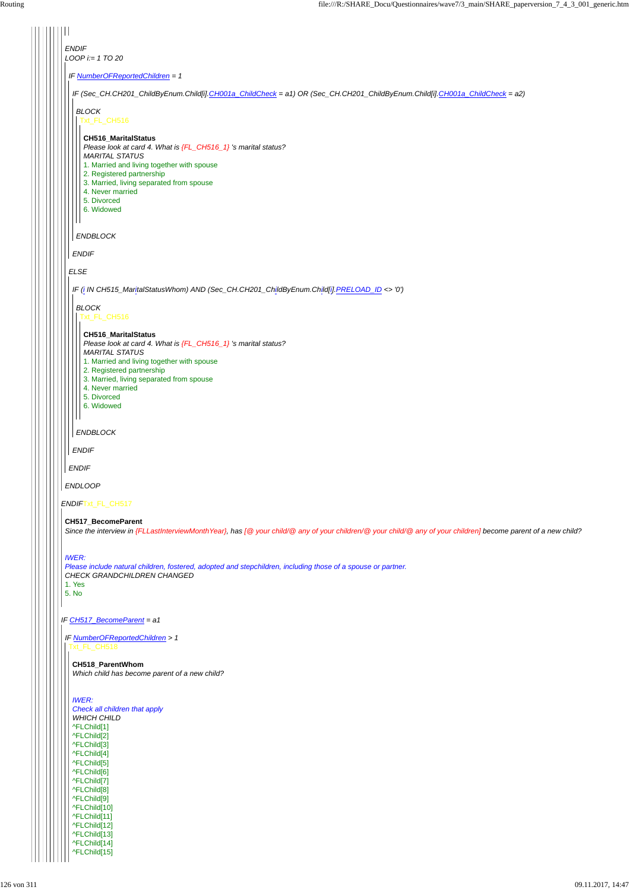ENDIF

LOOP i:= 1 TO 20

IF NumberOFReportedChildren = 1

IF (Sec_CH.CH201_ChildByEnum.Child[i].CH001a_ChildCheck = a1) OR (Sec_CH.CH201_ChildByEnum.Child[i].CH001a_ChildCheck = a2)

BLOCK

Txt_FL_CH516

**CH516_MaritalStatus**

*Please look at card 4. What is {FL_CH516_1} 's marital status?*

MARITAL STATUS

1. Married and living together with spouse
2. Registered partnership
3. Married, living separated from spouse
4. Never married
5. Divorced
6. Widowed

ENDBLOCK

ENDIF

ELSE

IF (i IN CH515_MaritalStatusWhom) AND (Sec_CH.CH201_ChildByEnum.Child[i].PRELOAD_ID <> '0')

BLOCK

Txt_FL_CH516

**CH516_MaritalStatus**

*Please look at card 4. What is {FL_CH516_1} 's marital status?*

MARITAL STATUS

1. Married and living together with spouse
2. Registered partnership
3. Married, living separated from spouse
4. Never married
5. Divorced
6. Widowed

ENDBLOCK

ENDIF

ENDIF

ENDLOOP

ENDIF Txt_FL_CH517

**CH517_BecomeParent**

*Since the interview in {FLLastInterviewMonthYear}, has [@ your child/@ any of your children/@ your child/@ any of your children] become parent of a new child?*

*IWER:*
*Please include natural children, fostered, adopted and stepchildren, including those of a spouse or partner.*

CHECK GRANDCHILDREN CHANGED

1. Yes
5. No

IF CH517_BecomeParent = a1

IF NumberOFReportedChildren > 1

Txt_FL_CH518

**CH518_ParentWhom**

*Which child has become parent of a new child?*

*IWER:*
*Check all children that apply*

WHICH CHILD

^FLChild[1]
^FLChild[2]
^FLChild[3]
^FLChild[4]
^FLChild[5]
^FLChild[6]
^FLChild[7]
^FLChild[8]
^FLChild[9]
^FLChild[10]
^FLChild[11]
^FLChild[12]
^FLChild[13]
^FLChild[14]
^FLChild[15]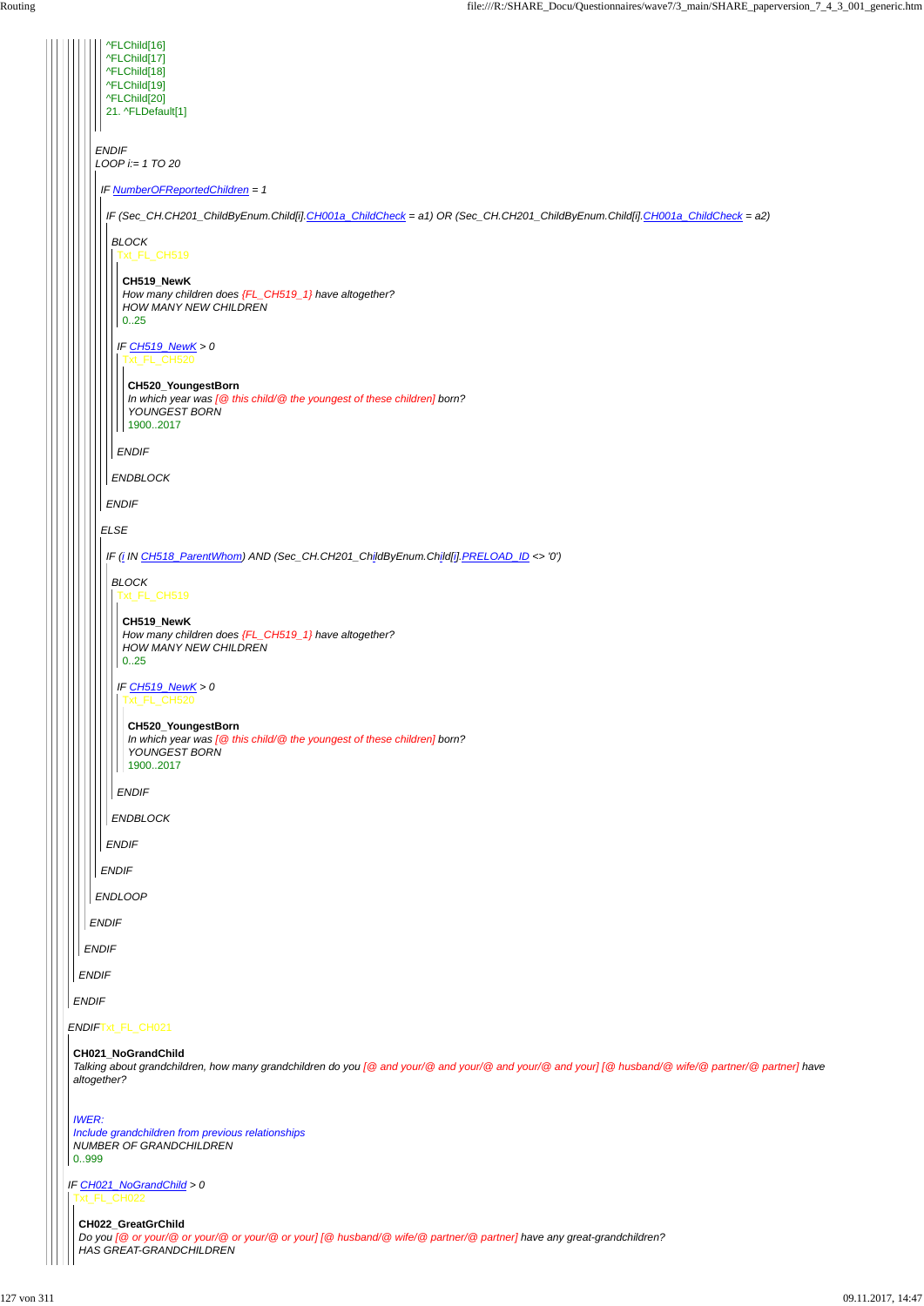^FLChild[16]
^FLChild[17]
^FLChild[18]
^FLChild[19]
^FLChild[20]
21. ^FLDefault[1]

ENDIF
LOOP i:= 1 TO 20

IF NumberOFReportedChildren = 1

IF (Sec_CH.CH201_ChildByEnum.Child[i].CH001a_ChildCheck = a1) OR (Sec_CH.CH201_ChildByEnum.Child[i].CH001a_ChildCheck = a2)

BLOCK
Txt_FL_CH519

**CH519_NewK**
*How many children does {FL_CH519_1} have altogether?*
*HOW MANY NEW CHILDREN*
0..25

IF CH519_NewK > 0
Txt_FL_CH520

**CH520_YoungestBorn**
*In which year was [@ this child/@ the youngest of these children] born?*
*YOUNGEST BORN*
1900..2017

ENDIF

ENDBLOCK

ENDIF

ELSE

IF (i IN CH518_ParentWhom) AND (Sec_CH.CH201_ChildByEnum.Child[i].PRELOAD_ID <> '0')

BLOCK
Txt_FL_CH519

**CH519_NewK**
*How many children does {FL_CH519_1} have altogether?*
*HOW MANY NEW CHILDREN*
0..25

IF CH519_NewK > 0
Txt_FL_CH520

**CH520_YoungestBorn**
*In which year was [@ this child/@ the youngest of these children] born?*
*YOUNGEST BORN*
1900..2017

ENDIF

ENDBLOCK

ENDIF

ENDIF

ENDLOOP

ENDIF

ENDIF

ENDIF

ENDIF

ENDIF Txt_FL_CH021

**CH021_NoGrandChild**
*Talking about grandchildren, how many grandchildren do you [@ and your/@ and your/@ and your/@ and your] [@ husband/@ wife/@ partner/@ partner] have altogether?*

*IWER:*
*Include grandchildren from previous relationships*
*NUMBER OF GRANDCHILDREN*
0..999

IF CH021_NoGrandChild > 0
Txt_FL_CH022

**CH022_GreatGrChild**
*Do you [@ or your/@ or your/@ or your/@ or your] [@ husband/@ wife/@ partner/@ partner] have any great-grandchildren?*
*HAS GREAT-GRANDCHILDREN*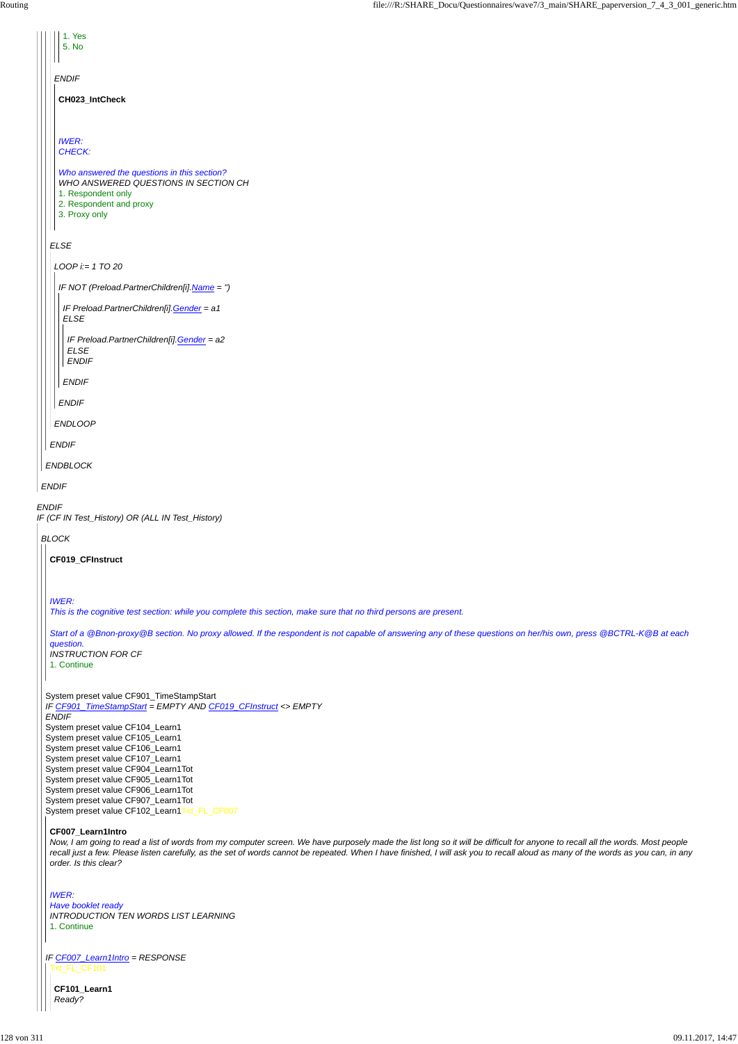1. Yes
5. No

*ENDIF*

**CH023_IntCheck**

*IWER:*
*CHECK:*

*Who answered the questions in this section?*
*WHO ANSWERED QUESTIONS IN SECTION CH*
1. Respondent only
2. Respondent and proxy
3. Proxy only

*ELSE*

*LOOP i:= 1 TO 20*

*IF NOT (Preload.PartnerChildren[i].Name = '')*

*IF Preload.PartnerChildren[i].Gender = a1*
*ELSE*

*IF Preload.PartnerChildren[i].Gender = a2*
*ELSE*
*ENDIF*

*ENDIF*

*ENDIF*

*ENDLOOP*

*ENDIF*

*ENDBLOCK*

*ENDIF*

*ENDIF*
*IF (CF IN Test_History) OR (ALL IN Test_History)*

*BLOCK*

**CF019_CFInstruct**

*IWER:*
*This is the cognitive test section: while you complete this section, make sure that no third persons are present.*

*Start of a @Bnon-proxy@B section. No proxy allowed. If the respondent is not capable of answering any of these questions on her/his own, press @BCTRL-K@B at each question.*
*INSTRUCTION FOR CF*
1. Continue

System preset value CF901_TimeStampStart
*IF CF901_TimeStampStart = EMPTY AND CF019_CFInstruct <> EMPTY*
*ENDIF*
System preset value CF104_Learn1
System preset value CF105_Learn1
System preset value CF106_Learn1
System preset value CF107_Learn1
System preset value CF904_Learn1Tot
System preset value CF905_Learn1Tot
System preset value CF906_Learn1Tot
System preset value CF907_Learn1Tot
System preset value CF102_Learn1 Txt_FL_CF007

**CF007_Learn1Intro**
*Now, I am going to read a list of words from my computer screen. We have purposely made the list long so it will be difficult for anyone to recall all the words. Most people recall just a few. Please listen carefully, as the set of words cannot be repeated. When I have finished, I will ask you to recall aloud as many of the words as you can, in any order. Is this clear?*

*IWER:*
*Have booklet ready*
*INTRODUCTION TEN WORDS LIST LEARNING*
1. Continue

*IF CF007_Learn1Intro = RESPONSE*
Txt_FL_CF101

**CF101_Learn1**
*Ready?*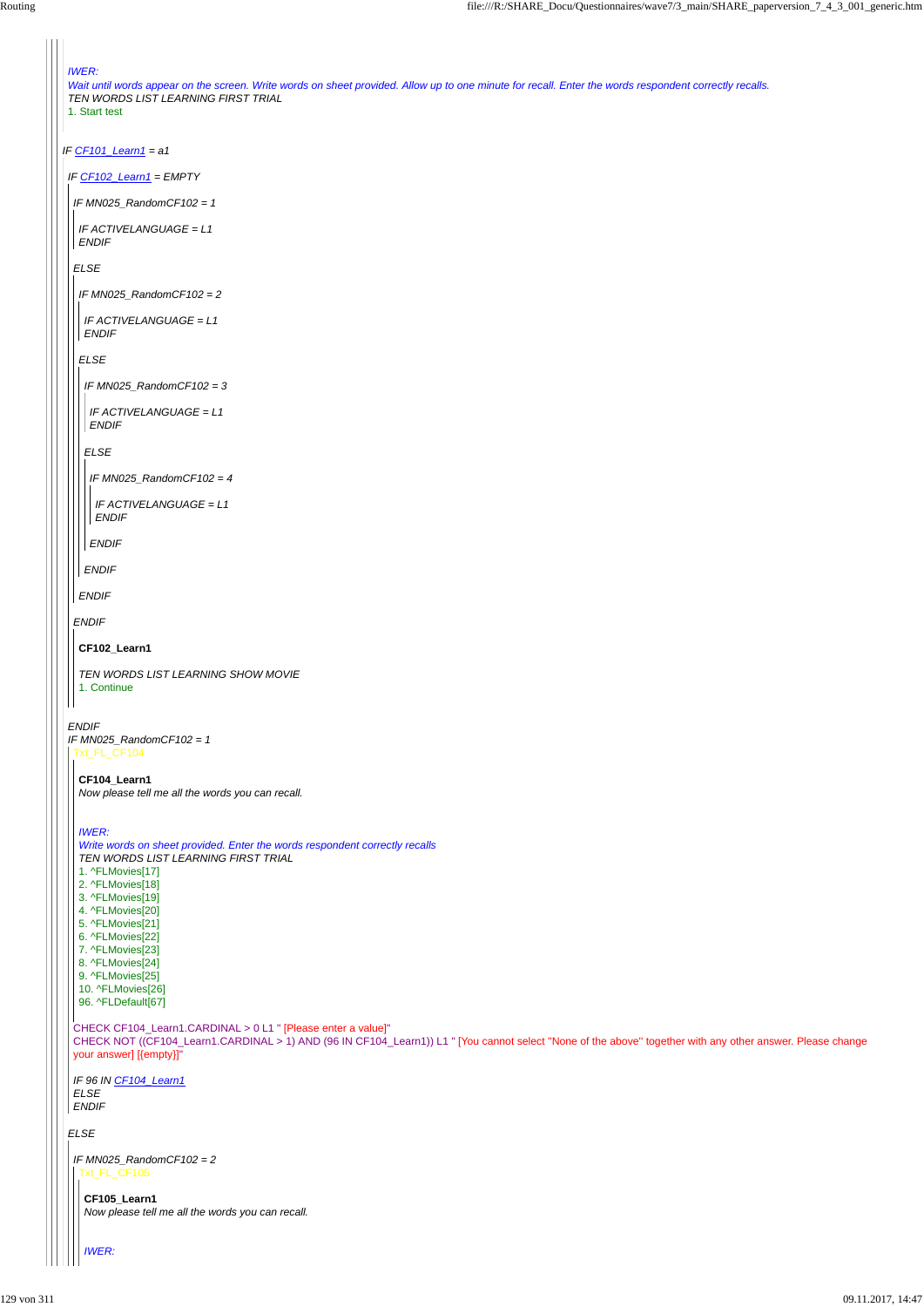IWER:
*Wait until words appear on the screen. Write words on sheet provided. Allow up to one minute for recall. Enter the words respondent correctly recalls.*
TEN WORDS LIST LEARNING FIRST TRIAL
1. Start test

*IF CF101_Learn1 = a1*

*IF CF102_Learn1 = EMPTY*

*IF MN025_RandomCF102 = 1*

*IF ACTIVELANGUAGE = L1*
*ENDIF*

*ELSE*

*IF MN025_RandomCF102 = 2*

*IF ACTIVELANGUAGE = L1*
*ENDIF*

*ELSE*

*IF MN025_RandomCF102 = 3*

*IF ACTIVELANGUAGE = L1*
*ENDIF*

*ELSE*

*IF MN025_RandomCF102 = 4*

*IF ACTIVELANGUAGE = L1*
*ENDIF*

*ENDIF*

*ENDIF*

*ENDIF*

*ENDIF*

**CF102_Learn1**

TEN WORDS LIST LEARNING SHOW MOVIE
1. Continue

*ENDIF*
*IF MN025_RandomCF102 = 1*
Txt_FL_CF104

**CF104_Learn1**
*Now please tell me all the words you can recall.*

IWER:
*Write words on sheet provided. Enter the words respondent correctly recalls*
TEN WORDS LIST LEARNING FIRST TRIAL
1. ^FLMovies[17]
2. ^FLMovies[18]
3. ^FLMovies[19]
4. ^FLMovies[20]
5. ^FLMovies[21]
6. ^FLMovies[22]
7. ^FLMovies[23]
8. ^FLMovies[24]
9. ^FLMovies[25]
10. ^FLMovies[26]
96. ^FLDefault[67]

CHECK CF104_Learn1.CARDINAL > 0 L1 " [Please enter a value]"
CHECK NOT ((CF104_Learn1.CARDINAL > 1) AND (96 IN CF104_Learn1)) L1 " [You cannot select "None of the above" together with any other answer. Please change your answer] [{empty}]"

*IF 96 IN CF104_Learn1*
*ELSE*
*ENDIF*

*ELSE*

*IF MN025_RandomCF102 = 2*
Txt_FL_CF105

**CF105_Learn1**
*Now please tell me all the words you can recall.*

IWER: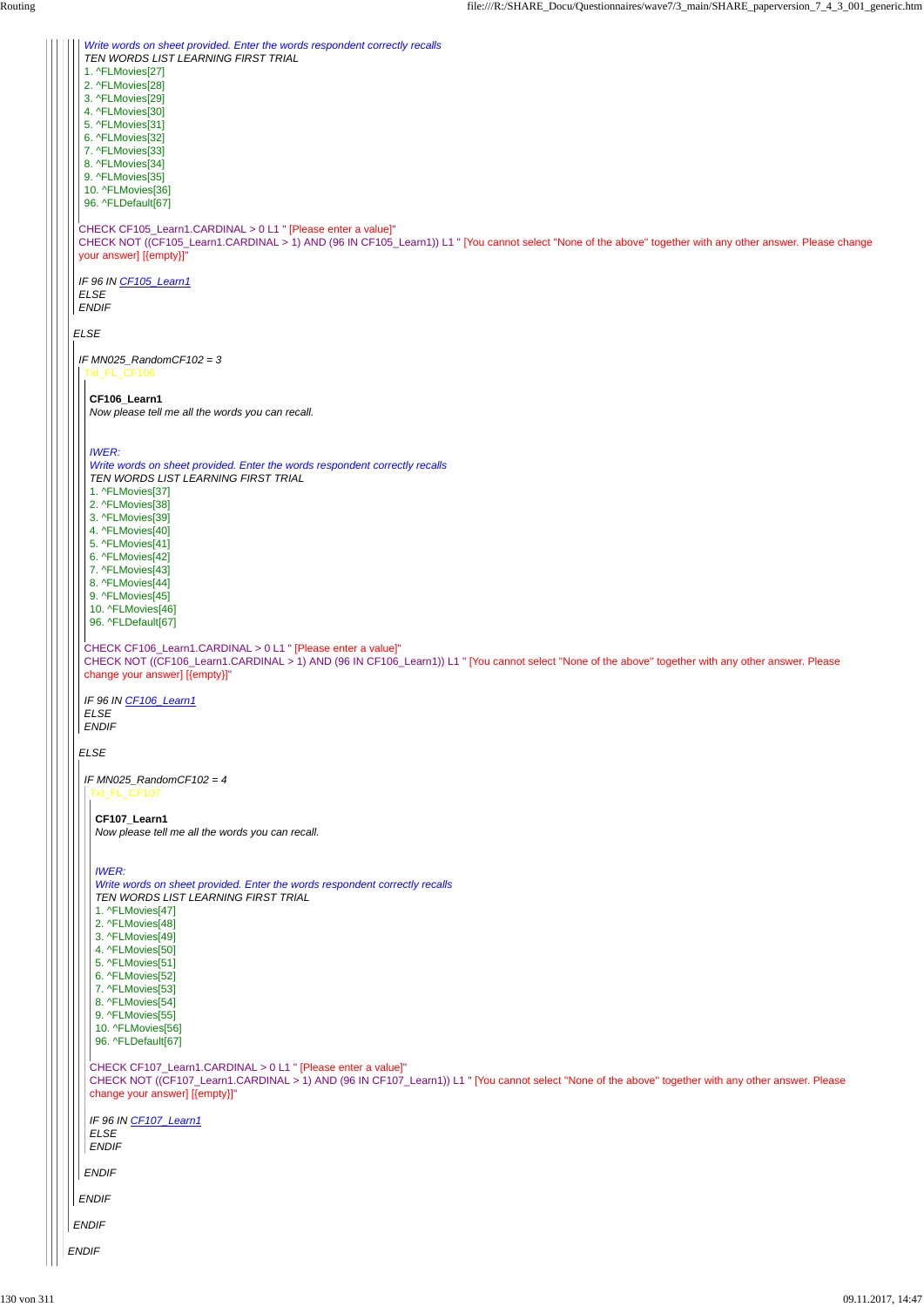*Write words on sheet provided. Enter the words respondent correctly recalls*

TEN WORDS LIST LEARNING FIRST TRIAL

1. ^FLMovies[27]
2. ^FLMovies[28]
3. ^FLMovies[29]
4. ^FLMovies[30]
5. ^FLMovies[31]
6. ^FLMovies[32]
7. ^FLMovies[33]
8. ^FLMovies[34]
9. ^FLMovies[35]
10. ^FLMovies[36]

96. ^FLDefault[67]

CHECK CF105_Learn1.CARDINAL > 0 L1 " [Please enter a value]"

CHECK NOT ((CF105_Learn1.CARDINAL > 1) AND (96 IN CF105_Learn1)) L1 " [You cannot select "None of the above" together with any other answer. Please change your answer] [{empty}]"

*IF 96 IN CF105_Learn1*

*ELSE*

*ENDIF*

*ELSE*

*IF MN025_RandomCF102 = 3*

Txt_FL_CF106

**CF106_Learn1**

*Now please tell me all the words you can recall.*

*IWER:*

*Write words on sheet provided. Enter the words respondent correctly recalls*

TEN WORDS LIST LEARNING FIRST TRIAL

1. ^FLMovies[37]
2. ^FLMovies[38]
3. ^FLMovies[39]
4. ^FLMovies[40]
5. ^FLMovies[41]
6. ^FLMovies[42]
7. ^FLMovies[43]
8. ^FLMovies[44]
9. ^FLMovies[45]
10. ^FLMovies[46]

96. ^FLDefault[67]

CHECK CF106_Learn1.CARDINAL > 0 L1 " [Please enter a value]"

CHECK NOT ((CF106_Learn1.CARDINAL > 1) AND (96 IN CF106_Learn1)) L1 " [You cannot select "None of the above" together with any other answer. Please change your answer] [{empty}]"

*IF 96 IN CF106_Learn1*

*ELSE*

*ENDIF*

*ELSE*

*IF MN025_RandomCF102 = 4*

Txt_FL_CF107

**CF107_Learn1**

*Now please tell me all the words you can recall.*

*IWER:*

*Write words on sheet provided. Enter the words respondent correctly recalls*

TEN WORDS LIST LEARNING FIRST TRIAL

1. ^FLMovies[47]
2. ^FLMovies[48]
3. ^FLMovies[49]
4. ^FLMovies[50]
5. ^FLMovies[51]
6. ^FLMovies[52]
7. ^FLMovies[53]
8. ^FLMovies[54]
9. ^FLMovies[55]
10. ^FLMovies[56]

96. ^FLDefault[67]

CHECK CF107_Learn1.CARDINAL > 0 L1 " [Please enter a value]"

CHECK NOT ((CF107_Learn1.CARDINAL > 1) AND (96 IN CF107_Learn1)) L1 " [You cannot select "None of the above" together with any other answer. Please change your answer] [{empty}]"

*IF 96 IN CF107_Learn1*

*ELSE*

*ENDIF*

*ENDIF*

*ENDIF*

*ENDIF*

*ENDIF*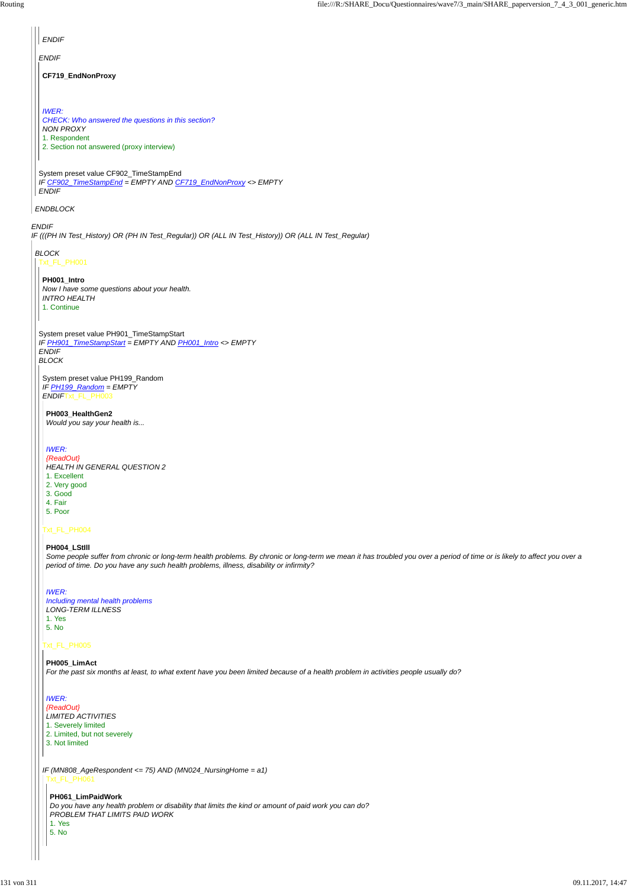ENDIF

ENDIF

**CF719_EndNonProxy**

IWER:
CHECK: Who answered the questions in this section?
NON PROXY
1. Respondent
2. Section not answered (proxy interview)

System preset value CF902_TimeStampEnd
IF CF902_TimeStampEnd = EMPTY AND CF719_EndNonProxy <> EMPTY
ENDIF

ENDBLOCK

ENDIF
IF (((PH IN Test_History) OR (PH IN Test_Regular)) OR (ALL IN Test_History)) OR (ALL IN Test_Regular)

BLOCK
Txt_FL_PH001

**PH001_Intro**
Now I have some questions about your health.
INTRO HEALTH
1. Continue

System preset value PH901_TimeStampStart
IF PH901_TimeStampStart = EMPTY AND PH001_Intro <> EMPTY
ENDIF
BLOCK

System preset value PH199_Random
IF PH199_Random = EMPTY
ENDIF Txt_FL_PH003

**PH003_HealthGen2**
Would you say your health is...

IWER:
{ReadOut}
HEALTH IN GENERAL QUESTION 2
1. Excellent
2. Very good
3. Good
4. Fair
5. Poor

Txt_FL_PH004

**PH004_LStIll**
Some people suffer from chronic or long-term health problems. By chronic or long-term we mean it has troubled you over a period of time or is likely to affect you over a period of time. Do you have any such health problems, illness, disability or infirmity?

IWER:
Including mental health problems
LONG-TERM ILLNESS
1. Yes
5. No

Txt_FL_PH005

**PH005_LimAct**
For the past six months at least, to what extent have you been limited because of a health problem in activities people usually do?

IWER:
{ReadOut}
LIMITED ACTIVITIES
1. Severely limited
2. Limited, but not severely
3. Not limited

IF (MN808_AgeRespondent <= 75) AND (MN024_NursingHome = a1)
Txt_FL_PH061

**PH061_LimPaidWork**
Do you have any health problem or disability that limits the kind or amount of paid work you can do?
PROBLEM THAT LIMITS PAID WORK
1. Yes
5. No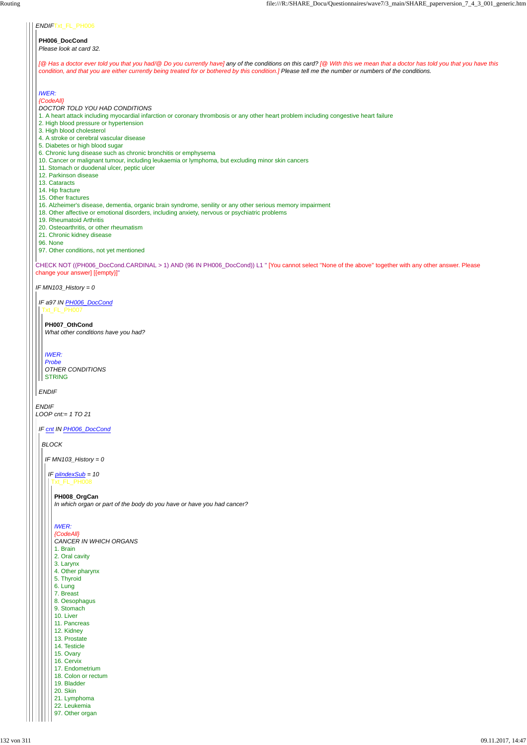*ENDIF*Txt_FL_PH006

**PH006_DocCond**
*Please look at card 32.*

*[@ Has a doctor ever told you that you had/@ Do you currently have] any of the conditions on this card? [@ With this we mean that a doctor has told you that you have this condition, and that you are either currently being treated for or bothered by this condition.] Please tell me the number or numbers of the conditions.*

*IWER:*
*{CodeAll}*
*DOCTOR TOLD YOU HAD CONDITIONS*
1. A heart attack including myocardial infarction or coronary thrombosis or any other heart problem including congestive heart failure
2. High blood pressure or hypertension
3. High blood cholesterol
4. A stroke or cerebral vascular disease
5. Diabetes or high blood sugar
6. Chronic lung disease such as chronic bronchitis or emphysema
10. Cancer or malignant tumour, including leukaemia or lymphoma, but excluding minor skin cancers
11. Stomach or duodenal ulcer, peptic ulcer
12. Parkinson disease
13. Cataracts
14. Hip fracture
15. Other fractures
16. Alzheimer's disease, dementia, organic brain syndrome, senility or any other serious memory impairment
18. Other affective or emotional disorders, including anxiety, nervous or psychiatric problems
19. Rheumatoid Arthritis
20. Osteoarthritis, or other rheumatism
21. Chronic kidney disease
96. None
97. Other conditions, not yet mentioned

CHECK NOT ((PH006_DocCond.CARDINAL > 1) AND (96 IN PH006_DocCond)) L1 " [You cannot select "None of the above" together with any other answer. Please change your answer] [{empty}]"

*IF MN103_History = 0*

*IF a97 IN PH006_DocCond*
Txt_FL_PH007

**PH007_OthCond**
*What other conditions have you had?*

*IWER:*
*Probe*
*OTHER CONDITIONS*
STRING

*ENDIF*

*ENDIF*
*LOOP cnt:= 1 TO 21*

*IF cnt IN PH006_DocCond*

*BLOCK*

*IF MN103_History = 0*

*IF piIndexSub = 10*
Txt_FL_PH008

**PH008_OrgCan**
*In which organ or part of the body do you have or have you had cancer?*

*IWER:*
*{CodeAll}*
*CANCER IN WHICH ORGANS*
1. Brain
2. Oral cavity
3. Larynx
4. Other pharynx
5. Thyroid
6. Lung
7. Breast
8. Oesophagus
9. Stomach
10. Liver
11. Pancreas
12. Kidney
13. Prostate
14. Testicle
15. Ovary
16. Cervix
17. Endometrium
18. Colon or rectum
19. Bladder
20. Skin
21. Lymphoma
22. Leukemia
97. Other organ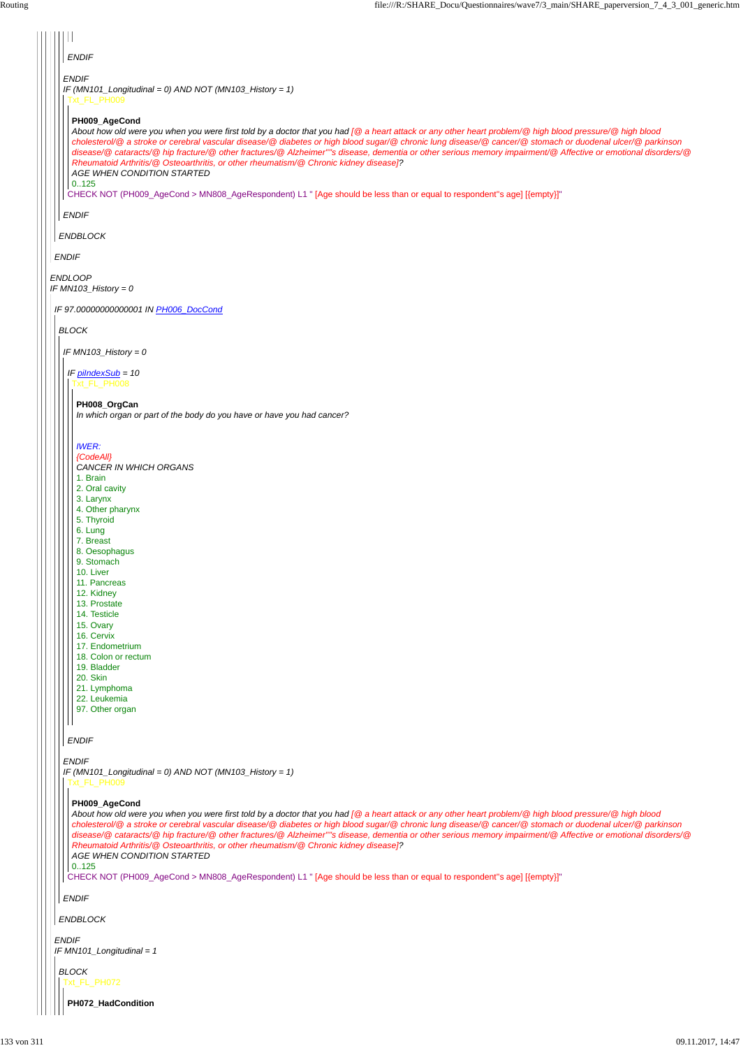*ENDIF*

*ENDIF*
*IF (MN101_Longitudinal = 0) AND NOT (MN103_History = 1)*
Txt_FL_PH009

**PH009_AgeCond**
*About how old were you when you were first told by a doctor that you had [@ a heart attack or any other heart problem/@ high blood pressure/@ high blood cholesterol/@ a stroke or cerebral vascular disease/@ diabetes or high blood sugar/@ chronic lung disease/@ cancer/@ stomach or duodenal ulcer/@ parkinson disease/@ cataracts/@ hip fracture/@ other fractures/@ Alzheimer""s disease, dementia or other serious memory impairment/@ Affective or emotional disorders/@ Rheumatoid Arthritis/@ Osteoarthritis, or other rheumatism/@ Chronic kidney disease]?*
*AGE WHEN CONDITION STARTED*
0..125
CHECK NOT (PH009_AgeCond > MN808_AgeRespondent) L1 " [Age should be less than or equal to respondent''s age] [{empty}]"

*ENDIF*

*ENDBLOCK*

*ENDIF*

*ENDLOOP*
*IF MN103_History = 0*

*IF 97.00000000000001 IN PH006_DocCond*

*BLOCK*

*IF MN103_History = 0*

*IF piIndexSub = 10*
Txt_FL_PH008

**PH008_OrgCan**
*In which organ or part of the body do you have or have you had cancer?*

*IWER:*
*{CodeAll}*
*CANCER IN WHICH ORGANS*
1. Brain
2. Oral cavity
3. Larynx
4. Other pharynx
5. Thyroid
6. Lung
7. Breast
8. Oesophagus
9. Stomach
10. Liver
11. Pancreas
12. Kidney
13. Prostate
14. Testicle
15. Ovary
16. Cervix
17. Endometrium
18. Colon or rectum
19. Bladder
20. Skin
21. Lymphoma
22. Leukemia
97. Other organ

*ENDIF*

*ENDIF*
*IF (MN101_Longitudinal = 0) AND NOT (MN103_History = 1)*
Txt_FL_PH009

**PH009_AgeCond**
*About how old were you when you were first told by a doctor that you had [@ a heart attack or any other heart problem/@ high blood pressure/@ high blood cholesterol/@ a stroke or cerebral vascular disease/@ diabetes or high blood sugar/@ chronic lung disease/@ cancer/@ stomach or duodenal ulcer/@ parkinson disease/@ cataracts/@ hip fracture/@ other fractures/@ Alzheimer""s disease, dementia or other serious memory impairment/@ Affective or emotional disorders/@ Rheumatoid Arthritis/@ Osteoarthritis, or other rheumatism/@ Chronic kidney disease]?*
*AGE WHEN CONDITION STARTED*
0..125
CHECK NOT (PH009_AgeCond > MN808_AgeRespondent) L1 " [Age should be less than or equal to respondent''s age] [{empty}]"

*ENDIF*

*ENDBLOCK*

*ENDIF*
*IF MN101_Longitudinal = 1*

*BLOCK*
Txt_FL_PH072

**PH072_HadCondition**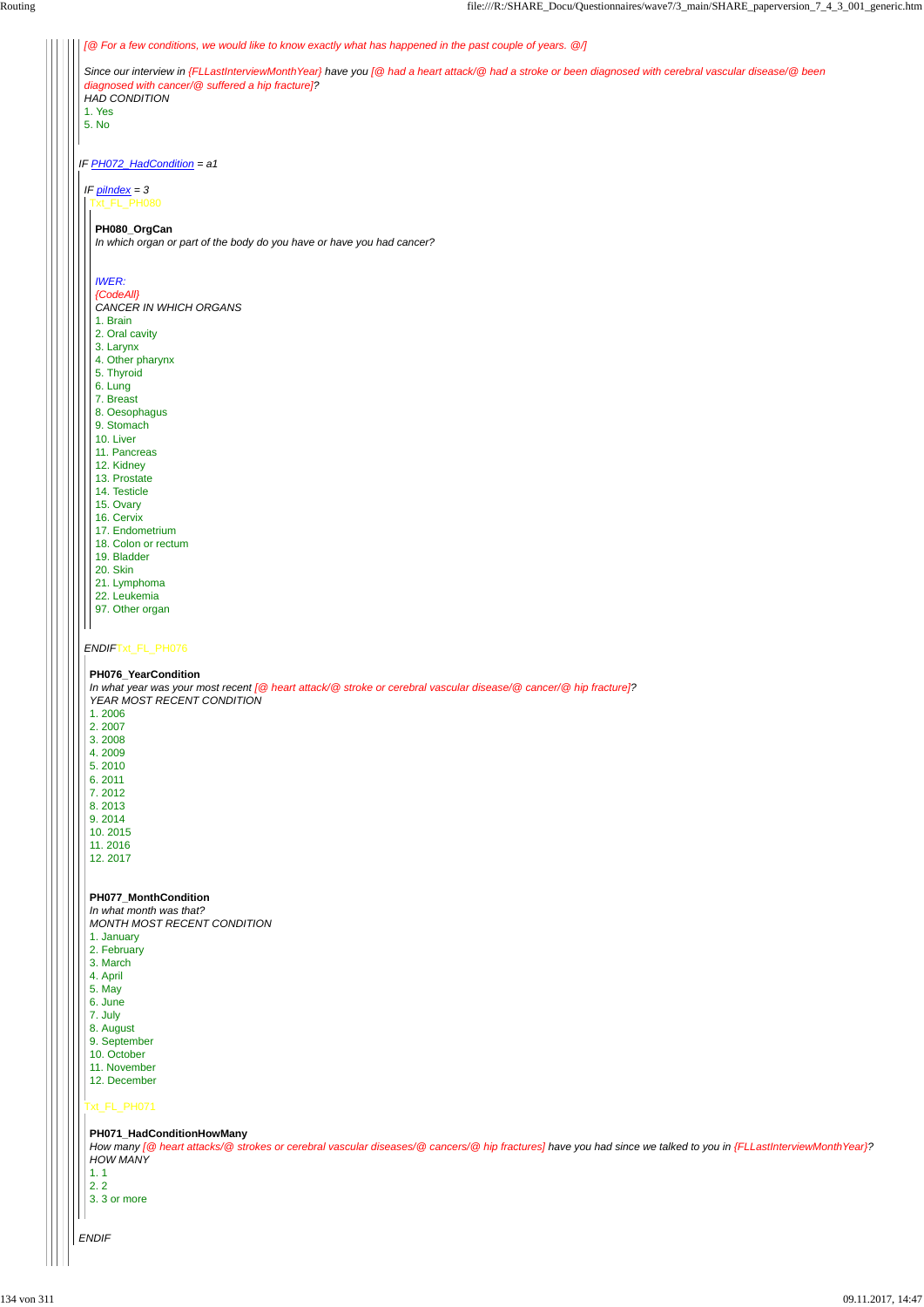*[@ For a few conditions, we would like to know exactly what has happened in the past couple of years. @/]*

*Since our interview in {FLLastInterviewMonthYear} have you [@ had a heart attack/@ had a stroke or been diagnosed with cerebral vascular disease/@ been diagnosed with cancer/@ suffered a hip fracture]?*

*HAD CONDITION*

1. Yes
5. No

*IF PH072_HadCondition = a1*

*IF piIndex = 3*

Txt_FL_PH080

**PH080_OrgCan**

*In which organ or part of the body do you have or have you had cancer?*

*IWER:*

*{CodeAll}*

*CANCER IN WHICH ORGANS*

1. Brain
2. Oral cavity
3. Larynx
4. Other pharynx
5. Thyroid
6. Lung
7. Breast
8. Oesophagus
9. Stomach
10. Liver
11. Pancreas
12. Kidney
13. Prostate
14. Testicle
15. Ovary
16. Cervix
17. Endometrium
18. Colon or rectum
19. Bladder
20. Skin
21. Lymphoma
22. Leukemia
97. Other organ

*ENDIF*Txt_FL_PH076

**PH076_YearCondition**

*In what year was your most recent [@ heart attack/@ stroke or cerebral vascular disease/@ cancer/@ hip fracture]?*

*YEAR MOST RECENT CONDITION*

1. 2006
2. 2007
3. 2008
4. 2009
5. 2010
6. 2011
7. 2012
8. 2013
9. 2014
10. 2015
11. 2016
12. 2017

**PH077_MonthCondition**

*In what month was that?*

*MONTH MOST RECENT CONDITION*

1. January
2. February
3. March
4. April
5. May
6. June
7. July
8. August
9. September
10. October
11. November
12. December

Txt_FL_PH071

**PH071_HadConditionHowMany**

*How many [@ heart attacks/@ strokes or cerebral vascular diseases/@ cancers/@ hip fractures] have you had since we talked to you in {FLLastInterviewMonthYear}?*

*HOW MANY*

1. 1
2. 2
3. 3 or more

*ENDIF*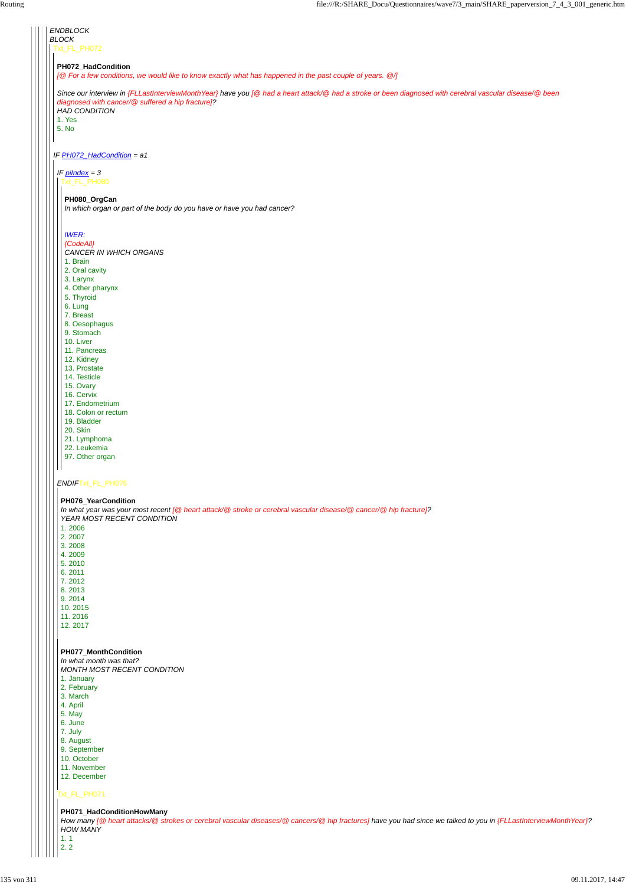*ENDBLOCK*

*BLOCK*

Txt_FL_PH072

**PH072_HadCondition**

*[@ For a few conditions, we would like to know exactly what has happened in the past couple of years. @/]*

*Since our interview in {FLLastInterviewMonthYear} have you [@ had a heart attack/@ had a stroke or been diagnosed with cerebral vascular disease/@ been diagnosed with cancer/@ suffered a hip fracture]?*

*HAD CONDITION*

1. Yes
5. No

*IF PH072_HadCondition = a1*

*IF piIndex = 3*

Txt_FL_PH080

**PH080_OrgCan**

*In which organ or part of the body do you have or have you had cancer?*

*IWER:*

*{CodeAll}*

*CANCER IN WHICH ORGANS*

1. Brain
2. Oral cavity
3. Larynx
4. Other pharynx
5. Thyroid
6. Lung
7. Breast
8. Oesophagus
9. Stomach
10. Liver
11. Pancreas
12. Kidney
13. Prostate
14. Testicle
15. Ovary
16. Cervix
17. Endometrium
18. Colon or rectum
19. Bladder
20. Skin
21. Lymphoma
22. Leukemia
97. Other organ

*ENDIF*Txt_FL_PH076

**PH076_YearCondition**

*In what year was your most recent [@ heart attack/@ stroke or cerebral vascular disease/@ cancer/@ hip fracture]?*

*YEAR MOST RECENT CONDITION*

1. 2006
2. 2007
3. 2008
4. 2009
5. 2010
6. 2011
7. 2012
8. 2013
9. 2014
10. 2015
11. 2016
12. 2017

**PH077_MonthCondition**

*In what month was that?*

*MONTH MOST RECENT CONDITION*

1. January
2. February
3. March
4. April
5. May
6. June
7. July
8. August
9. September
10. October
11. November
12. December

Txt_FL_PH071

**PH071_HadConditionHowMany**

*How many [@ heart attacks/@ strokes or cerebral vascular diseases/@ cancers/@ hip fractures] have you had since we talked to you in {FLLastInterviewMonthYear}?*

*HOW MANY*

1. 1
2. 2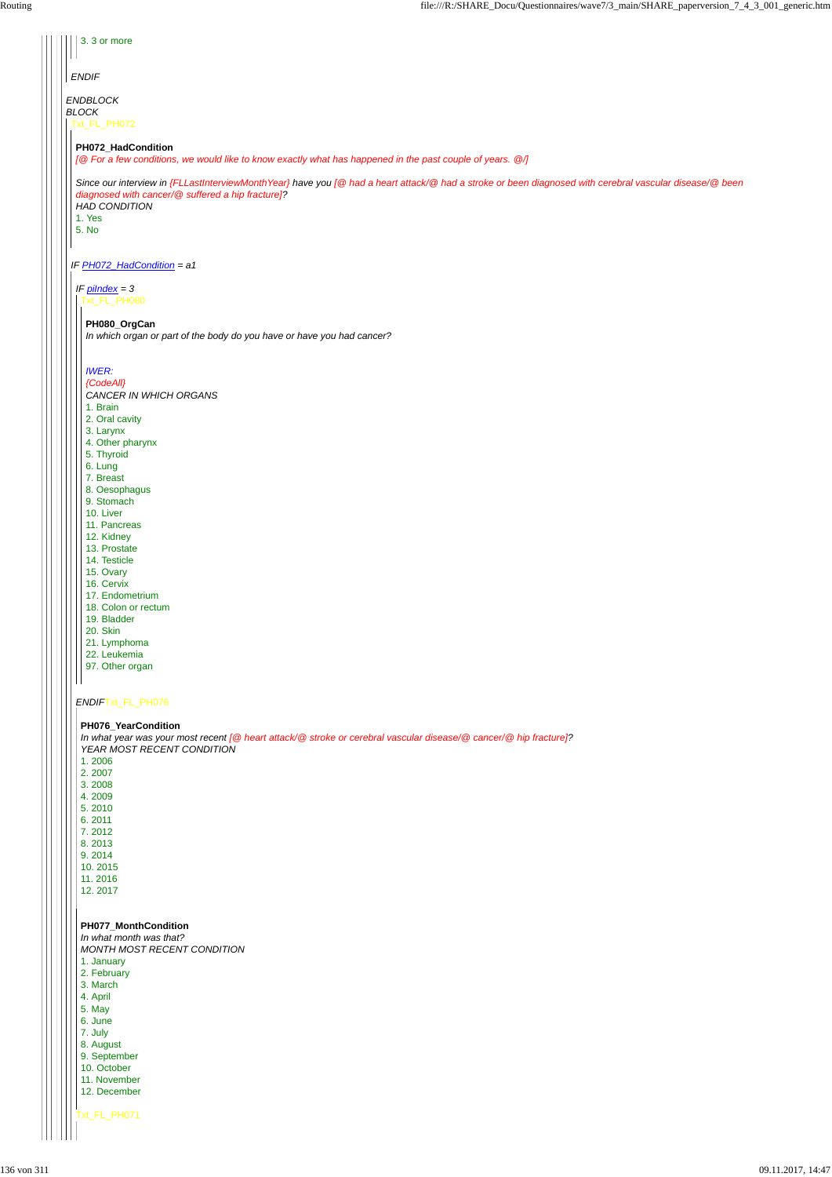3. 3 or more

*ENDIF*

*ENDBLOCK*
*BLOCK*

Txt_FL_PH072

**PH072_HadCondition**
*[@ For a few conditions, we would like to know exactly what has happened in the past couple of years. @/]*

*Since our interview in {FLLastInterviewMonthYear} have you [@ had a heart attack/@ had a stroke or been diagnosed with cerebral vascular disease/@ been diagnosed with cancer/@ suffered a hip fracture]?*
*HAD CONDITION*
1. Yes
5. No

*IF PH072_HadCondition = a1*

*IF piIndex = 3*

Txt_FL_PH080

**PH080_OrgCan**
*In which organ or part of the body do you have or have you had cancer?*

*IWER:*
*{CodeAll}*
*CANCER IN WHICH ORGANS*
1. Brain
2. Oral cavity
3. Larynx
4. Other pharynx
5. Thyroid
6. Lung
7. Breast
8. Oesophagus
9. Stomach
10. Liver
11. Pancreas
12. Kidney
13. Prostate
14. Testicle
15. Ovary
16. Cervix
17. Endometrium
18. Colon or rectum
19. Bladder
20. Skin
21. Lymphoma
22. Leukemia
97. Other organ

*ENDIF*Txt_FL_PH076

**PH076_YearCondition**
*In what year was your most recent [@ heart attack/@ stroke or cerebral vascular disease/@ cancer/@ hip fracture]?*
*YEAR MOST RECENT CONDITION*
1. 2006
2. 2007
3. 2008
4. 2009
5. 2010
6. 2011
7. 2012
8. 2013
9. 2014
10. 2015
11. 2016
12. 2017

**PH077_MonthCondition**
*In what month was that?*
*MONTH MOST RECENT CONDITION*
1. January
2. February
3. March
4. April
5. May
6. June
7. July
8. August
9. September
10. October
11. November
12. December

Txt_FL_PH071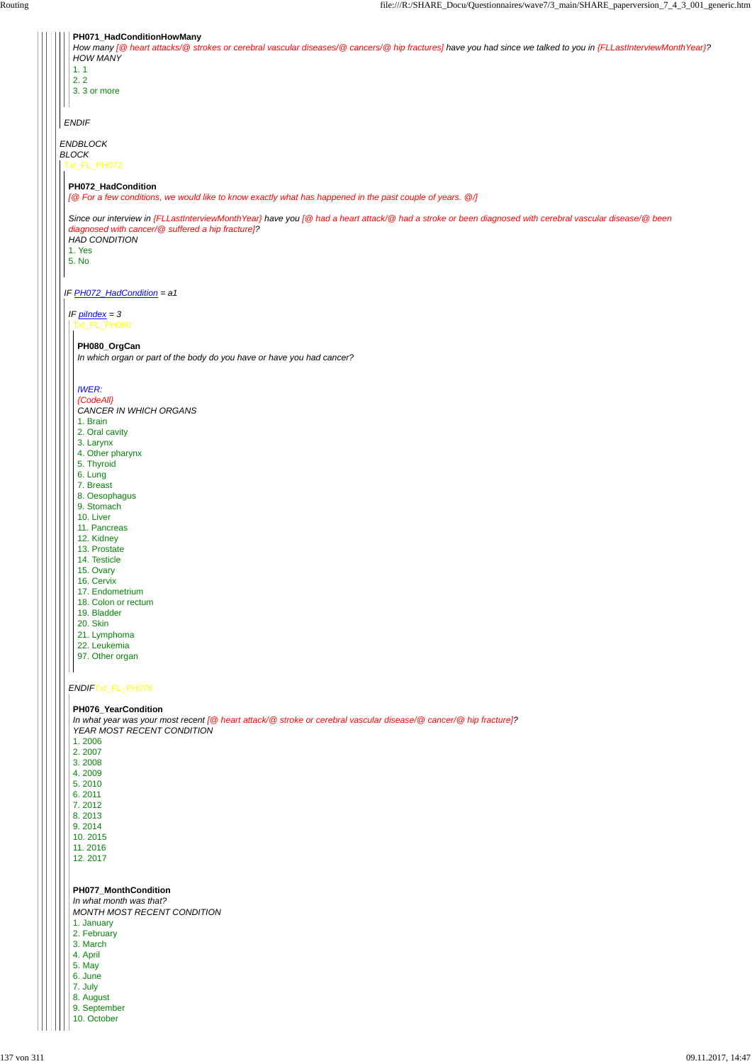**PH071_HadConditionHowMany**

*How many [@ heart attacks/@ strokes or cerebral vascular diseases/@ cancers/@ hip fractures] have you had since we talked to you in {FLLastInterviewMonthYear}?*

*HOW MANY*

1. 1
2. 2
3. 3 or more

*ENDIF*

*ENDBLOCK*

*BLOCK*

Txt_FL_PH072

**PH072_HadCondition**

*[@ For a few conditions, we would like to know exactly what has happened in the past couple of years. @/]*

*Since our interview in {FLLastInterviewMonthYear} have you [@ had a heart attack/@ had a stroke or been diagnosed with cerebral vascular disease/@ been diagnosed with cancer/@ suffered a hip fracture]?*

*HAD CONDITION*

1. Yes
5. No

*IF PH072_HadCondition = a1*

*IF piIndex = 3*

Txt_FL_PH080

**PH080_OrgCan**

*In which organ or part of the body do you have or have you had cancer?*

*IWER:*

*{CodeAll}*

*CANCER IN WHICH ORGANS*

1. Brain
2. Oral cavity
3. Larynx
4. Other pharynx
5. Thyroid
6. Lung
7. Breast
8. Oesophagus
9. Stomach
10. Liver
11. Pancreas
12. Kidney
13. Prostate
14. Testicle
15. Ovary
16. Cervix
17. Endometrium
18. Colon or rectum
19. Bladder
20. Skin
21. Lymphoma
22. Leukemia
97. Other organ

*ENDIF* Txt_FL_PH076

**PH076_YearCondition**

*In what year was your most recent [@ heart attack/@ stroke or cerebral vascular disease/@ cancer/@ hip fracture]?*

*YEAR MOST RECENT CONDITION*

1. 2006
2. 2007
3. 2008
4. 2009
5. 2010
6. 2011
7. 2012
8. 2013
9. 2014
10. 2015
11. 2016
12. 2017

**PH077_MonthCondition**

*In what month was that?*

*MONTH MOST RECENT CONDITION*

1. January
2. February
3. March
4. April
5. May
6. June
7. July
8. August
9. September
10. October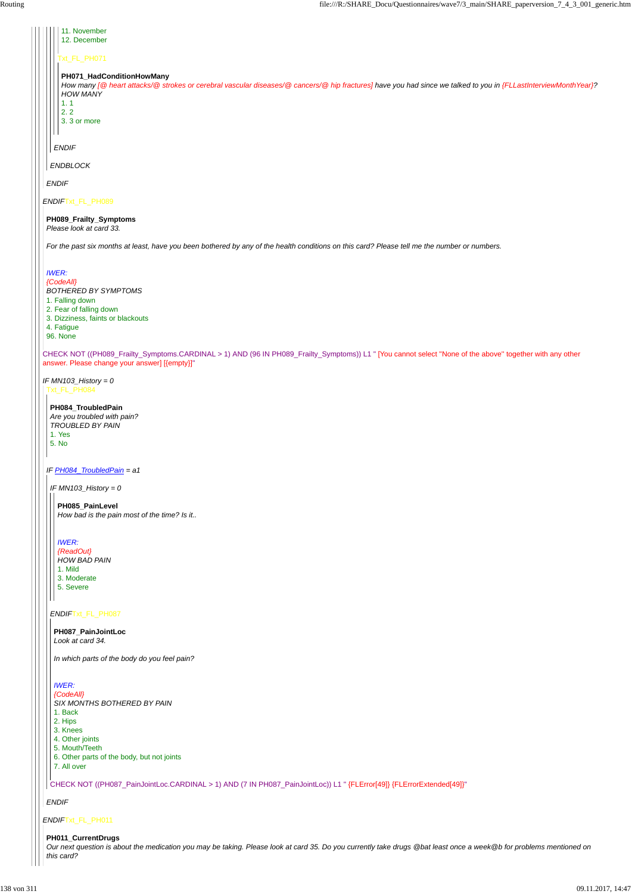11. November
12. December

Txt_FL_PH071

**PH071_HadConditionHowMany**
*How many [@ heart attacks/@ strokes or cerebral vascular diseases/@ cancers/@ hip fractures] have you had since we talked to you in {FLLastInterviewMonthYear}?*
*HOW MANY*
1. 1
2. 2
3. 3 or more

*ENDIF*

*ENDBLOCK*

*ENDIF*

*ENDIF*Txt_FL_PH089

**PH089_Frailty_Symptoms**
*Please look at card 33.*

*For the past six months at least, have you been bothered by any of the health conditions on this card? Please tell me the number or numbers.*

*IWER:*
*{CodeAll}*
*BOTHERED BY SYMPTOMS*
1. Falling down
2. Fear of falling down
3. Dizziness, faints or blackouts
4. Fatigue
96. None

CHECK NOT ((PH089_Frailty_Symptoms.CARDINAL > 1) AND (96 IN PH089_Frailty_Symptoms)) L1 " [You cannot select "None of the above" together with any other answer. Please change your answer] [{empty}]"

*IF MN103_History = 0*
Txt_FL_PH084

**PH084_TroubledPain**
*Are you troubled with pain?*
*TROUBLED BY PAIN*
1. Yes
5. No

*IF PH084_TroubledPain = a1*

*IF MN103_History = 0*

**PH085_PainLevel**
*How bad is the pain most of the time? Is it..*

*IWER:*
*{ReadOut}*
*HOW BAD PAIN*
1. Mild
3. Moderate
5. Severe

*ENDIF*Txt_FL_PH087

**PH087_PainJointLoc**
*Look at card 34.*

*In which parts of the body do you feel pain?*

*IWER:*
*{CodeAll}*
*SIX MONTHS BOTHERED BY PAIN*
1. Back
2. Hips
3. Knees
4. Other joints
5. Mouth/Teeth
6. Other parts of the body, but not joints
7. All over

CHECK NOT ((PH087_PainJointLoc.CARDINAL > 1) AND (7 IN PH087_PainJointLoc)) L1 " {FLError[49]} {FLErrorExtended[49]}"

*ENDIF*

*ENDIF*Txt_FL_PH011

**PH011_CurrentDrugs**
*Our next question is about the medication you may be taking. Please look at card 35. Do you currently take drugs @bat least once a week@b for problems mentioned on this card?*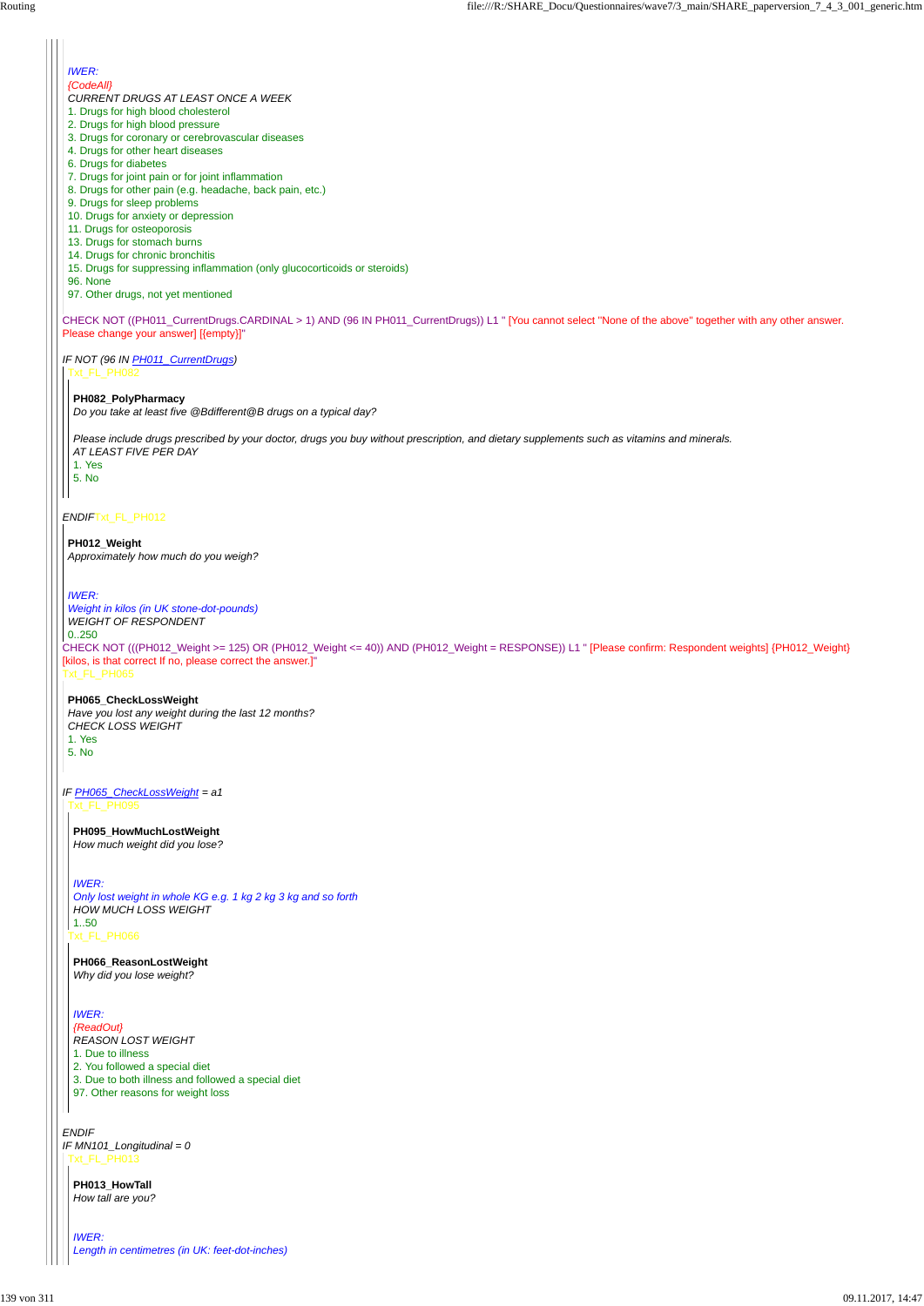*IWER:*
*{CodeAll}*
*CURRENT DRUGS AT LEAST ONCE A WEEK*
1. Drugs for high blood cholesterol
2. Drugs for high blood pressure
3. Drugs for coronary or cerebrovascular diseases
4. Drugs for other heart diseases
6. Drugs for diabetes
7. Drugs for joint pain or for joint inflammation
8. Drugs for other pain (e.g. headache, back pain, etc.)
9. Drugs for sleep problems
10. Drugs for anxiety or depression
11. Drugs for osteoporosis
13. Drugs for stomach burns
14. Drugs for chronic bronchitis
15. Drugs for suppressing inflammation (only glucocorticoids or steroids)
96. None
97. Other drugs, not yet mentioned

CHECK NOT ((PH011_CurrentDrugs.CARDINAL > 1) AND (96 IN PH011_CurrentDrugs)) L1 " [You cannot select "None of the above" together with any other answer. Please change your answer] [{empty}]"

*IF NOT (96 IN PH011_CurrentDrugs)*

Txt_FL_PH082

**PH082_PolyPharmacy**
*Do you take at least five @Bdifferent@B drugs on a typical day?*

*Please include drugs prescribed by your doctor, drugs you buy without prescription, and dietary supplements such as vitamins and minerals.*
*AT LEAST FIVE PER DAY*
1. Yes
5. No

*ENDIF*Txt_FL_PH012

**PH012_Weight**
*Approximately how much do you weigh?*

*IWER:*
*Weight in kilos (in UK stone-dot-pounds)*
*WEIGHT OF RESPONDENT*
0..250

CHECK NOT (((PH012_Weight >= 125) OR (PH012_Weight <= 40)) AND (PH012_Weight = RESPONSE)) L1 " [Please confirm: Respondent weights] {PH012_Weight} [kilos, is that correct If no, please correct the answer.]"

Txt_FL_PH065

**PH065_CheckLossWeight**
*Have you lost any weight during the last 12 months?*
*CHECK LOSS WEIGHT*
1. Yes
5. No

*IF PH065_CheckLossWeight = a1*

Txt_FL_PH095

**PH095_HowMuchLostWeight**
*How much weight did you lose?*

*IWER:*
*Only lost weight in whole KG e.g. 1 kg 2 kg 3 kg and so forth*
*HOW MUCH LOSS WEIGHT*
1..50

Txt_FL_PH066

**PH066_ReasonLostWeight**
*Why did you lose weight?*

*IWER:*
*{ReadOut}*
*REASON LOST WEIGHT*
1. Due to illness
2. You followed a special diet
3. Due to both illness and followed a special diet
97. Other reasons for weight loss

*ENDIF*
*IF MN101_Longitudinal = 0*

Txt_FL_PH013

**PH013_HowTall**
*How tall are you?*

*IWER:*
*Length in centimetres (in UK: feet-dot-inches)*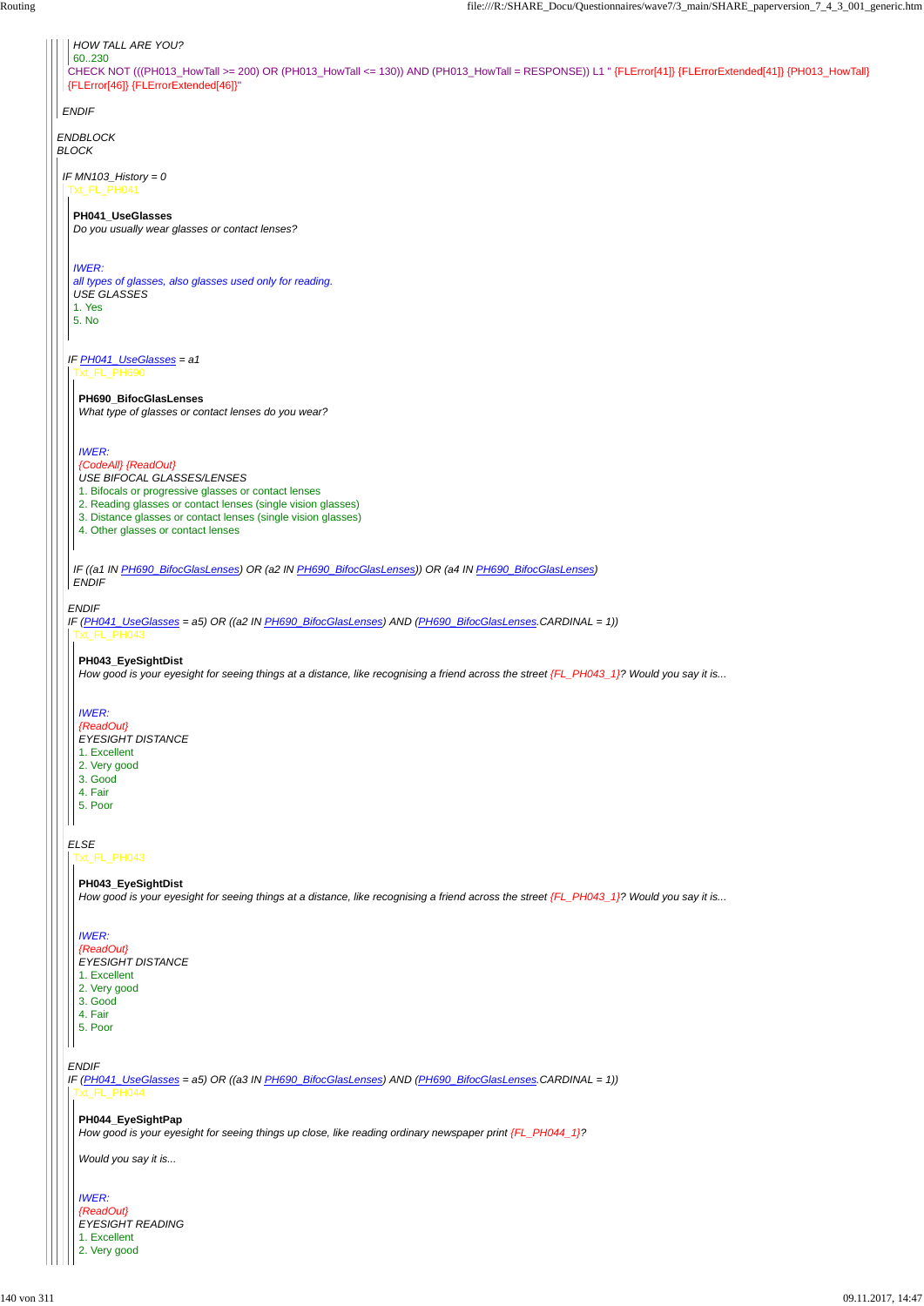*HOW TALL ARE YOU?*
60..230
CHECK NOT (((PH013_HowTall >= 200) OR (PH013_HowTall <= 130)) AND (PH013_HowTall = RESPONSE)) L1 " {FLError[41]} {FLErrorExtended[41]} {PH013_HowTall} {FLError[46]} {FLErrorExtended[46]}"

*ENDIF*

*ENDBLOCK*
*BLOCK*

*IF MN103_History = 0*
Txt_FL_PH041

**PH041_UseGlasses**
*Do you usually wear glasses or contact lenses?*

*IWER:*
*all types of glasses, also glasses used only for reading.*
*USE GLASSES*
1. Yes
5. No

*IF PH041_UseGlasses = a1*
Txt_FL_PH690

**PH690_BifocGlasLenses**
*What type of glasses or contact lenses do you wear?*

*IWER:*
*{CodeAll} {ReadOut}*
*USE BIFOCAL GLASSES/LENSES*
1. Bifocals or progressive glasses or contact lenses
2. Reading glasses or contact lenses (single vision glasses)
3. Distance glasses or contact lenses (single vision glasses)
4. Other glasses or contact lenses

*IF ((a1 IN PH690_BifocGlasLenses) OR (a2 IN PH690_BifocGlasLenses)) OR (a4 IN PH690_BifocGlasLenses)*
*ENDIF*

*ENDIF*
*IF (PH041_UseGlasses = a5) OR ((a2 IN PH690_BifocGlasLenses) AND (PH690_BifocGlasLenses.CARDINAL = 1))*
Txt_FL_PH043

**PH043_EyeSightDist**
*How good is your eyesight for seeing things at a distance, like recognising a friend across the street {FL_PH043_1}? Would you say it is...*

*IWER:*
*{ReadOut}*
*EYESIGHT DISTANCE*
1. Excellent
2. Very good
3. Good
4. Fair
5. Poor

*ELSE*
Txt_FL_PH043

**PH043_EyeSightDist**
*How good is your eyesight for seeing things at a distance, like recognising a friend across the street {FL_PH043_1}? Would you say it is...*

*IWER:*
*{ReadOut}*
*EYESIGHT DISTANCE*
1. Excellent
2. Very good
3. Good
4. Fair
5. Poor

*ENDIF*
*IF (PH041_UseGlasses = a5) OR ((a3 IN PH690_BifocGlasLenses) AND (PH690_BifocGlasLenses.CARDINAL = 1))*
Txt_FL_PH044

**PH044_EyeSightPap**
*How good is your eyesight for seeing things up close, like reading ordinary newspaper print {FL_PH044_1}?*

*Would you say it is...*

*IWER:*
*{ReadOut}*
*EYESIGHT READING*
1. Excellent
2. Very good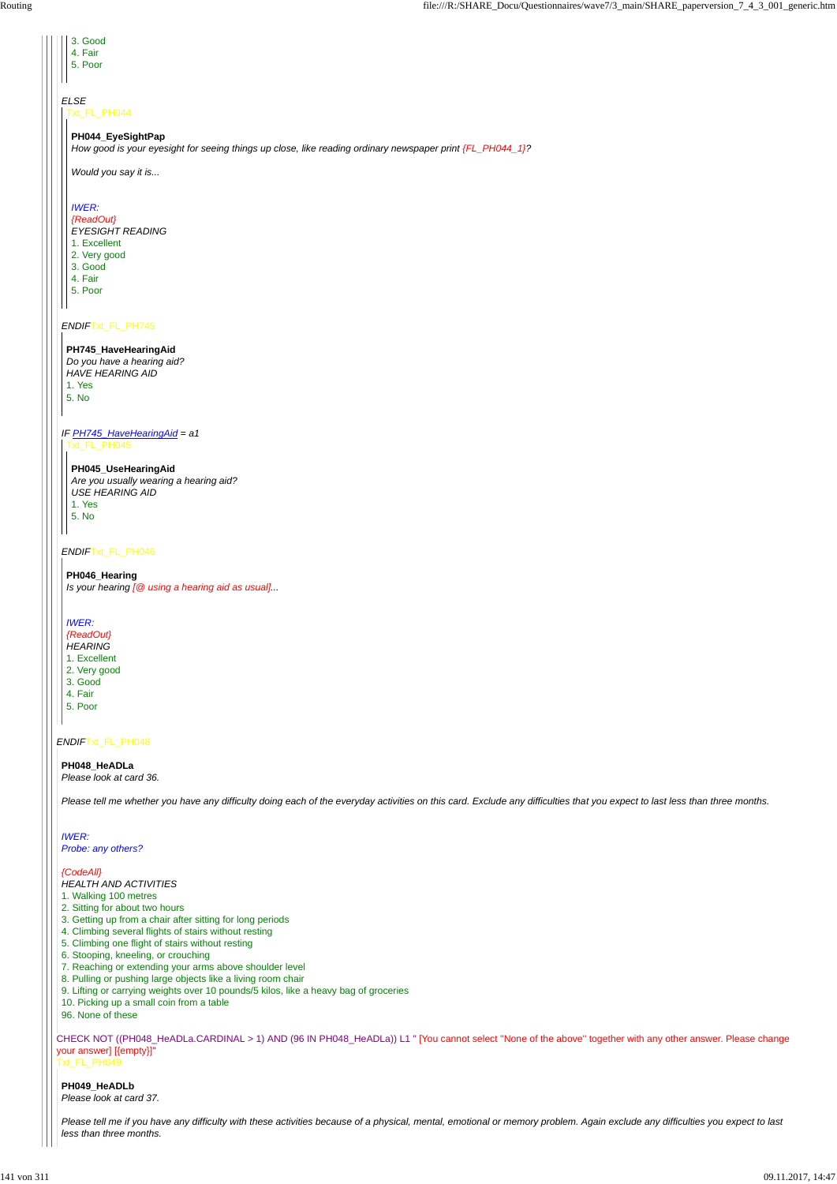3. Good
4. Fair
5. Poor

*ELSE*

Txt_FL_PH044

**PH044_EyeSightPap**

*How good is your eyesight for seeing things up close, like reading ordinary newspaper print {FL_PH044_1}?*

*Would you say it is...*

*IWER:*
*{ReadOut}*
*EYESIGHT READING*
1. Excellent
2. Very good
3. Good
4. Fair
5. Poor

*ENDIF*Txt_FL_PH745

**PH745_HaveHearingAid**

*Do you have a hearing aid?*
*HAVE HEARING AID*
1. Yes
5. No

*IF PH745_HaveHearingAid = a1*

Txt_FL_PH045

**PH045_UseHearingAid**

*Are you usually wearing a hearing aid?*
*USE HEARING AID*
1. Yes
5. No

*ENDIF*Txt_FL_PH046

**PH046_Hearing**

*Is your hearing [@ using a hearing aid as usual]...*

*IWER:*
*{ReadOut}*
*HEARING*
1. Excellent
2. Very good
3. Good
4. Fair
5. Poor

*ENDIF*Txt_FL_PH048

**PH048_HeADLa**

*Please look at card 36.*

*Please tell me whether you have any difficulty doing each of the everyday activities on this card. Exclude any difficulties that you expect to last less than three months.*

*IWER:*
*Probe: any others?*

*{CodeAll}*
*HEALTH AND ACTIVITIES*
1. Walking 100 metres
2. Sitting for about two hours
3. Getting up from a chair after sitting for long periods
4. Climbing several flights of stairs without resting
5. Climbing one flight of stairs without resting
6. Stooping, kneeling, or crouching
7. Reaching or extending your arms above shoulder level
8. Pulling or pushing large objects like a living room chair
9. Lifting or carrying weights over 10 pounds/5 kilos, like a heavy bag of groceries
10. Picking up a small coin from a table
96. None of these

CHECK NOT ((PH048_HeADLa.CARDINAL > 1) AND (96 IN PH048_HeADLa)) L1 " [You cannot select "None of the above" together with any other answer. Please change your answer] [{empty}]"

Txt_FL_PH049

**PH049_HeADLb**

*Please look at card 37.*

*Please tell me if you have any difficulty with these activities because of a physical, mental, emotional or memory problem. Again exclude any difficulties you expect to last less than three months.*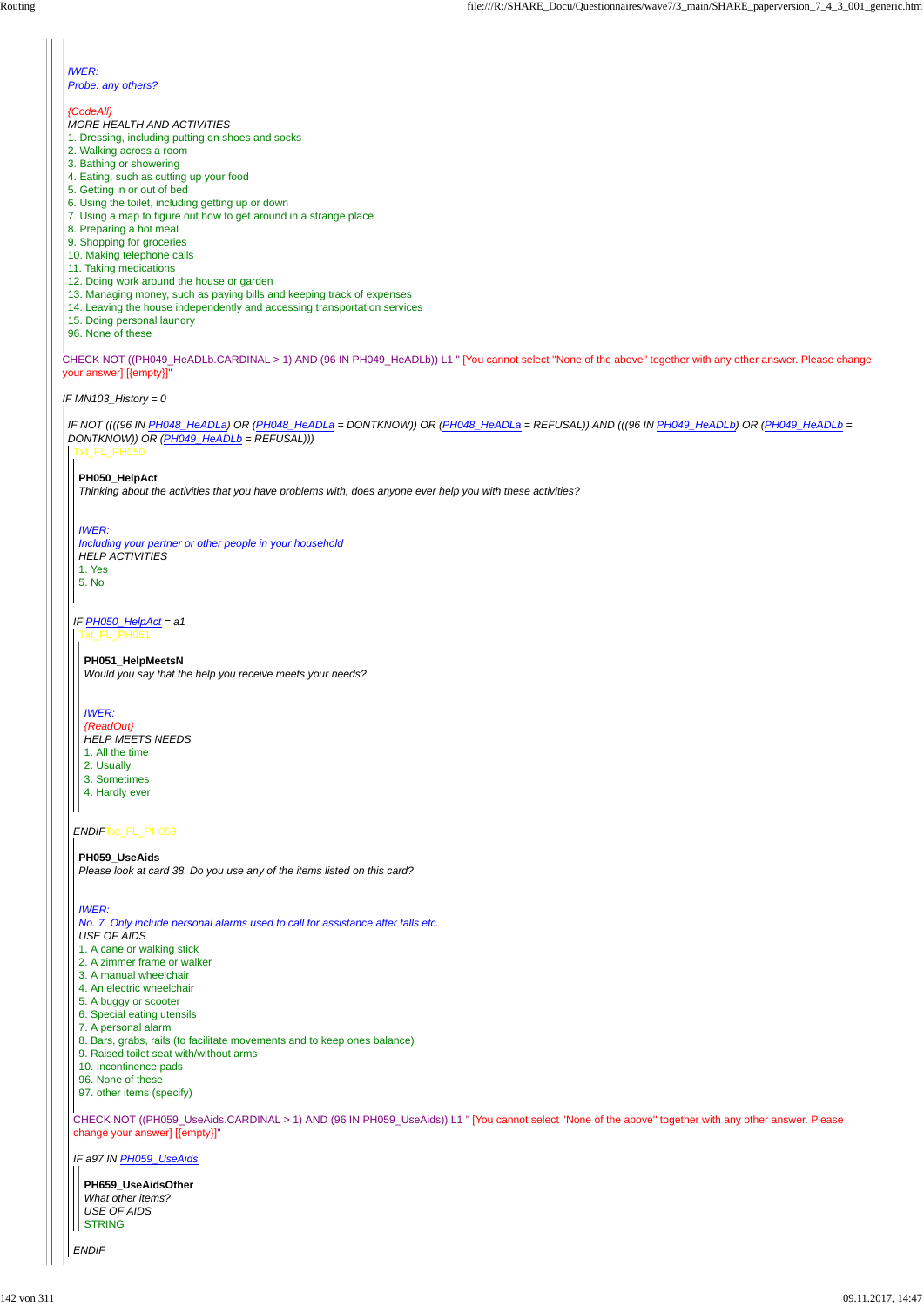*IWER:*
*Probe: any others?*

*{CodeAll}*
*MORE HEALTH AND ACTIVITIES*
1. Dressing, including putting on shoes and socks
2. Walking across a room
3. Bathing or showering
4. Eating, such as cutting up your food
5. Getting in or out of bed
6. Using the toilet, including getting up or down
7. Using a map to figure out how to get around in a strange place
8. Preparing a hot meal
9. Shopping for groceries
10. Making telephone calls
11. Taking medications
12. Doing work around the house or garden
13. Managing money, such as paying bills and keeping track of expenses
14. Leaving the house independently and accessing transportation services
15. Doing personal laundry
96. None of these

CHECK NOT ((PH049_HeADLb.CARDINAL > 1) AND (96 IN PH049_HeADLb)) L1 " [You cannot select "None of the above" together with any other answer. Please change your answer] [{empty}]"

*IF MN103_History = 0*

*IF NOT ((((96 IN PH048_HeADLa) OR (PH048_HeADLa = DONTKNOW)) OR (PH048_HeADLa = REFUSAL)) AND (((96 IN PH049_HeADLb) OR (PH049_HeADLb = DONTKNOW)) OR (PH049_HeADLb = REFUSAL)))*

Txt_FL_PH050

**PH050_HelpAct**
*Thinking about the activities that you have problems with, does anyone ever help you with these activities?*

*IWER:*
*Including your partner or other people in your household*
*HELP ACTIVITIES*
1. Yes
5. No

*IF PH050_HelpAct = a1*

Txt_FL_PH051

**PH051_HelpMeetsN**
*Would you say that the help you receive meets your needs?*

*IWER:*
*{ReadOut}*
*HELP MEETS NEEDS*
1. All the time
2. Usually
3. Sometimes
4. Hardly ever

*ENDIF*Txt_FL_PH059

**PH059_UseAids**
*Please look at card 38. Do you use any of the items listed on this card?*

*IWER:*
*No. 7. Only include personal alarms used to call for assistance after falls etc.*
*USE OF AIDS*
1. A cane or walking stick
2. A zimmer frame or walker
3. A manual wheelchair
4. An electric wheelchair
5. A buggy or scooter
6. Special eating utensils
7. A personal alarm
8. Bars, grabs, rails (to facilitate movements and to keep ones balance)
9. Raised toilet seat with/without arms
10. Incontinence pads
96. None of these
97. other items (specify)

CHECK NOT ((PH059_UseAids.CARDINAL > 1) AND (96 IN PH059_UseAids)) L1 " [You cannot select "None of the above" together with any other answer. Please change your answer] [{empty}]"

*IF a97 IN PH059_UseAids*

**PH659_UseAidsOther**
*What other items?*
*USE OF AIDS*
STRING

*ENDIF*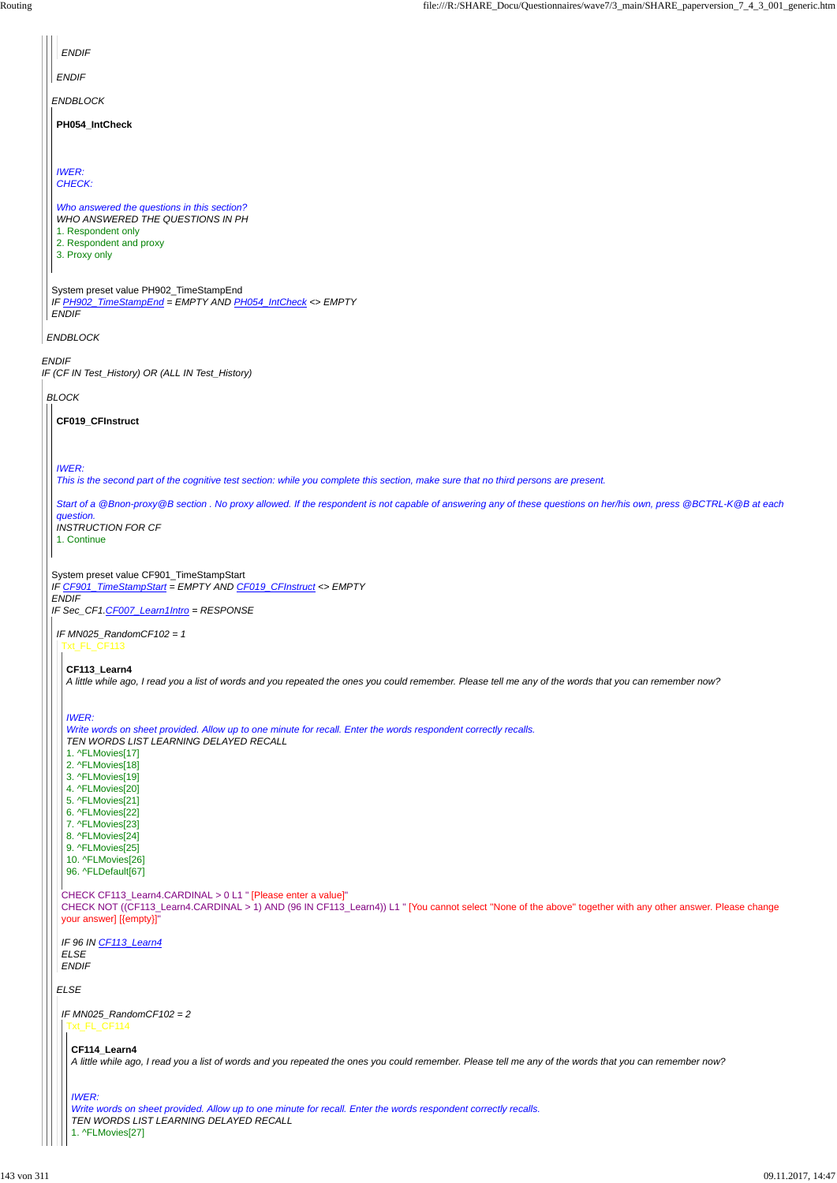ENDIF

ENDIF

ENDBLOCK

**PH054_IntCheck**

*IWER:*
*CHECK:*

*Who answered the questions in this section?*
*WHO ANSWERED THE QUESTIONS IN PH*
1. Respondent only
2. Respondent and proxy
3. Proxy only

System preset value PH902_TimeStampEnd
*IF PH902_TimeStampEnd = EMPTY AND PH054_IntCheck <> EMPTY*
*ENDIF*

*ENDBLOCK*

*ENDIF*
*IF (CF IN Test_History) OR (ALL IN Test_History)*

*BLOCK*

**CF019_CFInstruct**

*IWER:*
*This is the second part of the cognitive test section: while you complete this section, make sure that no third persons are present.*

*Start of a @Bnon-proxy@B section . No proxy allowed. If the respondent is not capable of answering any of these questions on her/his own, press @BCTRL-K@B at each question.*
*INSTRUCTION FOR CF*
1. Continue

System preset value CF901_TimeStampStart
*IF CF901_TimeStampStart = EMPTY AND CF019_CFInstruct <> EMPTY*
*ENDIF*
*IF Sec_CF1.CF007_Learn1Intro = RESPONSE*

*IF MN025_RandomCF102 = 1*
Txt_FL_CF113

**CF113_Learn4**
*A little while ago, I read you a list of words and you repeated the ones you could remember. Please tell me any of the words that you can remember now?*

*IWER:*
*Write words on sheet provided. Allow up to one minute for recall. Enter the words respondent correctly recalls.*
*TEN WORDS LIST LEARNING DELAYED RECALL*
1. ^FLMovies[17]
2. ^FLMovies[18]
3. ^FLMovies[19]
4. ^FLMovies[20]
5. ^FLMovies[21]
6. ^FLMovies[22]
7. ^FLMovies[23]
8. ^FLMovies[24]
9. ^FLMovies[25]
10. ^FLMovies[26]
96. ^FLDefault[67]

CHECK CF113_Learn4.CARDINAL > 0 L1 " [Please enter a value]"
CHECK NOT ((CF113_Learn4.CARDINAL > 1) AND (96 IN CF113_Learn4)) L1 " [You cannot select "None of the above" together with any other answer. Please change your answer] [{empty}]"

*IF 96 IN CF113_Learn4*
*ELSE*
*ENDIF*

*ELSE*

*IF MN025_RandomCF102 = 2*
Txt_FL_CF114

**CF114_Learn4**
*A little while ago, I read you a list of words and you repeated the ones you could remember. Please tell me any of the words that you can remember now?*

*IWER:*
*Write words on sheet provided. Allow up to one minute for recall. Enter the words respondent correctly recalls.*
*TEN WORDS LIST LEARNING DELAYED RECALL*
1. ^FLMovies[27]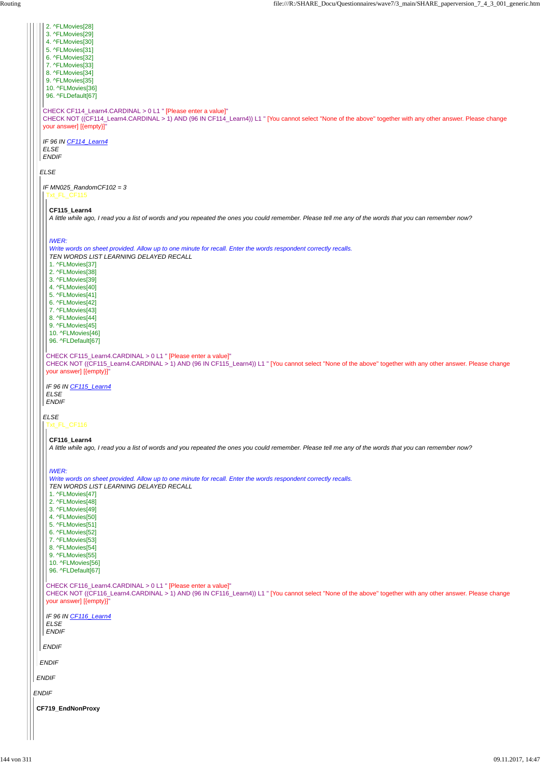2. ^FLMovies[28]
3. ^FLMovies[29]
4. ^FLMovies[30]
5. ^FLMovies[31]
6. ^FLMovies[32]
7. ^FLMovies[33]
8. ^FLMovies[34]
9. ^FLMovies[35]
10. ^FLMovies[36]
96. ^FLDefault[67]

CHECK CF114_Learn4.CARDINAL > 0 L1 " [Please enter a value]"
CHECK NOT ((CF114_Learn4.CARDINAL > 1) AND (96 IN CF114_Learn4)) L1 " [You cannot select "None of the above" together with any other answer. Please change your answer] [{empty}]"

*IF 96 IN CF114_Learn4*
*ELSE*
*ENDIF*

*ELSE*

*IF MN025_RandomCF102 = 3*
Txt_FL_CF115

**CF115_Learn4**
*A little while ago, I read you a list of words and you repeated the ones you could remember. Please tell me any of the words that you can remember now?*

*IWER:*
*Write words on sheet provided. Allow up to one minute for recall. Enter the words respondent correctly recalls.*
*TEN WORDS LIST LEARNING DELAYED RECALL*
1. ^FLMovies[37]
2. ^FLMovies[38]
3. ^FLMovies[39]
4. ^FLMovies[40]
5. ^FLMovies[41]
6. ^FLMovies[42]
7. ^FLMovies[43]
8. ^FLMovies[44]
9. ^FLMovies[45]
10. ^FLMovies[46]
96. ^FLDefault[67]

CHECK CF115_Learn4.CARDINAL > 0 L1 " [Please enter a value]"
CHECK NOT ((CF115_Learn4.CARDINAL > 1) AND (96 IN CF115_Learn4)) L1 " [You cannot select "None of the above" together with any other answer. Please change your answer] [{empty}]"

*IF 96 IN CF115_Learn4*
*ELSE*
*ENDIF*

*ELSE*
Txt_FL_CF116

**CF116_Learn4**
*A little while ago, I read you a list of words and you repeated the ones you could remember. Please tell me any of the words that you can remember now?*

*IWER:*
*Write words on sheet provided. Allow up to one minute for recall. Enter the words respondent correctly recalls.*
*TEN WORDS LIST LEARNING DELAYED RECALL*
1. ^FLMovies[47]
2. ^FLMovies[48]
3. ^FLMovies[49]
4. ^FLMovies[50]
5. ^FLMovies[51]
6. ^FLMovies[52]
7. ^FLMovies[53]
8. ^FLMovies[54]
9. ^FLMovies[55]
10. ^FLMovies[56]
96. ^FLDefault[67]

CHECK CF116_Learn4.CARDINAL > 0 L1 " [Please enter a value]"
CHECK NOT ((CF116_Learn4.CARDINAL > 1) AND (96 IN CF116_Learn4)) L1 " [You cannot select "None of the above" together with any other answer. Please change your answer] [{empty}]"

*IF 96 IN CF116_Learn4*
*ELSE*
*ENDIF*

*ENDIF*

*ENDIF*

*ENDIF*

*ENDIF*

**CF719_EndNonProxy**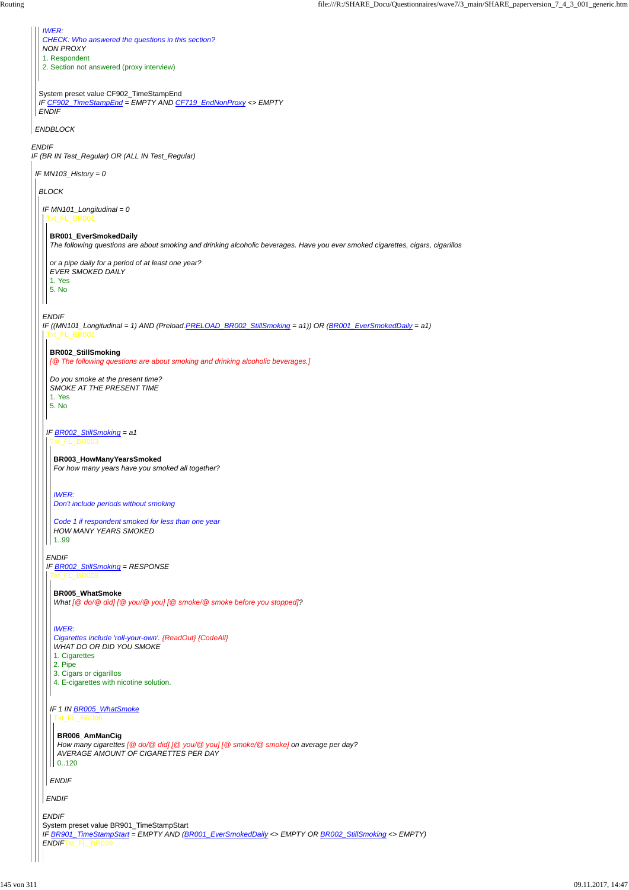*IWER:*
*CHECK: Who answered the questions in this section?*
*NON PROXY*
1. Respondent
2. Section not answered (proxy interview)

System preset value CF902_TimeStampEnd
*IF CF902_TimeStampEnd = EMPTY AND CF719_EndNonProxy <> EMPTY*
*ENDIF*

*ENDBLOCK*

*ENDIF*
*IF (BR IN Test_Regular) OR (ALL IN Test_Regular)*

*IF MN103_History = 0*

*BLOCK*

*IF MN101_Longitudinal = 0*
Txt_FL_BR001

**BR001_EverSmokedDaily**
*The following questions are about smoking and drinking alcoholic beverages. Have you ever smoked cigarettes, cigars, cigarillos*

*or a pipe daily for a period of at least one year?*
*EVER SMOKED DAILY*
1. Yes
5. No

*ENDIF*
*IF ((MN101_Longitudinal = 1) AND (Preload.PRELOAD_BR002_StillSmoking = a1)) OR (BR001_EverSmokedDaily = a1)*
Txt_FL_BR002

**BR002_StillSmoking**
*[@ The following questions are about smoking and drinking alcoholic beverages.]*

*Do you smoke at the present time?*
*SMOKE AT THE PRESENT TIME*
1. Yes
5. No

*IF BR002_StillSmoking = a1*
Txt_FL_BR003

**BR003_HowManyYearsSmoked**
*For how many years have you smoked all together?*

*IWER:*
*Don't include periods without smoking*

*Code 1 if respondent smoked for less than one year*
*HOW MANY YEARS SMOKED*
1..99

*ENDIF*
*IF BR002_StillSmoking = RESPONSE*
Txt_FL_BR005

**BR005_WhatSmoke**
*What [@ do/@ did] [@ you/@ you] [@ smoke/@ smoke before you stopped]?*

*IWER:*
*Cigarettes include 'roll-your-own'. {ReadOut} {CodeAll}*
*WHAT DO OR DID YOU SMOKE*
1. Cigarettes
2. Pipe
3. Cigars or cigarillos
4. E-cigarettes with nicotine solution.

*IF 1 IN BR005_WhatSmoke*
Txt_FL_BR006

**BR006_AmManCig**
*How many cigarettes [@ do/@ did] [@ you/@ you] [@ smoke/@ smoke] on average per day?*
*AVERAGE AMOUNT OF CIGARETTES PER DAY*
0..120

*ENDIF*

*ENDIF*

*ENDIF*
System preset value BR901_TimeStampStart
*IF BR901_TimeStampStart = EMPTY AND (BR001_EverSmokedDaily <> EMPTY OR BR002_StillSmoking <> EMPTY)*
*ENDIF*Txt_FL_BR039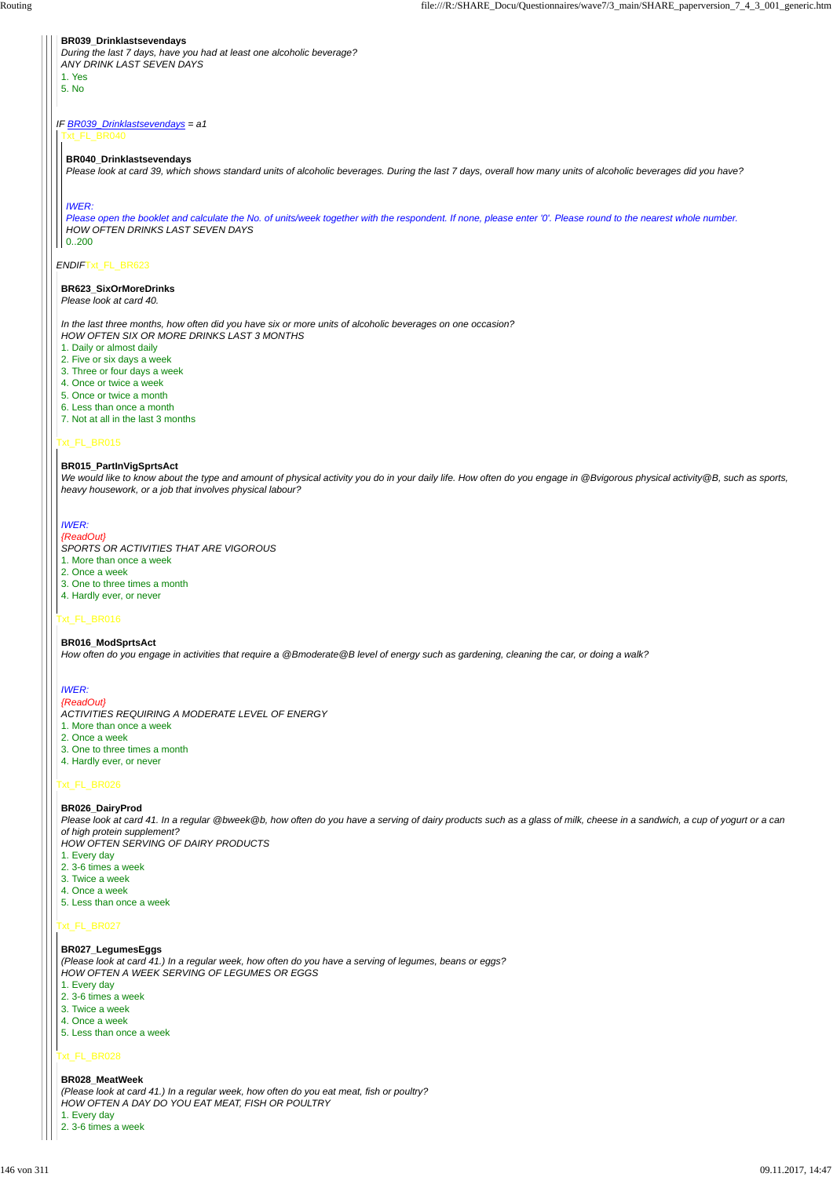**BR039_Drinklastsevendays**

*During the last 7 days, have you had at least one alcoholic beverage?*

*ANY DRINK LAST SEVEN DAYS*

1. Yes
5. No

*IF BR039_Drinklastsevendays = a1*

Txt_FL_BR040

**BR040_Drinklastsevendays**

*Please look at card 39, which shows standard units of alcoholic beverages. During the last 7 days, overall how many units of alcoholic beverages did you have?*

*IWER:*

*Please open the booklet and calculate the No. of units/week together with the respondent. If none, please enter '0'. Please round to the nearest whole number.*

*HOW OFTEN DRINKS LAST SEVEN DAYS*

0..200

*ENDIF*Txt_FL_BR623

**BR623_SixOrMoreDrinks**

*Please look at card 40.*

*In the last three months, how often did you have six or more units of alcoholic beverages on one occasion?*

*HOW OFTEN SIX OR MORE DRINKS LAST 3 MONTHS*

1. Daily or almost daily
2. Five or six days a week
3. Three or four days a week
4. Once or twice a week
5. Once or twice a month
6. Less than once a month
7. Not at all in the last 3 months

Txt_FL_BR015

**BR015_PartInVigSprtsAct**

*We would like to know about the type and amount of physical activity you do in your daily life. How often do you engage in @Bvigorous physical activity@B, such as sports, heavy housework, or a job that involves physical labour?*

*IWER:*

*{ReadOut}*

*SPORTS OR ACTIVITIES THAT ARE VIGOROUS*

1. More than once a week
2. Once a week
3. One to three times a month
4. Hardly ever, or never

Txt_FL_BR016

**BR016_ModSprtsAct**

*How often do you engage in activities that require a @Bmoderate@B level of energy such as gardening, cleaning the car, or doing a walk?*

*IWER:*

*{ReadOut}*

*ACTIVITIES REQUIRING A MODERATE LEVEL OF ENERGY*

1. More than once a week
2. Once a week
3. One to three times a month
4. Hardly ever, or never

Txt_FL_BR026

**BR026_DairyProd**

*Please look at card 41. In a regular @bweek@b, how often do you have a serving of dairy products such as a glass of milk, cheese in a sandwich, a cup of yogurt or a can of high protein supplement?*

*HOW OFTEN SERVING OF DAIRY PRODUCTS*

1. Every day
2. 3-6 times a week
3. Twice a week
4. Once a week
5. Less than once a week

Txt_FL_BR027

**BR027_LegumesEggs**

*(Please look at card 41.) In a regular week, how often do you have a serving of legumes, beans or eggs?*

*HOW OFTEN A WEEK SERVING OF LEGUMES OR EGGS*

1. Every day
2. 3-6 times a week
3. Twice a week
4. Once a week
5. Less than once a week

Txt_FL_BR028

**BR028_MeatWeek**

*(Please look at card 41.) In a regular week, how often do you eat meat, fish or poultry?*

*HOW OFTEN A DAY DO YOU EAT MEAT, FISH OR POULTRY*

1. Every day
2. 3-6 times a week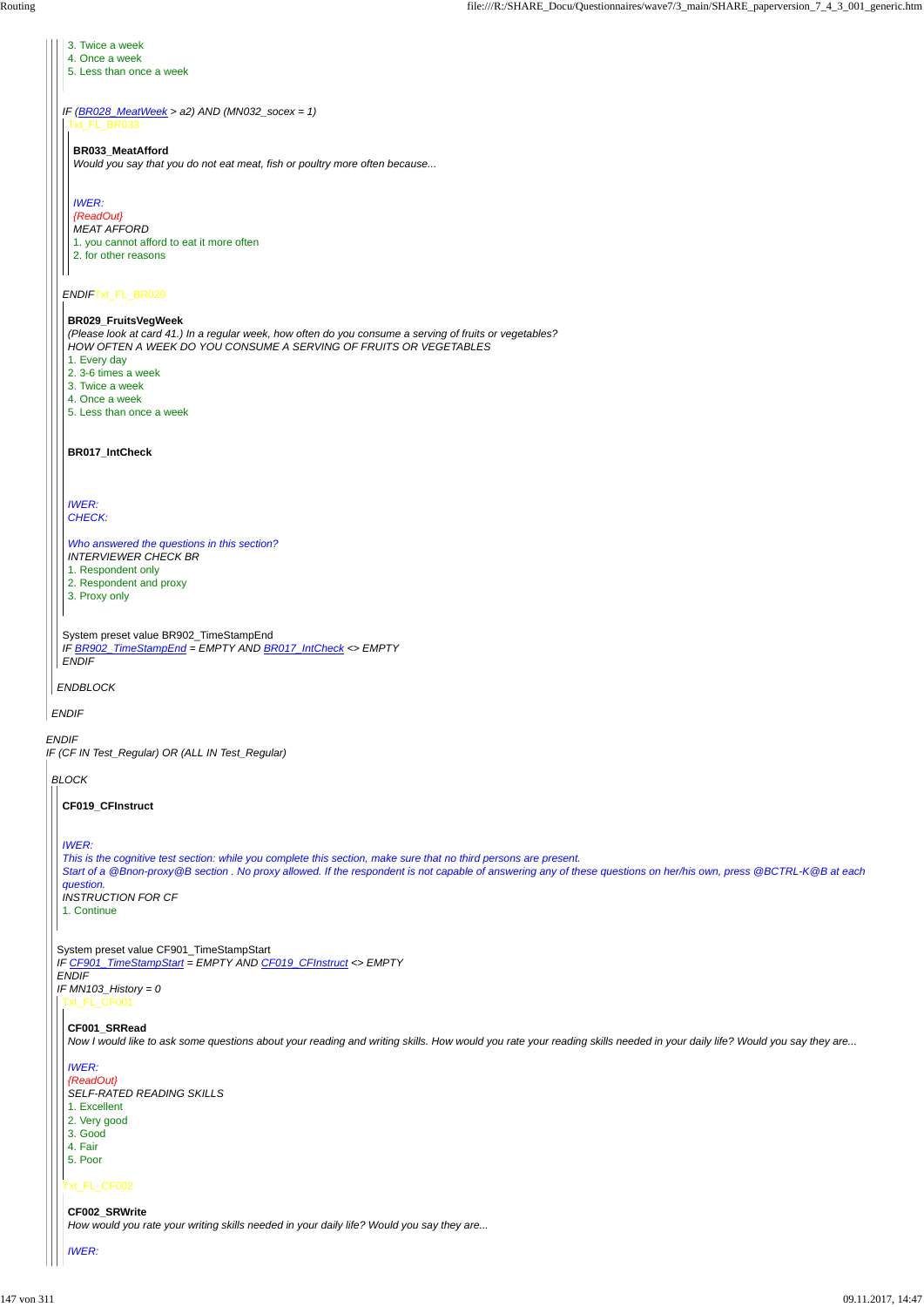3. Twice a week
4. Once a week
5. Less than once a week

*IF (BR028_MeatWeek > a2) AND (MN032_socex = 1)*

Txt_FL_BR033

**BR033_MeatAfford**

*Would you say that you do not eat meat, fish or poultry more often because...*

*IWER:*
*{ReadOut}*
*MEAT AFFORD*
1. you cannot afford to eat it more often
2. for other reasons

*ENDIF* Txt_FL_BR029

**BR029_FruitsVegWeek**

*(Please look at card 41.) In a regular week, how often do you consume a serving of fruits or vegetables?*
*HOW OFTEN A WEEK DO YOU CONSUME A SERVING OF FRUITS OR VEGETABLES*
1. Every day
2. 3-6 times a week
3. Twice a week
4. Once a week
5. Less than once a week

**BR017_IntCheck**

*IWER:*
*CHECK:*

*Who answered the questions in this section?*
*INTERVIEWER CHECK BR*
1. Respondent only
2. Respondent and proxy
3. Proxy only

System preset value BR902_TimeStampEnd
*IF BR902_TimeStampEnd = EMPTY AND BR017_IntCheck <> EMPTY*
*ENDIF*

*ENDBLOCK*

*ENDIF*

*ENDIF*
*IF (CF IN Test_Regular) OR (ALL IN Test_Regular)*

*BLOCK*

**CF019_CFInstruct**

*IWER:*
*This is the cognitive test section: while you complete this section, make sure that no third persons are present.*
*Start of a @Bnon-proxy@B section . No proxy allowed. If the respondent is not capable of answering any of these questions on her/his own, press @BCTRL-K@B at each question.*
*INSTRUCTION FOR CF*
1. Continue

System preset value CF901_TimeStampStart
*IF CF901_TimeStampStart = EMPTY AND CF019_CFInstruct <> EMPTY*
*ENDIF*
*IF MN103_History = 0*

Txt_FL_CF001

**CF001_SRRead**

*Now I would like to ask some questions about your reading and writing skills. How would you rate your reading skills needed in your daily life? Would you say they are...*

*IWER:*
*{ReadOut}*
*SELF-RATED READING SKILLS*
1. Excellent
2. Very good
3. Good
4. Fair
5. Poor

Txt_FL_CF002

**CF002_SRWrite**

*How would you rate your writing skills needed in your daily life? Would you say they are...*

*IWER:*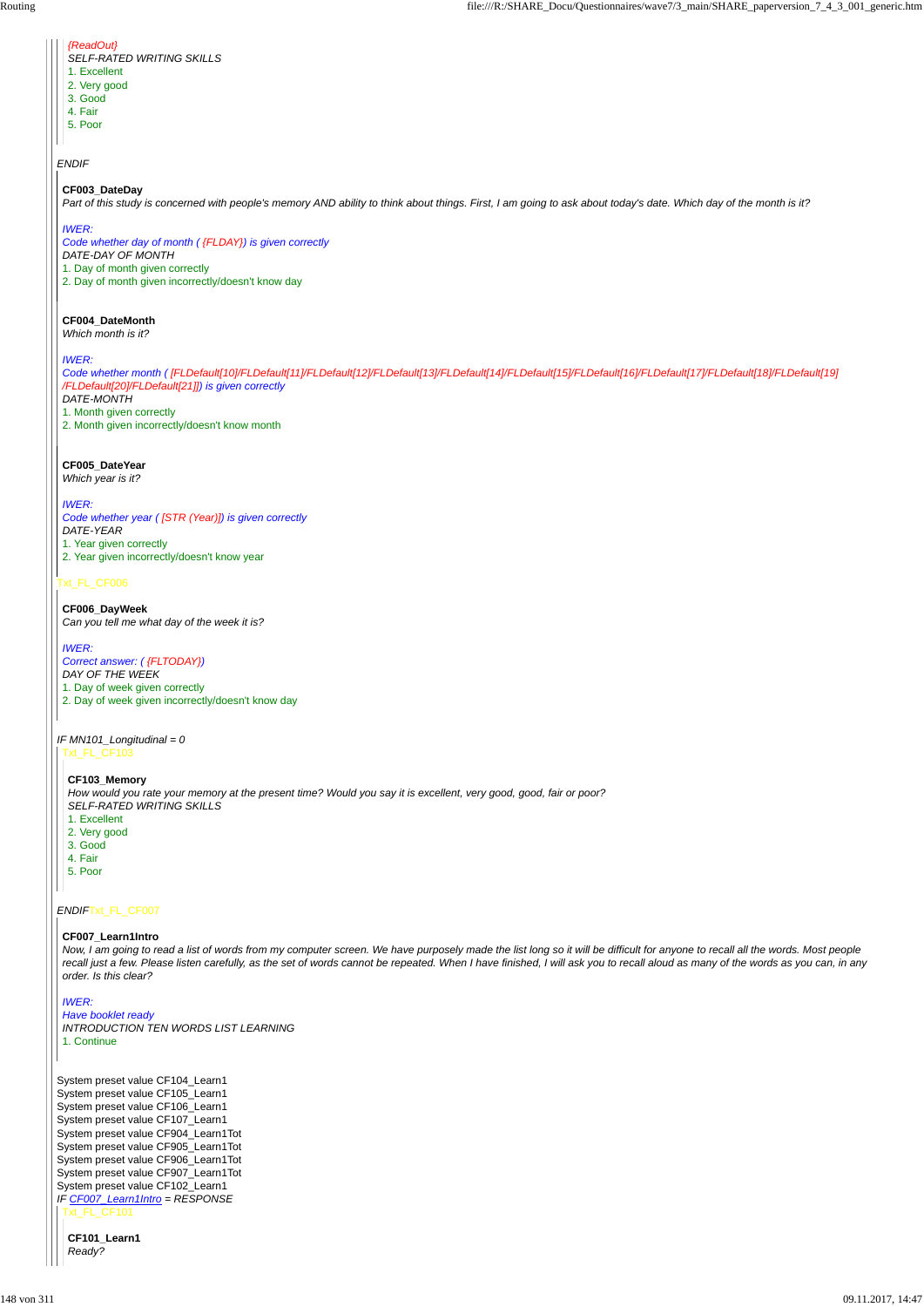*{ReadOut}*
*SELF-RATED WRITING SKILLS*
1. Excellent
2. Very good
3. Good
4. Fair
5. Poor

*ENDIF*

**CF003_DateDay**
*Part of this study is concerned with people's memory AND ability to think about things. First, I am going to ask about today's date. Which day of the month is it?*

*IWER:*
*Code whether day of month ( {FLDAY}) is given correctly*
*DATE-DAY OF MONTH*
1. Day of month given correctly
2. Day of month given incorrectly/doesn't know day

**CF004_DateMonth**
*Which month is it?*

*IWER:*
*Code whether month ( [FLDefault[10]/FLDefault[11]/FLDefault[12]/FLDefault[13]/FLDefault[14]/FLDefault[15]/FLDefault[16]/FLDefault[17]/FLDefault[18]/FLDefault[19]/FLDefault[20]/FLDefault[21]]) is given correctly*
*DATE-MONTH*
1. Month given correctly
2. Month given incorrectly/doesn't know month

**CF005_DateYear**
*Which year is it?*

*IWER:*
*Code whether year ( [STR (Year)]) is given correctly*
*DATE-YEAR*
1. Year given correctly
2. Year given incorrectly/doesn't know year

Txt_FL_CF006

**CF006_DayWeek**
*Can you tell me what day of the week it is?*

*IWER:*
*Correct answer: ( {FLTODAY})*
*DAY OF THE WEEK*
1. Day of week given correctly
2. Day of week given incorrectly/doesn't know day

*IF MN101_Longitudinal = 0*
Txt_FL_CF103

**CF103_Memory**
*How would you rate your memory at the present time? Would you say it is excellent, very good, good, fair or poor?*
*SELF-RATED WRITING SKILLS*
1. Excellent
2. Very good
3. Good
4. Fair
5. Poor

*ENDIF*Txt_FL_CF007

**CF007_Learn1Intro**
*Now, I am going to read a list of words from my computer screen. We have purposely made the list long so it will be difficult for anyone to recall all the words. Most people recall just a few. Please listen carefully, as the set of words cannot be repeated. When I have finished, I will ask you to recall aloud as many of the words as you can, in any order. Is this clear?*

*IWER:*
*Have booklet ready*
*INTRODUCTION TEN WORDS LIST LEARNING*
1. Continue

System preset value CF104_Learn1
System preset value CF105_Learn1
System preset value CF106_Learn1
System preset value CF107_Learn1
System preset value CF904_Learn1Tot
System preset value CF905_Learn1Tot
System preset value CF906_Learn1Tot
System preset value CF907_Learn1Tot
System preset value CF102_Learn1
*IF CF007_Learn1Intro = RESPONSE*
Txt_FL_CF101

**CF101_Learn1**
*Ready?*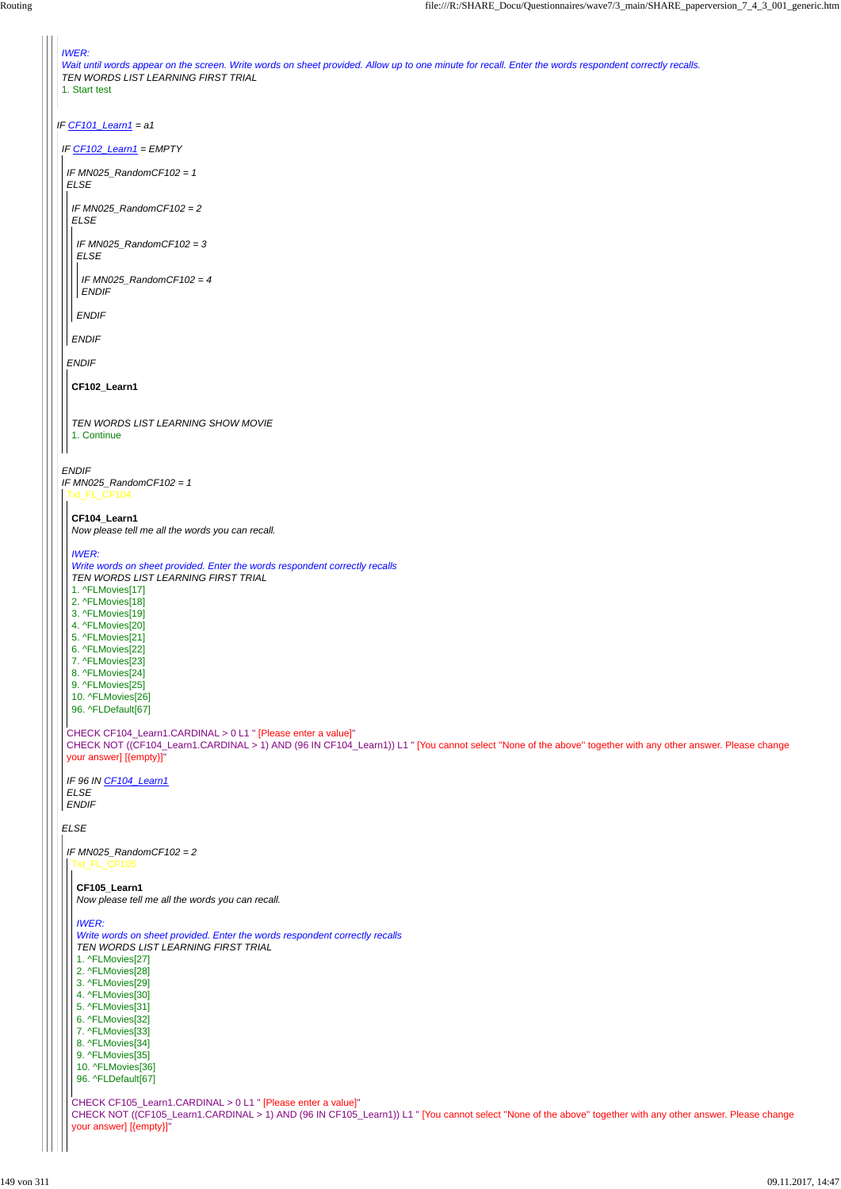*IWER:*
*Wait until words appear on the screen. Write words on sheet provided. Allow up to one minute for recall. Enter the words respondent correctly recalls.*
*TEN WORDS LIST LEARNING FIRST TRIAL*
1. Start test

*IF CF101_Learn1 = a1*

*IF CF102_Learn1 = EMPTY*

*IF MN025_RandomCF102 = 1*
*ELSE*

*IF MN025_RandomCF102 = 2*
*ELSE*

*IF MN025_RandomCF102 = 3*
*ELSE*

*IF MN025_RandomCF102 = 4*
*ENDIF*

*ENDIF*

*ENDIF*

*ENDIF*

**CF102_Learn1**

*TEN WORDS LIST LEARNING SHOW MOVIE*
1. Continue

*ENDIF*
*IF MN025_RandomCF102 = 1*
Txt_FL_CF104

**CF104_Learn1**
*Now please tell me all the words you can recall.*

*IWER:*
*Write words on sheet provided. Enter the words respondent correctly recalls*
*TEN WORDS LIST LEARNING FIRST TRIAL*
1. ^FLMovies[17]
2. ^FLMovies[18]
3. ^FLMovies[19]
4. ^FLMovies[20]
5. ^FLMovies[21]
6. ^FLMovies[22]
7. ^FLMovies[23]
8. ^FLMovies[24]
9. ^FLMovies[25]
10. ^FLMovies[26]
96. ^FLDefault[67]

CHECK CF104_Learn1.CARDINAL > 0 L1 " [Please enter a value]"
CHECK NOT ((CF104_Learn1.CARDINAL > 1) AND (96 IN CF104_Learn1)) L1 " [You cannot select "None of the above" together with any other answer. Please change your answer] [{empty}]"

*IF 96 IN CF104_Learn1*
*ELSE*
*ENDIF*

*ELSE*

*IF MN025_RandomCF102 = 2*
Txt_FL_CF105

**CF105_Learn1**
*Now please tell me all the words you can recall.*

*IWER:*
*Write words on sheet provided. Enter the words respondent correctly recalls*
*TEN WORDS LIST LEARNING FIRST TRIAL*
1. ^FLMovies[27]
2. ^FLMovies[28]
3. ^FLMovies[29]
4. ^FLMovies[30]
5. ^FLMovies[31]
6. ^FLMovies[32]
7. ^FLMovies[33]
8. ^FLMovies[34]
9. ^FLMovies[35]
10. ^FLMovies[36]
96. ^FLDefault[67]

CHECK CF105_Learn1.CARDINAL > 0 L1 " [Please enter a value]"
CHECK NOT ((CF105_Learn1.CARDINAL > 1) AND (96 IN CF105_Learn1)) L1 " [You cannot select "None of the above" together with any other answer. Please change your answer] [{empty}]"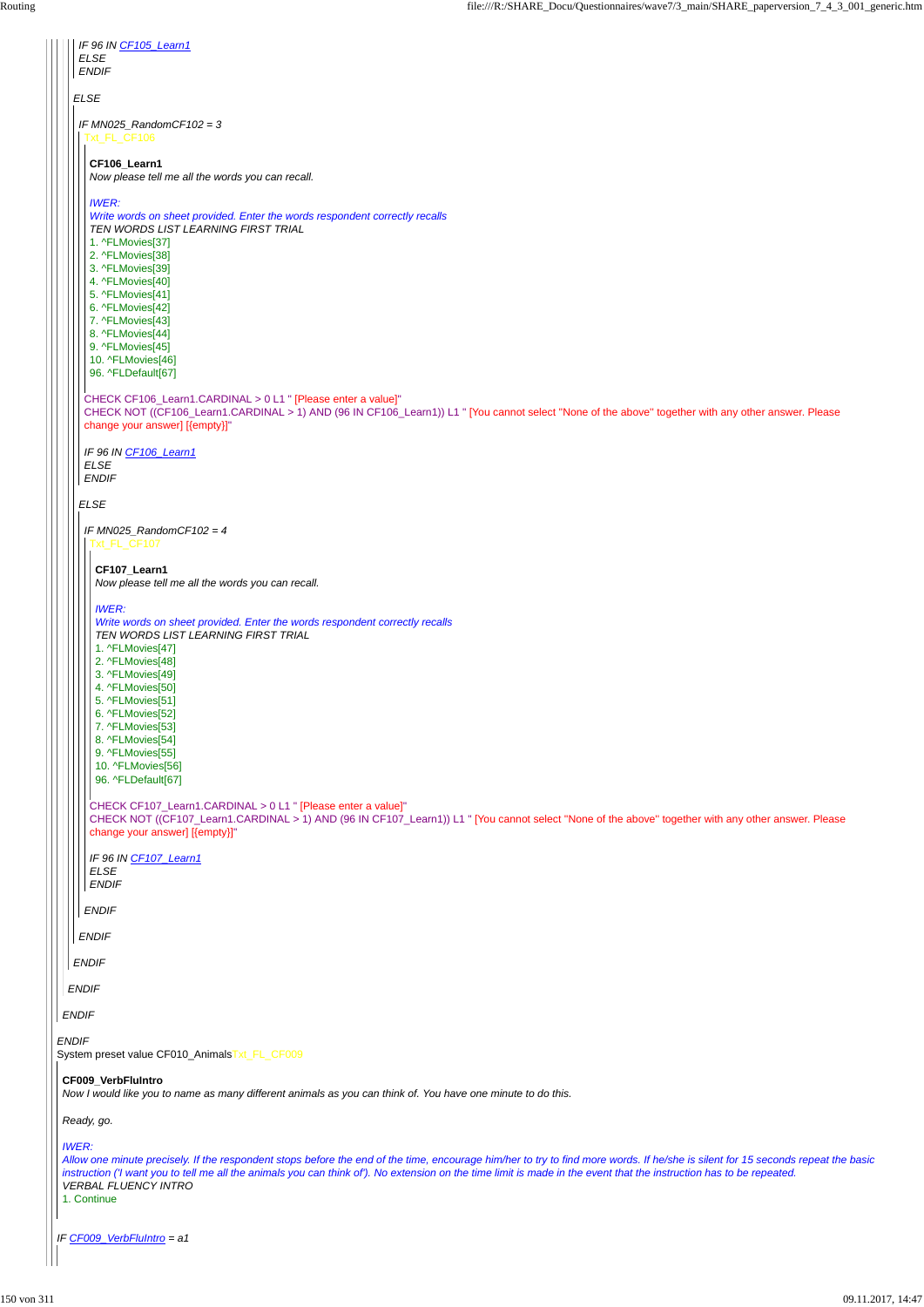IF 96 IN CF105_Learn1
ELSE
ENDIF

ELSE

IF MN025_RandomCF102 = 3
Txt_FL_CF106

**CF106_Learn1**
*Now please tell me all the words you can recall.*

*IWER:*
*Write words on sheet provided. Enter the words respondent correctly recalls*
*TEN WORDS LIST LEARNING FIRST TRIAL*
1. ^FLMovies[37]
2. ^FLMovies[38]
3. ^FLMovies[39]
4. ^FLMovies[40]
5. ^FLMovies[41]
6. ^FLMovies[42]
7. ^FLMovies[43]
8. ^FLMovies[44]
9. ^FLMovies[45]
10. ^FLMovies[46]
96. ^FLDefault[67]

CHECK CF106_Learn1.CARDINAL > 0 L1 " [Please enter a value]"
CHECK NOT ((CF106_Learn1.CARDINAL > 1) AND (96 IN CF106_Learn1)) L1 " [You cannot select "None of the above" together with any other answer. Please change your answer] [{empty}]"

IF 96 IN CF106_Learn1
ELSE
ENDIF

ELSE

IF MN025_RandomCF102 = 4
Txt_FL_CF107

**CF107_Learn1**
*Now please tell me all the words you can recall.*

*IWER:*
*Write words on sheet provided. Enter the words respondent correctly recalls*
*TEN WORDS LIST LEARNING FIRST TRIAL*
1. ^FLMovies[47]
2. ^FLMovies[48]
3. ^FLMovies[49]
4. ^FLMovies[50]
5. ^FLMovies[51]
6. ^FLMovies[52]
7. ^FLMovies[53]
8. ^FLMovies[54]
9. ^FLMovies[55]
10. ^FLMovies[56]
96. ^FLDefault[67]

CHECK CF107_Learn1.CARDINAL > 0 L1 " [Please enter a value]"
CHECK NOT ((CF107_Learn1.CARDINAL > 1) AND (96 IN CF107_Learn1)) L1 " [You cannot select "None of the above" together with any other answer. Please change your answer] [{empty}]"

IF 96 IN CF107_Learn1
ELSE
ENDIF

ENDIF

ENDIF

ENDIF

ENDIF

ENDIF

ENDIF
System preset value CF010_Animals Txt_FL_CF009

**CF009_VerbFluIntro**
*Now I would like you to name as many different animals as you can think of. You have one minute to do this.*

*Ready, go.*

*IWER:*
*Allow one minute precisely. If the respondent stops before the end of the time, encourage him/her to try to find more words. If he/she is silent for 15 seconds repeat the basic instruction ('I want you to tell me all the animals you can think of'). No extension on the time limit is made in the event that the instruction has to be repeated.*
*VERBAL FLUENCY INTRO*
1. Continue

IF CF009_VerbFluIntro = a1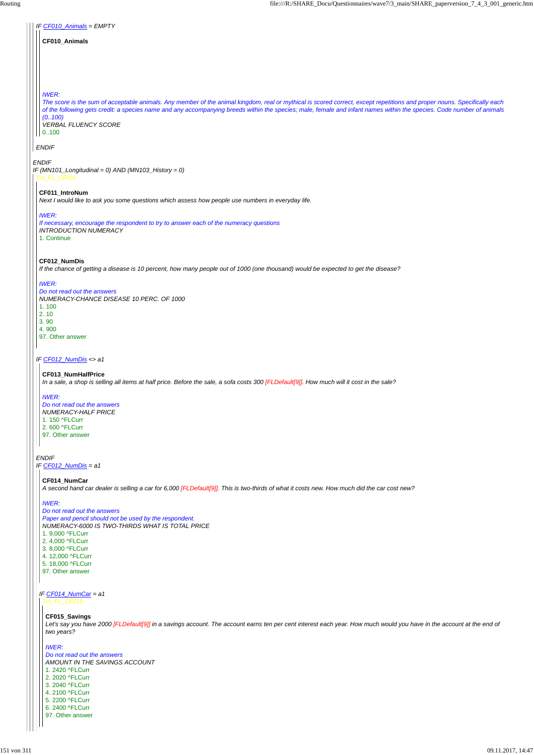IF CF010_Animals = EMPTY

**CF010_Animals**

*IWER:*
*The score is the sum of acceptable animals. Any member of the animal kingdom, real or mythical is scored correct, except repetitions and proper nouns. Specifically each of the following gets credit: a species name and any accompanying breeds within the species; male, female and infant names within the species. Code number of animals (0..100)*
VERBAL FLUENCY SCORE
0..100

ENDIF

ENDIF

IF (MN101_Longitudinal = 0) AND (MN103_History = 0)

Txt_FL_CF011

**CF011_IntroNum**
*Next I would like to ask you some questions which assess how people use numbers in everyday life.*

*IWER:*
*If necessary, encourage the respondent to try to answer each of the numeracy questions*
INTRODUCTION NUMERACY
1. Continue

**CF012_NumDis**
*If the chance of getting a disease is 10 percent, how many people out of 1000 (one thousand) would be expected to get the disease?*

*IWER:*
*Do not read out the answers*
NUMERACY-CHANCE DISEASE 10 PERC. OF 1000
1. 100
2. 10
3. 90
4. 900
97. Other answer

IF CF012_NumDis <> a1

**CF013_NumHalfPrice**
*In a sale, a shop is selling all items at half price. Before the sale, a sofa costs 300 [FLDefault[9]]. How much will it cost in the sale?*

*IWER:*
*Do not read out the answers*
NUMERACY-HALF PRICE
1. 150 ^FLCurr
2. 600 ^FLCurr
97. Other answer

ENDIF

IF CF012_NumDis = a1

**CF014_NumCar**
*A second hand car dealer is selling a car for 6,000 [FLDefault[9]]. This is two-thirds of what it costs new. How much did the car cost new?*

*IWER:*
*Do not read out the answers*
*Paper and pencil should not be used by the respondent.*
NUMERACY-6000 IS TWO-THIRDS WHAT IS TOTAL PRICE
1. 9,000 ^FLCurr
2. 4,000 ^FLCurr
3. 8,000 ^FLCurr
4. 12,000 ^FLCurr
5. 18,000 ^FLCurr
97. Other answer

IF CF014_NumCar = a1

Txt_FL_CF015

**CF015_Savings**
*Let's say you have 2000 [FLDefault[9]] in a savings account. The account earns ten per cent interest each year. How much would you have in the account at the end of two years?*

*IWER:*
*Do not read out the answers*
AMOUNT IN THE SAVINGS ACCOUNT
1. 2420 ^FLCurr
2. 2020 ^FLCurr
3. 2040 ^FLCurr
4. 2100 ^FLCurr
5. 2200 ^FLCurr
6. 2400 ^FLCurr
97. Other answer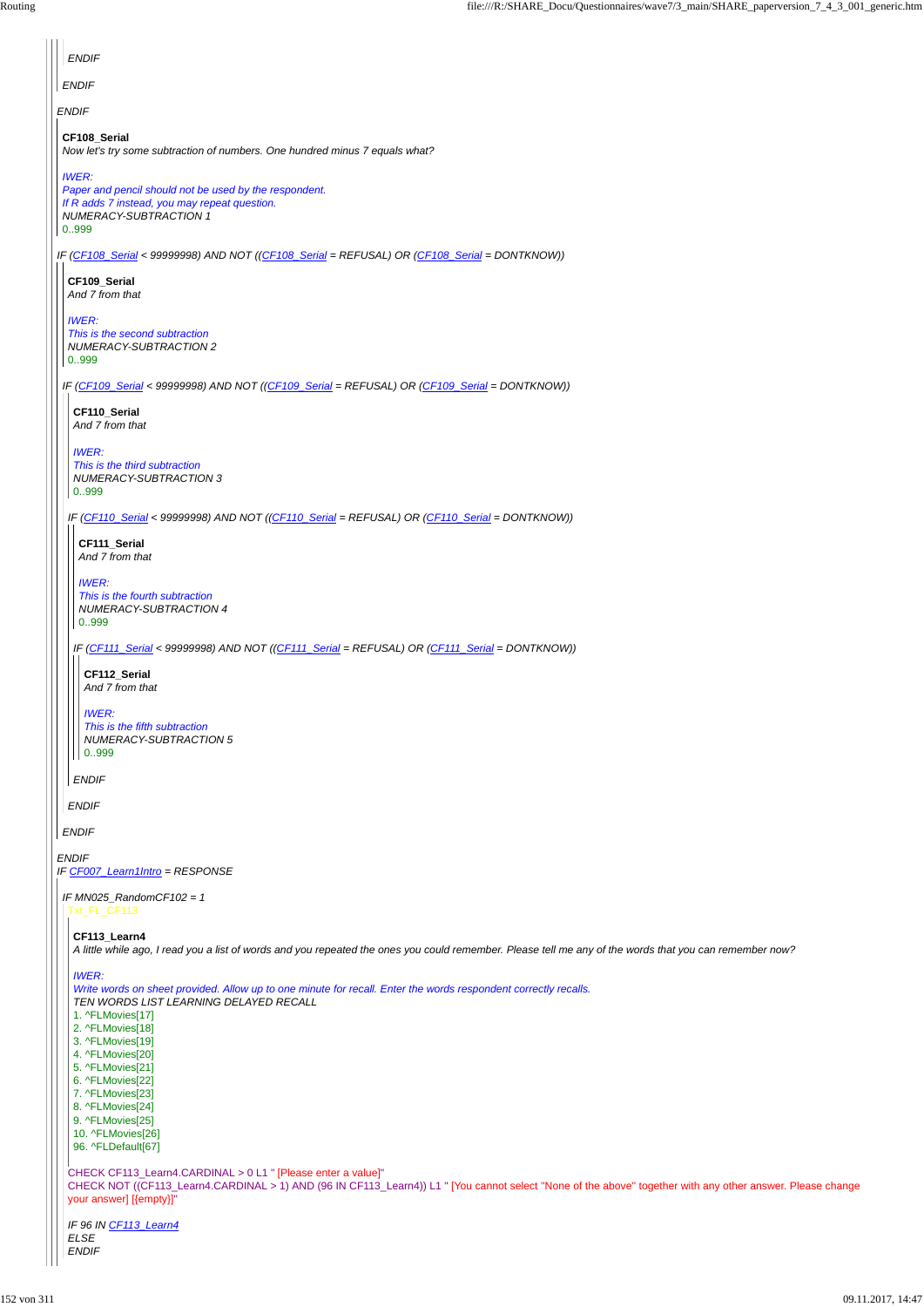ENDIF

ENDIF

ENDIF

**CF108_Serial**
*Now let's try some subtraction of numbers. One hundred minus 7 equals what?*

*IWER:*
*Paper and pencil should not be used by the respondent.*
*If R adds 7 instead, you may repeat question.*
*NUMERACY-SUBTRACTION 1*
0..999

*IF (CF108_Serial < 99999998) AND NOT ((CF108_Serial = REFUSAL) OR (CF108_Serial = DONTKNOW))*

**CF109_Serial**
*And 7 from that*

*IWER:*
*This is the second subtraction*
*NUMERACY-SUBTRACTION 2*
0..999

*IF (CF109_Serial < 99999998) AND NOT ((CF109_Serial = REFUSAL) OR (CF109_Serial = DONTKNOW))*

**CF110_Serial**
*And 7 from that*

*IWER:*
*This is the third subtraction*
*NUMERACY-SUBTRACTION 3*
0..999

*IF (CF110_Serial < 99999998) AND NOT ((CF110_Serial = REFUSAL) OR (CF110_Serial = DONTKNOW))*

**CF111_Serial**
*And 7 from that*

*IWER:*
*This is the fourth subtraction*
*NUMERACY-SUBTRACTION 4*
0..999

*IF (CF111_Serial < 99999998) AND NOT ((CF111_Serial = REFUSAL) OR (CF111_Serial = DONTKNOW))*

**CF112_Serial**
*And 7 from that*

*IWER:*
*This is the fifth subtraction*
*NUMERACY-SUBTRACTION 5*
0..999

ENDIF

ENDIF

ENDIF

ENDIF

*IF CF007_Learn1Intro = RESPONSE*

*IF MN025_RandomCF102 = 1*

Txt_FL_CF113

**CF113_Learn4**
*A little while ago, I read you a list of words and you repeated the ones you could remember. Please tell me any of the words that you can remember now?*

*IWER:*
*Write words on sheet provided. Allow up to one minute for recall. Enter the words respondent correctly recalls.*
*TEN WORDS LIST LEARNING DELAYED RECALL*

1. ^FLMovies[17]
2. ^FLMovies[18]
3. ^FLMovies[19]
4. ^FLMovies[20]
5. ^FLMovies[21]
6. ^FLMovies[22]
7. ^FLMovies[23]
8. ^FLMovies[24]
9. ^FLMovies[25]
10. ^FLMovies[26]

96. ^FLDefault[67]

CHECK CF113_Learn4.CARDINAL > 0 L1 " [Please enter a value]"
CHECK NOT ((CF113_Learn4.CARDINAL > 1) AND (96 IN CF113_Learn4)) L1 " [You cannot select "None of the above" together with any other answer. Please change your answer] [{empty}]"

*IF 96 IN CF113_Learn4*
*ELSE*
*ENDIF*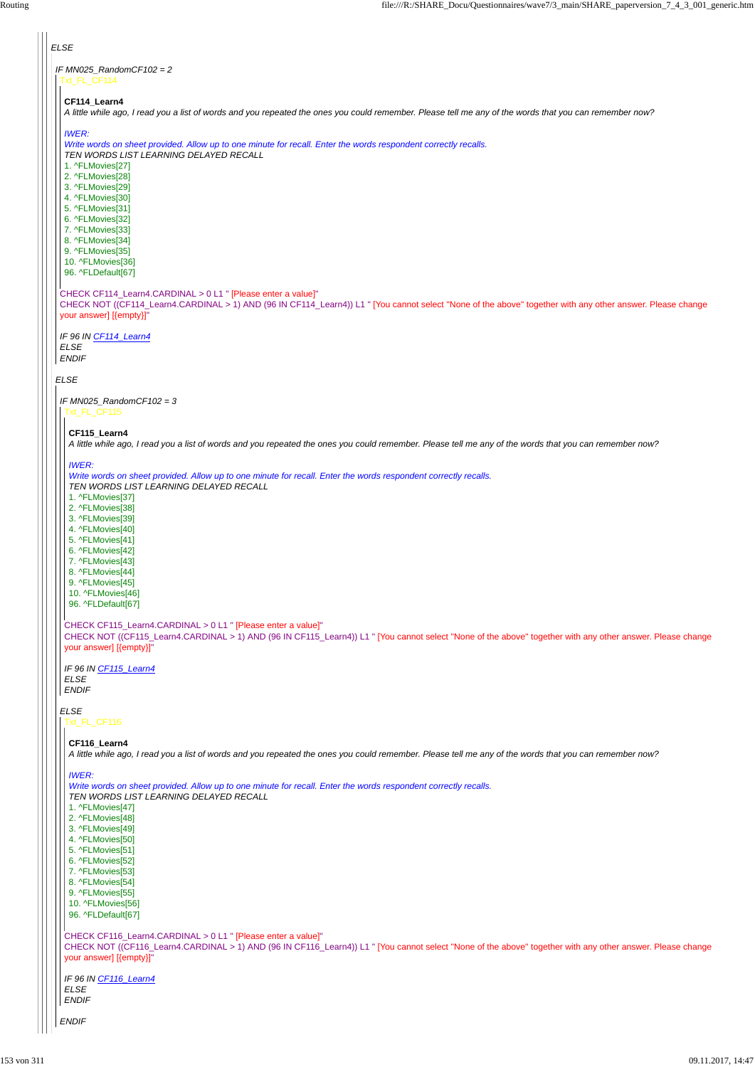*ELSE*

*IF MN025_RandomCF102 = 2*

Txt_FL_CF114

**CF114_Learn4**

*A little while ago, I read you a list of words and you repeated the ones you could remember. Please tell me any of the words that you can remember now?*

*IWER:*

*Write words on sheet provided. Allow up to one minute for recall. Enter the words respondent correctly recalls.*

*TEN WORDS LIST LEARNING DELAYED RECALL*

1. ^FLMovies[27]
2. ^FLMovies[28]
3. ^FLMovies[29]
4. ^FLMovies[30]
5. ^FLMovies[31]
6. ^FLMovies[32]
7. ^FLMovies[33]
8. ^FLMovies[34]
9. ^FLMovies[35]
10. ^FLMovies[36]

96. ^FLDefault[67]

CHECK CF114_Learn4.CARDINAL > 0 L1 " [Please enter a value]"

CHECK NOT ((CF114_Learn4.CARDINAL > 1) AND (96 IN CF114_Learn4)) L1 " [You cannot select "None of the above" together with any other answer. Please change your answer] [{empty}]"

*IF 96 IN CF114_Learn4*

*ELSE*

*ENDIF*

*ELSE*

*IF MN025_RandomCF102 = 3*

Txt_FL_CF115

**CF115_Learn4**

*A little while ago, I read you a list of words and you repeated the ones you could remember. Please tell me any of the words that you can remember now?*

*IWER:*

*Write words on sheet provided. Allow up to one minute for recall. Enter the words respondent correctly recalls.*

*TEN WORDS LIST LEARNING DELAYED RECALL*

1. ^FLMovies[37]
2. ^FLMovies[38]
3. ^FLMovies[39]
4. ^FLMovies[40]
5. ^FLMovies[41]
6. ^FLMovies[42]
7. ^FLMovies[43]
8. ^FLMovies[44]
9. ^FLMovies[45]
10. ^FLMovies[46]

96. ^FLDefault[67]

CHECK CF115_Learn4.CARDINAL > 0 L1 " [Please enter a value]"

CHECK NOT ((CF115_Learn4.CARDINAL > 1) AND (96 IN CF115_Learn4)) L1 " [You cannot select "None of the above" together with any other answer. Please change your answer] [{empty}]"

*IF 96 IN CF115_Learn4*

*ELSE*

*ENDIF*

*ELSE*

Txt_FL_CF116

**CF116_Learn4**

*A little while ago, I read you a list of words and you repeated the ones you could remember. Please tell me any of the words that you can remember now?*

*IWER:*

*Write words on sheet provided. Allow up to one minute for recall. Enter the words respondent correctly recalls.*

*TEN WORDS LIST LEARNING DELAYED RECALL*

1. ^FLMovies[47]
2. ^FLMovies[48]
3. ^FLMovies[49]
4. ^FLMovies[50]
5. ^FLMovies[51]
6. ^FLMovies[52]
7. ^FLMovies[53]
8. ^FLMovies[54]
9. ^FLMovies[55]
10. ^FLMovies[56]

96. ^FLDefault[67]

CHECK CF116_Learn4.CARDINAL > 0 L1 " [Please enter a value]"

CHECK NOT ((CF116_Learn4.CARDINAL > 1) AND (96 IN CF116_Learn4)) L1 " [You cannot select "None of the above" together with any other answer. Please change your answer] [{empty}]"

*IF 96 IN CF116_Learn4*

*ELSE*

*ENDIF*

*ENDIF*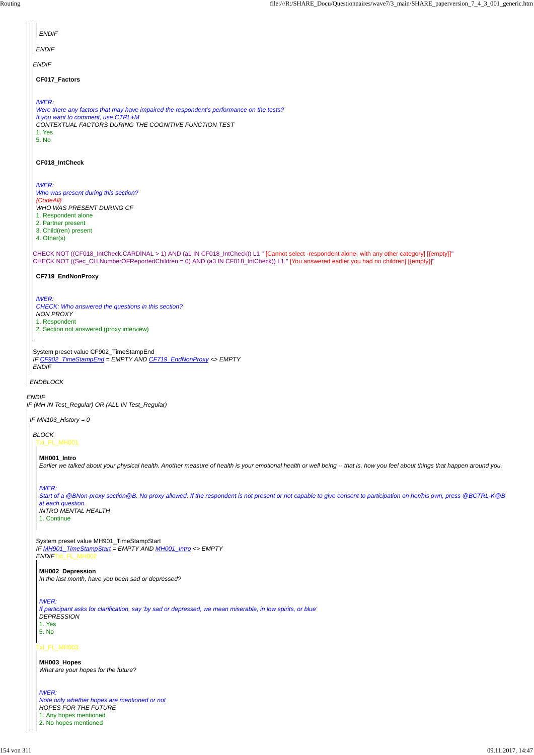ENDIF

ENDIF

ENDIF

**CF017_Factors**

*IWER:*
*Were there any factors that may have impaired the respondent's performance on the tests?*
*If you want to comment, use CTRL+M*
*CONTEXTUAL FACTORS DURING THE COGNITIVE FUNCTION TEST*
1. Yes
5. No

**CF018_IntCheck**

*IWER:*
*Who was present during this section?*
*{CodeAll}*
*WHO WAS PRESENT DURING CF*
1. Respondent alone
2. Partner present
3. Child(ren) present
4. Other(s)

CHECK NOT ((CF018_IntCheck.CARDINAL > 1) AND (a1 IN CF018_IntCheck)) L1 " [Cannot select -respondent alone- with any other category] [{empty}]"
CHECK NOT ((Sec_CH.NumberOFReportedChildren = 0) AND (a3 IN CF018_IntCheck)) L1 " [You answered earlier you had no children] [{empty}]"

**CF719_EndNonProxy**

*IWER:*
*CHECK: Who answered the questions in this section?*
*NON PROXY*
1. Respondent
2. Section not answered (proxy interview)

System preset value CF902_TimeStampEnd
*IF CF902_TimeStampEnd = EMPTY AND CF719_EndNonProxy <> EMPTY*
*ENDIF*

*ENDBLOCK*

*ENDIF*
*IF (MH IN Test_Regular) OR (ALL IN Test_Regular)*

*IF MN103_History = 0*

*BLOCK*
Txt_FL_MH001

**MH001_Intro**
*Earlier we talked about your physical health. Another measure of health is your emotional health or well being -- that is, how you feel about things that happen around you.*

*IWER:*
*Start of a @BNon-proxy section@B. No proxy allowed. If the respondent is not present or not capable to give consent to participation on her/his own, press @BCTRL-K@B at each question.*
*INTRO MENTAL HEALTH*
1. Continue

System preset value MH901_TimeStampStart
*IF MH901_TimeStampStart = EMPTY AND MH001_Intro <> EMPTY*
*ENDIF*Txt_FL_MH002

**MH002_Depression**
*In the last month, have you been sad or depressed?*

*IWER:*
*If participant asks for clarification, say 'by sad or depressed, we mean miserable, in low spirits, or blue'*
*DEPRESSION*
1. Yes
5. No

Txt_FL_MH003

**MH003_Hopes**
*What are your hopes for the future?*

*IWER:*
*Note only whether hopes are mentioned or not*
*HOPES FOR THE FUTURE*
1. Any hopes mentioned
2. No hopes mentioned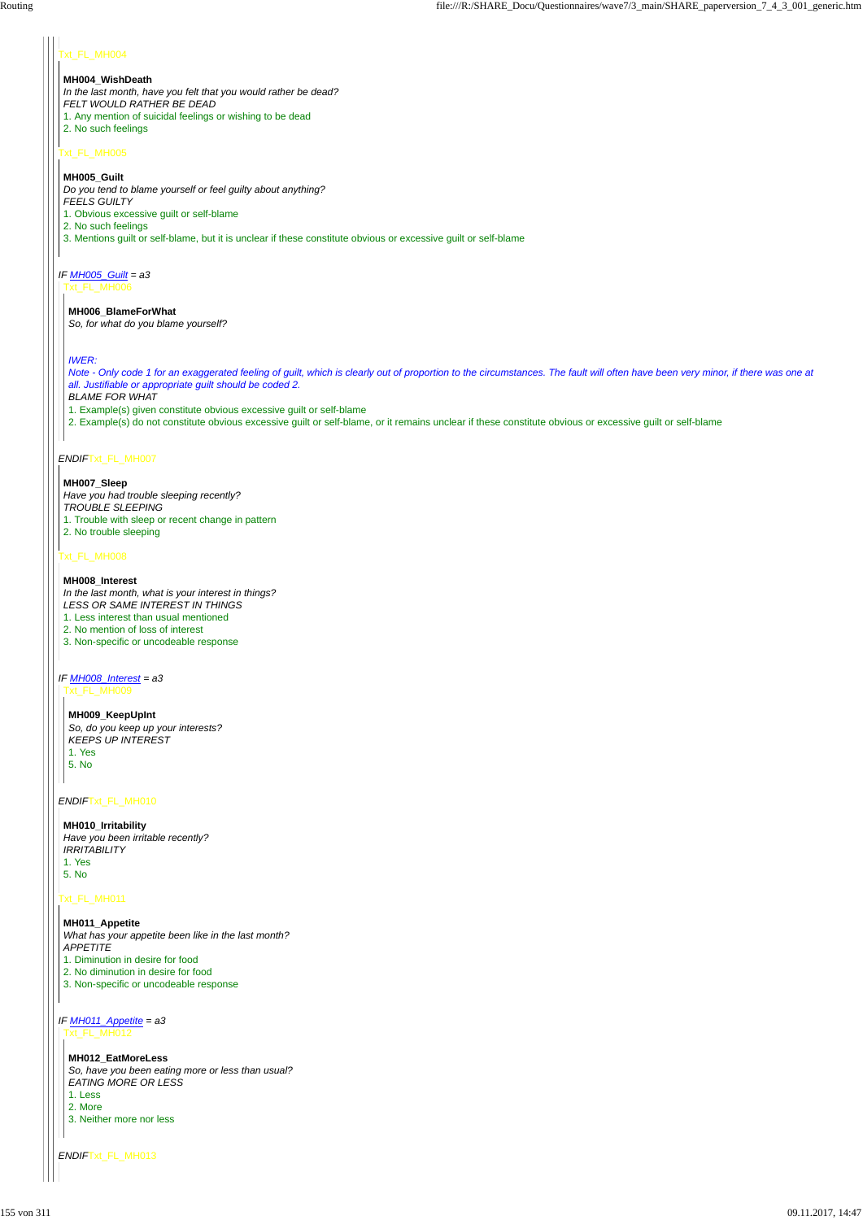Txt_FL_MH004

**MH004_WishDeath**
*In the last month, have you felt that you would rather be dead?*
*FELT WOULD RATHER BE DEAD*
1. Any mention of suicidal feelings or wishing to be dead
2. No such feelings

Txt_FL_MH005

**MH005_Guilt**
*Do you tend to blame yourself or feel guilty about anything?*
*FEELS GUILTY*
1. Obvious excessive guilt or self-blame
2. No such feelings
3. Mentions guilt or self-blame, but it is unclear if these constitute obvious or excessive guilt or self-blame

*IF MH005_Guilt = a3*
Txt_FL_MH006

**MH006_BlameForWhat**
*So, for what do you blame yourself?*

*IWER:*
*Note - Only code 1 for an exaggerated feeling of guilt, which is clearly out of proportion to the circumstances. The fault will often have been very minor, if there was one at all. Justifiable or appropriate guilt should be coded 2.*
*BLAME FOR WHAT*
1. Example(s) given constitute obvious excessive guilt or self-blame
2. Example(s) do not constitute obvious excessive guilt or self-blame, or it remains unclear if these constitute obvious or excessive guilt or self-blame

*ENDIF*Txt_FL_MH007

**MH007_Sleep**
*Have you had trouble sleeping recently?*
*TROUBLE SLEEPING*
1. Trouble with sleep or recent change in pattern
2. No trouble sleeping

Txt_FL_MH008

**MH008_Interest**
*In the last month, what is your interest in things?*
*LESS OR SAME INTEREST IN THINGS*
1. Less interest than usual mentioned
2. No mention of loss of interest
3. Non-specific or uncodeable response

*IF MH008_Interest = a3*
Txt_FL_MH009

**MH009_KeepUpInt**
*So, do you keep up your interests?*
*KEEPS UP INTEREST*
1. Yes
5. No

*ENDIF*Txt_FL_MH010

**MH010_Irritability**
*Have you been irritable recently?*
*IRRITABILITY*
1. Yes
5. No

Txt_FL_MH011

**MH011_Appetite**
*What has your appetite been like in the last month?*
*APPETITE*
1. Diminution in desire for food
2. No diminution in desire for food
3. Non-specific or uncodeable response

*IF MH011_Appetite = a3*
Txt_FL_MH012

**MH012_EatMoreLess**
*So, have you been eating more or less than usual?*
*EATING MORE OR LESS*
1. Less
2. More
3. Neither more nor less

*ENDIF*Txt_FL_MH013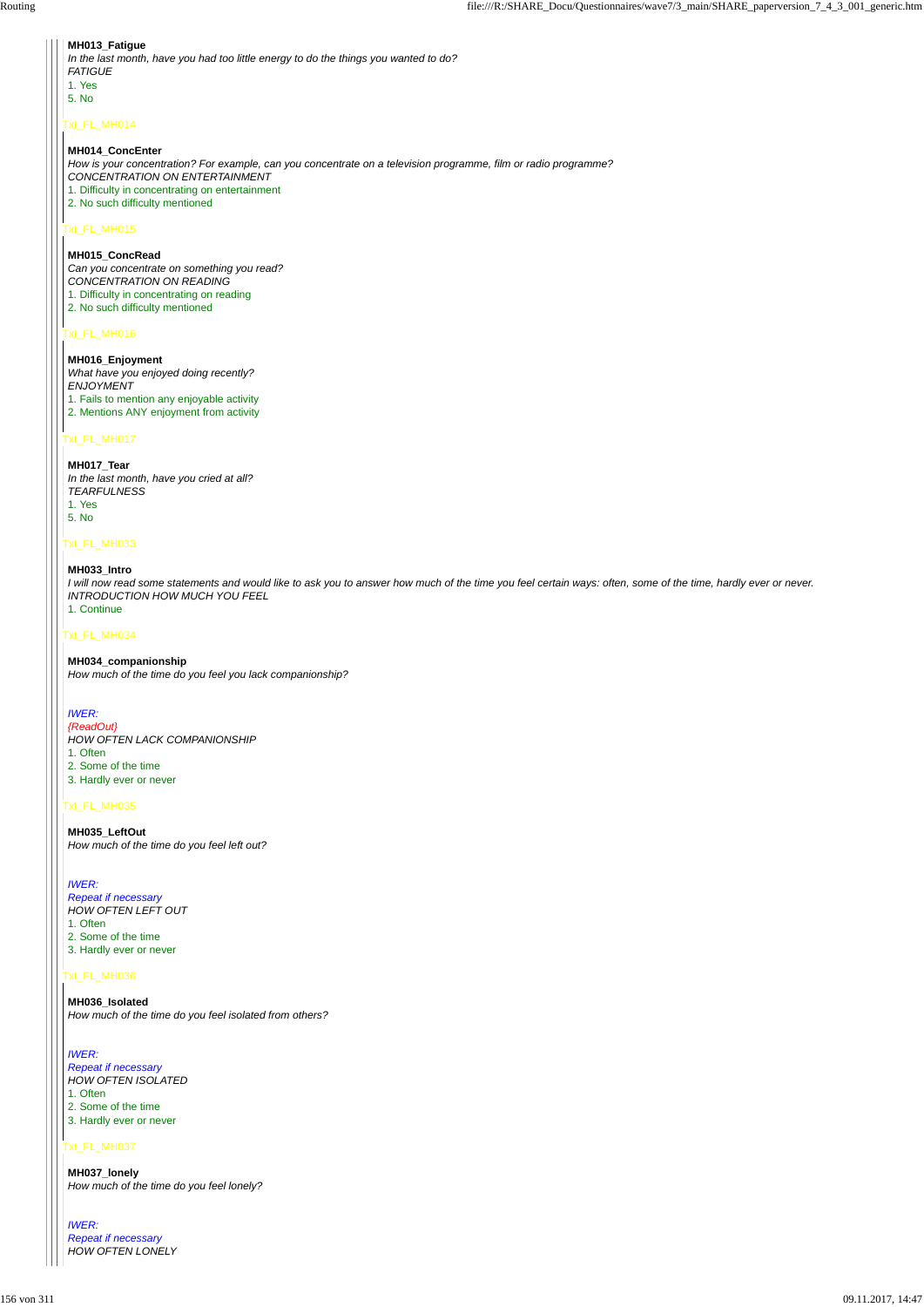**MH013_Fatigue**
*In the last month, have you had too little energy to do the things you wanted to do?*
*FATIGUE*
1. Yes
5. No

Txt_FL_MH014

**MH014_ConcEnter**
*How is your concentration? For example, can you concentrate on a television programme, film or radio programme?*
*CONCENTRATION ON ENTERTAINMENT*
1. Difficulty in concentrating on entertainment
2. No such difficulty mentioned

Txt_FL_MH015

**MH015_ConcRead**
*Can you concentrate on something you read?*
*CONCENTRATION ON READING*
1. Difficulty in concentrating on reading
2. No such difficulty mentioned

Txt_FL_MH016

**MH016_Enjoyment**
*What have you enjoyed doing recently?*
*ENJOYMENT*
1. Fails to mention any enjoyable activity
2. Mentions ANY enjoyment from activity

Txt_FL_MH017

**MH017_Tear**
*In the last month, have you cried at all?*
*TEARFULNESS*
1. Yes
5. No

Txt_FL_MH033

**MH033_Intro**
*I will now read some statements and would like to ask you to answer how much of the time you feel certain ways: often, some of the time, hardly ever or never.*
*INTRODUCTION HOW MUCH YOU FEEL*
1. Continue

Txt_FL_MH034

**MH034_companionship**
*How much of the time do you feel you lack companionship?*

*IWER:*
*{ReadOut}*
*HOW OFTEN LACK COMPANIONSHIP*
1. Often
2. Some of the time
3. Hardly ever or never

Txt_FL_MH035

**MH035_LeftOut**
*How much of the time do you feel left out?*

*IWER:*
*Repeat if necessary*
*HOW OFTEN LEFT OUT*
1. Often
2. Some of the time
3. Hardly ever or never

Txt_FL_MH036

**MH036_Isolated**
*How much of the time do you feel isolated from others?*

*IWER:*
*Repeat if necessary*
*HOW OFTEN ISOLATED*
1. Often
2. Some of the time
3. Hardly ever or never

Txt_FL_MH037

**MH037_lonely**
*How much of the time do you feel lonely?*

*IWER:*
*Repeat if necessary*
*HOW OFTEN LONELY*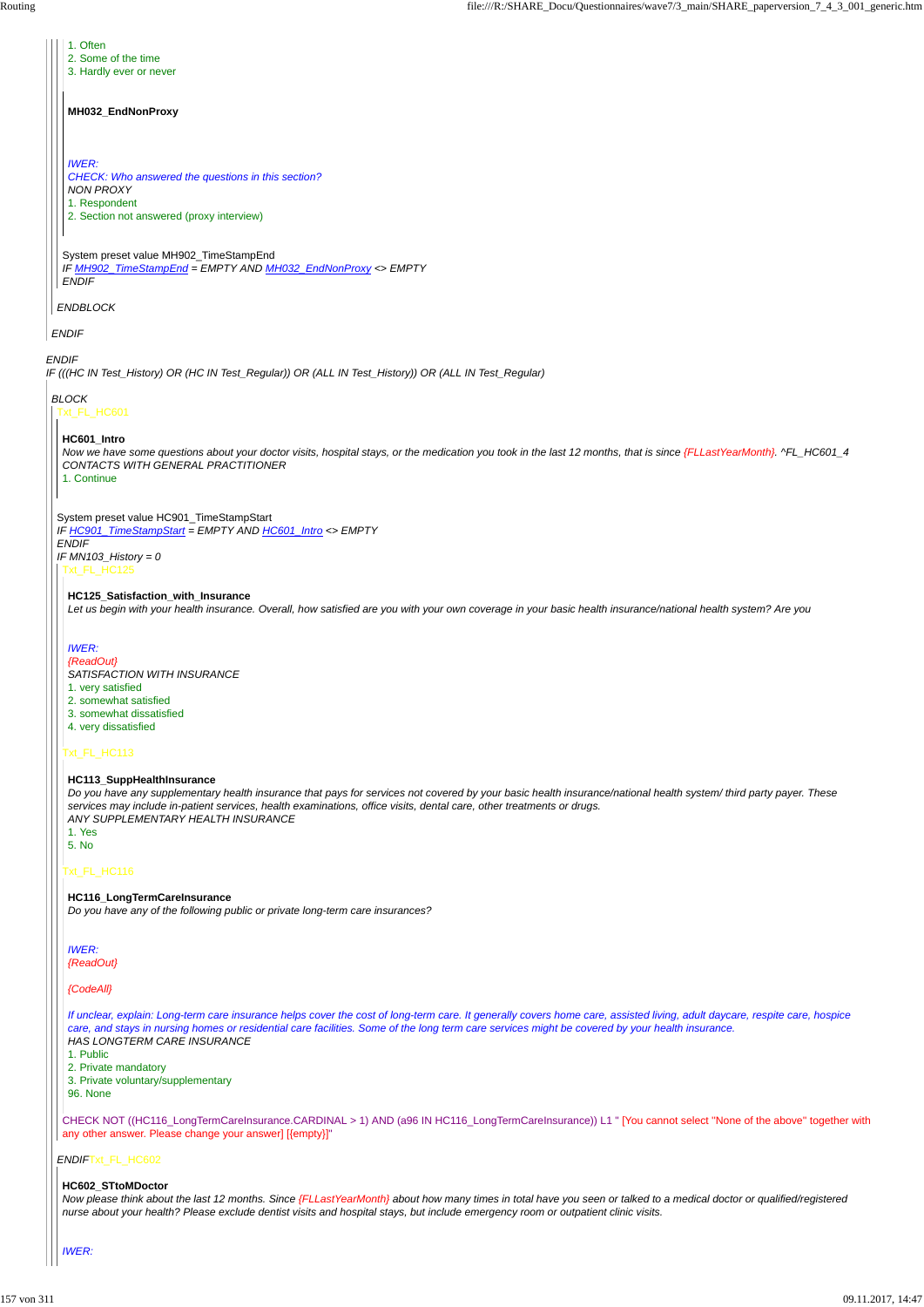1. Often
2. Some of the time
3. Hardly ever or never

**MH032_EndNonProxy**

*IWER:*
*CHECK: Who answered the questions in this section?*
*NON PROXY*
1. Respondent
2. Section not answered (proxy interview)

System preset value MH902_TimeStampEnd
*IF MH902_TimeStampEnd = EMPTY AND MH032_EndNonProxy <> EMPTY*
*ENDIF*

*ENDBLOCK*

*ENDIF*

*ENDIF*
*IF (((HC IN Test_History) OR (HC IN Test_Regular)) OR (ALL IN Test_History)) OR (ALL IN Test_Regular)*

*BLOCK*
Txt_FL_HC601

**HC601_Intro**
*Now we have some questions about your doctor visits, hospital stays, or the medication you took in the last 12 months, that is since {FLLastYearMonth}. ^FL_HC601_4*
*CONTACTS WITH GENERAL PRACTITIONER*
1. Continue

System preset value HC901_TimeStampStart
*IF HC901_TimeStampStart = EMPTY AND HC601_Intro <> EMPTY*
*ENDIF*
*IF MN103_History = 0*
Txt_FL_HC125

**HC125_Satisfaction_with_Insurance**
*Let us begin with your health insurance. Overall, how satisfied are you with your own coverage in your basic health insurance/national health system? Are you*

*IWER:*
*{ReadOut}*
*SATISFACTION WITH INSURANCE*
1. very satisfied
2. somewhat satisfied
3. somewhat dissatisfied
4. very dissatisfied

Txt_FL_HC113

**HC113_SuppHealthInsurance**
*Do you have any supplementary health insurance that pays for services not covered by your basic health insurance/national health system/ third party payer. These services may include in-patient services, health examinations, office visits, dental care, other treatments or drugs.*
*ANY SUPPLEMENTARY HEALTH INSURANCE*
1. Yes
5. No

Txt_FL_HC116

**HC116_LongTermCareInsurance**
*Do you have any of the following public or private long-term care insurances?*

*IWER:*
*{ReadOut}*

*{CodeAll}*

*If unclear, explain: Long-term care insurance helps cover the cost of long-term care. It generally covers home care, assisted living, adult daycare, respite care, hospice care, and stays in nursing homes or residential care facilities. Some of the long term care services might be covered by your health insurance.*
*HAS LONGTERM CARE INSURANCE*
1. Public
2. Private mandatory
3. Private voluntary/supplementary
96. None

CHECK NOT ((HC116_LongTermCareInsurance.CARDINAL > 1) AND (a96 IN HC116_LongTermCareInsurance)) L1 " [You cannot select "None of the above" together with any other answer. Please change your answer] [{empty}]"

*ENDIF*Txt_FL_HC602

**HC602_STtoMDoctor**
*Now please think about the last 12 months. Since {FLLastYearMonth} about how many times in total have you seen or talked to a medical doctor or qualified/registered nurse about your health? Please exclude dentist visits and hospital stays, but include emergency room or outpatient clinic visits.*

*IWER:*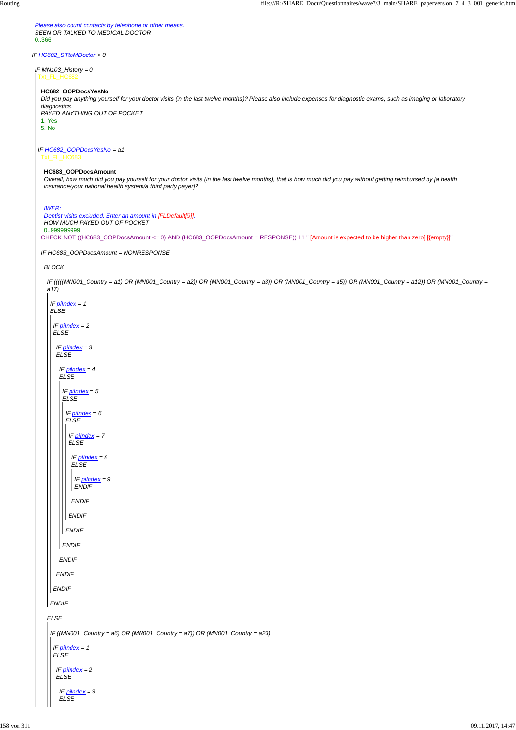*Please also count contacts by telephone or other means.*
*SEEN OR TALKED TO MEDICAL DOCTOR*
0..366

*IF HC602_STtoMDoctor > 0*

*IF MN103_History = 0*
Txt_FL_HC682

**HC682_OOPDocsYesNo**
*Did you pay anything yourself for your doctor visits (in the last twelve months)? Please also include expenses for diagnostic exams, such as imaging or laboratory diagnostics.*
*PAYED ANYTHING OUT OF POCKET*
1. Yes
5. No

*IF HC682_OOPDocsYesNo = a1*
Txt_FL_HC683

**HC683_OOPDocsAmount**
*Overall, how much did you pay yourself for your doctor visits (in the last twelve months), that is how much did you pay without getting reimbursed by [a health insurance/your national health system/a third party payer]?*

*IWER:*
*Dentist visits excluded. Enter an amount in [FLDefault[9]].*
*HOW MUCH PAYED OUT OF POCKET*
0..999999999
CHECK NOT ((HC683_OOPDocsAmount <= 0) AND (HC683_OOPDocsAmount = RESPONSE)) L1 " [Amount is expected to be higher than zero] [{empty}]"

*IF HC683_OOPDocsAmount = NONRESPONSE*

*BLOCK*

*IF (((((MN001_Country = a1) OR (MN001_Country = a2)) OR (MN001_Country = a3)) OR (MN001_Country = a5)) OR (MN001_Country = a12)) OR (MN001_Country = a17)*

*IF piIndex = 1*
*ELSE*

*IF piIndex = 2*
*ELSE*

*IF piIndex = 3*
*ELSE*

*IF piIndex = 4*
*ELSE*

*IF piIndex = 5*
*ELSE*

*IF piIndex = 6*
*ELSE*

*IF piIndex = 7*
*ELSE*

*IF piIndex = 8*
*ELSE*

*IF piIndex = 9*
*ENDIF*

*ENDIF*

*ENDIF*

*ENDIF*

*ENDIF*

*ENDIF*

*ENDIF*

*ENDIF*

*ENDIF*

*ELSE*

*IF ((MN001_Country = a6) OR (MN001_Country = a7)) OR (MN001_Country = a23)*

*IF piIndex = 1*
*ELSE*

*IF piIndex = 2*
*ELSE*

*IF piIndex = 3*
*ELSE*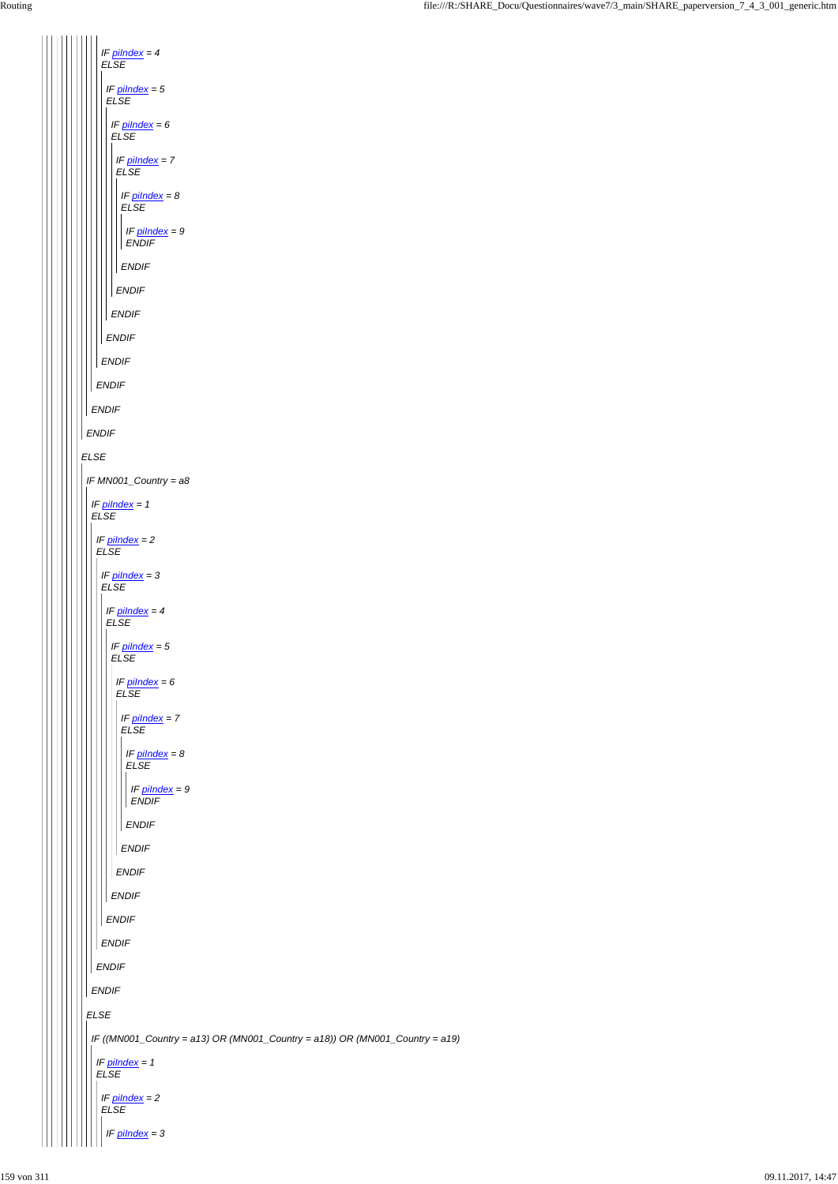IF piIndex = 4
ELSE

IF piIndex = 5
ELSE

IF piIndex = 6
ELSE

IF piIndex = 7
ELSE

IF piIndex = 8
ELSE

IF piIndex = 9
ENDIF

ENDIF

ENDIF

ENDIF

ENDIF

ENDIF

ENDIF

ENDIF

ENDIF

ELSE

IF MN001_Country = a8

IF piIndex = 1
ELSE

IF piIndex = 2
ELSE

IF piIndex = 3
ELSE

IF piIndex = 4
ELSE

IF piIndex = 5
ELSE

IF piIndex = 6
ELSE

IF piIndex = 7
ELSE

IF piIndex = 8
ELSE

IF piIndex = 9
ENDIF

ENDIF

ENDIF

ENDIF

ENDIF

ENDIF

ENDIF

ENDIF

ENDIF

ELSE

IF ((MN001_Country = a13) OR (MN001_Country = a18)) OR (MN001_Country = a19)

IF piIndex = 1
ELSE

IF piIndex = 2
ELSE

IF piIndex = 3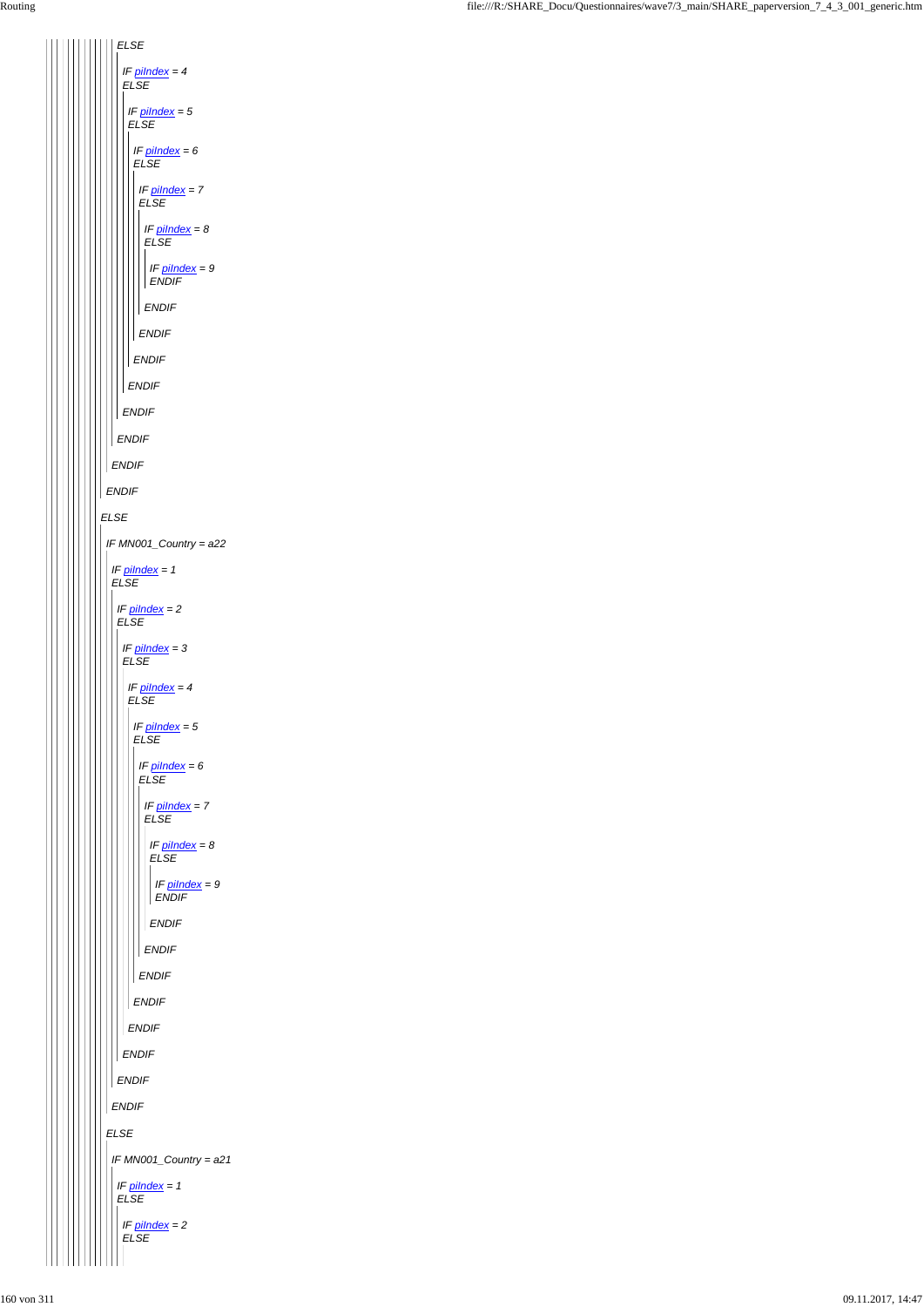ELSE

IF piIndex = 4
ELSE

IF piIndex = 5
ELSE

IF piIndex = 6
ELSE

IF piIndex = 7
ELSE

IF piIndex = 8
ELSE

IF piIndex = 9
ENDIF

ENDIF

ENDIF

ENDIF

ENDIF

ENDIF

ENDIF

ENDIF

ENDIF

ELSE

IF MN001_Country = a22

IF piIndex = 1
ELSE

IF piIndex = 2
ELSE

IF piIndex = 3
ELSE

IF piIndex = 4
ELSE

IF piIndex = 5
ELSE

IF piIndex = 6
ELSE

IF piIndex = 7
ELSE

IF piIndex = 8
ELSE

IF piIndex = 9
ENDIF

ENDIF

ENDIF

ENDIF

ENDIF

ENDIF

ENDIF

ENDIF

ENDIF

ELSE

IF MN001_Country = a21

IF piIndex = 1
ELSE

IF piIndex = 2
ELSE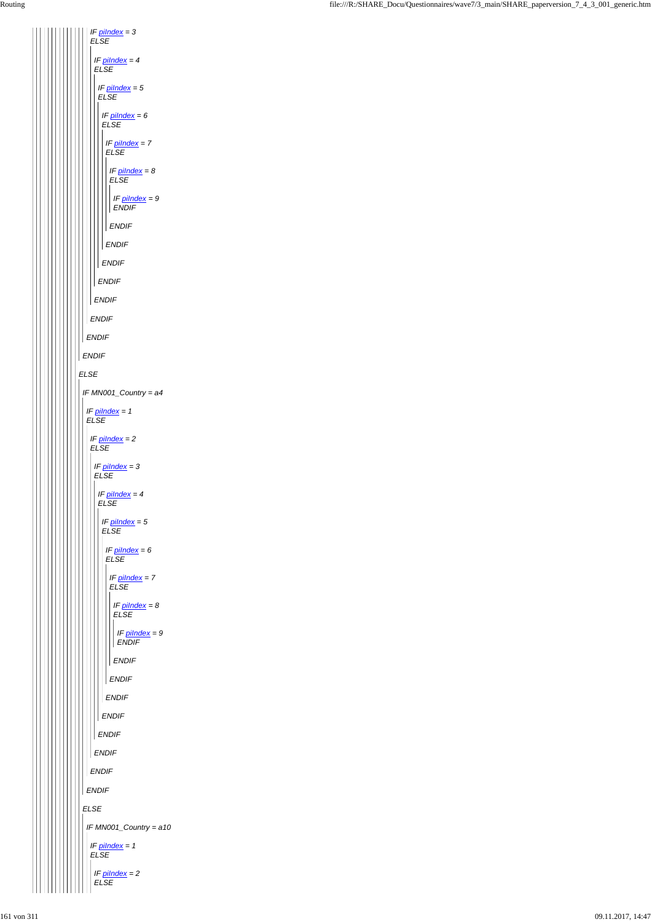IF piIndex = 3
ELSE

IF piIndex = 4
ELSE

IF piIndex = 5
ELSE

IF piIndex = 6
ELSE

IF piIndex = 7
ELSE

IF piIndex = 8
ELSE

IF piIndex = 9
ENDIF

ENDIF

ENDIF

ENDIF

ENDIF

ENDIF

ENDIF

ENDIF

ENDIF

ELSE

IF MN001_Country = a4

IF piIndex = 1
ELSE

IF piIndex = 2
ELSE

IF piIndex = 3
ELSE

IF piIndex = 4
ELSE

IF piIndex = 5
ELSE

IF piIndex = 6
ELSE

IF piIndex = 7
ELSE

IF piIndex = 8
ELSE

IF piIndex = 9
ENDIF

ENDIF

ENDIF

ENDIF

ENDIF

ENDIF

ENDIF

ENDIF

ENDIF

ELSE

IF MN001_Country = a10

IF piIndex = 1
ELSE

IF piIndex = 2
ELSE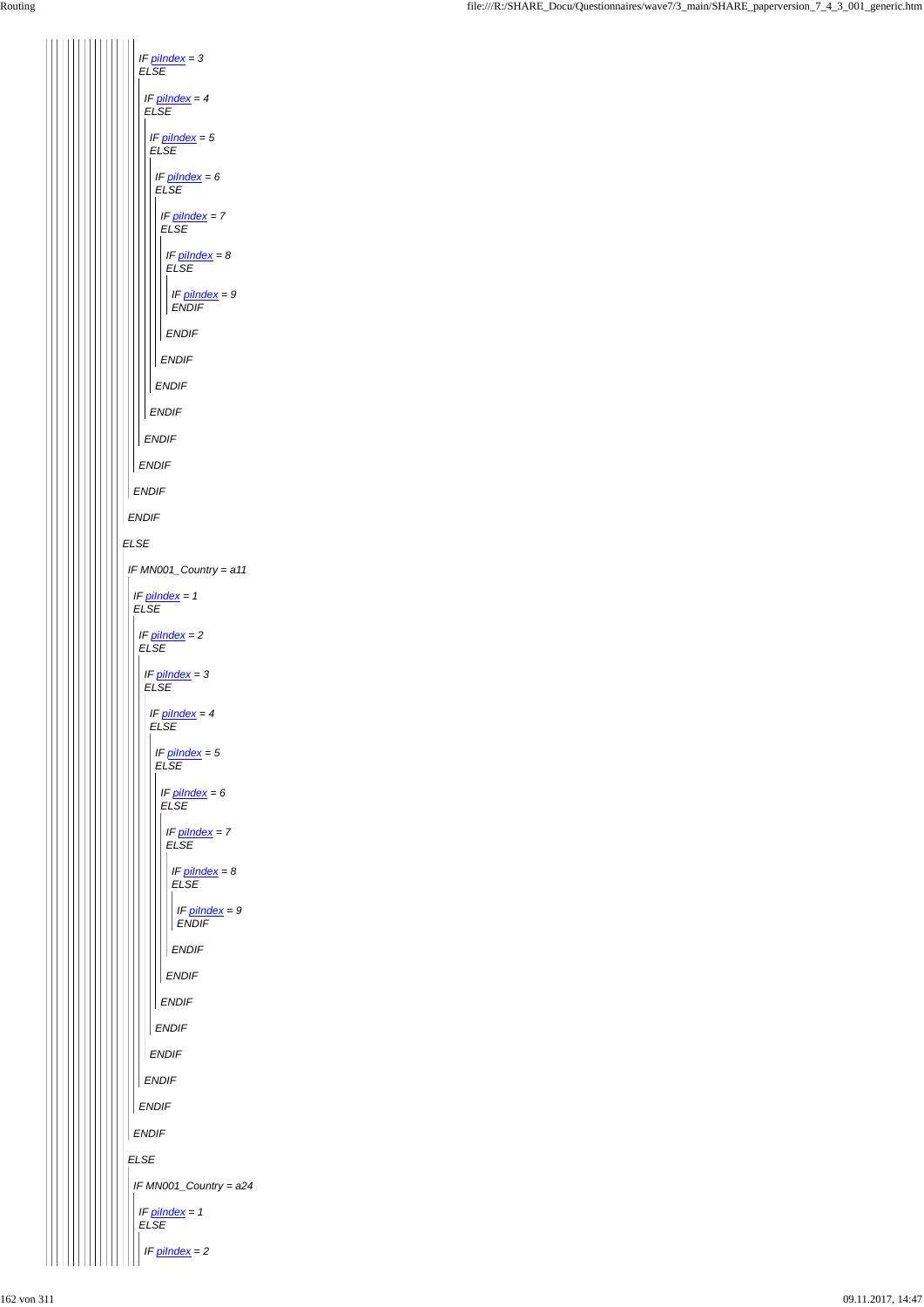IF piIndex = 3
ELSE

IF piIndex = 4
ELSE

IF piIndex = 5
ELSE

IF piIndex = 6
ELSE

IF piIndex = 7
ELSE

IF piIndex = 8
ELSE

IF piIndex = 9
ENDIF

ENDIF

ENDIF

ENDIF

ENDIF

ENDIF

ENDIF

ENDIF

ENDIF

ELSE

IF MN001_Country = a11

IF piIndex = 1
ELSE

IF piIndex = 2
ELSE

IF piIndex = 3
ELSE

IF piIndex = 4
ELSE

IF piIndex = 5
ELSE

IF piIndex = 6
ELSE

IF piIndex = 7
ELSE

IF piIndex = 8
ELSE

IF piIndex = 9
ENDIF

ENDIF

ENDIF

ENDIF

ENDIF

ENDIF

ENDIF

ENDIF

ENDIF

ELSE

IF MN001_Country = a24

IF piIndex = 1
ELSE

IF piIndex = 2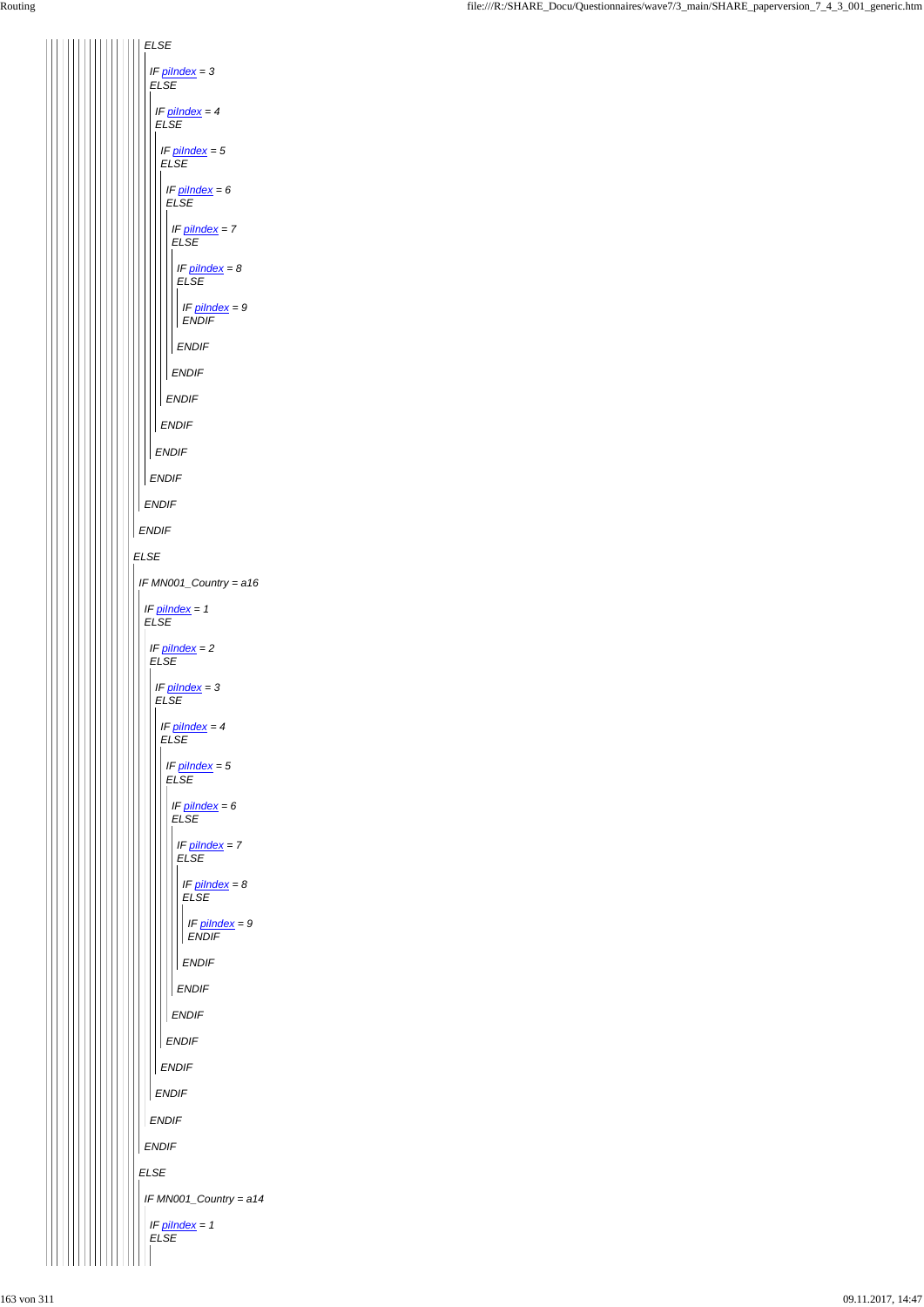ELSE

IF piIndex = 3
ELSE

IF piIndex = 4
ELSE

IF piIndex = 5
ELSE

IF piIndex = 6
ELSE

IF piIndex = 7
ELSE

IF piIndex = 8
ELSE

IF piIndex = 9
ENDIF

ENDIF

ENDIF

ENDIF

ENDIF

ENDIF

ENDIF

ENDIF

ENDIF

ELSE

IF MN001_Country = a16

IF piIndex = 1
ELSE

IF piIndex = 2
ELSE

IF piIndex = 3
ELSE

IF piIndex = 4
ELSE

IF piIndex = 5
ELSE

IF piIndex = 6
ELSE

IF piIndex = 7
ELSE

IF piIndex = 8
ELSE

IF piIndex = 9
ENDIF

ENDIF

ENDIF

ENDIF

ENDIF

ENDIF

ENDIF

ENDIF

ENDIF

ELSE

IF MN001_Country = a14

IF piIndex = 1
ELSE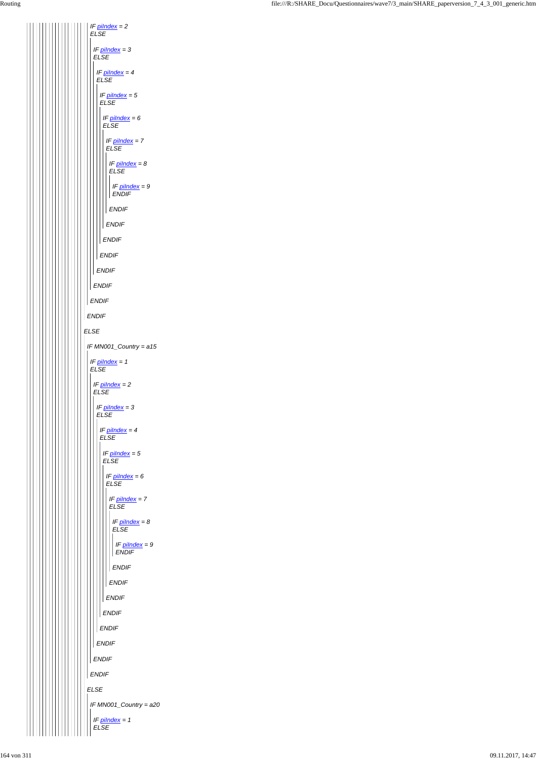*IF piIndex = 2*
*ELSE*

*IF piIndex = 3*
*ELSE*

*IF piIndex = 4*
*ELSE*

*IF piIndex = 5*
*ELSE*

*IF piIndex = 6*
*ELSE*

*IF piIndex = 7*
*ELSE*

*IF piIndex = 8*
*ELSE*

*IF piIndex = 9*
*ENDIF*

*ENDIF*

*ENDIF*

*ENDIF*

*ENDIF*

*ENDIF*

*ENDIF*

*ENDIF*

*ENDIF*

*ELSE*

*IF MN001_Country = a15*

*IF piIndex = 1*
*ELSE*

*IF piIndex = 2*
*ELSE*

*IF piIndex = 3*
*ELSE*

*IF piIndex = 4*
*ELSE*

*IF piIndex = 5*
*ELSE*

*IF piIndex = 6*
*ELSE*

*IF piIndex = 7*
*ELSE*

*IF piIndex = 8*
*ELSE*

*IF piIndex = 9*
*ENDIF*

*ENDIF*

*ENDIF*

*ENDIF*

*ENDIF*

*ENDIF*

*ENDIF*

*ENDIF*

*ENDIF*

*ELSE*

*IF MN001_Country = a20*

*IF piIndex = 1*
*ELSE*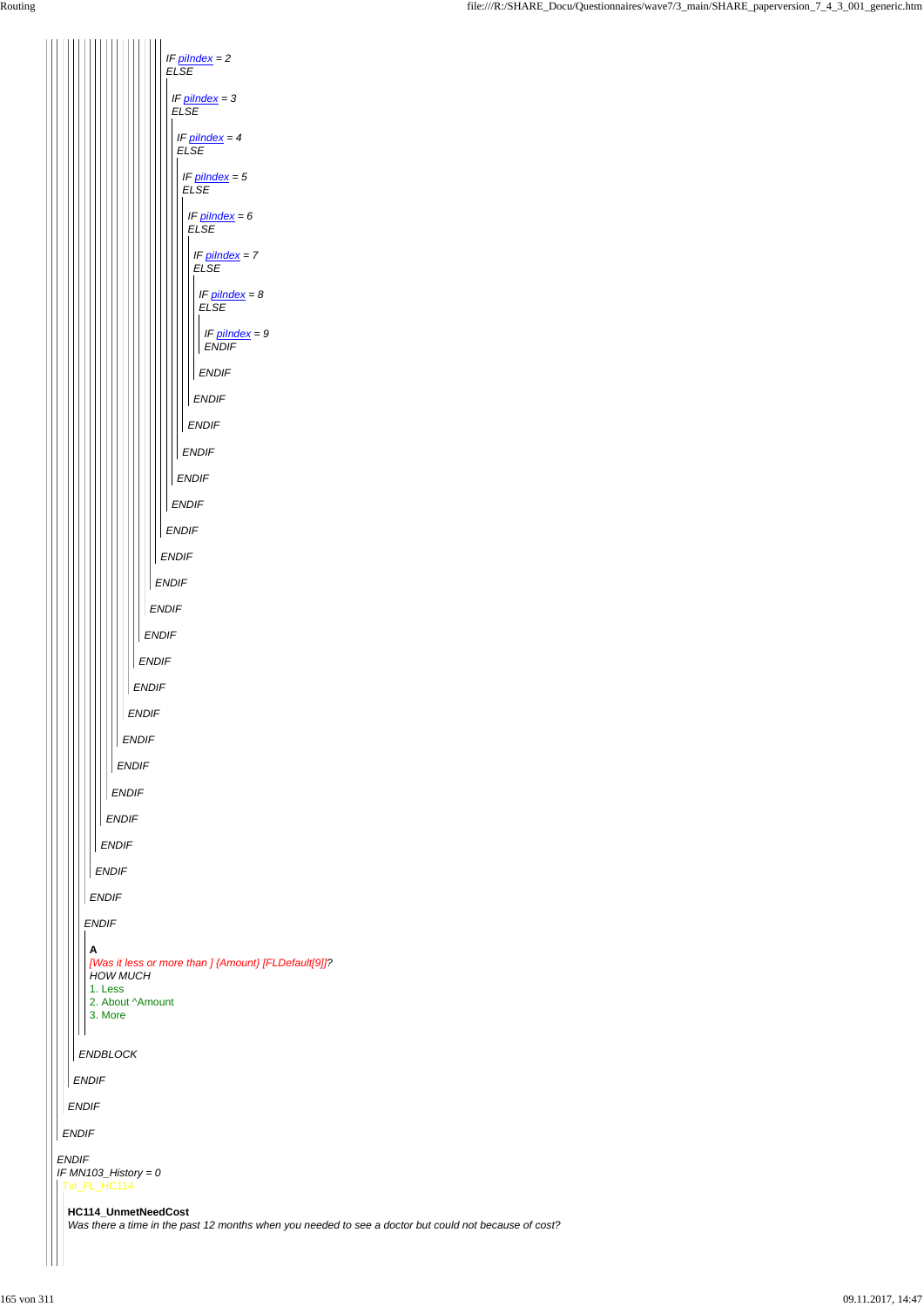*IF piIndex = 2*
*ELSE*

*IF piIndex = 3*
*ELSE*

*IF piIndex = 4*
*ELSE*

*IF piIndex = 5*
*ELSE*

*IF piIndex = 6*
*ELSE*

*IF piIndex = 7*
*ELSE*

*IF piIndex = 8*
*ELSE*

*IF piIndex = 9*
*ENDIF*

*ENDIF*

*ENDIF*

*ENDIF*

*ENDIF*

*ENDIF*

*ENDIF*

*ENDIF*

*ENDIF*

*ENDIF*

*ENDIF*

*ENDIF*

*ENDIF*

*ENDIF*

*ENDIF*

*ENDIF*

*ENDIF*

*ENDIF*

*ENDIF*

*ENDIF*

*ENDIF*

*ENDIF*

*ENDIF*

**A**
[Was it less or more than ] {Amount} [FLDefault[9]]?
*HOW MUCH*
1. Less
2. About ^Amount
3. More

*ENDBLOCK*

*ENDIF*

*ENDIF*

*ENDIF*

*ENDIF*
*IF MN103_History = 0*
Txt_FL_HC114

**HC114_UnmetNeedCost**
*Was there a time in the past 12 months when you needed to see a doctor but could not because of cost?*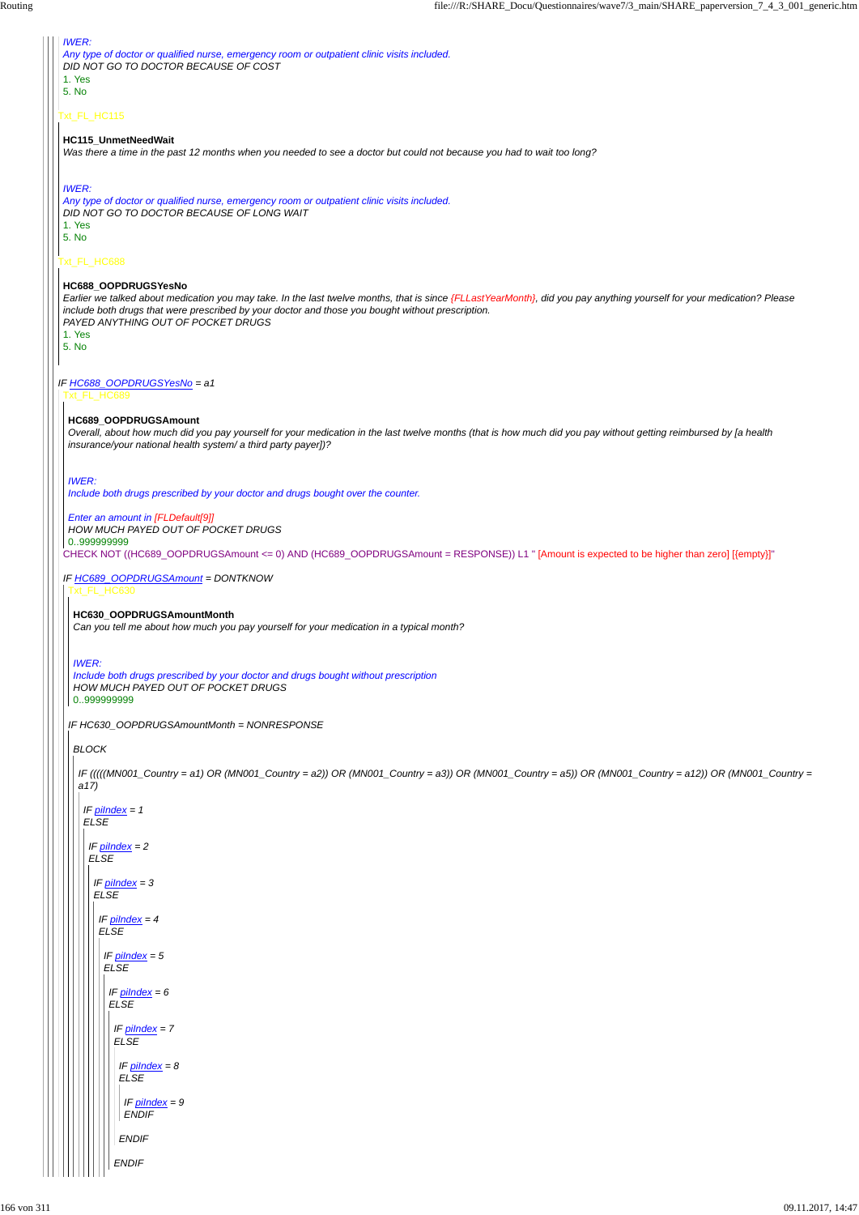*IWER:*
*Any type of doctor or qualified nurse, emergency room or outpatient clinic visits included.*
*DID NOT GO TO DOCTOR BECAUSE OF COST*
1. Yes
5. No

Txt_FL_HC115

**HC115_UnmetNeedWait**
*Was there a time in the past 12 months when you needed to see a doctor but could not because you had to wait too long?*

*IWER:*
*Any type of doctor or qualified nurse, emergency room or outpatient clinic visits included.*
*DID NOT GO TO DOCTOR BECAUSE OF LONG WAIT*
1. Yes
5. No

Txt_FL_HC688

**HC688_OOPDRUGSYesNo**
*Earlier we talked about medication you may take. In the last twelve months, that is since {FLLastYearMonth}, did you pay anything yourself for your medication? Please include both drugs that were prescribed by your doctor and those you bought without prescription.*
*PAYED ANYTHING OUT OF POCKET DRUGS*
1. Yes
5. No

*IF HC688_OOPDRUGSYesNo = a1*

Txt_FL_HC689

**HC689_OOPDRUGSAmount**
*Overall, about how much did you pay yourself for your medication in the last twelve months (that is how much did you pay without getting reimbursed by [a health insurance/your national health system/ a third party payer])?*

*IWER:*
*Include both drugs prescribed by your doctor and drugs bought over the counter.*

*Enter an amount in [FLDefault[9]]*
*HOW MUCH PAYED OUT OF POCKET DRUGS*
0..999999999

CHECK NOT ((HC689_OOPDRUGSAmount <= 0) AND (HC689_OOPDRUGSAmount = RESPONSE)) L1 " [Amount is expected to be higher than zero] [{empty}]"

*IF HC689_OOPDRUGSAmount = DONTKNOW*

Txt_FL_HC630

**HC630_OOPDRUGSAmountMonth**
*Can you tell me about how much you pay yourself for your medication in a typical month?*

*IWER:*
*Include both drugs prescribed by your doctor and drugs bought without prescription*
*HOW MUCH PAYED OUT OF POCKET DRUGS*
0..999999999

*IF HC630_OOPDRUGSAmountMonth = NONRESPONSE*

*BLOCK*

*IF (((((MN001_Country = a1) OR (MN001_Country = a2)) OR (MN001_Country = a3)) OR (MN001_Country = a5)) OR (MN001_Country = a12)) OR (MN001_Country = a17)*

*IF piIndex = 1*
*ELSE*

*IF piIndex = 2*
*ELSE*

*IF piIndex = 3*
*ELSE*

*IF piIndex = 4*
*ELSE*

*IF piIndex = 5*
*ELSE*

*IF piIndex = 6*
*ELSE*

*IF piIndex = 7*
*ELSE*

*IF piIndex = 8*
*ELSE*

*IF piIndex = 9*
*ENDIF*

*ENDIF*

*ENDIF*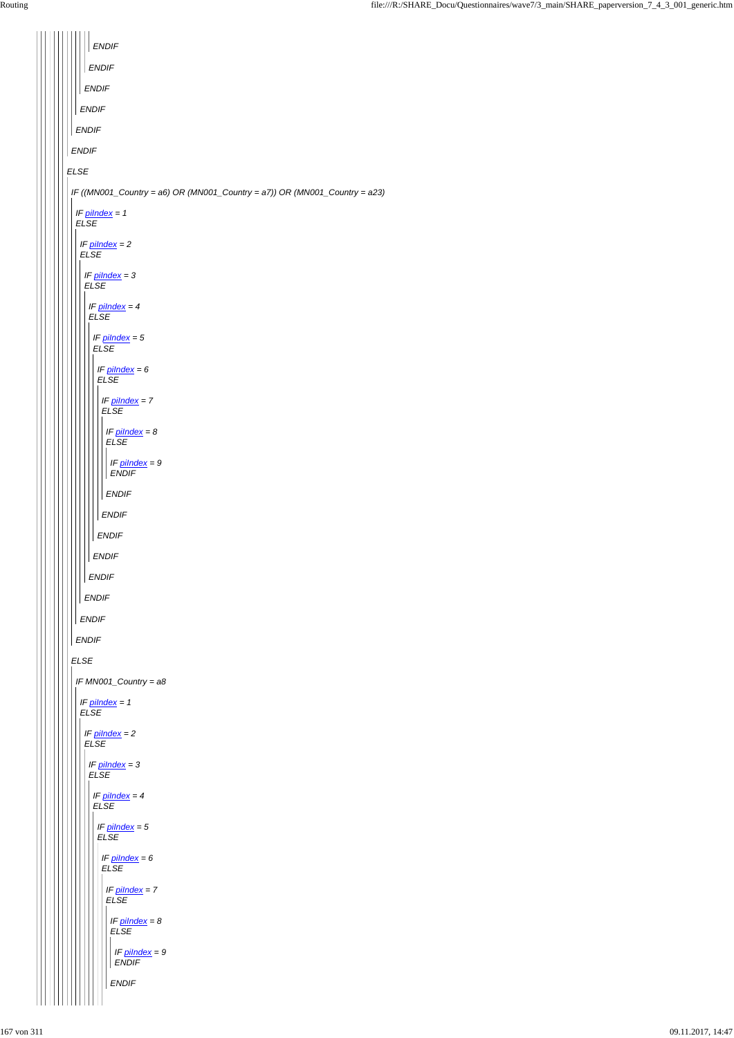ENDIF

ENDIF

ENDIF

ENDIF

ENDIF

ENDIF

ELSE

IF ((MN001_Country = a6) OR (MN001_Country = a7)) OR (MN001_Country = a23)

IF piIndex = 1
ELSE

IF piIndex = 2
ELSE

IF piIndex = 3
ELSE

IF piIndex = 4
ELSE

IF piIndex = 5
ELSE

IF piIndex = 6
ELSE

IF piIndex = 7
ELSE

IF piIndex = 8
ELSE

IF piIndex = 9
ENDIF

ENDIF

ENDIF

ENDIF

ENDIF

ENDIF

ENDIF

ENDIF

ENDIF

ELSE

IF MN001_Country = a8

IF piIndex = 1
ELSE

IF piIndex = 2
ELSE

IF piIndex = 3
ELSE

IF piIndex = 4
ELSE

IF piIndex = 5
ELSE

IF piIndex = 6
ELSE

IF piIndex = 7
ELSE

IF piIndex = 8
ELSE

IF piIndex = 9
ENDIF

ENDIF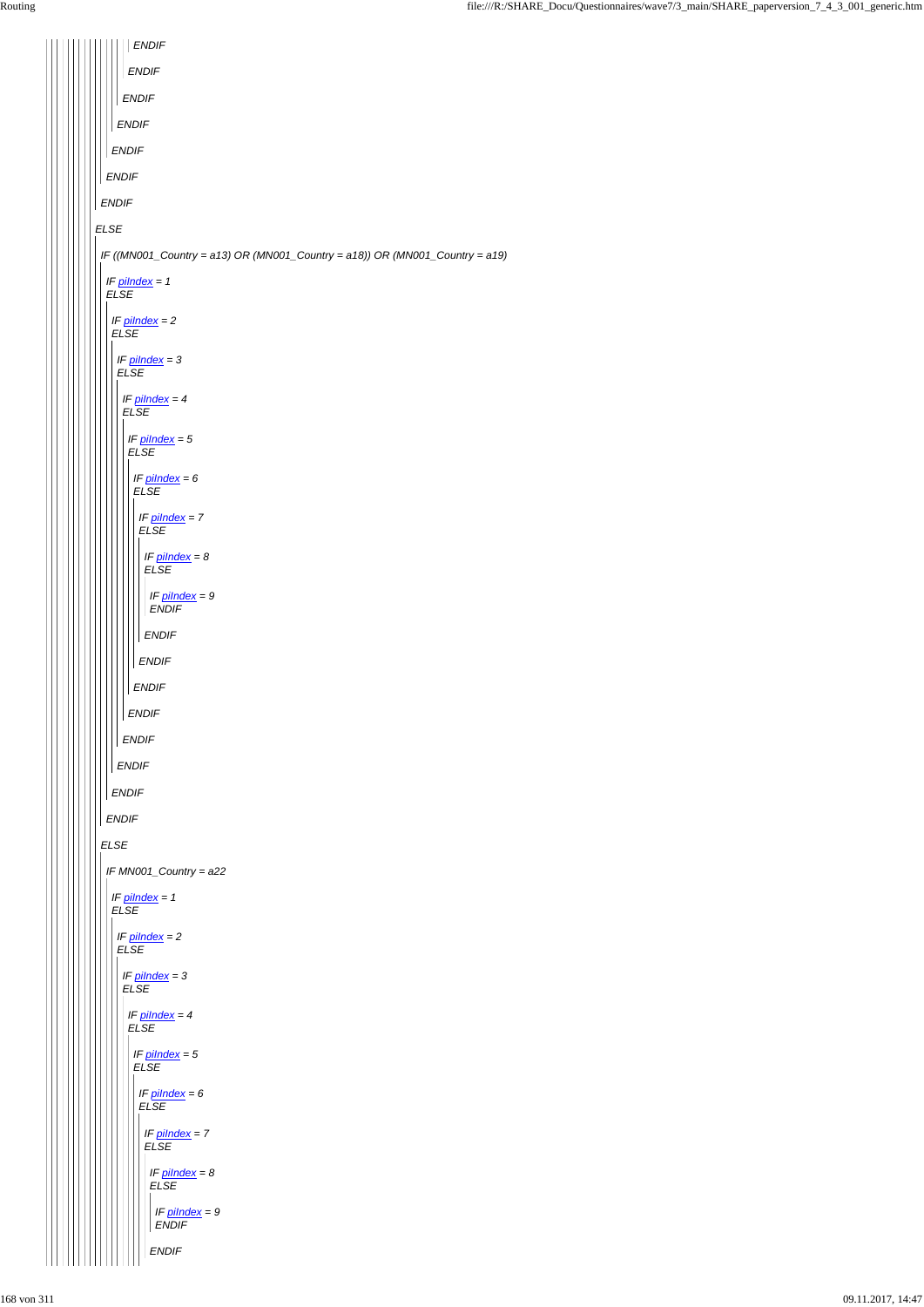```
ENDIF
ENDIF
ENDIF
ENDIF
ENDIF
ENDIF
ENDIF
ELSE
IF ((MN001_Country = a13) OR (MN001_Country = a18)) OR (MN001_Country = a19)
  IF piIndex = 1
  ELSE
    IF piIndex = 2
    ELSE
      IF piIndex = 3
      ELSE
        IF piIndex = 4
        ELSE
          IF piIndex = 5
          ELSE
            IF piIndex = 6
            ELSE
              IF piIndex = 7
              ELSE
                IF piIndex = 8
                ELSE
                  IF piIndex = 9
                  ENDIF
                ENDIF
              ENDIF
            ENDIF
          ENDIF
        ENDIF
      ENDIF
    ENDIF
  ENDIF
ELSE
  IF MN001_Country = a22
    IF piIndex = 1
    ELSE
      IF piIndex = 2
      ELSE
        IF piIndex = 3
        ELSE
          IF piIndex = 4
          ELSE
            IF piIndex = 5
            ELSE
              IF piIndex = 6
              ELSE
                IF piIndex = 7
                ELSE
                  IF piIndex = 8
                  ELSE
                    IF piIndex = 9
                    ENDIF
                  ENDIF
```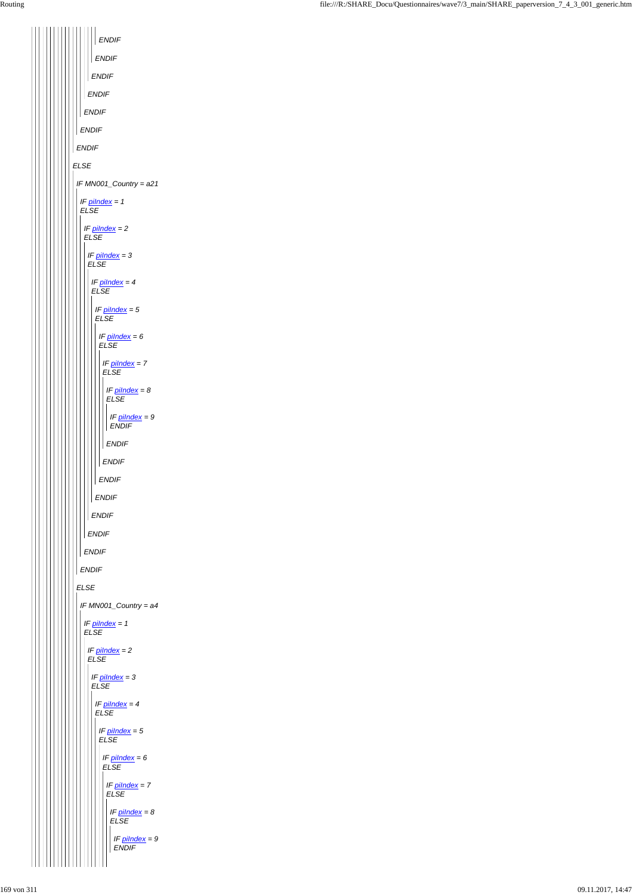ENDIF

ENDIF

ENDIF

ENDIF

ENDIF

ENDIF

ENDIF

ELSE

IF MN001_Country = a21

IF piIndex = 1
ELSE

IF piIndex = 2
ELSE

IF piIndex = 3
ELSE

IF piIndex = 4
ELSE

IF piIndex = 5
ELSE

IF piIndex = 6
ELSE

IF piIndex = 7
ELSE

IF piIndex = 8
ELSE

IF piIndex = 9
ENDIF

ENDIF

ENDIF

ENDIF

ENDIF

ENDIF

ENDIF

ENDIF

ENDIF

ELSE

IF MN001_Country = a4

IF piIndex = 1
ELSE

IF piIndex = 2
ELSE

IF piIndex = 3
ELSE

IF piIndex = 4
ELSE

IF piIndex = 5
ELSE

IF piIndex = 6
ELSE

IF piIndex = 7
ELSE

IF piIndex = 8
ELSE

IF piIndex = 9
ENDIF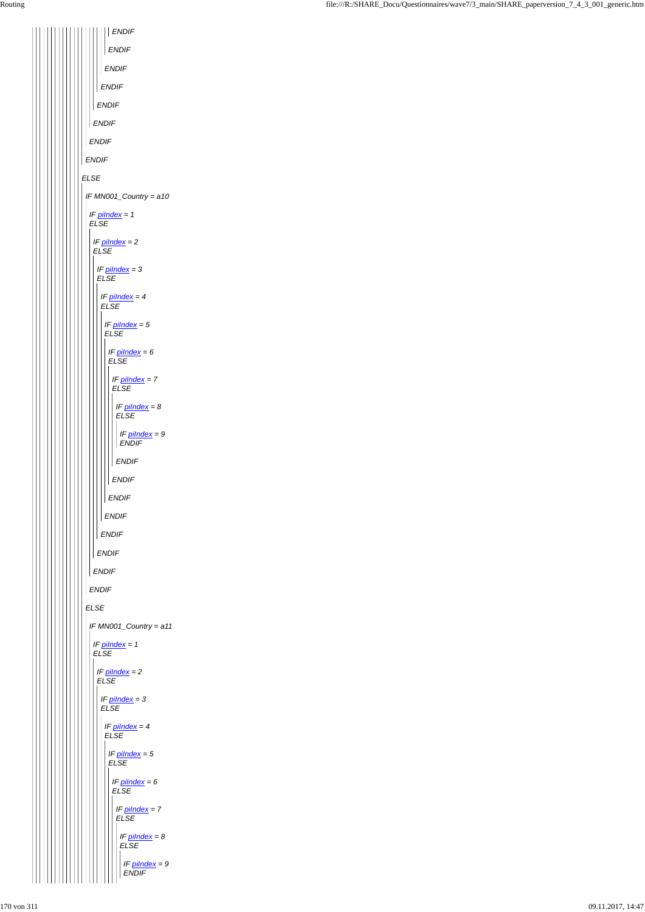```
ENDIF
ENDIF
ENDIF
ENDIF
ENDIF
ENDIF
ENDIF
ENDIF
ELSE
IF MN001_Country = a10
IF piIndex = 1
ELSE
IF piIndex = 2
ELSE
IF piIndex = 3
ELSE
IF piIndex = 4
ELSE
IF piIndex = 5
ELSE
IF piIndex = 6
ELSE
IF piIndex = 7
ELSE
IF piIndex = 8
ELSE
IF piIndex = 9
ENDIF
ENDIF
ENDIF
ENDIF
ENDIF
ENDIF
ENDIF
ENDIF
ENDIF
ELSE
IF MN001_Country = a11
IF piIndex = 1
ELSE
IF piIndex = 2
ELSE
IF piIndex = 3
ELSE
IF piIndex = 4
ELSE
IF piIndex = 5
ELSE
IF piIndex = 6
ELSE
IF piIndex = 7
ELSE
IF piIndex = 8
ELSE
IF piIndex = 9
ENDIF
```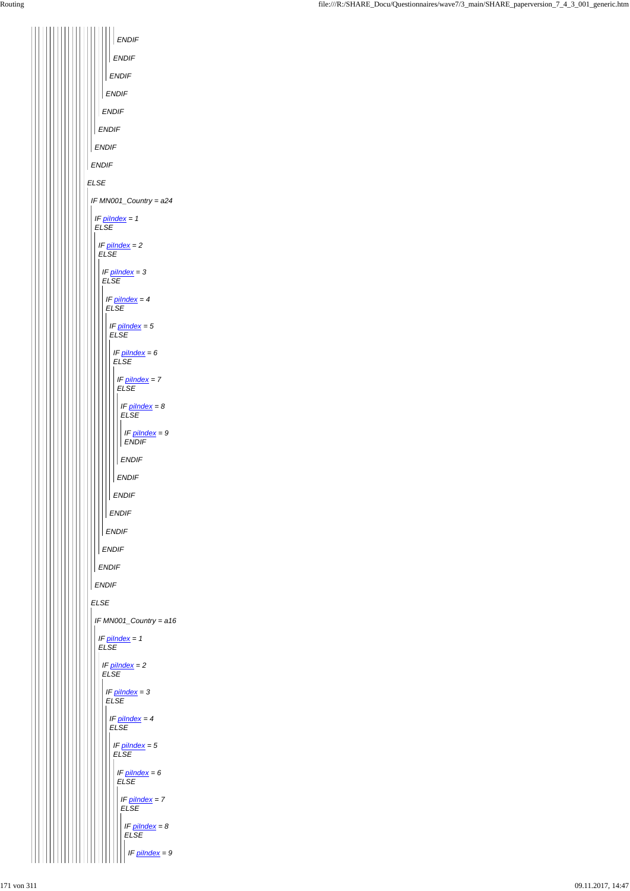ENDIF

ENDIF

ENDIF

ENDIF

ENDIF

ENDIF

ENDIF

ENDIF

ELSE

IF MN001_Country = a24

IF piIndex = 1
ELSE

IF piIndex = 2
ELSE

IF piIndex = 3
ELSE

IF piIndex = 4
ELSE

IF piIndex = 5
ELSE

IF piIndex = 6
ELSE

IF piIndex = 7
ELSE

IF piIndex = 8
ELSE

IF piIndex = 9
ENDIF

ENDIF

ENDIF

ENDIF

ENDIF

ENDIF

ENDIF

ENDIF

ENDIF

ELSE

IF MN001_Country = a16

IF piIndex = 1
ELSE

IF piIndex = 2
ELSE

IF piIndex = 3
ELSE

IF piIndex = 4
ELSE

IF piIndex = 5
ELSE

IF piIndex = 6
ELSE

IF piIndex = 7
ELSE

IF piIndex = 8
ELSE

IF piIndex = 9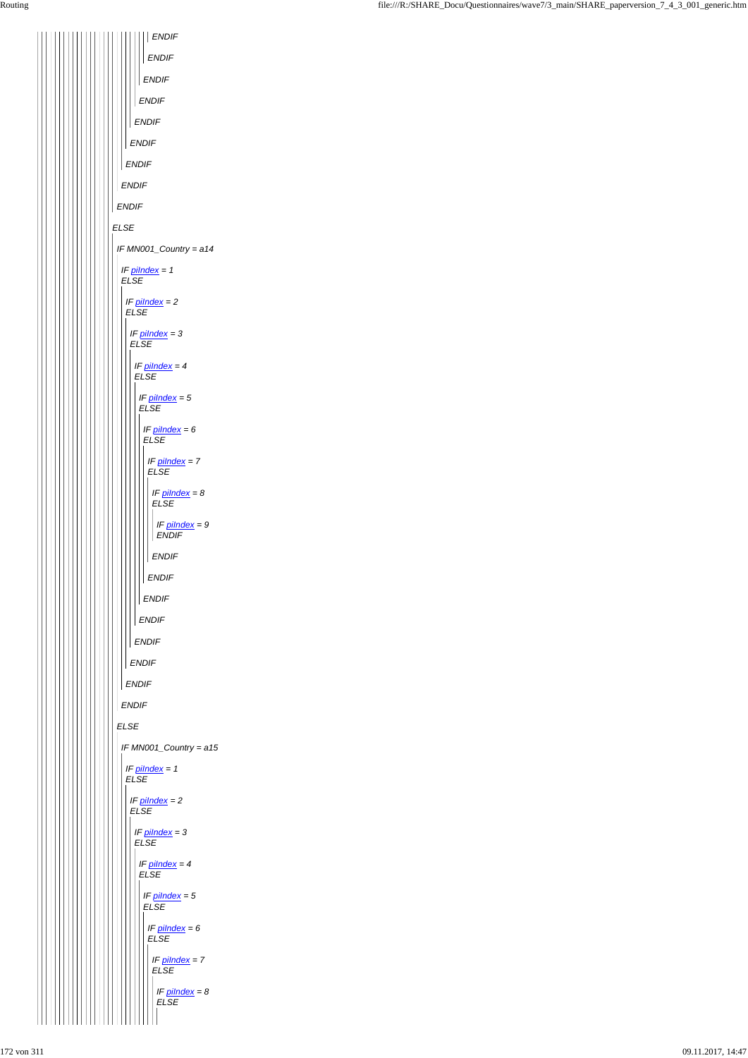ENDIF

ENDIF

ENDIF

ENDIF

ENDIF

ENDIF

ENDIF

ENDIF

ENDIF

ELSE

IF MN001_Country = a14

IF piIndex = 1
ELSE

IF piIndex = 2
ELSE

IF piIndex = 3
ELSE

IF piIndex = 4
ELSE

IF piIndex = 5
ELSE

IF piIndex = 6
ELSE

IF piIndex = 7
ELSE

IF piIndex = 8
ELSE

IF piIndex = 9
ENDIF

ENDIF

ENDIF

ENDIF

ENDIF

ENDIF

ENDIF

ENDIF

ENDIF

ELSE

IF MN001_Country = a15

IF piIndex = 1
ELSE

IF piIndex = 2
ELSE

IF piIndex = 3
ELSE

IF piIndex = 4
ELSE

IF piIndex = 5
ELSE

IF piIndex = 6
ELSE

IF piIndex = 7
ELSE

IF piIndex = 8
ELSE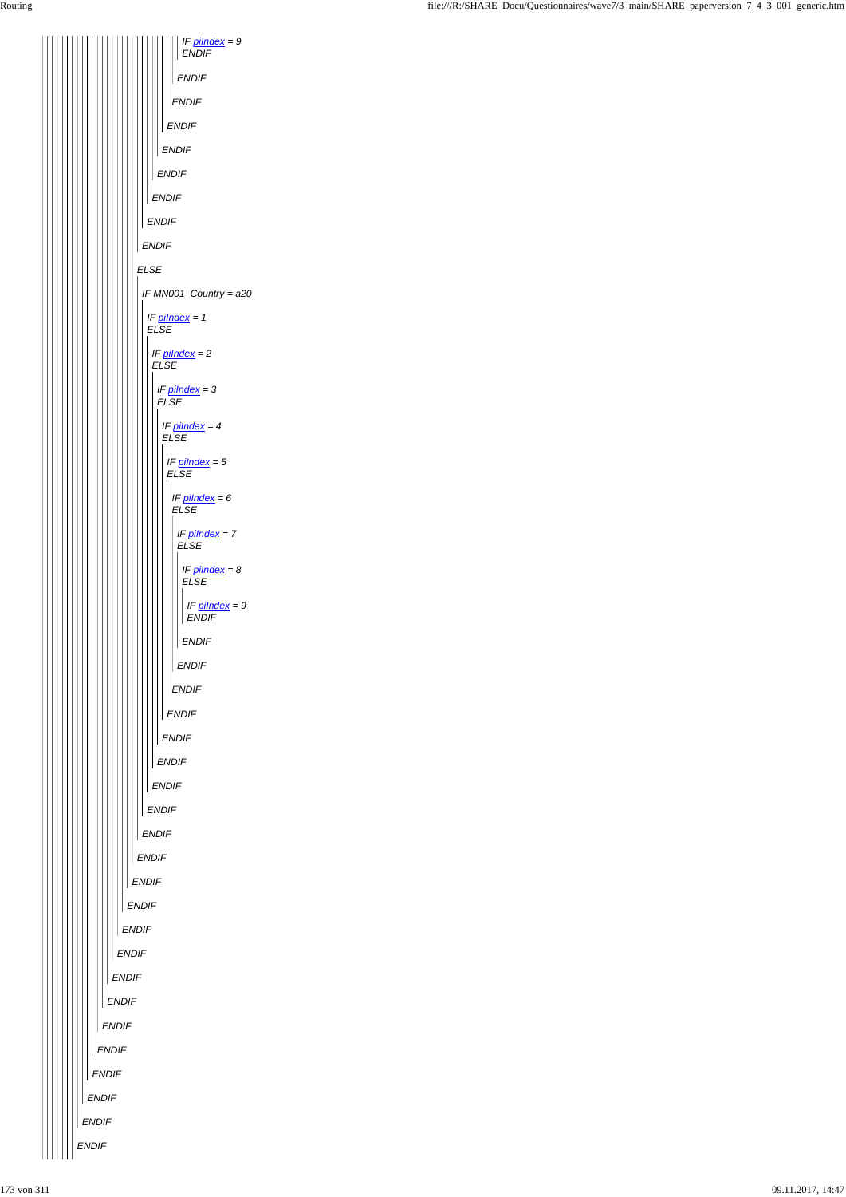*IF piIndex = 9*
*ENDIF*

*ENDIF*

*ENDIF*

*ENDIF*

*ENDIF*

*ENDIF*

*ENDIF*

*ENDIF*

*ENDIF*

*ELSE*

*IF MN001_Country = a20*

*IF piIndex = 1*
*ELSE*

*IF piIndex = 2*
*ELSE*

*IF piIndex = 3*
*ELSE*

*IF piIndex = 4*
*ELSE*

*IF piIndex = 5*
*ELSE*

*IF piIndex = 6*
*ELSE*

*IF piIndex = 7*
*ELSE*

*IF piIndex = 8*
*ELSE*

*IF piIndex = 9*
*ENDIF*

*ENDIF*

*ENDIF*

*ENDIF*

*ENDIF*

*ENDIF*

*ENDIF*

*ENDIF*

*ENDIF*

*ENDIF*

*ENDIF*

*ENDIF*

*ENDIF*

*ENDIF*

*ENDIF*

*ENDIF*

*ENDIF*

*ENDIF*

*ENDIF*

*ENDIF*

*ENDIF*

*ENDIF*

*ENDIF*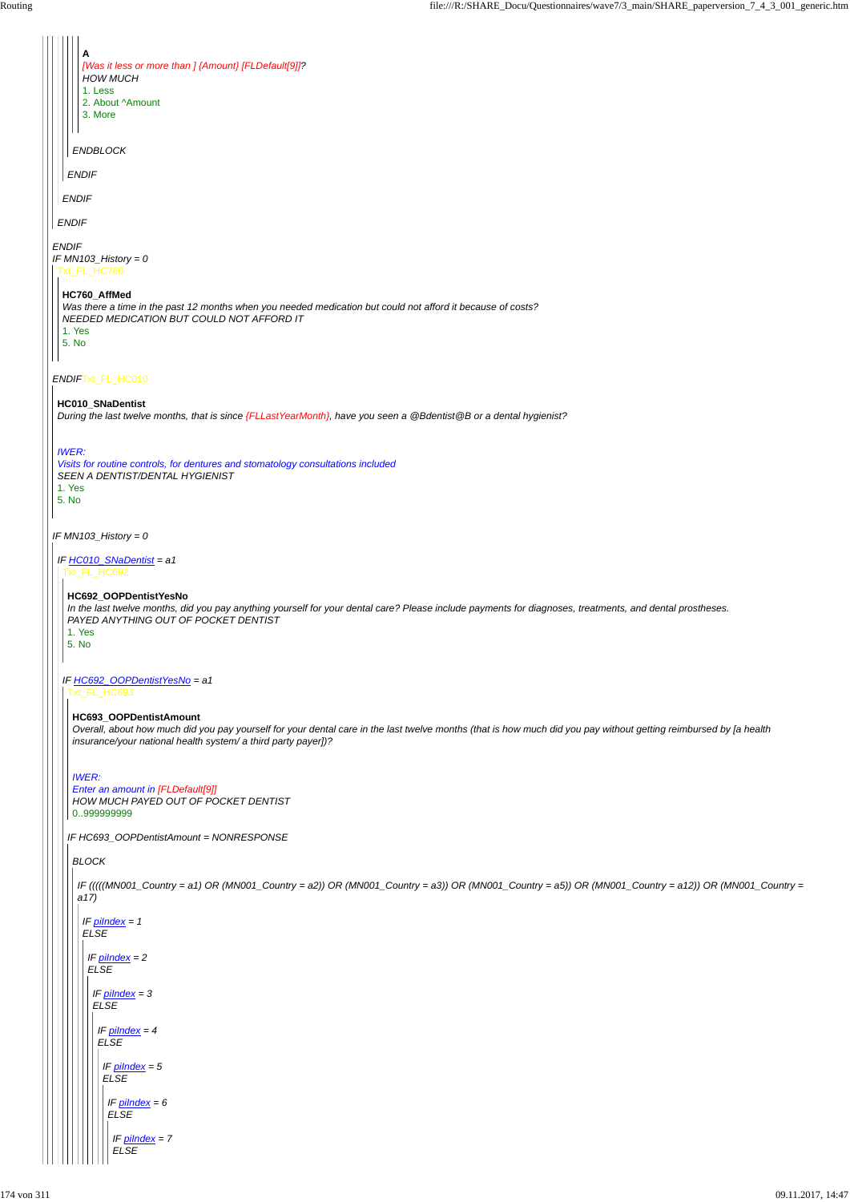**A**

*[Was it less or more than ] {Amount} [FLDefault[9]]?*

*HOW MUCH*

1. Less
2. About ^Amount
3. More

*ENDBLOCK*

*ENDIF*

*ENDIF*

*ENDIF*

*ENDIF*

*IF MN103_History = 0*

Txt_FL_HC760

**HC760_AffMed**

*Was there a time in the past 12 months when you needed medication but could not afford it because of costs?*

*NEEDED MEDICATION BUT COULD NOT AFFORD IT*

1. Yes
5. No

*ENDIF* Txt_FL_HC010

**HC010_SNaDentist**

*During the last twelve months, that is since {FLLastYearMonth}, have you seen a @Bdentist@B or a dental hygienist?*

*IWER:*

*Visits for routine controls, for dentures and stomatology consultations included*

*SEEN A DENTIST/DENTAL HYGIENIST*

1. Yes
5. No

*IF MN103_History = 0*

*IF HC010_SNaDentist = a1*

Txt_FL_HC692

**HC692_OOPDentistYesNo**

*In the last twelve months, did you pay anything yourself for your dental care? Please include payments for diagnoses, treatments, and dental prostheses.*

*PAYED ANYTHING OUT OF POCKET DENTIST*

1. Yes
5. No

*IF HC692_OOPDentistYesNo = a1*

Txt_FL_HC693

**HC693_OOPDentistAmount**

*Overall, about how much did you pay yourself for your dental care in the last twelve months (that is how much did you pay without getting reimbursed by [a health insurance/your national health system/ a third party payer])?*

*IWER:*

*Enter an amount in [FLDefault[9]]*

*HOW MUCH PAYED OUT OF POCKET DENTIST*

0..999999999

*IF HC693_OOPDentistAmount = NONRESPONSE*

*BLOCK*

*IF (((((MN001_Country = a1) OR (MN001_Country = a2)) OR (MN001_Country = a3)) OR (MN001_Country = a5)) OR (MN001_Country = a12)) OR (MN001_Country = a17)*

*IF piIndex = 1*
*ELSE*

*IF piIndex = 2*
*ELSE*

*IF piIndex = 3*
*ELSE*

*IF piIndex = 4*
*ELSE*

*IF piIndex = 5*
*ELSE*

*IF piIndex = 6*
*ELSE*

*IF piIndex = 7*
*ELSE*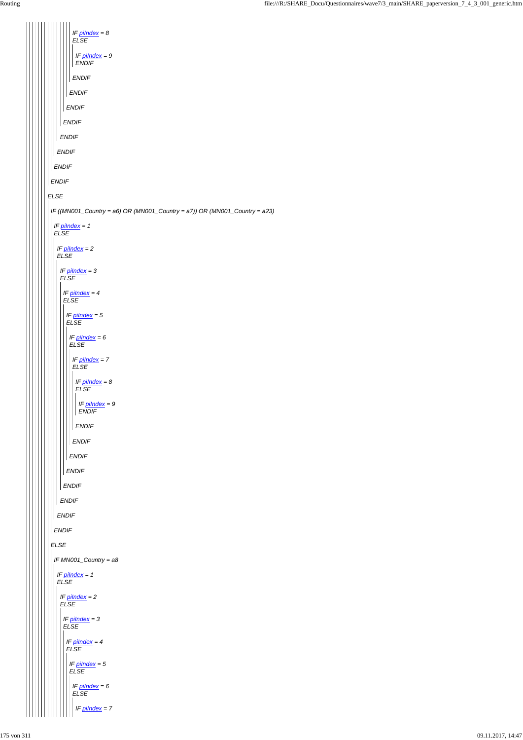IF piIndex = 8
ELSE

IF piIndex = 9
ENDIF

ENDIF

ENDIF

ENDIF

ENDIF

ENDIF

ENDIF

ENDIF

ENDIF

ELSE

IF ((MN001_Country = a6) OR (MN001_Country = a7)) OR (MN001_Country = a23)

IF piIndex = 1
ELSE

IF piIndex = 2
ELSE

IF piIndex = 3
ELSE

IF piIndex = 4
ELSE

IF piIndex = 5
ELSE

IF piIndex = 6
ELSE

IF piIndex = 7
ELSE

IF piIndex = 8
ELSE

IF piIndex = 9
ENDIF

ENDIF

ENDIF

ENDIF

ENDIF

ENDIF

ENDIF

ENDIF

ENDIF

ELSE

IF MN001_Country = a8

IF piIndex = 1
ELSE

IF piIndex = 2
ELSE

IF piIndex = 3
ELSE

IF piIndex = 4
ELSE

IF piIndex = 5
ELSE

IF piIndex = 6
ELSE

IF piIndex = 7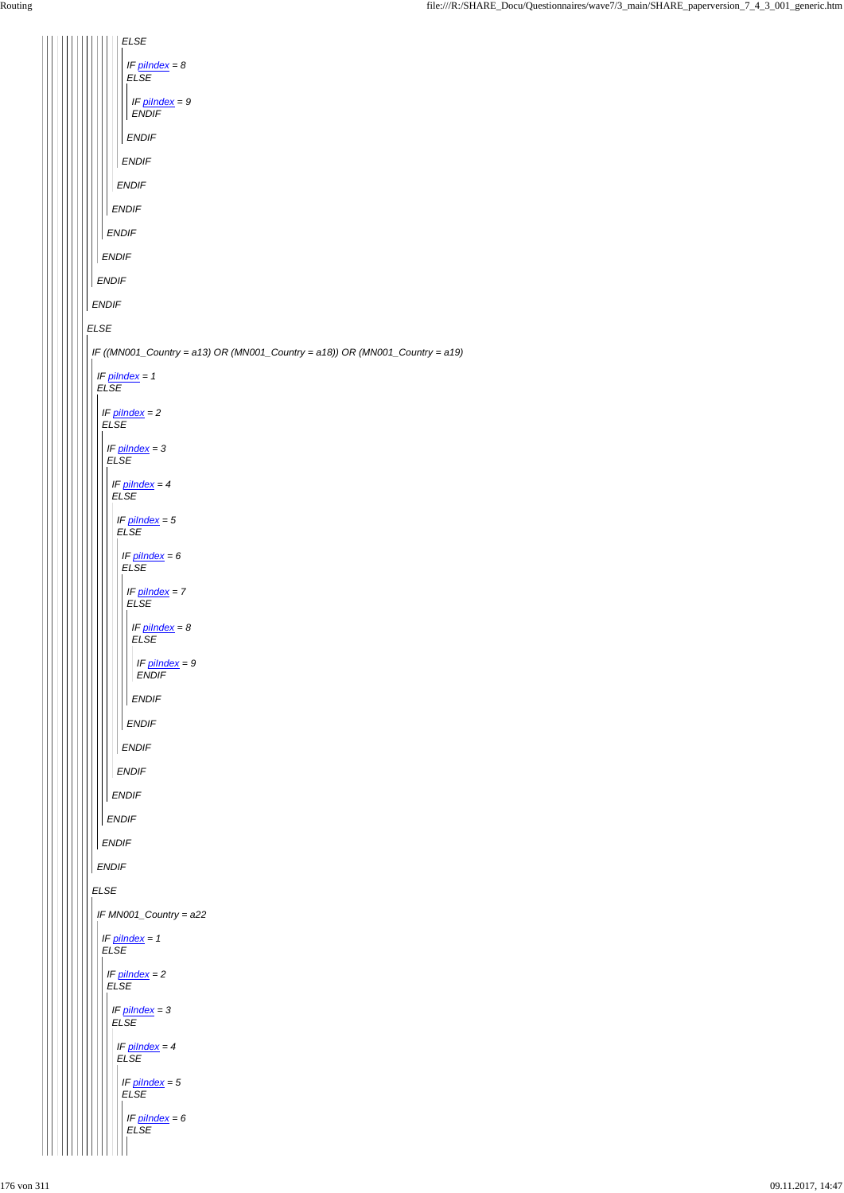ELSE

IF piIndex = 8
ELSE

IF piIndex = 9
ENDIF

ENDIF

ENDIF

ENDIF

ENDIF

ENDIF

ENDIF

ENDIF

ENDIF

ELSE

IF ((MN001_Country = a13) OR (MN001_Country = a18)) OR (MN001_Country = a19)

IF piIndex = 1
ELSE

IF piIndex = 2
ELSE

IF piIndex = 3
ELSE

IF piIndex = 4
ELSE

IF piIndex = 5
ELSE

IF piIndex = 6
ELSE

IF piIndex = 7
ELSE

IF piIndex = 8
ELSE

IF piIndex = 9
ENDIF

ENDIF

ENDIF

ENDIF

ENDIF

ENDIF

ENDIF

ENDIF

ENDIF

ELSE

IF MN001_Country = a22

IF piIndex = 1
ELSE

IF piIndex = 2
ELSE

IF piIndex = 3
ELSE

IF piIndex = 4
ELSE

IF piIndex = 5
ELSE

IF piIndex = 6
ELSE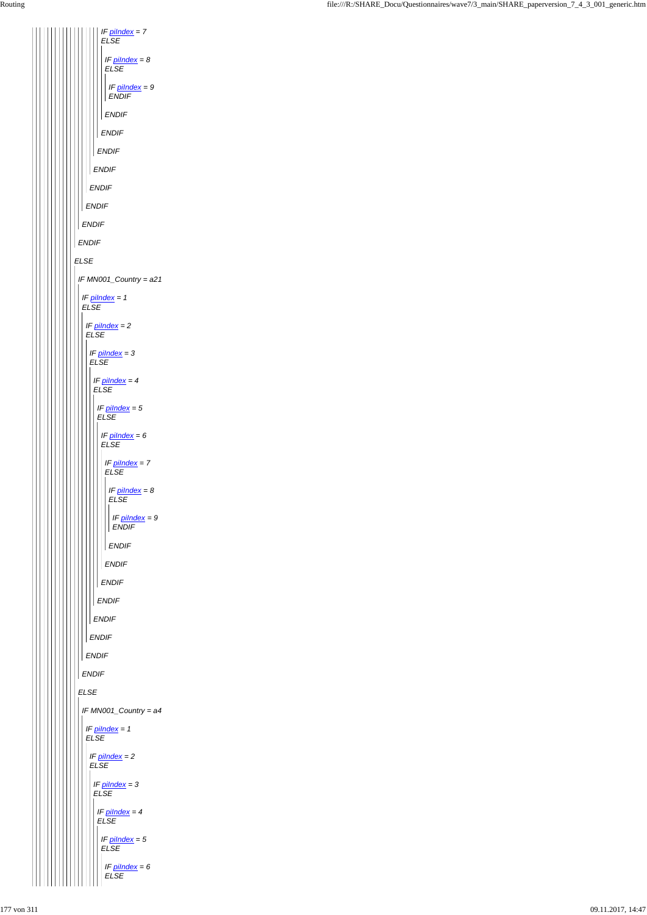*IF piIndex = 7*
*ELSE*

*IF piIndex = 8*
*ELSE*

*IF piIndex = 9*
*ENDIF*

*ENDIF*

*ENDIF*

*ENDIF*

*ENDIF*

*ENDIF*

*ENDIF*

*ENDIF*

*ENDIF*

*ELSE*

*IF MN001_Country = a21*

*IF piIndex = 1*
*ELSE*

*IF piIndex = 2*
*ELSE*

*IF piIndex = 3*
*ELSE*

*IF piIndex = 4*
*ELSE*

*IF piIndex = 5*
*ELSE*

*IF piIndex = 6*
*ELSE*

*IF piIndex = 7*
*ELSE*

*IF piIndex = 8*
*ELSE*

*IF piIndex = 9*
*ENDIF*

*ENDIF*

*ENDIF*

*ENDIF*

*ENDIF*

*ENDIF*

*ENDIF*

*ENDIF*

*ENDIF*

*ELSE*

*IF MN001_Country = a4*

*IF piIndex = 1*
*ELSE*

*IF piIndex = 2*
*ELSE*

*IF piIndex = 3*
*ELSE*

*IF piIndex = 4*
*ELSE*

*IF piIndex = 5*
*ELSE*

*IF piIndex = 6*
*ELSE*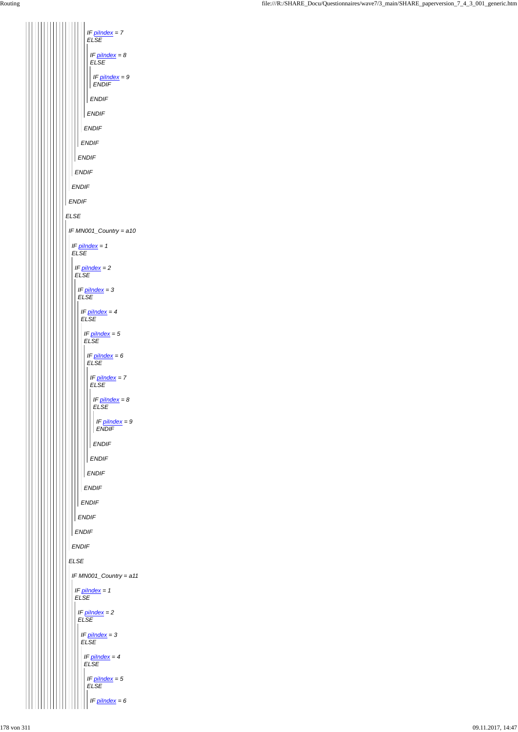IF piIndex = 7
ELSE

IF piIndex = 8
ELSE

IF piIndex = 9
ENDIF

ENDIF

ENDIF

ENDIF

ENDIF

ENDIF

ENDIF

ENDIF

ENDIF

ELSE

IF MN001_Country = a10

IF piIndex = 1
ELSE

IF piIndex = 2
ELSE

IF piIndex = 3
ELSE

IF piIndex = 4
ELSE

IF piIndex = 5
ELSE

IF piIndex = 6
ELSE

IF piIndex = 7
ELSE

IF piIndex = 8
ELSE

IF piIndex = 9
ENDIF

ENDIF

ENDIF

ENDIF

ENDIF

ENDIF

ENDIF

ENDIF

ENDIF

ELSE

IF MN001_Country = a11

IF piIndex = 1
ELSE

IF piIndex = 2
ELSE

IF piIndex = 3
ELSE

IF piIndex = 4
ELSE

IF piIndex = 5
ELSE

IF piIndex = 6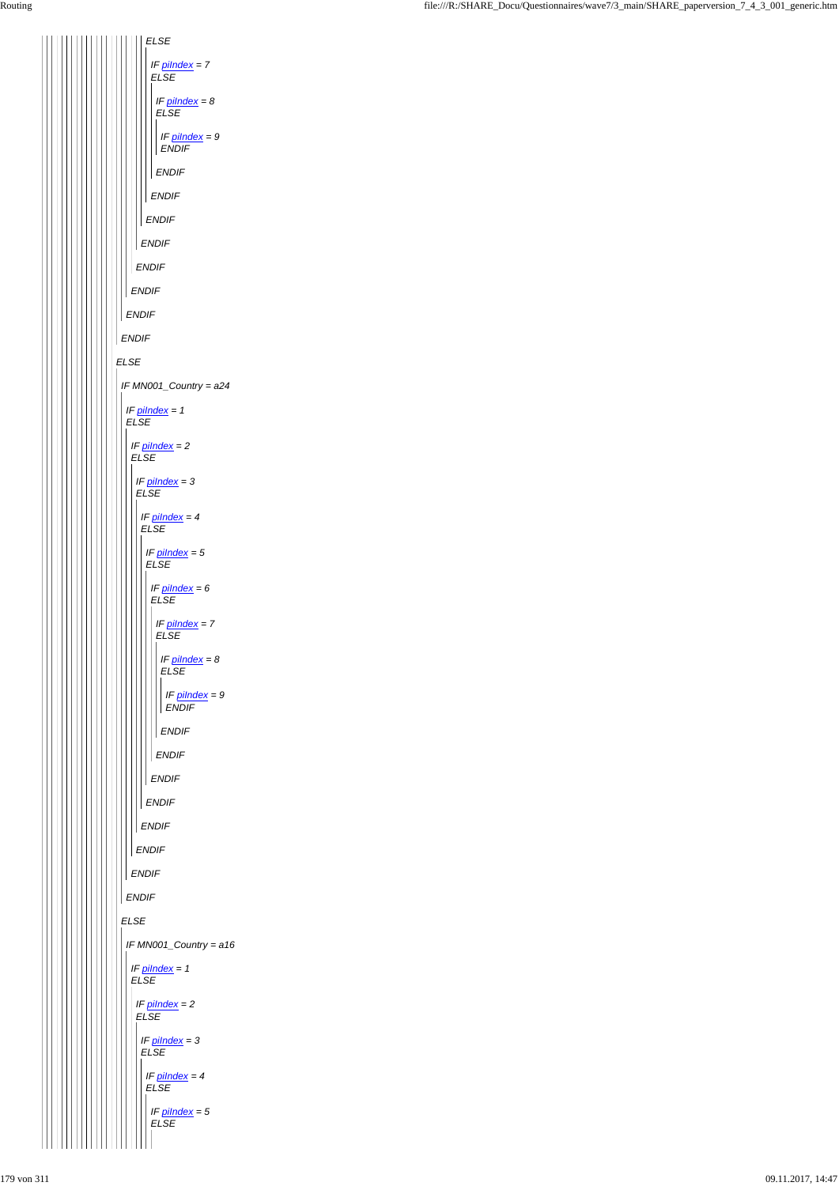ELSE

IF piIndex = 7
ELSE

IF piIndex = 8
ELSE

IF piIndex = 9
ENDIF

ENDIF

ENDIF

ENDIF

ENDIF

ENDIF

ENDIF

ENDIF

ENDIF

ELSE

IF MN001_Country = a24

IF piIndex = 1
ELSE

IF piIndex = 2
ELSE

IF piIndex = 3
ELSE

IF piIndex = 4
ELSE

IF piIndex = 5
ELSE

IF piIndex = 6
ELSE

IF piIndex = 7
ELSE

IF piIndex = 8
ELSE

IF piIndex = 9
ENDIF

ENDIF

ENDIF

ENDIF

ENDIF

ENDIF

ENDIF

ENDIF

ENDIF

ELSE

IF MN001_Country = a16

IF piIndex = 1
ELSE

IF piIndex = 2
ELSE

IF piIndex = 3
ELSE

IF piIndex = 4
ELSE

IF piIndex = 5
ELSE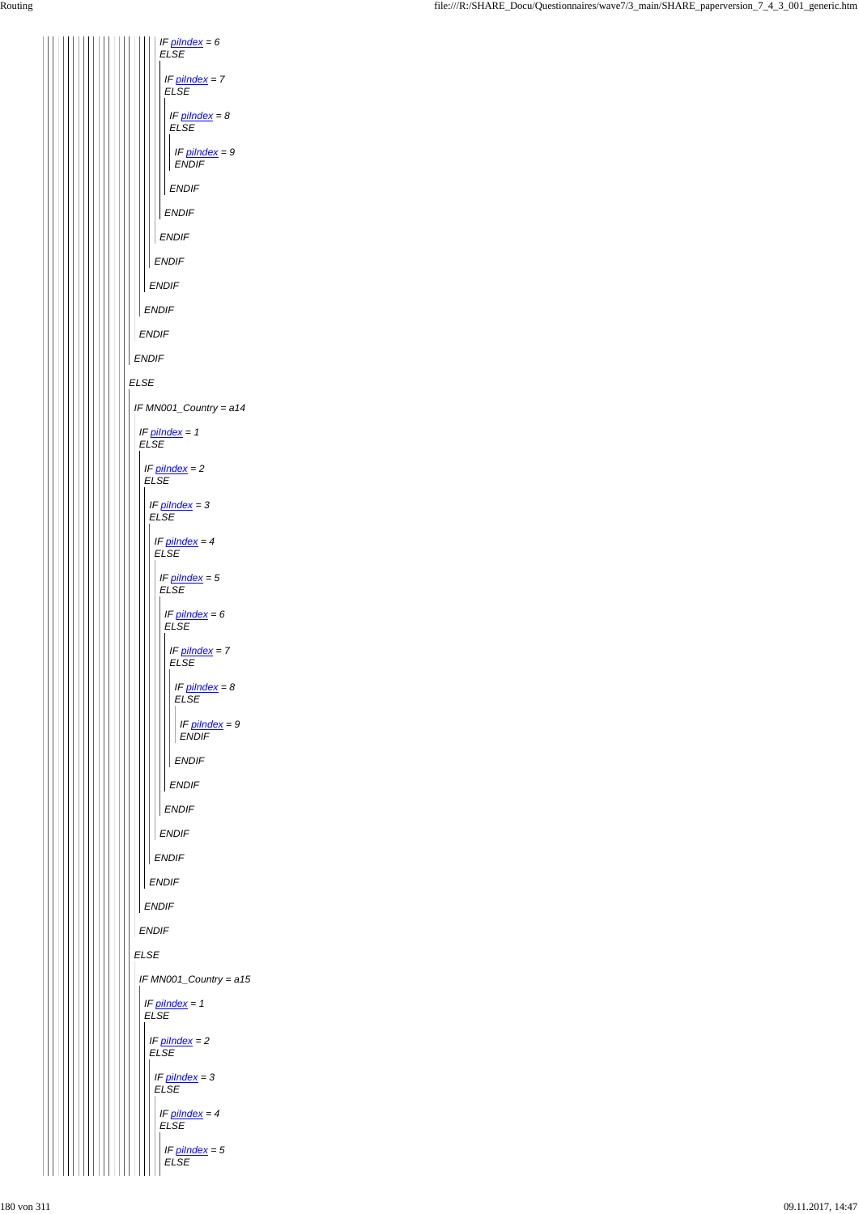IF piIndex = 6
ELSE

IF piIndex = 7
ELSE

IF piIndex = 8
ELSE

IF piIndex = 9
ENDIF

ENDIF

ENDIF

ENDIF

ENDIF

ENDIF

ENDIF

ENDIF

ENDIF

ELSE

IF MN001_Country = a14

IF piIndex = 1
ELSE

IF piIndex = 2
ELSE

IF piIndex = 3
ELSE

IF piIndex = 4
ELSE

IF piIndex = 5
ELSE

IF piIndex = 6
ELSE

IF piIndex = 7
ELSE

IF piIndex = 8
ELSE

IF piIndex = 9
ENDIF

ENDIF

ENDIF

ENDIF

ENDIF

ENDIF

ENDIF

ENDIF

ENDIF

ELSE

IF MN001_Country = a15

IF piIndex = 1
ELSE

IF piIndex = 2
ELSE

IF piIndex = 3
ELSE

IF piIndex = 4
ELSE

IF piIndex = 5
ELSE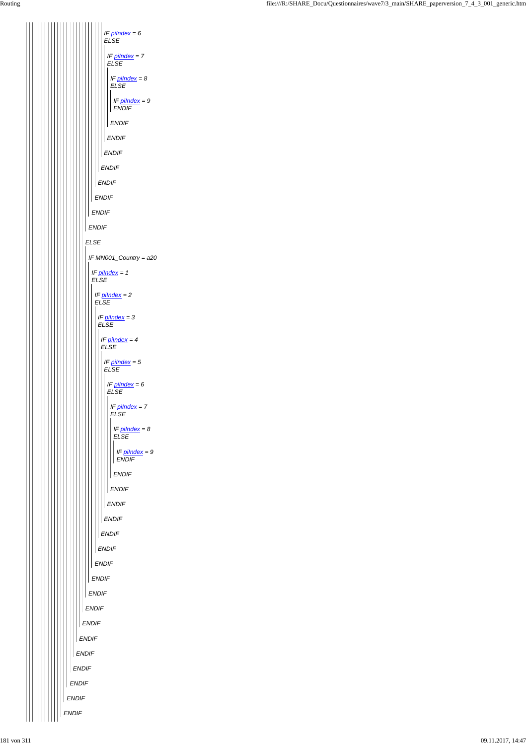IF piIndex = 6
ELSE

IF piIndex = 7
ELSE

IF piIndex = 8
ELSE

IF piIndex = 9
ENDIF

ENDIF

ENDIF

ENDIF

ENDIF

ENDIF

ENDIF

ENDIF

ENDIF

ELSE

IF MN001_Country = a20

IF piIndex = 1
ELSE

IF piIndex = 2
ELSE

IF piIndex = 3
ELSE

IF piIndex = 4
ELSE

IF piIndex = 5
ELSE

IF piIndex = 6
ELSE

IF piIndex = 7
ELSE

IF piIndex = 8
ELSE

IF piIndex = 9
ENDIF

ENDIF

ENDIF

ENDIF

ENDIF

ENDIF

ENDIF

ENDIF

ENDIF

ENDIF

ENDIF

ENDIF

ENDIF

ENDIF

ENDIF

ENDIF

ENDIF

ENDIF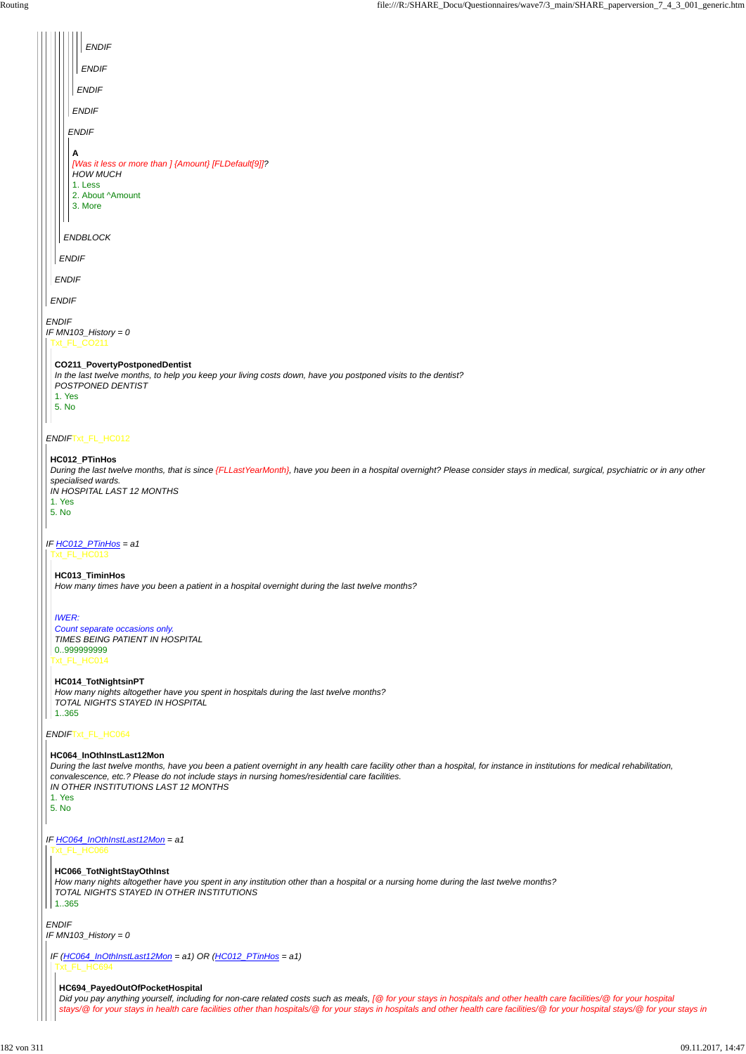ENDIF

ENDIF

ENDIF

ENDIF

ENDIF

**A**
[Was it less or more than ] {Amount} [FLDefault[9]]?
HOW MUCH
1. Less
2. About ^Amount
3. More

ENDBLOCK

ENDIF

ENDIF

ENDIF

ENDIF
IF MN103_History = 0
Txt_FL_CO211

**CO211_PovertyPostponedDentist**
*In the last twelve months, to help you keep your living costs down, have you postponed visits to the dentist?*
*POSTPONED DENTIST*
1. Yes
5. No

ENDIFTxt_FL_HC012

**HC012_PTinHos**
*During the last twelve months, that is since {FLLastYearMonth}, have you been in a hospital overnight? Please consider stays in medical, surgical, psychiatric or in any other specialised wards.*
*IN HOSPITAL LAST 12 MONTHS*
1. Yes
5. No

IF HC012_PTinHos = a1
Txt_FL_HC013

**HC013_TiminHos**
*How many times have you been a patient in a hospital overnight during the last twelve months?*

*IWER:*
*Count separate occasions only.*
*TIMES BEING PATIENT IN HOSPITAL*
0..999999999
Txt_FL_HC014

**HC014_TotNightsinPT**
*How many nights altogether have you spent in hospitals during the last twelve months?*
*TOTAL NIGHTS STAYED IN HOSPITAL*
1..365

ENDIFTxt_FL_HC064

**HC064_InOthInstLast12Mon**
*During the last twelve months, have you been a patient overnight in any health care facility other than a hospital, for instance in institutions for medical rehabilitation, convalescence, etc.? Please do not include stays in nursing homes/residential care facilities.*
*IN OTHER INSTITUTIONS LAST 12 MONTHS*
1. Yes
5. No

IF HC064_InOthInstLast12Mon = a1
Txt_FL_HC066

**HC066_TotNightStayOthInst**
*How many nights altogether have you spent in any institution other than a hospital or a nursing home during the last twelve months?*
*TOTAL NIGHTS STAYED IN OTHER INSTITUTIONS*
1..365

ENDIF
IF MN103_History = 0

IF (HC064_InOthInstLast12Mon = a1) OR (HC012_PTinHos = a1)
Txt_FL_HC694

**HC694_PayedOutOfPocketHospital**
*Did you pay anything yourself, including for non-care related costs such as meals, [@ for your stays in hospitals and other health care facilities/@ for your hospital stays/@ for your stays in health care facilities other than hospitals/@ for your stays in hospitals and other health care facilities/@ for your hospital stays/@ for your stays in*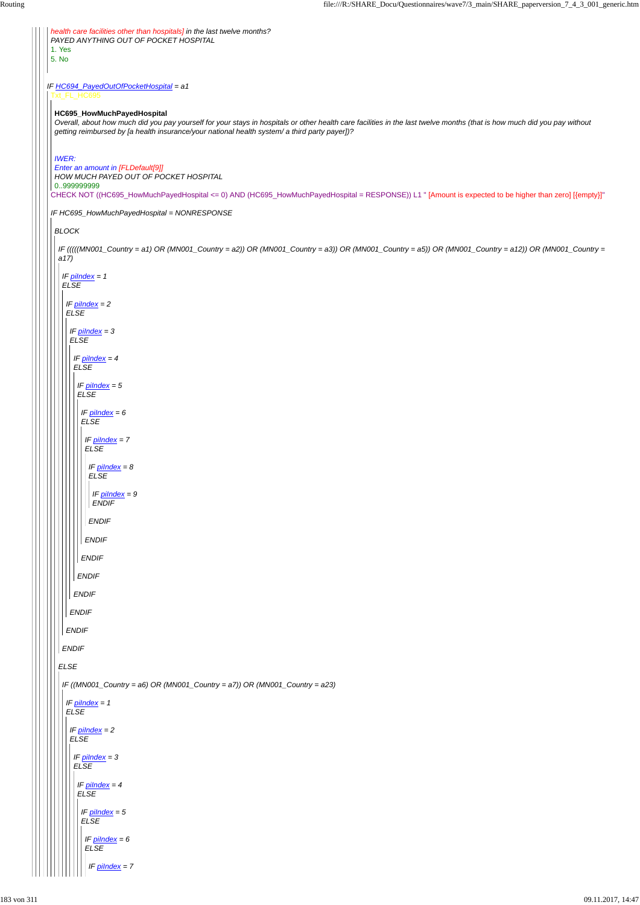health care facilities other than hospitals] in the last twelve months?

PAYED ANYTHING OUT OF POCKET HOSPITAL

1. Yes
5. No

IF HC694_PayedOutOfPocketHospital = a1

Txt_FL_HC695

**HC695_HowMuchPayedHospital**

*Overall, about how much did you pay yourself for your stays in hospitals or other health care facilities in the last twelve months (that is how much did you pay without getting reimbursed by [a health insurance/your national health system/ a third party payer])?*

*IWER:*
*Enter an amount in [FLDefault[9]]*
HOW MUCH PAYED OUT OF POCKET HOSPITAL
0..999999999

CHECK NOT ((HC695_HowMuchPayedHospital <= 0) AND (HC695_HowMuchPayedHospital = RESPONSE)) L1 " [Amount is expected to be higher than zero] [{empty}]"

IF HC695_HowMuchPayedHospital = NONRESPONSE

BLOCK

IF (((((MN001_Country = a1) OR (MN001_Country = a2)) OR (MN001_Country = a3)) OR (MN001_Country = a5)) OR (MN001_Country = a12)) OR (MN001_Country = a17)

IF piIndex = 1
ELSE

IF piIndex = 2
ELSE

IF piIndex = 3
ELSE

IF piIndex = 4
ELSE

IF piIndex = 5
ELSE

IF piIndex = 6
ELSE

IF piIndex = 7
ELSE

IF piIndex = 8
ELSE

IF piIndex = 9
ENDIF

ENDIF

ENDIF

ENDIF

ENDIF

ENDIF

ENDIF

ENDIF

ENDIF

ELSE

IF ((MN001_Country = a6) OR (MN001_Country = a7)) OR (MN001_Country = a23)

IF piIndex = 1
ELSE

IF piIndex = 2
ELSE

IF piIndex = 3
ELSE

IF piIndex = 4
ELSE

IF piIndex = 5
ELSE

IF piIndex = 6
ELSE

IF piIndex = 7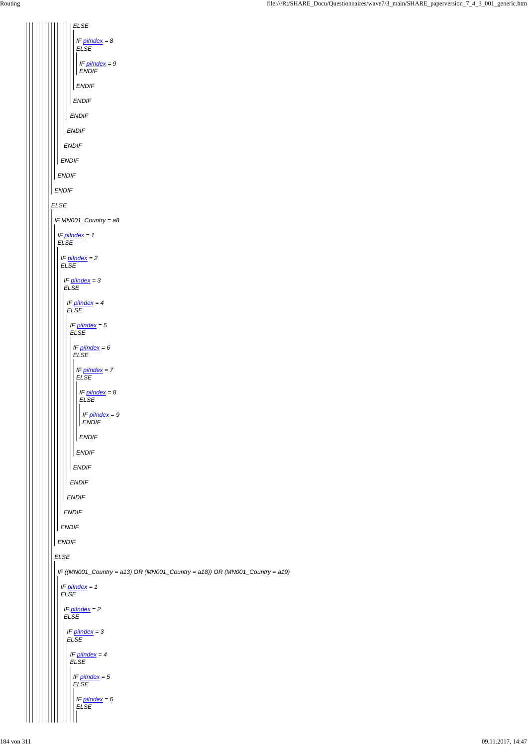ELSE

IF piIndex = 8
ELSE

IF piIndex = 9
ENDIF

ENDIF

ENDIF

ENDIF

ENDIF

ENDIF

ENDIF

ENDIF

ENDIF

ELSE

IF MN001_Country = a8

IF piIndex = 1
ELSE

IF piIndex = 2
ELSE

IF piIndex = 3
ELSE

IF piIndex = 4
ELSE

IF piIndex = 5
ELSE

IF piIndex = 6
ELSE

IF piIndex = 7
ELSE

IF piIndex = 8
ELSE

IF piIndex = 9
ENDIF

ENDIF

ENDIF

ENDIF

ENDIF

ENDIF

ENDIF

ENDIF

ENDIF

ELSE

IF ((MN001_Country = a13) OR (MN001_Country = a18)) OR (MN001_Country = a19)

IF piIndex = 1
ELSE

IF piIndex = 2
ELSE

IF piIndex = 3
ELSE

IF piIndex = 4
ELSE

IF piIndex = 5
ELSE

IF piIndex = 6
ELSE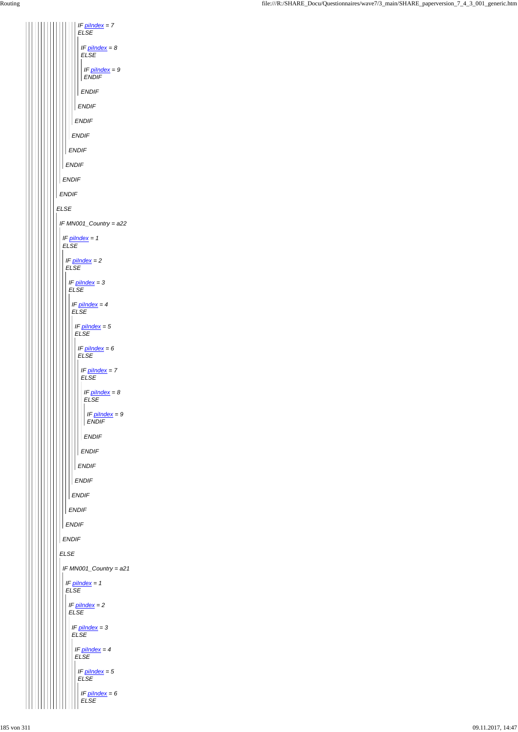*IF piIndex = 7*
*ELSE*

*IF piIndex = 8*
*ELSE*

*IF piIndex = 9*
*ENDIF*

*ENDIF*

*ENDIF*

*ENDIF*

*ENDIF*

*ENDIF*

*ENDIF*

*ENDIF*

*ENDIF*

*ELSE*

*IF MN001_Country = a22*

*IF piIndex = 1*
*ELSE*

*IF piIndex = 2*
*ELSE*

*IF piIndex = 3*
*ELSE*

*IF piIndex = 4*
*ELSE*

*IF piIndex = 5*
*ELSE*

*IF piIndex = 6*
*ELSE*

*IF piIndex = 7*
*ELSE*

*IF piIndex = 8*
*ELSE*

*IF piIndex = 9*
*ENDIF*

*ENDIF*

*ENDIF*

*ENDIF*

*ENDIF*

*ENDIF*

*ENDIF*

*ENDIF*

*ENDIF*

*ELSE*

*IF MN001_Country = a21*

*IF piIndex = 1*
*ELSE*

*IF piIndex = 2*
*ELSE*

*IF piIndex = 3*
*ELSE*

*IF piIndex = 4*
*ELSE*

*IF piIndex = 5*
*ELSE*

*IF piIndex = 6*
*ELSE*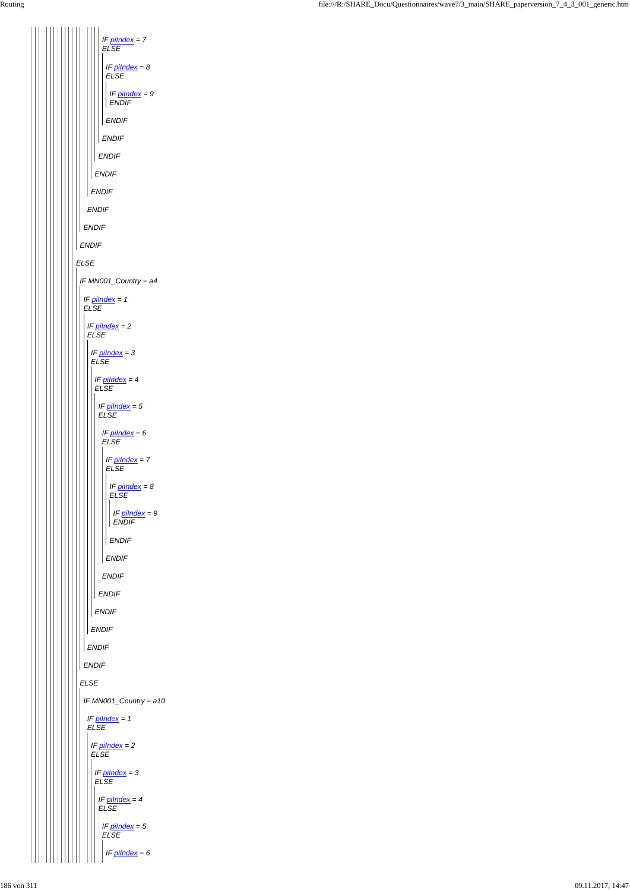*IF piIndex = 7*
*ELSE*

*IF piIndex = 8*
*ELSE*

*IF piIndex = 9*
*ENDIF*

*ENDIF*

*ENDIF*

*ENDIF*

*ENDIF*

*ENDIF*

*ENDIF*

*ENDIF*

*ENDIF*

*ELSE*

*IF MN001_Country = a4*

*IF piIndex = 1*
*ELSE*

*IF piIndex = 2*
*ELSE*

*IF piIndex = 3*
*ELSE*

*IF piIndex = 4*
*ELSE*

*IF piIndex = 5*
*ELSE*

*IF piIndex = 6*
*ELSE*

*IF piIndex = 7*
*ELSE*

*IF piIndex = 8*
*ELSE*

*IF piIndex = 9*
*ENDIF*

*ENDIF*

*ENDIF*

*ENDIF*

*ENDIF*

*ENDIF*

*ENDIF*

*ENDIF*

*ENDIF*

*ELSE*

*IF MN001_Country = a10*

*IF piIndex = 1*
*ELSE*

*IF piIndex = 2*
*ELSE*

*IF piIndex = 3*
*ELSE*

*IF piIndex = 4*
*ELSE*

*IF piIndex = 5*
*ELSE*

*IF piIndex = 6*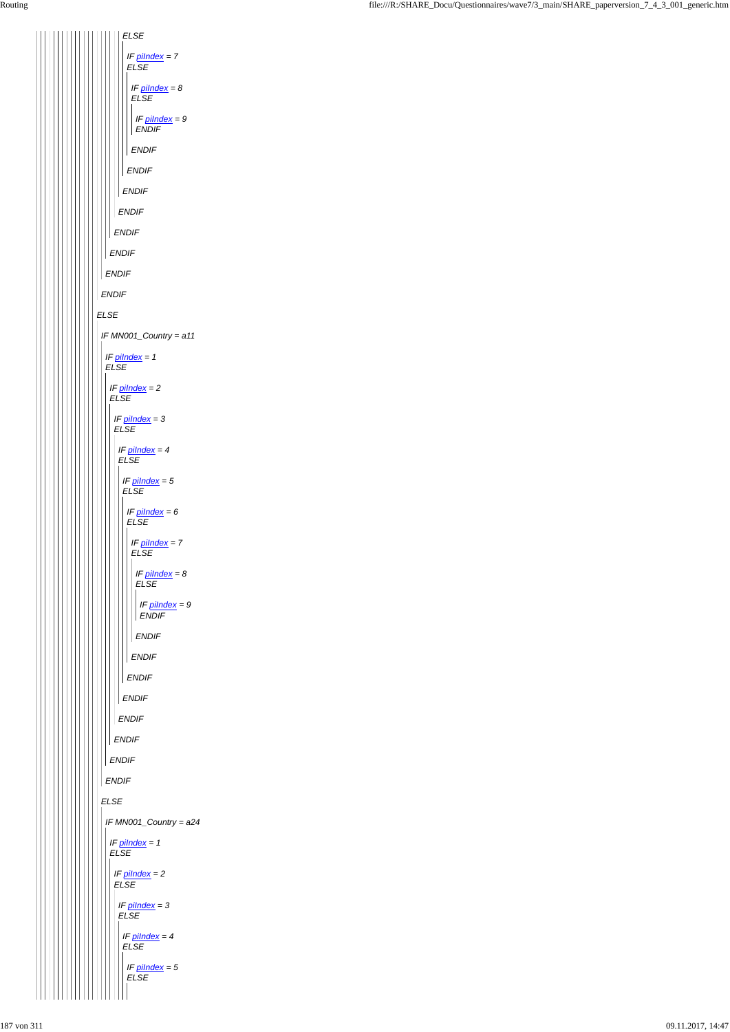ELSE

IF piIndex = 7
ELSE

IF piIndex = 8
ELSE

IF piIndex = 9
ENDIF

ENDIF

ENDIF

ENDIF

ENDIF

ENDIF

ENDIF

ENDIF

ENDIF

ELSE

IF MN001_Country = a11

IF piIndex = 1
ELSE

IF piIndex = 2
ELSE

IF piIndex = 3
ELSE

IF piIndex = 4
ELSE

IF piIndex = 5
ELSE

IF piIndex = 6
ELSE

IF piIndex = 7
ELSE

IF piIndex = 8
ELSE

IF piIndex = 9
ENDIF

ENDIF

ENDIF

ENDIF

ENDIF

ENDIF

ENDIF

ENDIF

ENDIF

ELSE

IF MN001_Country = a24

IF piIndex = 1
ELSE

IF piIndex = 2
ELSE

IF piIndex = 3
ELSE

IF piIndex = 4
ELSE

IF piIndex = 5
ELSE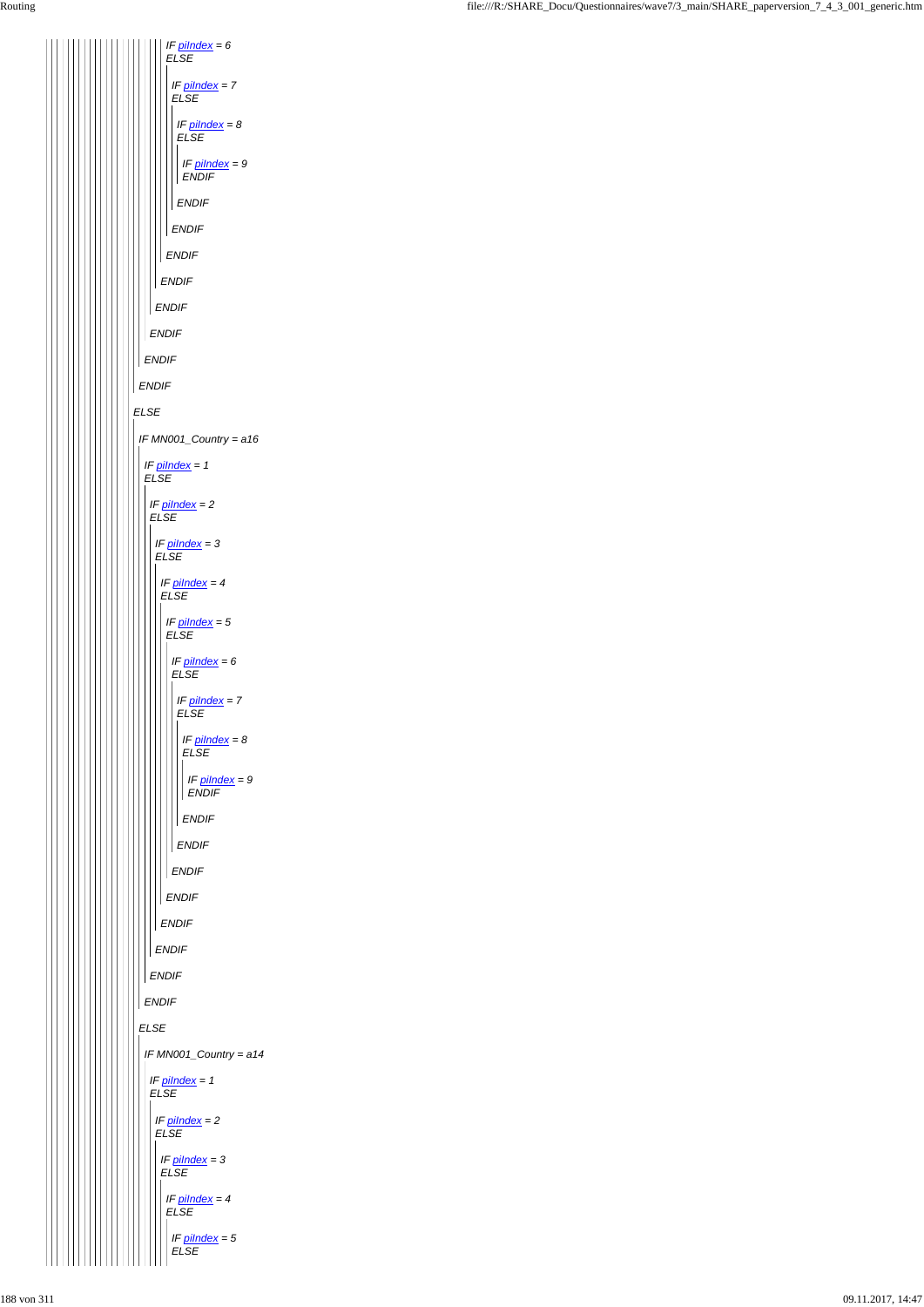*IF piIndex = 6*
*ELSE*

*IF piIndex = 7*
*ELSE*

*IF piIndex = 8*
*ELSE*

*IF piIndex = 9*
*ENDIF*

*ENDIF*

*ENDIF*

*ENDIF*

*ENDIF*

*ENDIF*

*ENDIF*

*ENDIF*

*ENDIF*

*ELSE*

*IF MN001_Country = a16*

*IF piIndex = 1*
*ELSE*

*IF piIndex = 2*
*ELSE*

*IF piIndex = 3*
*ELSE*

*IF piIndex = 4*
*ELSE*

*IF piIndex = 5*
*ELSE*

*IF piIndex = 6*
*ELSE*

*IF piIndex = 7*
*ELSE*

*IF piIndex = 8*
*ELSE*

*IF piIndex = 9*
*ENDIF*

*ENDIF*

*ENDIF*

*ENDIF*

*ENDIF*

*ENDIF*

*ENDIF*

*ENDIF*

*ENDIF*

*ELSE*

*IF MN001_Country = a14*

*IF piIndex = 1*
*ELSE*

*IF piIndex = 2*
*ELSE*

*IF piIndex = 3*
*ELSE*

*IF piIndex = 4*
*ELSE*

*IF piIndex = 5*
*ELSE*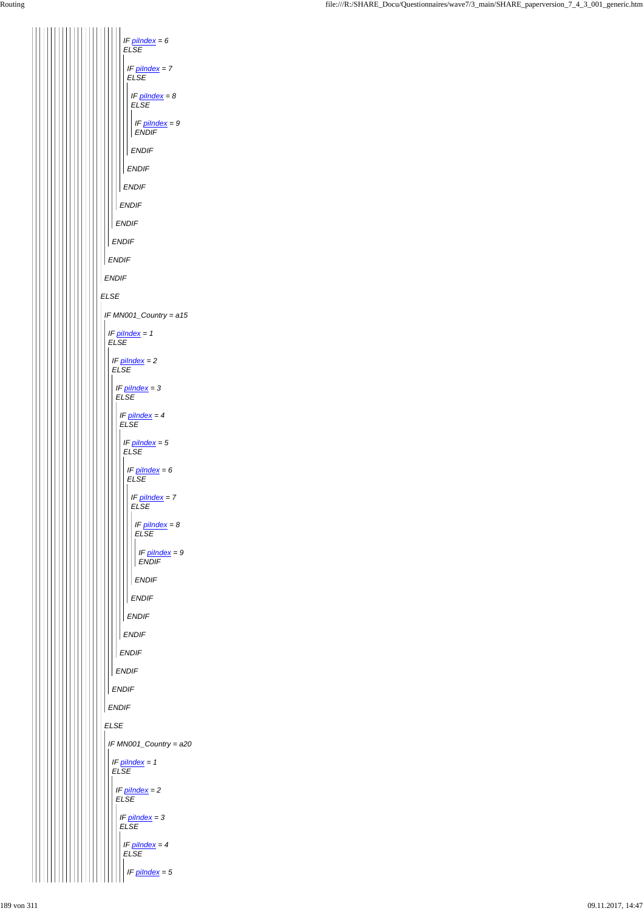*IF piIndex = 6*
*ELSE*

*IF piIndex = 7*
*ELSE*

*IF piIndex = 8*
*ELSE*

*IF piIndex = 9*
*ENDIF*

*ENDIF*

*ENDIF*

*ENDIF*

*ENDIF*

*ENDIF*

*ENDIF*

*ENDIF*

*ENDIF*

*ELSE*

*IF MN001_Country = a15*

*IF piIndex = 1*
*ELSE*

*IF piIndex = 2*
*ELSE*

*IF piIndex = 3*
*ELSE*

*IF piIndex = 4*
*ELSE*

*IF piIndex = 5*
*ELSE*

*IF piIndex = 6*
*ELSE*

*IF piIndex = 7*
*ELSE*

*IF piIndex = 8*
*ELSE*

*IF piIndex = 9*
*ENDIF*

*ENDIF*

*ENDIF*

*ENDIF*

*ENDIF*

*ENDIF*

*ENDIF*

*ENDIF*

*ENDIF*

*ELSE*

*IF MN001_Country = a20*

*IF piIndex = 1*
*ELSE*

*IF piIndex = 2*
*ELSE*

*IF piIndex = 3*
*ELSE*

*IF piIndex = 4*
*ELSE*

*IF piIndex = 5*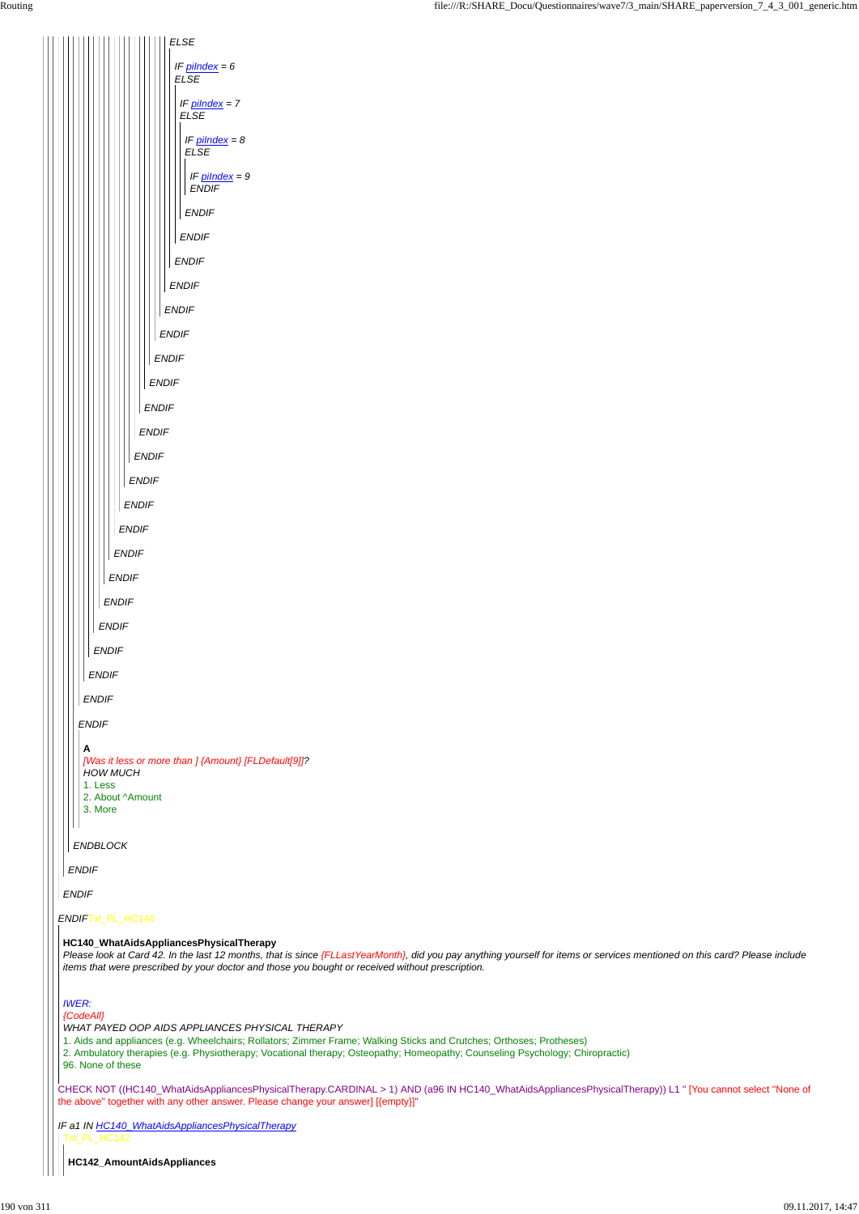*ELSE*

*IF piIndex = 6*
*ELSE*

*IF piIndex = 7*
*ELSE*

*IF piIndex = 8*
*ELSE*

*IF piIndex = 9*
*ENDIF*

*ENDIF*

*ENDIF*

*ENDIF*

*ENDIF*

*ENDIF*

*ENDIF*

*ENDIF*

*ENDIF*

*ENDIF*

*ENDIF*

*ENDIF*

*ENDIF*

*ENDIF*

*ENDIF*

*ENDIF*

*ENDIF*

*ENDIF*

*ENDIF*

*ENDIF*

*ENDIF*

*ENDIF*

*ENDIF*

**A**
*[Was it less or more than ] {Amount} [FLDefault[9]]?*
*HOW MUCH*
1. Less
2. About ^Amount
3. More

*ENDBLOCK*

*ENDIF*

*ENDIF*

*ENDIF* Txt_FL_HC140

**HC140_WhatAidsAppliancesPhysicalTherapy**
*Please look at Card 42. In the last 12 months, that is since {FLLastYearMonth}, did you pay anything yourself for items or services mentioned on this card? Please include items that were prescribed by your doctor and those you bought or received without prescription.*

*IWER:*
*{CodeAll}*
*WHAT PAYED OOP AIDS APPLIANCES PHYSICAL THERAPY*
1. Aids and appliances (e.g. Wheelchairs; Rollators; Zimmer Frame; Walking Sticks and Crutches; Orthoses; Protheses)
2. Ambulatory therapies (e.g. Physiotherapy; Vocational therapy; Osteopathy; Homeopathy; Counseling Psychology; Chiropractic)
96. None of these

CHECK NOT ((HC140_WhatAidsAppliancesPhysicalTherapy.CARDINAL > 1) AND (a96 IN HC140_WhatAidsAppliancesPhysicalTherapy)) L1 " [You cannot select "None of the above" together with any other answer. Please change your answer] [{empty}]"

*IF a1 IN HC140_WhatAidsAppliancesPhysicalTherapy*
Txt_FL_HC142

**HC142_AmountAidsAppliances**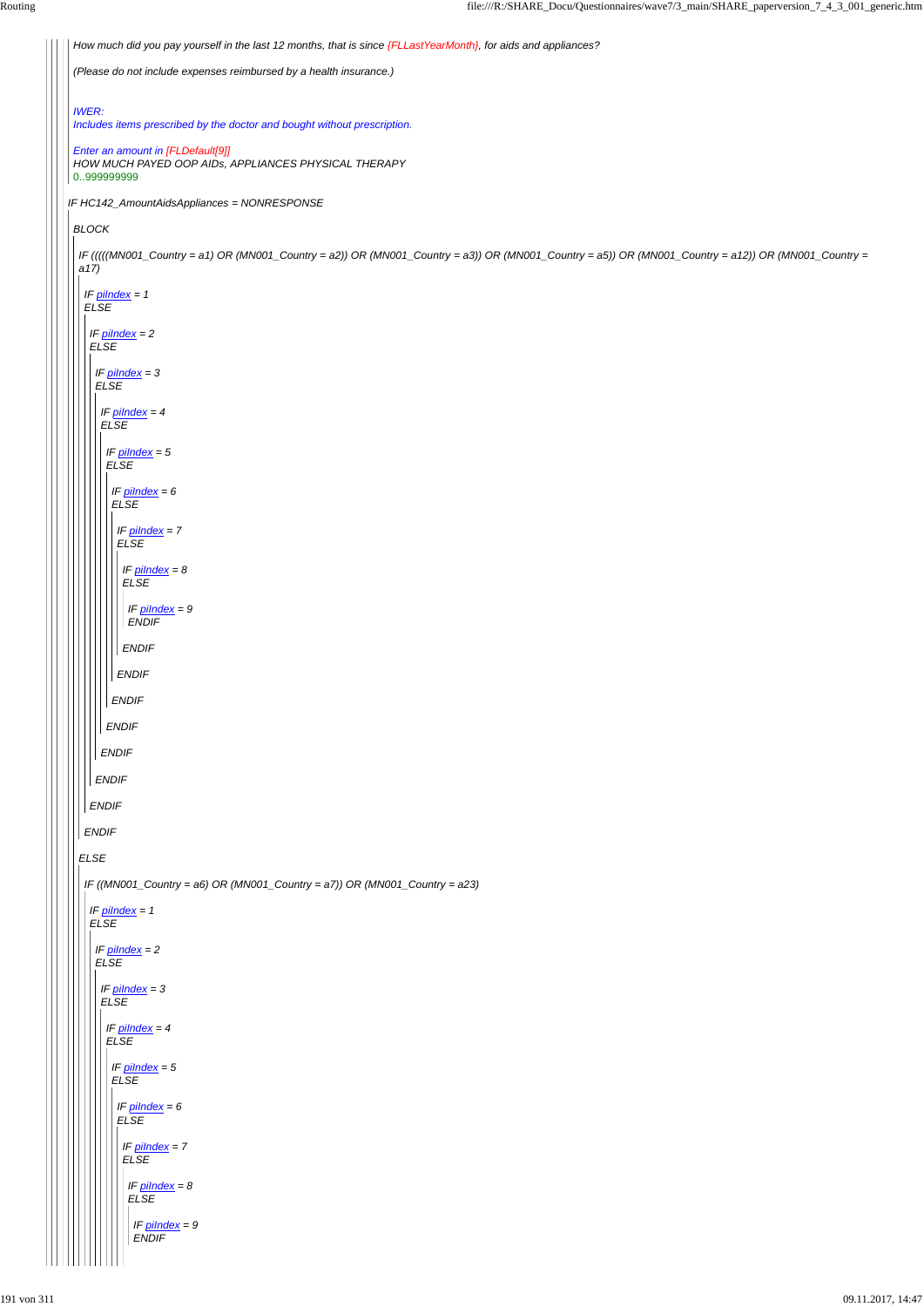*How much did you pay yourself in the last 12 months, that is since {FLLastYearMonth}, for aids and appliances?*

*(Please do not include expenses reimbursed by a health insurance.)*

*IWER:*
*Includes items prescribed by the doctor and bought without prescription.*

*Enter an amount in [FLDefault[9]]*
*HOW MUCH PAYED OOP AIDs, APPLIANCES PHYSICAL THERAPY*
0..999999999

*IF HC142_AmountAidsAppliances = NONRESPONSE*

*BLOCK*

*IF (((((MN001_Country = a1) OR (MN001_Country = a2)) OR (MN001_Country = a3)) OR (MN001_Country = a5)) OR (MN001_Country = a12)) OR (MN001_Country = a17)*

*IF piIndex = 1*
*ELSE*

*IF piIndex = 2*
*ELSE*

*IF piIndex = 3*
*ELSE*

*IF piIndex = 4*
*ELSE*

*IF piIndex = 5*
*ELSE*

*IF piIndex = 6*
*ELSE*

*IF piIndex = 7*
*ELSE*

*IF piIndex = 8*
*ELSE*

*IF piIndex = 9*
*ENDIF*

*ENDIF*

*ENDIF*

*ENDIF*

*ENDIF*

*ENDIF*

*ENDIF*

*ENDIF*

*ENDIF*

*ELSE*

*IF ((MN001_Country = a6) OR (MN001_Country = a7)) OR (MN001_Country = a23)*

*IF piIndex = 1*
*ELSE*

*IF piIndex = 2*
*ELSE*

*IF piIndex = 3*
*ELSE*

*IF piIndex = 4*
*ELSE*

*IF piIndex = 5*
*ELSE*

*IF piIndex = 6*
*ELSE*

*IF piIndex = 7*
*ELSE*

*IF piIndex = 8*
*ELSE*

*IF piIndex = 9*
*ENDIF*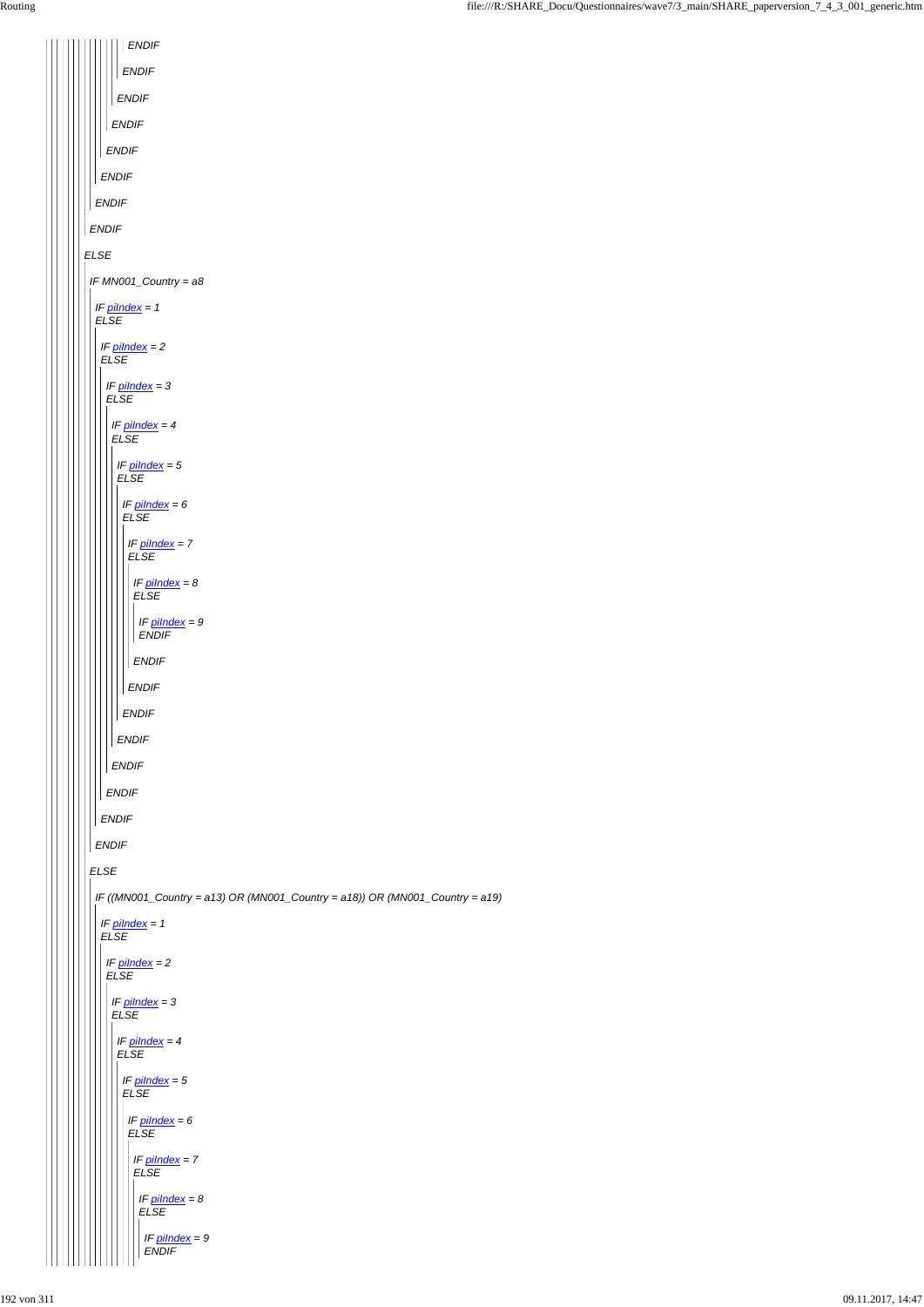ENDIF

ENDIF

ENDIF

ENDIF

ENDIF

ENDIF

ENDIF

ENDIF

ELSE

IF MN001_Country = a8

IF piIndex = 1
ELSE

IF piIndex = 2
ELSE

IF piIndex = 3
ELSE

IF piIndex = 4
ELSE

IF piIndex = 5
ELSE

IF piIndex = 6
ELSE

IF piIndex = 7
ELSE

IF piIndex = 8
ELSE

IF piIndex = 9
ENDIF

ENDIF

ENDIF

ENDIF

ENDIF

ENDIF

ENDIF

ENDIF

ENDIF

ELSE

IF ((MN001_Country = a13) OR (MN001_Country = a18)) OR (MN001_Country = a19)

IF piIndex = 1
ELSE

IF piIndex = 2
ELSE

IF piIndex = 3
ELSE

IF piIndex = 4
ELSE

IF piIndex = 5
ELSE

IF piIndex = 6
ELSE

IF piIndex = 7
ELSE

IF piIndex = 8
ELSE

IF piIndex = 9
ENDIF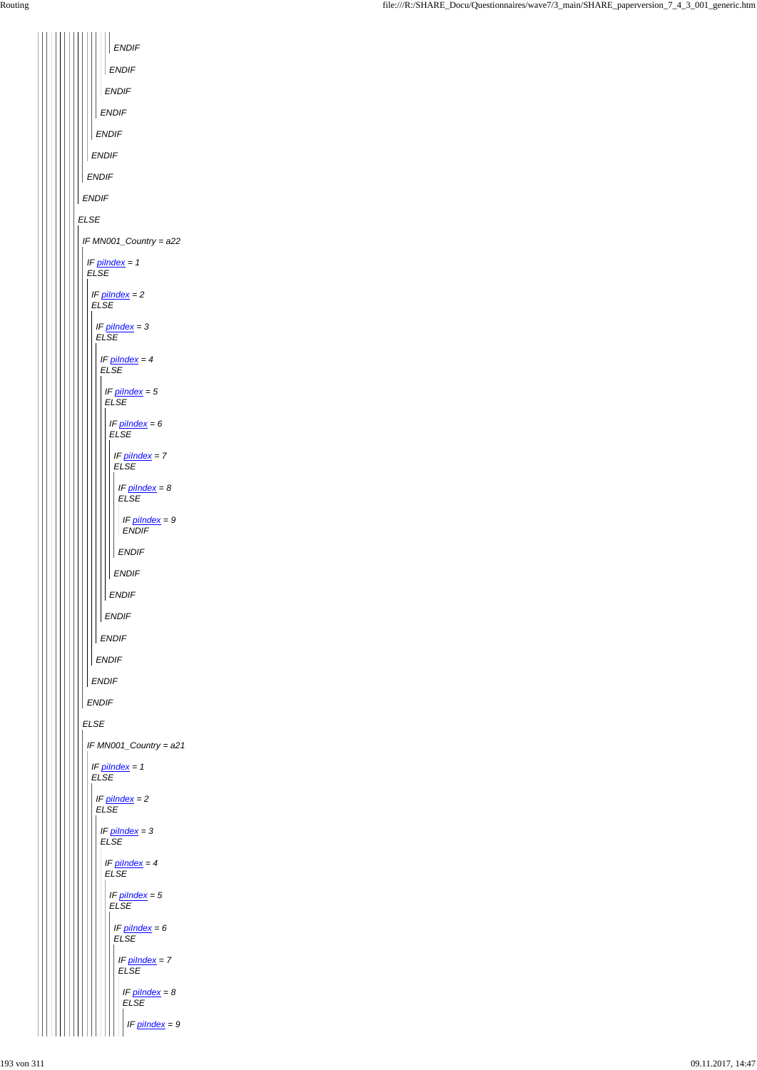ENDIF

ENDIF

ENDIF

ENDIF

ENDIF

ENDIF

ENDIF

ENDIF

ELSE

IF MN001_Country = a22

IF piIndex = 1
ELSE

IF piIndex = 2
ELSE

IF piIndex = 3
ELSE

IF piIndex = 4
ELSE

IF piIndex = 5
ELSE

IF piIndex = 6
ELSE

IF piIndex = 7
ELSE

IF piIndex = 8
ELSE

IF piIndex = 9
ENDIF

ENDIF

ENDIF

ENDIF

ENDIF

ENDIF

ENDIF

ENDIF

ENDIF

ELSE

IF MN001_Country = a21

IF piIndex = 1
ELSE

IF piIndex = 2
ELSE

IF piIndex = 3
ELSE

IF piIndex = 4
ELSE

IF piIndex = 5
ELSE

IF piIndex = 6
ELSE

IF piIndex = 7
ELSE

IF piIndex = 8
ELSE

IF piIndex = 9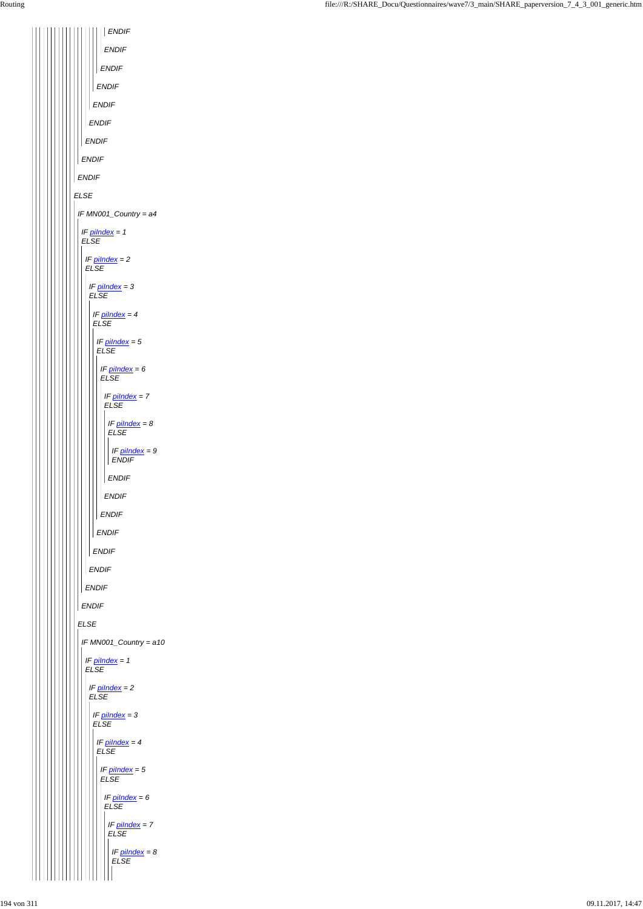```
ENDIF
ENDIF
ENDIF
ENDIF
ENDIF
ENDIF
ENDIF
ENDIF
ENDIF
ELSE
IF MN001_Country = a4
IF piIndex = 1
ELSE
IF piIndex = 2
ELSE
IF piIndex = 3
ELSE
IF piIndex = 4
ELSE
IF piIndex = 5
ELSE
IF piIndex = 6
ELSE
IF piIndex = 7
ELSE
IF piIndex = 8
ELSE
IF piIndex = 9
ENDIF
ENDIF
ENDIF
ENDIF
ENDIF
ENDIF
ENDIF
ENDIF
ENDIF
ELSE
IF MN001_Country = a10
IF piIndex = 1
ELSE
IF piIndex = 2
ELSE
IF piIndex = 3
ELSE
IF piIndex = 4
ELSE
IF piIndex = 5
ELSE
IF piIndex = 6
ELSE
IF piIndex = 7
ELSE
IF piIndex = 8
ELSE
```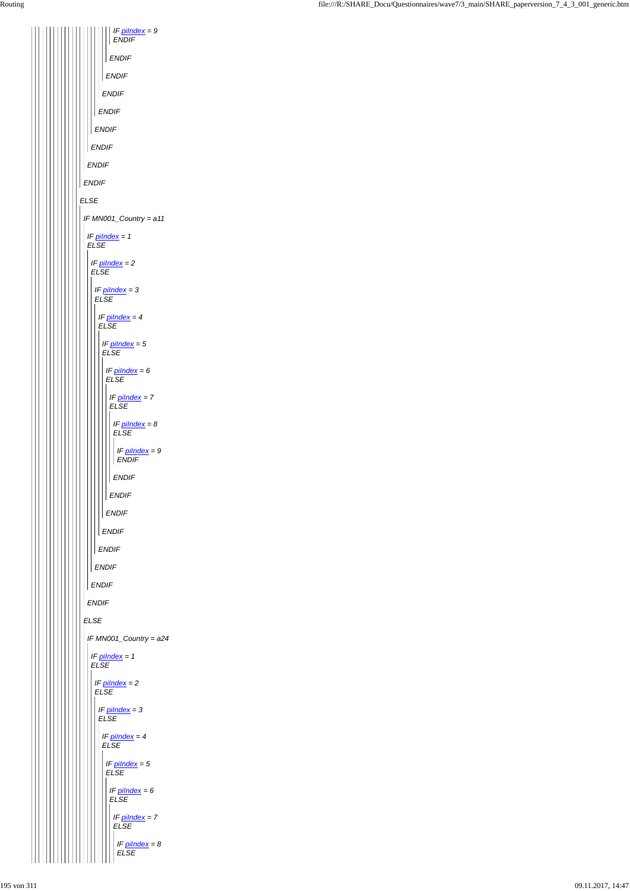IF piIndex = 9
ENDIF

ENDIF

ENDIF

ENDIF

ENDIF

ENDIF

ENDIF

ENDIF

ENDIF

ELSE

IF MN001_Country = a11

IF piIndex = 1
ELSE

IF piIndex = 2
ELSE

IF piIndex = 3
ELSE

IF piIndex = 4
ELSE

IF piIndex = 5
ELSE

IF piIndex = 6
ELSE

IF piIndex = 7
ELSE

IF piIndex = 8
ELSE

IF piIndex = 9
ENDIF

ENDIF

ENDIF

ENDIF

ENDIF

ENDIF

ENDIF

ENDIF

ENDIF

ELSE

IF MN001_Country = a24

IF piIndex = 1
ELSE

IF piIndex = 2
ELSE

IF piIndex = 3
ELSE

IF piIndex = 4
ELSE

IF piIndex = 5
ELSE

IF piIndex = 6
ELSE

IF piIndex = 7
ELSE

IF piIndex = 8
ELSE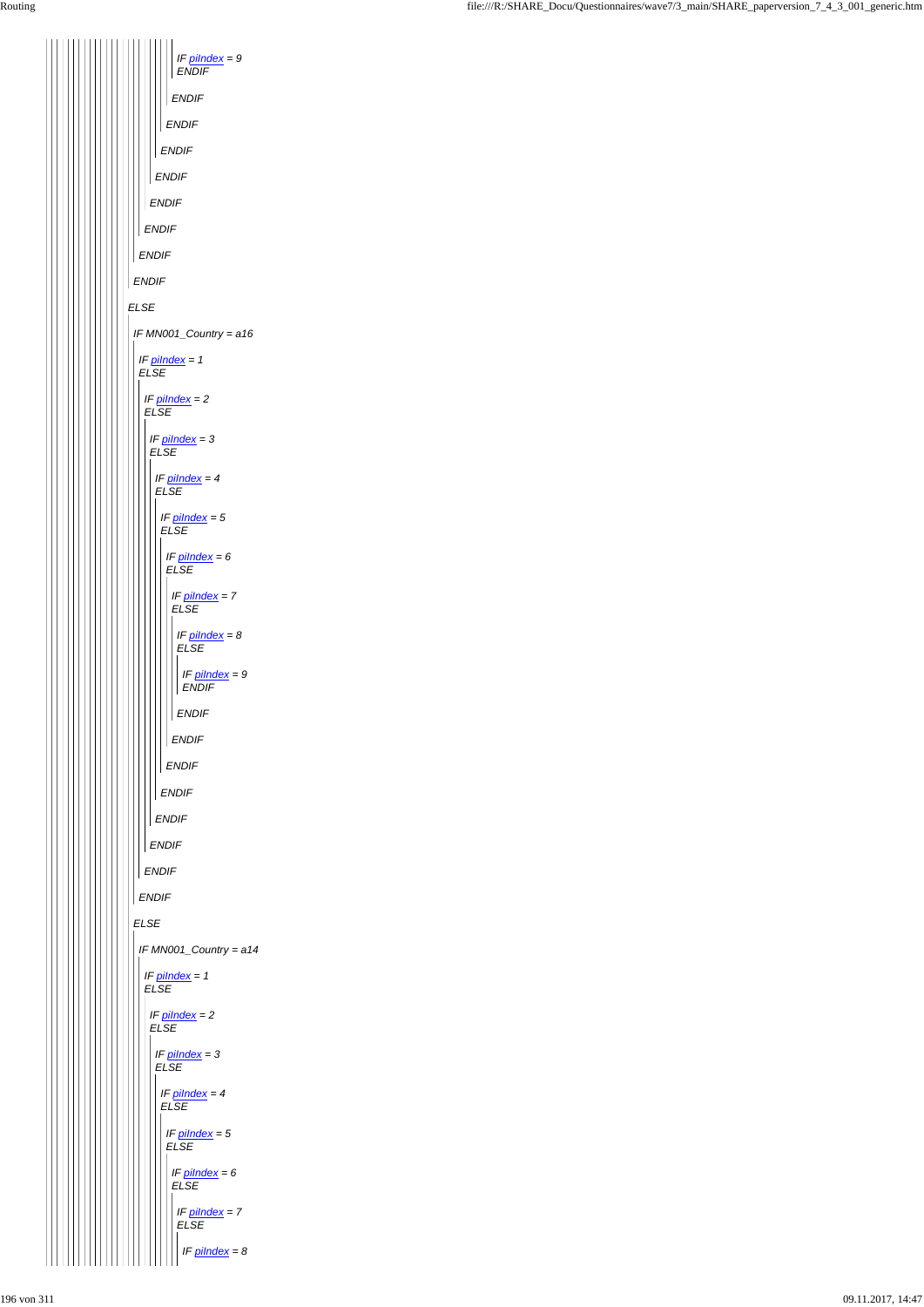*IF piIndex = 9*
*ENDIF*

*ENDIF*

*ENDIF*

*ENDIF*

*ENDIF*

*ENDIF*

*ENDIF*

*ENDIF*

*ENDIF*

*ELSE*

*IF MN001_Country = a16*

*IF piIndex = 1*
*ELSE*

*IF piIndex = 2*
*ELSE*

*IF piIndex = 3*
*ELSE*

*IF piIndex = 4*
*ELSE*

*IF piIndex = 5*
*ELSE*

*IF piIndex = 6*
*ELSE*

*IF piIndex = 7*
*ELSE*

*IF piIndex = 8*
*ELSE*

*IF piIndex = 9*
*ENDIF*

*ENDIF*

*ENDIF*

*ENDIF*

*ENDIF*

*ENDIF*

*ENDIF*

*ENDIF*

*ENDIF*

*ELSE*

*IF MN001_Country = a14*

*IF piIndex = 1*
*ELSE*

*IF piIndex = 2*
*ELSE*

*IF piIndex = 3*
*ELSE*

*IF piIndex = 4*
*ELSE*

*IF piIndex = 5*
*ELSE*

*IF piIndex = 6*
*ELSE*

*IF piIndex = 7*
*ELSE*

*IF piIndex = 8*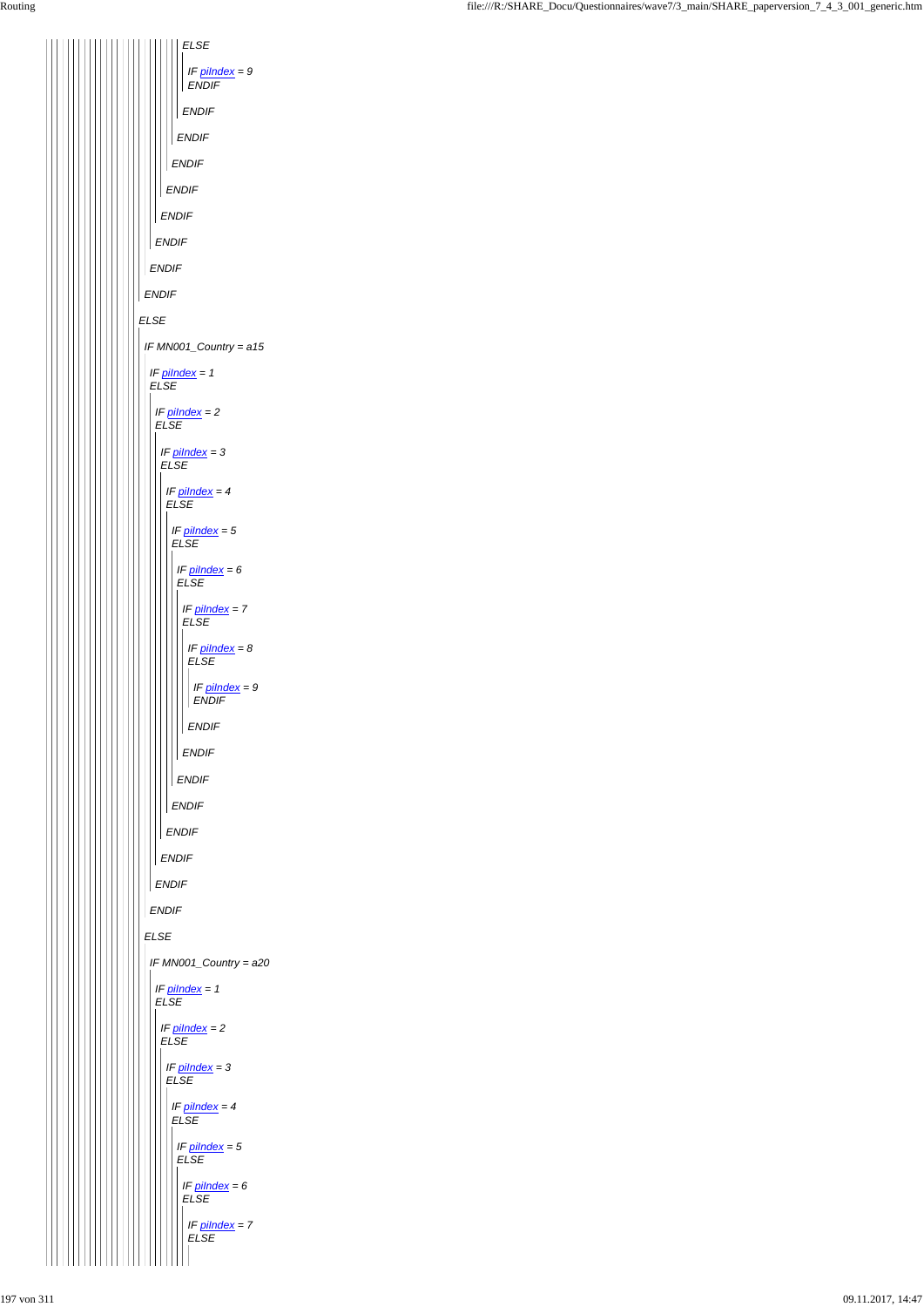ELSE

IF piIndex = 9
ENDIF

ENDIF

ENDIF

ENDIF

ENDIF

ENDIF

ENDIF

ENDIF

ENDIF

ELSE

IF MN001_Country = a15

IF piIndex = 1
ELSE

IF piIndex = 2
ELSE

IF piIndex = 3
ELSE

IF piIndex = 4
ELSE

IF piIndex = 5
ELSE

IF piIndex = 6
ELSE

IF piIndex = 7
ELSE

IF piIndex = 8
ELSE

IF piIndex = 9
ENDIF

ENDIF

ENDIF

ENDIF

ENDIF

ENDIF

ENDIF

ENDIF

ENDIF

ELSE

IF MN001_Country = a20

IF piIndex = 1
ELSE

IF piIndex = 2
ELSE

IF piIndex = 3
ELSE

IF piIndex = 4
ELSE

IF piIndex = 5
ELSE

IF piIndex = 6
ELSE

IF piIndex = 7
ELSE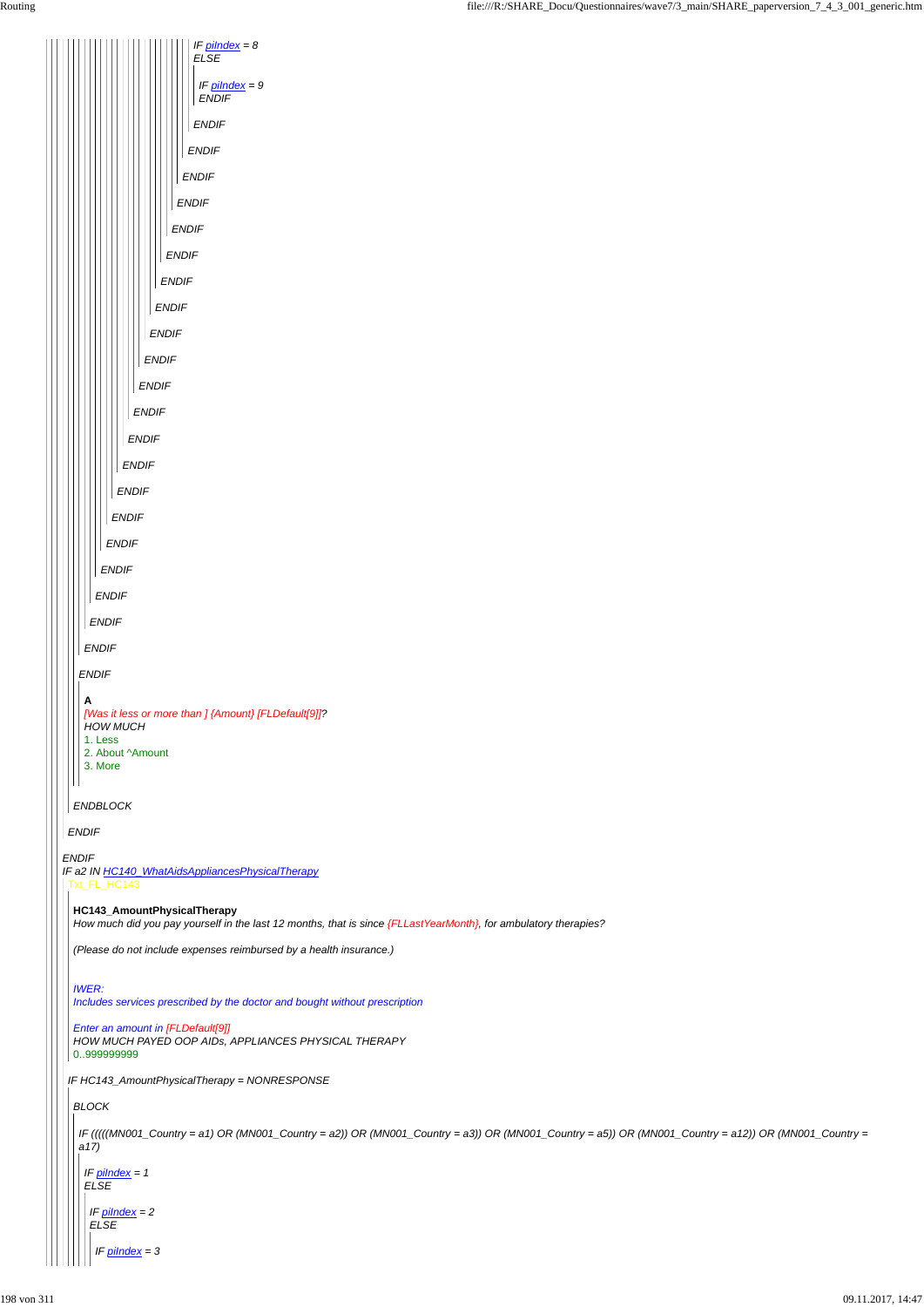IF piIndex = 8
ELSE

IF piIndex = 9
ENDIF

ENDIF

ENDIF

ENDIF

ENDIF

ENDIF

ENDIF

ENDIF

ENDIF

ENDIF

ENDIF

ENDIF

ENDIF

ENDIF

ENDIF

ENDIF

ENDIF

ENDIF

ENDIF

ENDIF

ENDIF

ENDIF

ENDIF

**A**
[Was it less or more than ] {Amount} [FLDefault[9]]?
HOW MUCH
1. Less
2. About ^Amount
3. More

ENDBLOCK

ENDIF

ENDIF
IF a2 IN HC140_WhatAidsAppliancesPhysicalTherapy
Txt_FL_HC143

**HC143_AmountPhysicalTherapy**
How much did you pay yourself in the last 12 months, that is since {FLLastYearMonth}, for ambulatory therapies?

(Please do not include expenses reimbursed by a health insurance.)

IWER:
Includes services prescribed by the doctor and bought without prescription

Enter an amount in [FLDefault[9]]
HOW MUCH PAYED OOP AIDs, APPLIANCES PHYSICAL THERAPY
0..999999999

IF HC143_AmountPhysicalTherapy = NONRESPONSE

BLOCK

IF (((((MN001_Country = a1) OR (MN001_Country = a2)) OR (MN001_Country = a3)) OR (MN001_Country = a5)) OR (MN001_Country = a12)) OR (MN001_Country = a17)

IF piIndex = 1
ELSE

IF piIndex = 2
ELSE

IF piIndex = 3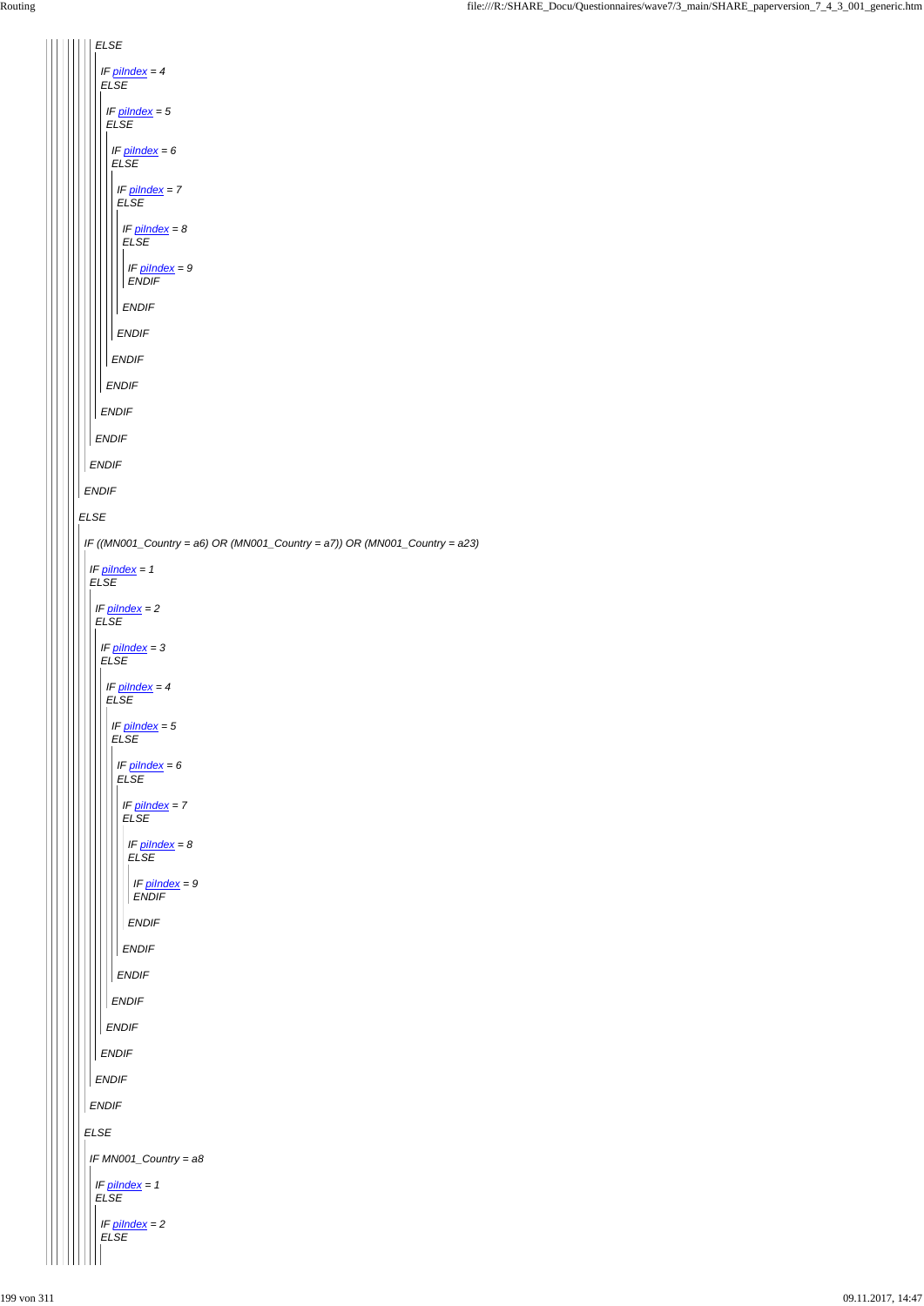*ELSE*

*IF piIndex = 4*
*ELSE*

*IF piIndex = 5*
*ELSE*

*IF piIndex = 6*
*ELSE*

*IF piIndex = 7*
*ELSE*

*IF piIndex = 8*
*ELSE*

*IF piIndex = 9*
*ENDIF*

*ENDIF*

*ENDIF*

*ENDIF*

*ENDIF*

*ENDIF*

*ENDIF*

*ENDIF*

*ENDIF*

*ELSE*

*IF ((MN001_Country = a6) OR (MN001_Country = a7)) OR (MN001_Country = a23)*

*IF piIndex = 1*
*ELSE*

*IF piIndex = 2*
*ELSE*

*IF piIndex = 3*
*ELSE*

*IF piIndex = 4*
*ELSE*

*IF piIndex = 5*
*ELSE*

*IF piIndex = 6*
*ELSE*

*IF piIndex = 7*
*ELSE*

*IF piIndex = 8*
*ELSE*

*IF piIndex = 9*
*ENDIF*

*ENDIF*

*ENDIF*

*ENDIF*

*ENDIF*

*ENDIF*

*ENDIF*

*ENDIF*

*ENDIF*

*ELSE*

*IF MN001_Country = a8*

*IF piIndex = 1*
*ELSE*

*IF piIndex = 2*
*ELSE*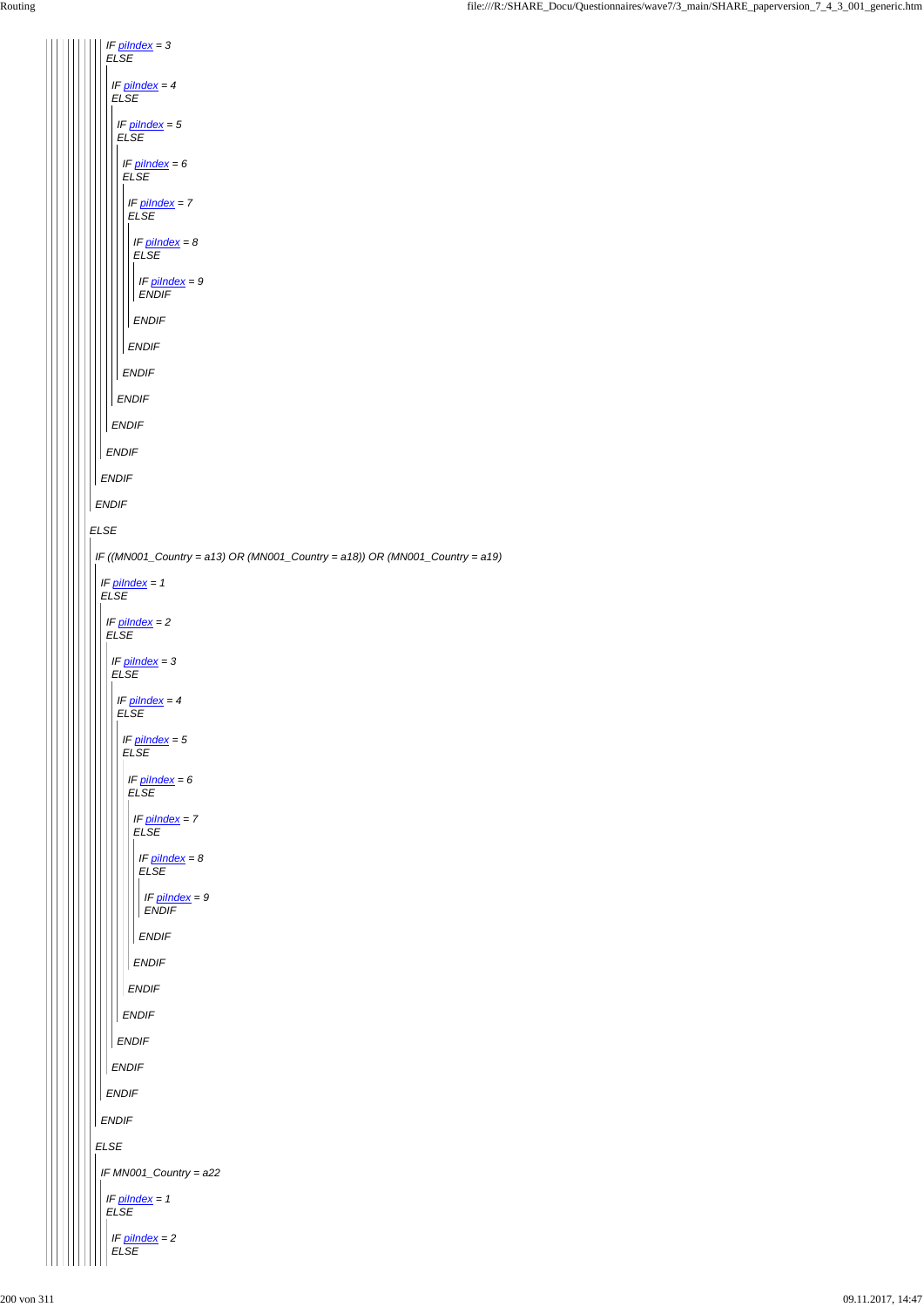IF piIndex = 3
ELSE

IF piIndex = 4
ELSE

IF piIndex = 5
ELSE

IF piIndex = 6
ELSE

IF piIndex = 7
ELSE

IF piIndex = 8
ELSE

IF piIndex = 9
ENDIF

ENDIF

ENDIF

ENDIF

ENDIF

ENDIF

ENDIF

ENDIF

ENDIF

ELSE

IF ((MN001_Country = a13) OR (MN001_Country = a18)) OR (MN001_Country = a19)

IF piIndex = 1
ELSE

IF piIndex = 2
ELSE

IF piIndex = 3
ELSE

IF piIndex = 4
ELSE

IF piIndex = 5
ELSE

IF piIndex = 6
ELSE

IF piIndex = 7
ELSE

IF piIndex = 8
ELSE

IF piIndex = 9
ENDIF

ENDIF

ENDIF

ENDIF

ENDIF

ENDIF

ENDIF

ENDIF

ENDIF

ELSE

IF MN001_Country = a22

IF piIndex = 1
ELSE

IF piIndex = 2
ELSE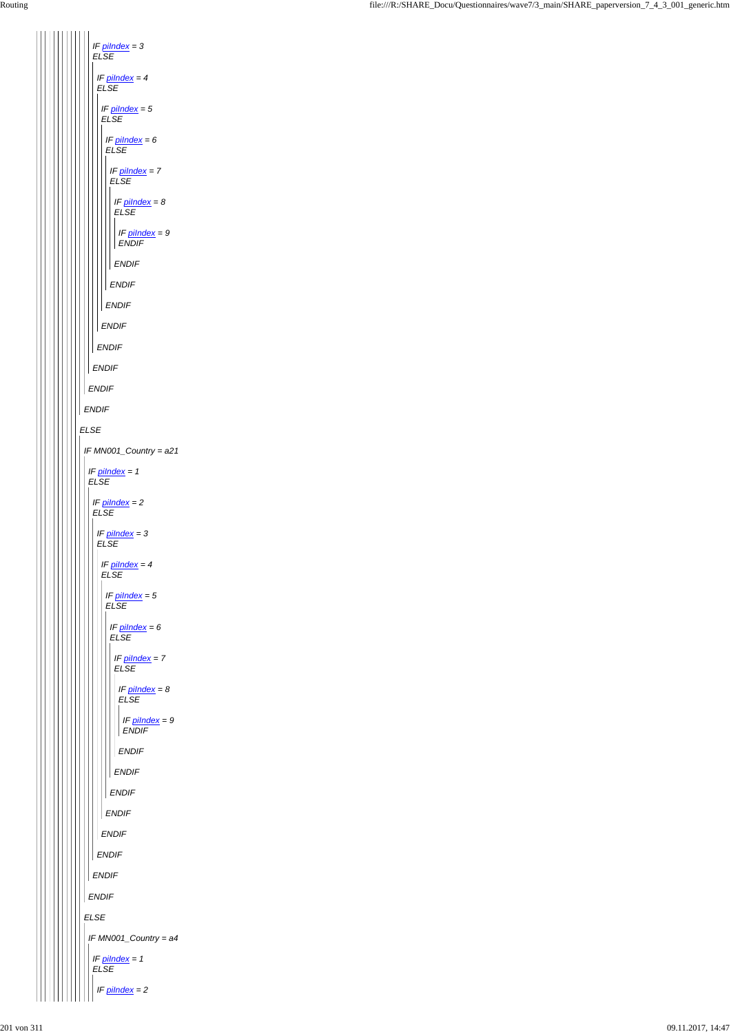IF piIndex = 3
ELSE

IF piIndex = 4
ELSE

IF piIndex = 5
ELSE

IF piIndex = 6
ELSE

IF piIndex = 7
ELSE

IF piIndex = 8
ELSE

IF piIndex = 9
ENDIF

ENDIF

ENDIF

ENDIF

ENDIF

ENDIF

ENDIF

ENDIF

ENDIF

ELSE

IF MN001_Country = a21

IF piIndex = 1
ELSE

IF piIndex = 2
ELSE

IF piIndex = 3
ELSE

IF piIndex = 4
ELSE

IF piIndex = 5
ELSE

IF piIndex = 6
ELSE

IF piIndex = 7
ELSE

IF piIndex = 8
ELSE

IF piIndex = 9
ENDIF

ENDIF

ENDIF

ENDIF

ENDIF

ENDIF

ENDIF

ENDIF

ENDIF

ELSE

IF MN001_Country = a4

IF piIndex = 1
ELSE

IF piIndex = 2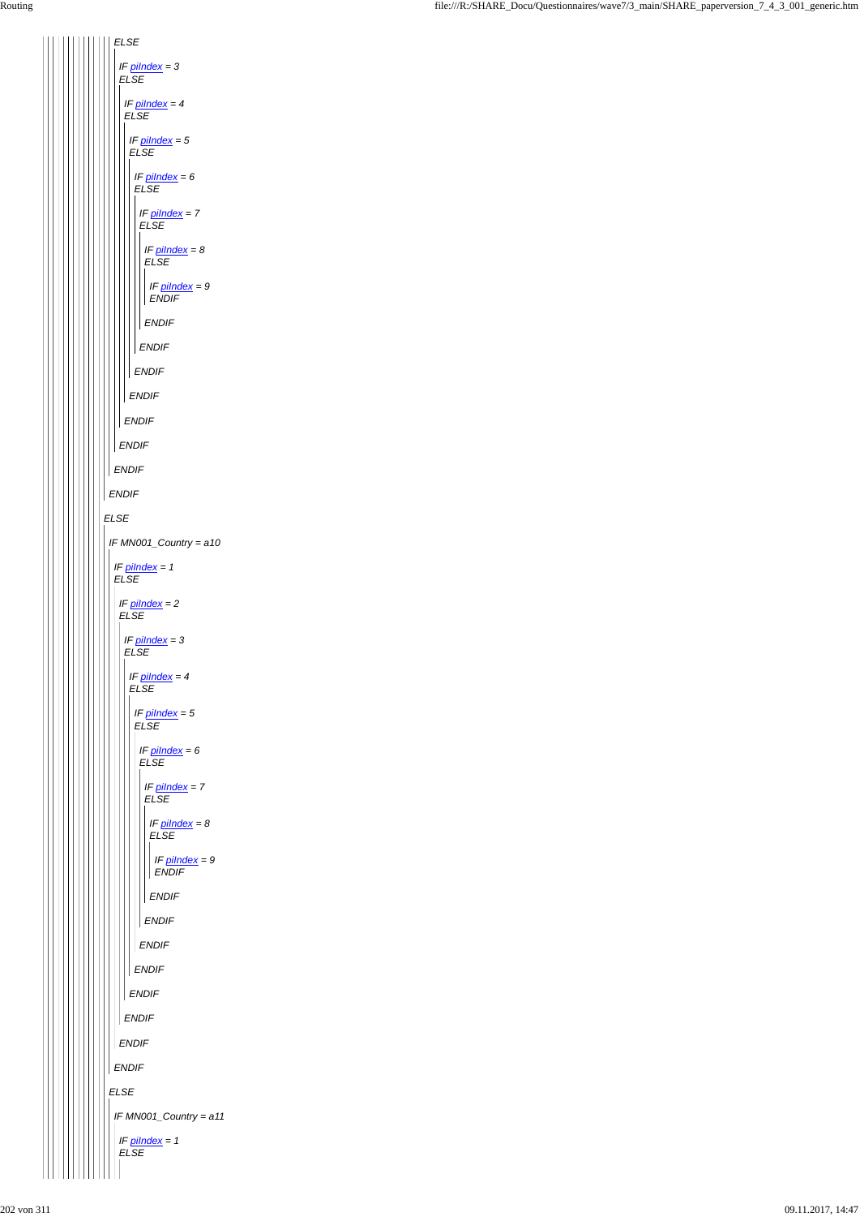*ELSE*

*IF piIndex = 3*
*ELSE*

*IF piIndex = 4*
*ELSE*

*IF piIndex = 5*
*ELSE*

*IF piIndex = 6*
*ELSE*

*IF piIndex = 7*
*ELSE*

*IF piIndex = 8*
*ELSE*

*IF piIndex = 9*
*ENDIF*

*ENDIF*

*ENDIF*

*ENDIF*

*ENDIF*

*ENDIF*

*ENDIF*

*ENDIF*

*ENDIF*

*ELSE*

*IF MN001_Country = a10*

*IF piIndex = 1*
*ELSE*

*IF piIndex = 2*
*ELSE*

*IF piIndex = 3*
*ELSE*

*IF piIndex = 4*
*ELSE*

*IF piIndex = 5*
*ELSE*

*IF piIndex = 6*
*ELSE*

*IF piIndex = 7*
*ELSE*

*IF piIndex = 8*
*ELSE*

*IF piIndex = 9*
*ENDIF*

*ENDIF*

*ENDIF*

*ENDIF*

*ENDIF*

*ENDIF*

*ENDIF*

*ENDIF*

*ENDIF*

*ELSE*

*IF MN001_Country = a11*

*IF piIndex = 1*
*ELSE*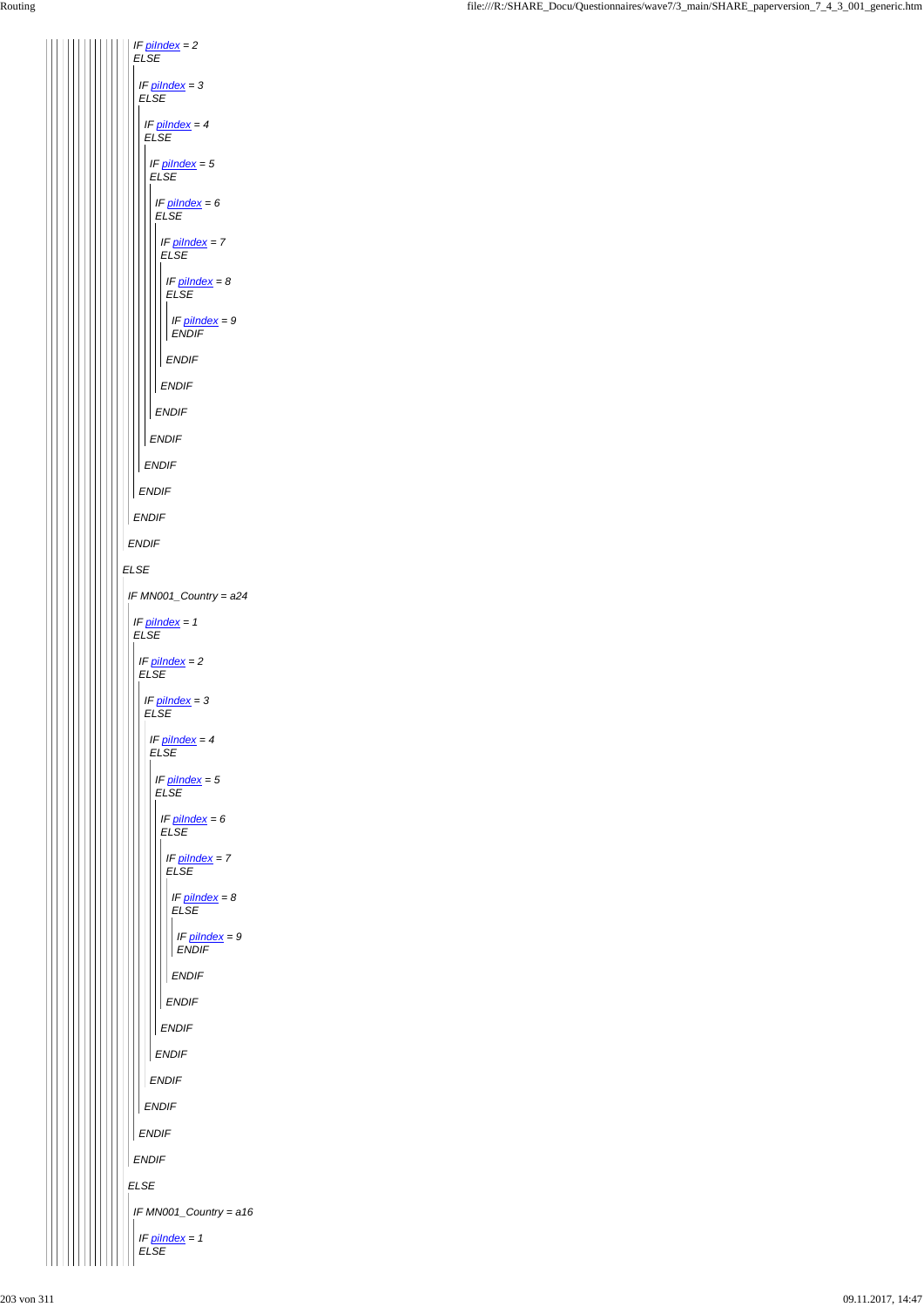IF piIndex = 2
ELSE

IF piIndex = 3
ELSE

IF piIndex = 4
ELSE

IF piIndex = 5
ELSE

IF piIndex = 6
ELSE

IF piIndex = 7
ELSE

IF piIndex = 8
ELSE

IF piIndex = 9
ENDIF

ENDIF

ENDIF

ENDIF

ENDIF

ENDIF

ENDIF

ENDIF

ENDIF

ELSE

IF MN001_Country = a24

IF piIndex = 1
ELSE

IF piIndex = 2
ELSE

IF piIndex = 3
ELSE

IF piIndex = 4
ELSE

IF piIndex = 5
ELSE

IF piIndex = 6
ELSE

IF piIndex = 7
ELSE

IF piIndex = 8
ELSE

IF piIndex = 9
ENDIF

ENDIF

ENDIF

ENDIF

ENDIF

ENDIF

ENDIF

ENDIF

ENDIF

ELSE

IF MN001_Country = a16

IF piIndex = 1
ELSE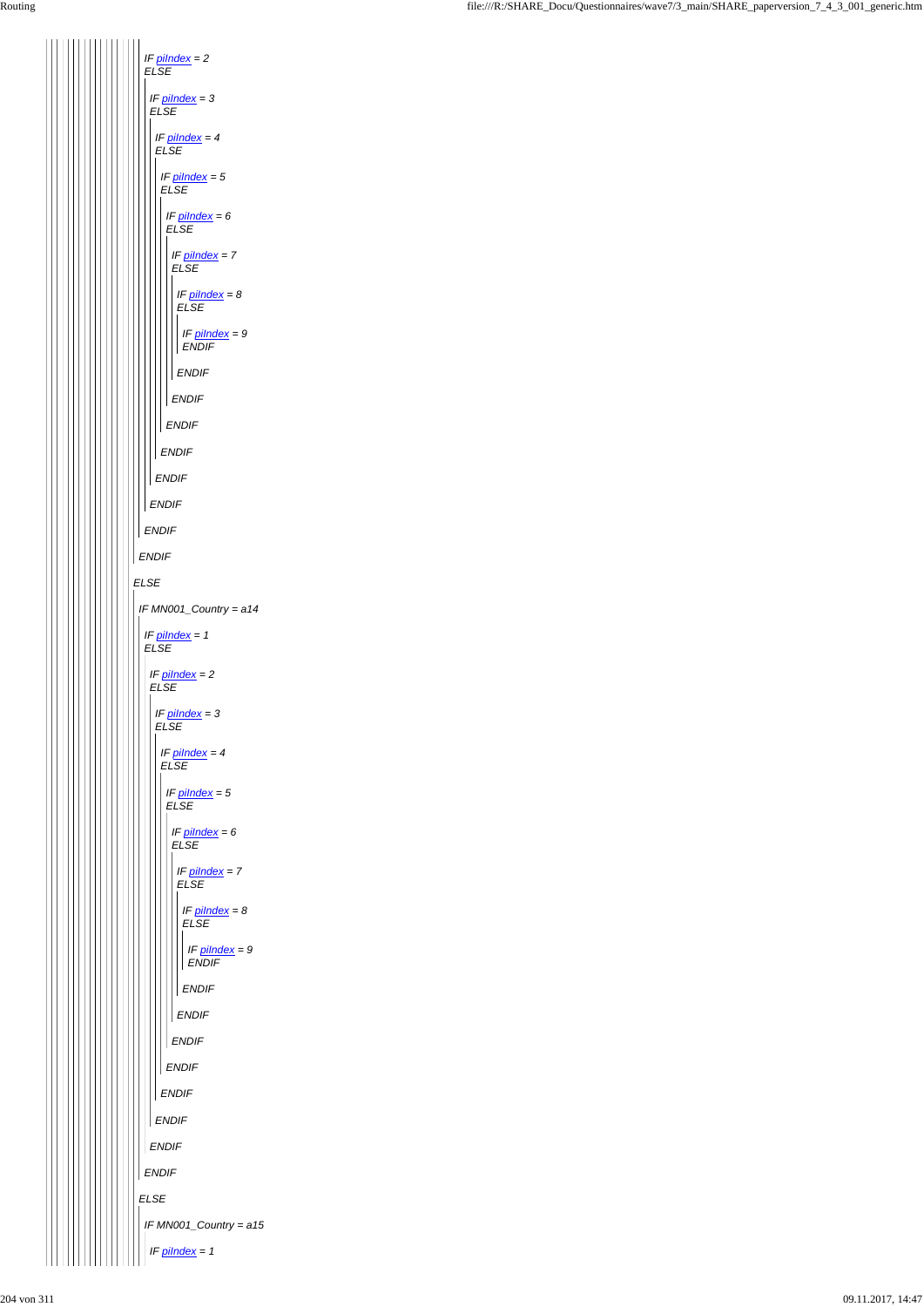IF piIndex = 2
ELSE

IF piIndex = 3
ELSE

IF piIndex = 4
ELSE

IF piIndex = 5
ELSE

IF piIndex = 6
ELSE

IF piIndex = 7
ELSE

IF piIndex = 8
ELSE

IF piIndex = 9
ENDIF

ENDIF

ENDIF

ENDIF

ENDIF

ENDIF

ENDIF

ENDIF

ENDIF

ELSE

IF MN001_Country = a14

IF piIndex = 1
ELSE

IF piIndex = 2
ELSE

IF piIndex = 3
ELSE

IF piIndex = 4
ELSE

IF piIndex = 5
ELSE

IF piIndex = 6
ELSE

IF piIndex = 7
ELSE

IF piIndex = 8
ELSE

IF piIndex = 9
ENDIF

ENDIF

ENDIF

ENDIF

ENDIF

ENDIF

ENDIF

ENDIF

ENDIF

ELSE

IF MN001_Country = a15

IF piIndex = 1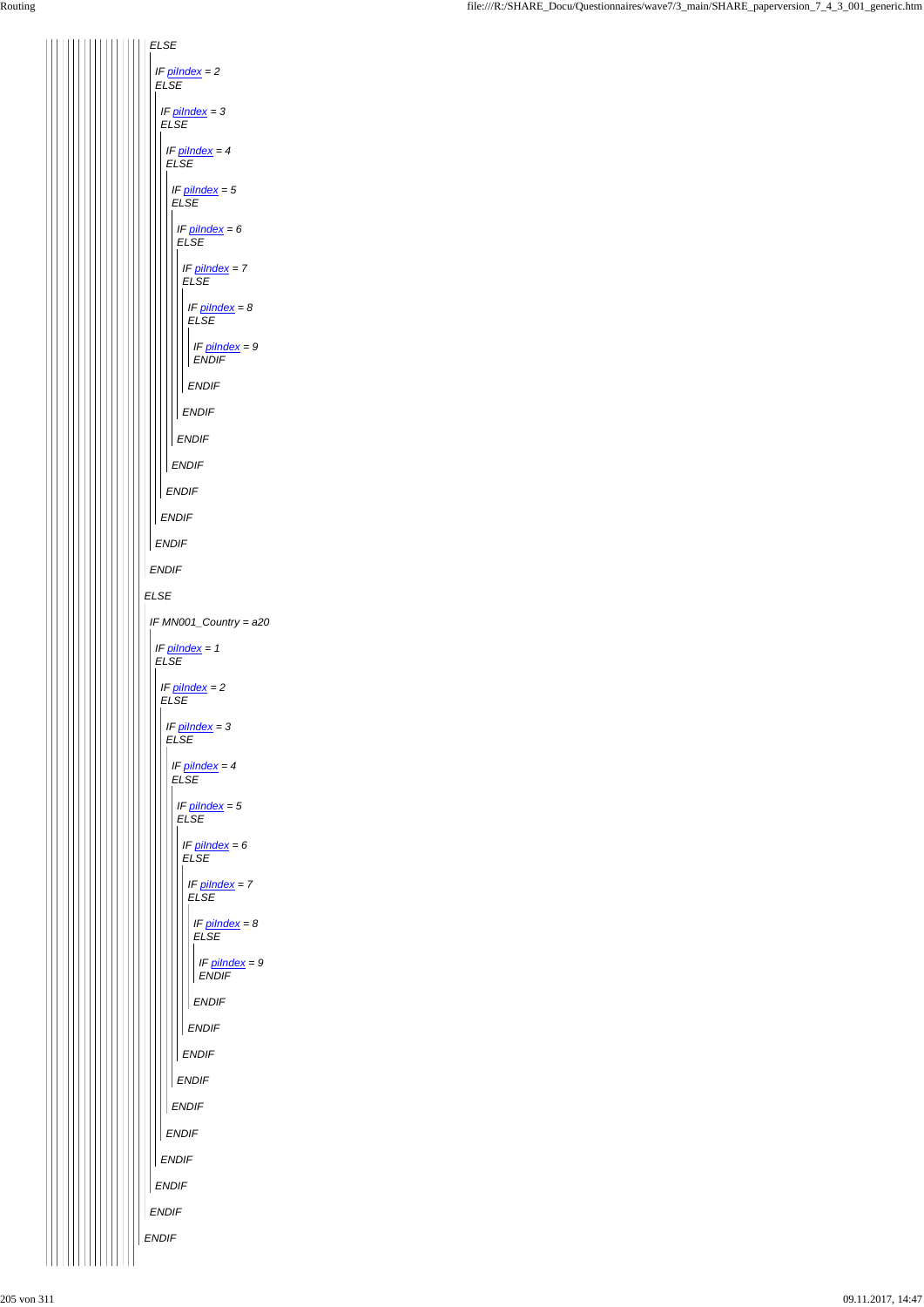```
ELSE
  IF piIndex = 2
  ELSE
    IF piIndex = 3
    ELSE
      IF piIndex = 4
      ELSE
        IF piIndex = 5
        ELSE
          IF piIndex = 6
          ELSE
            IF piIndex = 7
            ELSE
              IF piIndex = 8
              ELSE
                IF piIndex = 9
                ENDIF
              ENDIF
            ENDIF
          ENDIF
        ENDIF
      ENDIF
    ENDIF
  ENDIF
ENDIF
ELSE
  IF MN001_Country = a20
    IF piIndex = 1
    ELSE
      IF piIndex = 2
      ELSE
        IF piIndex = 3
        ELSE
          IF piIndex = 4
          ELSE
            IF piIndex = 5
            ELSE
              IF piIndex = 6
              ELSE
                IF piIndex = 7
                ELSE
                  IF piIndex = 8
                  ELSE
                    IF piIndex = 9
                    ENDIF
                  ENDIF
                ENDIF
              ENDIF
            ENDIF
          ENDIF
        ENDIF
      ENDIF
    ENDIF
  ENDIF
ENDIF
```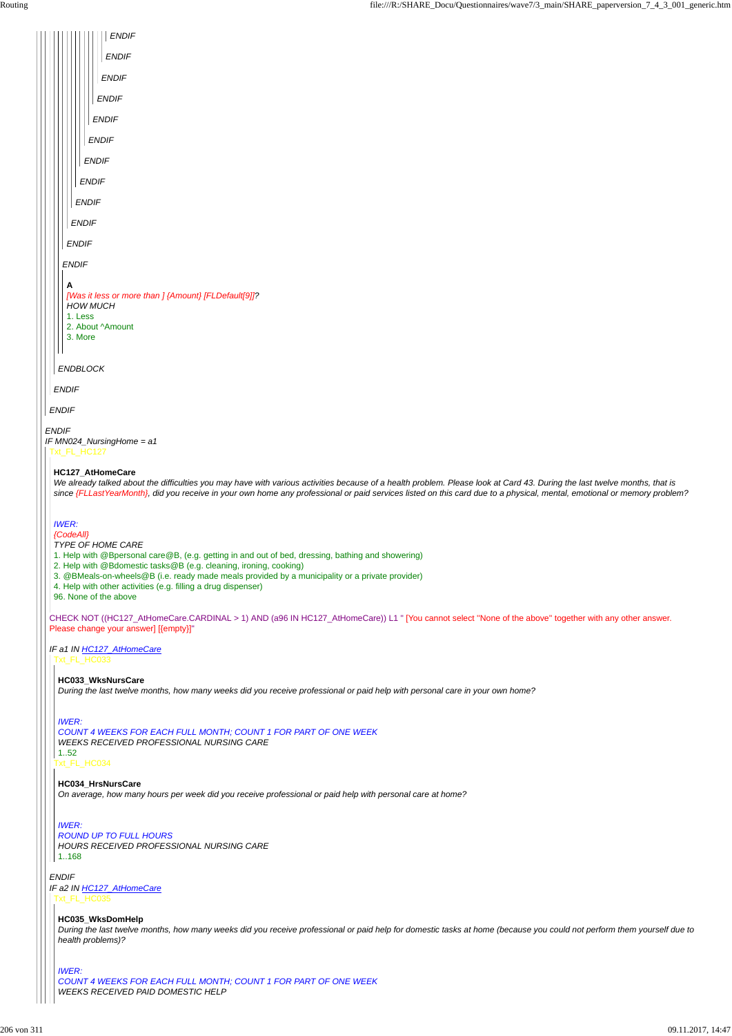ENDIF

ENDIF

ENDIF

ENDIF

ENDIF

ENDIF

ENDIF

ENDIF

ENDIF

ENDIF

ENDIF

ENDIF

**A**
[Was it less or more than ] {Amount} [FLDefault[9]]?
HOW MUCH
1. Less
2. About ^Amount
3. More

ENDBLOCK

ENDIF

ENDIF

ENDIF
IF MN024_NursingHome = a1
Txt_FL_HC127

**HC127_AtHomeCare**
*We already talked about the difficulties you may have with various activities because of a health problem. Please look at Card 43. During the last twelve months, that is since {FLLastYearMonth}, did you receive in your own home any professional or paid services listed on this card due to a physical, mental, emotional or memory problem?*

IWER:
{CodeAll}
TYPE OF HOME CARE
1. Help with @Bpersonal care@B, (e.g. getting in and out of bed, dressing, bathing and showering)
2. Help with @Bdomestic tasks@B (e.g. cleaning, ironing, cooking)
3. @BMeals-on-wheels@B (i.e. ready made meals provided by a municipality or a private provider)
4. Help with other activities (e.g. filling a drug dispenser)
96. None of the above

CHECK NOT ((HC127_AtHomeCare.CARDINAL > 1) AND (a96 IN HC127_AtHomeCare)) L1 " [You cannot select "None of the above" together with any other answer. Please change your answer] [{empty}]"

IF a1 IN HC127_AtHomeCare
Txt_FL_HC033

**HC033_WksNursCare**
*During the last twelve months, how many weeks did you receive professional or paid help with personal care in your own home?*

IWER:
COUNT 4 WEEKS FOR EACH FULL MONTH; COUNT 1 FOR PART OF ONE WEEK
WEEKS RECEIVED PROFESSIONAL NURSING CARE
1..52
Txt_FL_HC034

**HC034_HrsNursCare**
*On average, how many hours per week did you receive professional or paid help with personal care at home?*

IWER:
ROUND UP TO FULL HOURS
HOURS RECEIVED PROFESSIONAL NURSING CARE
1..168

ENDIF
IF a2 IN HC127_AtHomeCare
Txt_FL_HC035

**HC035_WksDomHelp**
*During the last twelve months, how many weeks did you receive professional or paid help for domestic tasks at home (because you could not perform them yourself due to health problems)?*

IWER:
COUNT 4 WEEKS FOR EACH FULL MONTH; COUNT 1 FOR PART OF ONE WEEK
WEEKS RECEIVED PAID DOMESTIC HELP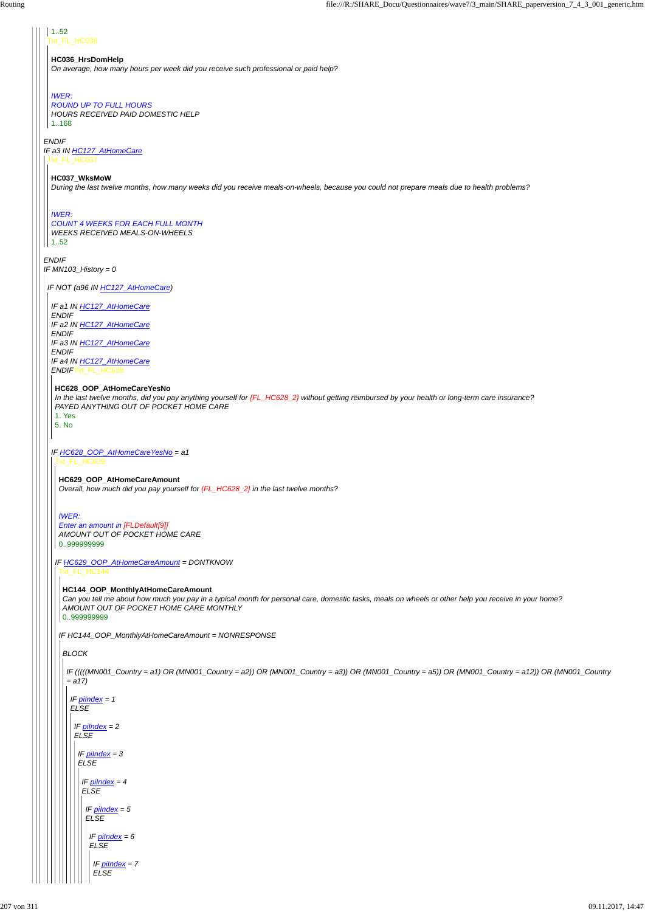1..52

Txt_FL_HC036

**HC036_HrsDomHelp**

*On average, how many hours per week did you receive such professional or paid help?*

*IWER:*

*ROUND UP TO FULL HOURS*

*HOURS RECEIVED PAID DOMESTIC HELP*

1..168

*ENDIF*

*IF a3 IN HC127_AtHomeCare*

Txt_FL_HC037

**HC037_WksMoW**

*During the last twelve months, how many weeks did you receive meals-on-wheels, because you could not prepare meals due to health problems?*

*IWER:*

*COUNT 4 WEEKS FOR EACH FULL MONTH*

*WEEKS RECEIVED MEALS-ON-WHEELS*

1..52

*ENDIF*

*IF MN103_History = 0*

*IF NOT (a96 IN HC127_AtHomeCare)*

*IF a1 IN HC127_AtHomeCare*

*ENDIF*

*IF a2 IN HC127_AtHomeCare*

*ENDIF*

*IF a3 IN HC127_AtHomeCare*

*ENDIF*

*IF a4 IN HC127_AtHomeCare*

*ENDIF*Txt_FL_HC628

**HC628_OOP_AtHomeCareYesNo**

*In the last twelve months, did you pay anything yourself for {FL_HC628_2} without getting reimbursed by your health or long-term care insurance?*

*PAYED ANYTHING OUT OF POCKET HOME CARE*

1. Yes
5. No

*IF HC628_OOP_AtHomeCareYesNo = a1*

Txt_FL_HC629

**HC629_OOP_AtHomeCareAmount**

*Overall, how much did you pay yourself for {FL_HC628_2} in the last twelve months?*

*IWER:*

*Enter an amount in [FLDefault[9]]*

*AMOUNT OUT OF POCKET HOME CARE*

0..999999999

*IF HC629_OOP_AtHomeCareAmount = DONTKNOW*

Txt_FL_HC144

**HC144_OOP_MonthlyAtHomeCareAmount**

*Can you tell me about how much you pay in a typical month for personal care, domestic tasks, meals on wheels or other help you receive in your home?*

*AMOUNT OUT OF POCKET HOME CARE MONTHLY*

0..999999999

*IF HC144_OOP_MonthlyAtHomeCareAmount = NONRESPONSE*

*BLOCK*

*IF (((((MN001_Country = a1) OR (MN001_Country = a2)) OR (MN001_Country = a3)) OR (MN001_Country = a5)) OR (MN001_Country = a12)) OR (MN001_Country = a17)*

*IF piIndex = 1*
*ELSE*

*IF piIndex = 2*
*ELSE*

*IF piIndex = 3*
*ELSE*

*IF piIndex = 4*
*ELSE*

*IF piIndex = 5*
*ELSE*

*IF piIndex = 6*
*ELSE*

*IF piIndex = 7*
*ELSE*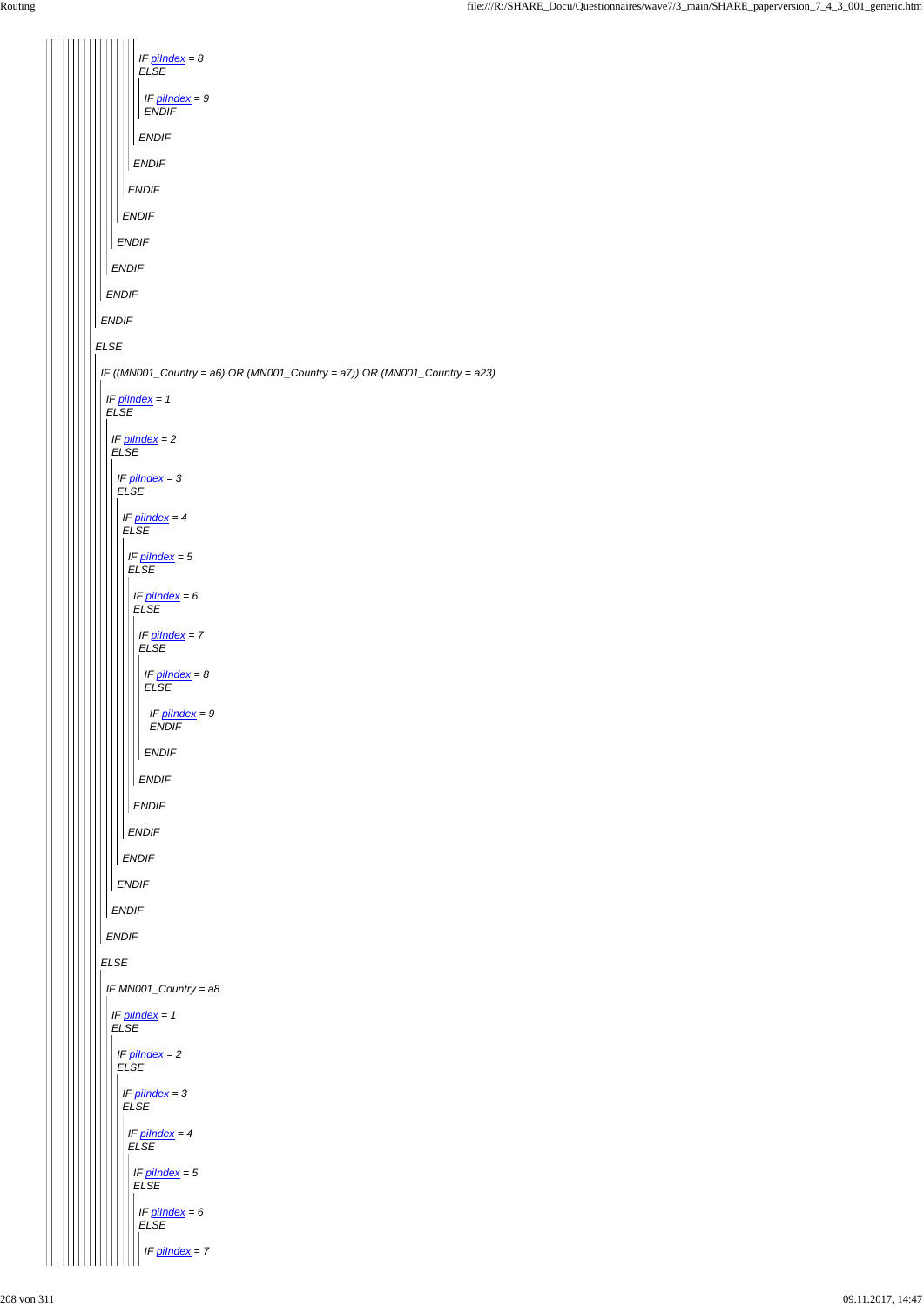*IF piIndex = 8*
*ELSE*

*IF piIndex = 9*
*ENDIF*

*ENDIF*

*ENDIF*

*ENDIF*

*ENDIF*

*ENDIF*

*ENDIF*

*ENDIF*

*ENDIF*

*ELSE*

*IF ((MN001_Country = a6) OR (MN001_Country = a7)) OR (MN001_Country = a23)*

*IF piIndex = 1*
*ELSE*

*IF piIndex = 2*
*ELSE*

*IF piIndex = 3*
*ELSE*

*IF piIndex = 4*
*ELSE*

*IF piIndex = 5*
*ELSE*

*IF piIndex = 6*
*ELSE*

*IF piIndex = 7*
*ELSE*

*IF piIndex = 8*
*ELSE*

*IF piIndex = 9*
*ENDIF*

*ENDIF*

*ENDIF*

*ENDIF*

*ENDIF*

*ENDIF*

*ENDIF*

*ENDIF*

*ENDIF*

*ELSE*

*IF MN001_Country = a8*

*IF piIndex = 1*
*ELSE*

*IF piIndex = 2*
*ELSE*

*IF piIndex = 3*
*ELSE*

*IF piIndex = 4*
*ELSE*

*IF piIndex = 5*
*ELSE*

*IF piIndex = 6*
*ELSE*

*IF piIndex = 7*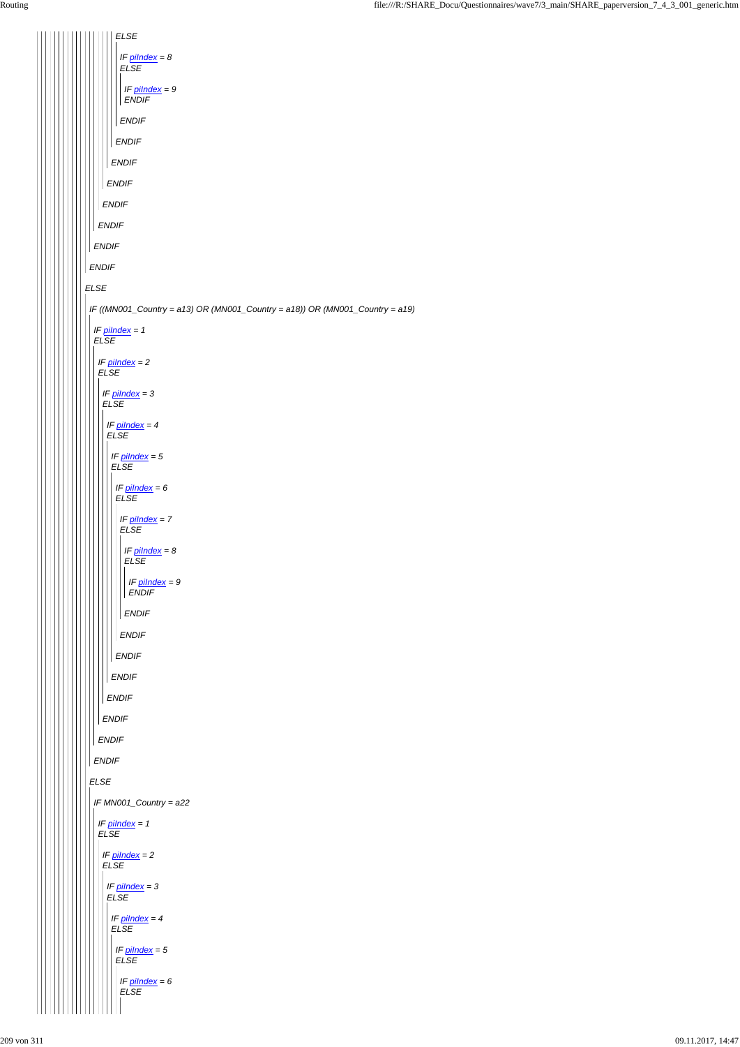ELSE

IF piIndex = 8
ELSE

IF piIndex = 9
ENDIF

ENDIF

ENDIF

ENDIF

ENDIF

ENDIF

ENDIF

ENDIF

ENDIF

ELSE

IF ((MN001_Country = a13) OR (MN001_Country = a18)) OR (MN001_Country = a19)

IF piIndex = 1
ELSE

IF piIndex = 2
ELSE

IF piIndex = 3
ELSE

IF piIndex = 4
ELSE

IF piIndex = 5
ELSE

IF piIndex = 6
ELSE

IF piIndex = 7
ELSE

IF piIndex = 8
ELSE

IF piIndex = 9
ENDIF

ENDIF

ENDIF

ENDIF

ENDIF

ENDIF

ENDIF

ENDIF

ENDIF

ELSE

IF MN001_Country = a22

IF piIndex = 1
ELSE

IF piIndex = 2
ELSE

IF piIndex = 3
ELSE

IF piIndex = 4
ELSE

IF piIndex = 5
ELSE

IF piIndex = 6
ELSE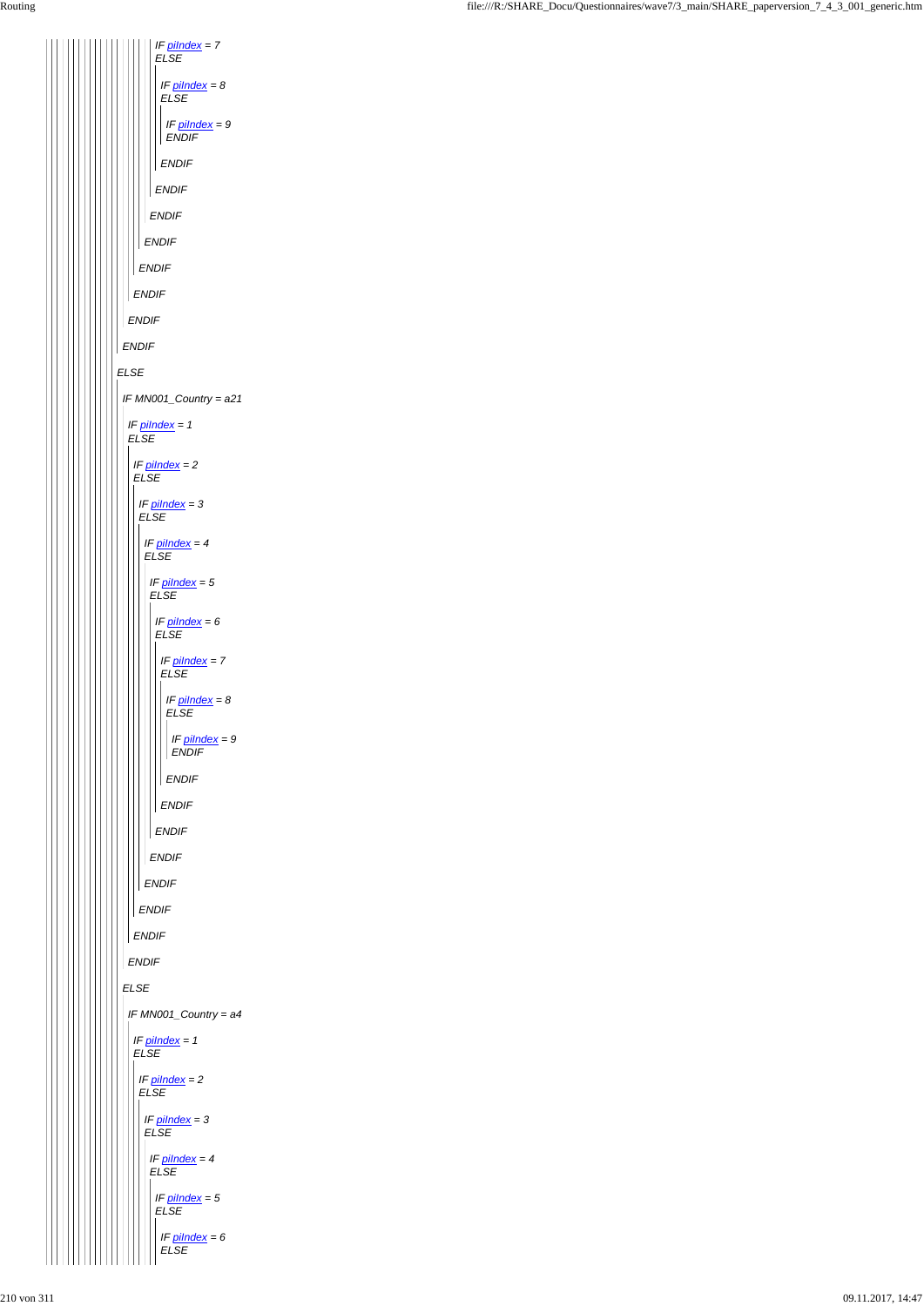IF piIndex = 7
ELSE

IF piIndex = 8
ELSE

IF piIndex = 9
ENDIF

ENDIF

ENDIF

ENDIF

ENDIF

ENDIF

ENDIF

ENDIF

ENDIF

ELSE

IF MN001_Country = a21

IF piIndex = 1
ELSE

IF piIndex = 2
ELSE

IF piIndex = 3
ELSE

IF piIndex = 4
ELSE

IF piIndex = 5
ELSE

IF piIndex = 6
ELSE

IF piIndex = 7
ELSE

IF piIndex = 8
ELSE

IF piIndex = 9
ENDIF

ENDIF

ENDIF

ENDIF

ENDIF

ENDIF

ENDIF

ENDIF

ENDIF

ELSE

IF MN001_Country = a4

IF piIndex = 1
ELSE

IF piIndex = 2
ELSE

IF piIndex = 3
ELSE

IF piIndex = 4
ELSE

IF piIndex = 5
ELSE

IF piIndex = 6
ELSE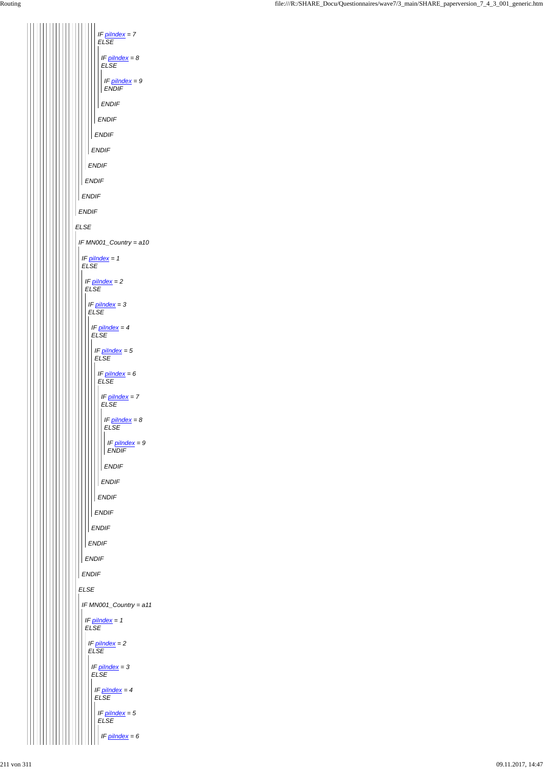IF piIndex = 7
ELSE

IF piIndex = 8
ELSE

IF piIndex = 9
ENDIF

ENDIF

ENDIF

ENDIF

ENDIF

ENDIF

ENDIF

ENDIF

ENDIF

ELSE

IF MN001_Country = a10

IF piIndex = 1
ELSE

IF piIndex = 2
ELSE

IF piIndex = 3
ELSE

IF piIndex = 4
ELSE

IF piIndex = 5
ELSE

IF piIndex = 6
ELSE

IF piIndex = 7
ELSE

IF piIndex = 8
ELSE

IF piIndex = 9
ENDIF

ENDIF

ENDIF

ENDIF

ENDIF

ENDIF

ENDIF

ENDIF

ENDIF

ELSE

IF MN001_Country = a11

IF piIndex = 1
ELSE

IF piIndex = 2
ELSE

IF piIndex = 3
ELSE

IF piIndex = 4
ELSE

IF piIndex = 5
ELSE

IF piIndex = 6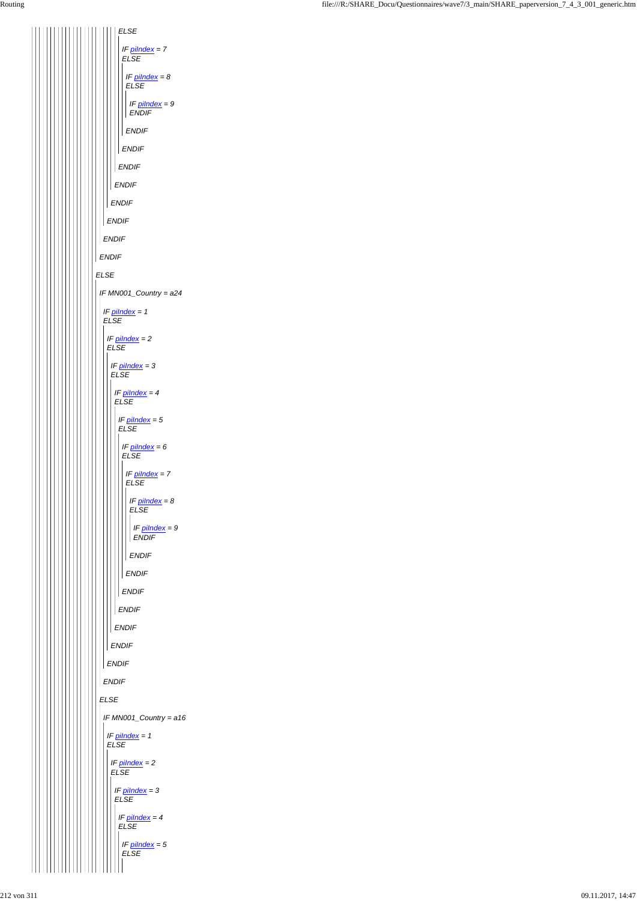*ELSE*

*IF piIndex = 7*
*ELSE*

*IF piIndex = 8*
*ELSE*

*IF piIndex = 9*
*ENDIF*

*ENDIF*

*ENDIF*

*ENDIF*

*ENDIF*

*ENDIF*

*ENDIF*

*ENDIF*

*ENDIF*

*ELSE*

*IF MN001_Country = a24*

*IF piIndex = 1*
*ELSE*

*IF piIndex = 2*
*ELSE*

*IF piIndex = 3*
*ELSE*

*IF piIndex = 4*
*ELSE*

*IF piIndex = 5*
*ELSE*

*IF piIndex = 6*
*ELSE*

*IF piIndex = 7*
*ELSE*

*IF piIndex = 8*
*ELSE*

*IF piIndex = 9*
*ENDIF*

*ENDIF*

*ENDIF*

*ENDIF*

*ENDIF*

*ENDIF*

*ENDIF*

*ENDIF*

*ENDIF*

*ELSE*

*IF MN001_Country = a16*

*IF piIndex = 1*
*ELSE*

*IF piIndex = 2*
*ELSE*

*IF piIndex = 3*
*ELSE*

*IF piIndex = 4*
*ELSE*

*IF piIndex = 5*
*ELSE*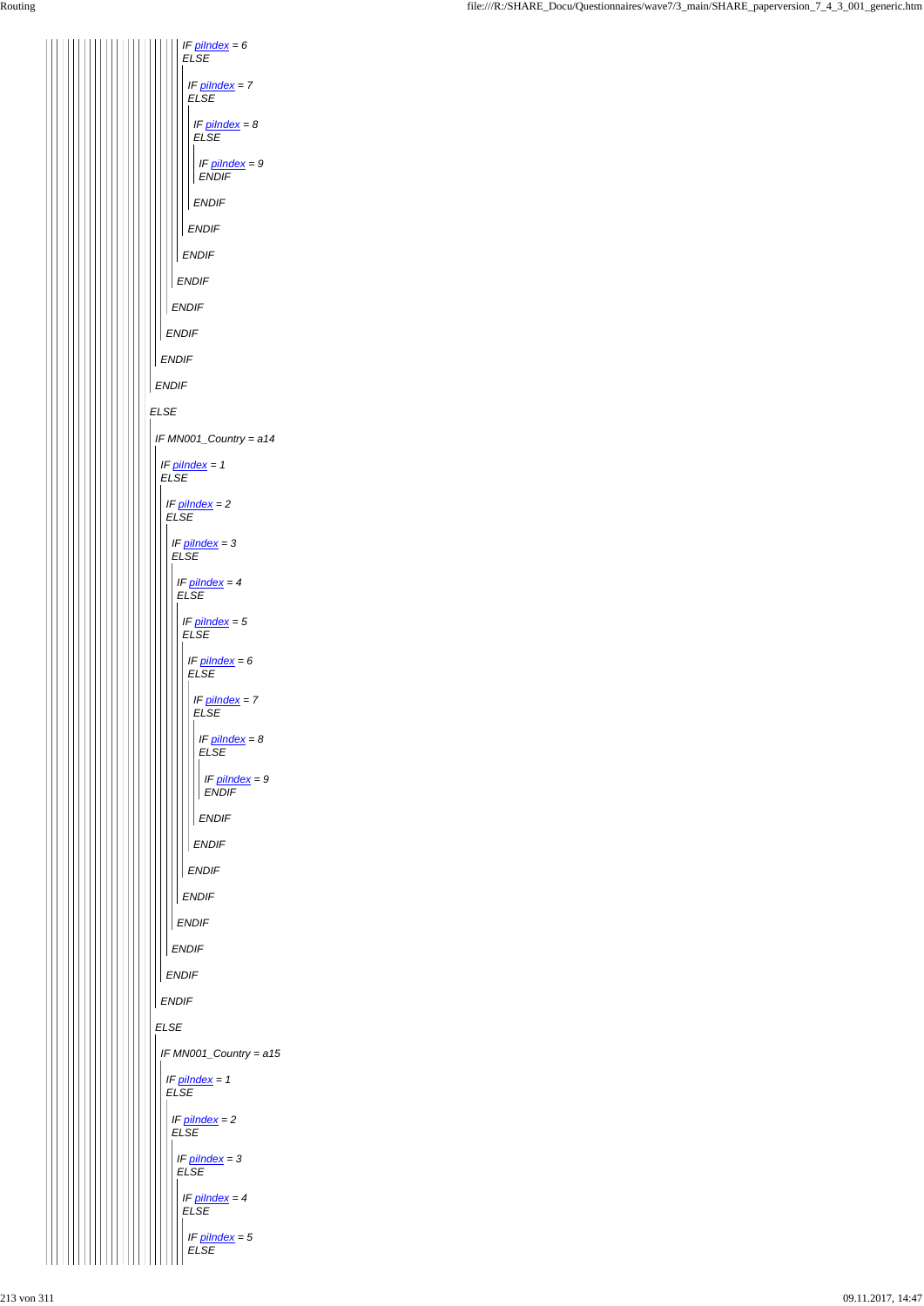IF piIndex = 6
ELSE

IF piIndex = 7
ELSE

IF piIndex = 8
ELSE

IF piIndex = 9
ENDIF

ENDIF

ENDIF

ENDIF

ENDIF

ENDIF

ENDIF

ENDIF

ENDIF

ELSE

IF MN001_Country = a14

IF piIndex = 1
ELSE

IF piIndex = 2
ELSE

IF piIndex = 3
ELSE

IF piIndex = 4
ELSE

IF piIndex = 5
ELSE

IF piIndex = 6
ELSE

IF piIndex = 7
ELSE

IF piIndex = 8
ELSE

IF piIndex = 9
ENDIF

ENDIF

ENDIF

ENDIF

ENDIF

ENDIF

ENDIF

ENDIF

ENDIF

ENDIF

ELSE

IF MN001_Country = a15

IF piIndex = 1
ELSE

IF piIndex = 2
ELSE

IF piIndex = 3
ELSE

IF piIndex = 4
ELSE

IF piIndex = 5
ELSE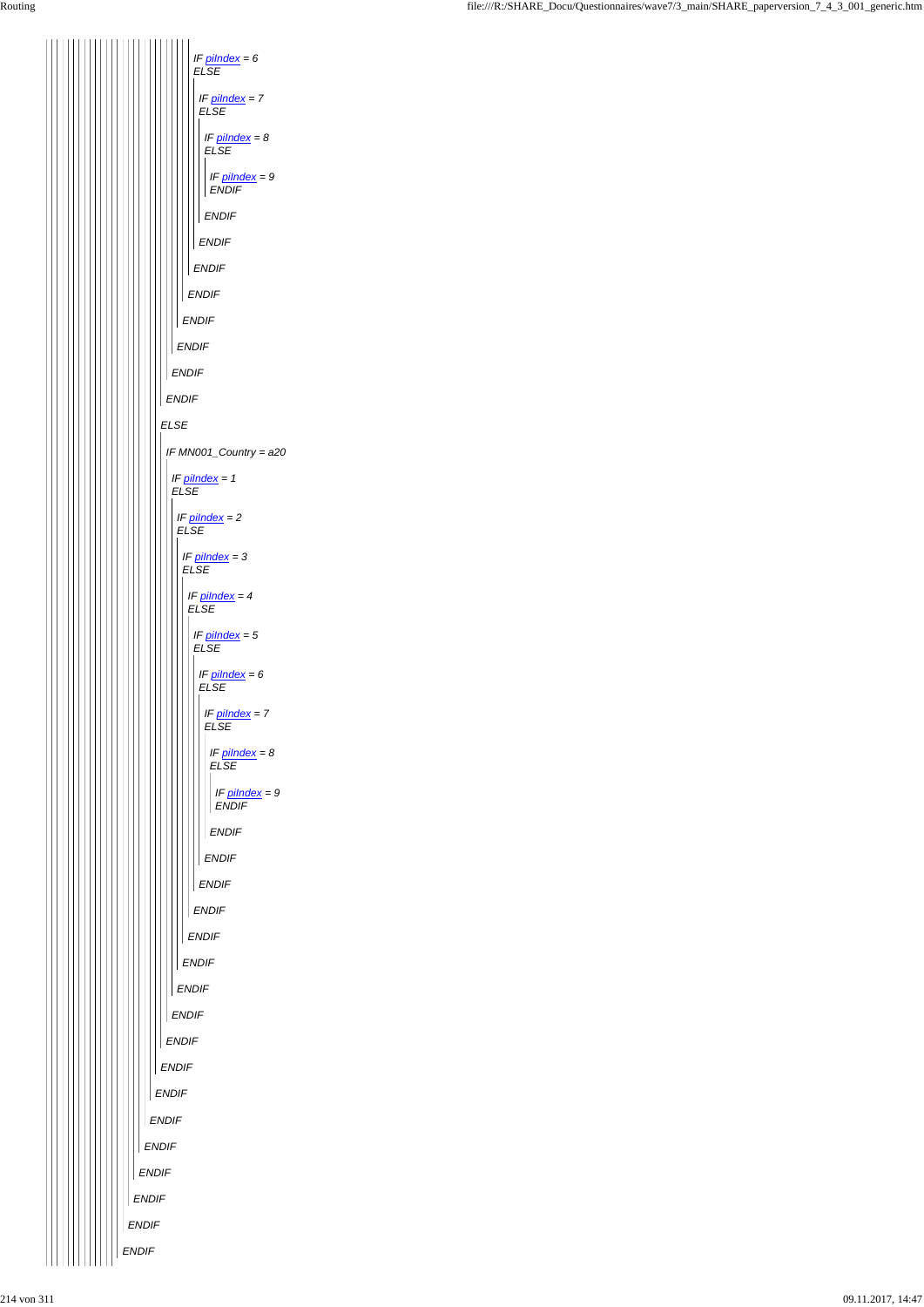IF piIndex = 6
ELSE

IF piIndex = 7
ELSE

IF piIndex = 8
ELSE

IF piIndex = 9
ENDIF

ENDIF

ENDIF

ENDIF

ENDIF

ENDIF

ENDIF

ENDIF

ENDIF

ELSE

IF MN001_Country = a20

IF piIndex = 1
ELSE

IF piIndex = 2
ELSE

IF piIndex = 3
ELSE

IF piIndex = 4
ELSE

IF piIndex = 5
ELSE

IF piIndex = 6
ELSE

IF piIndex = 7
ELSE

IF piIndex = 8
ELSE

IF piIndex = 9
ENDIF

ENDIF

ENDIF

ENDIF

ENDIF

ENDIF

ENDIF

ENDIF

ENDIF

ENDIF

ENDIF

ENDIF

ENDIF

ENDIF

ENDIF

ENDIF

ENDIF

ENDIF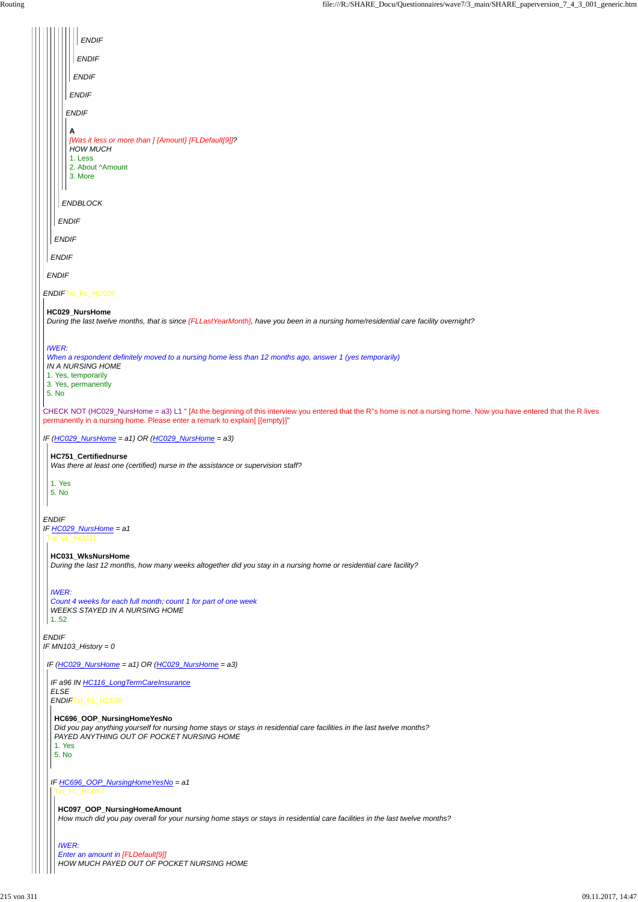ENDIF

ENDIF

ENDIF

ENDIF

ENDIF

**A**
[Was it less or more than ] {Amount} [FLDefault[9]]?
HOW MUCH
1. Less
2. About ^Amount
3. More

ENDBLOCK

ENDIF

ENDIF

ENDIF

ENDIF

ENDIF Txt_FL_HC029

**HC029_NursHome**
*During the last twelve months, that is since {FLLastYearMonth}, have you been in a nursing home/residential care facility overnight?*

*IWER:*
*When a respondent definitely moved to a nursing home less than 12 months ago, answer 1 (yes temporarily)*
*IN A NURSING HOME*
1. Yes, temporarily
3. Yes, permanently
5. No

CHECK NOT (HC029_NursHome = a3) L1 " [At the beginning of this interview you entered that the R''s home is not a nursing home. Now you have entered that the R lives permanently in a nursing home. Please enter a remark to explain] [{empty}]"

*IF (HC029_NursHome = a1) OR (HC029_NursHome = a3)*

**HC751_Certifiednurse**
*Was there at least one (certified) nurse in the assistance or supervision staff?*

1. Yes
5. No

*ENDIF*
*IF HC029_NursHome = a1*
Txt_FL_HC031

**HC031_WksNursHome**
*During the last 12 months, how many weeks altogether did you stay in a nursing home or residential care facility?*

*IWER:*
*Count 4 weeks for each full month; count 1 for part of one week*
*WEEKS STAYED IN A NURSING HOME*
1..52

*ENDIF*
*IF MN103_History = 0*

*IF (HC029_NursHome = a1) OR (HC029_NursHome = a3)*

*IF a96 IN HC116_LongTermCareInsurance*
*ELSE*
*ENDIF* Txt_FL_HC696

**HC696_OOP_NursingHomeYesNo**
*Did you pay anything yourself for nursing home stays or stays in residential care facilities in the last twelve months?*
*PAYED ANYTHING OUT OF POCKET NURSING HOME*
1. Yes
5. No

*IF HC696_OOP_NursingHomeYesNo = a1*
Txt_FL_HC097

**HC097_OOP_NursingHomeAmount**
*How much did you pay overall for your nursing home stays or stays in residential care facilities in the last twelve months?*

*IWER:*
*Enter an amount in [FLDefault[9]]*
*HOW MUCH PAYED OUT OF POCKET NURSING HOME*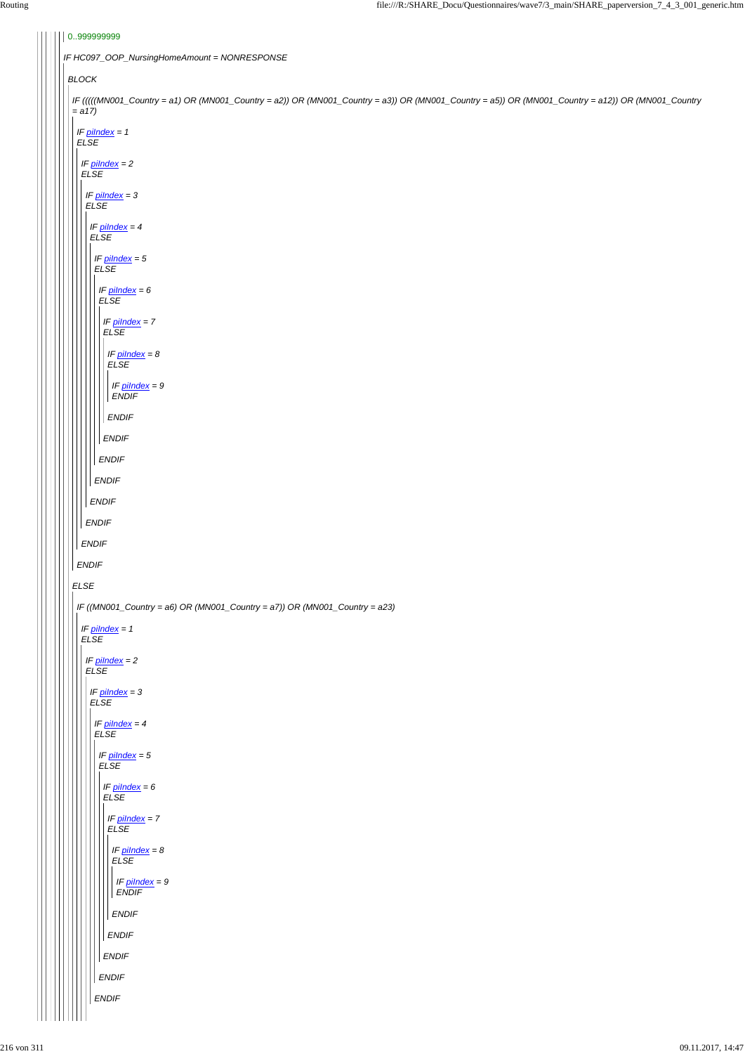0..999999999

*IF HC097_OOP_NursingHomeAmount = NONRESPONSE*

*BLOCK*

*IF (((((MN001_Country = a1) OR (MN001_Country = a2)) OR (MN001_Country = a3)) OR (MN001_Country = a5)) OR (MN001_Country = a12)) OR (MN001_Country = a17)*

*IF piIndex = 1*
*ELSE*

*IF piIndex = 2*
*ELSE*

*IF piIndex = 3*
*ELSE*

*IF piIndex = 4*
*ELSE*

*IF piIndex = 5*
*ELSE*

*IF piIndex = 6*
*ELSE*

*IF piIndex = 7*
*ELSE*

*IF piIndex = 8*
*ELSE*

*IF piIndex = 9*
*ENDIF*

*ENDIF*

*ENDIF*

*ENDIF*

*ENDIF*

*ENDIF*

*ENDIF*

*ENDIF*

*ENDIF*

*ELSE*

*IF ((MN001_Country = a6) OR (MN001_Country = a7)) OR (MN001_Country = a23)*

*IF piIndex = 1*
*ELSE*

*IF piIndex = 2*
*ELSE*

*IF piIndex = 3*
*ELSE*

*IF piIndex = 4*
*ELSE*

*IF piIndex = 5*
*ELSE*

*IF piIndex = 6*
*ELSE*

*IF piIndex = 7*
*ELSE*

*IF piIndex = 8*
*ELSE*

*IF piIndex = 9*
*ENDIF*

*ENDIF*

*ENDIF*

*ENDIF*

*ENDIF*

*ENDIF*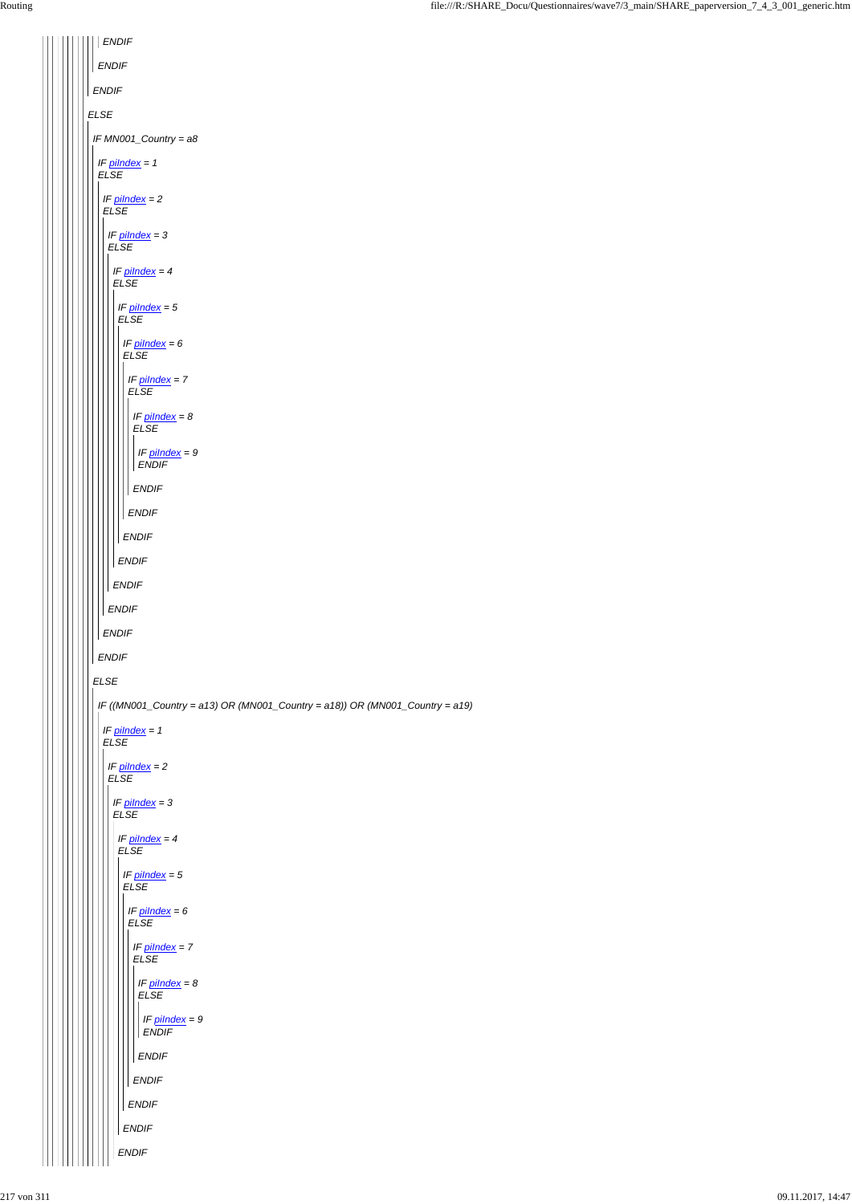ENDIF

ENDIF

ENDIF

ELSE

IF MN001_Country = a8

IF piIndex = 1
ELSE

IF piIndex = 2
ELSE

IF piIndex = 3
ELSE

IF piIndex = 4
ELSE

IF piIndex = 5
ELSE

IF piIndex = 6
ELSE

IF piIndex = 7
ELSE

IF piIndex = 8
ELSE

IF piIndex = 9
ENDIF

ENDIF

ENDIF

ENDIF

ENDIF

ENDIF

ENDIF

ENDIF

ENDIF

ELSE

IF ((MN001_Country = a13) OR (MN001_Country = a18)) OR (MN001_Country = a19)

IF piIndex = 1
ELSE

IF piIndex = 2
ELSE

IF piIndex = 3
ELSE

IF piIndex = 4
ELSE

IF piIndex = 5
ELSE

IF piIndex = 6
ELSE

IF piIndex = 7
ELSE

IF piIndex = 8
ELSE

IF piIndex = 9
ENDIF

ENDIF

ENDIF

ENDIF

ENDIF

ENDIF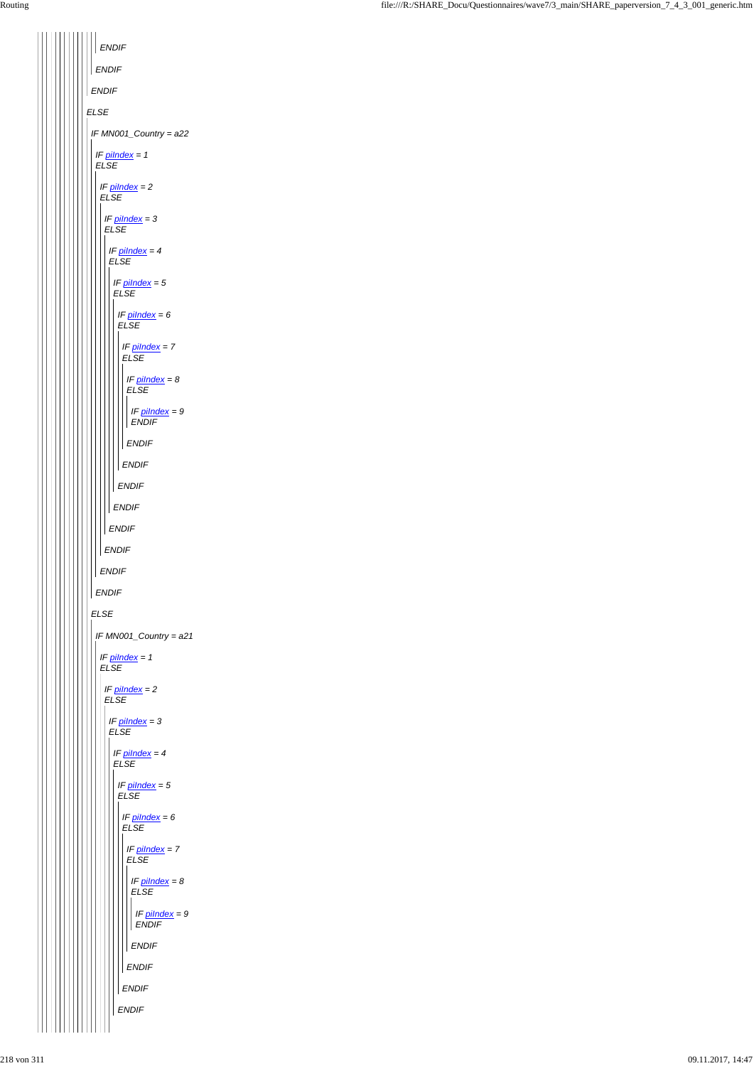*ENDIF*

*ENDIF*

*ENDIF*

*ELSE*

*IF MN001_Country = a22*

*IF piIndex = 1*
*ELSE*

*IF piIndex = 2*
*ELSE*

*IF piIndex = 3*
*ELSE*

*IF piIndex = 4*
*ELSE*

*IF piIndex = 5*
*ELSE*

*IF piIndex = 6*
*ELSE*

*IF piIndex = 7*
*ELSE*

*IF piIndex = 8*
*ELSE*

*IF piIndex = 9*
*ENDIF*

*ENDIF*

*ENDIF*

*ENDIF*

*ENDIF*

*ENDIF*

*ENDIF*

*ENDIF*

*ENDIF*

*ELSE*

*IF MN001_Country = a21*

*IF piIndex = 1*
*ELSE*

*IF piIndex = 2*
*ELSE*

*IF piIndex = 3*
*ELSE*

*IF piIndex = 4*
*ELSE*

*IF piIndex = 5*
*ELSE*

*IF piIndex = 6*
*ELSE*

*IF piIndex = 7*
*ELSE*

*IF piIndex = 8*
*ELSE*

*IF piIndex = 9*
*ENDIF*

*ENDIF*

*ENDIF*

*ENDIF*

*ENDIF*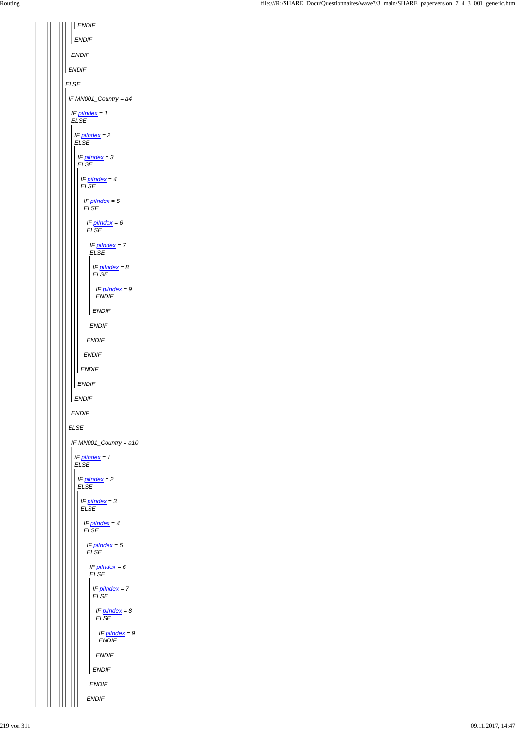*ENDIF*

*ENDIF*

*ENDIF*

*ENDIF*

*ELSE*

*IF MN001_Country = a4*

*IF piIndex = 1*
*ELSE*

*IF piIndex = 2*
*ELSE*

*IF piIndex = 3*
*ELSE*

*IF piIndex = 4*
*ELSE*

*IF piIndex = 5*
*ELSE*

*IF piIndex = 6*
*ELSE*

*IF piIndex = 7*
*ELSE*

*IF piIndex = 8*
*ELSE*

*IF piIndex = 9*
*ENDIF*

*ENDIF*

*ENDIF*

*ENDIF*

*ENDIF*

*ENDIF*

*ENDIF*

*ENDIF*

*ENDIF*

*ELSE*

*IF MN001_Country = a10*

*IF piIndex = 1*
*ELSE*

*IF piIndex = 2*
*ELSE*

*IF piIndex = 3*
*ELSE*

*IF piIndex = 4*
*ELSE*

*IF piIndex = 5*
*ELSE*

*IF piIndex = 6*
*ELSE*

*IF piIndex = 7*
*ELSE*

*IF piIndex = 8*
*ELSE*

*IF piIndex = 9*
*ENDIF*

*ENDIF*

*ENDIF*

*ENDIF*

*ENDIF*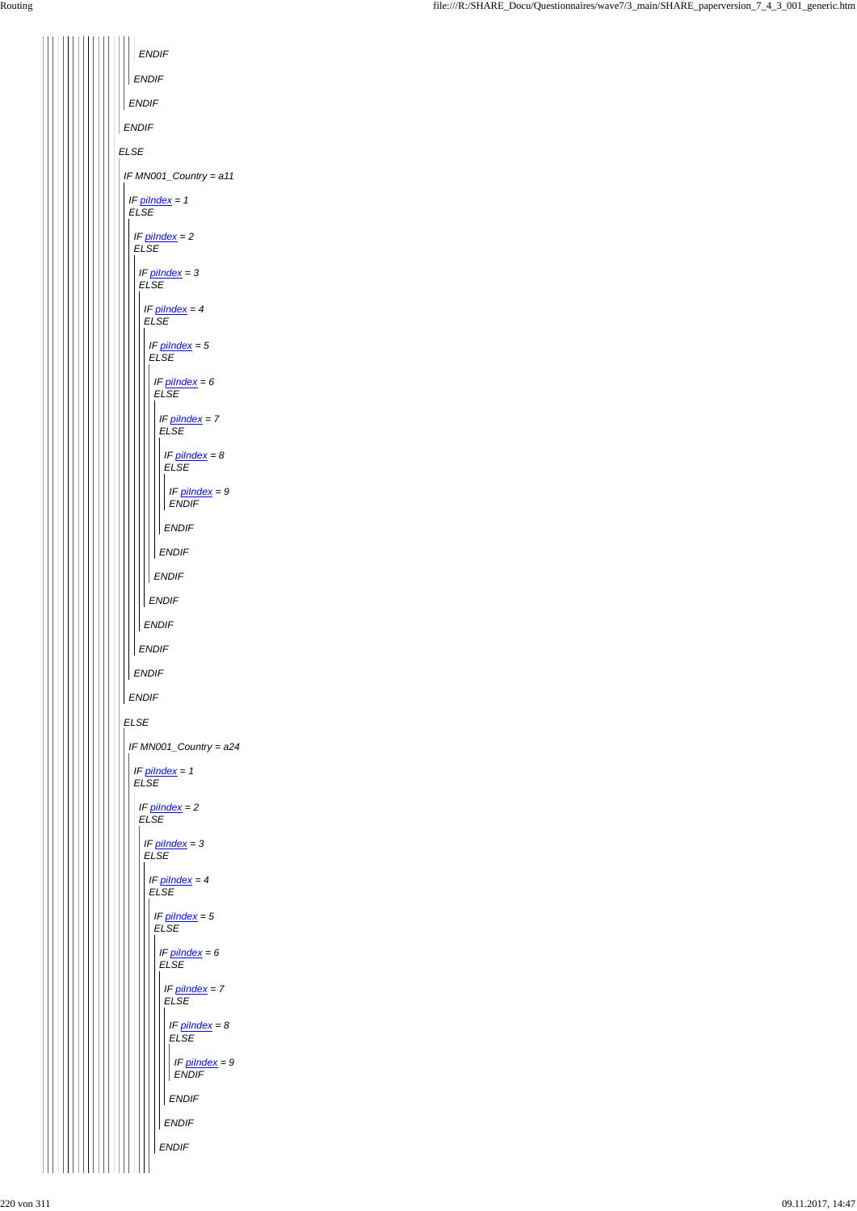ENDIF

ENDIF

ENDIF

ENDIF

ELSE

IF MN001_Country = a11

IF piIndex = 1
ELSE

IF piIndex = 2
ELSE

IF piIndex = 3
ELSE

IF piIndex = 4
ELSE

IF piIndex = 5
ELSE

IF piIndex = 6
ELSE

IF piIndex = 7
ELSE

IF piIndex = 8
ELSE

IF piIndex = 9
ENDIF

ENDIF

ENDIF

ENDIF

ENDIF

ENDIF

ENDIF

ENDIF

ENDIF

ELSE

IF MN001_Country = a24

IF piIndex = 1
ELSE

IF piIndex = 2
ELSE

IF piIndex = 3
ELSE

IF piIndex = 4
ELSE

IF piIndex = 5
ELSE

IF piIndex = 6
ELSE

IF piIndex = 7
ELSE

IF piIndex = 8
ELSE

IF piIndex = 9
ENDIF

ENDIF

ENDIF

ENDIF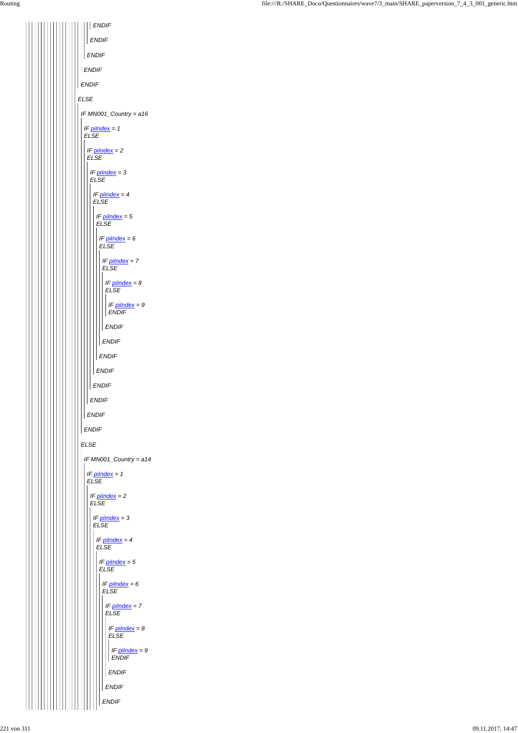*ENDIF*

*ENDIF*

*ENDIF*

*ENDIF*

*ENDIF*

*ELSE*

*IF MN001_Country = a16*

*IF piIndex = 1*
*ELSE*

*IF piIndex = 2*
*ELSE*

*IF piIndex = 3*
*ELSE*

*IF piIndex = 4*
*ELSE*

*IF piIndex = 5*
*ELSE*

*IF piIndex = 6*
*ELSE*

*IF piIndex = 7*
*ELSE*

*IF piIndex = 8*
*ELSE*

*IF piIndex = 9*
*ENDIF*

*ENDIF*

*ENDIF*

*ENDIF*

*ENDIF*

*ENDIF*

*ENDIF*

*ENDIF*

*ENDIF*

*ELSE*

*IF MN001_Country = a14*

*IF piIndex = 1*
*ELSE*

*IF piIndex = 2*
*ELSE*

*IF piIndex = 3*
*ELSE*

*IF piIndex = 4*
*ELSE*

*IF piIndex = 5*
*ELSE*

*IF piIndex = 6*
*ELSE*

*IF piIndex = 7*
*ELSE*

*IF piIndex = 8*
*ELSE*

*IF piIndex = 9*
*ENDIF*

*ENDIF*

*ENDIF*

*ENDIF*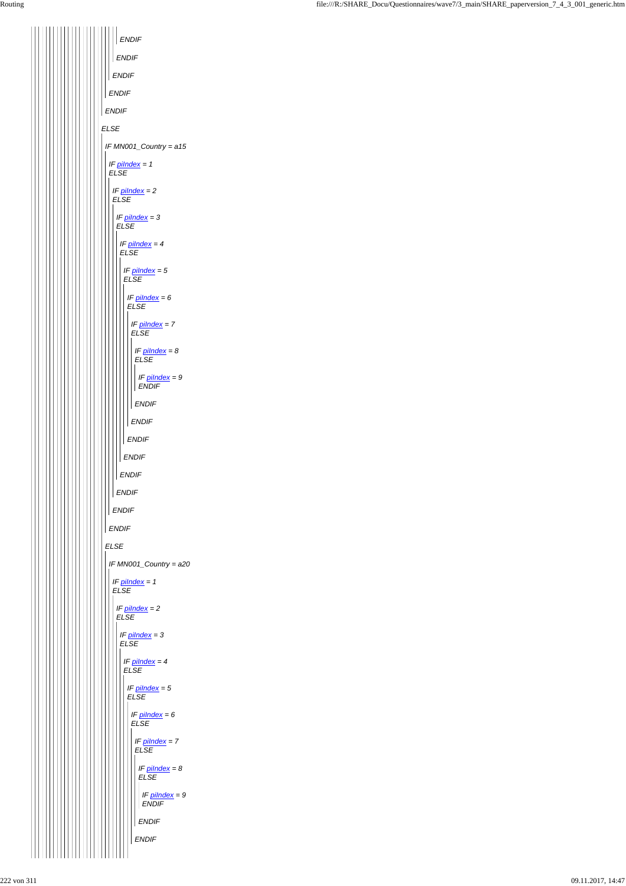```
ENDIF
ENDIF
ENDIF
ENDIF
ENDIF
ELSE
IF MN001_Country = a15
IF piIndex = 1
ELSE
IF piIndex = 2
ELSE
IF piIndex = 3
ELSE
IF piIndex = 4
ELSE
IF piIndex = 5
ELSE
IF piIndex = 6
ELSE
IF piIndex = 7
ELSE
IF piIndex = 8
ELSE
IF piIndex = 9
ENDIF
ENDIF
ENDIF
ENDIF
ENDIF
ENDIF
ENDIF
ENDIF
ENDIF
ELSE
IF MN001_Country = a20
IF piIndex = 1
ELSE
IF piIndex = 2
ELSE
IF piIndex = 3
ELSE
IF piIndex = 4
ELSE
IF piIndex = 5
ELSE
IF piIndex = 6
ELSE
IF piIndex = 7
ELSE
IF piIndex = 8
ELSE
IF piIndex = 9
ENDIF
ENDIF
ENDIF
```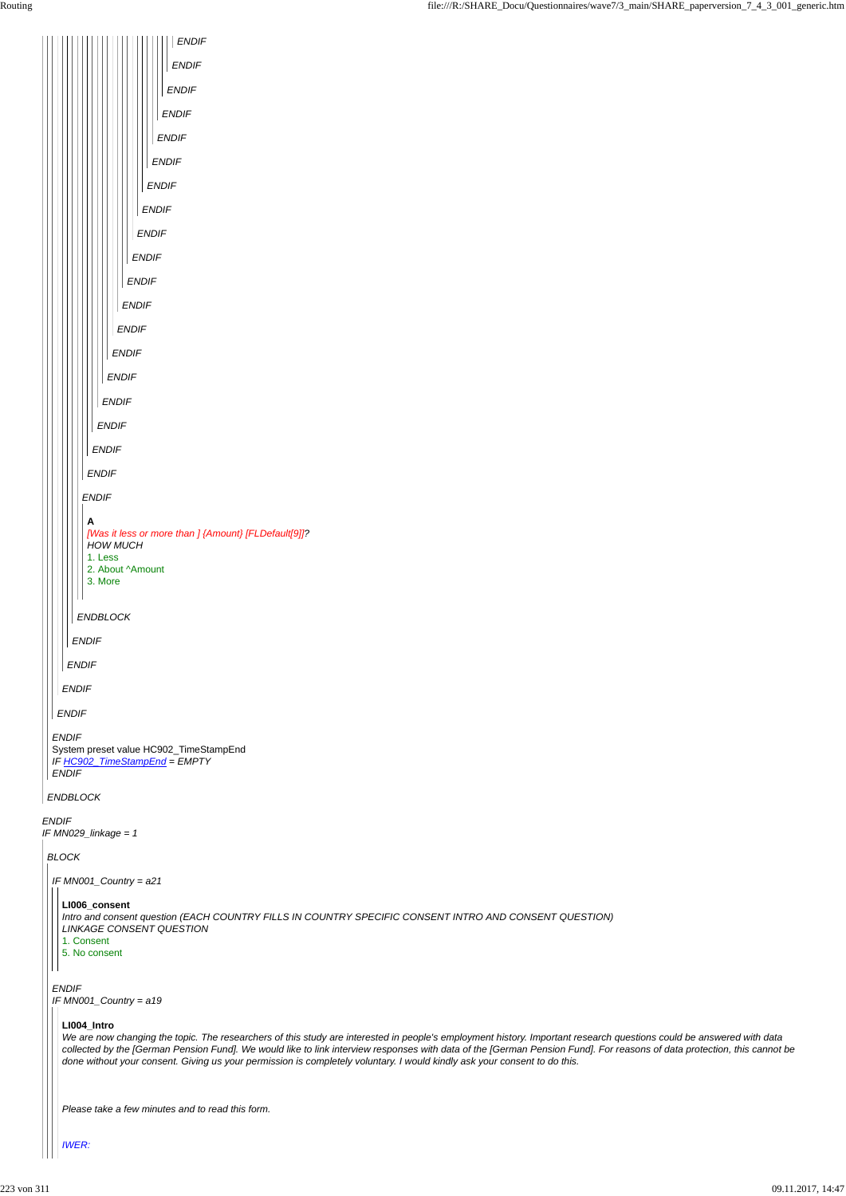*ENDIF*

*ENDIF*

*ENDIF*

*ENDIF*

*ENDIF*

*ENDIF*

*ENDIF*

*ENDIF*

*ENDIF*

*ENDIF*

*ENDIF*

*ENDIF*

*ENDIF*

*ENDIF*

*ENDIF*

*ENDIF*

*ENDIF*

*ENDIF*

*ENDIF*

*ENDIF*

**A**
*[Was it less or more than ] {Amount} [FLDefault[9]]?*
*HOW MUCH*
1. Less
2. About ^Amount
3. More

*ENDBLOCK*

*ENDIF*

*ENDIF*

*ENDIF*

*ENDIF*

*ENDIF*
System preset value HC902_TimeStampEnd
*IF HC902_TimeStampEnd = EMPTY*
*ENDIF*

*ENDBLOCK*

*ENDIF*
*IF MN029_linkage = 1*

*BLOCK*

*IF MN001_Country = a21*

**LI006_consent**
*Intro and consent question (EACH COUNTRY FILLS IN COUNTRY SPECIFIC CONSENT INTRO AND CONSENT QUESTION)*
*LINKAGE CONSENT QUESTION*
1. Consent
5. No consent

*ENDIF*
*IF MN001_Country = a19*

**LI004_Intro**
*We are now changing the topic. The researchers of this study are interested in people's employment history. Important research questions could be answered with data collected by the [German Pension Fund]. We would like to link interview responses with data of the [German Pension Fund]. For reasons of data protection, this cannot be done without your consent. Giving us your permission is completely voluntary. I would kindly ask your consent to do this.*

*Please take a few minutes and to read this form.*

*IWER:*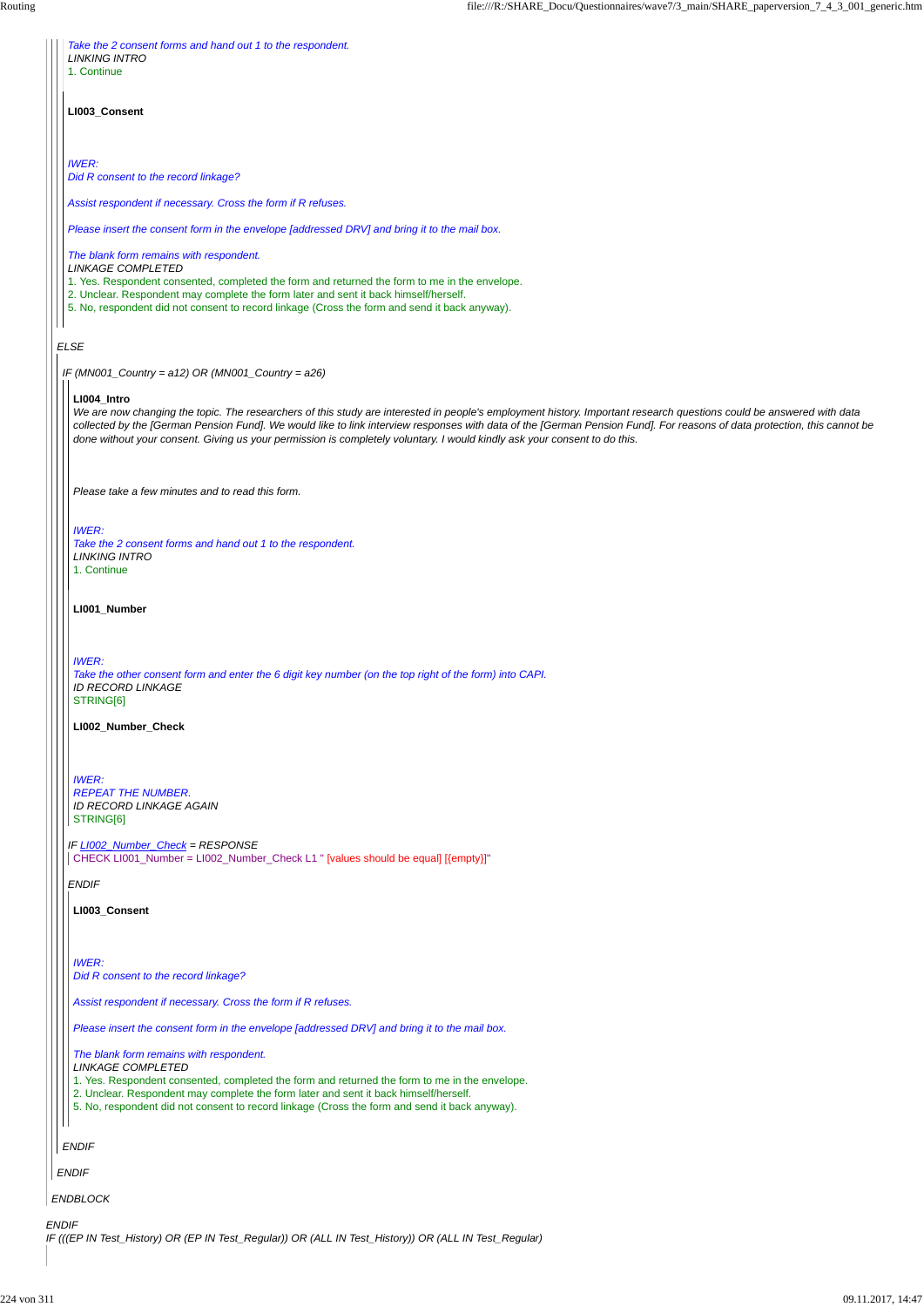*Take the 2 consent forms and hand out 1 to the respondent.*
*LINKING INTRO*
1. Continue

**LI003_Consent**

*IWER:*
*Did R consent to the record linkage?*

*Assist respondent if necessary. Cross the form if R refuses.*

*Please insert the consent form in the envelope [addressed DRV] and bring it to the mail box.*

*The blank form remains with respondent.*
*LINKAGE COMPLETED*
1. Yes. Respondent consented, completed the form and returned the form to me in the envelope.
2. Unclear. Respondent may complete the form later and sent it back himself/herself.
5. No, respondent did not consent to record linkage (Cross the form and send it back anyway).

*ELSE*

*IF (MN001_Country = a12) OR (MN001_Country = a26)*

**LI004_Intro**
We are now changing the topic. The researchers of this study are interested in people's employment history. Important research questions could be answered with data collected by the [German Pension Fund]. We would like to link interview responses with data of the [German Pension Fund]. For reasons of data protection, this cannot be done without your consent. Giving us your permission is completely voluntary. I would kindly ask your consent to do this.

Please take a few minutes and to read this form.

*IWER:*
*Take the 2 consent forms and hand out 1 to the respondent.*
*LINKING INTRO*
1. Continue

**LI001_Number**

*IWER:*
*Take the other consent form and enter the 6 digit key number (on the top right of the form) into CAPI.*
*ID RECORD LINKAGE*
STRING[6]

**LI002_Number_Check**

*IWER:*
*REPEAT THE NUMBER.*
*ID RECORD LINKAGE AGAIN*
STRING[6]

*IF LI002_Number_Check = RESPONSE*
CHECK LI001_Number = LI002_Number_Check L1 " [values should be equal] [{empty}]"

*ENDIF*

**LI003_Consent**

*IWER:*
*Did R consent to the record linkage?*

*Assist respondent if necessary. Cross the form if R refuses.*

*Please insert the consent form in the envelope [addressed DRV] and bring it to the mail box.*

*The blank form remains with respondent.*
*LINKAGE COMPLETED*
1. Yes. Respondent consented, completed the form and returned the form to me in the envelope.
2. Unclear. Respondent may complete the form later and sent it back himself/herself.
5. No, respondent did not consent to record linkage (Cross the form and send it back anyway).

*ENDIF*

*ENDIF*

*ENDBLOCK*

*ENDIF*
*IF (((EP IN Test_History) OR (EP IN Test_Regular)) OR (ALL IN Test_History)) OR (ALL IN Test_Regular)*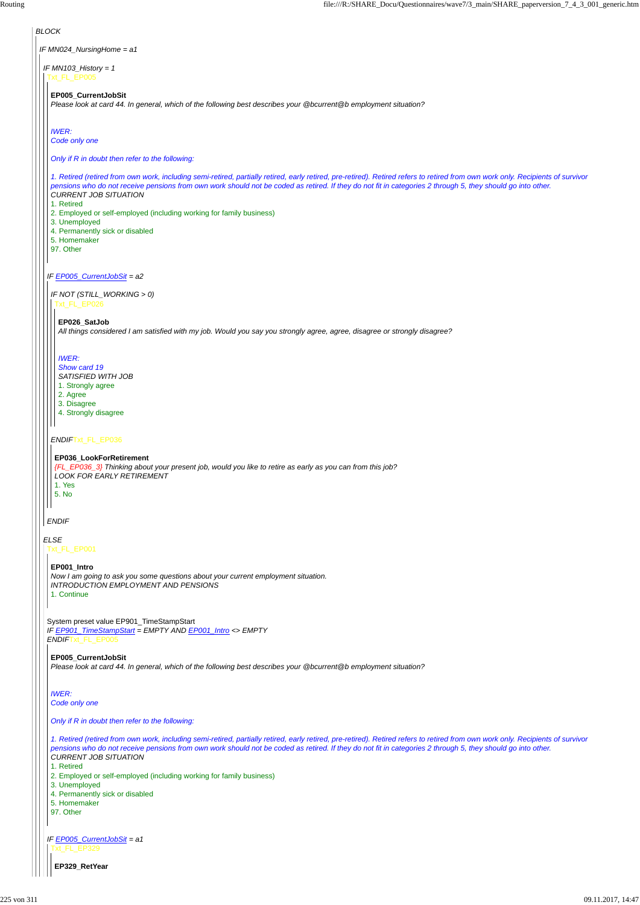*BLOCK*

*IF MN024_NursingHome = a1*

*IF MN103_History = 1*

Txt_FL_EP005

**EP005_CurrentJobSit**

*Please look at card 44. In general, which of the following best describes your @bcurrent@b employment situation?*

*IWER:*
*Code only one*

*Only if R in doubt then refer to the following:*

*1. Retired (retired from own work, including semi-retired, partially retired, early retired, pre-retired). Retired refers to retired from own work only. Recipients of survivor pensions who do not receive pensions from own work should not be coded as retired. If they do not fit in categories 2 through 5, they should go into other.*

*CURRENT JOB SITUATION*

1. Retired
2. Employed or self-employed (including working for family business)
3. Unemployed
4. Permanently sick or disabled
5. Homemaker
97. Other

*IF EP005_CurrentJobSit = a2*

*IF NOT (STILL_WORKING > 0)*

Txt_FL_EP026

**EP026_SatJob**

*All things considered I am satisfied with my job. Would you say you strongly agree, agree, disagree or strongly disagree?*

*IWER:*
*Show card 19*

*SATISFIED WITH JOB*

1. Strongly agree
2. Agree
3. Disagree
4. Strongly disagree

*ENDIF*Txt_FL_EP036

**EP036_LookForRetirement**

*{FL_EP036_3} Thinking about your present job, would you like to retire as early as you can from this job?*

*LOOK FOR EARLY RETIREMENT*

1. Yes
5. No

*ENDIF*

*ELSE*

Txt_FL_EP001

**EP001_Intro**

*Now I am going to ask you some questions about your current employment situation.*

*INTRODUCTION EMPLOYMENT AND PENSIONS*

1. Continue

System preset value EP901_TimeStampStart

*IF EP901_TimeStampStart = EMPTY AND EP001_Intro <> EMPTY*

*ENDIF*Txt_FL_EP005

**EP005_CurrentJobSit**

*Please look at card 44. In general, which of the following best describes your @bcurrent@b employment situation?*

*IWER:*
*Code only one*

*Only if R in doubt then refer to the following:*

*1. Retired (retired from own work, including semi-retired, partially retired, early retired, pre-retired). Retired refers to retired from own work only. Recipients of survivor pensions who do not receive pensions from own work should not be coded as retired. If they do not fit in categories 2 through 5, they should go into other.*

*CURRENT JOB SITUATION*

1. Retired
2. Employed or self-employed (including working for family business)
3. Unemployed
4. Permanently sick or disabled
5. Homemaker
97. Other

*IF EP005_CurrentJobSit = a1*

Txt_FL_EP329

**EP329_RetYear**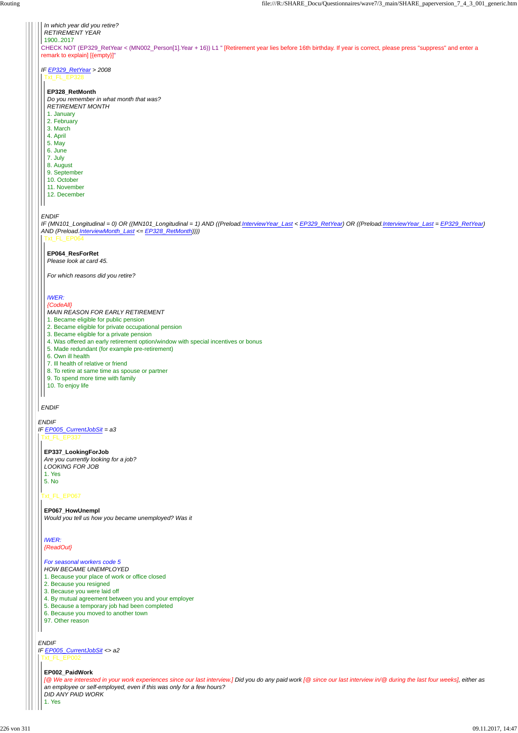*In which year did you retire?*
*RETIREMENT YEAR*
1900..2017

CHECK NOT (EP329_RetYear < (MN002_Person[1].Year + 16)) L1 " [Retirement year lies before 16th birthday. If year is correct, please press "suppress" and enter a remark to explain] [{empty}]"

*IF EP329_RetYear > 2008*

Txt_FL_EP328

**EP328_RetMonth**
*Do you remember in what month that was?*
*RETIREMENT MONTH*
1. January
2. February
3. March
4. April
5. May
6. June
7. July
8. August
9. September
10. October
11. November
12. December

*ENDIF*

*IF (MN101_Longitudinal = 0) OR ((MN101_Longitudinal = 1) AND ((Preload.InterviewYear_Last < EP329_RetYear) OR ((Preload.InterviewYear_Last = EP329_RetYear) AND (Preload.InterviewMonth_Last <= EP328_RetMonth))))*

Txt_FL_EP064

**EP064_ResForRet**
*Please look at card 45.*

*For which reasons did you retire?*

*IWER:*
*{CodeAll}*
*MAIN REASON FOR EARLY RETIREMENT*
1. Became eligible for public pension
2. Became eligible for private occupational pension
3. Became eligible for a private pension
4. Was offered an early retirement option/window with special incentives or bonus
5. Made redundant (for example pre-retirement)
6. Own ill health
7. Ill health of relative or friend
8. To retire at same time as spouse or partner
9. To spend more time with family
10. To enjoy life

*ENDIF*

*ENDIF*

*IF EP005_CurrentJobSit = a3*

Txt_FL_EP337

**EP337_LookingForJob**
*Are you currently looking for a job?*
*LOOKING FOR JOB*
1. Yes
5. No

Txt_FL_EP067

**EP067_HowUnempl**
*Would you tell us how you became unemployed? Was it*

*IWER:*
*{ReadOut}*

*For seasonal workers code 5*
*HOW BECAME UNEMPLOYED*
1. Because your place of work or office closed
2. Because you resigned
3. Because you were laid off
4. By mutual agreement between you and your employer
5. Because a temporary job had been completed
6. Because you moved to another town
97. Other reason

*ENDIF*

*IF EP005_CurrentJobSit <> a2*

Txt_FL_EP002

**EP002_PaidWork**
*[@ We are interested in your work experiences since our last interview.] Did you do any paid work [@ since our last interview in/@ during the last four weeks], either as an employee or self-employed, even if this was only for a few hours?*
*DID ANY PAID WORK*
1. Yes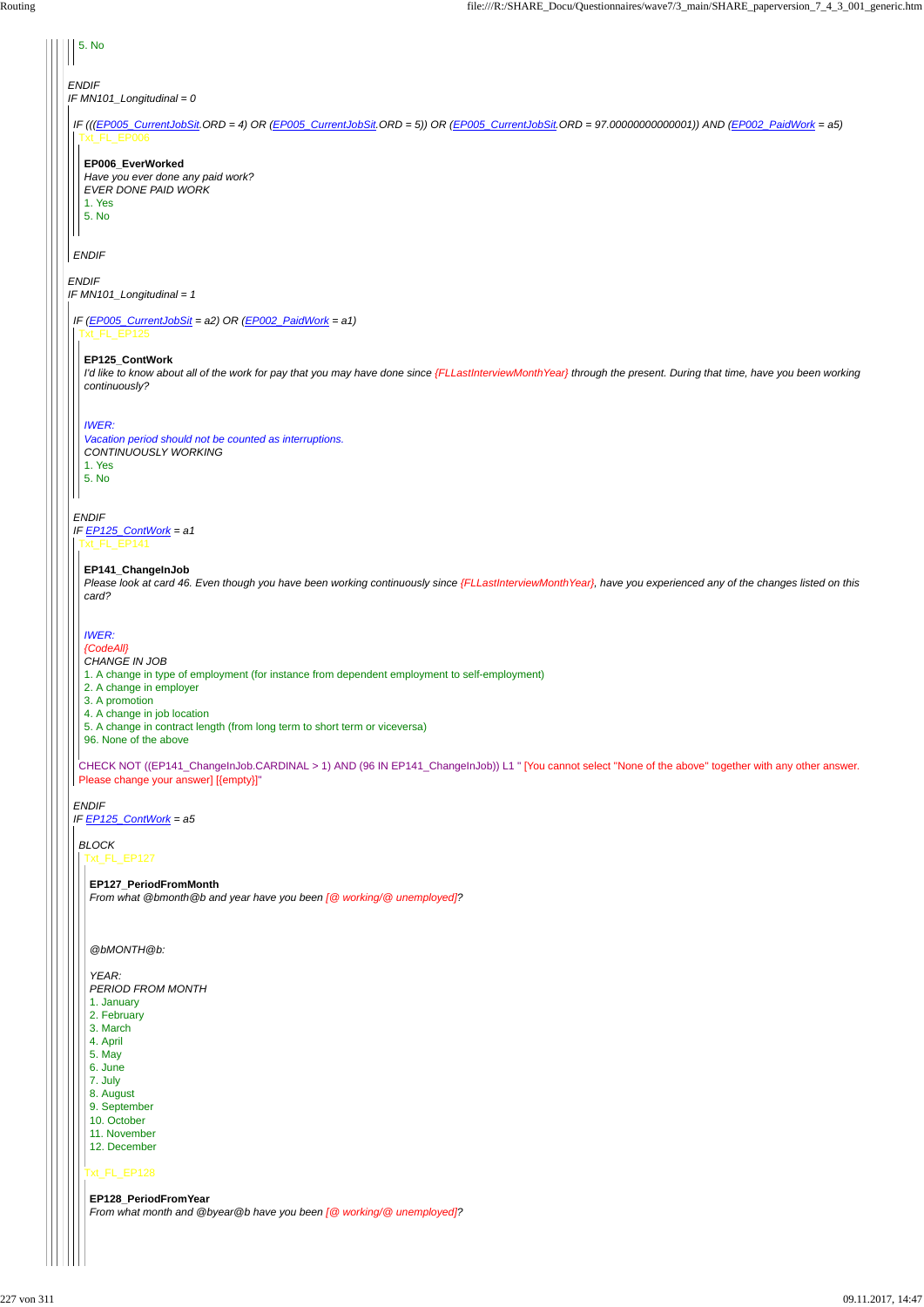5. No

*ENDIF*
*IF MN101_Longitudinal = 0*

*IF (((EP005_CurrentJobSit.ORD = 4) OR (EP005_CurrentJobSit.ORD = 5)) OR (EP005_CurrentJobSit.ORD = 97.00000000000001)) AND (EP002_PaidWork = a5)*

Txt_FL_EP006

**EP006_EverWorked**
*Have you ever done any paid work?*
*EVER DONE PAID WORK*
1. Yes
5. No

*ENDIF*

*ENDIF*
*IF MN101_Longitudinal = 1*

*IF (EP005_CurrentJobSit = a2) OR (EP002_PaidWork = a1)*

Txt_FL_EP125

**EP125_ContWork**
*I'd like to know about all of the work for pay that you may have done since {FLLastInterviewMonthYear} through the present. During that time, have you been working continuously?*

*IWER:*
*Vacation period should not be counted as interruptions.*
*CONTINUOUSLY WORKING*
1. Yes
5. No

*ENDIF*
*IF EP125_ContWork = a1*

Txt_FL_EP141

**EP141_ChangeInJob**
*Please look at card 46. Even though you have been working continuously since {FLLastInterviewMonthYear}, have you experienced any of the changes listed on this card?*

*IWER:*
*{CodeAll}*
*CHANGE IN JOB*
1. A change in type of employment (for instance from dependent employment to self-employment)
2. A change in employer
3. A promotion
4. A change in job location
5. A change in contract length (from long term to short term or viceversa)
96. None of the above

CHECK NOT ((EP141_ChangeInJob.CARDINAL > 1) AND (96 IN EP141_ChangeInJob)) L1 " [You cannot select "None of the above" together with any other answer. Please change your answer] [{empty}]"

*ENDIF*
*IF EP125_ContWork = a5*

*BLOCK*

Txt_FL_EP127

**EP127_PeriodFromMonth**
*From what @bmonth@b and year have you been [@ working/@ unemployed]?*

*@bMONTH@b:*

*YEAR:*
*PERIOD FROM MONTH*
1. January
2. February
3. March
4. April
5. May
6. June
7. July
8. August
9. September
10. October
11. November
12. December

Txt_FL_EP128

**EP128_PeriodFromYear**
*From what month and @byear@b have you been [@ working/@ unemployed]?*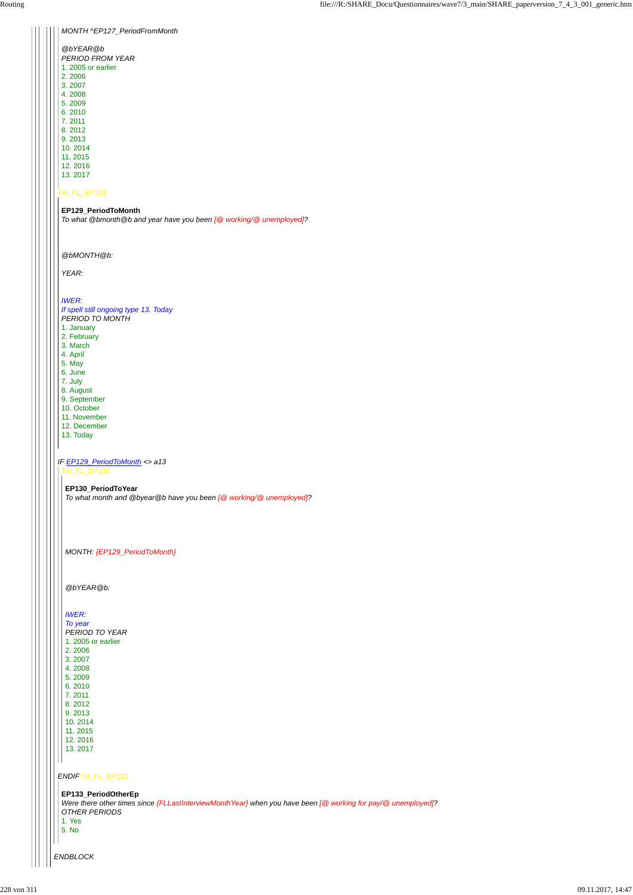*MONTH ^EP127_PeriodFromMonth*

*@bYEAR@b*
*PERIOD FROM YEAR*
1. 2005 or earlier
2. 2006
3. 2007
4. 2008
5. 2009
6. 2010
7. 2011
8. 2012
9. 2013
10. 2014
11. 2015
12. 2016
13. 2017

Txt_FL_EP129

**EP129_PeriodToMonth**
*To what @bmonth@b and year have you been [@ working/@ unemployed]?*

*@bMONTH@b:*

*YEAR:*

*IWER:*
*If spell still ongoing type 13. Today*
*PERIOD TO MONTH*
1. January
2. February
3. March
4. April
5. May
6. June
7. July
8. August
9. September
10. October
11. November
12. December
13. Today

*IF EP129_PeriodToMonth <> a13*

Txt_FL_EP130

**EP130_PeriodToYear**
*To what month and @byear@b have you been [@ working/@ unemployed]?*

*MONTH: {EP129_PeriodToMonth}*

*@bYEAR@b:*

*IWER:*
*To year*
*PERIOD TO YEAR*
1. 2005 or earlier
2. 2006
3. 2007
4. 2008
5. 2009
6. 2010
7. 2011
8. 2012
9. 2013
10. 2014
11. 2015
12. 2016
13. 2017

*ENDIF* Txt_FL_EP133

**EP133_PeriodOtherEp**
*Were there other times since {FLLastInterviewMonthYear} when you have been [@ working for pay/@ unemployed]?*
*OTHER PERIODS*
1. Yes
5. No

*ENDBLOCK*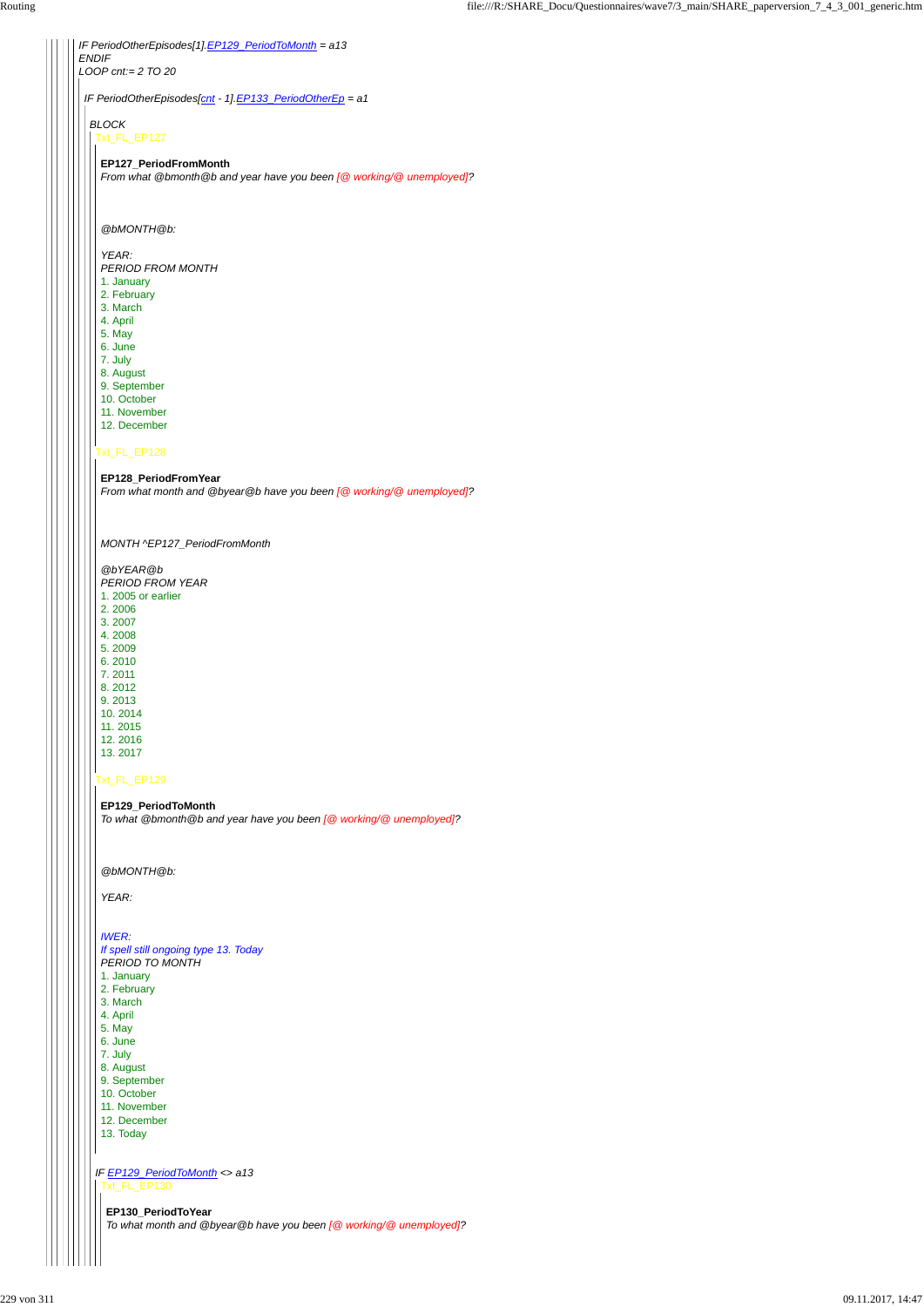IF PeriodOtherEpisodes[1].EP129_PeriodToMonth = a13
ENDIF
LOOP cnt:= 2 TO 20

IF PeriodOtherEpisodes[cnt - 1].EP133_PeriodOtherEp = a1

BLOCK

Txt_FL_EP127

**EP127_PeriodFromMonth**
*From what @bmonth@b and year have you been [@ working/@ unemployed]?*

*@bMONTH@b:*

*YEAR:*
PERIOD FROM MONTH
1. January
2. February
3. March
4. April
5. May
6. June
7. July
8. August
9. September
10. October
11. November
12. December

Txt_FL_EP128

**EP128_PeriodFromYear**
*From what month and @byear@b have you been [@ working/@ unemployed]?*

*MONTH ^EP127_PeriodFromMonth*

*@bYEAR@b*
PERIOD FROM YEAR
1. 2005 or earlier
2. 2006
3. 2007
4. 2008
5. 2009
6. 2010
7. 2011
8. 2012
9. 2013
10. 2014
11. 2015
12. 2016
13. 2017

Txt_FL_EP129

**EP129_PeriodToMonth**
*To what @bmonth@b and year have you been [@ working/@ unemployed]?*

*@bMONTH@b:*

*YEAR:*

*IWER:*
*If spell still ongoing type 13. Today*
PERIOD TO MONTH
1. January
2. February
3. March
4. April
5. May
6. June
7. July
8. August
9. September
10. October
11. November
12. December
13. Today

IF EP129_PeriodToMonth <> a13

Txt_FL_EP130

**EP130_PeriodToYear**
*To what month and @byear@b have you been [@ working/@ unemployed]?*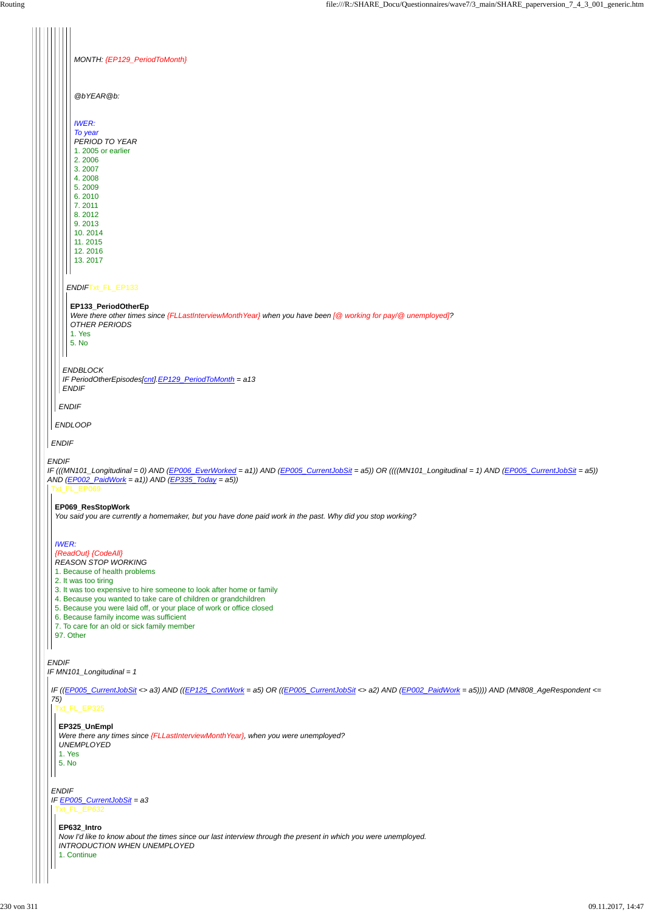*MONTH: {EP129_PeriodToMonth}*

*@bYEAR@b:*

*IWER:*
*To year*
PERIOD TO YEAR
1. 2005 or earlier
2. 2006
3. 2007
4. 2008
5. 2009
6. 2010
7. 2011
8. 2012
9. 2013
10. 2014
11. 2015
12. 2016
13. 2017

*ENDIF* Txt_FL_EP133

**EP133_PeriodOtherEp**
*Were there other times since {FLLastInterviewMonthYear} when you have been [@ working for pay/@ unemployed]?*
OTHER PERIODS
1. Yes
5. No

*ENDBLOCK*
*IF PeriodOtherEpisodes[cnt].EP129_PeriodToMonth = a13*
*ENDIF*

*ENDIF*

*ENDLOOP*

*ENDIF*

*ENDIF*
*IF (((MN101_Longitudinal = 0) AND (EP006_EverWorked = a1)) AND (EP005_CurrentJobSit = a5)) OR ((((MN101_Longitudinal = 1) AND (EP005_CurrentJobSit = a5)) AND (EP002_PaidWork = a1)) AND (EP335_Today = a5))*
Txt_FL_EP069

**EP069_ResStopWork**
*You said you are currently a homemaker, but you have done paid work in the past. Why did you stop working?*

*IWER:*
*{ReadOut} {CodeAll}*
REASON STOP WORKING
1. Because of health problems
2. It was too tiring
3. It was too expensive to hire someone to look after home or family
4. Because you wanted to take care of children or grandchildren
5. Because you were laid off, or your place of work or office closed
6. Because family income was sufficient
7. To care for an old or sick family member
97. Other

*ENDIF*
*IF MN101_Longitudinal = 1*

*IF ((EP005_CurrentJobSit <> a3) AND ((EP125_ContWork = a5) OR ((EP005_CurrentJobSit <> a2) AND (EP002_PaidWork = a5)))) AND (MN808_AgeRespondent <= 75)*
Txt_FL_EP325

**EP325_UnEmpl**
*Were there any times since {FLLastInterviewMonthYear}, when you were unemployed?*
UNEMPLOYED
1. Yes
5. No

*ENDIF*
*IF EP005_CurrentJobSit = a3*
Txt_FL_EP632

**EP632_Intro**
*Now I'd like to know about the times since our last interview through the present in which you were unemployed.*
INTRODUCTION WHEN UNEMPLOYED
1. Continue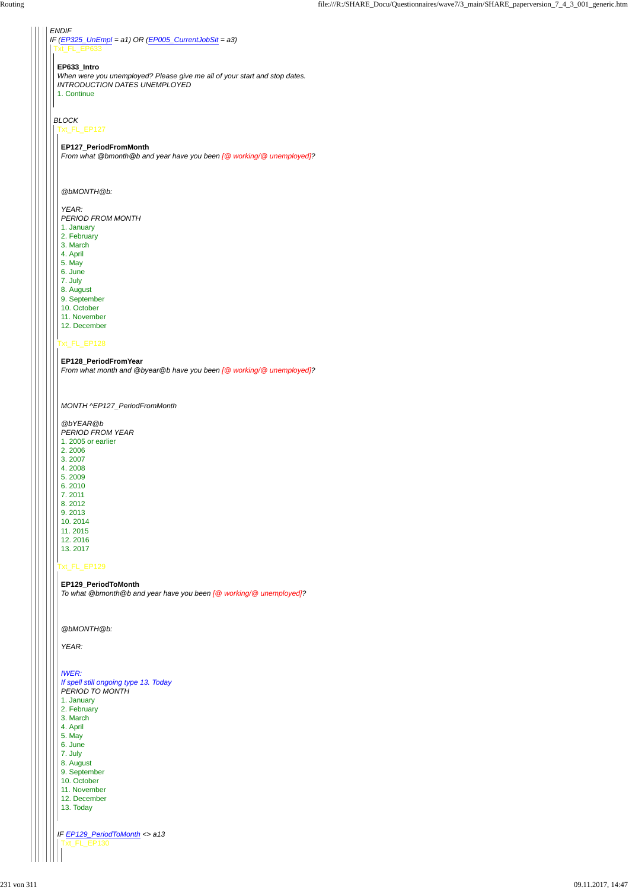*ENDIF*

*IF (EP325_UnEmpl = a1) OR (EP005_CurrentJobSit = a3)*

Txt_FL_EP633

**EP633_Intro**

*When were you unemployed? Please give me all of your start and stop dates.*

*INTRODUCTION DATES UNEMPLOYED*

1. Continue

*BLOCK*

Txt_FL_EP127

**EP127_PeriodFromMonth**

*From what @bmonth@b and year have you been [@ working/@ unemployed]?*

*@bMONTH@b:*

*YEAR:*

*PERIOD FROM MONTH*

1. January
2. February
3. March
4. April
5. May
6. June
7. July
8. August
9. September
10. October
11. November
12. December

Txt_FL_EP128

**EP128_PeriodFromYear**

*From what month and @byear@b have you been [@ working/@ unemployed]?*

*MONTH ^EP127_PeriodFromMonth*

*@bYEAR@b*

*PERIOD FROM YEAR*

1. 2005 or earlier
2. 2006
3. 2007
4. 2008
5. 2009
6. 2010
7. 2011
8. 2012
9. 2013
10. 2014
11. 2015
12. 2016
13. 2017

Txt_FL_EP129

**EP129_PeriodToMonth**

*To what @bmonth@b and year have you been [@ working/@ unemployed]?*

*@bMONTH@b:*

*YEAR:*

*IWER:*

*If spell still ongoing type 13. Today*

*PERIOD TO MONTH*

1. January
2. February
3. March
4. April
5. May
6. June
7. July
8. August
9. September
10. October
11. November
12. December
13. Today

*IF EP129_PeriodToMonth <> a13*

Txt_FL_EP130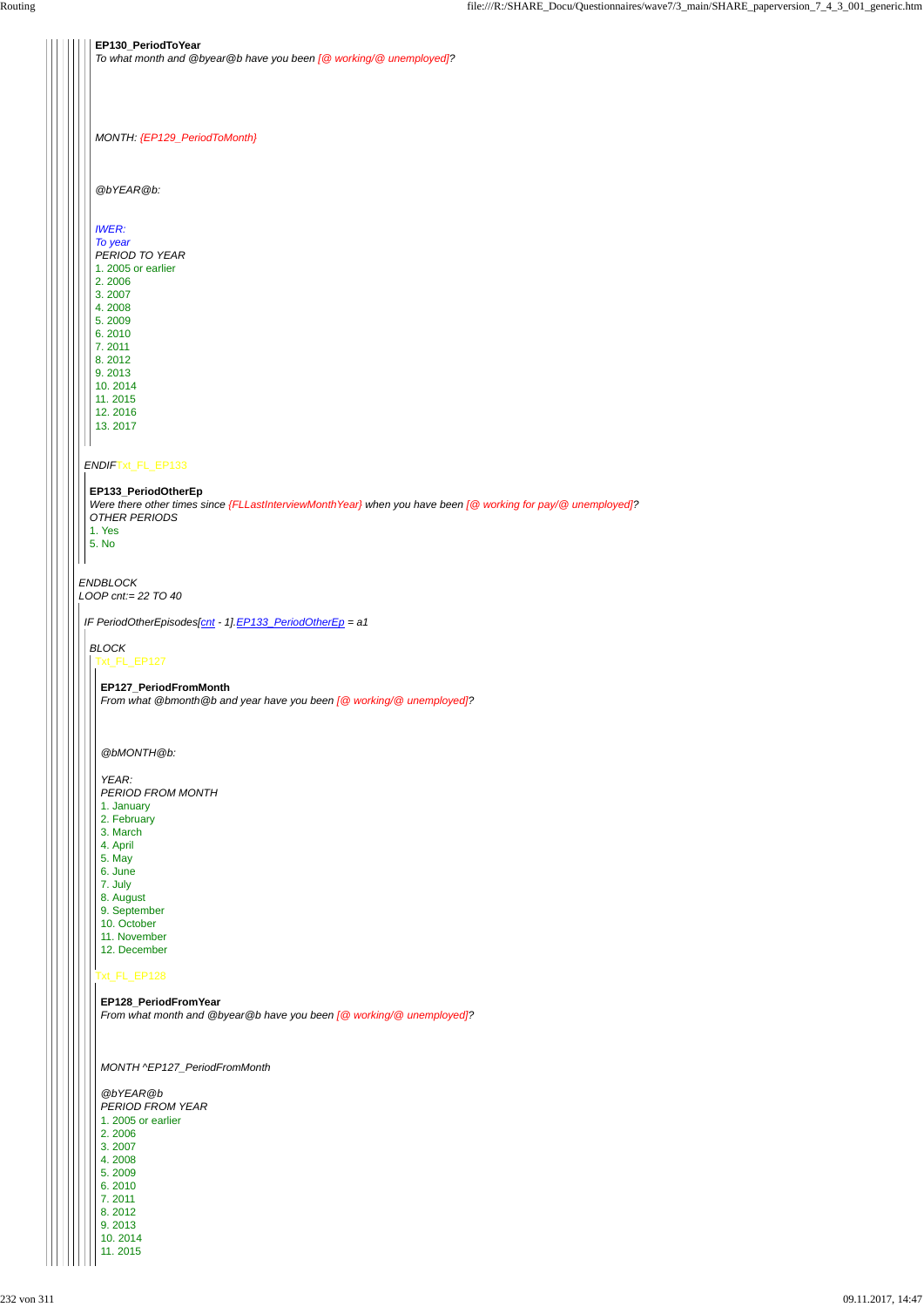**EP130_PeriodToYear**
*To what month and @byear@b have you been [@ working/@ unemployed]?*

*MONTH: {EP129_PeriodToMonth}*

*@bYEAR@b:*

*IWER:*
*To year*
*PERIOD TO YEAR*
1. 2005 or earlier
2. 2006
3. 2007
4. 2008
5. 2009
6. 2010
7. 2011
8. 2012
9. 2013
10. 2014
11. 2015
12. 2016
13. 2017

*ENDIF*Txt_FL_EP133

**EP133_PeriodOtherEp**
*Were there other times since {FLLastInterviewMonthYear} when you have been [@ working for pay/@ unemployed]?*
*OTHER PERIODS*
1. Yes
5. No

*ENDBLOCK*
*LOOP cnt:= 22 TO 40*

*IF PeriodOtherEpisodes[cnt - 1].EP133_PeriodOtherEp = a1*

*BLOCK*
Txt_FL_EP127

**EP127_PeriodFromMonth**
*From what @bmonth@b and year have you been [@ working/@ unemployed]?*

*@bMONTH@b:*

*YEAR:*
*PERIOD FROM MONTH*
1. January
2. February
3. March
4. April
5. May
6. June
7. July
8. August
9. September
10. October
11. November
12. December

Txt_FL_EP128

**EP128_PeriodFromYear**
*From what month and @byear@b have you been [@ working/@ unemployed]?*

*MONTH ^EP127_PeriodFromMonth*

*@bYEAR@b*
*PERIOD FROM YEAR*
1. 2005 or earlier
2. 2006
3. 2007
4. 2008
5. 2009
6. 2010
7. 2011
8. 2012
9. 2013
10. 2014
11. 2015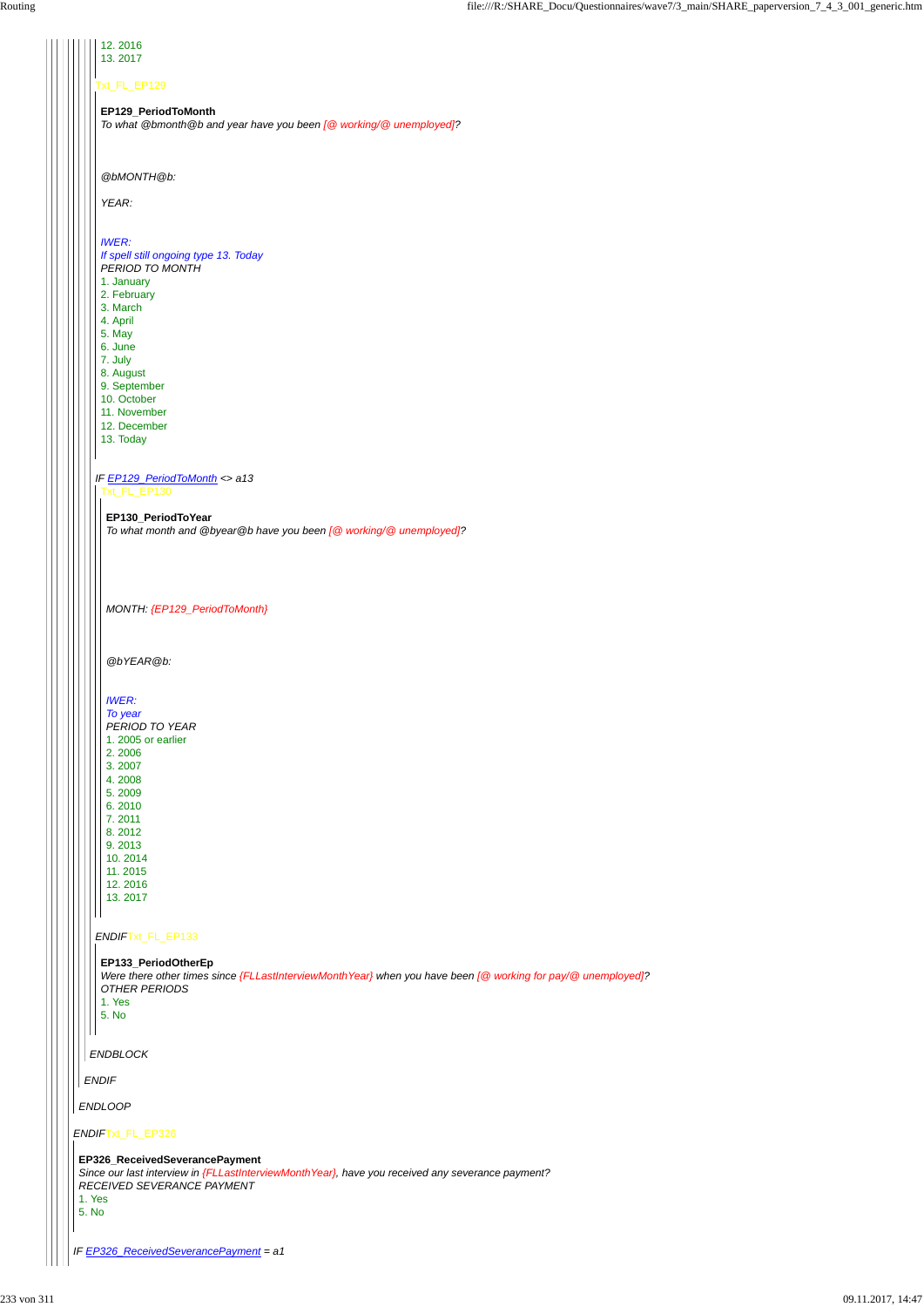12. 2016
13. 2017

Txt_FL_EP129

**EP129_PeriodToMonth**
*To what @bmonth@b and year have you been [@ working/@ unemployed]?*

*@bMONTH@b:*

*YEAR:*

*IWER:*
*If spell still ongoing type 13. Today*
PERIOD TO MONTH
1. January
2. February
3. March
4. April
5. May
6. June
7. July
8. August
9. September
10. October
11. November
12. December
13. Today

*IF EP129_PeriodToMonth <> a13*
Txt_FL_EP130

**EP130_PeriodToYear**
*To what month and @byear@b have you been [@ working/@ unemployed]?*

*MONTH: {EP129_PeriodToMonth}*

*@bYEAR@b:*

*IWER:*
*To year*
PERIOD TO YEAR
1. 2005 or earlier
2. 2006
3. 2007
4. 2008
5. 2009
6. 2010
7. 2011
8. 2012
9. 2013
10. 2014
11. 2015
12. 2016
13. 2017

*ENDIF*Txt_FL_EP133

**EP133_PeriodOtherEp**
*Were there other times since {FLLastInterviewMonthYear} when you have been [@ working for pay/@ unemployed]?*
OTHER PERIODS
1. Yes
5. No

*ENDBLOCK*

*ENDIF*

*ENDLOOP*

*ENDIF*Txt_FL_EP326

**EP326_ReceivedSeverancePayment**
*Since our last interview in {FLLastInterviewMonthYear}, have you received any severance payment?*
RECEIVED SEVERANCE PAYMENT
1. Yes
5. No

*IF EP326_ReceivedSeverancePayment = a1*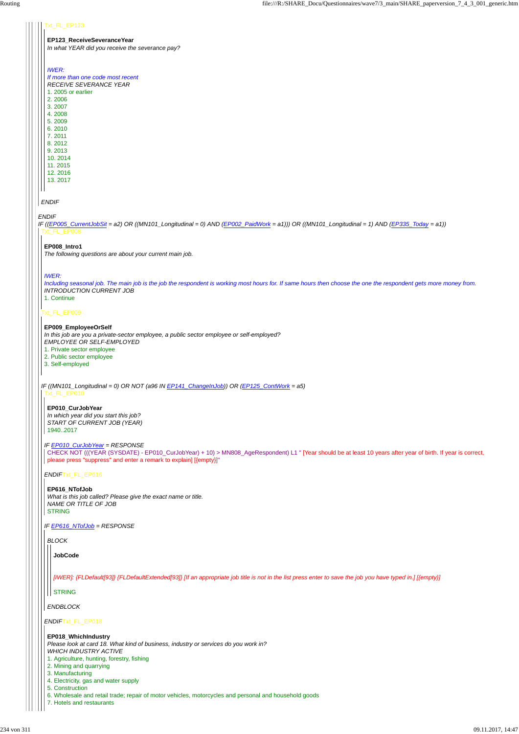Txt_FL_EP123

**EP123_ReceiveSeveranceYear**
*In what YEAR did you receive the severance pay?*

*IWER:*
*If more than one code most recent*
*RECEIVE SEVERANCE YEAR*

1. 2005 or earlier
2. 2006
3. 2007
4. 2008
5. 2009
6. 2010
7. 2011
8. 2012
9. 2013
10. 2014
11. 2015
12. 2016
13. 2017

*ENDIF*

*ENDIF*

*IF ((EP005_CurrentJobSit = a2) OR ((MN101_Longitudinal = 0) AND (EP002_PaidWork = a1))) OR ((MN101_Longitudinal = 1) AND (EP335_Today = a1))*

Txt_FL_EP008

**EP008_Intro1**
*The following questions are about your current main job.*

*IWER:*
*Including seasonal job. The main job is the job the respondent is working most hours for. If same hours then choose the one the respondent gets more money from.*
*INTRODUCTION CURRENT JOB*

1. Continue

Txt_FL_EP009

**EP009_EmployeeOrSelf**
*In this job are you a private-sector employee, a public sector employee or self-employed?*
*EMPLOYEE OR SELF-EMPLOYED*

1. Private sector employee
2. Public sector employee
3. Self-employed

*IF ((MN101_Longitudinal = 0) OR NOT (a96 IN EP141_ChangeInJob)) OR (EP125_ContWork = a5)*

Txt_FL_EP010

**EP010_CurJobYear**
*In which year did you start this job?*
*START OF CURRENT JOB (YEAR)*
1940..2017

*IF EP010_CurJobYear = RESPONSE*

CHECK NOT (((YEAR (SYSDATE) - EP010_CurJobYear) + 10) > MN808_AgeRespondent) L1 " [Year should be at least 10 years after year of birth. If year is correct, please press "suppress" and enter a remark to explain] [{empty}]"

*ENDIF*

Txt_FL_EP616

**EP616_NTofJob**
*What is this job called? Please give the exact name or title.*
*NAME OR TITLE OF JOB*
STRING

*IF EP616_NTofJob = RESPONSE*

*BLOCK*

**JobCode**

[IWER]: {FLDefault[93]} {FLDefaultExtended[93]} [If an appropriate job title is not in the list press enter to save the job you have typed in.] [{empty}]

STRING

*ENDBLOCK*

*ENDIF*

Txt_FL_EP018

**EP018_WhichIndustry**
*Please look at card 18. What kind of business, industry or services do you work in?*
*WHICH INDUSTRY ACTIVE*

1. Agriculture, hunting, forestry, fishing
2. Mining and quarrying
3. Manufacturing
4. Electricity, gas and water supply
5. Construction
6. Wholesale and retail trade; repair of motor vehicles, motorcycles and personal and household goods
7. Hotels and restaurants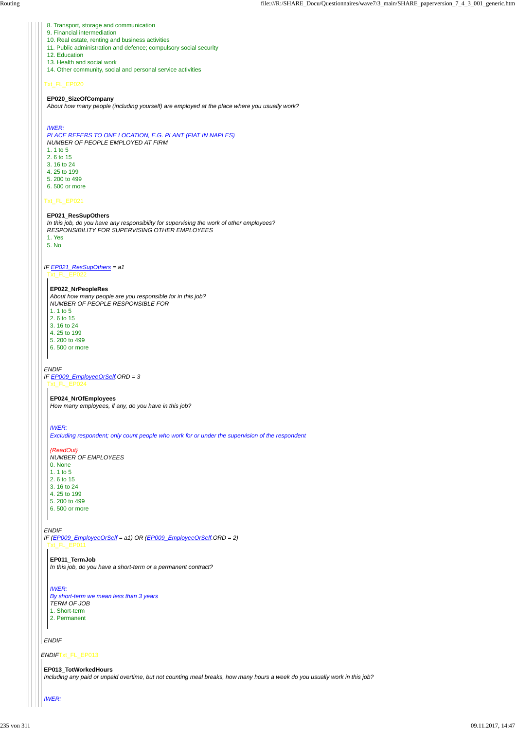8. Transport, storage and communication
9. Financial intermediation
10. Real estate, renting and business activities
11. Public administration and defence; compulsory social security
12. Education
13. Health and social work
14. Other community, social and personal service activities

Txt_FL_EP020

**EP020_SizeOfCompany**
*About how many people (including yourself) are employed at the place where you usually work?*

*IWER:*
*PLACE REFERS TO ONE LOCATION, E.G. PLANT (FIAT IN NAPLES)*
*NUMBER OF PEOPLE EMPLOYED AT FIRM*
1. 1 to 5
2. 6 to 15
3. 16 to 24
4. 25 to 199
5. 200 to 499
6. 500 or more

Txt_FL_EP021

**EP021_ResSupOthers**
*In this job, do you have any responsibility for supervising the work of other employees?*
*RESPONSIBILITY FOR SUPERVISING OTHER EMPLOYEES*
1. Yes
5. No

*IF EP021_ResSupOthers = a1*
Txt_FL_EP022

**EP022_NrPeopleRes**
*About how many people are you responsible for in this job?*
*NUMBER OF PEOPLE RESPONSIBLE FOR*
1. 1 to 5
2. 6 to 15
3. 16 to 24
4. 25 to 199
5. 200 to 499
6. 500 or more

*ENDIF*
*IF EP009_EmployeeOrSelf.ORD = 3*
Txt_FL_EP024

**EP024_NrOfEmployees**
*How many employees, if any, do you have in this job?*

*IWER:*
*Excluding respondent; only count people who work for or under the supervision of the respondent*

*{ReadOut}*
*NUMBER OF EMPLOYEES*
0. None
1. 1 to 5
2. 6 to 15
3. 16 to 24
4. 25 to 199
5. 200 to 499
6. 500 or more

*ENDIF*
*IF (EP009_EmployeeOrSelf = a1) OR (EP009_EmployeeOrSelf.ORD = 2)*
Txt_FL_EP011

**EP011_TermJob**
*In this job, do you have a short-term or a permanent contract?*

*IWER:*
*By short-term we mean less than 3 years*
*TERM OF JOB*
1. Short-term
2. Permanent

*ENDIF*

*ENDIF* Txt_FL_EP013

**EP013_TotWorkedHours**
*Including any paid or unpaid overtime, but not counting meal breaks, how many hours a week do you usually work in this job?*

*IWER:*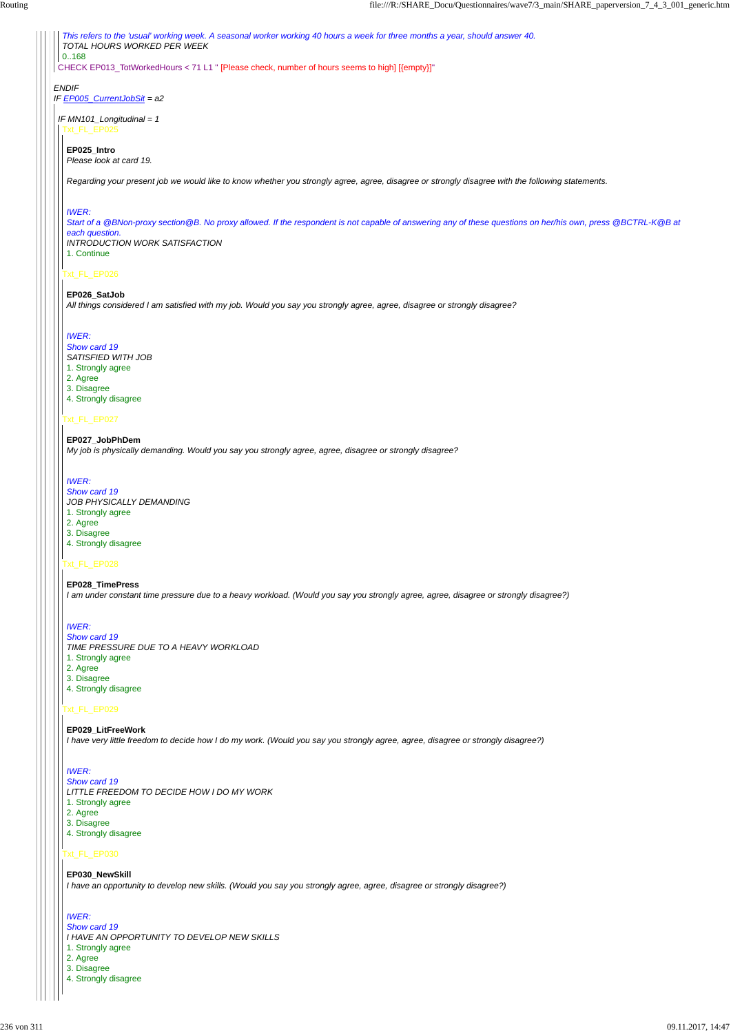*This refers to the 'usual' working week. A seasonal worker working 40 hours a week for three months a year, should answer 40.*
*TOTAL HOURS WORKED PER WEEK*
0..168
CHECK EP013_TotWorkedHours < 71 L1 " [Please check, number of hours seems to high] [{empty}]"

*ENDIF*
*IF EP005_CurrentJobSit = a2*

*IF MN101_Longitudinal = 1*
Txt_FL_EP025

**EP025_Intro**
*Please look at card 19.*

*Regarding your present job we would like to know whether you strongly agree, agree, disagree or strongly disagree with the following statements.*

*IWER:*
*Start of a @BNon-proxy section@B. No proxy allowed. If the respondent is not capable of answering any of these questions on her/his own, press @BCTRL-K@B at each question.*
*INTRODUCTION WORK SATISFACTION*
1. Continue

Txt_FL_EP026

**EP026_SatJob**
*All things considered I am satisfied with my job. Would you say you strongly agree, agree, disagree or strongly disagree?*

*IWER:*
*Show card 19*
*SATISFIED WITH JOB*
1. Strongly agree
2. Agree
3. Disagree
4. Strongly disagree

Txt_FL_EP027

**EP027_JobPhDem**
*My job is physically demanding. Would you say you strongly agree, agree, disagree or strongly disagree?*

*IWER:*
*Show card 19*
*JOB PHYSICALLY DEMANDING*
1. Strongly agree
2. Agree
3. Disagree
4. Strongly disagree

Txt_FL_EP028

**EP028_TimePress**
*I am under constant time pressure due to a heavy workload. (Would you say you strongly agree, agree, disagree or strongly disagree?)*

*IWER:*
*Show card 19*
*TIME PRESSURE DUE TO A HEAVY WORKLOAD*
1. Strongly agree
2. Agree
3. Disagree
4. Strongly disagree

Txt_FL_EP029

**EP029_LitFreeWork**
*I have very little freedom to decide how I do my work. (Would you say you strongly agree, agree, disagree or strongly disagree?)*

*IWER:*
*Show card 19*
*LITTLE FREEDOM TO DECIDE HOW I DO MY WORK*
1. Strongly agree
2. Agree
3. Disagree
4. Strongly disagree

Txt_FL_EP030

**EP030_NewSkill**
*I have an opportunity to develop new skills. (Would you say you strongly agree, agree, disagree or strongly disagree?)*

*IWER:*
*Show card 19*
*I HAVE AN OPPORTUNITY TO DEVELOP NEW SKILLS*
1. Strongly agree
2. Agree
3. Disagree
4. Strongly disagree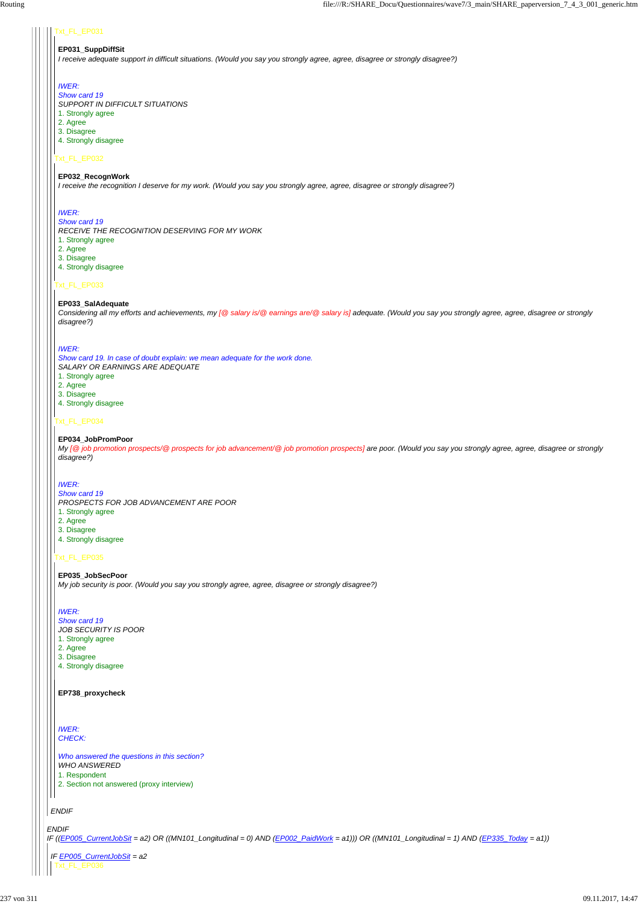Txt_FL_EP031

**EP031_SuppDiffSit**

*I receive adequate support in difficult situations. (Would you say you strongly agree, agree, disagree or strongly disagree?)*

*IWER:*
*Show card 19*
*SUPPORT IN DIFFICULT SITUATIONS*
1. Strongly agree
2. Agree
3. Disagree
4. Strongly disagree

Txt_FL_EP032

**EP032_RecognWork**

*I receive the recognition I deserve for my work. (Would you say you strongly agree, agree, disagree or strongly disagree?)*

*IWER:*
*Show card 19*
*RECEIVE THE RECOGNITION DESERVING FOR MY WORK*
1. Strongly agree
2. Agree
3. Disagree
4. Strongly disagree

Txt_FL_EP033

**EP033_SalAdequate**

*Considering all my efforts and achievements, my [@ salary is/@ earnings are/@ salary is] adequate. (Would you say you strongly agree, agree, disagree or strongly disagree?)*

*IWER:*
*Show card 19. In case of doubt explain: we mean adequate for the work done.*
*SALARY OR EARNINGS ARE ADEQUATE*
1. Strongly agree
2. Agree
3. Disagree
4. Strongly disagree

Txt_FL_EP034

**EP034_JobPromPoor**

*My [@ job promotion prospects/@ prospects for job advancement/@ job promotion prospects] are poor. (Would you say you strongly agree, agree, disagree or strongly disagree?)*

*IWER:*
*Show card 19*
*PROSPECTS FOR JOB ADVANCEMENT ARE POOR*
1. Strongly agree
2. Agree
3. Disagree
4. Strongly disagree

Txt_FL_EP035

**EP035_JobSecPoor**

*My job security is poor. (Would you say you strongly agree, agree, disagree or strongly disagree?)*

*IWER:*
*Show card 19*
*JOB SECURITY IS POOR*
1. Strongly agree
2. Agree
3. Disagree
4. Strongly disagree

**EP738_proxycheck**

*IWER:*
*CHECK:*

*Who answered the questions in this section?*
*WHO ANSWERED*
1. Respondent
2. Section not answered (proxy interview)

*ENDIF*

*ENDIF*

*IF ((EP005_CurrentJobSit = a2) OR ((MN101_Longitudinal = 0) AND (EP002_PaidWork = a1))) OR ((MN101_Longitudinal = 1) AND (EP335_Today = a1))*

*IF EP005_CurrentJobSit = a2*

Txt_FL_EP036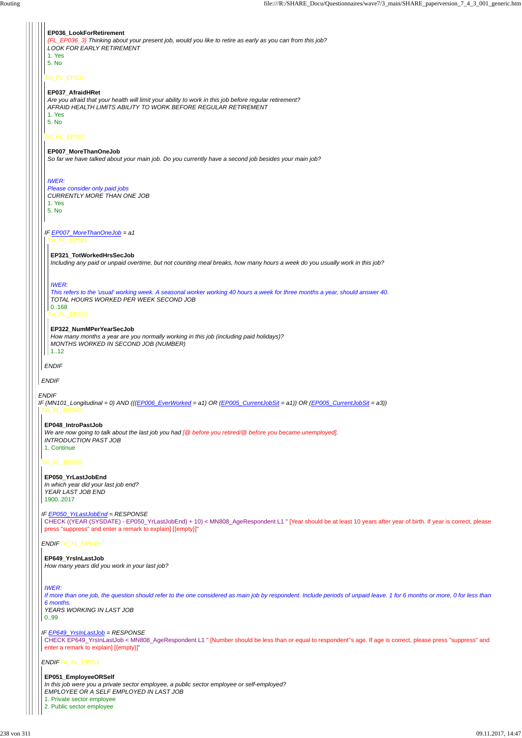**EP036_LookForRetirement**

*{FL_EP036_3} Thinking about your present job, would you like to retire as early as you can from this job?*

*LOOK FOR EARLY RETIREMENT*

1. Yes
5. No

Txt_FL_EP037

**EP037_AfraidHRet**

*Are you afraid that your health will limit your ability to work in this job before regular retirement?*

*AFRAID HEALTH LIMITS ABILITY TO WORK BEFORE REGULAR RETIREMENT*

1. Yes
5. No

Txt_FL_EP007

**EP007_MoreThanOneJob**

*So far we have talked about your main job. Do you currently have a second job besides your main job?*

*IWER:*

*Please consider only paid jobs*

*CURRENTLY MORE THAN ONE JOB*

1. Yes
5. No

*IF EP007_MoreThanOneJob = a1*

Txt_FL_EP321

**EP321_TotWorkedHrsSecJob**

*Including any paid or unpaid overtime, but not counting meal breaks, how many hours a week do you usually work in this job?*

*IWER:*

*This refers to the 'usual' working week. A seasonal worker working 40 hours a week for three months a year, should answer 40.*

*TOTAL HOURS WORKED PER WEEK SECOND JOB*

0..168

Txt_FL_EP322

**EP322_NumMPerYearSecJob**

*How many months a year are you normally working in this job (including paid holidays)?*

*MONTHS WORKED IN SECOND JOB (NUMBER)*

1..12

*ENDIF*

*ENDIF*

*ENDIF*

*IF (MN101_Longitudinal = 0) AND (((EP006_EverWorked = a1) OR (EP005_CurrentJobSit = a1)) OR (EP005_CurrentJobSit = a3))*

Txt_FL_EP048

**EP048_IntroPastJob**

*We are now going to talk about the last job you had [@ before you retired/@ before you became unemployed].*

*INTRODUCTION PAST JOB*

1. Continue

Txt_FL_EP050

**EP050_YrLastJobEnd**

*In which year did your last job end?*

*YEAR LAST JOB END*

1900..2017

*IF EP050_YrLastJobEnd = RESPONSE*

CHECK ((YEAR (SYSDATE) - EP050_YrLastJobEnd) + 10) < MN808_AgeRespondent L1 " [Year should be at least 10 years after year of birth. If year is correct, please press "suppress" and enter a remark to explain] [{empty}]"

*ENDIF*Txt_FL_EP649

**EP649_YrsInLastJob**

*How many years did you work in your last job?*

*IWER:*

*If more than one job, the question should refer to the one considered as main job by respondent. Include periods of unpaid leave. 1 for 6 months or more, 0 for less than 6 months.*

*YEARS WORKING IN LAST JOB*

0..99

*IF EP649_YrsInLastJob = RESPONSE*

CHECK EP649_YrsInLastJob < MN808_AgeRespondent L1 " [Number should be less than or equal to respondent''s age. If age is correct, please press "suppress" and enter a remark to explain] [{empty}]"

*ENDIF*Txt_FL_EP051

**EP051_EmployeeORSelf**

*In this job were you a private sector employee, a public sector employee or self-employed?*

*EMPLOYEE OR A SELF EMPLOYED IN LAST JOB*

1. Private sector employee
2. Public sector employee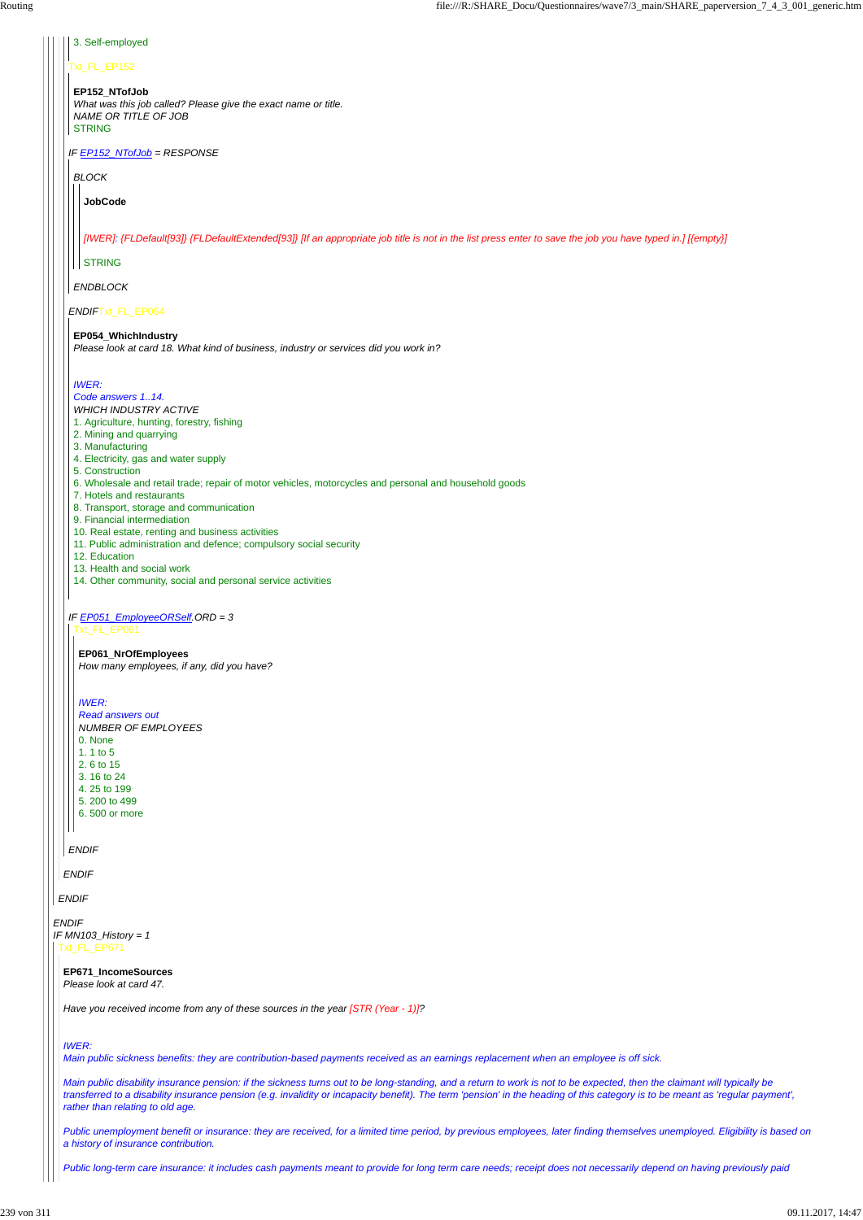3. Self-employed

Txt_FL_EP152

**EP152_NTofJob**
*What was this job called? Please give the exact name or title.*
*NAME OR TITLE OF JOB*
STRING

*IF EP152_NTofJob = RESPONSE*

*BLOCK*

**JobCode**

*[IWER]: {FLDefault[93]} {FLDefaultExtended[93]} [If an appropriate job title is not in the list press enter to save the job you have typed in.] [{empty}]*

STRING

*ENDBLOCK*

*ENDIF*Txt_FL_EP054

**EP054_WhichIndustry**
*Please look at card 18. What kind of business, industry or services did you work in?*

*IWER:*
*Code answers 1..14.*
*WHICH INDUSTRY ACTIVE*
1. Agriculture, hunting, forestry, fishing
2. Mining and quarrying
3. Manufacturing
4. Electricity, gas and water supply
5. Construction
6. Wholesale and retail trade; repair of motor vehicles, motorcycles and personal and household goods
7. Hotels and restaurants
8. Transport, storage and communication
9. Financial intermediation
10. Real estate, renting and business activities
11. Public administration and defence; compulsory social security
12. Education
13. Health and social work
14. Other community, social and personal service activities

*IF EP051_EmployeeORSelf.ORD = 3*
Txt_FL_EP061

**EP061_NrOfEmployees**
*How many employees, if any, did you have?*

*IWER:*
*Read answers out*
*NUMBER OF EMPLOYEES*
0. None
1. 1 to 5
2. 6 to 15
3. 16 to 24
4. 25 to 199
5. 200 to 499
6. 500 or more

*ENDIF*

*ENDIF*

*ENDIF*

*ENDIF*
*IF MN103_History = 1*
Txt_FL_EP671

**EP671_IncomeSources**
*Please look at card 47.*

*Have you received income from any of these sources in the year [STR (Year - 1)]?*

*IWER:*
*Main public sickness benefits: they are contribution-based payments received as an earnings replacement when an employee is off sick.*

*Main public disability insurance pension: if the sickness turns out to be long-standing, and a return to work is not to be expected, then the claimant will typically be transferred to a disability insurance pension (e.g. invalidity or incapacity benefit). The term 'pension' in the heading of this category is to be meant as 'regular payment', rather than relating to old age.*

*Public unemployment benefit or insurance: they are received, for a limited time period, by previous employees, later finding themselves unemployed. Eligibility is based on a history of insurance contribution.*

*Public long-term care insurance: it includes cash payments meant to provide for long term care needs; receipt does not necessarily depend on having previously paid*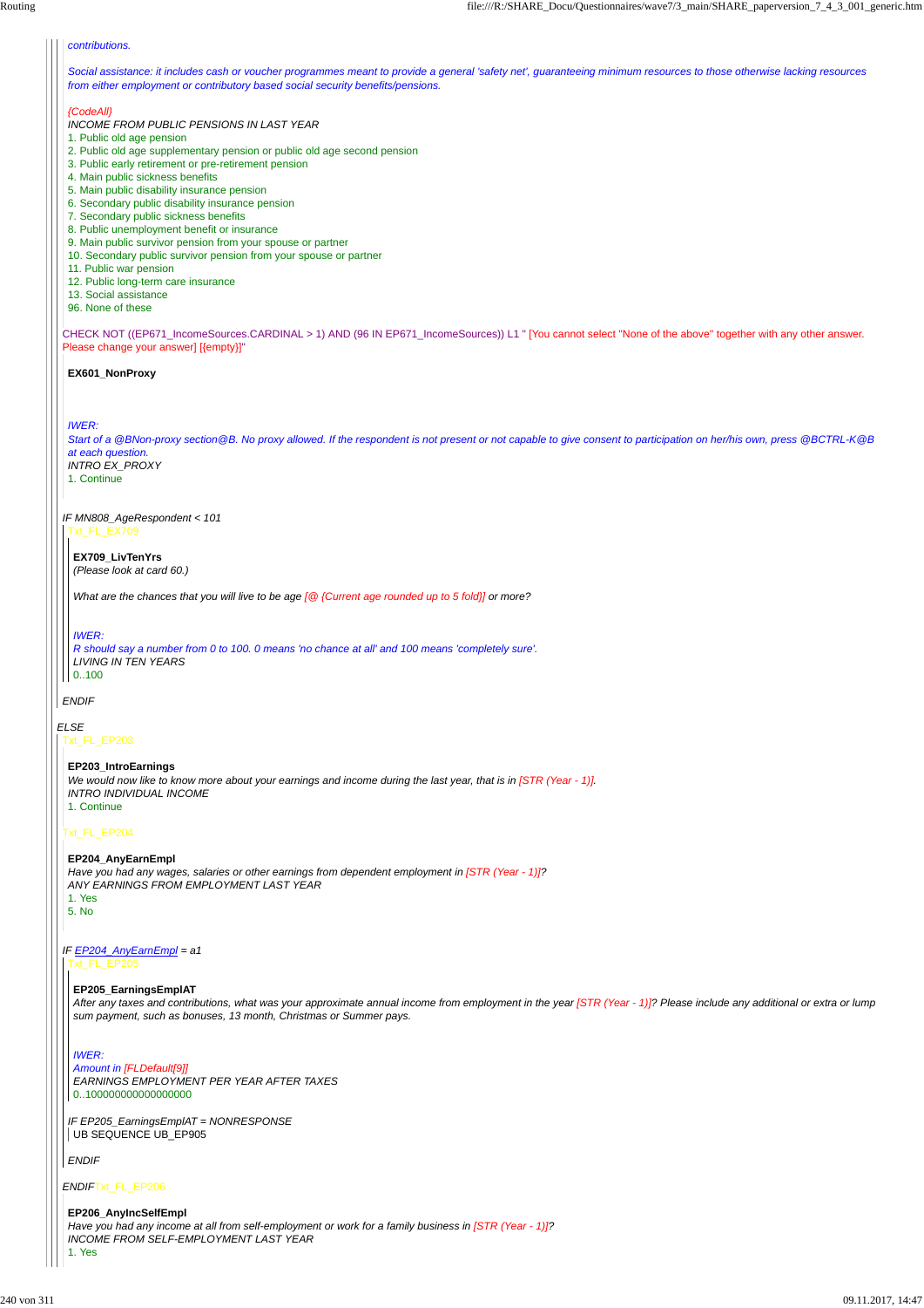*contributions.*

*Social assistance: it includes cash or voucher programmes meant to provide a general 'safety net', guaranteeing minimum resources to those otherwise lacking resources from either employment or contributory based social security benefits/pensions.*

*{CodeAll}*

*INCOME FROM PUBLIC PENSIONS IN LAST YEAR*

1. Public old age pension
2. Public old age supplementary pension or public old age second pension
3. Public early retirement or pre-retirement pension
4. Main public sickness benefits
5. Main public disability insurance pension
6. Secondary public disability insurance pension
7. Secondary public sickness benefits
8. Public unemployment benefit or insurance
9. Main public survivor pension from your spouse or partner
10. Secondary public survivor pension from your spouse or partner
11. Public war pension
12. Public long-term care insurance
13. Social assistance
96. None of these

CHECK NOT ((EP671_IncomeSources.CARDINAL > 1) AND (96 IN EP671_IncomeSources)) L1 " [You cannot select "None of the above" together with any other answer. Please change your answer] [{empty}]"

**EX601_NonProxy**

*IWER:*

*Start of a @BNon-proxy section@B. No proxy allowed. If the respondent is not present or not capable to give consent to participation on her/his own, press @BCTRL-K@B at each question.*

*INTRO EX_PROXY*

1. Continue

*IF MN808_AgeRespondent < 101*

Txt_FL_EX709

**EX709_LivTenYrs**

*(Please look at card 60.)*

*What are the chances that you will live to be age [@ {Current age rounded up to 5 fold}] or more?*

*IWER:*

*R should say a number from 0 to 100. 0 means 'no chance at all' and 100 means 'completely sure'.*

*LIVING IN TEN YEARS*

0..100

*ENDIF*

*ELSE*

Txt_FL_EP203

**EP203_IntroEarnings**

*We would now like to know more about your earnings and income during the last year, that is in [STR (Year - 1)].*

*INTRO INDIVIDUAL INCOME*

1. Continue

Txt_FL_EP204

**EP204_AnyEarnEmpl**

*Have you had any wages, salaries or other earnings from dependent employment in [STR (Year - 1)]?*

*ANY EARNINGS FROM EMPLOYMENT LAST YEAR*

1. Yes
5. No

*IF EP204_AnyEarnEmpl = a1*

Txt_FL_EP205

**EP205_EarningsEmplAT**

*After any taxes and contributions, what was your approximate annual income from employment in the year [STR (Year - 1)]? Please include any additional or extra or lump sum payment, such as bonuses, 13 month, Christmas or Summer pays.*

*IWER:*

*Amount in [FLDefault[9]]*

*EARNINGS EMPLOYMENT PER YEAR AFTER TAXES*

0..1000000000000000000

*IF EP205_EarningsEmplAT = NONRESPONSE*

UB SEQUENCE UB_EP905

*ENDIF*

*ENDIF* Txt_FL_EP206

**EP206_AnyIncSelfEmpl**

*Have you had any income at all from self-employment or work for a family business in [STR (Year - 1)]?*

*INCOME FROM SELF-EMPLOYMENT LAST YEAR*

1. Yes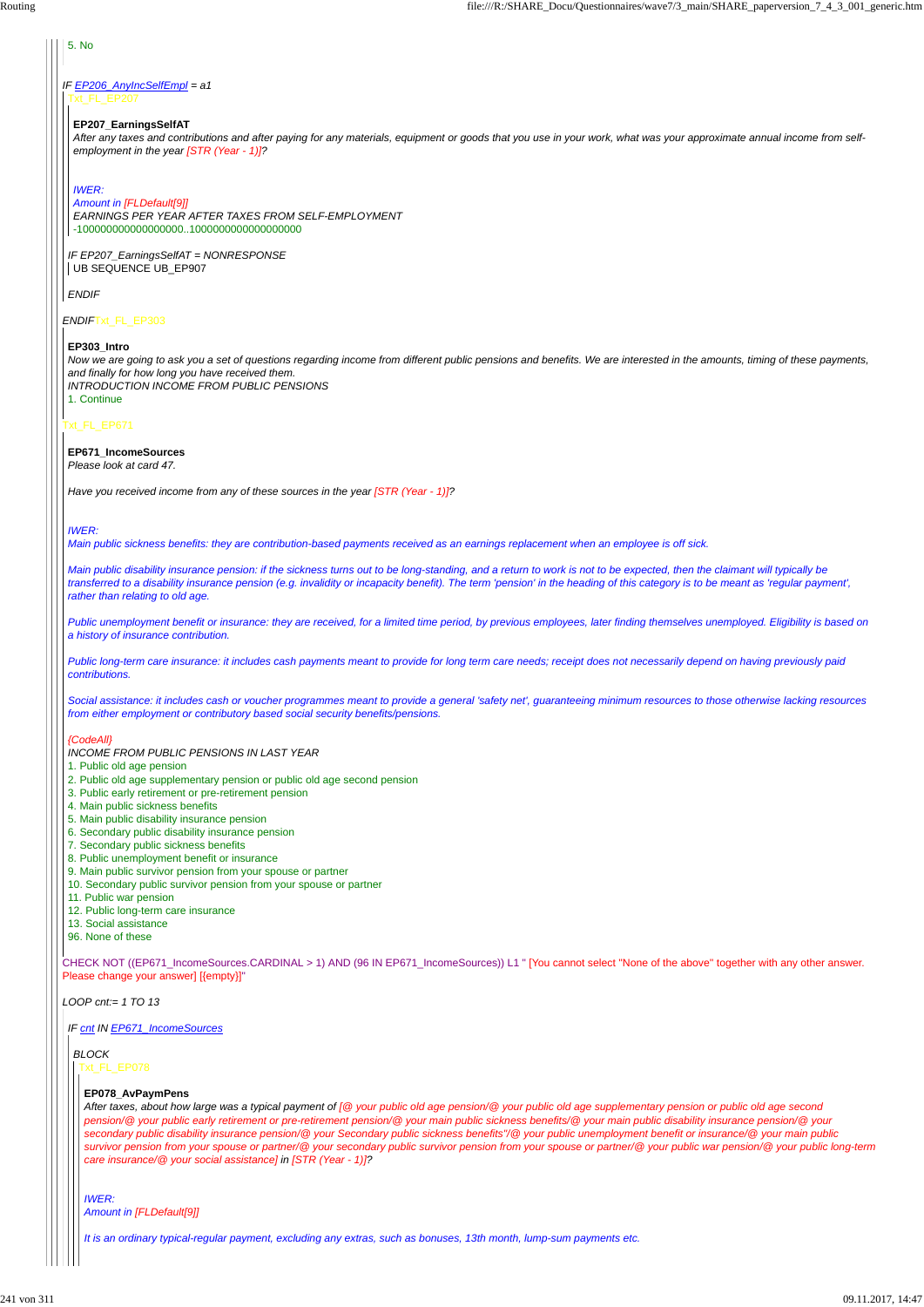5. No

*IF EP206_AnyIncSelfEmpl = a1*

Txt_FL_EP207

**EP207_EarningsSelfAT**

*After any taxes and contributions and after paying for any materials, equipment or goods that you use in your work, what was your approximate annual income from self-employment in the year [STR (Year - 1)]?*

*IWER:*
*Amount in [FLDefault[9]]*
*EARNINGS PER YEAR AFTER TAXES FROM SELF-EMPLOYMENT*
-1000000000000000000..10000000000000000000

*IF EP207_EarningsSelfAT = NONRESPONSE*
UB SEQUENCE UB_EP907

*ENDIF*

*ENDIF* Txt_FL_EP303

**EP303_Intro**

*Now we are going to ask you a set of questions regarding income from different public pensions and benefits. We are interested in the amounts, timing of these payments, and finally for how long you have received them.*
*INTRODUCTION INCOME FROM PUBLIC PENSIONS*
1. Continue

Txt_FL_EP671

**EP671_IncomeSources**

*Please look at card 47.*

*Have you received income from any of these sources in the year [STR (Year - 1)]?*

*IWER:*
*Main public sickness benefits: they are contribution-based payments received as an earnings replacement when an employee is off sick.*

*Main public disability insurance pension: if the sickness turns out to be long-standing, and a return to work is not to be expected, then the claimant will typically be transferred to a disability insurance pension (e.g. invalidity or incapacity benefit). The term 'pension' in the heading of this category is to be meant as 'regular payment', rather than relating to old age.*

*Public unemployment benefit or insurance: they are received, for a limited time period, by previous employees, later finding themselves unemployed. Eligibility is based on a history of insurance contribution.*

*Public long-term care insurance: it includes cash payments meant to provide for long term care needs; receipt does not necessarily depend on having previously paid contributions.*

*Social assistance: it includes cash or voucher programmes meant to provide a general 'safety net', guaranteeing minimum resources to those otherwise lacking resources from either employment or contributory based social security benefits/pensions.*

*{CodeAll}*
*INCOME FROM PUBLIC PENSIONS IN LAST YEAR*
1. Public old age pension
2. Public old age supplementary pension or public old age second pension
3. Public early retirement or pre-retirement pension
4. Main public sickness benefits
5. Main public disability insurance pension
6. Secondary public disability insurance pension
7. Secondary public sickness benefits
8. Public unemployment benefit or insurance
9. Main public survivor pension from your spouse or partner
10. Secondary public survivor pension from your spouse or partner
11. Public war pension
12. Public long-term care insurance
13. Social assistance
96. None of these

CHECK NOT ((EP671_IncomeSources.CARDINAL > 1) AND (96 IN EP671_IncomeSources)) L1 " [You cannot select "None of the above" together with any other answer. Please change your answer] [{empty}]"

*LOOP cnt:= 1 TO 13*

*IF cnt IN EP671_IncomeSources*

*BLOCK*

Txt_FL_EP078

**EP078_AvPaymPens**

*After taxes, about how large was a typical payment of [@ your public old age pension/@ your public old age supplementary pension or public old age second pension/@ your public early retirement or pre-retirement pension/@ your main public sickness benefits/@ your main public disability insurance pension/@ your secondary public disability insurance pension/@ your Secondary public sickness benefits"/@ your public unemployment benefit or insurance/@ your main public survivor pension from your spouse or partner/@ your secondary public survivor pension from your spouse or partner/@ your public war pension/@ your public long-term care insurance/@ your social assistance] in [STR (Year - 1)]?*

*IWER:*
*Amount in [FLDefault[9]]*

*It is an ordinary typical-regular payment, excluding any extras, such as bonuses, 13th month, lump-sum payments etc.*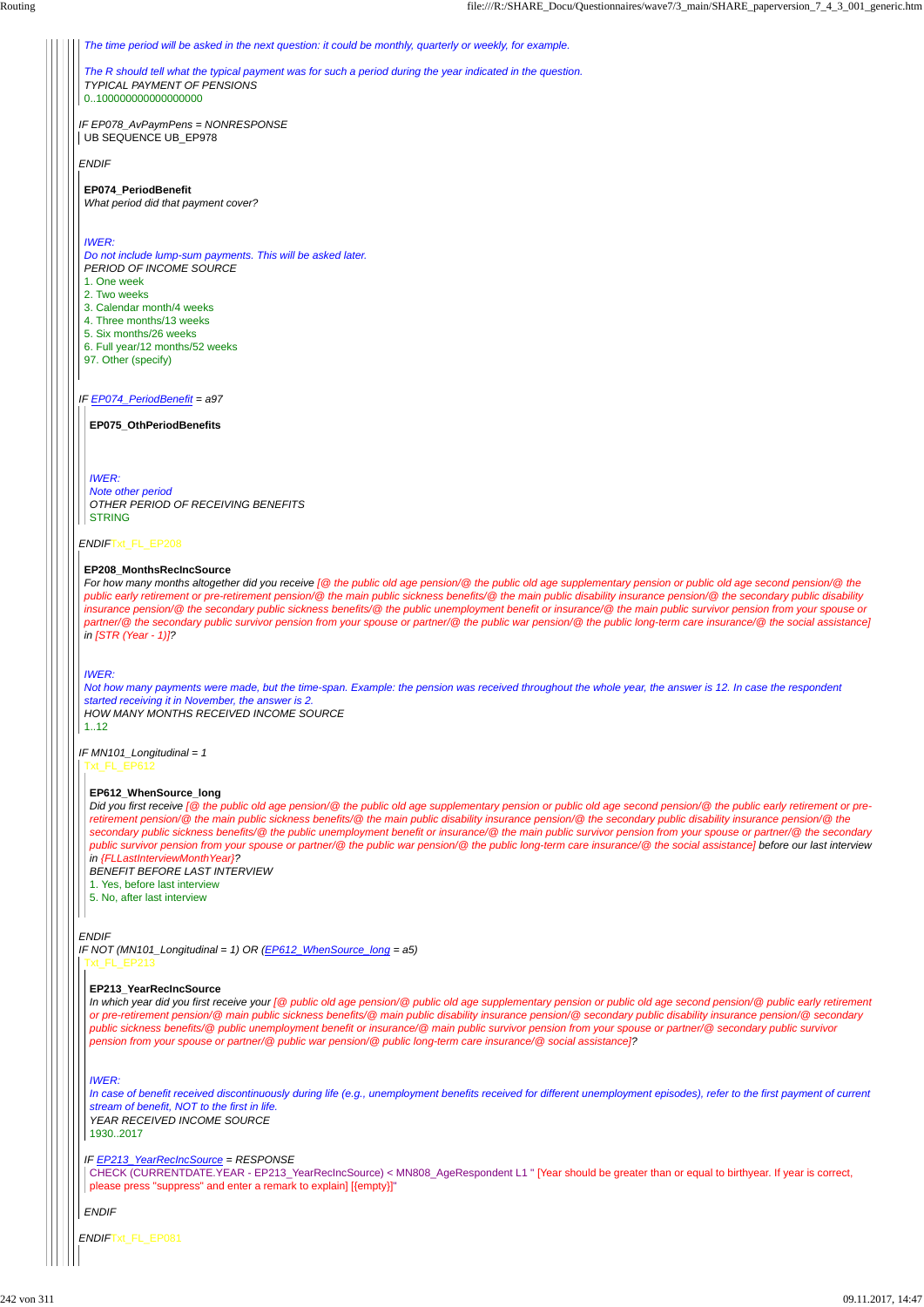*The time period will be asked in the next question: it could be monthly, quarterly or weekly, for example.*

*The R should tell what the typical payment was for such a period during the year indicated in the question.*
*TYPICAL PAYMENT OF PENSIONS*
0..1000000000000000000

*IF EP078_AvPaymPens = NONRESPONSE*
UB SEQUENCE UB_EP978

*ENDIF*

**EP074_PeriodBenefit**
*What period did that payment cover?*

*IWER:*
*Do not include lump-sum payments. This will be asked later.*
*PERIOD OF INCOME SOURCE*
1. One week
2. Two weeks
3. Calendar month/4 weeks
4. Three months/13 weeks
5. Six months/26 weeks
6. Full year/12 months/52 weeks
97. Other (specify)

*IF EP074_PeriodBenefit = a97*

**EP075_OthPeriodBenefits**

*IWER:*
*Note other period*
*OTHER PERIOD OF RECEIVING BENEFITS*
STRING

*ENDIF* Txt_FL_EP208

**EP208_MonthsRecIncSource**
*For how many months altogether did you receive [@ the public old age pension/@ the public old age supplementary pension or public old age second pension/@ the public early retirement or pre-retirement pension/@ the main public sickness benefits/@ the main public disability insurance pension/@ the secondary public disability insurance pension/@ the secondary public sickness benefits/@ the public unemployment benefit or insurance/@ the main public survivor pension from your spouse or partner/@ the secondary public survivor pension from your spouse or partner/@ the public war pension/@ the public long-term care insurance/@ the social assistance] in [STR (Year - 1)]?*

*IWER:*
*Not how many payments were made, but the time-span. Example: the pension was received throughout the whole year, the answer is 12. In case the respondent started receiving it in November, the answer is 2.*
*HOW MANY MONTHS RECEIVED INCOME SOURCE*
1..12

*IF MN101_Longitudinal = 1*
Txt_FL_EP612

**EP612_WhenSource_long**
*Did you first receive [@ the public old age pension/@ the public old age supplementary pension or public old age second pension/@ the public early retirement or pre-retirement pension/@ the main public sickness benefits/@ the main public disability insurance pension/@ the secondary public disability insurance pension/@ the secondary public sickness benefits/@ the public unemployment benefit or insurance/@ the main public survivor pension from your spouse or partner/@ the secondary public survivor pension from your spouse or partner/@ the public war pension/@ the public long-term care insurance/@ the social assistance] before our last interview in {FLLastInterviewMonthYear}?*
*BENEFIT BEFORE LAST INTERVIEW*
1. Yes, before last interview
5. No, after last interview

*ENDIF*
*IF NOT (MN101_Longitudinal = 1) OR (EP612_WhenSource_long = a5)*
Txt_FL_EP213

**EP213_YearRecIncSource**
*In which year did you first receive your [@ public old age pension/@ public old age supplementary pension or public old age second pension/@ public early retirement or pre-retirement pension/@ main public sickness benefits/@ main public disability insurance pension/@ secondary public disability insurance pension/@ secondary public sickness benefits/@ public unemployment benefit or insurance/@ main public survivor pension from your spouse or partner/@ secondary public survivor pension from your spouse or partner/@ public war pension/@ public long-term care insurance/@ social assistance]?*

*IWER:*
*In case of benefit received discontinuously during life (e.g., unemployment benefits received for different unemployment episodes), refer to the first payment of current stream of benefit, NOT to the first in life.*
*YEAR RECEIVED INCOME SOURCE*
1930..2017

*IF EP213_YearRecIncSource = RESPONSE*
CHECK (CURRENTDATE.YEAR - EP213_YearRecIncSource) < MN808_AgeRespondent L1 " [Year should be greater than or equal to birthyear. If year is correct, please press "suppress" and enter a remark to explain] [{empty}]"

*ENDIF*

*ENDIF* Txt_FL_EP081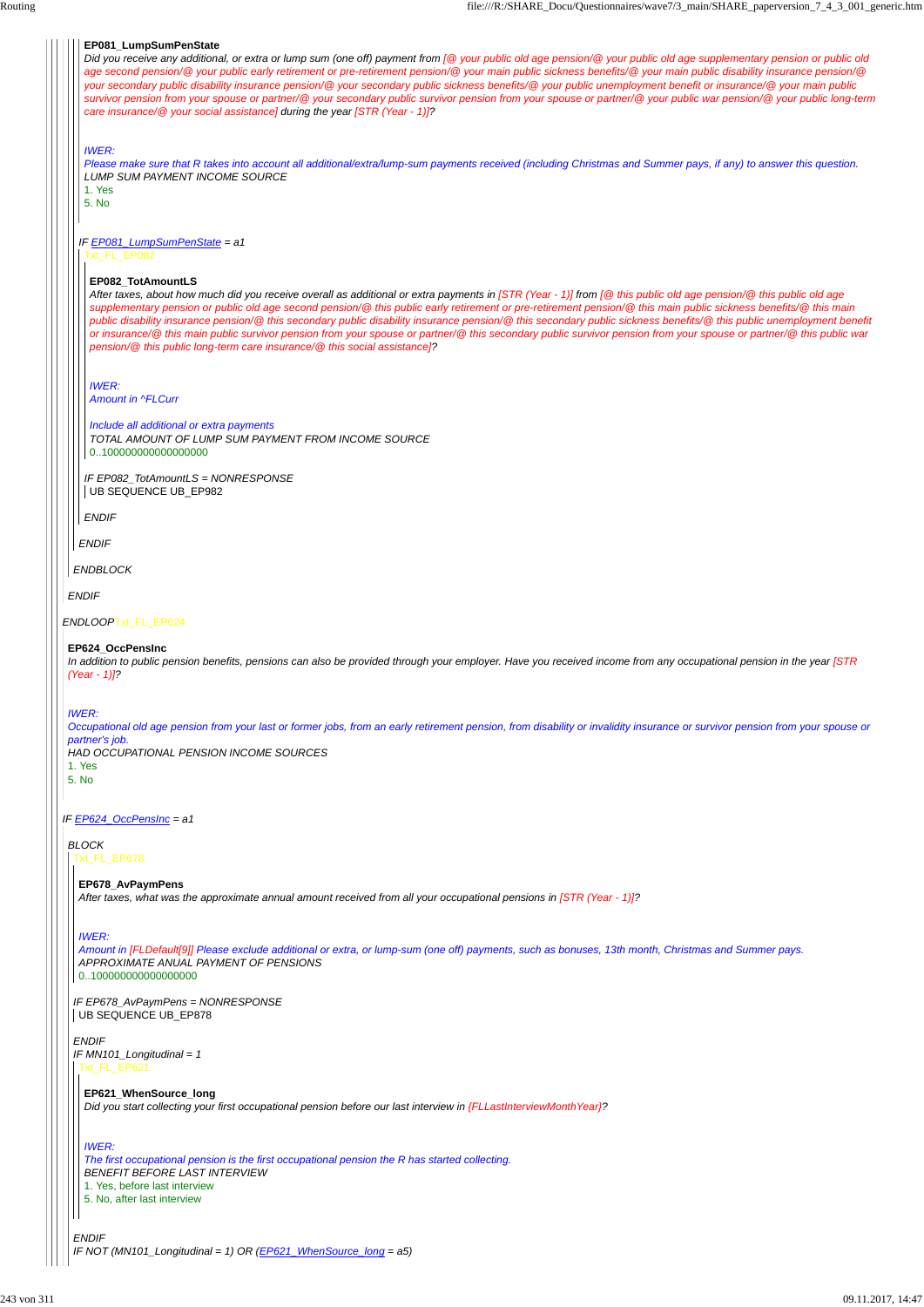**EP081_LumpSumPenState**

*Did you receive any additional, or extra or lump sum (one off) payment from [@ your public old age pension/@ your public old age supplementary pension or public old age second pension/@ your public early retirement or pre-retirement pension/@ your main public sickness benefits/@ your main public disability insurance pension/@ your secondary public disability insurance pension/@ your secondary public sickness benefits/@ your public unemployment benefit or insurance/@ your main public survivor pension from your spouse or partner/@ your secondary public survivor pension from your spouse or partner/@ your public war pension/@ your public long-term care insurance/@ your social assistance] during the year [STR (Year - 1)]?*

*IWER:*
*Please make sure that R takes into account all additional/extra/lump-sum payments received (including Christmas and Summer pays, if any) to answer this question.*
LUMP SUM PAYMENT INCOME SOURCE
1. Yes
5. No

*IF EP081_LumpSumPenState = a1*

Txt_FL_EP082

**EP082_TotAmountLS**

*After taxes, about how much did you receive overall as additional or extra payments in [STR (Year - 1)] from [@ this public old age pension/@ this public old age supplementary pension or public old age second pension/@ this public early retirement or pre-retirement pension/@ this main public sickness benefits/@ this main public disability insurance pension/@ this secondary public disability insurance pension/@ this secondary public sickness benefits/@ this public unemployment benefit or insurance/@ this main public survivor pension from your spouse or partner/@ this secondary public survivor pension from your spouse or partner/@ this public war pension/@ this public long-term care insurance/@ this social assistance]?*

*IWER:*
*Amount in ^FLCurr*

*Include all additional or extra payments*
TOTAL AMOUNT OF LUMP SUM PAYMENT FROM INCOME SOURCE
0..1000000000000000000

*IF EP082_TotAmountLS = NONRESPONSE*
UB SEQUENCE UB_EP982

*ENDIF*

*ENDIF*

*ENDBLOCK*

*ENDIF*

*ENDLOOP* Txt_FL_EP624

**EP624_OccPensInc**

*In addition to public pension benefits, pensions can also be provided through your employer. Have you received income from any occupational pension in the year [STR (Year - 1)]?*

*IWER:*
*Occupational old age pension from your last or former jobs, from an early retirement pension, from disability or invalidity insurance or survivor pension from your spouse or partner's job.*
HAD OCCUPATIONAL PENSION INCOME SOURCES
1. Yes
5. No

*IF EP624_OccPensInc = a1*

*BLOCK*

Txt_FL_EP678

**EP678_AvPaymPens**

*After taxes, what was the approximate annual amount received from all your occupational pensions in [STR (Year - 1)]?*

*IWER:*
*Amount in [FLDefault[9]] Please exclude additional or extra, or lump-sum (one off) payments, such as bonuses, 13th month, Christmas and Summer pays.*
APPROXIMATE ANUAL PAYMENT OF PENSIONS
0..1000000000000000000

*IF EP678_AvPaymPens = NONRESPONSE*
UB SEQUENCE UB_EP878

*ENDIF*

*IF MN101_Longitudinal = 1*

Txt_FL_EP621

**EP621_WhenSource_long**

*Did you start collecting your first occupational pension before our last interview in {FLLastInterviewMonthYear}?*

*IWER:*
*The first occupational pension is the first occupational pension the R has started collecting.*
BENEFIT BEFORE LAST INTERVIEW
1. Yes, before last interview
5. No, after last interview

*ENDIF*

*IF NOT (MN101_Longitudinal = 1) OR (EP621_WhenSource_long = a5)*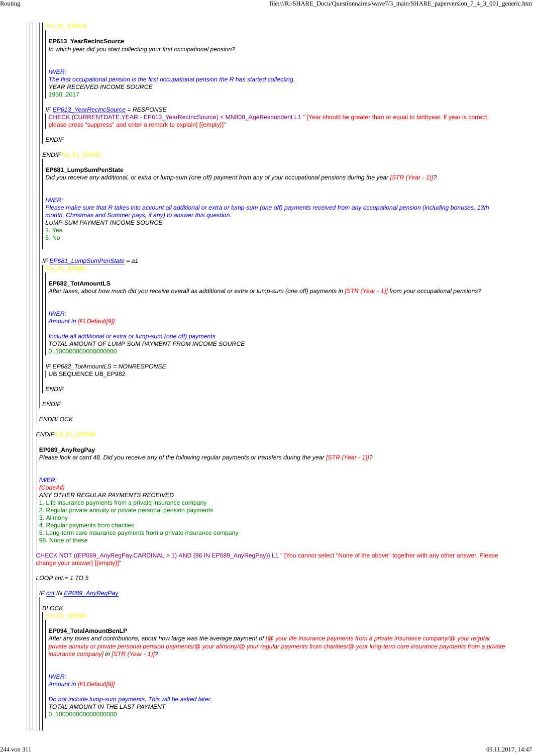Txt_FL_EP613

**EP613_YearRecIncSource**
*In which year did you start collecting your first occupational pension?*

*IWER:*
*The first occupational pension is the first occupational pension the R has started collecting.*
*YEAR RECEIVED INCOME SOURCE*
1930..2017

*IF* EP613_YearRecIncSource = *RESPONSE*
CHECK (CURRENTDATE.YEAR - EP613_YearRecIncSource) < MN808_AgeRespondent L1 " [Year should be greater than or equal to birthyear. If year is correct, please press "suppress" and enter a remark to explain] [{empty}]"

*ENDIF*

*ENDIF*Txt_FL_EP681

**EP681_LumpSumPenState**
*Did you receive any additional, or extra or lump-sum (one off) payment from any of your occupational pensions during the year [STR (Year - 1)]?*

*IWER:*
*Please make sure that R takes into account all additional or extra or lump-sum (one off) payments received from any occupational pension (including bonuses, 13th month, Christmas and Summer pays, if any) to answer this question.*
*LUMP SUM PAYMENT INCOME SOURCE*
1. Yes
5. No

*IF* EP681_LumpSumPenState *= a1*
Txt_FL_EP682

**EP682_TotAmountLS**
*After taxes, about how much did you receive overall as additional or extra or lump-sum (one off) payments in [STR (Year - 1)] from your occupational pensions?*

*IWER:*
*Amount in [FLDefault[9]]*

*Include all additional or extra or lump-sum (one off) payments*
*TOTAL AMOUNT OF LUMP SUM PAYMENT FROM INCOME SOURCE*
0..1000000000000000000

*IF EP682_TotAmountLS = NONRESPONSE*
UB SEQUENCE UB_EP982

*ENDIF*

*ENDIF*

*ENDBLOCK*

*ENDIF*Txt_FL_EP089

**EP089_AnyRegPay**
*Please look at card 48. Did you receive any of the following regular payments or transfers during the year [STR (Year - 1)]?*

*IWER:*
*{CodeAll}*
*ANY OTHER REGULAR PAYMENTS RECEIVED*
1. Life insurance payments from a private insurance company
2. Regular private annuity or private personal pension payments
3. Alimony
4. Regular payments from charities
5. Long-term care insurance payments from a private insurance company
96. None of these

CHECK NOT ((EP089_AnyRegPay.CARDINAL > 1) AND (96 IN EP089_AnyRegPay)) L1 " [You cannot select "None of the above" together with any other answer. Please change your answer] [{empty}]"

*LOOP cnt:= 1 TO 5*

*IF* cnt *IN* EP089_AnyRegPay

*BLOCK*
Txt_FL_EP094

**EP094_TotalAmountBenLP**
*After any taxes and contributions, about how large was the average payment of [@ your life insurance payments from a private insurance company/@ your regular private annuity or private personal pension payments/@ your alimony/@ your regular payments from charities/@ your long-term care insurance payments from a private insurance company] in [STR (Year - 1)]?*

*IWER:*
*Amount in [FLDefault[9]]*

*Do not include lump-sum payments. This will be asked later.*
*TOTAL AMOUNT IN THE LAST PAYMENT*
0..1000000000000000000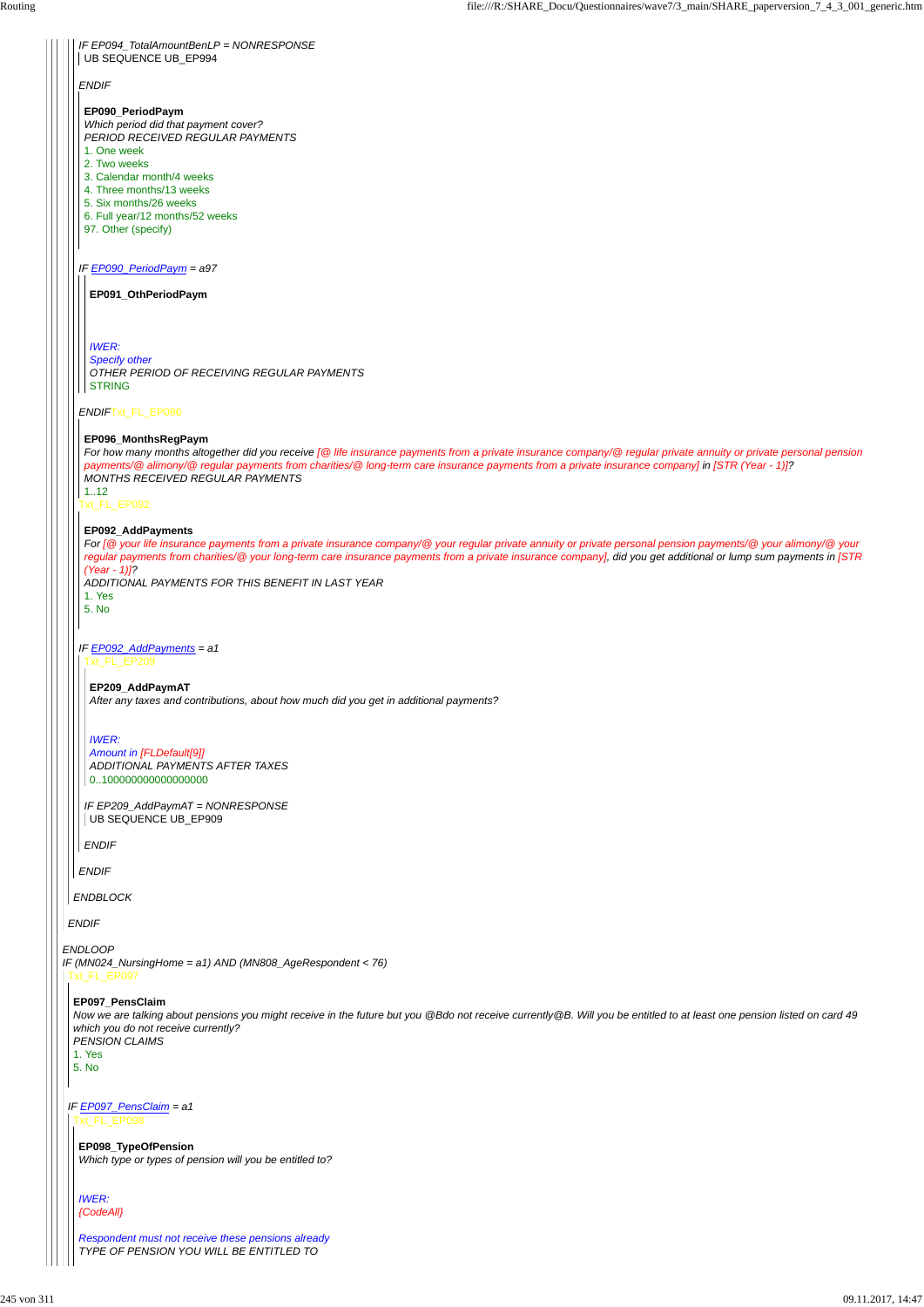IF EP094_TotalAmountBenLP = NONRESPONSE
UB SEQUENCE UB_EP994

ENDIF

**EP090_PeriodPaym**
*Which period did that payment cover?*
*PERIOD RECEIVED REGULAR PAYMENTS*
1. One week
2. Two weeks
3. Calendar month/4 weeks
4. Three months/13 weeks
5. Six months/26 weeks
6. Full year/12 months/52 weeks
97. Other (specify)

IF EP090_PeriodPaym = a97

**EP091_OthPeriodPaym**

*IWER:*
*Specify other*
*OTHER PERIOD OF RECEIVING REGULAR PAYMENTS*
STRING

ENDIF Txt_FL_EP096

**EP096_MonthsRegPaym**
*For how many months altogether did you receive [@ life insurance payments from a private insurance company/@ regular private annuity or private personal pension payments/@ alimony/@ regular payments from charities/@ long-term care insurance payments from a private insurance company] in [STR (Year - 1)]?*
*MONTHS RECEIVED REGULAR PAYMENTS*
1..12

Txt_FL_EP092

**EP092_AddPayments**
*For [@ your life insurance payments from a private insurance company/@ your regular private annuity or private personal pension payments/@ your alimony/@ your regular payments from charities/@ your long-term care insurance payments from a private insurance company], did you get additional or lump sum payments in [STR (Year - 1)]?*
*ADDITIONAL PAYMENTS FOR THIS BENEFIT IN LAST YEAR*
1. Yes
5. No

IF EP092_AddPayments = a1
Txt_FL_EP209

**EP209_AddPaymAT**
*After any taxes and contributions, about how much did you get in additional payments?*

*IWER:*
*Amount in [FLDefault[9]]*
*ADDITIONAL PAYMENTS AFTER TAXES*
0..1000000000000000000

IF EP209_AddPaymAT = NONRESPONSE
UB SEQUENCE UB_EP909

ENDIF

ENDIF

ENDBLOCK

ENDIF

ENDLOOP
IF (MN024_NursingHome = a1) AND (MN808_AgeRespondent < 76)
Txt_FL_EP097

**EP097_PensClaim**
*Now we are talking about pensions you might receive in the future but you @Bdo not receive currently@B. Will you be entitled to at least one pension listed on card 49 which you do not receive currently?*
*PENSION CLAIMS*
1. Yes
5. No

IF EP097_PensClaim = a1
Txt_FL_EP098

**EP098_TypeOfPension**
*Which type or types of pension will you be entitled to?*

*IWER:*
*{CodeAll}*

*Respondent must not receive these pensions already*
*TYPE OF PENSION YOU WILL BE ENTITLED TO*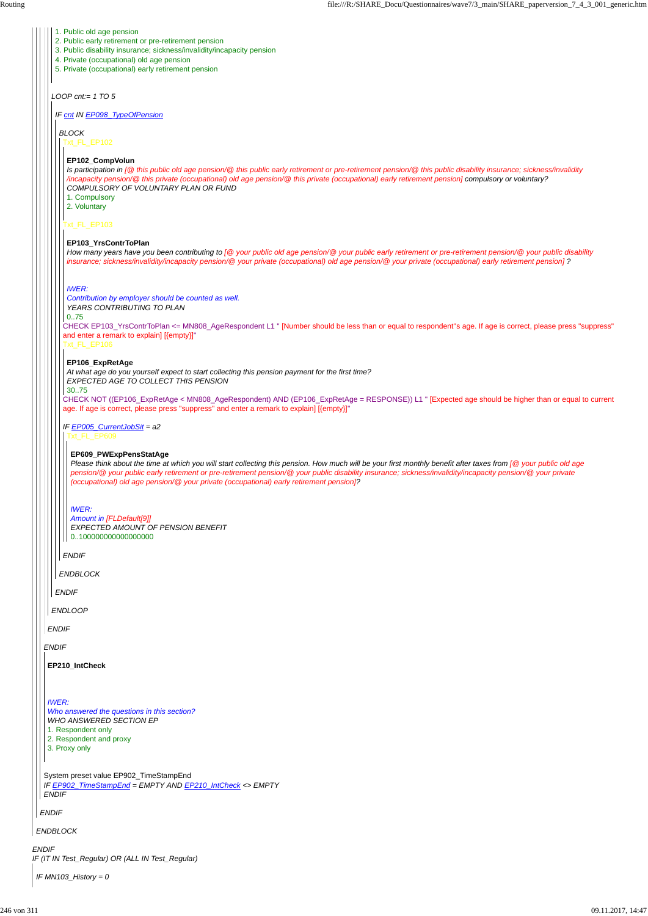1. Public old age pension
2. Public early retirement or pre-retirement pension
3. Public disability insurance; sickness/invalidity/incapacity pension
4. Private (occupational) old age pension
5. Private (occupational) early retirement pension

LOOP cnt:= 1 TO 5

IF cnt IN EP098_TypeOfPension

BLOCK

Txt_FL_EP102

**EP102_CompVolun**

*Is participation in [@ this public old age pension/@ this public early retirement or pre-retirement pension/@ this public disability insurance; sickness/invalidity /incapacity pension/@ this private (occupational) old age pension/@ this private (occupational) early retirement pension] compulsory or voluntary?*

COMPULSORY OF VOLUNTARY PLAN OR FUND

1. Compulsory
2. Voluntary

Txt_FL_EP103

**EP103_YrsContrToPlan**

*How many years have you been contributing to [@ your public old age pension/@ your public early retirement or pre-retirement pension/@ your public disability insurance; sickness/invalidity/incapacity pension/@ your private (occupational) old age pension/@ your private (occupational) early retirement pension] ?*

*IWER:*
*Contribution by employer should be counted as well.*

YEARS CONTRIBUTING TO PLAN

0..75

CHECK EP103_YrsContrToPlan <= MN808_AgeRespondent L1 " [Number should be less than or equal to respondent''s age. If age is correct, please press "suppress" and enter a remark to explain] [{empty}]"

Txt_FL_EP106

**EP106_ExpRetAge**

*At what age do you yourself expect to start collecting this pension payment for the first time?*

EXPECTED AGE TO COLLECT THIS PENSION

30..75

CHECK NOT ((EP106_ExpRetAge < MN808_AgeRespondent) AND (EP106_ExpRetAge = RESPONSE)) L1 " [Expected age should be higher than or equal to current age. If age is correct, please press "suppress" and enter a remark to explain] [{empty}]"

IF EP005_CurrentJobSit = a2

Txt_FL_EP609

**EP609_PWExpPensStatAge**

*Please think about the time at which you will start collecting this pension. How much will be your first monthly benefit after taxes from [@ your public old age pension/@ your public early retirement or pre-retirement pension/@ your public disability insurance; sickness/invalidity/incapacity pension/@ your private (occupational) old age pension/@ your private (occupational) early retirement pension]?*

*IWER:*
*Amount in [FLDefault[9]]*

EXPECTED AMOUNT OF PENSION BENEFIT

0..100000000000000000

ENDIF

ENDBLOCK

ENDIF

ENDLOOP

ENDIF

ENDIF

**EP210_IntCheck**

*IWER:*
*Who answered the questions in this section?*

WHO ANSWERED SECTION EP

1. Respondent only
2. Respondent and proxy
3. Proxy only

System preset value EP902_TimeStampEnd

IF EP902_TimeStampEnd = EMPTY AND EP210_IntCheck <> EMPTY

ENDIF

ENDIF

ENDBLOCK

ENDIF

IF (IT IN Test_Regular) OR (ALL IN Test_Regular)

IF MN103_History = 0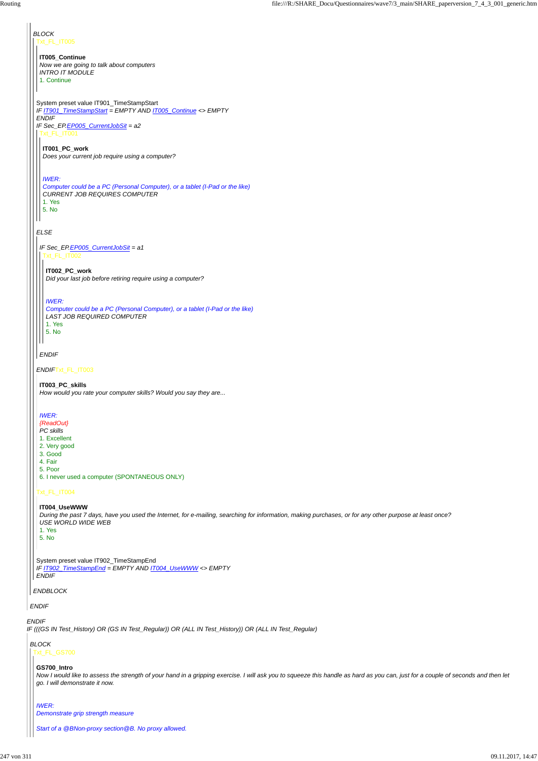*BLOCK*

Txt_FL_IT005

**IT005_Continue**
*Now we are going to talk about computers*
*INTRO IT MODULE*
1. Continue

System preset value IT901_TimeStampStart
*IF IT901_TimeStampStart = EMPTY AND IT005_Continue <> EMPTY*
*ENDIF*
*IF Sec_EP.EP005_CurrentJobSit = a2*

Txt_FL_IT001

**IT001_PC_work**
*Does your current job require using a computer?*

*IWER:*
*Computer could be a PC (Personal Computer), or a tablet (I-Pad or the like)*
*CURRENT JOB REQUIRES COMPUTER*
1. Yes
5. No

*ELSE*

*IF Sec_EP.EP005_CurrentJobSit = a1*

Txt_FL_IT002

**IT002_PC_work**
*Did your last job before retiring require using a computer?*

*IWER:*
*Computer could be a PC (Personal Computer), or a tablet (I-Pad or the like)*
*LAST JOB REQUIRED COMPUTER*
1. Yes
5. No

*ENDIF*

*ENDIF* Txt_FL_IT003

**IT003_PC_skills**
*How would you rate your computer skills? Would you say they are...*

*IWER:*
*{ReadOut}*
*PC skills*
1. Excellent
2. Very good
3. Good
4. Fair
5. Poor
6. I never used a computer (SPONTANEOUS ONLY)

Txt_FL_IT004

**IT004_UseWWW**
*During the past 7 days, have you used the Internet, for e-mailing, searching for information, making purchases, or for any other purpose at least once?*
*USE WORLD WIDE WEB*
1. Yes
5. No

System preset value IT902_TimeStampEnd
*IF IT902_TimeStampEnd = EMPTY AND IT004_UseWWW <> EMPTY*
*ENDIF*

*ENDBLOCK*

*ENDIF*

*ENDIF*
*IF (((GS IN Test_History) OR (GS IN Test_Regular)) OR (ALL IN Test_History)) OR (ALL IN Test_Regular)*

*BLOCK*

Txt_FL_GS700

**GS700_Intro**
*Now I would like to assess the strength of your hand in a gripping exercise. I will ask you to squeeze this handle as hard as you can, just for a couple of seconds and then let go. I will demonstrate it now.*

*IWER:*
*Demonstrate grip strength measure*

*Start of a @BNon-proxy section@B. No proxy allowed.*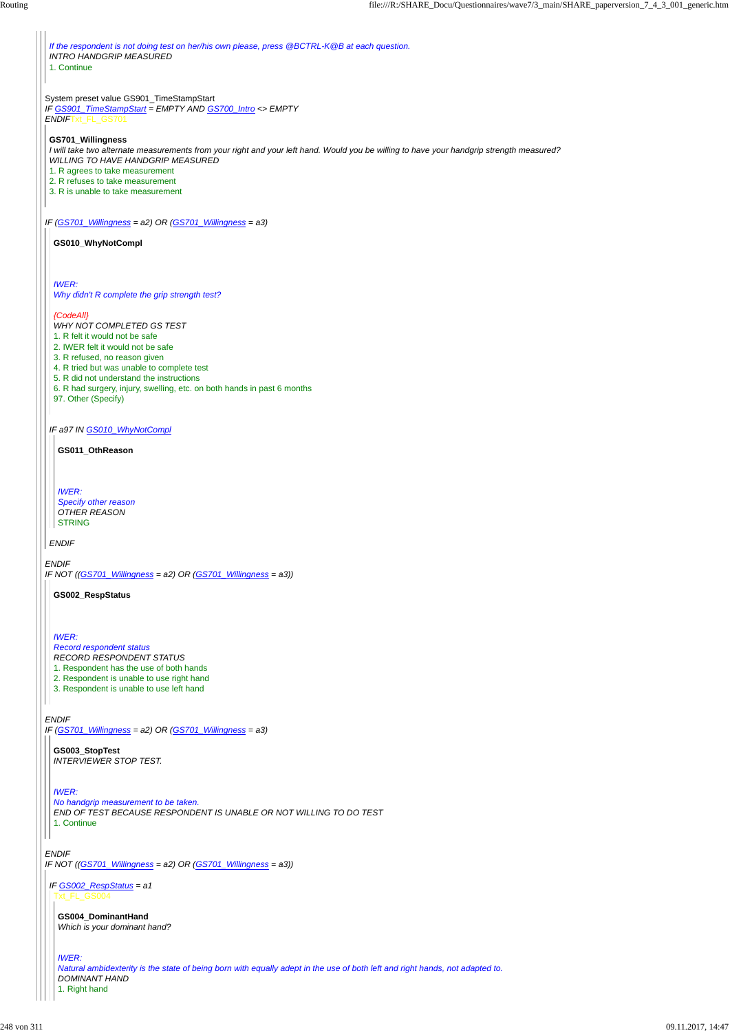*If the respondent is not doing test on her/his own please, press @BCTRL-K@B at each question.*
*INTRO HANDGRIP MEASURED*
1. Continue

System preset value GS901_TimeStampStart
*IF GS901_TimeStampStart = EMPTY AND GS700_Intro <> EMPTY*
*ENDIF*Txt_FL_GS701

**GS701_Willingness**
*I will take two alternate measurements from your right and your left hand. Would you be willing to have your handgrip strength measured?*
*WILLING TO HAVE HANDGRIP MEASURED*
1. R agrees to take measurement
2. R refuses to take measurement
3. R is unable to take measurement

*IF (GS701_Willingness = a2) OR (GS701_Willingness = a3)*

**GS010_WhyNotCompl**

*IWER:*
*Why didn't R complete the grip strength test?*

*{CodeAll}*
*WHY NOT COMPLETED GS TEST*
1. R felt it would not be safe
2. IWER felt it would not be safe
3. R refused, no reason given
4. R tried but was unable to complete test
5. R did not understand the instructions
6. R had surgery, injury, swelling, etc. on both hands in past 6 months
97. Other (Specify)

*IF a97 IN GS010_WhyNotCompl*

**GS011_OthReason**

*IWER:*
*Specify other reason*
*OTHER REASON*
STRING

*ENDIF*

*ENDIF*
*IF NOT ((GS701_Willingness = a2) OR (GS701_Willingness = a3))*

**GS002_RespStatus**

*IWER:*
*Record respondent status*
*RECORD RESPONDENT STATUS*
1. Respondent has the use of both hands
2. Respondent is unable to use right hand
3. Respondent is unable to use left hand

*ENDIF*
*IF (GS701_Willingness = a2) OR (GS701_Willingness = a3)*

**GS003_StopTest**
*INTERVIEWER STOP TEST.*

*IWER:*
*No handgrip measurement to be taken.*
*END OF TEST BECAUSE RESPONDENT IS UNABLE OR NOT WILLING TO DO TEST*
1. Continue

*ENDIF*
*IF NOT ((GS701_Willingness = a2) OR (GS701_Willingness = a3))*

*IF GS002_RespStatus = a1*
Txt_FL_GS004

**GS004_DominantHand**
*Which is your dominant hand?*

*IWER:*
*Natural ambidexterity is the state of being born with equally adept in the use of both left and right hands, not adapted to.*
*DOMINANT HAND*
1. Right hand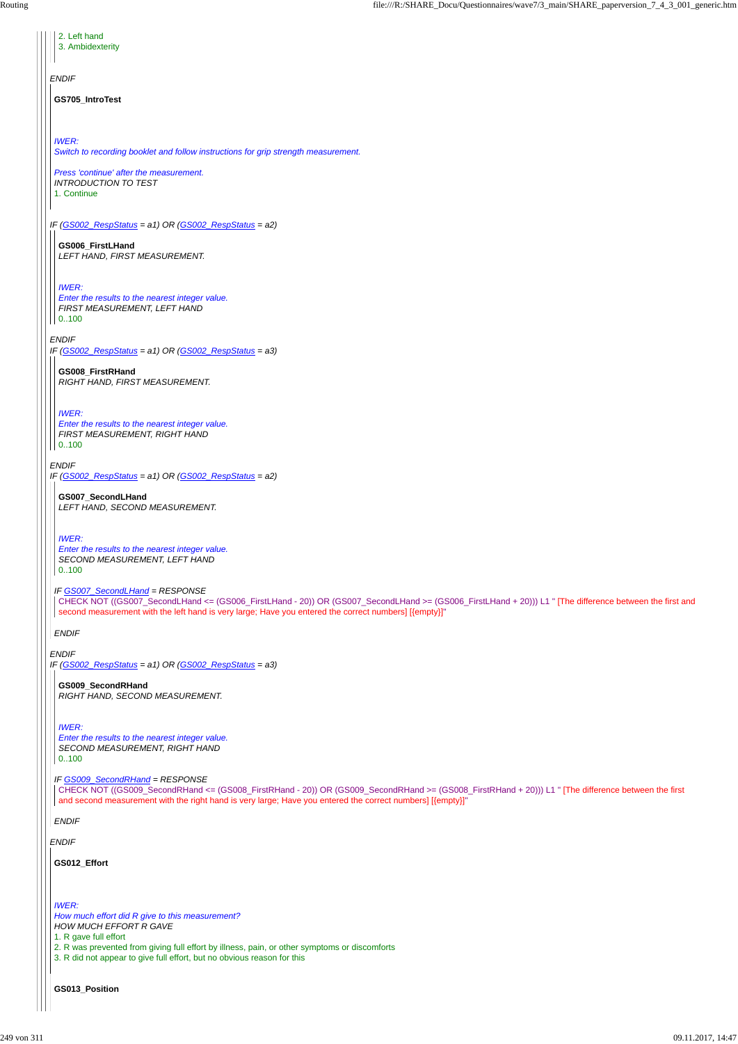2. Left hand
3. Ambidexterity

*ENDIF*

**GS705_IntroTest**

*IWER:*
*Switch to recording booklet and follow instructions for grip strength measurement.*

*Press 'continue' after the measurement.*
*INTRODUCTION TO TEST*
1. Continue

*IF (GS002_RespStatus = a1) OR (GS002_RespStatus = a2)*

**GS006_FirstLHand**
*LEFT HAND, FIRST MEASUREMENT.*

*IWER:*
*Enter the results to the nearest integer value.*
*FIRST MEASUREMENT, LEFT HAND*
0..100

*ENDIF*
*IF (GS002_RespStatus = a1) OR (GS002_RespStatus = a3)*

**GS008_FirstRHand**
*RIGHT HAND, FIRST MEASUREMENT.*

*IWER:*
*Enter the results to the nearest integer value.*
*FIRST MEASUREMENT, RIGHT HAND*
0..100

*ENDIF*
*IF (GS002_RespStatus = a1) OR (GS002_RespStatus = a2)*

**GS007_SecondLHand**
*LEFT HAND, SECOND MEASUREMENT.*

*IWER:*
*Enter the results to the nearest integer value.*
*SECOND MEASUREMENT, LEFT HAND*
0..100

*IF GS007_SecondLHand = RESPONSE*
CHECK NOT ((GS007_SecondLHand <= (GS006_FirstLHand - 20)) OR (GS007_SecondLHand >= (GS006_FirstLHand + 20))) L1 " [The difference between the first and second measurement with the left hand is very large; Have you entered the correct numbers] [{empty}]"

*ENDIF*

*ENDIF*
*IF (GS002_RespStatus = a1) OR (GS002_RespStatus = a3)*

**GS009_SecondRHand**
*RIGHT HAND, SECOND MEASUREMENT.*

*IWER:*
*Enter the results to the nearest integer value.*
*SECOND MEASUREMENT, RIGHT HAND*
0..100

*IF GS009_SecondRHand = RESPONSE*
CHECK NOT ((GS009_SecondRHand <= (GS008_FirstRHand - 20)) OR (GS009_SecondRHand >= (GS008_FirstRHand + 20))) L1 " [The difference between the first and second measurement with the right hand is very large; Have you entered the correct numbers] [{empty}]"

*ENDIF*

*ENDIF*

**GS012_Effort**

*IWER:*
*How much effort did R give to this measurement?*
*HOW MUCH EFFORT R GAVE*
1. R gave full effort
2. R was prevented from giving full effort by illness, pain, or other symptoms or discomforts
3. R did not appear to give full effort, but no obvious reason for this

**GS013_Position**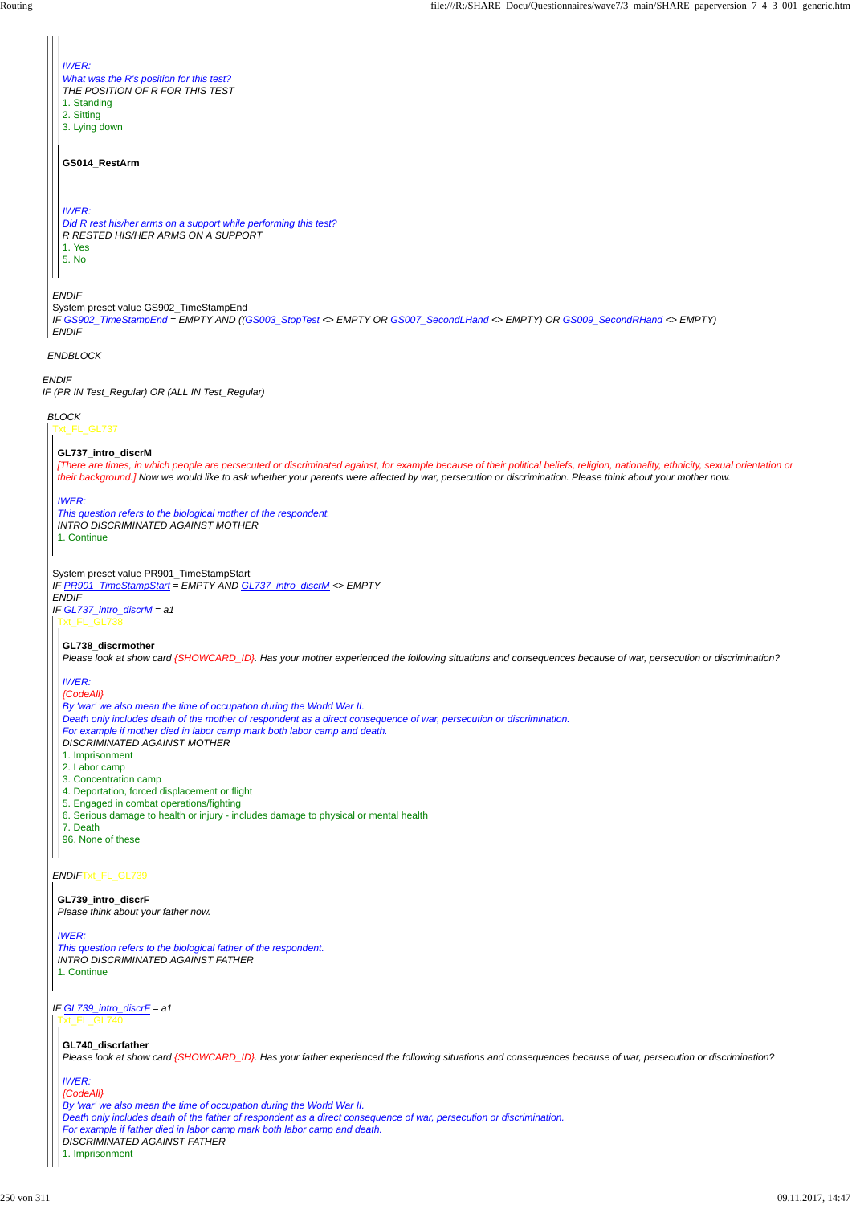*IWER:*
*What was the R's position for this test?*
THE POSITION OF R FOR THIS TEST
1. Standing
2. Sitting
3. Lying down

**GS014_RestArm**

*IWER:*
*Did R rest his/her arms on a support while performing this test?*
R RESTED HIS/HER ARMS ON A SUPPORT
1. Yes
5. No

*ENDIF*
System preset value GS902_TimeStampEnd
*IF GS902_TimeStampEnd = EMPTY AND ((GS003_StopTest <> EMPTY OR GS007_SecondLHand <> EMPTY) OR GS009_SecondRHand <> EMPTY)*
*ENDIF*

*ENDBLOCK*

*ENDIF*
*IF (PR IN Test_Regular) OR (ALL IN Test_Regular)*

*BLOCK*
Txt_FL_GL737

**GL737_intro_discrM**
*[There are times, in which people are persecuted or discriminated against, for example because of their political beliefs, religion, nationality, ethnicity, sexual orientation or their background.]* Now we would like to ask whether your parents were affected by war, persecution or discrimination. Please think about your mother now.

*IWER:*
*This question refers to the biological mother of the respondent.*
INTRO DISCRIMINATED AGAINST MOTHER
1. Continue

System preset value PR901_TimeStampStart
*IF PR901_TimeStampStart = EMPTY AND GL737_intro_discrM <> EMPTY*
*ENDIF*
*IF GL737_intro_discrM = a1*
Txt_FL_GL738

**GL738_discrmother**
Please look at show card {SHOWCARD_ID}. Has your mother experienced the following situations and consequences because of war, persecution or discrimination?

*IWER:*
*{CodeAll}*
*By 'war' we also mean the time of occupation during the World War II.*
*Death only includes death of the mother of respondent as a direct consequence of war, persecution or discrimination.*
*For example if mother died in labor camp mark both labor camp and death.*
DISCRIMINATED AGAINST MOTHER
1. Imprisonment
2. Labor camp
3. Concentration camp
4. Deportation, forced displacement or flight
5. Engaged in combat operations/fighting
6. Serious damage to health or injury - includes damage to physical or mental health
7. Death
96. None of these

*ENDIF*Txt_FL_GL739

**GL739_intro_discrF**
Please think about your father now.

*IWER:*
*This question refers to the biological father of the respondent.*
INTRO DISCRIMINATED AGAINST FATHER
1. Continue

*IF GL739_intro_discrF = a1*
Txt_FL_GL740

**GL740_discrfather**
Please look at show card {SHOWCARD_ID}. Has your father experienced the following situations and consequences because of war, persecution or discrimination?

*IWER:*
*{CodeAll}*
*By 'war' we also mean the time of occupation during the World War II.*
*Death only includes death of the father of respondent as a direct consequence of war, persecution or discrimination.*
*For example if father died in labor camp mark both labor camp and death.*
DISCRIMINATED AGAINST FATHER
1. Imprisonment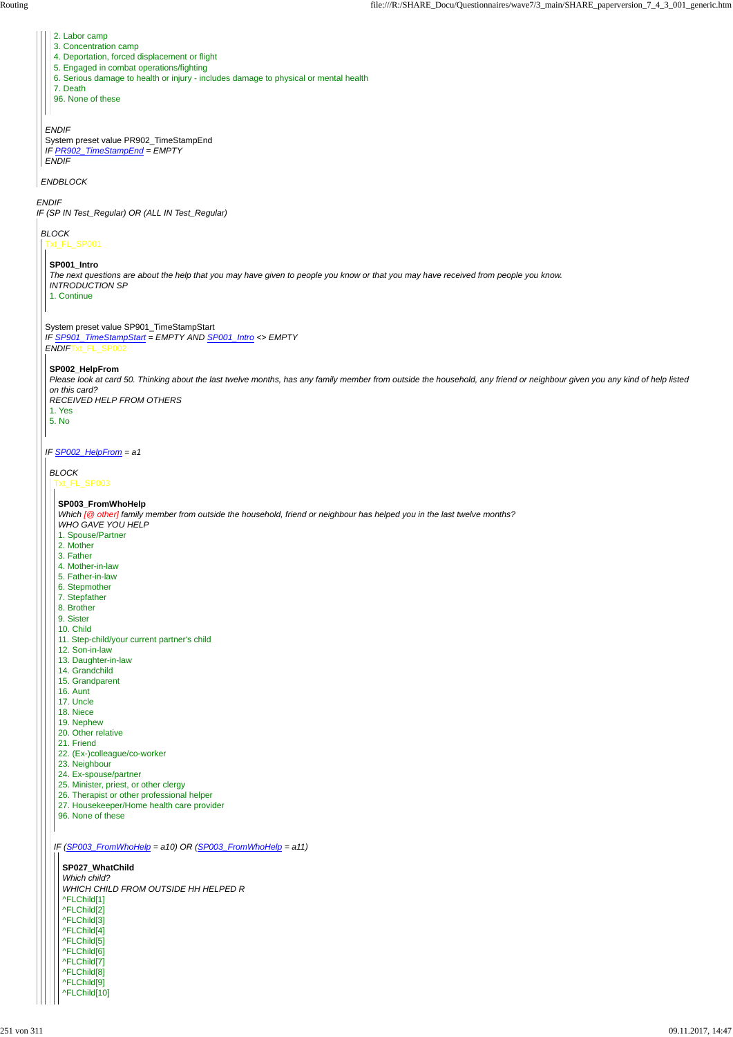2. Labor camp
3. Concentration camp
4. Deportation, forced displacement or flight
5. Engaged in combat operations/fighting
6. Serious damage to health or injury - includes damage to physical or mental health
7. Death
96. None of these

*ENDIF*
System preset value PR902_TimeStampEnd
*IF PR902_TimeStampEnd = EMPTY*
*ENDIF*

*ENDBLOCK*

*ENDIF*
*IF (SP IN Test_Regular) OR (ALL IN Test_Regular)*

*BLOCK*
Txt_FL_SP001

**SP001_Intro**
*The next questions are about the help that you may have given to people you know or that you may have received from people you know.*
*INTRODUCTION SP*
1. Continue

System preset value SP901_TimeStampStart
*IF SP901_TimeStampStart = EMPTY AND SP001_Intro <> EMPTY*
*ENDIF* Txt_FL_SP002

**SP002_HelpFrom**
*Please look at card 50. Thinking about the last twelve months, has any family member from outside the household, any friend or neighbour given you any kind of help listed on this card?*
*RECEIVED HELP FROM OTHERS*
1. Yes
5. No

*IF SP002_HelpFrom = a1*

*BLOCK*
Txt_FL_SP003

**SP003_FromWhoHelp**
*Which [@ other] family member from outside the household, friend or neighbour has helped you in the last twelve months?*
*WHO GAVE YOU HELP*
1. Spouse/Partner
2. Mother
3. Father
4. Mother-in-law
5. Father-in-law
6. Stepmother
7. Stepfather
8. Brother
9. Sister
10. Child
11. Step-child/your current partner's child
12. Son-in-law
13. Daughter-in-law
14. Grandchild
15. Grandparent
16. Aunt
17. Uncle
18. Niece
19. Nephew
20. Other relative
21. Friend
22. (Ex-)colleague/co-worker
23. Neighbour
24. Ex-spouse/partner
25. Minister, priest, or other clergy
26. Therapist or other professional helper
27. Housekeeper/Home health care provider
96. None of these

*IF (SP003_FromWhoHelp = a10) OR (SP003_FromWhoHelp = a11)*

**SP027_WhatChild**
*Which child?*
*WHICH CHILD FROM OUTSIDE HH HELPED R*
^FLChild[1]
^FLChild[2]
^FLChild[3]
^FLChild[4]
^FLChild[5]
^FLChild[6]
^FLChild[7]
^FLChild[8]
^FLChild[9]
^FLChild[10]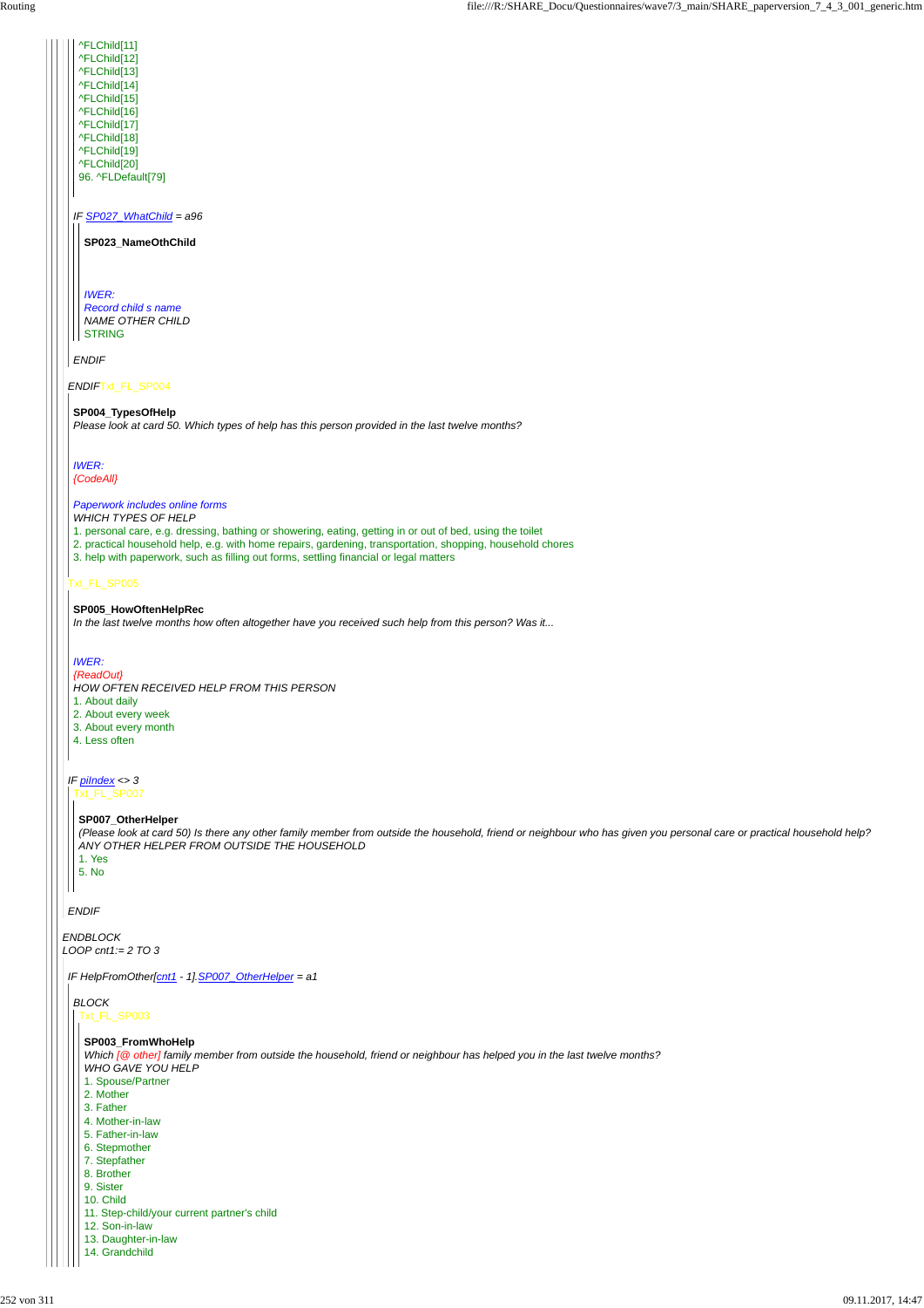^FLChild[11]
^FLChild[12]
^FLChild[13]
^FLChild[14]
^FLChild[15]
^FLChild[16]
^FLChild[17]
^FLChild[18]
^FLChild[19]
^FLChild[20]
96. ^FLDefault[79]

*IF SP027_WhatChild = a96*

**SP023_NameOthChild**

*IWER:*
*Record child s name*
*NAME OTHER CHILD*
STRING

*ENDIF*

*ENDIF* Txt_FL_SP004

**SP004_TypesOfHelp**
*Please look at card 50. Which types of help has this person provided in the last twelve months?*

*IWER:*
*{CodeAll}*

*Paperwork includes online forms*
*WHICH TYPES OF HELP*
1. personal care, e.g. dressing, bathing or showering, eating, getting in or out of bed, using the toilet
2. practical household help, e.g. with home repairs, gardening, transportation, shopping, household chores
3. help with paperwork, such as filling out forms, settling financial or legal matters

Txt_FL_SP005

**SP005_HowOftenHelpRec**
*In the last twelve months how often altogether have you received such help from this person? Was it...*

*IWER:*
*{ReadOut}*
*HOW OFTEN RECEIVED HELP FROM THIS PERSON*
1. About daily
2. About every week
3. About every month
4. Less often

*IF piIndex <> 3*
Txt_FL_SP007

**SP007_OtherHelper**
*(Please look at card 50) Is there any other family member from outside the household, friend or neighbour who has given you personal care or practical household help?*
*ANY OTHER HELPER FROM OUTSIDE THE HOUSEHOLD*
1. Yes
5. No

*ENDIF*

*ENDBLOCK*
*LOOP cnt1:= 2 TO 3*

*IF HelpFromOther[cnt1 - 1].SP007_OtherHelper = a1*

*BLOCK*
Txt_FL_SP003

**SP003_FromWhoHelp**
*Which [@ other] family member from outside the household, friend or neighbour has helped you in the last twelve months?*
*WHO GAVE YOU HELP*
1. Spouse/Partner
2. Mother
3. Father
4. Mother-in-law
5. Father-in-law
6. Stepmother
7. Stepfather
8. Brother
9. Sister
10. Child
11. Step-child/your current partner's child
12. Son-in-law
13. Daughter-in-law
14. Grandchild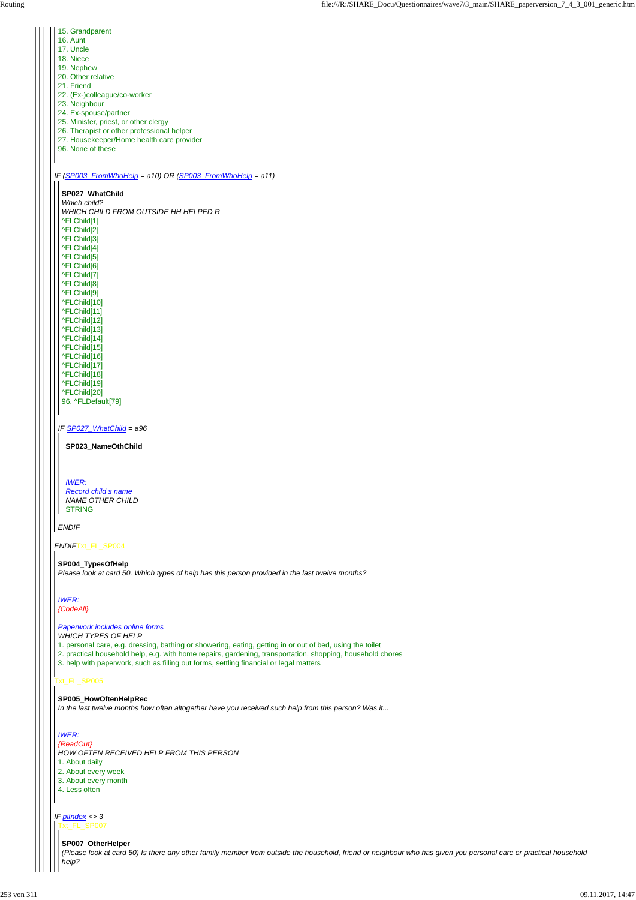15. Grandparent
16. Aunt
17. Uncle
18. Niece
19. Nephew
20. Other relative
21. Friend
22. (Ex-)colleague/co-worker
23. Neighbour
24. Ex-spouse/partner
25. Minister, priest, or other clergy
26. Therapist or other professional helper
27. Housekeeper/Home health care provider
96. None of these

*IF (SP003_FromWhoHelp = a10) OR (SP003_FromWhoHelp = a11)*

**SP027_WhatChild**

*Which child?*

*WHICH CHILD FROM OUTSIDE HH HELPED R*

^FLChild[1]
^FLChild[2]
^FLChild[3]
^FLChild[4]
^FLChild[5]
^FLChild[6]
^FLChild[7]
^FLChild[8]
^FLChild[9]
^FLChild[10]
^FLChild[11]
^FLChild[12]
^FLChild[13]
^FLChild[14]
^FLChild[15]
^FLChild[16]
^FLChild[17]
^FLChild[18]
^FLChild[19]
^FLChild[20]
96. ^FLDefault[79]

*IF SP027_WhatChild = a96*

**SP023_NameOthChild**

*IWER:*
*Record child s name*
*NAME OTHER CHILD*
STRING

*ENDIF*

*ENDIF*Txt_FL_SP004

**SP004_TypesOfHelp**

*Please look at card 50. Which types of help has this person provided in the last twelve months?*

*IWER:*
*{CodeAll}*

*Paperwork includes online forms*
*WHICH TYPES OF HELP*

1. personal care, e.g. dressing, bathing or showering, eating, getting in or out of bed, using the toilet
2. practical household help, e.g. with home repairs, gardening, transportation, shopping, household chores
3. help with paperwork, such as filling out forms, settling financial or legal matters

Txt_FL_SP005

**SP005_HowOftenHelpRec**

*In the last twelve months how often altogether have you received such help from this person? Was it...*

*IWER:*
*{ReadOut}*
*HOW OFTEN RECEIVED HELP FROM THIS PERSON*

1. About daily
2. About every week
3. About every month
4. Less often

*IF piIndex <> 3*

Txt_FL_SP007

**SP007_OtherHelper**

*(Please look at card 50) Is there any other family member from outside the household, friend or neighbour who has given you personal care or practical household help?*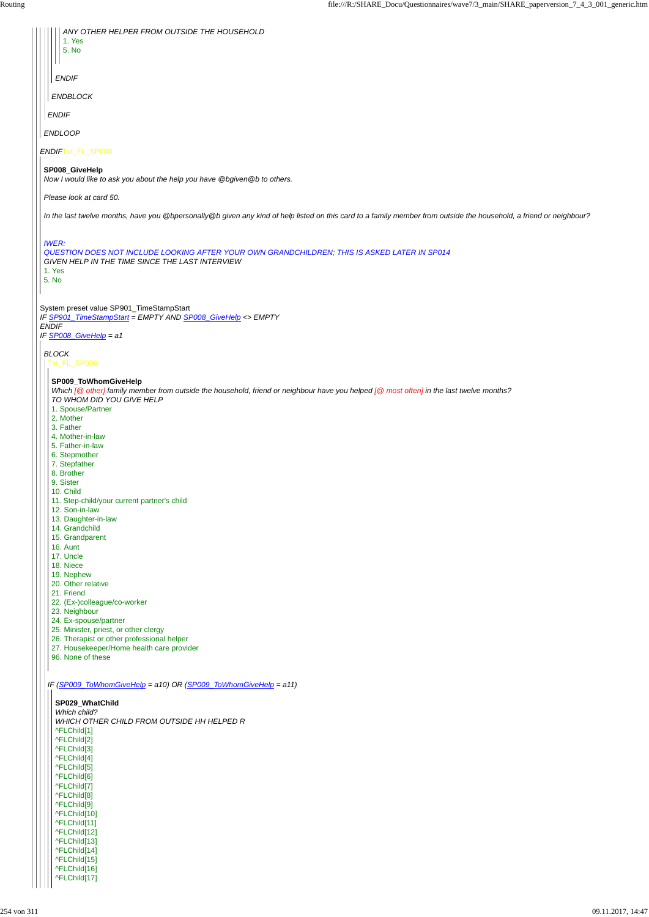ANY OTHER HELPER FROM OUTSIDE THE HOUSEHOLD
1. Yes
5. No

ENDIF

ENDBLOCK

ENDIF

ENDLOOP

ENDIF Txt_FL_SP008

**SP008_GiveHelp**
*Now I would like to ask you about the help you have @bgiven@b to others.*

*Please look at card 50.*

*In the last twelve months, have you @bpersonally@b given any kind of help listed on this card to a family member from outside the household, a friend or neighbour?*

*IWER:*
*QUESTION DOES NOT INCLUDE LOOKING AFTER YOUR OWN GRANDCHILDREN; THIS IS ASKED LATER IN SP014*
GIVEN HELP IN THE TIME SINCE THE LAST INTERVIEW
1. Yes
5. No

System preset value SP901_TimeStampStart
*IF SP901_TimeStampStart = EMPTY AND SP008_GiveHelp <> EMPTY*
*ENDIF*
*IF SP008_GiveHelp = a1*

*BLOCK*
Txt_FL_SP009

**SP009_ToWhomGiveHelp**
*Which [@ other] family member from outside the household, friend or neighbour have you helped [@ most often] in the last twelve months?*
TO WHOM DID YOU GIVE HELP
1. Spouse/Partner
2. Mother
3. Father
4. Mother-in-law
5. Father-in-law
6. Stepmother
7. Stepfather
8. Brother
9. Sister
10. Child
11. Step-child/your current partner's child
12. Son-in-law
13. Daughter-in-law
14. Grandchild
15. Grandparent
16. Aunt
17. Uncle
18. Niece
19. Nephew
20. Other relative
21. Friend
22. (Ex-)colleague/co-worker
23. Neighbour
24. Ex-spouse/partner
25. Minister, priest, or other clergy
26. Therapist or other professional helper
27. Housekeeper/Home health care provider
96. None of these

*IF (SP009_ToWhomGiveHelp = a10) OR (SP009_ToWhomGiveHelp = a11)*

**SP029_WhatChild**
*Which child?*
WHICH OTHER CHILD FROM OUTSIDE HH HELPED R
^FLChild[1]
^FLChild[2]
^FLChild[3]
^FLChild[4]
^FLChild[5]
^FLChild[6]
^FLChild[7]
^FLChild[8]
^FLChild[9]
^FLChild[10]
^FLChild[11]
^FLChild[12]
^FLChild[13]
^FLChild[14]
^FLChild[15]
^FLChild[16]
^FLChild[17]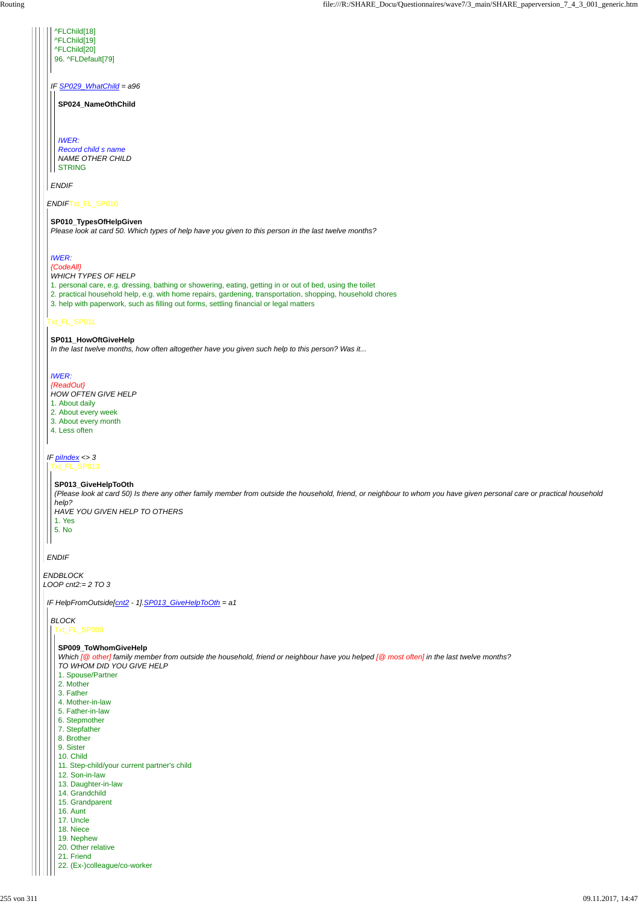^FLChild[18]
^FLChild[19]
^FLChild[20]
96. ^FLDefault[79]

*IF SP029_WhatChild = a96*

**SP024_NameOthChild**

*IWER:*
*Record child s name*
*NAME OTHER CHILD*
STRING

*ENDIF*

*ENDIF*Txt_FL_SP010

**SP010_TypesOfHelpGiven**
*Please look at card 50. Which types of help have you given to this person in the last twelve months?*

*IWER:*
*{CodeAll}*
*WHICH TYPES OF HELP*
1. personal care, e.g. dressing, bathing or showering, eating, getting in or out of bed, using the toilet
2. practical household help, e.g. with home repairs, gardening, transportation, shopping, household chores
3. help with paperwork, such as filling out forms, settling financial or legal matters

Txt_FL_SP011

**SP011_HowOftGiveHelp**
*In the last twelve months, how often altogether have you given such help to this person? Was it...*

*IWER:*
*{ReadOut}*
*HOW OFTEN GIVE HELP*
1. About daily
2. About every week
3. About every month
4. Less often

*IF piIndex <> 3*
Txt_FL_SP013

**SP013_GiveHelpToOth**
*(Please look at card 50) Is there any other family member from outside the household, friend, or neighbour to whom you have given personal care or practical household help?*
*HAVE YOU GIVEN HELP TO OTHERS*
1. Yes
5. No

*ENDIF*

*ENDBLOCK*
*LOOP cnt2:= 2 TO 3*

*IF HelpFromOutside[cnt2 - 1].SP013_GiveHelpToOth = a1*

*BLOCK*
Txt_FL_SP009

**SP009_ToWhomGiveHelp**
*Which [@ other] family member from outside the household, friend or neighbour have you helped [@ most often] in the last twelve months?*
*TO WHOM DID YOU GIVE HELP*
1. Spouse/Partner
2. Mother
3. Father
4. Mother-in-law
5. Father-in-law
6. Stepmother
7. Stepfather
8. Brother
9. Sister
10. Child
11. Step-child/your current partner's child
12. Son-in-law
13. Daughter-in-law
14. Grandchild
15. Grandparent
16. Aunt
17. Uncle
18. Niece
19. Nephew
20. Other relative
21. Friend
22. (Ex-)colleague/co-worker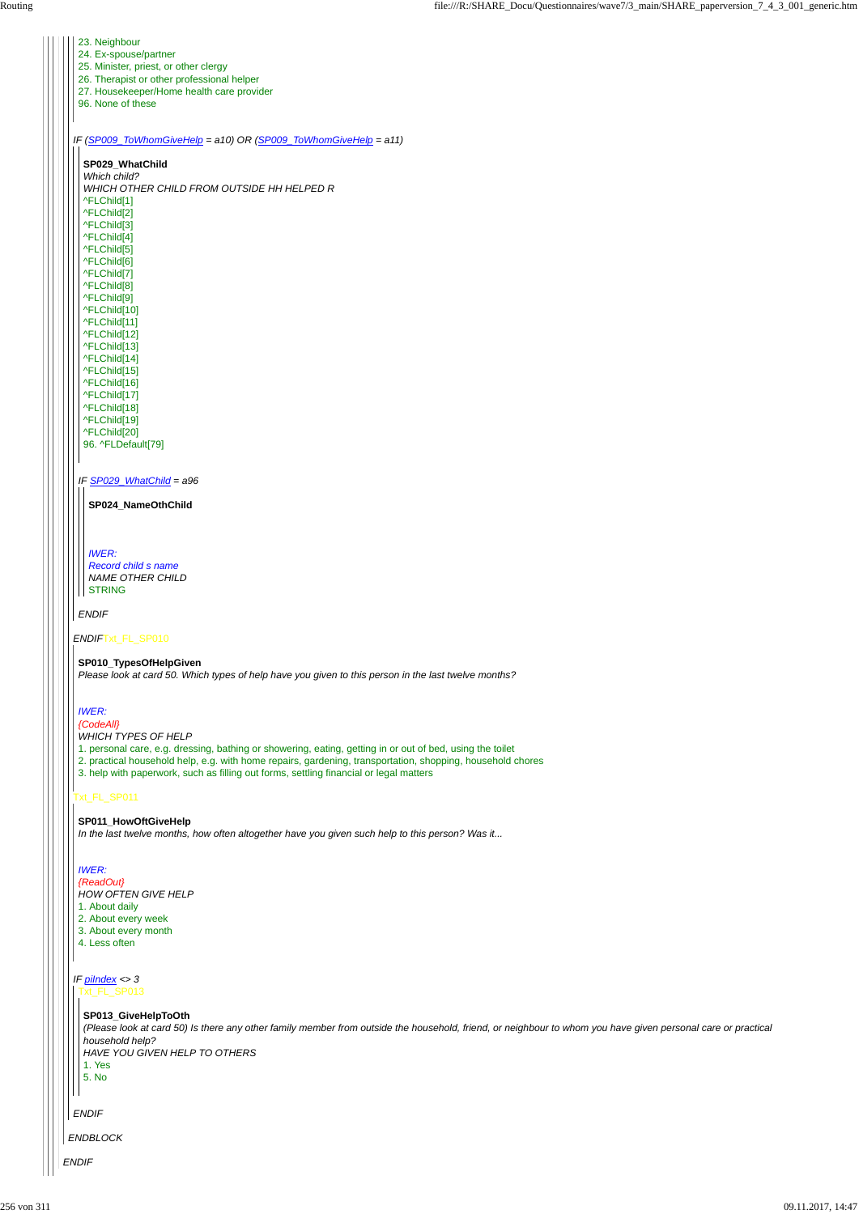23. Neighbour
24. Ex-spouse/partner
25. Minister, priest, or other clergy
26. Therapist or other professional helper
27. Housekeeper/Home health care provider
96. None of these

*IF (SP009_ToWhomGiveHelp = a10) OR (SP009_ToWhomGiveHelp = a11)*

**SP029_WhatChild**
*Which child?*
*WHICH OTHER CHILD FROM OUTSIDE HH HELPED R*
^FLChild[1]
^FLChild[2]
^FLChild[3]
^FLChild[4]
^FLChild[5]
^FLChild[6]
^FLChild[7]
^FLChild[8]
^FLChild[9]
^FLChild[10]
^FLChild[11]
^FLChild[12]
^FLChild[13]
^FLChild[14]
^FLChild[15]
^FLChild[16]
^FLChild[17]
^FLChild[18]
^FLChild[19]
^FLChild[20]
96. ^FLDefault[79]

*IF SP029_WhatChild = a96*

**SP024_NameOthChild**

*IWER:*
*Record child s name*
*NAME OTHER CHILD*
STRING

*ENDIF*

*ENDIF*Txt_FL_SP010

**SP010_TypesOfHelpGiven**
*Please look at card 50. Which types of help have you given to this person in the last twelve months?*

*IWER:*
*{CodeAll}*
*WHICH TYPES OF HELP*
1. personal care, e.g. dressing, bathing or showering, eating, getting in or out of bed, using the toilet
2. practical household help, e.g. with home repairs, gardening, transportation, shopping, household chores
3. help with paperwork, such as filling out forms, settling financial or legal matters

Txt_FL_SP011

**SP011_HowOftGiveHelp**
*In the last twelve months, how often altogether have you given such help to this person? Was it...*

*IWER:*
*{ReadOut}*
*HOW OFTEN GIVE HELP*
1. About daily
2. About every week
3. About every month
4. Less often

*IF piIndex <> 3*
Txt_FL_SP013

**SP013_GiveHelpToOth**
*(Please look at card 50) Is there any other family member from outside the household, friend, or neighbour to whom you have given personal care or practical household help?*
*HAVE YOU GIVEN HELP TO OTHERS*
1. Yes
5. No

*ENDIF*

*ENDBLOCK*

*ENDIF*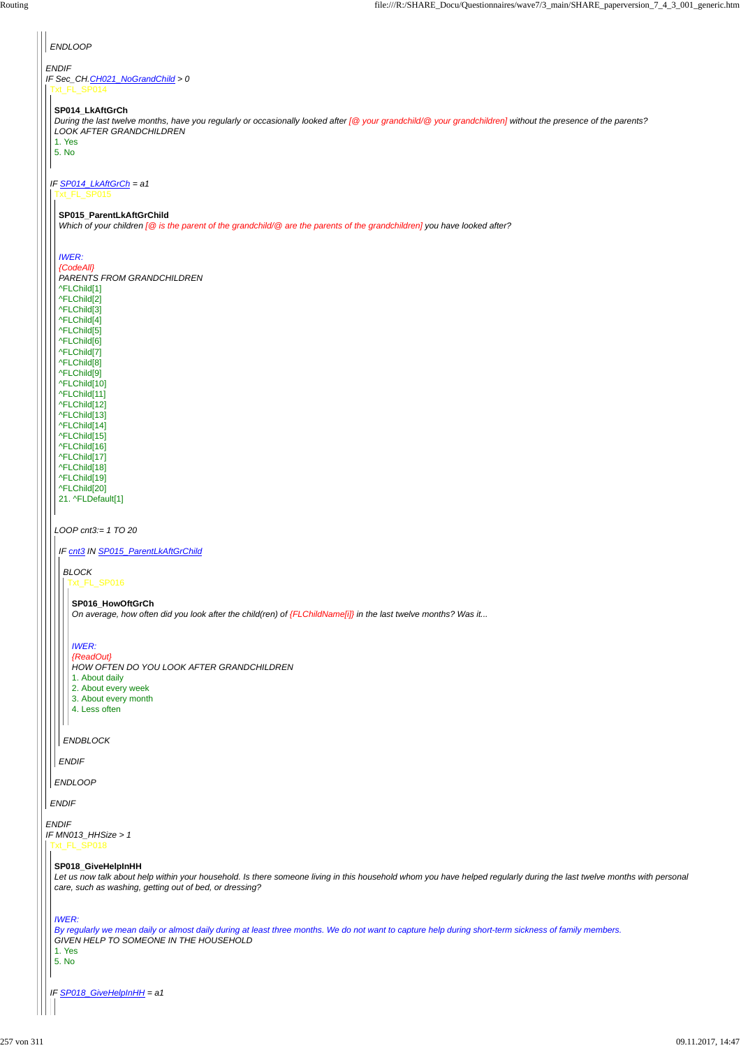ENDLOOP

ENDIF

IF Sec_CH.CH021_NoGrandChild > 0

Txt_FL_SP014

**SP014_LkAftGrCh**

*During the last twelve months, have you regularly or occasionally looked after [@ your grandchild/@ your grandchildren] without the presence of the parents?*

*LOOK AFTER GRANDCHILDREN*

1. Yes
5. No

IF SP014_LkAftGrCh = a1

Txt_FL_SP015

**SP015_ParentLkAftGrChild**

*Which of your children [@ is the parent of the grandchild/@ are the parents of the grandchildren] you have looked after?*

*IWER:*

*{CodeAll}*

*PARENTS FROM GRANDCHILDREN*

^FLChild[1]
^FLChild[2]
^FLChild[3]
^FLChild[4]
^FLChild[5]
^FLChild[6]
^FLChild[7]
^FLChild[8]
^FLChild[9]
^FLChild[10]
^FLChild[11]
^FLChild[12]
^FLChild[13]
^FLChild[14]
^FLChild[15]
^FLChild[16]
^FLChild[17]
^FLChild[18]
^FLChild[19]
^FLChild[20]
21. ^FLDefault[1]

LOOP cnt3:= 1 TO 20

IF cnt3 IN SP015_ParentLkAftGrChild

BLOCK

Txt_FL_SP016

**SP016_HowOftGrCh**

*On average, how often did you look after the child(ren) of {FLChildName[i]} in the last twelve months? Was it...*

*IWER:*

*{ReadOut}*

*HOW OFTEN DO YOU LOOK AFTER GRANDCHILDREN*

1. About daily
2. About every week
3. About every month
4. Less often

ENDBLOCK

ENDIF

ENDLOOP

ENDIF

ENDIF

IF MN013_HHSize > 1

Txt_FL_SP018

**SP018_GiveHelpInHH**

*Let us now talk about help within your household. Is there someone living in this household whom you have helped regularly during the last twelve months with personal care, such as washing, getting out of bed, or dressing?*

*IWER:*

*By regularly we mean daily or almost daily during at least three months. We do not want to capture help during short-term sickness of family members.*

*GIVEN HELP TO SOMEONE IN THE HOUSEHOLD*

1. Yes
5. No

IF SP018_GiveHelpInHH = a1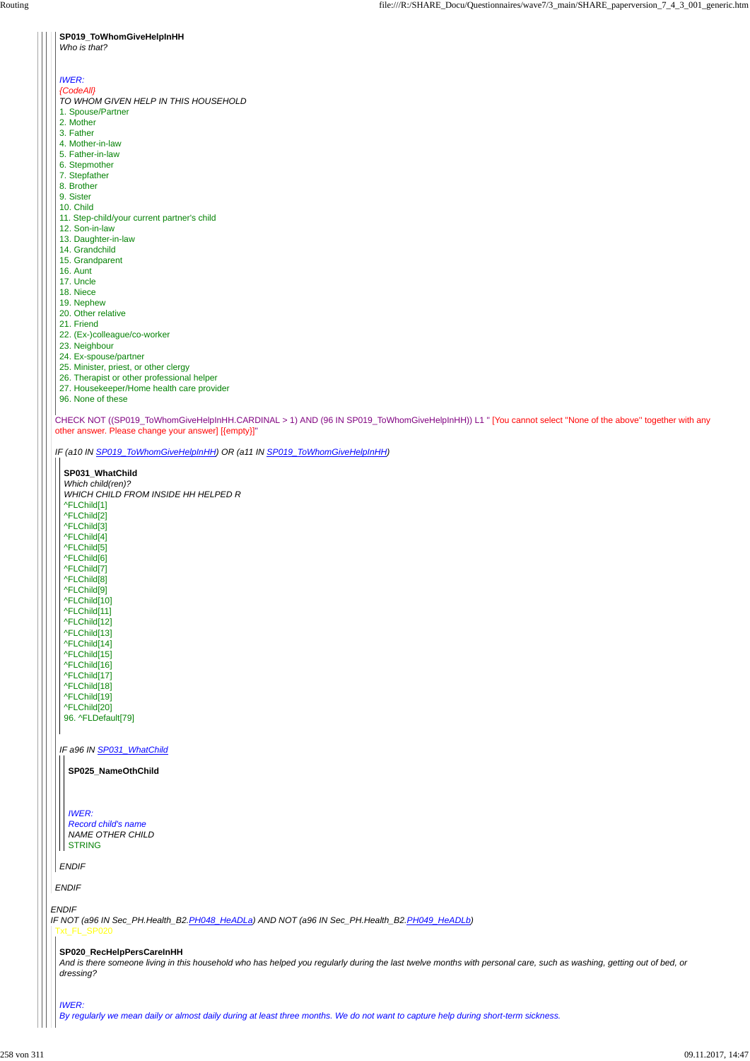**SP019_ToWhomGiveHelpInHH**

*Who is that?*

*IWER:*
*{CodeAll}*
*TO WHOM GIVEN HELP IN THIS HOUSEHOLD*

1. Spouse/Partner
2. Mother
3. Father
4. Mother-in-law
5. Father-in-law
6. Stepmother
7. Stepfather
8. Brother
9. Sister
10. Child
11. Step-child/your current partner's child
12. Son-in-law
13. Daughter-in-law
14. Grandchild
15. Grandparent
16. Aunt
17. Uncle
18. Niece
19. Nephew
20. Other relative
21. Friend
22. (Ex-)colleague/co-worker
23. Neighbour
24. Ex-spouse/partner
25. Minister, priest, or other clergy
26. Therapist or other professional helper
27. Housekeeper/Home health care provider
96. None of these

CHECK NOT ((SP019_ToWhomGiveHelpInHH.CARDINAL > 1) AND (96 IN SP019_ToWhomGiveHelpInHH)) L1 " [You cannot select "None of the above" together with any other answer. Please change your answer] [{empty}]"

*IF (a10 IN SP019_ToWhomGiveHelpInHH) OR (a11 IN SP019_ToWhomGiveHelpInHH)*

**SP031_WhatChild**

*Which child(ren)?*
*WHICH CHILD FROM INSIDE HH HELPED R*

^FLChild[1]
^FLChild[2]
^FLChild[3]
^FLChild[4]
^FLChild[5]
^FLChild[6]
^FLChild[7]
^FLChild[8]
^FLChild[9]
^FLChild[10]
^FLChild[11]
^FLChild[12]
^FLChild[13]
^FLChild[14]
^FLChild[15]
^FLChild[16]
^FLChild[17]
^FLChild[18]
^FLChild[19]
^FLChild[20]
96. ^FLDefault[79]

*IF a96 IN SP031_WhatChild*

**SP025_NameOthChild**

*IWER:*
*Record child's name*
*NAME OTHER CHILD*
STRING

*ENDIF*

*ENDIF*

*ENDIF*

*IF NOT (a96 IN Sec_PH.Health_B2.PH048_HeADLa) AND NOT (a96 IN Sec_PH.Health_B2.PH049_HeADLb)*

Txt_FL_SP020

**SP020_RecHelpPersCareInHH**

*And is there someone living in this household who has helped you regularly during the last twelve months with personal care, such as washing, getting out of bed, or dressing?*

*IWER:*
*By regularly we mean daily or almost daily during at least three months. We do not want to capture help during short-term sickness.*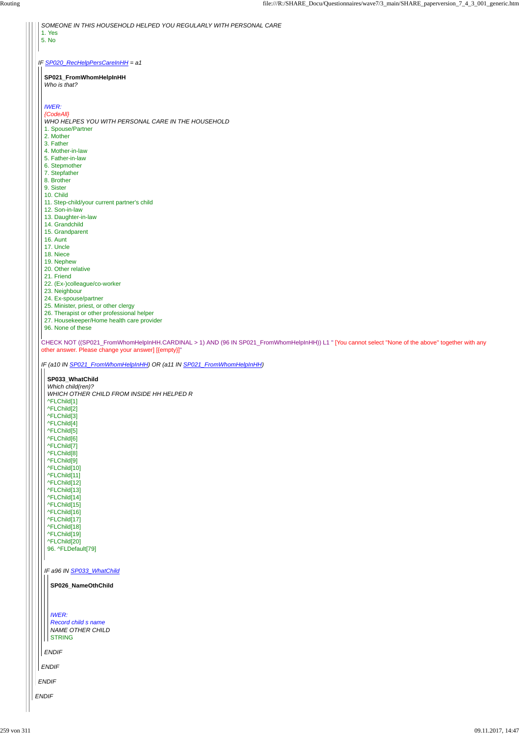*SOMEONE IN THIS HOUSEHOLD HELPED YOU REGULARLY WITH PERSONAL CARE*
1. Yes
5. No

*IF SP020_RecHelpPersCareInHH = a1*

**SP021_FromWhomHelpInHH**
*Who is that?*

*IWER:*
*{CodeAll}*
*WHO HELPES YOU WITH PERSONAL CARE IN THE HOUSEHOLD*
1. Spouse/Partner
2. Mother
3. Father
4. Mother-in-law
5. Father-in-law
6. Stepmother
7. Stepfather
8. Brother
9. Sister
10. Child
11. Step-child/your current partner's child
12. Son-in-law
13. Daughter-in-law
14. Grandchild
15. Grandparent
16. Aunt
17. Uncle
18. Niece
19. Nephew
20. Other relative
21. Friend
22. (Ex-)colleague/co-worker
23. Neighbour
24. Ex-spouse/partner
25. Minister, priest, or other clergy
26. Therapist or other professional helper
27. Housekeeper/Home health care provider
96. None of these

CHECK NOT ((SP021_FromWhomHelpInHH.CARDINAL > 1) AND (96 IN SP021_FromWhomHelpInHH)) L1 " [You cannot select "None of the above" together with any other answer. Please change your answer] [{empty}]"

*IF (a10 IN SP021_FromWhomHelpInHH) OR (a11 IN SP021_FromWhomHelpInHH)*

**SP033_WhatChild**
*Which child(ren)?*
*WHICH OTHER CHILD FROM INSIDE HH HELPED R*
^FLChild[1]
^FLChild[2]
^FLChild[3]
^FLChild[4]
^FLChild[5]
^FLChild[6]
^FLChild[7]
^FLChild[8]
^FLChild[9]
^FLChild[10]
^FLChild[11]
^FLChild[12]
^FLChild[13]
^FLChild[14]
^FLChild[15]
^FLChild[16]
^FLChild[17]
^FLChild[18]
^FLChild[19]
^FLChild[20]
96. ^FLDefault[79]

*IF a96 IN SP033_WhatChild*

**SP026_NameOthChild**

*IWER:*
*Record child s name*
*NAME OTHER CHILD*
STRING

*ENDIF*

*ENDIF*

*ENDIF*

*ENDIF*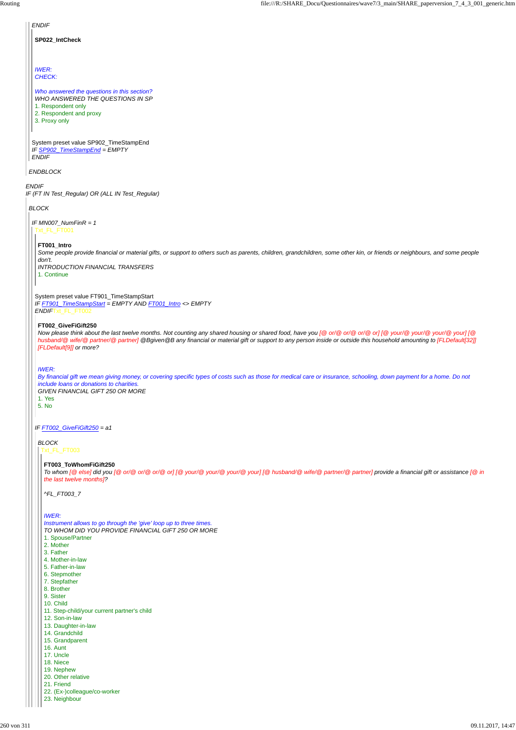*ENDIF*

**SP022_IntCheck**

*IWER:*
*CHECK:*

*Who answered the questions in this section?*
*WHO ANSWERED THE QUESTIONS IN SP*
1. Respondent only
2. Respondent and proxy
3. Proxy only

System preset value SP902_TimeStampEnd
*IF SP902_TimeStampEnd = EMPTY*
*ENDIF*

*ENDBLOCK*

*ENDIF*
*IF (FT IN Test_Regular) OR (ALL IN Test_Regular)*

*BLOCK*

*IF MN007_NumFinR = 1*
Txt_FL_FT001

**FT001_Intro**
*Some people provide financial or material gifts, or support to others such as parents, children, grandchildren, some other kin, or friends or neighbours, and some people don't.*
*INTRODUCTION FINANCIAL TRANSFERS*
1. Continue

System preset value FT901_TimeStampStart
*IF FT901_TimeStampStart = EMPTY AND FT001_Intro <> EMPTY*
*ENDIF*Txt_FL_FT002

**FT002_GiveFiGift250**
*Now please think about the last twelve months. Not counting any shared housing or shared food, have you [@ or/@ or/@ or/@ or] [@ your/@ your/@ your/@ your] [@ husband/@ wife/@ partner/@ partner] @Bgiven@B any financial or material gift or support to any person inside or outside this household amounting to [FLDefault[32]] [FLDefault[9]] or more?*

*IWER:*
*By financial gift we mean giving money, or covering specific types of costs such as those for medical care or insurance, schooling, down payment for a home. Do not include loans or donations to charities.*
*GIVEN FINANCIAL GIFT 250 OR MORE*
1. Yes
5. No

*IF FT002_GiveFiGift250 = a1*

*BLOCK*
Txt_FL_FT003

**FT003_ToWhomFiGift250**
*To whom [@ else] did you [@ or/@ or/@ or/@ or] [@ your/@ your/@ your/@ your] [@ husband/@ wife/@ partner/@ partner] provide a financial gift or assistance [@ in the last twelve months]?*

*^FL_FT003_7*

*IWER:*
*Instrument allows to go through the 'give' loop up to three times.*
*TO WHOM DID YOU PROVIDE FINANCIAL GIFT 250 OR MORE*
1. Spouse/Partner
2. Mother
3. Father
4. Mother-in-law
5. Father-in-law
6. Stepmother
7. Stepfather
8. Brother
9. Sister
10. Child
11. Step-child/your current partner's child
12. Son-in-law
13. Daughter-in-law
14. Grandchild
15. Grandparent
16. Aunt
17. Uncle
18. Niece
19. Nephew
20. Other relative
21. Friend
22. (Ex-)colleague/co-worker
23. Neighbour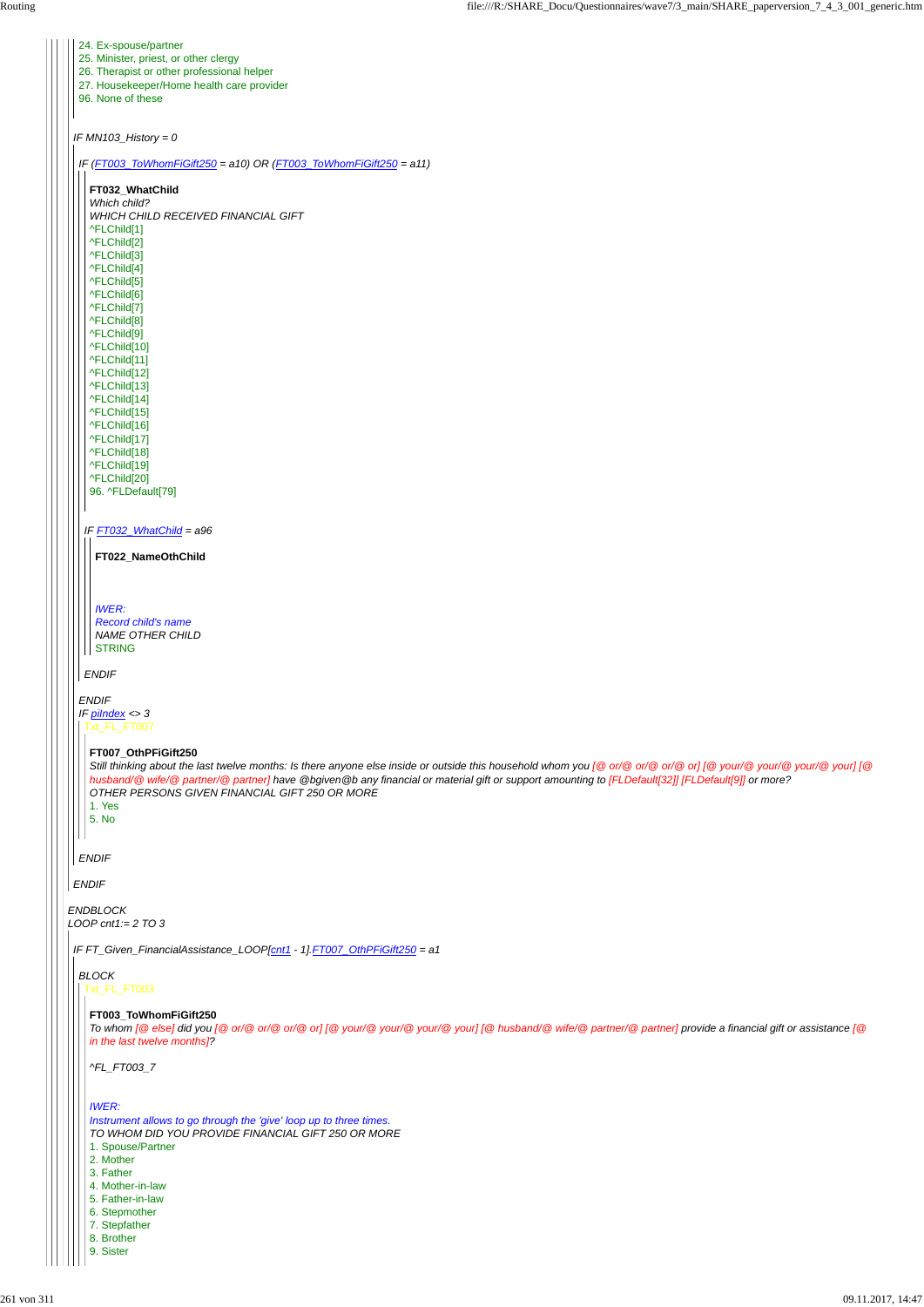24. Ex-spouse/partner
25. Minister, priest, or other clergy
26. Therapist or other professional helper
27. Housekeeper/Home health care provider
96. None of these

*IF MN103_History = 0*

*IF (FT003_ToWhomFiGift250 = a10) OR (FT003_ToWhomFiGift250 = a11)*

**FT032_WhatChild**
*Which child?*
*WHICH CHILD RECEIVED FINANCIAL GIFT*
^FLChild[1]
^FLChild[2]
^FLChild[3]
^FLChild[4]
^FLChild[5]
^FLChild[6]
^FLChild[7]
^FLChild[8]
^FLChild[9]
^FLChild[10]
^FLChild[11]
^FLChild[12]
^FLChild[13]
^FLChild[14]
^FLChild[15]
^FLChild[16]
^FLChild[17]
^FLChild[18]
^FLChild[19]
^FLChild[20]
96. ^FLDefault[79]

*IF FT032_WhatChild = a96*

**FT022_NameOthChild**

*IWER:*
*Record child's name*
*NAME OTHER CHILD*
STRING

*ENDIF*

*ENDIF*
*IF piIndex <> 3*
Txt_FL_FT007

**FT007_OthPFiGift250**
*Still thinking about the last twelve months: Is there anyone else inside or outside this household whom you [@ or/@ or/@ or/@ or] [@ your/@ your/@ your/@ your] [@ husband/@ wife/@ partner/@ partner] have @bgiven@b any financial or material gift or support amounting to [FLDefault[32]] [FLDefault[9]] or more?*
*OTHER PERSONS GIVEN FINANCIAL GIFT 250 OR MORE*
1. Yes
5. No

*ENDIF*

*ENDIF*

*ENDBLOCK*
*LOOP cnt1:= 2 TO 3*

*IF FT_Given_FinancialAssistance_LOOP[cnt1 - 1].FT007_OthPFiGift250 = a1*

*BLOCK*
Txt_FL_FT003

**FT003_ToWhomFiGift250**
*To whom [@ else] did you [@ or/@ or/@ or/@ or] [@ your/@ your/@ your/@ your] [@ husband/@ wife/@ partner/@ partner] provide a financial gift or assistance [@ in the last twelve months]?*

*^FL_FT003_7*

*IWER:*
*Instrument allows to go through the 'give' loop up to three times.*
*TO WHOM DID YOU PROVIDE FINANCIAL GIFT 250 OR MORE*
1. Spouse/Partner
2. Mother
3. Father
4. Mother-in-law
5. Father-in-law
6. Stepmother
7. Stepfather
8. Brother
9. Sister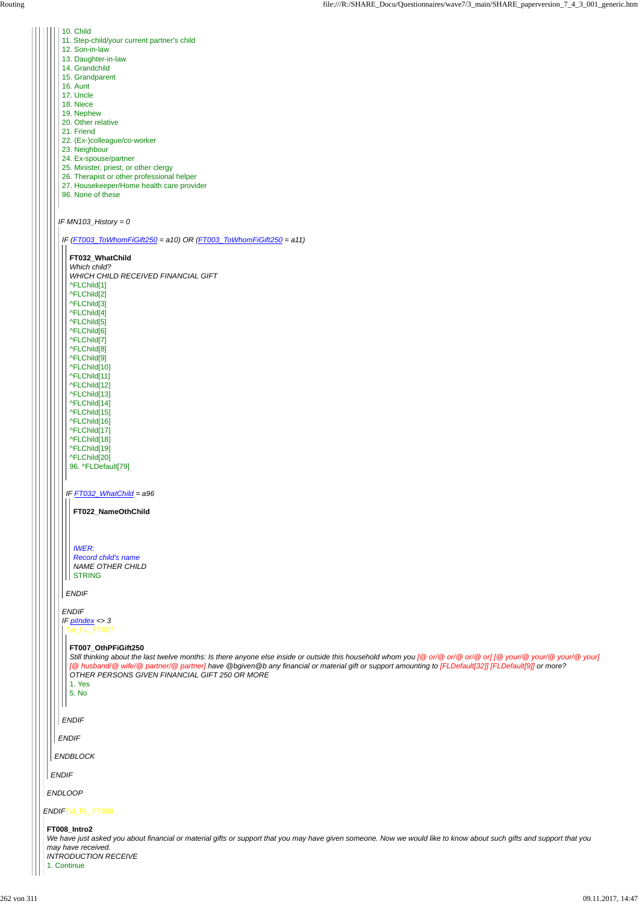10. Child
11. Step-child/your current partner's child
12. Son-in-law
13. Daughter-in-law
14. Grandchild
15. Grandparent
16. Aunt
17. Uncle
18. Niece
19. Nephew
20. Other relative
21. Friend
22. (Ex-)colleague/co-worker
23. Neighbour
24. Ex-spouse/partner
25. Minister, priest, or other clergy
26. Therapist or other professional helper
27. Housekeeper/Home health care provider
96. None of these

*IF MN103_History = 0*

*IF (FT003_ToWhomFiGift250 = a10) OR (FT003_ToWhomFiGift250 = a11)*

**FT032_WhatChild**
*Which child?*
*WHICH CHILD RECEIVED FINANCIAL GIFT*
^FLChild[1]
^FLChild[2]
^FLChild[3]
^FLChild[4]
^FLChild[5]
^FLChild[6]
^FLChild[7]
^FLChild[8]
^FLChild[9]
^FLChild[10]
^FLChild[11]
^FLChild[12]
^FLChild[13]
^FLChild[14]
^FLChild[15]
^FLChild[16]
^FLChild[17]
^FLChild[18]
^FLChild[19]
^FLChild[20]
96. ^FLDefault[79]

*IF FT032_WhatChild = a96*

**FT022_NameOthChild**

*IWER:*
*Record child's name*
*NAME OTHER CHILD*
STRING

*ENDIF*

*ENDIF*
*IF piIndex <> 3*
Txt_FL_FT007

**FT007_OthPFiGift250**
*Still thinking about the last twelve months: Is there anyone else inside or outside this household whom you [@ or/@ or/@ or/@ or] [@ your/@ your/@ your/@ your] [@ husband/@ wife/@ partner/@ partner] have @bgiven@b any financial or material gift or support amounting to [FLDefault[32]] [FLDefault[9]] or more?*
*OTHER PERSONS GIVEN FINANCIAL GIFT 250 OR MORE*
1. Yes
5. No

*ENDIF*

*ENDIF*

*ENDBLOCK*

*ENDIF*

*ENDLOOP*

*ENDIF*Txt_FL_FT008

**FT008_Intro2**
*We have just asked you about financial or material gifts or support that you may have given someone. Now we would like to know about such gifts and support that you may have received.*
*INTRODUCTION RECEIVE*
1. Continue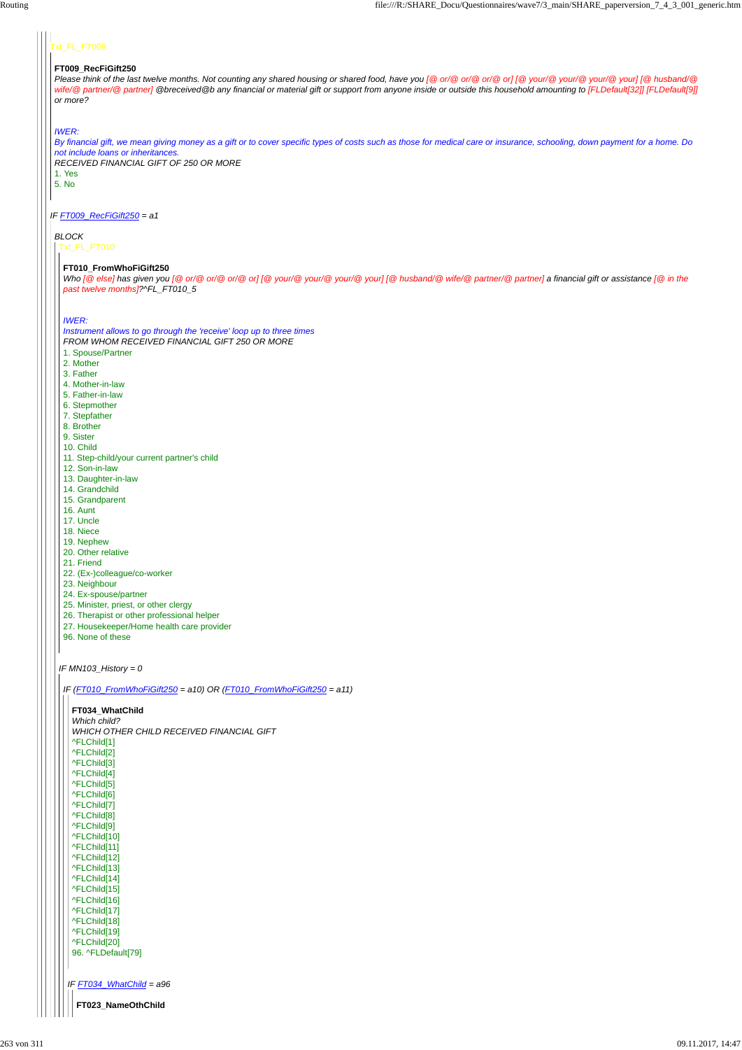Txt_FL_FT009

**FT009_RecFiGift250**

*Please think of the last twelve months. Not counting any shared housing or shared food, have you [@ or/@ or/@ or/@ or] [@ your/@ your/@ your/@ your] [@ husband/@ wife/@ partner/@ partner] @breceived@b any financial or material gift or support from anyone inside or outside this household amounting to [FLDefault[32]] [FLDefault[9]] or more?*

*IWER:*

*By financial gift, we mean giving money as a gift or to cover specific types of costs such as those for medical care or insurance, schooling, down payment for a home. Do not include loans or inheritances.*

*RECEIVED FINANCIAL GIFT OF 250 OR MORE*

1. Yes
5. No

*IF FT009_RecFiGift250 = a1*

*BLOCK*

Txt_FL_FT010

**FT010_FromWhoFiGift250**

*Who [@ else] has given you [@ or/@ or/@ or/@ or] [@ your/@ your/@ your/@ your] [@ husband/@ wife/@ partner/@ partner] a financial gift or assistance [@ in the past twelve months]?^FL_FT010_5*

*IWER:*

*Instrument allows to go through the 'receive' loop up to three times*

*FROM WHOM RECEIVED FINANCIAL GIFT 250 OR MORE*

1. Spouse/Partner
2. Mother
3. Father
4. Mother-in-law
5. Father-in-law
6. Stepmother
7. Stepfather
8. Brother
9. Sister
10. Child
11. Step-child/your current partner's child
12. Son-in-law
13. Daughter-in-law
14. Grandchild
15. Grandparent
16. Aunt
17. Uncle
18. Niece
19. Nephew
20. Other relative
21. Friend
22. (Ex-)colleague/co-worker
23. Neighbour
24. Ex-spouse/partner
25. Minister, priest, or other clergy
26. Therapist or other professional helper
27. Housekeeper/Home health care provider
96. None of these

*IF MN103_History = 0*

*IF (FT010_FromWhoFiGift250 = a10) OR (FT010_FromWhoFiGift250 = a11)*

**FT034_WhatChild**

*Which child?*

*WHICH OTHER CHILD RECEIVED FINANCIAL GIFT*

^FLChild[1]
^FLChild[2]
^FLChild[3]
^FLChild[4]
^FLChild[5]
^FLChild[6]
^FLChild[7]
^FLChild[8]
^FLChild[9]
^FLChild[10]
^FLChild[11]
^FLChild[12]
^FLChild[13]
^FLChild[14]
^FLChild[15]
^FLChild[16]
^FLChild[17]
^FLChild[18]
^FLChild[19]
^FLChild[20]
96. ^FLDefault[79]

*IF FT034_WhatChild = a96*

**FT023_NameOthChild**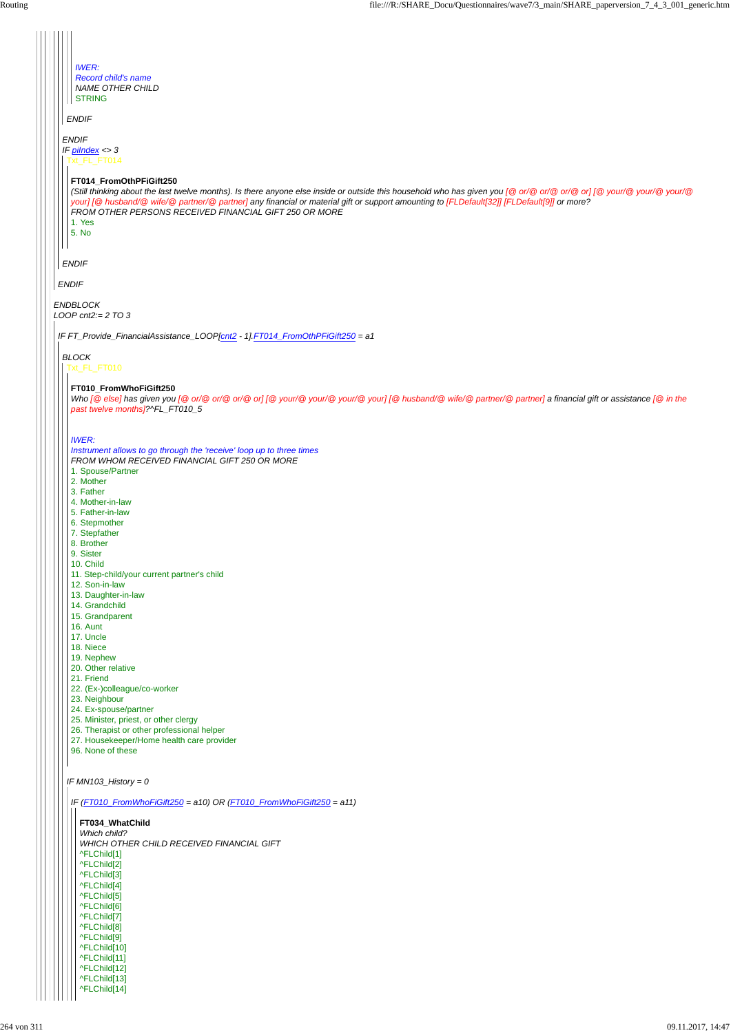*IWER:*
*Record child's name*
*NAME OTHER CHILD*
STRING

*ENDIF*

*ENDIF*
*IF piIndex <> 3*
Txt_FL_FT014

**FT014_FromOthPFiGift250**
*(Still thinking about the last twelve months). Is there anyone else inside or outside this household who has given you [@ or/@ or/@ or/@ or] [@ your/@ your/@ your/@ your] [@ husband/@ wife/@ partner/@ partner] any financial or material gift or support amounting to [FLDefault[32]] [FLDefault[9]] or more?*
*FROM OTHER PERSONS RECEIVED FINANCIAL GIFT 250 OR MORE*
1. Yes
5. No

*ENDIF*

*ENDIF*

*ENDBLOCK*
*LOOP cnt2:= 2 TO 3*

*IF FT_Provide_FinancialAssistance_LOOP[cnt2 - 1].FT014_FromOthPFiGift250 = a1*

*BLOCK*
Txt_FL_FT010

**FT010_FromWhoFiGift250**
*Who [@ else] has given you [@ or/@ or/@ or/@ or] [@ your/@ your/@ your/@ your] [@ husband/@ wife/@ partner/@ partner] a financial gift or assistance [@ in the past twelve months]?^FL_FT010_5*

*IWER:*
*Instrument allows to go through the 'receive' loop up to three times*
*FROM WHOM RECEIVED FINANCIAL GIFT 250 OR MORE*
1. Spouse/Partner
2. Mother
3. Father
4. Mother-in-law
5. Father-in-law
6. Stepmother
7. Stepfather
8. Brother
9. Sister
10. Child
11. Step-child/your current partner's child
12. Son-in-law
13. Daughter-in-law
14. Grandchild
15. Grandparent
16. Aunt
17. Uncle
18. Niece
19. Nephew
20. Other relative
21. Friend
22. (Ex-)colleague/co-worker
23. Neighbour
24. Ex-spouse/partner
25. Minister, priest, or other clergy
26. Therapist or other professional helper
27. Housekeeper/Home health care provider
96. None of these

*IF MN103_History = 0*

*IF (FT010_FromWhoFiGift250 = a10) OR (FT010_FromWhoFiGift250 = a11)*

**FT034_WhatChild**
*Which child?*
*WHICH OTHER CHILD RECEIVED FINANCIAL GIFT*
^FLChild[1]
^FLChild[2]
^FLChild[3]
^FLChild[4]
^FLChild[5]
^FLChild[6]
^FLChild[7]
^FLChild[8]
^FLChild[9]
^FLChild[10]
^FLChild[11]
^FLChild[12]
^FLChild[13]
^FLChild[14]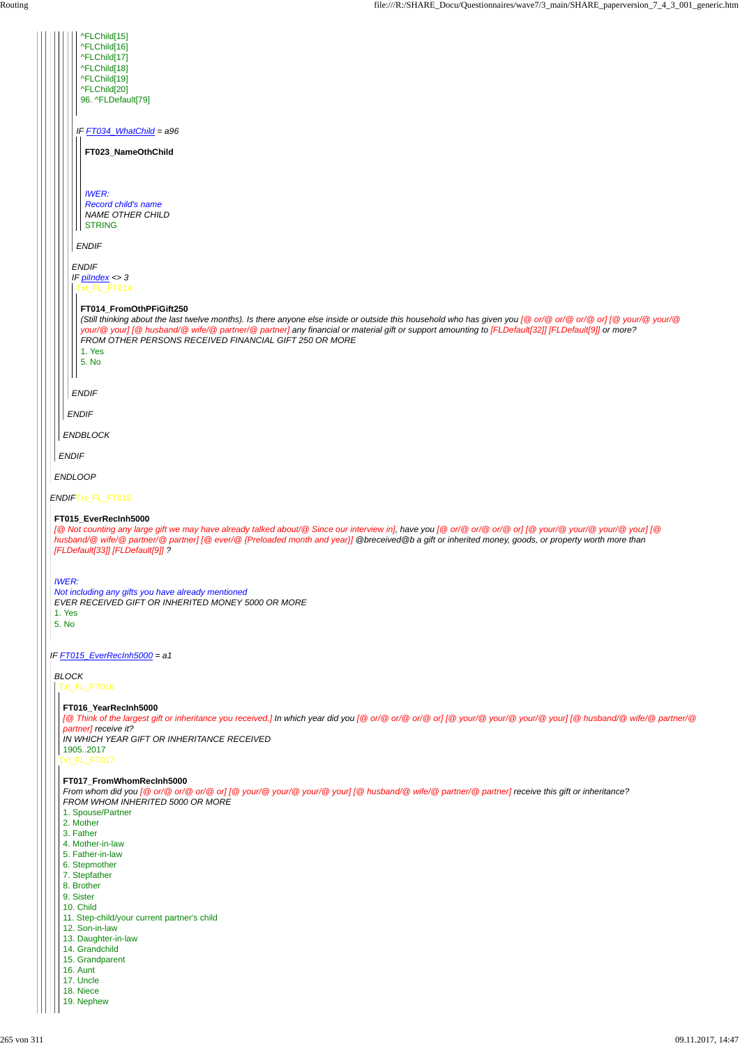^FLChild[15]
^FLChild[16]
^FLChild[17]
^FLChild[18]
^FLChild[19]
^FLChild[20]
96. ^FLDefault[79]

*IF FT034_WhatChild = a96*

**FT023_NameOthChild**

*IWER:*
*Record child's name*
*NAME OTHER CHILD*
STRING

*ENDIF*

*ENDIF*
*IF piIndex <> 3*
Txt_FL_FT014

**FT014_FromOthPFiGift250**
*(Still thinking about the last twelve months). Is there anyone else inside or outside this household who has given you [@ or/@ or/@ or/@ or] [@ your/@ your/@ your/@ your] [@ husband/@ wife/@ partner/@ partner] any financial or material gift or support amounting to [FLDefault[32]] [FLDefault[9]] or more?*
*FROM OTHER PERSONS RECEIVED FINANCIAL GIFT 250 OR MORE*
1. Yes
5. No

*ENDIF*

*ENDIF*

*ENDBLOCK*

*ENDIF*

*ENDLOOP*

*ENDIF*Txt_FL_FT015

**FT015_EverRecInh5000**
*[@ Not counting any large gift we may have already talked about/@ Since our interview in], have you [@ or/@ or/@ or/@ or] [@ your/@ your/@ your/@ your] [@ husband/@ wife/@ partner/@ partner] [@ ever/@ {Preloaded month and year}] @breceived@b a gift or inherited money, goods, or property worth more than [FLDefault[33]] [FLDefault[9]] ?*

*IWER:*
*Not including any gifts you have already mentioned*
*EVER RECEIVED GIFT OR INHERITED MONEY 5000 OR MORE*
1. Yes
5. No

*IF FT015_EverRecInh5000 = a1*

*BLOCK*
Txt_FL_FT016

**FT016_YearRecInh5000**
*[@ Think of the largest gift or inheritance you received.] In which year did you [@ or/@ or/@ or/@ or] [@ your/@ your/@ your/@ your] [@ husband/@ wife/@ partner/@ partner] receive it?*
*IN WHICH YEAR GIFT OR INHERITANCE RECEIVED*
1905..2017
Txt_FL_FT017

**FT017_FromWhomRecInh5000**
*From whom did you [@ or/@ or/@ or/@ or] [@ your/@ your/@ your/@ your] [@ husband/@ wife/@ partner/@ partner] receive this gift or inheritance?*
*FROM WHOM INHERITED 5000 OR MORE*
1. Spouse/Partner
2. Mother
3. Father
4. Mother-in-law
5. Father-in-law
6. Stepmother
7. Stepfather
8. Brother
9. Sister
10. Child
11. Step-child/your current partner's child
12. Son-in-law
13. Daughter-in-law
14. Grandchild
15. Grandparent
16. Aunt
17. Uncle
18. Niece
19. Nephew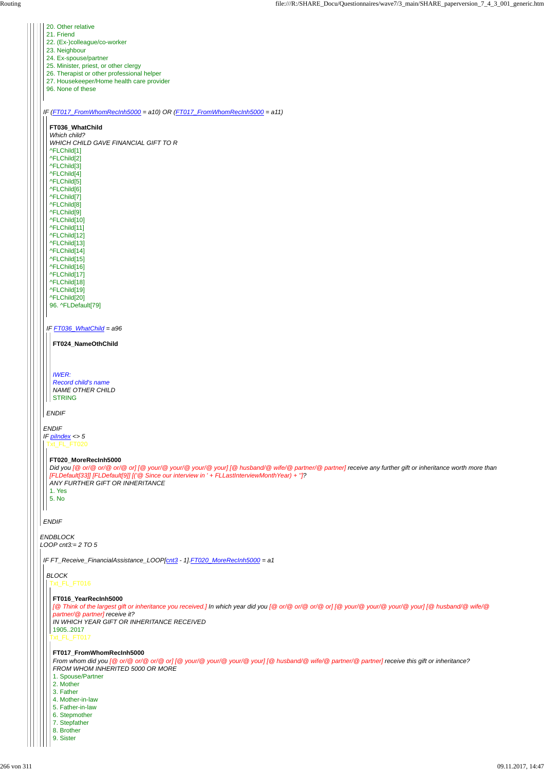20. Other relative
21. Friend
22. (Ex-)colleague/co-worker
23. Neighbour
24. Ex-spouse/partner
25. Minister, priest, or other clergy
26. Therapist or other professional helper
27. Housekeeper/Home health care provider
96. None of these

*IF (FT017_FromWhomRecInh5000 = a10) OR (FT017_FromWhomRecInh5000 = a11)*

**FT036_WhatChild**
*Which child?*
*WHICH CHILD GAVE FINANCIAL GIFT TO R*
^FLChild[1]
^FLChild[2]
^FLChild[3]
^FLChild[4]
^FLChild[5]
^FLChild[6]
^FLChild[7]
^FLChild[8]
^FLChild[9]
^FLChild[10]
^FLChild[11]
^FLChild[12]
^FLChild[13]
^FLChild[14]
^FLChild[15]
^FLChild[16]
^FLChild[17]
^FLChild[18]
^FLChild[19]
^FLChild[20]
96. ^FLDefault[79]

*IF FT036_WhatChild = a96*

**FT024_NameOthChild**

*IWER:*
*Record child's name*
*NAME OTHER CHILD*
STRING

*ENDIF*

*ENDIF*
*IF piIndex <> 5*
Txt_FL_FT020

**FT020_MoreRecInh5000**
*Did you [@ or/@ or/@ or/@ or] [@ your/@ your/@ your/@ your] [@ husband/@ wife/@ partner/@ partner] receive any further gift or inheritance worth more than [FLDefault[33]] [FLDefault[9]] [('@ Since our interview in ' + FLLastInterviewMonthYear) + '']?*
*ANY FURTHER GIFT OR INHERITANCE*
1. Yes
5. No

*ENDIF*

*ENDBLOCK*
*LOOP cnt3:= 2 TO 5*

*IF FT_Receive_FinancialAssistance_LOOP[cnt3 - 1].FT020_MoreRecInh5000 = a1*

*BLOCK*
Txt_FL_FT016

**FT016_YearRecInh5000**
*[@ Think of the largest gift or inheritance you received.] In which year did you [@ or/@ or/@ or/@ or] [@ your/@ your/@ your/@ your] [@ husband/@ wife/@ partner/@ partner] receive it?*
*IN WHICH YEAR GIFT OR INHERITANCE RECEIVED*
1905..2017
Txt_FL_FT017

**FT017_FromWhomRecInh5000**
*From whom did you [@ or/@ or/@ or/@ or] [@ your/@ your/@ your/@ your] [@ husband/@ wife/@ partner/@ partner] receive this gift or inheritance?*
*FROM WHOM INHERITED 5000 OR MORE*
1. Spouse/Partner
2. Mother
3. Father
4. Mother-in-law
5. Father-in-law
6. Stepmother
7. Stepfather
8. Brother
9. Sister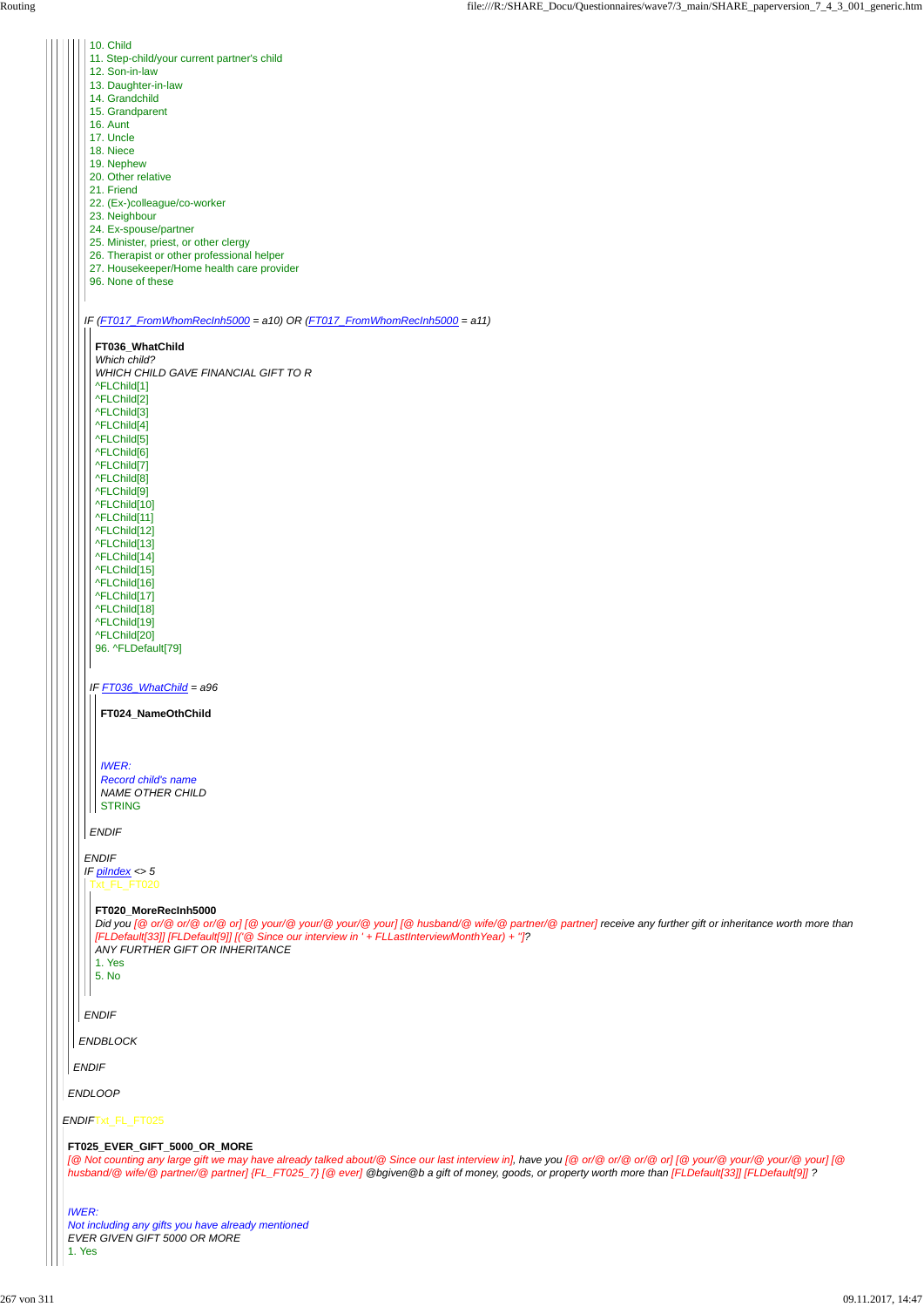10. Child
11. Step-child/your current partner's child
12. Son-in-law
13. Daughter-in-law
14. Grandchild
15. Grandparent
16. Aunt
17. Uncle
18. Niece
19. Nephew
20. Other relative
21. Friend
22. (Ex-)colleague/co-worker
23. Neighbour
24. Ex-spouse/partner
25. Minister, priest, or other clergy
26. Therapist or other professional helper
27. Housekeeper/Home health care provider
96. None of these

*IF (FT017_FromWhomRecInh5000 = a10) OR (FT017_FromWhomRecInh5000 = a11)*

**FT036_WhatChild**
*Which child?*
*WHICH CHILD GAVE FINANCIAL GIFT TO R*
^FLChild[1]
^FLChild[2]
^FLChild[3]
^FLChild[4]
^FLChild[5]
^FLChild[6]
^FLChild[7]
^FLChild[8]
^FLChild[9]
^FLChild[10]
^FLChild[11]
^FLChild[12]
^FLChild[13]
^FLChild[14]
^FLChild[15]
^FLChild[16]
^FLChild[17]
^FLChild[18]
^FLChild[19]
^FLChild[20]
96. ^FLDefault[79]

*IF FT036_WhatChild = a96*

**FT024_NameOthChild**

*IWER:*
*Record child's name*
*NAME OTHER CHILD*
STRING

*ENDIF*

*ENDIF*
*IF piIndex <> 5*
Txt_FL_FT020

**FT020_MoreRecInh5000**
*Did you [@ or/@ or/@ or/@ or] [@ your/@ your/@ your/@ your] [@ husband/@ wife/@ partner/@ partner] receive any further gift or inheritance worth more than [FLDefault[33]] [FLDefault[9]] [('@ Since our interview in ' + FLLastInterviewMonthYear) + '']?*
*ANY FURTHER GIFT OR INHERITANCE*
1. Yes
5. No

*ENDIF*

*ENDBLOCK*

*ENDIF*

*ENDLOOP*

*ENDIF* Txt_FL_FT025

**FT025_EVER_GIFT_5000_OR_MORE**
*[@ Not counting any large gift we may have already talked about/@ Since our last interview in], have you [@ or/@ or/@ or/@ or] [@ your/@ your/@ your/@ your] [@ husband/@ wife/@ partner/@ partner] {FL_FT025_7} [@ ever] @bgiven@b a gift of money, goods, or property worth more than [FLDefault[33]] [FLDefault[9]] ?*

*IWER:*
*Not including any gifts you have already mentioned*
*EVER GIVEN GIFT 5000 OR MORE*
1. Yes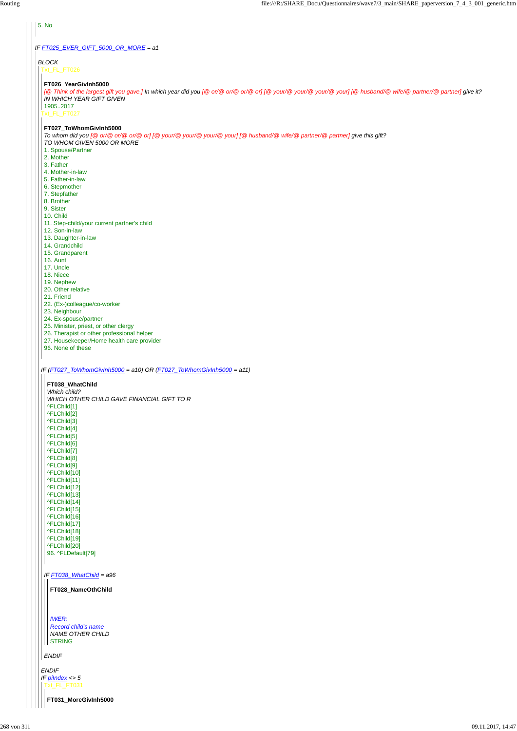5. No

*IF FT025_EVER_GIFT_5000_OR_MORE = a1*

*BLOCK*

Txt_FL_FT026

**FT026_YearGivInh5000**

*[@ Think of the largest gift you gave.] In which year did you [@ or/@ or/@ or/@ or] [@ your/@ your/@ your/@ your] [@ husband/@ wife/@ partner/@ partner] give it?*

*IN WHICH YEAR GIFT GIVEN*

1905..2017

Txt_FL_FT027

**FT027_ToWhomGivInh5000**

*To whom did you [@ or/@ or/@ or/@ or] [@ your/@ your/@ your/@ your] [@ husband/@ wife/@ partner/@ partner] give this gift?*

*TO WHOM GIVEN 5000 OR MORE*

1. Spouse/Partner
2. Mother
3. Father
4. Mother-in-law
5. Father-in-law
6. Stepmother
7. Stepfather
8. Brother
9. Sister
10. Child
11. Step-child/your current partner's child
12. Son-in-law
13. Daughter-in-law
14. Grandchild
15. Grandparent
16. Aunt
17. Uncle
18. Niece
19. Nephew
20. Other relative
21. Friend
22. (Ex-)colleague/co-worker
23. Neighbour
24. Ex-spouse/partner
25. Minister, priest, or other clergy
26. Therapist or other professional helper
27. Housekeeper/Home health care provider
96. None of these

*IF (FT027_ToWhomGivInh5000 = a10) OR (FT027_ToWhomGivInh5000 = a11)*

**FT038_WhatChild**

*Which child?*

*WHICH OTHER CHILD GAVE FINANCIAL GIFT TO R*

^FLChild[1]
^FLChild[2]
^FLChild[3]
^FLChild[4]
^FLChild[5]
^FLChild[6]
^FLChild[7]
^FLChild[8]
^FLChild[9]
^FLChild[10]
^FLChild[11]
^FLChild[12]
^FLChild[13]
^FLChild[14]
^FLChild[15]
^FLChild[16]
^FLChild[17]
^FLChild[18]
^FLChild[19]
^FLChild[20]
96. ^FLDefault[79]

*IF FT038_WhatChild = a96*

**FT028_NameOthChild**

*IWER:*
*Record child's name*
*NAME OTHER CHILD*
STRING

*ENDIF*

*ENDIF*

*IF piIndex <> 5*

Txt_FL_FT031

**FT031_MoreGivInh5000**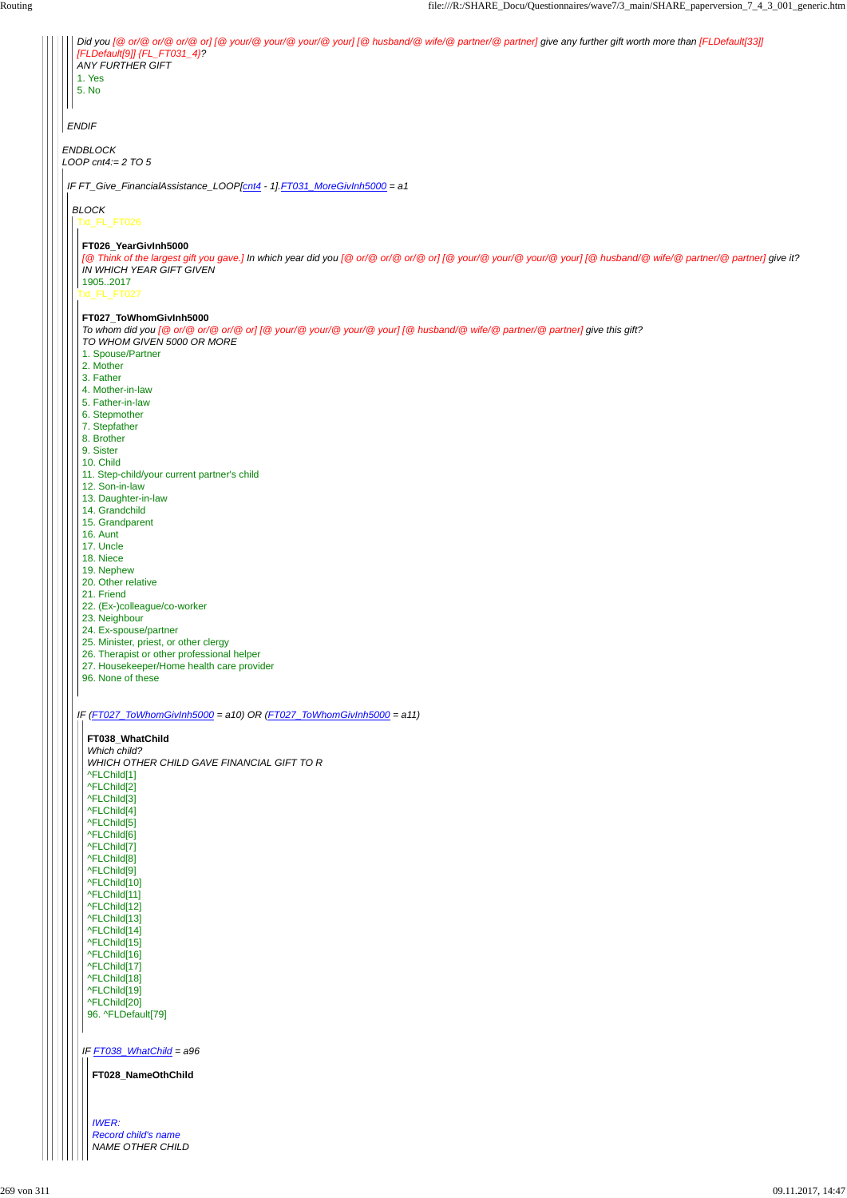*Did you [@ or/@ or/@ or/@ or] [@ your/@ your/@ your/@ your] [@ husband/@ wife/@ partner/@ partner] give any further gift worth more than [FLDefault[33]] [FLDefault[9]] {FL_FT031_4}?*
*ANY FURTHER GIFT*
1. Yes
5. No

*ENDIF*

*ENDBLOCK*
*LOOP cnt4:= 2 TO 5*

*IF FT_Give_FinancialAssistance_LOOP[cnt4 - 1].FT031_MoreGivInh5000 = a1*

*BLOCK*
Txt_FL_FT026

**FT026_YearGivInh5000**
*[@ Think of the largest gift you gave.] In which year did you [@ or/@ or/@ or/@ or] [@ your/@ your/@ your/@ your] [@ husband/@ wife/@ partner/@ partner] give it?*
*IN WHICH YEAR GIFT GIVEN*
1905..2017
Txt_FL_FT027

**FT027_ToWhomGivInh5000**
*To whom did you [@ or/@ or/@ or/@ or] [@ your/@ your/@ your/@ your] [@ husband/@ wife/@ partner/@ partner] give this gift?*
*TO WHOM GIVEN 5000 OR MORE*
1. Spouse/Partner
2. Mother
3. Father
4. Mother-in-law
5. Father-in-law
6. Stepmother
7. Stepfather
8. Brother
9. Sister
10. Child
11. Step-child/your current partner's child
12. Son-in-law
13. Daughter-in-law
14. Grandchild
15. Grandparent
16. Aunt
17. Uncle
18. Niece
19. Nephew
20. Other relative
21. Friend
22. (Ex-)colleague/co-worker
23. Neighbour
24. Ex-spouse/partner
25. Minister, priest, or other clergy
26. Therapist or other professional helper
27. Housekeeper/Home health care provider
96. None of these

*IF (FT027_ToWhomGivInh5000 = a10) OR (FT027_ToWhomGivInh5000 = a11)*

**FT038_WhatChild**
*Which child?*
*WHICH OTHER CHILD GAVE FINANCIAL GIFT TO R*
^FLChild[1]
^FLChild[2]
^FLChild[3]
^FLChild[4]
^FLChild[5]
^FLChild[6]
^FLChild[7]
^FLChild[8]
^FLChild[9]
^FLChild[10]
^FLChild[11]
^FLChild[12]
^FLChild[13]
^FLChild[14]
^FLChild[15]
^FLChild[16]
^FLChild[17]
^FLChild[18]
^FLChild[19]
^FLChild[20]
96. ^FLDefault[79]

*IF FT038_WhatChild = a96*

**FT028_NameOthChild**

*IWER:*
*Record child's name*
*NAME OTHER CHILD*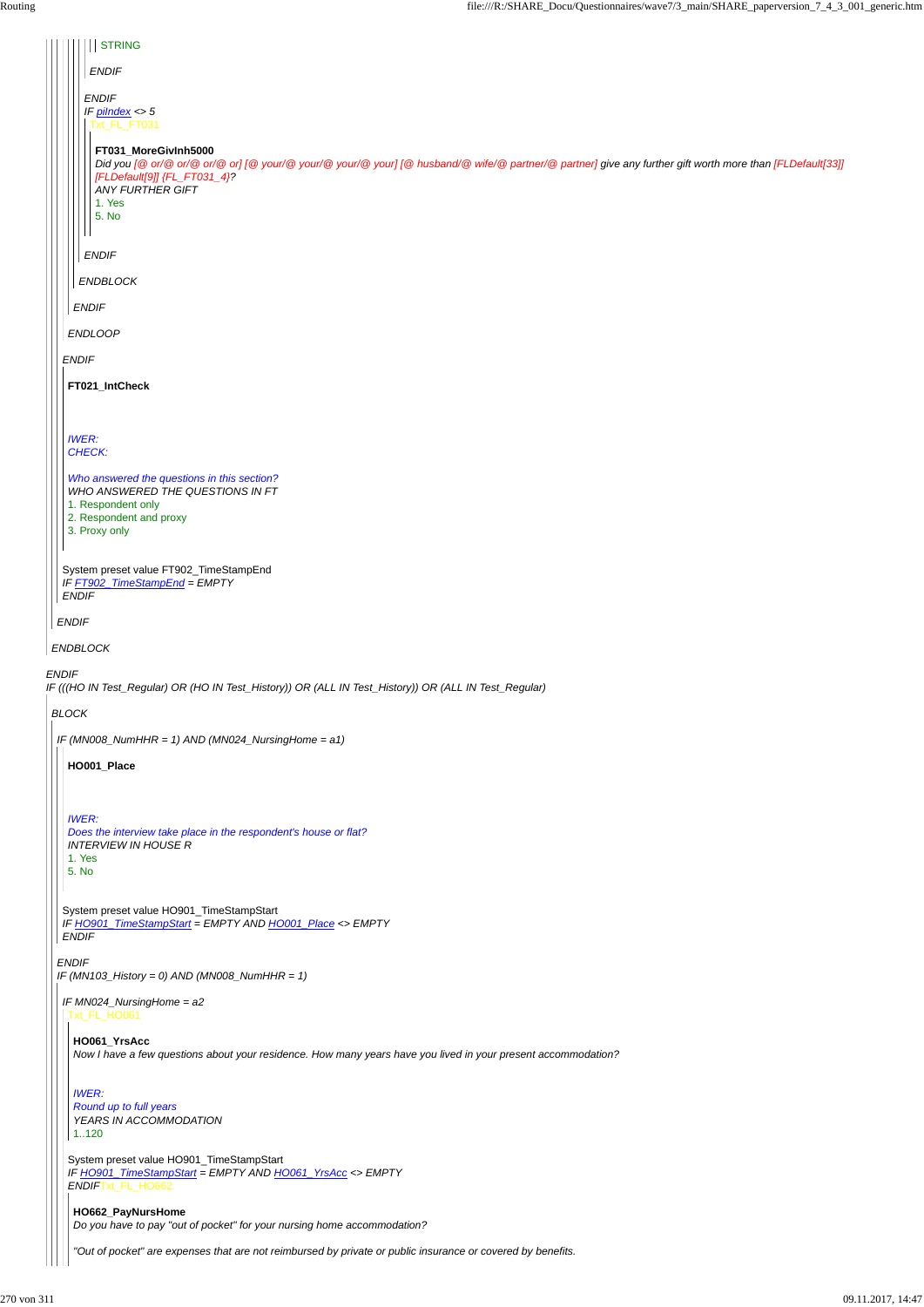STRING

*ENDIF*

*ENDIF*
*IF piIndex <> 5*
Txt_FL_FT031

**FT031_MoreGivInh5000**
*Did you [@ or/@ or/@ or/@ or] [@ your/@ your/@ your] [@ husband/@ wife/@ partner/@ partner] give any further gift worth more than [FLDefault[33]] [FLDefault[9]] {FL_FT031_4}?*
*ANY FURTHER GIFT*
1. Yes
5. No

*ENDIF*

*ENDBLOCK*

*ENDIF*

*ENDLOOP*

*ENDIF*

**FT021_IntCheck**

*IWER:*
*CHECK:*

*Who answered the questions in this section?*
*WHO ANSWERED THE QUESTIONS IN FT*
1. Respondent only
2. Respondent and proxy
3. Proxy only

System preset value FT902_TimeStampEnd
*IF FT902_TimeStampEnd = EMPTY*
*ENDIF*

*ENDIF*

*ENDBLOCK*

*ENDIF*
*IF (((HO IN Test_Regular) OR (HO IN Test_History)) OR (ALL IN Test_History)) OR (ALL IN Test_Regular)*

*BLOCK*

*IF (MN008_NumHHR = 1) AND (MN024_NursingHome = a1)*

**HO001_Place**

*IWER:*
*Does the interview take place in the respondent's house or flat?*
*INTERVIEW IN HOUSE R*
1. Yes
5. No

System preset value HO901_TimeStampStart
*IF HO901_TimeStampStart = EMPTY AND HO001_Place <> EMPTY*
*ENDIF*

*ENDIF*
*IF (MN103_History = 0) AND (MN008_NumHHR = 1)*

*IF MN024_NursingHome = a2*
Txt_FL_HO061

**HO061_YrsAcc**
*Now I have a few questions about your residence. How many years have you lived in your present accommodation?*

*IWER:*
*Round up to full years*
*YEARS IN ACCOMMODATION*
1..120

System preset value HO901_TimeStampStart
*IF HO901_TimeStampStart = EMPTY AND HO061_YrsAcc <> EMPTY*
*ENDIF*Txt_FL_HO662

**HO662_PayNursHome**
*Do you have to pay "out of pocket" for your nursing home accommodation?*

*"Out of pocket" are expenses that are not reimbursed by private or public insurance or covered by benefits.*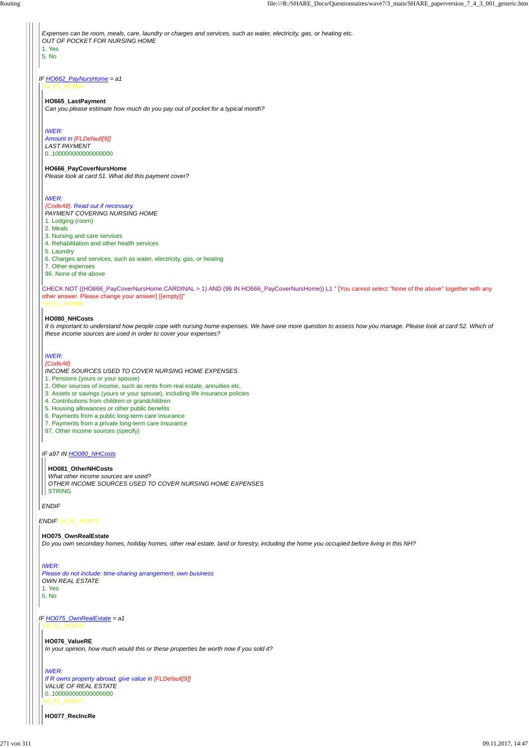*Expenses can be room, meals, care, laundry or charges and services, such as water, electricity, gas, or heating etc.*
*OUT OF POCKET FOR NURSING HOME*
1. Yes
5. No

*IF HO662_PayNursHome = a1*
Txt_FL_HO665

**HO665_LastPayment**
*Can you please estimate how much do you pay out of pocket for a typical month?*

*IWER:*
*Amount in [FLDefault[9]]*
*LAST PAYMENT*
0..1000000000000000000

**HO666_PayCoverNursHome**
*Please look at card 51. What did this payment cover?*

*IWER:*
*{CodeAll}. Read out if necessary.*
*PAYMENT COVERING NURSING HOME*
1. Lodging (room)
2. Meals
3. Nursing and care services
4. Rehabilitation and other health services
5. Laundry
6. Charges and services, such as water, electricity, gas, or heating
7. Other expenses
96. None of the above

CHECK NOT ((HO666_PayCoverNursHome.CARDINAL > 1) AND (96 IN HO666_PayCoverNursHome)) L1 " [You cannot select "None of the above" together with any other answer. Please change your answer] [{empty}]"
Txt_FL_HO080

**HO080_NHCosts**
*It is important to understand how people cope with nursing home expenses. We have one more question to assess how you manage. Please look at card 52. Which of these income sources are used in order to cover your expenses?*

*IWER:*
*{CodeAll}*
*INCOME SOURCES USED TO COVER NURSING HOME EXPENSES*
1. Pensions (yours or your spouse)
2. Other sources of income, such as rents from real estate, annuities etc.
3. Assets or savings (yours or your spouse), including life insurance policies
4. Contributions from children or grandchildren
5. Housing allowances or other public benefits
6. Payments from a public long-term care insurance
7. Payments from a private long-term care insurance
97. Other income sources (specify)

*IF a97 IN HO080_NHCosts*

**HO081_OtherNHCosts**
*What other income sources are used?*
*OTHER INCOME SOURCES USED TO COVER NURSING HOME EXPENSES*
STRING

*ENDIF*

*ENDIF* Txt_FL_HO075

**HO075_OwnRealEstate**
*Do you own secondary homes, holiday homes, other real estate, land or forestry, including the home you occupied before living in this NH?*

*IWER:*
*Please do not include: time-sharing arrangement, own business*
*OWN REAL ESTATE*
1. Yes
5. No

*IF HO075_OwnRealEstate = a1*
Txt_FL_HO076

**HO076_ValueRE**
*In your opinion, how much would this or these properties be worth now if you sold it?*

*IWER:*
*If R owns property abroad, give value in [FLDefault[9]]*
*VALUE OF REAL ESTATE*
0..1000000000000000000
Txt_FL_HO077

**HO077_RecIncRe**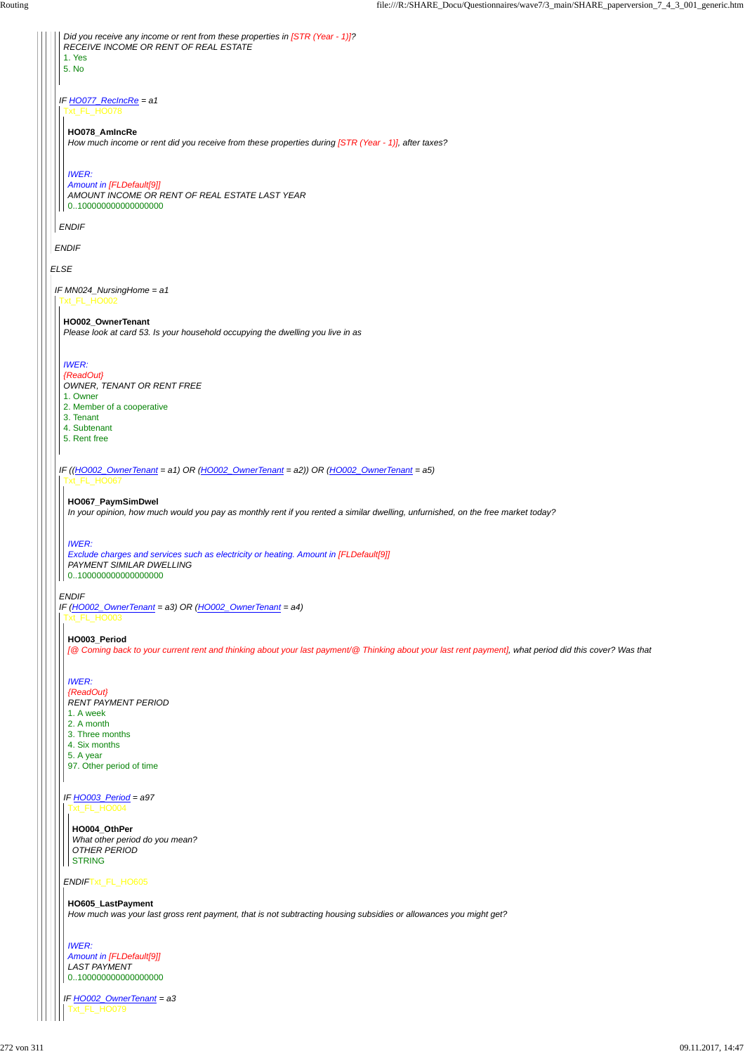Did you receive any income or rent from these properties in [STR (Year - 1)]?
RECEIVE INCOME OR RENT OF REAL ESTATE
1. Yes
5. No

IF HO077_RecIncRe = a1
Txt_FL_HO078

**HO078_AmIncRe**
How much income or rent did you receive from these properties during [STR (Year - 1)], after taxes?

IWER:
Amount in [FLDefault[9]]
AMOUNT INCOME OR RENT OF REAL ESTATE LAST YEAR
0..100000000000000000

ENDIF

ENDIF

ELSE

IF MN024_NursingHome = a1
Txt_FL_HO002

**HO002_OwnerTenant**
Please look at card 53. Is your household occupying the dwelling you live in as

IWER:
{ReadOut}
OWNER, TENANT OR RENT FREE
1. Owner
2. Member of a cooperative
3. Tenant
4. Subtenant
5. Rent free

IF ((HO002_OwnerTenant = a1) OR (HO002_OwnerTenant = a2)) OR (HO002_OwnerTenant = a5)
Txt_FL_HO067

**HO067_PaymSimDwel**
In your opinion, how much would you pay as monthly rent if you rented a similar dwelling, unfurnished, on the free market today?

IWER:
Exclude charges and services such as electricity or heating. Amount in [FLDefault[9]]
PAYMENT SIMILAR DWELLING
0..100000000000000000

ENDIF
IF (HO002_OwnerTenant = a3) OR (HO002_OwnerTenant = a4)
Txt_FL_HO003

**HO003_Period**
[@ Coming back to your current rent and thinking about your last payment/@ Thinking about your last rent payment], what period did this cover? Was that

IWER:
{ReadOut}
RENT PAYMENT PERIOD
1. A week
2. A month
3. Three months
4. Six months
5. A year
97. Other period of time

IF HO003_Period = a97
Txt_FL_HO004

**HO004_OthPer**
What other period do you mean?
OTHER PERIOD
STRING

ENDIFTxt_FL_HO605

**HO605_LastPayment**
How much was your last gross rent payment, that is not subtracting housing subsidies or allowances you might get?

IWER:
Amount in [FLDefault[9]]
LAST PAYMENT
0..100000000000000000

IF HO002_OwnerTenant = a3
Txt_FL_HO079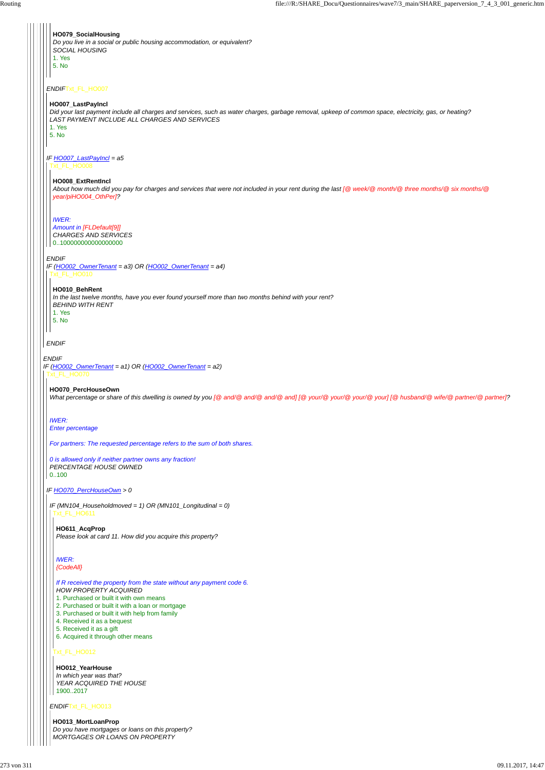**HO079_SocialHousing**
*Do you live in a social or public housing accommodation, or equivalent?*
*SOCIAL HOUSING*
1. Yes
5. No

*ENDIF*Txt_FL_HO007

**HO007_LastPayIncl**
*Did your last payment include all charges and services, such as water charges, garbage removal, upkeep of common space, electricity, gas, or heating?*
*LAST PAYMENT INCLUDE ALL CHARGES AND SERVICES*
1. Yes
5. No

*IF HO007_LastPayIncl = a5*
Txt_FL_HO008

**HO008_ExtRentIncl**
*About how much did you pay for charges and services that were not included in your rent during the last [@ week/@ month/@ three months/@ six months/@ year/piHO004_OthPer]?*

*IWER:*
*Amount in [FLDefault[9]]*
*CHARGES AND SERVICES*
0..1000000000000000000

*ENDIF*
*IF (HO002_OwnerTenant = a3) OR (HO002_OwnerTenant = a4)*
Txt_FL_HO010

**HO010_BehRent**
*In the last twelve months, have you ever found yourself more than two months behind with your rent?*
*BEHIND WITH RENT*
1. Yes
5. No

*ENDIF*

*ENDIF*
*IF (HO002_OwnerTenant = a1) OR (HO002_OwnerTenant = a2)*
Txt_FL_HO070

**HO070_PercHouseOwn**
*What percentage or share of this dwelling is owned by you [@ and/@ and/@ and/@ and] [@ your/@ your/@ your/@ your] [@ husband/@ wife/@ partner/@ partner]?*

*IWER:*
*Enter percentage*

*For partners: The requested percentage refers to the sum of both shares.*

*0 is allowed only if neither partner owns any fraction!*
*PERCENTAGE HOUSE OWNED*
0..100

*IF HO070_PercHouseOwn > 0*

*IF (MN104_Householdmoved = 1) OR (MN101_Longitudinal = 0)*
Txt_FL_HO611

**HO611_AcqProp**
*Please look at card 11. How did you acquire this property?*

*IWER:*
*{CodeAll}*

*If R received the property from the state without any payment code 6.*
*HOW PROPERTY ACQUIRED*
1. Purchased or built it with own means
2. Purchased or built it with a loan or mortgage
3. Purchased or built it with help from family
4. Received it as a bequest
5. Received it as a gift
6. Acquired it through other means

Txt_FL_HO012

**HO012_YearHouse**
*In which year was that?*
*YEAR ACQUIRED THE HOUSE*
1900..2017

*ENDIF*Txt_FL_HO013

**HO013_MortLoanProp**
*Do you have mortgages or loans on this property?*
*MORTGAGES OR LOANS ON PROPERTY*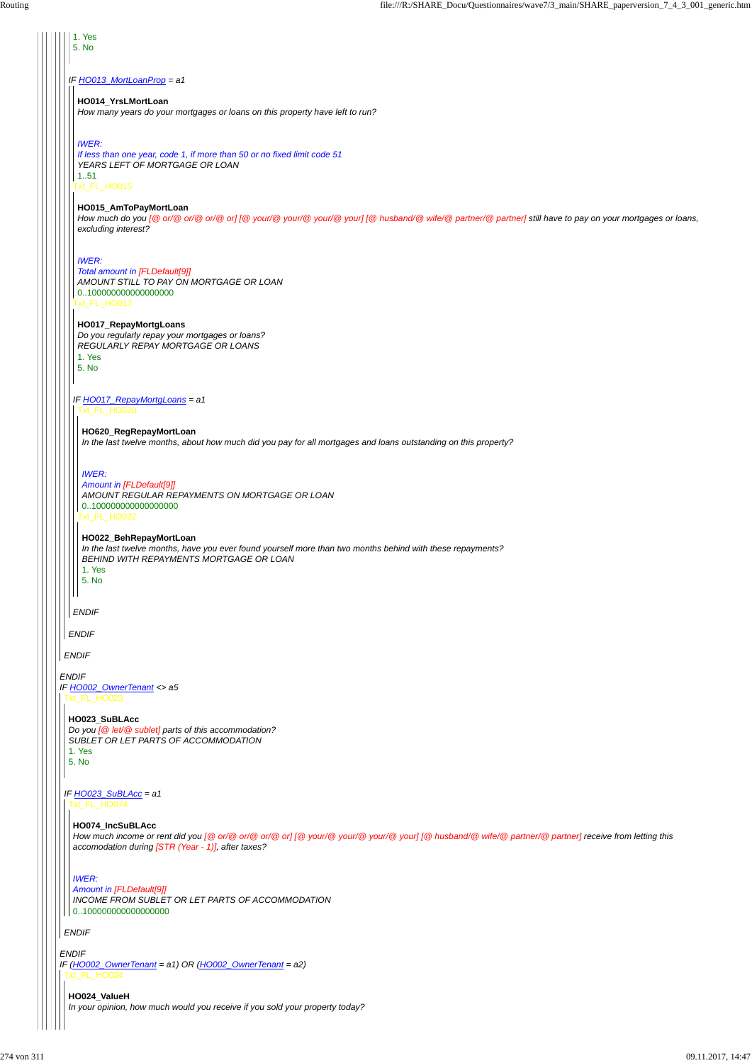1. Yes
5. No

IF HO013_MortLoanProp = a1

Txt_FL_HO014

**HO014_YrsLMortLoan**
*How many years do your mortgages or loans on this property have left to run?*

*IWER:*
*If less than one year, code 1, if more than 50 or no fixed limit code 51*
*YEARS LEFT OF MORTGAGE OR LOAN*
1..51

Txt_FL_HO015

**HO015_AmToPayMortLoan**
*How much do you [@ or/@ or/@ or/@ or] [@ your/@ your/@ your/@ your] [@ husband/@ wife/@ partner/@ partner] still have to pay on your mortgages or loans, excluding interest?*

*IWER:*
*Total amount in [FLDefault[9]]*
*AMOUNT STILL TO PAY ON MORTGAGE OR LOAN*
0..1000000000000000000

Txt_FL_HO017

**HO017_RepayMortgLoans**
*Do you regularly repay your mortgages or loans?*
*REGULARLY REPAY MORTGAGE OR LOANS*
1. Yes
5. No

IF HO017_RepayMortgLoans = a1

Txt_FL_HO620

**HO620_RegRepayMortLoan**
*In the last twelve months, about how much did you pay for all mortgages and loans outstanding on this property?*

*IWER:*
*Amount in [FLDefault[9]]*
*AMOUNT REGULAR REPAYMENTS ON MORTGAGE OR LOAN*
0..1000000000000000000

Txt_FL_HO022

**HO022_BehRepayMortLoan**
*In the last twelve months, have you ever found yourself more than two months behind with these repayments?*
*BEHIND WITH REPAYMENTS MORTGAGE OR LOAN*
1. Yes
5. No

ENDIF

ENDIF

ENDIF

ENDIF

IF HO002_OwnerTenant <> a5

Txt_FL_HO023

**HO023_SuBLAcc**
*Do you [@ let/@ sublet] parts of this accommodation?*
*SUBLET OR LET PARTS OF ACCOMMODATION*
1. Yes
5. No

IF HO023_SuBLAcc = a1

Txt_FL_HO074

**HO074_IncSuBLAcc**
*How much income or rent did you [@ or/@ or/@ or/@ or] [@ your/@ your/@ your/@ your] [@ husband/@ wife/@ partner/@ partner] receive from letting this accomodation during [STR (Year - 1)], after taxes?*

*IWER:*
*Amount in [FLDefault[9]]*
*INCOME FROM SUBLET OR LET PARTS OF ACCOMMODATION*
0..1000000000000000000

ENDIF

ENDIF

IF (HO002_OwnerTenant = a1) OR (HO002_OwnerTenant = a2)

Txt_FL_HO024

**HO024_ValueH**
*In your opinion, how much would you receive if you sold your property today?*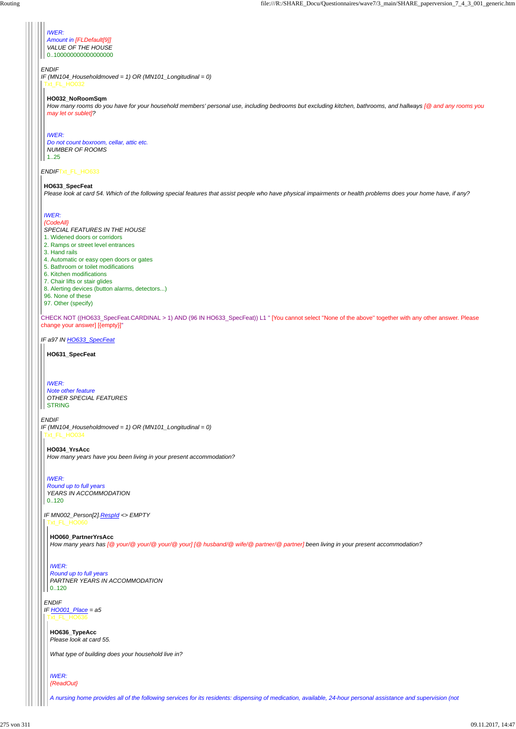*IWER:*
*Amount in [FLDefault[9]]*
*VALUE OF THE HOUSE*
0..1000000000000000000

*ENDIF*
*IF (MN104_Householdmoved = 1) OR (MN101_Longitudinal = 0)*

Txt_FL_HO032

**HO032_NoRoomSqm**
*How many rooms do you have for your household members' personal use, including bedrooms but excluding kitchen, bathrooms, and hallways [@ and any rooms you may let or sublet]?*

*IWER:*
*Do not count boxroom, cellar, attic etc.*
*NUMBER OF ROOMS*
1..25

*ENDIF*Txt_FL_HO633

**HO633_SpecFeat**
*Please look at card 54. Which of the following special features that assist people who have physical impairments or health problems does your home have, if any?*

*IWER:*
*{CodeAll}*
*SPECIAL FEATURES IN THE HOUSE*
1. Widened doors or corridors
2. Ramps or street level entrances
3. Hand rails
4. Automatic or easy open doors or gates
5. Bathroom or toilet modifications
6. Kitchen modifications
7. Chair lifts or stair glides
8. Alerting devices (button alarms, detectors...)
96. None of these
97. Other (specify)

CHECK NOT ((HO633_SpecFeat.CARDINAL > 1) AND (96 IN HO633_SpecFeat)) L1 " [You cannot select "None of the above" together with any other answer. Please change your answer] [{empty}]"

*IF a97 IN HO633_SpecFeat*

**HO631_SpecFeat**

*IWER:*
*Note other feature*
*OTHER SPECIAL FEATURES*
STRING

*ENDIF*
*IF (MN104_Householdmoved = 1) OR (MN101_Longitudinal = 0)*

Txt_FL_HO034

**HO034_YrsAcc**
*How many years have you been living in your present accommodation?*

*IWER:*
*Round up to full years*
*YEARS IN ACCOMMODATION*
0..120

*IF MN002_Person[2].RespId <> EMPTY*

Txt_FL_HO060

**HO060_PartnerYrsAcc**
*How many years has [@ your/@ your/@ your/@ your] [@ husband/@ wife/@ partner/@ partner] been living in your present accommodation?*

*IWER:*
*Round up to full years*
*PARTNER YEARS IN ACCOMMODATION*
0..120

*ENDIF*
*IF HO001_Place = a5*

Txt_FL_HO636

**HO636_TypeAcc**
*Please look at card 55.*

*What type of building does your household live in?*

*IWER:*
*{ReadOut}*

*A nursing home provides all of the following services for its residents: dispensing of medication, available, 24-hour personal assistance and supervision (not*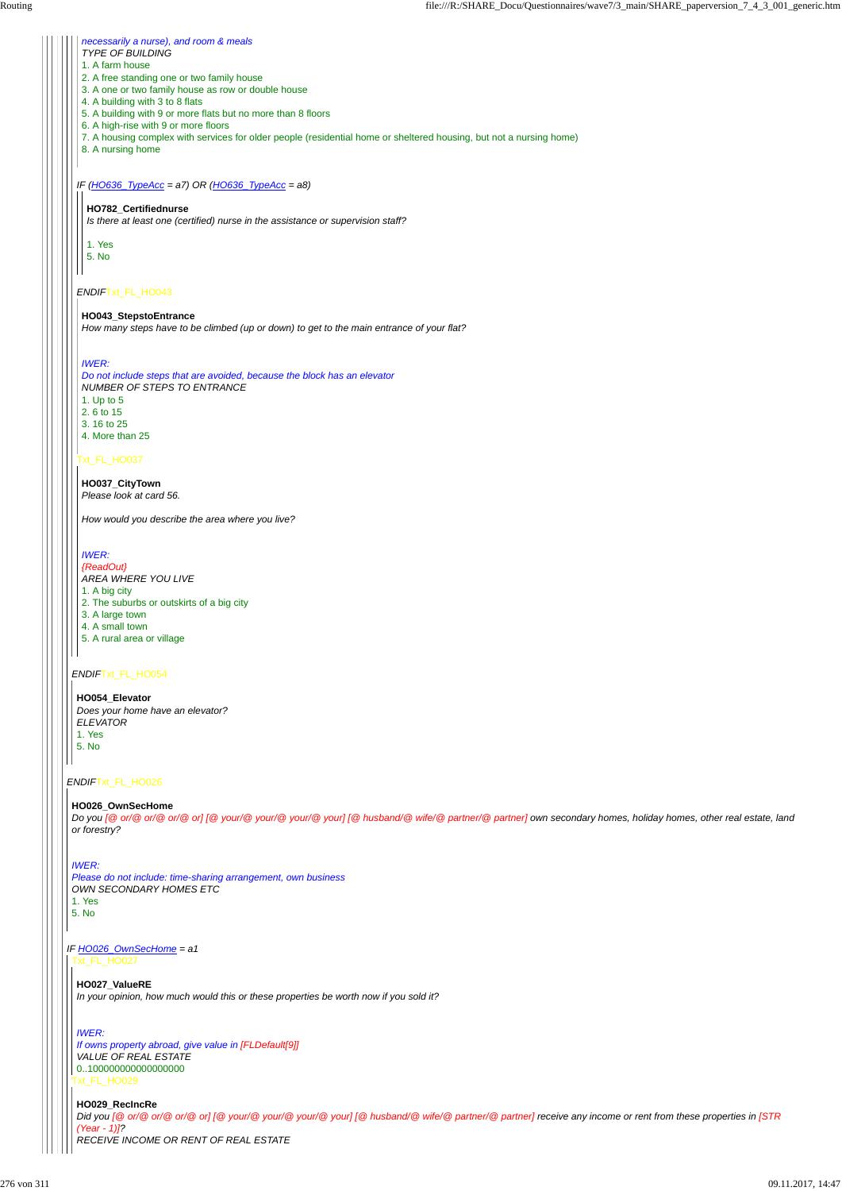*necessarily a nurse), and room & meals*
TYPE OF BUILDING
1. A farm house
2. A free standing one or two family house
3. A one or two family house as row or double house
4. A building with 3 to 8 flats
5. A building with 9 or more flats but no more than 8 floors
6. A high-rise with 9 or more floors
7. A housing complex with services for older people (residential home or sheltered housing, but not a nursing home)
8. A nursing home

*IF (HO636_TypeAcc = a7) OR (HO636_TypeAcc = a8)*

**HO782_Certifiednurse**
*Is there at least one (certified) nurse in the assistance or supervision staff?*

1. Yes
5. No

*ENDIF*Txt_FL_HO043

**HO043_StepstoEntrance**
*How many steps have to be climbed (up or down) to get to the main entrance of your flat?*

*IWER:*
*Do not include steps that are avoided, because the block has an elevator*
NUMBER OF STEPS TO ENTRANCE
1. Up to 5
2. 6 to 15
3. 16 to 25
4. More than 25

Txt_FL_HO037

**HO037_CityTown**
*Please look at card 56.*

*How would you describe the area where you live?*

*IWER:*
*{ReadOut}*
AREA WHERE YOU LIVE
1. A big city
2. The suburbs or outskirts of a big city
3. A large town
4. A small town
5. A rural area or village

*ENDIF*Txt_FL_HO054

**HO054_Elevator**
*Does your home have an elevator?*
ELEVATOR
1. Yes
5. No

*ENDIF*Txt_FL_HO026

**HO026_OwnSecHome**
*Do you [@ or/@ or/@ or/@ or] [@ your/@ your/@ your/@ your] [@ husband/@ wife/@ partner/@ partner] own secondary homes, holiday homes, other real estate, land or forestry?*

*IWER:*
*Please do not include: time-sharing arrangement, own business*
OWN SECONDARY HOMES ETC
1. Yes
5. No

*IF HO026_OwnSecHome = a1*
Txt_FL_HO027

**HO027_ValueRE**
*In your opinion, how much would this or these properties be worth now if you sold it?*

*IWER:*
*If owns property abroad, give value in [FLDefault[9]]*
VALUE OF REAL ESTATE
0..1000000000000000000
Txt_FL_HO029

**HO029_RecIncRe**
*Did you [@ or/@ or/@ or/@ or] [@ your/@ your/@ your/@ your] [@ husband/@ wife/@ partner/@ partner] receive any income or rent from these properties in [STR (Year - 1)]?*
RECEIVE INCOME OR RENT OF REAL ESTATE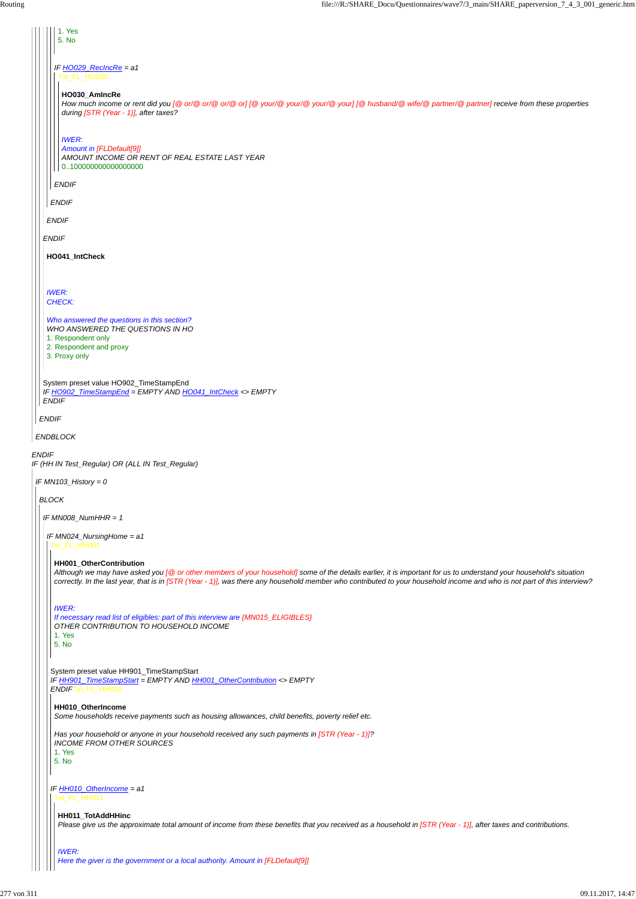1. Yes
5. No

IF HO029_RecIncRe = a1

Txt_FL_HO030

**HO030_AmIncRe**

*How much income or rent did you [@ or/@ or/@ or/@ or] [@ your/@ your/@ your] [@ husband/@ wife/@ partner/@ partner] receive from these properties during [STR (Year - 1)], after taxes?*

*IWER:*
*Amount in [FLDefault[9]]*
AMOUNT INCOME OR RENT OF REAL ESTATE LAST YEAR
0..100000000000000000

*ENDIF*

*ENDIF*

*ENDIF*

*ENDIF*

**HO041_IntCheck**

*IWER:*
*CHECK:*

*Who answered the questions in this section?*
WHO ANSWERED THE QUESTIONS IN HO
1. Respondent only
2. Respondent and proxy
3. Proxy only

System preset value HO902_TimeStampEnd
*IF HO902_TimeStampEnd = EMPTY AND HO041_IntCheck <> EMPTY*
*ENDIF*

*ENDIF*

*ENDBLOCK*

*ENDIF*
*IF (HH IN Test_Regular) OR (ALL IN Test_Regular)*

*IF MN103_History = 0*

*BLOCK*

*IF MN008_NumHHR = 1*

*IF MN024_NursingHome = a1*

Txt_FL_HH001

**HH001_OtherContribution**

*Although we may have asked you [@ or other members of your household] some of the details earlier, it is important for us to understand your household's situation correctly. In the last year, that is in [STR (Year - 1)], was there any household member who contributed to your household income and who is not part of this interview?*

*IWER:*
*If necessary read list of eligibles: part of this interview are {MN015_ELIGIBLES}*
OTHER CONTRIBUTION TO HOUSEHOLD INCOME
1. Yes
5. No

System preset value HH901_TimeStampStart
*IF HH901_TimeStampStart = EMPTY AND HH001_OtherContribution <> EMPTY*
*ENDIF*Txt_FL_HH010

**HH010_OtherIncome**

*Some households receive payments such as housing allowances, child benefits, poverty relief etc.*

*Has your household or anyone in your household received any such payments in [STR (Year - 1)]?*
INCOME FROM OTHER SOURCES
1. Yes
5. No

*IF HH010_OtherIncome = a1*

Txt_FL_HH011

**HH011_TotAddHHinc**

*Please give us the approximate total amount of income from these benefits that you received as a household in [STR (Year - 1)], after taxes and contributions.*

*IWER:*
*Here the giver is the government or a local authority. Amount in [FLDefault[9]]*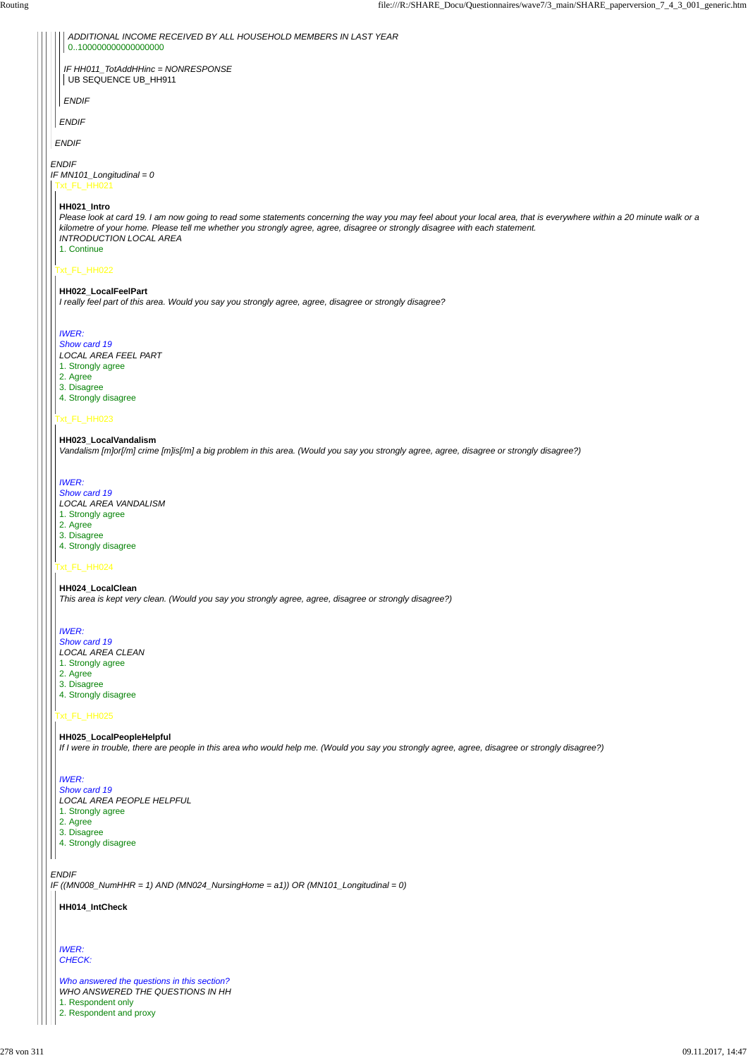*ADDITIONAL INCOME RECEIVED BY ALL HOUSEHOLD MEMBERS IN LAST YEAR*
0..1000000000000000000

*IF HH011_TotAddHHinc = NONRESPONSE*
UB SEQUENCE UB_HH911

*ENDIF*

*ENDIF*

*ENDIF*

*ENDIF*
*IF MN101_Longitudinal = 0*
Txt_FL_HH021

**HH021_Intro**
*Please look at card 19. I am now going to read some statements concerning the way you may feel about your local area, that is everywhere within a 20 minute walk or a kilometre of your home. Please tell me whether you strongly agree, agree, disagree or strongly disagree with each statement.*
*INTRODUCTION LOCAL AREA*
1. Continue

Txt_FL_HH022

**HH022_LocalFeelPart**
*I really feel part of this area. Would you say you strongly agree, agree, disagree or strongly disagree?*

*IWER:*
*Show card 19*
*LOCAL AREA FEEL PART*
1. Strongly agree
2. Agree
3. Disagree
4. Strongly disagree

Txt_FL_HH023

**HH023_LocalVandalism**
*Vandalism [m]or[/m] crime [m]is[/m] a big problem in this area. (Would you say you strongly agree, agree, disagree or strongly disagree?)*

*IWER:*
*Show card 19*
*LOCAL AREA VANDALISM*
1. Strongly agree
2. Agree
3. Disagree
4. Strongly disagree

Txt_FL_HH024

**HH024_LocalClean**
*This area is kept very clean. (Would you say you strongly agree, agree, disagree or strongly disagree?)*

*IWER:*
*Show card 19*
*LOCAL AREA CLEAN*
1. Strongly agree
2. Agree
3. Disagree
4. Strongly disagree

Txt_FL_HH025

**HH025_LocalPeopleHelpful**
*If I were in trouble, there are people in this area who would help me. (Would you say you strongly agree, agree, disagree or strongly disagree?)*

*IWER:*
*Show card 19*
*LOCAL AREA PEOPLE HELPFUL*
1. Strongly agree
2. Agree
3. Disagree
4. Strongly disagree

*ENDIF*
*IF ((MN008_NumHHR = 1) AND (MN024_NursingHome = a1)) OR (MN101_Longitudinal = 0)*

**HH014_IntCheck**

*IWER:*
*CHECK:*

*Who answered the questions in this section?*
*WHO ANSWERED THE QUESTIONS IN HH*
1. Respondent only
2. Respondent and proxy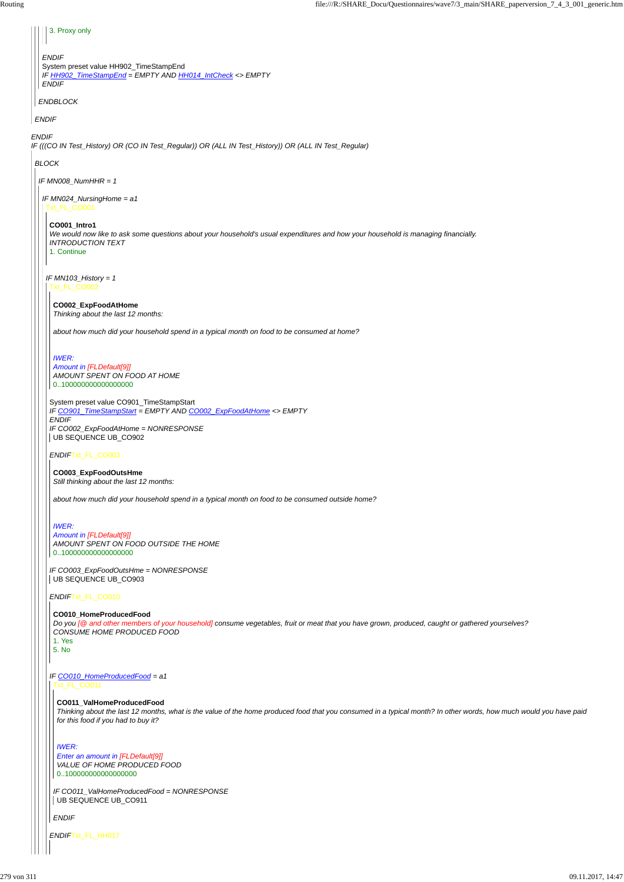3. Proxy only

*ENDIF*
System preset value HH902_TimeStampEnd
*IF HH902_TimeStampEnd = EMPTY AND HH014_IntCheck <> EMPTY*
*ENDIF*

*ENDBLOCK*

*ENDIF*

*ENDIF*
*IF (((CO IN Test_History) OR (CO IN Test_Regular)) OR (ALL IN Test_History)) OR (ALL IN Test_Regular)*

*BLOCK*

*IF MN008_NumHHR = 1*

*IF MN024_NursingHome = a1*
Txt_FL_CO001

**CO001_Intro1**
*We would now like to ask some questions about your household's usual expenditures and how your household is managing financially.*
*INTRODUCTION TEXT*
1. Continue

*IF MN103_History = 1*
Txt_FL_CO002

**CO002_ExpFoodAtHome**
*Thinking about the last 12 months:*

*about how much did your household spend in a typical month on food to be consumed at home?*

*IWER:*
*Amount in [FLDefault[9]]*
*AMOUNT SPENT ON FOOD AT HOME*
0..1000000000000000000

System preset value CO901_TimeStampStart
*IF CO901_TimeStampStart = EMPTY AND CO002_ExpFoodAtHome <> EMPTY*
*ENDIF*
*IF CO002_ExpFoodAtHome = NONRESPONSE*
UB SEQUENCE UB_CO902

*ENDIF*Txt_FL_CO003

**CO003_ExpFoodOutsHme**
*Still thinking about the last 12 months:*

*about how much did your household spend in a typical month on food to be consumed outside home?*

*IWER:*
*Amount in [FLDefault[9]]*
*AMOUNT SPENT ON FOOD OUTSIDE THE HOME*
0..1000000000000000000

*IF CO003_ExpFoodOutsHme = NONRESPONSE*
UB SEQUENCE UB_CO903

*ENDIF*Txt_FL_CO010

**CO010_HomeProducedFood**
*Do you [@ and other members of your household] consume vegetables, fruit or meat that you have grown, produced, caught or gathered yourselves?*
*CONSUME HOME PRODUCED FOOD*
1. Yes
5. No

*IF CO010_HomeProducedFood = a1*
Txt_FL_CO011

**CO011_ValHomeProducedFood**
*Thinking about the last 12 months, what is the value of the home produced food that you consumed in a typical month? In other words, how much would you have paid for this food if you had to buy it?*

*IWER:*
*Enter an amount in [FLDefault[9]]*
*VALUE OF HOME PRODUCED FOOD*
0..1000000000000000000

*IF CO011_ValHomeProducedFood = NONRESPONSE*
UB SEQUENCE UB_CO911

*ENDIF*

*ENDIF*Txt_FL_HH017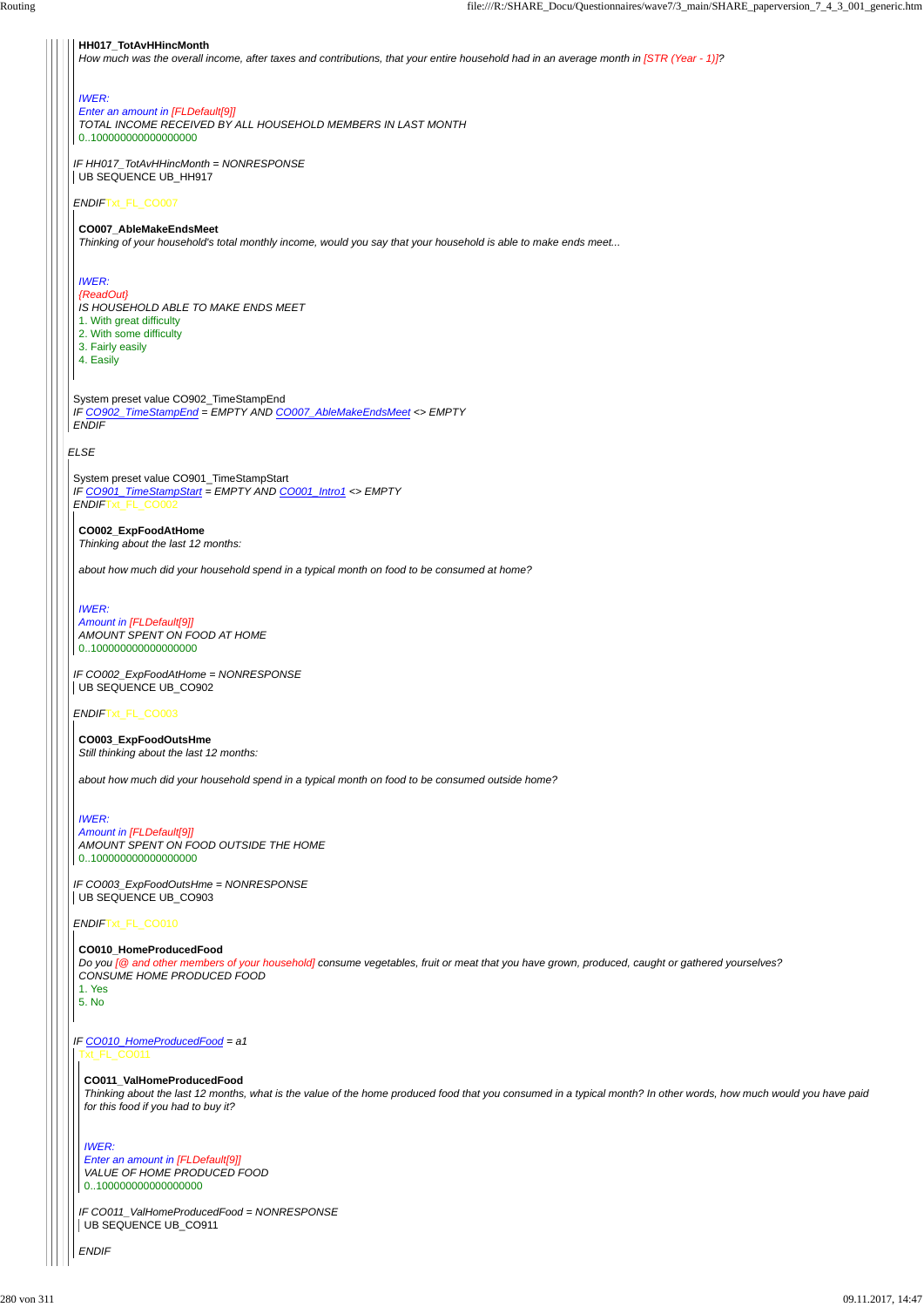**HH017_TotAvHHincMonth**
*How much was the overall income, after taxes and contributions, that your entire household had in an average month in [STR (Year - 1)]?*

*IWER:*
*Enter an amount in [FLDefault[9]]*
*TOTAL INCOME RECEIVED BY ALL HOUSEHOLD MEMBERS IN LAST MONTH*
0..100000000000000000

*IF HH017_TotAvHHincMonth = NONRESPONSE*
UB SEQUENCE UB_HH917

*ENDIF*Txt_FL_CO007

**CO007_AbleMakeEndsMeet**
*Thinking of your household's total monthly income, would you say that your household is able to make ends meet...*

*IWER:*
*{ReadOut}*
*IS HOUSEHOLD ABLE TO MAKE ENDS MEET*
1. With great difficulty
2. With some difficulty
3. Fairly easily
4. Easily

System preset value CO902_TimeStampEnd
*IF CO902_TimeStampEnd = EMPTY AND CO007_AbleMakeEndsMeet <> EMPTY*
*ENDIF*

*ELSE*

System preset value CO901_TimeStampStart
*IF CO901_TimeStampStart = EMPTY AND CO001_Intro1 <> EMPTY*
*ENDIF*Txt_FL_CO002

**CO002_ExpFoodAtHome**
*Thinking about the last 12 months:*

*about how much did your household spend in a typical month on food to be consumed at home?*

*IWER:*
*Amount in [FLDefault[9]]*
*AMOUNT SPENT ON FOOD AT HOME*
0..100000000000000000

*IF CO002_ExpFoodAtHome = NONRESPONSE*
UB SEQUENCE UB_CO902

*ENDIF*Txt_FL_CO003

**CO003_ExpFoodOutsHme**
*Still thinking about the last 12 months:*

*about how much did your household spend in a typical month on food to be consumed outside home?*

*IWER:*
*Amount in [FLDefault[9]]*
*AMOUNT SPENT ON FOOD OUTSIDE THE HOME*
0..100000000000000000

*IF CO003_ExpFoodOutsHme = NONRESPONSE*
UB SEQUENCE UB_CO903

*ENDIF*Txt_FL_CO010

**CO010_HomeProducedFood**
*Do you [@ and other members of your household] consume vegetables, fruit or meat that you have grown, produced, caught or gathered yourselves?*
*CONSUME HOME PRODUCED FOOD*
1. Yes
5. No

*IF CO010_HomeProducedFood = a1*
Txt_FL_CO011

**CO011_ValHomeProducedFood**
*Thinking about the last 12 months, what is the value of the home produced food that you consumed in a typical month? In other words, how much would you have paid for this food if you had to buy it?*

*IWER:*
*Enter an amount in [FLDefault[9]]*
*VALUE OF HOME PRODUCED FOOD*
0..100000000000000000

*IF CO011_ValHomeProducedFood = NONRESPONSE*
UB SEQUENCE UB_CO911

*ENDIF*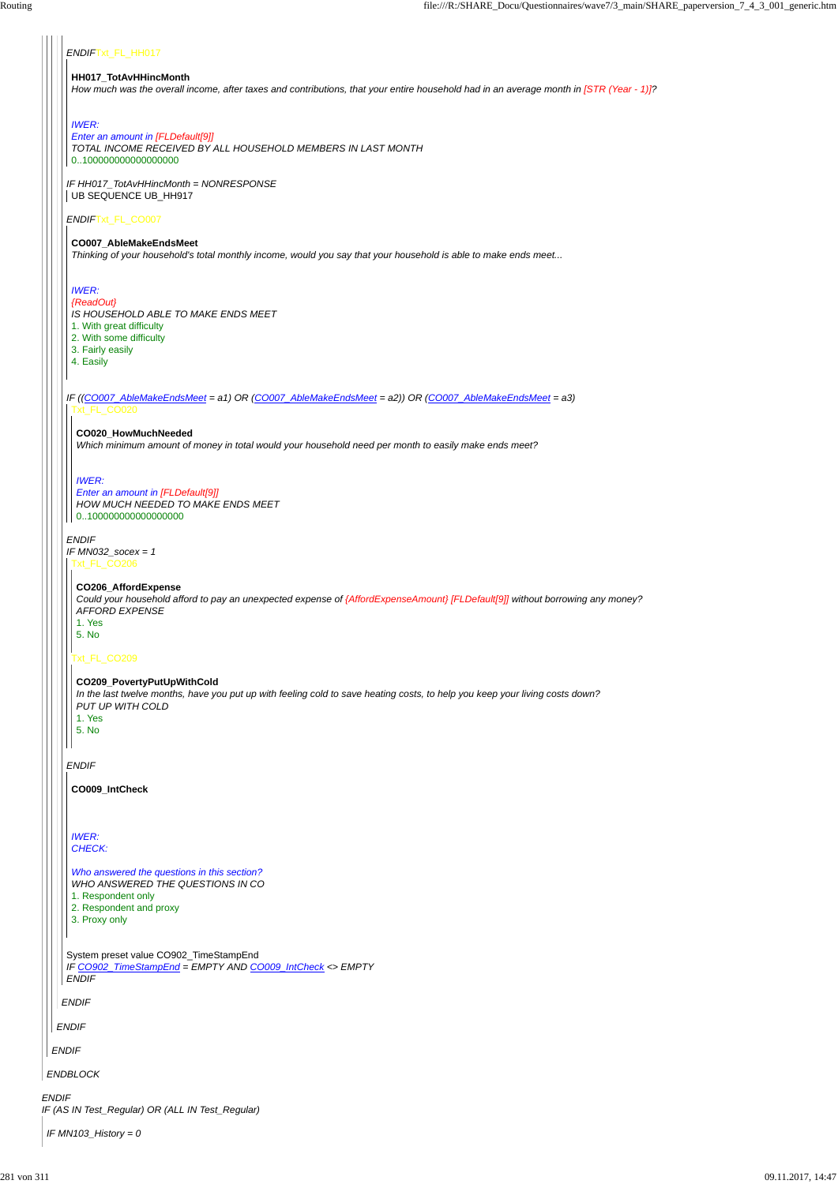*ENDIF* Txt_FL_HH017

**HH017_TotAvHHincMonth**
*How much was the overall income, after taxes and contributions, that your entire household had in an average month in [STR (Year - 1)]?*

*IWER:*
*Enter an amount in [FLDefault[9]]*
*TOTAL INCOME RECEIVED BY ALL HOUSEHOLD MEMBERS IN LAST MONTH*
0..1000000000000000000

*IF HH017_TotAvHHincMonth = NONRESPONSE*
UB SEQUENCE UB_HH917

*ENDIF* Txt_FL_CO007

**CO007_AbleMakeEndsMeet**
*Thinking of your household's total monthly income, would you say that your household is able to make ends meet...*

*IWER:*
*{ReadOut}*
*IS HOUSEHOLD ABLE TO MAKE ENDS MEET*
1. With great difficulty
2. With some difficulty
3. Fairly easily
4. Easily

*IF ((CO007_AbleMakeEndsMeet = a1) OR (CO007_AbleMakeEndsMeet = a2)) OR (CO007_AbleMakeEndsMeet = a3)*
Txt_FL_CO020

**CO020_HowMuchNeeded**
*Which minimum amount of money in total would your household need per month to easily make ends meet?*

*IWER:*
*Enter an amount in [FLDefault[9]]*
*HOW MUCH NEEDED TO MAKE ENDS MEET*
0..1000000000000000000

*ENDIF*
*IF MN032_socex = 1*
Txt_FL_CO206

**CO206_AffordExpense**
*Could your household afford to pay an unexpected expense of {AffordExpenseAmount} [FLDefault[9]] without borrowing any money?*
*AFFORD EXPENSE*
1. Yes
5. No

Txt_FL_CO209

**CO209_PovertyPutUpWithCold**
*In the last twelve months, have you put up with feeling cold to save heating costs, to help you keep your living costs down?*
*PUT UP WITH COLD*
1. Yes
5. No

*ENDIF*

**CO009_IntCheck**

*IWER:*
*CHECK:*

*Who answered the questions in this section?*
*WHO ANSWERED THE QUESTIONS IN CO*
1. Respondent only
2. Respondent and proxy
3. Proxy only

System preset value CO902_TimeStampEnd
*IF CO902_TimeStampEnd = EMPTY AND CO009_IntCheck <> EMPTY*
*ENDIF*

*ENDIF*

*ENDIF*

*ENDIF*

*ENDBLOCK*

*ENDIF*
*IF (AS IN Test_Regular) OR (ALL IN Test_Regular)*

*IF MN103_History = 0*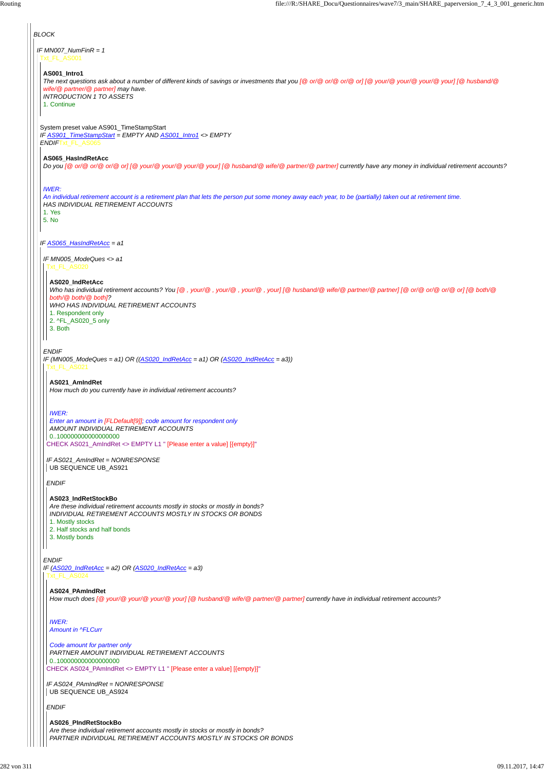*BLOCK*

*IF MN007_NumFinR = 1*

Txt_FL_AS001

**AS001_Intro1**

*The next questions ask about a number of different kinds of savings or investments that you [@ or/@ or/@ or/@ or] [@ your/@ your/@ your/@ your] [@ husband/@ wife/@ partner/@ partner] may have.*

*INTRODUCTION 1 TO ASSETS*

1. Continue

System preset value AS901_TimeStampStart

*IF AS901_TimeStampStart = EMPTY AND AS001_Intro1 <> EMPTY*

*ENDIF*Txt_FL_AS065

**AS065_HasIndRetAcc**

*Do you [@ or/@ or/@ or/@ or] [@ your/@ your/@ your/@ your] [@ husband/@ wife/@ partner/@ partner] currently have any money in individual retirement accounts?*

*IWER:*

*An individual retirement account is a retirement plan that lets the person put some money away each year, to be (partially) taken out at retirement time.*

*HAS INDIVIDUAL RETIREMENT ACCOUNTS*

1. Yes
5. No

*IF AS065_HasIndRetAcc = a1*

*IF MN005_ModeQues <> a1*

Txt_FL_AS020

**AS020_IndRetAcc**

*Who has individual retirement accounts? You [@ , your/@ , your/@ , your/@ , your] [@ husband/@ wife/@ partner/@ partner] [@ or/@ or/@ or/@ or] [@ both/@ both/@ both/@ both]?*

*WHO HAS INDIVIDUAL RETIREMENT ACCOUNTS*

1. Respondent only
2. ^FL_AS020_5 only
3. Both

*ENDIF*

*IF (MN005_ModeQues = a1) OR ((AS020_IndRetAcc = a1) OR (AS020_IndRetAcc = a3))*

Txt_FL_AS021

**AS021_AmIndRet**

*How much do you currently have in individual retirement accounts?*

*IWER:*

*Enter an amount in [FLDefault[9]]; code amount for respondent only*

*AMOUNT INDIVIDUAL RETIREMENT ACCOUNTS*

0..1000000000000000000

CHECK AS021_AmIndRet <> EMPTY L1 " [Please enter a value] [{empty}]"

*IF AS021_AmIndRet = NONRESPONSE*

UB SEQUENCE UB_AS921

*ENDIF*

**AS023_IndRetStockBo**

*Are these individual retirement accounts mostly in stocks or mostly in bonds?*

*INDIVIDUAL RETIREMENT ACCOUNTS MOSTLY IN STOCKS OR BONDS*

1. Mostly stocks
2. Half stocks and half bonds
3. Mostly bonds

*ENDIF*

*IF (AS020_IndRetAcc = a2) OR (AS020_IndRetAcc = a3)*

Txt_FL_AS024

**AS024_PAmIndRet**

*How much does [@ your/@ your/@ your/@ your] [@ husband/@ wife/@ partner/@ partner] currently have in individual retirement accounts?*

*IWER:*

*Amount in ^FLCurr*

*Code amount for partner only*

*PARTNER AMOUNT INDIVIDUAL RETIREMENT ACCOUNTS*

0..1000000000000000000

CHECK AS024_PAmIndRet <> EMPTY L1 " [Please enter a value] [{empty}]"

*IF AS024_PAmIndRet = NONRESPONSE*

UB SEQUENCE UB_AS924

*ENDIF*

**AS026_PIndRetStockBo**

*Are these individual retirement accounts mostly in stocks or mostly in bonds?*

*PARTNER INDIVIDUAL RETIREMENT ACCOUNTS MOSTLY IN STOCKS OR BONDS*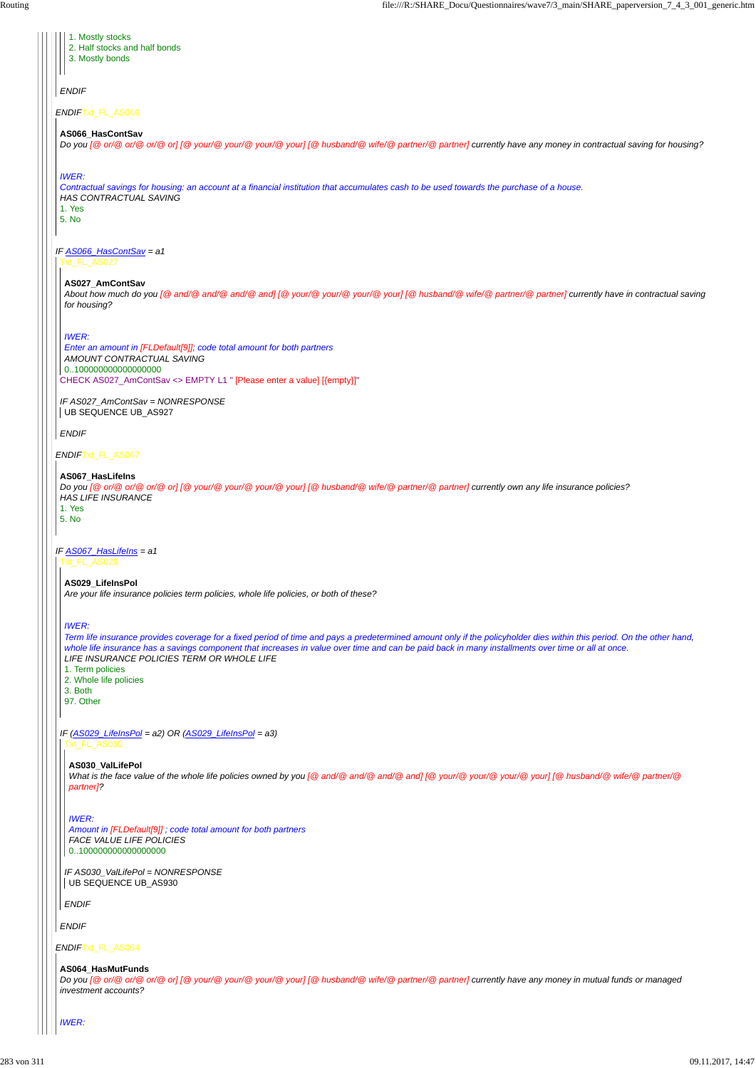1. Mostly stocks
2. Half stocks and half bonds
3. Mostly bonds

*ENDIF*

*ENDIF*Txt_FL_AS066

**AS066_HasContSav**

*Do you [@ or/@ or/@ or/@ or] [@ your/@ your/@ your/@ your] [@ husband/@ wife/@ partner/@ partner] currently have any money in contractual saving for housing?*

*IWER:*

*Contractual savings for housing: an account at a financial institution that accumulates cash to be used towards the purchase of a house.*

*HAS CONTRACTUAL SAVING*

1. Yes
5. No

*IF AS066_HasContSav = a1*

Txt_FL_AS027

**AS027_AmContSav**

*About how much do you [@ and/@ and/@ and/@ and] [@ your/@ your/@ your/@ your] [@ husband/@ wife/@ partner/@ partner] currently have in contractual saving for housing?*

*IWER:*

*Enter an amount in [FLDefault[9]]; code total amount for both partners*

*AMOUNT CONTRACTUAL SAVING*

0..100000000000000000

CHECK AS027_AmContSav <> EMPTY L1 " [Please enter a value] [{empty}]"

*IF AS027_AmContSav = NONRESPONSE*

UB SEQUENCE UB_AS927

*ENDIF*

*ENDIF*Txt_FL_AS067

**AS067_HasLifeIns**

*Do you [@ or/@ or/@ or/@ or] [@ your/@ your/@ your/@ your] [@ husband/@ wife/@ partner/@ partner] currently own any life insurance policies?*

*HAS LIFE INSURANCE*

1. Yes
5. No

*IF AS067_HasLifeIns = a1*

Txt_FL_AS029

**AS029_LifeInsPol**

*Are your life insurance policies term policies, whole life policies, or both of these?*

*IWER:*

*Term life insurance provides coverage for a fixed period of time and pays a predetermined amount only if the policyholder dies within this period. On the other hand, whole life insurance has a savings component that increases in value over time and can be paid back in many installments over time or all at once.*

*LIFE INSURANCE POLICIES TERM OR WHOLE LIFE*

1. Term policies
2. Whole life policies
3. Both
97. Other

*IF (AS029_LifeInsPol = a2) OR (AS029_LifeInsPol = a3)*

Txt_FL_AS030

**AS030_ValLifePol**

*What is the face value of the whole life policies owned by you [@ and/@ and/@ and/@ and] [@ your/@ your/@ your/@ your] [@ husband/@ wife/@ partner/@ partner]?*

*IWER:*

*Amount in [FLDefault[9]] ; code total amount for both partners*

*FACE VALUE LIFE POLICIES*

0..100000000000000000

*IF AS030_ValLifePol = NONRESPONSE*

UB SEQUENCE UB_AS930

*ENDIF*

*ENDIF*

*ENDIF*Txt_FL_AS064

**AS064_HasMutFunds**

*Do you [@ or/@ or/@ or/@ or] [@ your/@ your/@ your/@ your] [@ husband/@ wife/@ partner/@ partner] currently have any money in mutual funds or managed investment accounts?*

*IWER:*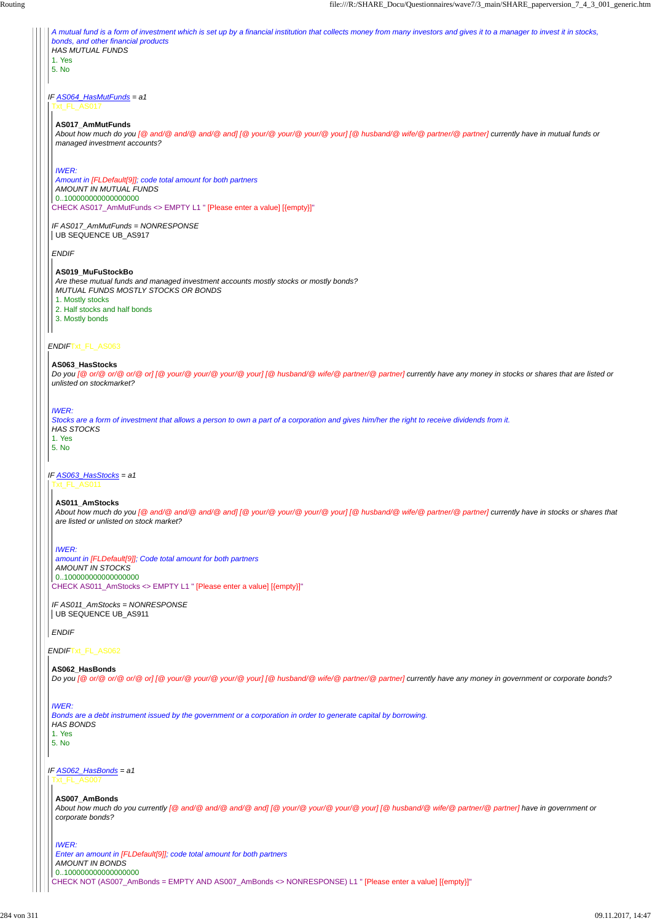*A mutual fund is a form of investment which is set up by a financial institution that collects money from many investors and gives it to a manager to invest it in stocks, bonds, and other financial products*
*HAS MUTUAL FUNDS*
1. Yes
5. No

*IF AS064_HasMutFunds = a1*
Txt_FL_AS017

**AS017_AmMutFunds**
*About how much do you [@ and/@ and/@ and/@ and] [@ your/@ your/@ your/@ your] [@ husband/@ wife/@ partner/@ partner] currently have in mutual funds or managed investment accounts?*

*IWER:*
*Amount in [FLDefault[9]]; code total amount for both partners*
*AMOUNT IN MUTUAL FUNDS*
0..100000000000000000
CHECK AS017_AmMutFunds <> EMPTY L1 " [Please enter a value] [{empty}]"

*IF AS017_AmMutFunds = NONRESPONSE*
UB SEQUENCE UB_AS917

*ENDIF*

**AS019_MuFuStockBo**
*Are these mutual funds and managed investment accounts mostly stocks or mostly bonds?*
*MUTUAL FUNDS MOSTLY STOCKS OR BONDS*
1. Mostly stocks
2. Half stocks and half bonds
3. Mostly bonds

*ENDIF*Txt_FL_AS063

**AS063_HasStocks**
*Do you [@ or/@ or/@ or/@ or] [@ your/@ your/@ your/@ your] [@ husband/@ wife/@ partner/@ partner] currently have any money in stocks or shares that are listed or unlisted on stockmarket?*

*IWER:*
*Stocks are a form of investment that allows a person to own a part of a corporation and gives him/her the right to receive dividends from it.*
*HAS STOCKS*
1. Yes
5. No

*IF AS063_HasStocks = a1*
Txt_FL_AS011

**AS011_AmStocks**
*About how much do you [@ and/@ and/@ and/@ and] [@ your/@ your/@ your/@ your] [@ husband/@ wife/@ partner/@ partner] currently have in stocks or shares that are listed or unlisted on stock market?*

*IWER:*
*amount in [FLDefault[9]]; Code total amount for both partners*
*AMOUNT IN STOCKS*
0..100000000000000000
CHECK AS011_AmStocks <> EMPTY L1 " [Please enter a value] [{empty}]"

*IF AS011_AmStocks = NONRESPONSE*
UB SEQUENCE UB_AS911

*ENDIF*

*ENDIF*Txt_FL_AS062

**AS062_HasBonds**
*Do you [@ or/@ or/@ or/@ or] [@ your/@ your/@ your/@ your] [@ husband/@ wife/@ partner/@ partner] currently have any money in government or corporate bonds?*

*IWER:*
*Bonds are a debt instrument issued by the government or a corporation in order to generate capital by borrowing.*
*HAS BONDS*
1. Yes
5. No

*IF AS062_HasBonds = a1*
Txt_FL_AS007

**AS007_AmBonds**
*About how much do you currently [@ and/@ and/@ and/@ and] [@ your/@ your/@ your/@ your] [@ husband/@ wife/@ partner/@ partner] have in government or corporate bonds?*

*IWER:*
*Enter an amount in [FLDefault[9]]; code total amount for both partners*
*AMOUNT IN BONDS*
0..100000000000000000
CHECK NOT (AS007_AmBonds = EMPTY AND AS007_AmBonds <> NONRESPONSE) L1 " [Please enter a value] [{empty}]"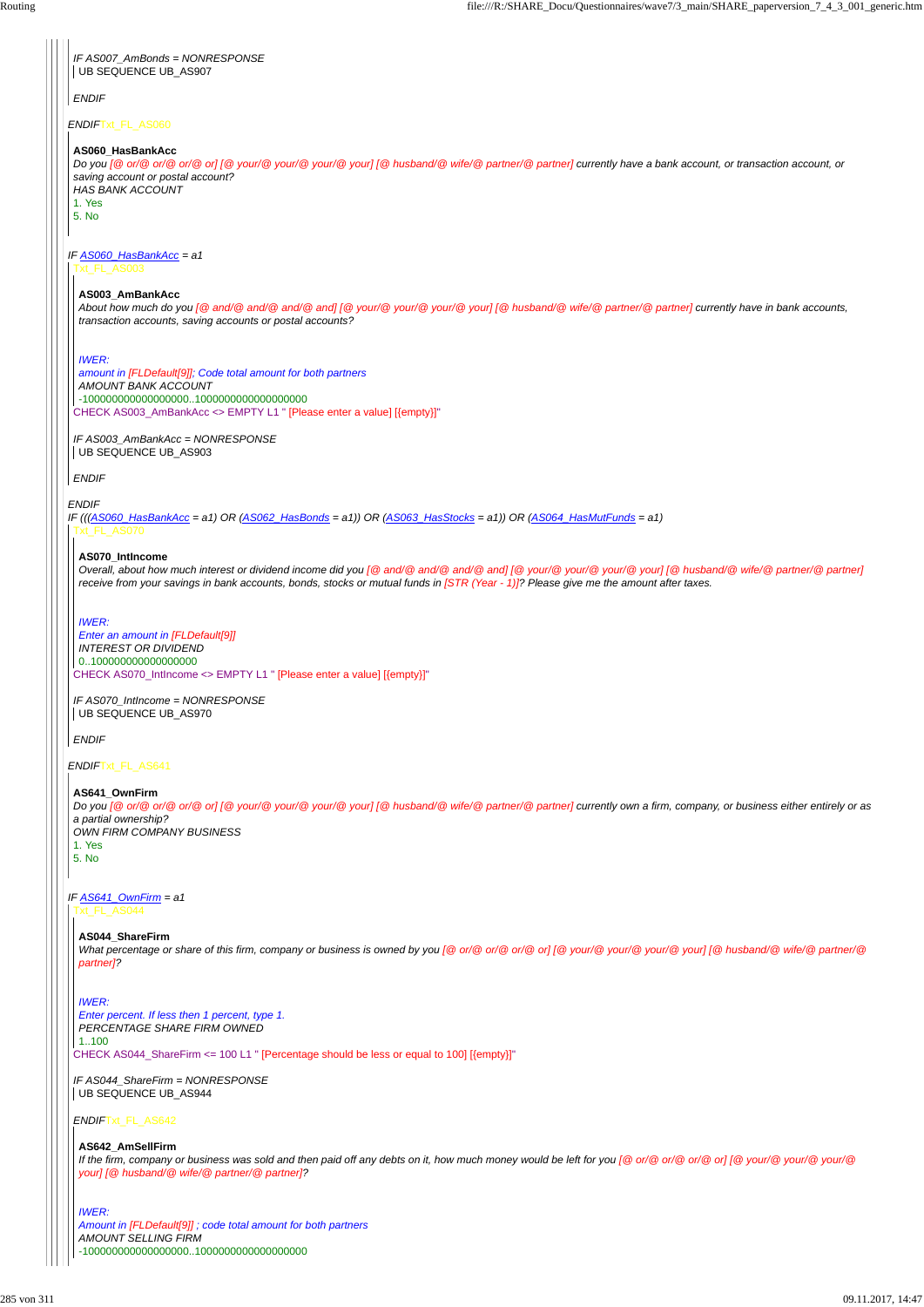IF AS007_AmBonds = NONRESPONSE

UB SEQUENCE UB_AS907

ENDIF

ENDIF Txt_FL_AS060

**AS060_HasBankAcc**

*Do you [@ or/@ or/@ or/@ or] [@ your/@ your/@ your/@ your] [@ husband/@ wife/@ partner/@ partner] currently have a bank account, or transaction account, or saving account or postal account?*

*HAS BANK ACCOUNT*

1. Yes
5. No

IF AS060_HasBankAcc = a1

Txt_FL_AS003

**AS003_AmBankAcc**

*About how much do you [@ and/@ and/@ and/@ and] [@ your/@ your/@ your/@ your] [@ husband/@ wife/@ partner/@ partner] currently have in bank accounts, transaction accounts, saving accounts or postal accounts?*

*IWER:*

*amount in [FLDefault[9]]; Code total amount for both partners*

*AMOUNT BANK ACCOUNT*

-100000000000000000..1000000000000000000

CHECK AS003_AmBankAcc <> EMPTY L1 " [Please enter a value] [{empty}]"

IF AS003_AmBankAcc = NONRESPONSE

UB SEQUENCE UB_AS903

ENDIF

ENDIF

IF (((AS060_HasBankAcc = a1) OR (AS062_HasBonds = a1)) OR (AS063_HasStocks = a1)) OR (AS064_HasMutFunds = a1)

Txt_FL_AS070

**AS070_IntIncome**

*Overall, about how much interest or dividend income did you [@ and/@ and/@ and/@ and] [@ your/@ your/@ your/@ your] [@ husband/@ wife/@ partner/@ partner] receive from your savings in bank accounts, bonds, stocks or mutual funds in [STR (Year - 1)]? Please give me the amount after taxes.*

*IWER:*

*Enter an amount in [FLDefault[9]]*

*INTEREST OR DIVIDEND*

0..100000000000000000

CHECK AS070_IntIncome <> EMPTY L1 " [Please enter a value] [{empty}]"

IF AS070_IntIncome = NONRESPONSE

UB SEQUENCE UB_AS970

ENDIF

ENDIF Txt_FL_AS641

**AS641_OwnFirm**

*Do you [@ or/@ or/@ or/@ or] [@ your/@ your/@ your/@ your] [@ husband/@ wife/@ partner/@ partner] currently own a firm, company, or business either entirely or as a partial ownership?*

*OWN FIRM COMPANY BUSINESS*

1. Yes
5. No

IF AS641_OwnFirm = a1

Txt_FL_AS044

**AS044_ShareFirm**

*What percentage or share of this firm, company or business is owned by you [@ or/@ or/@ or/@ or] [@ your/@ your/@ your/@ your] [@ husband/@ wife/@ partner/@ partner]?*

*IWER:*

*Enter percent. If less then 1 percent, type 1.*

*PERCENTAGE SHARE FIRM OWNED*

1..100

CHECK AS044_ShareFirm <= 100 L1 " [Percentage should be less or equal to 100] [{empty}]"

IF AS044_ShareFirm = NONRESPONSE

UB SEQUENCE UB_AS944

ENDIF Txt_FL_AS642

**AS642_AmSellFirm**

*If the firm, company or business was sold and then paid off any debts on it, how much money would be left for you [@ or/@ or/@ or/@ or] [@ your/@ your/@ your/@ your] [@ husband/@ wife/@ partner/@ partner]?*

*IWER:*

*Amount in [FLDefault[9]] ; code total amount for both partners*

*AMOUNT SELLING FIRM*

-100000000000000000..1000000000000000000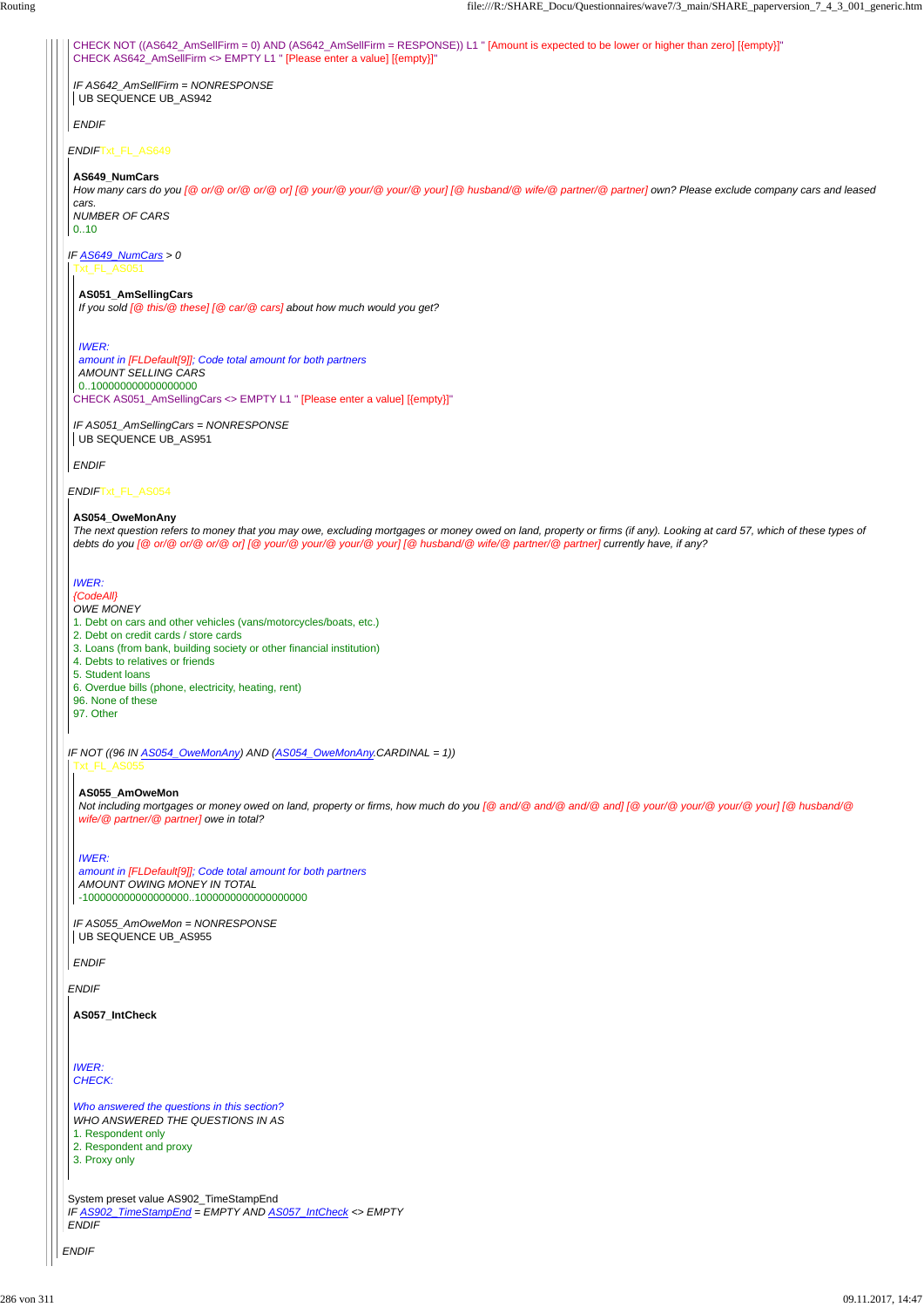CHECK NOT ((AS642_AmSellFirm = 0) AND (AS642_AmSellFirm = RESPONSE)) L1 " [Amount is expected to be lower or higher than zero] [{empty}]"
CHECK AS642_AmSellFirm <> EMPTY L1 " [Please enter a value] [{empty}]"

*IF AS642_AmSellFirm = NONRESPONSE*
UB SEQUENCE UB_AS942

*ENDIF*

*ENDIF* Txt_FL_AS649

**AS649_NumCars**
*How many cars do you [@ or/@ or/@ or/@ or] [@ your/@ your/@ your] [@ husband/@ wife/@ partner/@ partner] own? Please exclude company cars and leased cars.*
*NUMBER OF CARS*
0..10

*IF AS649_NumCars > 0*
Txt_FL_AS051

**AS051_AmSellingCars**
*If you sold [@ this/@ these] [@ car/@ cars] about how much would you get?*

*IWER:*
*amount in [FLDefault[9]]; Code total amount for both partners*
*AMOUNT SELLING CARS*
0..1000000000000000000
CHECK AS051_AmSellingCars <> EMPTY L1 " [Please enter a value] [{empty}]"

*IF AS051_AmSellingCars = NONRESPONSE*
UB SEQUENCE UB_AS951

*ENDIF*

*ENDIF* Txt_FL_AS054

**AS054_OweMonAny**
*The next question refers to money that you may owe, excluding mortgages or money owed on land, property or firms (if any). Looking at card 57, which of these types of debts do you [@ or/@ or/@ or/@ or] [@ your/@ your/@ your/@ your] [@ husband/@ wife/@ partner/@ partner] currently have, if any?*

*IWER:*
*{CodeAll}*
*OWE MONEY*
1. Debt on cars and other vehicles (vans/motorcycles/boats, etc.)
2. Debt on credit cards / store cards
3. Loans (from bank, building society or other financial institution)
4. Debts to relatives or friends
5. Student loans
6. Overdue bills (phone, electricity, heating, rent)
96. None of these
97. Other

*IF NOT ((96 IN AS054_OweMonAny) AND (AS054_OweMonAny.CARDINAL = 1))*
Txt_FL_AS055

**AS055_AmOweMon**
*Not including mortgages or money owed on land, property or firms, how much do you [@ and/@ and/@ and/@ and] [@ your/@ your/@ your/@ your] [@ husband/@ wife/@ partner/@ partner] owe in total?*

*IWER:*
*amount in [FLDefault[9]]; Code total amount for both partners*
*AMOUNT OWING MONEY IN TOTAL*
-1000000000000000000..1000000000000000000

*IF AS055_AmOweMon = NONRESPONSE*
UB SEQUENCE UB_AS955

*ENDIF*

*ENDIF*

**AS057_IntCheck**

*IWER:*
*CHECK:*

*Who answered the questions in this section?*
*WHO ANSWERED THE QUESTIONS IN AS*
1. Respondent only
2. Respondent and proxy
3. Proxy only

System preset value AS902_TimeStampEnd
*IF AS902_TimeStampEnd = EMPTY AND AS057_IntCheck <> EMPTY*
*ENDIF*

*ENDIF*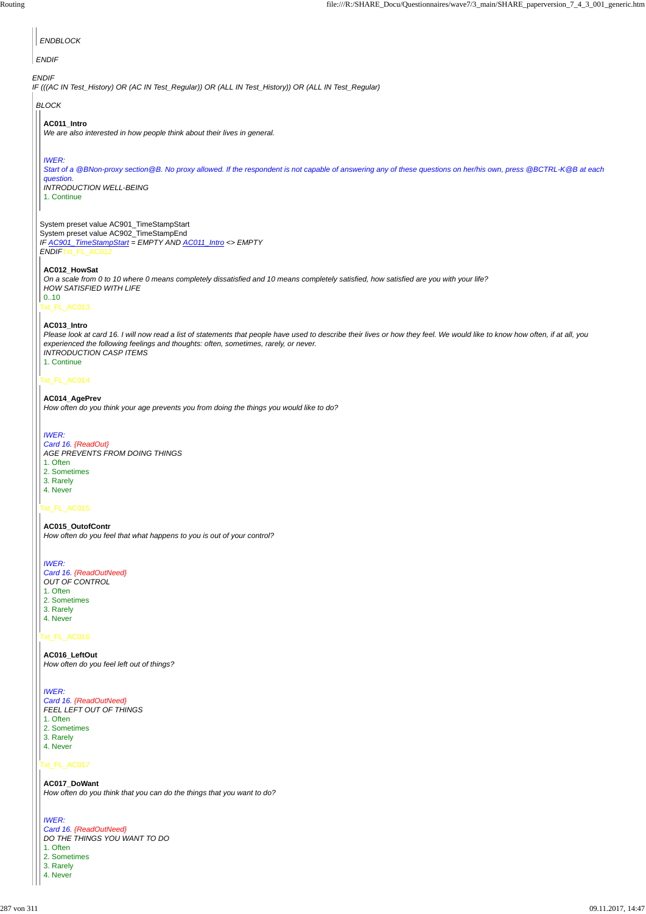*ENDBLOCK*

*ENDIF*

*ENDIF*

*IF (((AC IN Test_History) OR (AC IN Test_Regular)) OR (ALL IN Test_History)) OR (ALL IN Test_Regular)*

*BLOCK*

**AC011_Intro**

*We are also interested in how people think about their lives in general.*

*IWER:*

*Start of a @BNon-proxy section@B. No proxy allowed. If the respondent is not capable of answering any of these questions on her/his own, press @BCTRL-K@B at each question.*

*INTRODUCTION WELL-BEING*

1. Continue

System preset value AC901_TimeStampStart

System preset value AC902_TimeStampEnd

*IF AC901_TimeStampStart = EMPTY AND AC011_Intro <> EMPTY*

*ENDIF*Txt_FL_AC012

**AC012_HowSat**

*On a scale from 0 to 10 where 0 means completely dissatisfied and 10 means completely satisfied, how satisfied are you with your life?*

*HOW SATISFIED WITH LIFE*

0..10

Txt_FL_AC013

**AC013_Intro**

*Please look at card 16. I will now read a list of statements that people have used to describe their lives or how they feel. We would like to know how often, if at all, you experienced the following feelings and thoughts: often, sometimes, rarely, or never.*

*INTRODUCTION CASP ITEMS*

1. Continue

Txt_FL_AC014

**AC014_AgePrev**

*How often do you think your age prevents you from doing the things you would like to do?*

*IWER:*

*Card 16. {ReadOut}*

*AGE PREVENTS FROM DOING THINGS*

1. Often
2. Sometimes
3. Rarely
4. Never

Txt_FL_AC015

**AC015_OutofContr**

*How often do you feel that what happens to you is out of your control?*

*IWER:*

*Card 16. {ReadOutNeed}*

*OUT OF CONTROL*

1. Often
2. Sometimes
3. Rarely
4. Never

Txt_FL_AC016

**AC016_LeftOut**

*How often do you feel left out of things?*

*IWER:*

*Card 16. {ReadOutNeed}*

*FEEL LEFT OUT OF THINGS*

1. Often
2. Sometimes
3. Rarely
4. Never

Txt_FL_AC017

**AC017_DoWant**

*How often do you think that you can do the things that you want to do?*

*IWER:*

*Card 16. {ReadOutNeed}*

*DO THE THINGS YOU WANT TO DO*

1. Often
2. Sometimes
3. Rarely
4. Never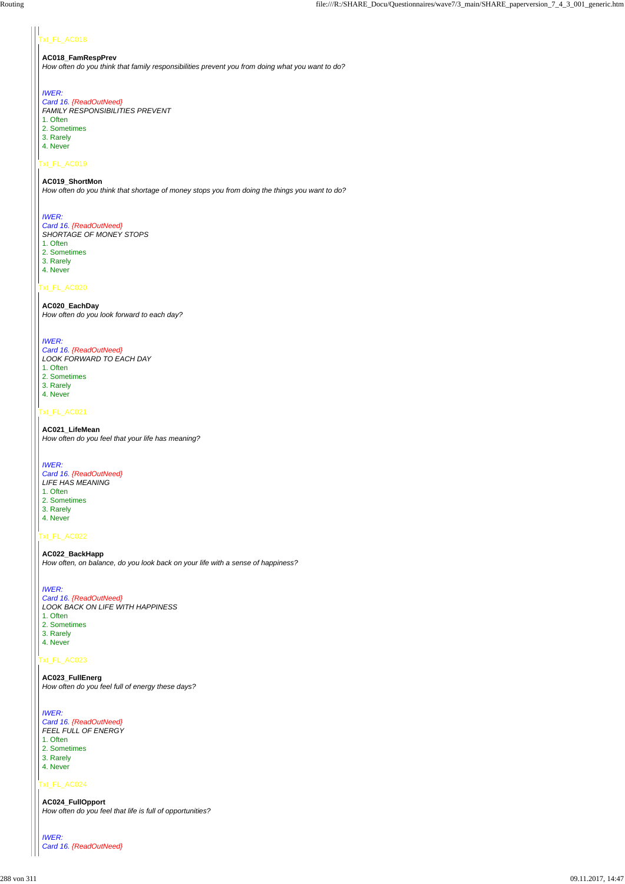Txt_FL_AC018

**AC018_FamRespPrev**
*How often do you think that family responsibilities prevent you from doing what you want to do?*

*IWER:*
*Card 16. {ReadOutNeed}*
*FAMILY RESPONSIBILITIES PREVENT*
1. Often
2. Sometimes
3. Rarely
4. Never

Txt_FL_AC019

**AC019_ShortMon**
*How often do you think that shortage of money stops you from doing the things you want to do?*

*IWER:*
*Card 16. {ReadOutNeed}*
*SHORTAGE OF MONEY STOPS*
1. Often
2. Sometimes
3. Rarely
4. Never

Txt_FL_AC020

**AC020_EachDay**
*How often do you look forward to each day?*

*IWER:*
*Card 16. {ReadOutNeed}*
*LOOK FORWARD TO EACH DAY*
1. Often
2. Sometimes
3. Rarely
4. Never

Txt_FL_AC021

**AC021_LifeMean**
*How often do you feel that your life has meaning?*

*IWER:*
*Card 16. {ReadOutNeed}*
*LIFE HAS MEANING*
1. Often
2. Sometimes
3. Rarely
4. Never

Txt_FL_AC022

**AC022_BackHapp**
*How often, on balance, do you look back on your life with a sense of happiness?*

*IWER:*
*Card 16. {ReadOutNeed}*
*LOOK BACK ON LIFE WITH HAPPINESS*
1. Often
2. Sometimes
3. Rarely
4. Never

Txt_FL_AC023

**AC023_FullEnerg**
*How often do you feel full of energy these days?*

*IWER:*
*Card 16. {ReadOutNeed}*
*FEEL FULL OF ENERGY*
1. Often
2. Sometimes
3. Rarely
4. Never

Txt_FL_AC024

**AC024_FullOpport**
*How often do you feel that life is full of opportunities?*

*IWER:*
*Card 16. {ReadOutNeed}*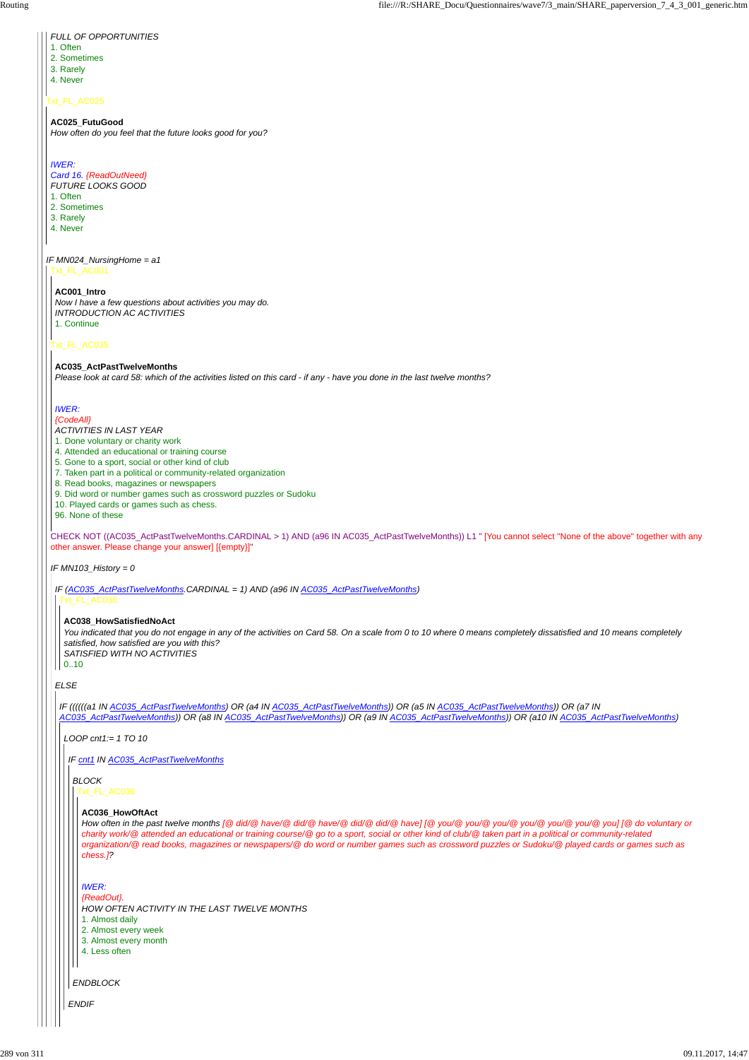*FULL OF OPPORTUNITIES*
1. Often
2. Sometimes
3. Rarely
4. Never

Txt_FL_AC025

**AC025_FutuGood**
*How often do you feel that the future looks good for you?*

*IWER:*
*Card 16. {ReadOutNeed}*
*FUTURE LOOKS GOOD*
1. Often
2. Sometimes
3. Rarely
4. Never

*IF MN024_NursingHome = a1*

Txt_FL_AC001

**AC001_Intro**
*Now I have a few questions about activities you may do.*
*INTRODUCTION AC ACTIVITIES*
1. Continue

Txt_FL_AC035

**AC035_ActPastTwelveMonths**
*Please look at card 58: which of the activities listed on this card - if any - have you done in the last twelve months?*

*IWER:*
*{CodeAll}*
*ACTIVITIES IN LAST YEAR*
1. Done voluntary or charity work
4. Attended an educational or training course
5. Gone to a sport, social or other kind of club
7. Taken part in a political or community-related organization
8. Read books, magazines or newspapers
9. Did word or number games such as crossword puzzles or Sudoku
10. Played cards or games such as chess.
96. None of these

CHECK NOT ((AC035_ActPastTwelveMonths.CARDINAL > 1) AND (a96 IN AC035_ActPastTwelveMonths)) L1 " [You cannot select "None of the above" together with any other answer. Please change your answer] [{empty}]"

*IF MN103_History = 0*

*IF (AC035_ActPastTwelveMonths.CARDINAL = 1) AND (a96 IN AC035_ActPastTwelveMonths)*

Txt_FL_AC038

**AC038_HowSatisfiedNoAct**
*You indicated that you do not engage in any of the activities on Card 58. On a scale from 0 to 10 where 0 means completely dissatisfied and 10 means completely satisfied, how satisfied are you with this?*
*SATISFIED WITH NO ACTIVITIES*
0..10

*ELSE*

*IF ((((((a1 IN AC035_ActPastTwelveMonths) OR (a4 IN AC035_ActPastTwelveMonths)) OR (a5 IN AC035_ActPastTwelveMonths)) OR (a7 IN AC035_ActPastTwelveMonths)) OR (a8 IN AC035_ActPastTwelveMonths)) OR (a9 IN AC035_ActPastTwelveMonths)) OR (a10 IN AC035_ActPastTwelveMonths)*

*LOOP cnt1:= 1 TO 10*

*IF cnt1 IN AC035_ActPastTwelveMonths*

*BLOCK*

Txt_FL_AC036

**AC036_HowOftAct**
*How often in the past twelve months [@ did/@ have/@ did/@ have/@ did/@ did/@ have] [@ you/@ you/@ you/@ you/@ you/@ you/@ you] [@ do voluntary or charity work/@ attended an educational or training course/@ go to a sport, social or other kind of club/@ taken part in a political or community-related organization/@ read books, magazines or newspapers/@ do word or number games such as crossword puzzles or Sudoku/@ played cards or games such as chess.]?*

*IWER:*
*{ReadOut}.*
*HOW OFTEN ACTIVITY IN THE LAST TWELVE MONTHS*
1. Almost daily
2. Almost every week
3. Almost every month
4. Less often

*ENDBLOCK*

*ENDIF*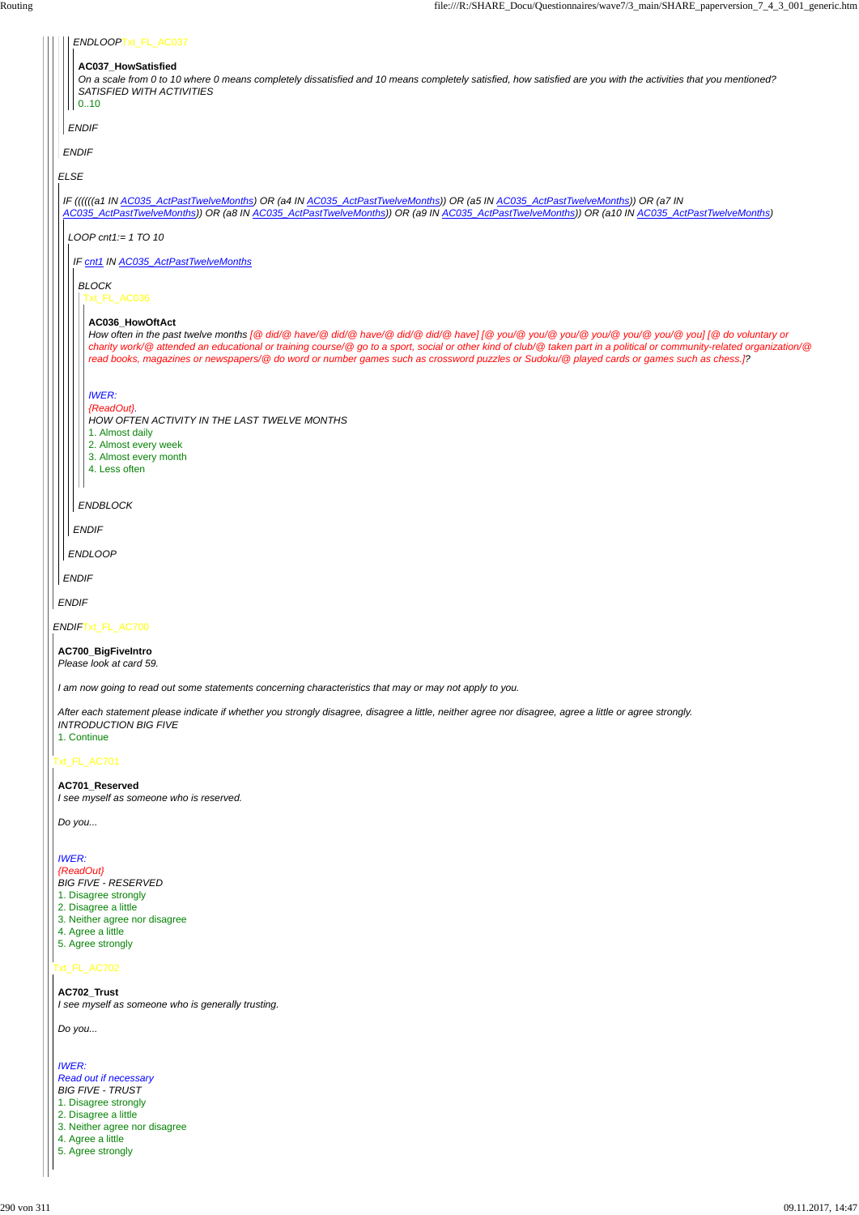*ENDLOOP*Txt_FL_AC037

**AC037_HowSatisfied**
*On a scale from 0 to 10 where 0 means completely dissatisfied and 10 means completely satisfied, how satisfied are you with the activities that you mentioned?*
*SATISFIED WITH ACTIVITIES*
0..10

*ENDIF*

*ENDIF*

*ELSE*

*IF ((((((a1 IN AC035_ActPastTwelveMonths) OR (a4 IN AC035_ActPastTwelveMonths)) OR (a5 IN AC035_ActPastTwelveMonths)) OR (a7 IN AC035_ActPastTwelveMonths)) OR (a8 IN AC035_ActPastTwelveMonths)) OR (a9 IN AC035_ActPastTwelveMonths)) OR (a10 IN AC035_ActPastTwelveMonths)*

*LOOP cnt1:= 1 TO 10*

*IF cnt1 IN AC035_ActPastTwelveMonths*

*BLOCK*
Txt_FL_AC036

**AC036_HowOftAct**
*How often in the past twelve months [@ did/@ have/@ did/@ have/@ did/@ did/@ did/@ have] [@ you/@ you/@ you/@ you/@ you/@ you/@ you] [@ do voluntary or charity work/@ attended an educational or training course/@ go to a sport, social or other kind of club/@ taken part in a political or community-related organization/@ read books, magazines or newspapers/@ do word or number games such as crossword puzzles or Sudoku/@ played cards or games such as chess.]?*

*IWER:*
*{ReadOut}.*
*HOW OFTEN ACTIVITY IN THE LAST TWELVE MONTHS*
1. Almost daily
2. Almost every week
3. Almost every month
4. Less often

*ENDBLOCK*

*ENDIF*

*ENDLOOP*

*ENDIF*

*ENDIF*

*ENDIF*Txt_FL_AC700

**AC700_BigFiveIntro**
*Please look at card 59.*

*I am now going to read out some statements concerning characteristics that may or may not apply to you.*

*After each statement please indicate if whether you strongly disagree, disagree a little, neither agree nor disagree, agree a little or agree strongly.*
*INTRODUCTION BIG FIVE*
1. Continue

Txt_FL_AC701

**AC701_Reserved**
*I see myself as someone who is reserved.*

*Do you...*

*IWER:*
*{ReadOut}*
*BIG FIVE - RESERVED*
1. Disagree strongly
2. Disagree a little
3. Neither agree nor disagree
4. Agree a little
5. Agree strongly

Txt_FL_AC702

**AC702_Trust**
*I see myself as someone who is generally trusting.*

*Do you...*

*IWER:*
*Read out if necessary*
*BIG FIVE - TRUST*
1. Disagree strongly
2. Disagree a little
3. Neither agree nor disagree
4. Agree a little
5. Agree strongly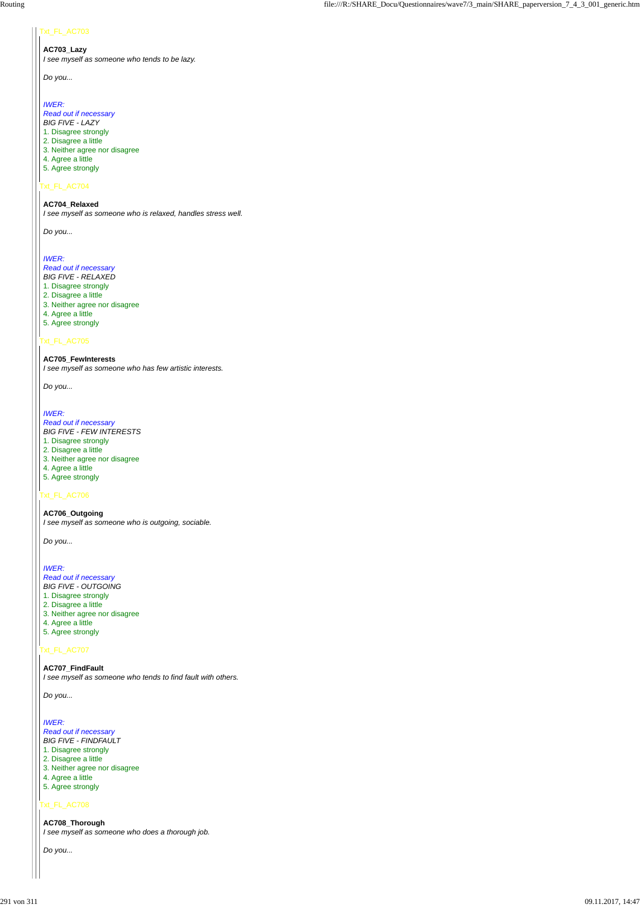Txt_FL_AC703

**AC703_Lazy**
*I see myself as someone who tends to be lazy.*

*Do you...*

*IWER:*
*Read out if necessary*
*BIG FIVE - LAZY*
1. Disagree strongly
2. Disagree a little
3. Neither agree nor disagree
4. Agree a little
5. Agree strongly

Txt_FL_AC704

**AC704_Relaxed**
*I see myself as someone who is relaxed, handles stress well.*

*Do you...*

*IWER:*
*Read out if necessary*
*BIG FIVE - RELAXED*
1. Disagree strongly
2. Disagree a little
3. Neither agree nor disagree
4. Agree a little
5. Agree strongly

Txt_FL_AC705

**AC705_FewInterests**
*I see myself as someone who has few artistic interests.*

*Do you...*

*IWER:*
*Read out if necessary*
*BIG FIVE - FEW INTERESTS*
1. Disagree strongly
2. Disagree a little
3. Neither agree nor disagree
4. Agree a little
5. Agree strongly

Txt_FL_AC706

**AC706_Outgoing**
*I see myself as someone who is outgoing, sociable.*

*Do you...*

*IWER:*
*Read out if necessary*
*BIG FIVE - OUTGOING*
1. Disagree strongly
2. Disagree a little
3. Neither agree nor disagree
4. Agree a little
5. Agree strongly

Txt_FL_AC707

**AC707_FindFault**
*I see myself as someone who tends to find fault with others.*

*Do you...*

*IWER:*
*Read out if necessary*
*BIG FIVE - FINDFAULT*
1. Disagree strongly
2. Disagree a little
3. Neither agree nor disagree
4. Agree a little
5. Agree strongly

Txt_FL_AC708

**AC708_Thorough**
*I see myself as someone who does a thorough job.*

*Do you...*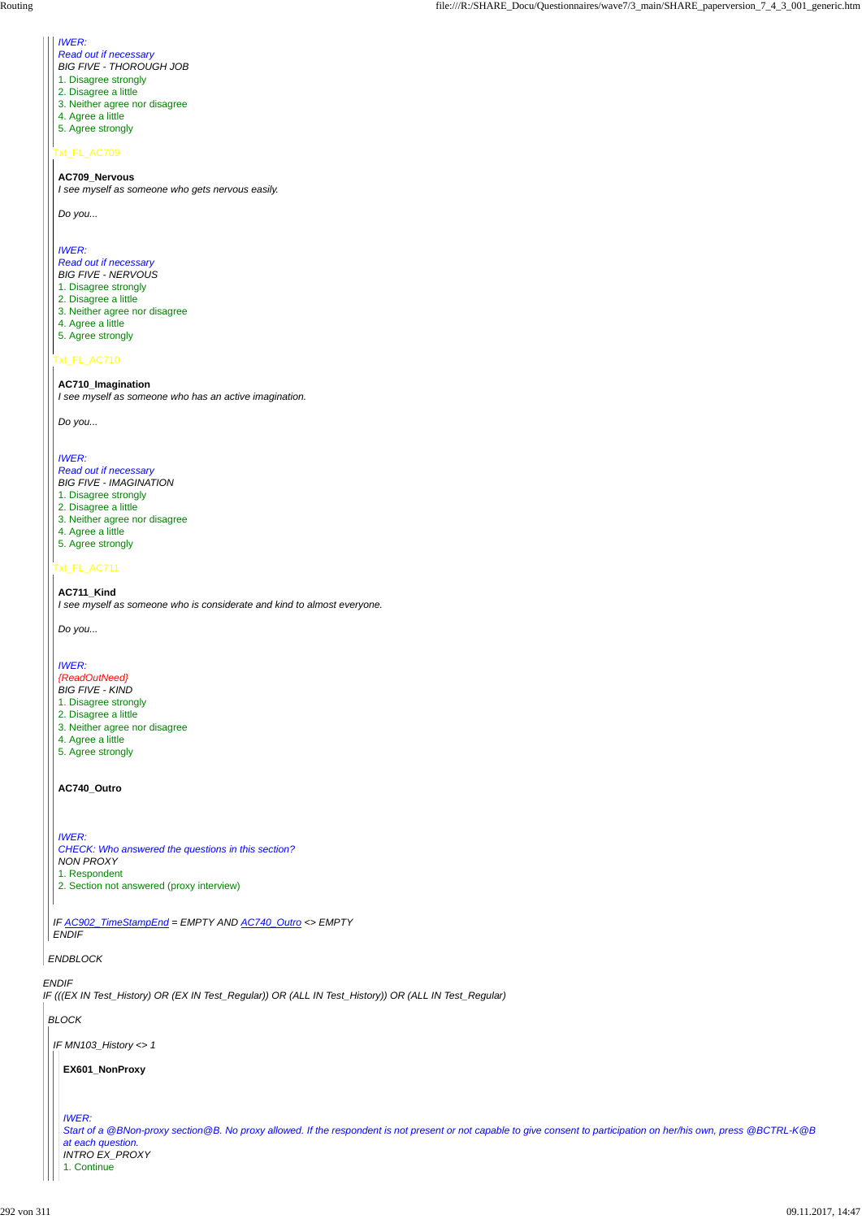*IWER:*
*Read out if necessary*
*BIG FIVE - THOROUGH JOB*
1. Disagree strongly
2. Disagree a little
3. Neither agree nor disagree
4. Agree a little
5. Agree strongly

Txt_FL_AC709

**AC709_Nervous**
*I see myself as someone who gets nervous easily.*

*Do you...*

*IWER:*
*Read out if necessary*
*BIG FIVE - NERVOUS*
1. Disagree strongly
2. Disagree a little
3. Neither agree nor disagree
4. Agree a little
5. Agree strongly

Txt_FL_AC710

**AC710_Imagination**
*I see myself as someone who has an active imagination.*

*Do you...*

*IWER:*
*Read out if necessary*
*BIG FIVE - IMAGINATION*
1. Disagree strongly
2. Disagree a little
3. Neither agree nor disagree
4. Agree a little
5. Agree strongly

Txt_FL_AC711

**AC711_Kind**
*I see myself as someone who is considerate and kind to almost everyone.*

*Do you...*

*IWER:*
*{ReadOutNeed}*
*BIG FIVE - KIND*
1. Disagree strongly
2. Disagree a little
3. Neither agree nor disagree
4. Agree a little
5. Agree strongly

**AC740_Outro**

*IWER:*
*CHECK: Who answered the questions in this section?*
*NON PROXY*
1. Respondent
2. Section not answered (proxy interview)

*IF AC902_TimeStampEnd = EMPTY AND AC740_Outro <> EMPTY*
*ENDIF*

*ENDBLOCK*

*ENDIF*
*IF (((EX IN Test_History) OR (EX IN Test_Regular)) OR (ALL IN Test_History)) OR (ALL IN Test_Regular)*

*BLOCK*

*IF MN103_History <> 1*

**EX601_NonProxy**

*IWER:*
*Start of a @BNon-proxy section@B. No proxy allowed. If the respondent is not present or not capable to give consent to participation on her/his own, press @BCTRL-K@B at each question.*
*INTRO EX_PROXY*
1. Continue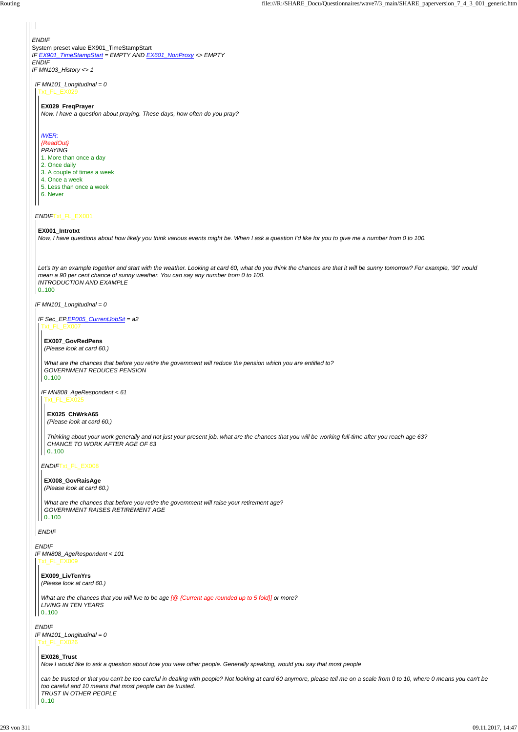*ENDIF*

System preset value EX901_TimeStampStart

*IF EX901_TimeStampStart = EMPTY AND EX601_NonProxy <> EMPTY*

*ENDIF*

*IF MN103_History <> 1*

*IF MN101_Longitudinal = 0*

Txt_FL_EX029

**EX029_FreqPrayer**

*Now, I have a question about praying. These days, how often do you pray?*

*IWER:*

*{ReadOut}*

*PRAYING*

1. More than once a day
2. Once daily
3. A couple of times a week
4. Once a week
5. Less than once a week
6. Never

*ENDIF* Txt_FL_EX001

**EX001_Introtxt**

*Now, I have questions about how likely you think various events might be. When I ask a question I'd like for you to give me a number from 0 to 100.*

*Let's try an example together and start with the weather. Looking at card 60, what do you think the chances are that it will be sunny tomorrow? For example, '90' would mean a 90 per cent chance of sunny weather. You can say any number from 0 to 100.*

*INTRODUCTION AND EXAMPLE*

0..100

*IF MN101_Longitudinal = 0*

*IF Sec_EP.EP005_CurrentJobSit = a2*

Txt_FL_EX007

**EX007_GovRedPens**

*(Please look at card 60.)*

*What are the chances that before you retire the government will reduce the pension which you are entitled to?*

*GOVERNMENT REDUCES PENSION*

0..100

*IF MN808_AgeRespondent < 61*

Txt_FL_EX025

**EX025_ChWrkA65**

*(Please look at card 60.)*

*Thinking about your work generally and not just your present job, what are the chances that you will be working full-time after you reach age 63?*

*CHANCE TO WORK AFTER AGE OF 63*

0..100

*ENDIF* Txt_FL_EX008

**EX008_GovRaisAge**

*(Please look at card 60.)*

*What are the chances that before you retire the government will raise your retirement age?*

*GOVERNMENT RAISES RETIREMENT AGE*

0..100

*ENDIF*

*ENDIF*

*IF MN808_AgeRespondent < 101*

Txt_FL_EX009

**EX009_LivTenYrs**

*(Please look at card 60.)*

*What are the chances that you will live to be age [@ {Current age rounded up to 5 fold}] or more?*

*LIVING IN TEN YEARS*

0..100

*ENDIF*

*IF MN101_Longitudinal = 0*

Txt_FL_EX026

**EX026_Trust**

*Now I would like to ask a question about how you view other people. Generally speaking, would you say that most people*

*can be trusted or that you can't be too careful in dealing with people? Not looking at card 60 anymore, please tell me on a scale from 0 to 10, where 0 means you can't be too careful and 10 means that most people can be trusted.*

*TRUST IN OTHER PEOPLE*

0..10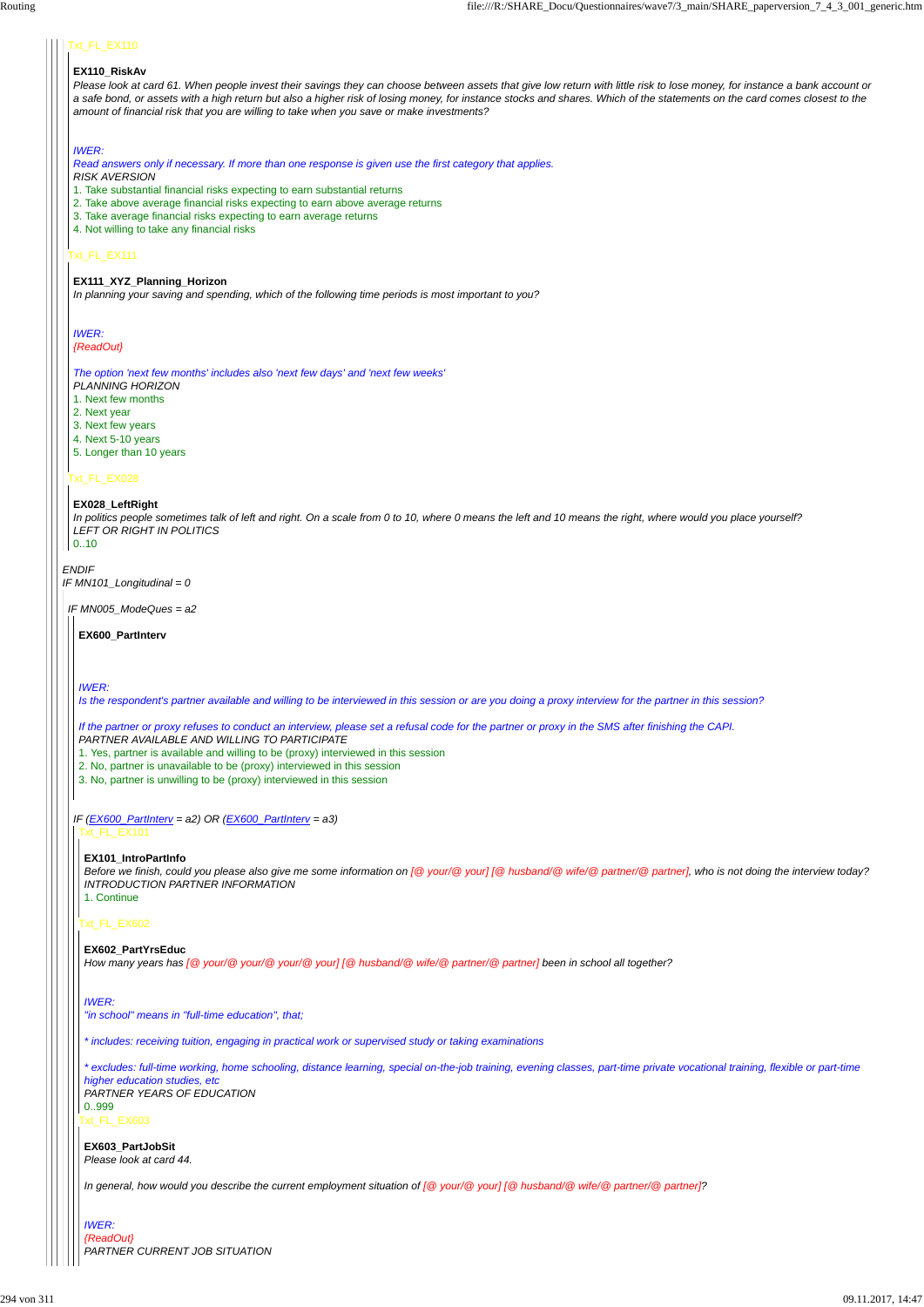Txt_FL_EX110

**EX110_RiskAv**

*Please look at card 61. When people invest their savings they can choose between assets that give low return with little risk to lose money, for instance a bank account or a safe bond, or assets with a high return but also a higher risk of losing money, for instance stocks and shares. Which of the statements on the card comes closest to the amount of financial risk that you are willing to take when you save or make investments?*

*IWER:*
*Read answers only if necessary. If more than one response is given use the first category that applies.*
*RISK AVERSION*

1. Take substantial financial risks expecting to earn substantial returns
2. Take above average financial risks expecting to earn above average returns
3. Take average financial risks expecting to earn average returns
4. Not willing to take any financial risks

Txt_FL_EX111

**EX111_XYZ_Planning_Horizon**

*In planning your saving and spending, which of the following time periods is most important to you?*

*IWER:*
*{ReadOut}*

*The option 'next few months' includes also 'next few days' and 'next few weeks'*
*PLANNING HORIZON*

1. Next few months
2. Next year
3. Next few years
4. Next 5-10 years
5. Longer than 10 years

Txt_FL_EX028

**EX028_LeftRight**

*In politics people sometimes talk of left and right. On a scale from 0 to 10, where 0 means the left and 10 means the right, where would you place yourself?*
*LEFT OR RIGHT IN POLITICS*
0..10

*ENDIF*
*IF MN101_Longitudinal = 0*

*IF MN005_ModeQues = a2*

**EX600_PartInterv**

*IWER:*
*Is the respondent's partner available and willing to be interviewed in this session or are you doing a proxy interview for the partner in this session?*

*If the partner or proxy refuses to conduct an interview, please set a refusal code for the partner or proxy in the SMS after finishing the CAPI.*
*PARTNER AVAILABLE AND WILLING TO PARTICIPATE*

1. Yes, partner is available and willing to be (proxy) interviewed in this session
2. No, partner is unavailable to be (proxy) interviewed in this session
3. No, partner is unwilling to be (proxy) interviewed in this session

*IF (EX600_PartInterv = a2) OR (EX600_PartInterv = a3)*

Txt_FL_EX101

**EX101_IntroPartInfo**

*Before we finish, could you please also give me some information on [@ your/@ your] [@ husband/@ wife/@ partner/@ partner], who is not doing the interview today?*
*INTRODUCTION PARTNER INFORMATION*

1. Continue

Txt_FL_EX602

**EX602_PartYrsEduc**

*How many years has [@ your/@ your/@ your/@ your] [@ husband/@ wife/@ partner/@ partner] been in school all together?*

*IWER:*
*"in school" means in "full-time education", that;*

** includes: receiving tuition, engaging in practical work or supervised study or taking examinations*

** excludes: full-time working, home schooling, distance learning, special on-the-job training, evening classes, part-time private vocational training, flexible or part-time higher education studies, etc*
*PARTNER YEARS OF EDUCATION*
0..999

Txt_FL_EX603

**EX603_PartJobSit**

*Please look at card 44.*

*In general, how would you describe the current employment situation of [@ your/@ your] [@ husband/@ wife/@ partner/@ partner]?*

*IWER:*
*{ReadOut}*
*PARTNER CURRENT JOB SITUATION*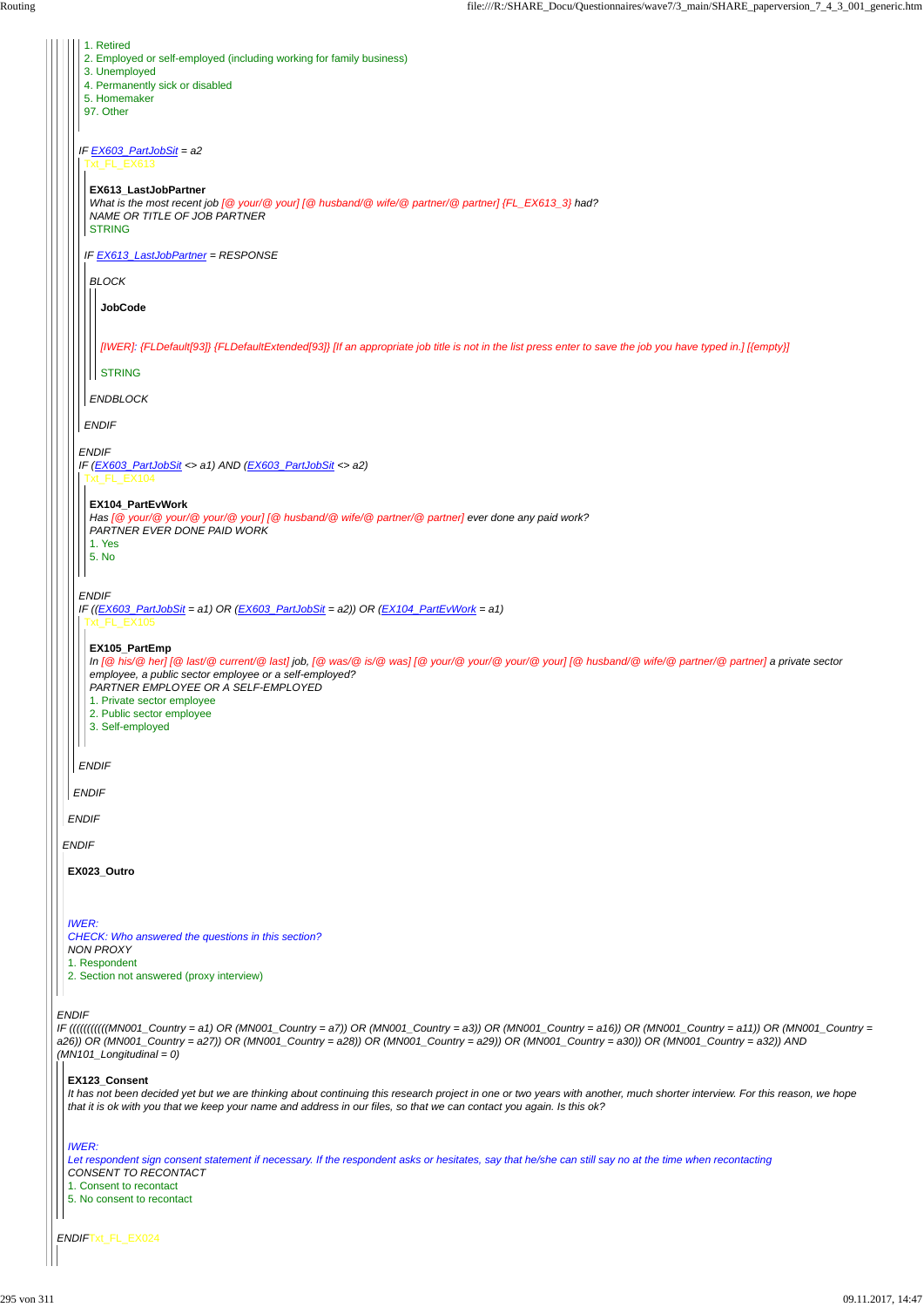1. Retired
2. Employed or self-employed (including working for family business)
3. Unemployed
4. Permanently sick or disabled
5. Homemaker
97. Other

*IF EX603_PartJobSit = a2*

Txt_FL_EX613

**EX613_LastJobPartner**

*What is the most recent job [@ your/@ your] [@ husband/@ wife/@ partner/@ partner] {FL_EX613_3} had?*

*NAME OR TITLE OF JOB PARTNER*

STRING

*IF EX613_LastJobPartner = RESPONSE*

*BLOCK*

**JobCode**

*[IWER]: {FLDefault[93]} {FLDefaultExtended[93]} [If an appropriate job title is not in the list press enter to save the job you have typed in.] [{empty}]*

STRING

*ENDBLOCK*

*ENDIF*

*ENDIF*

*IF (EX603_PartJobSit <> a1) AND (EX603_PartJobSit <> a2)*

Txt_FL_EX104

**EX104_PartEvWork**

*Has [@ your/@ your/@ your/@ your] [@ husband/@ wife/@ partner/@ partner] ever done any paid work?*

*PARTNER EVER DONE PAID WORK*

1. Yes
5. No

*ENDIF*

*IF ((EX603_PartJobSit = a1) OR (EX603_PartJobSit = a2)) OR (EX104_PartEvWork = a1)*

Txt_FL_EX105

**EX105_PartEmp**

*In [@ his/@ her] [@ last/@ current/@ last] job, [@ was/@ is/@ was] [@ your/@ your/@ your/@ your] [@ husband/@ wife/@ partner/@ partner] a private sector employee, a public sector employee or a self-employed?*

*PARTNER EMPLOYEE OR A SELF-EMPLOYED*

1. Private sector employee
2. Public sector employee
3. Self-employed

*ENDIF*

*ENDIF*

*ENDIF*

*ENDIF*

**EX023_Outro**

*IWER:*

*CHECK: Who answered the questions in this section?*

*NON PROXY*

1. Respondent
2. Section not answered (proxy interview)

*ENDIF*

*IF ((((((((((((MN001_Country = a1) OR (MN001_Country = a7)) OR (MN001_Country = a3)) OR (MN001_Country = a16)) OR (MN001_Country = a11)) OR (MN001_Country = a26)) OR (MN001_Country = a27)) OR (MN001_Country = a28)) OR (MN001_Country = a29)) OR (MN001_Country = a30)) OR (MN001_Country = a32)) AND (MN101_Longitudinal = 0)*

**EX123_Consent**

*It has not been decided yet but we are thinking about continuing this research project in one or two years with another, much shorter interview. For this reason, we hope that it is ok with you that we keep your name and address in our files, so that we can contact you again. Is this ok?*

*IWER:*

*Let respondent sign consent statement if necessary. If the respondent asks or hesitates, say that he/she can still say no at the time when recontacting*

*CONSENT TO RECONTACT*

1. Consent to recontact
5. No consent to recontact

*ENDIF* Txt_FL_EX024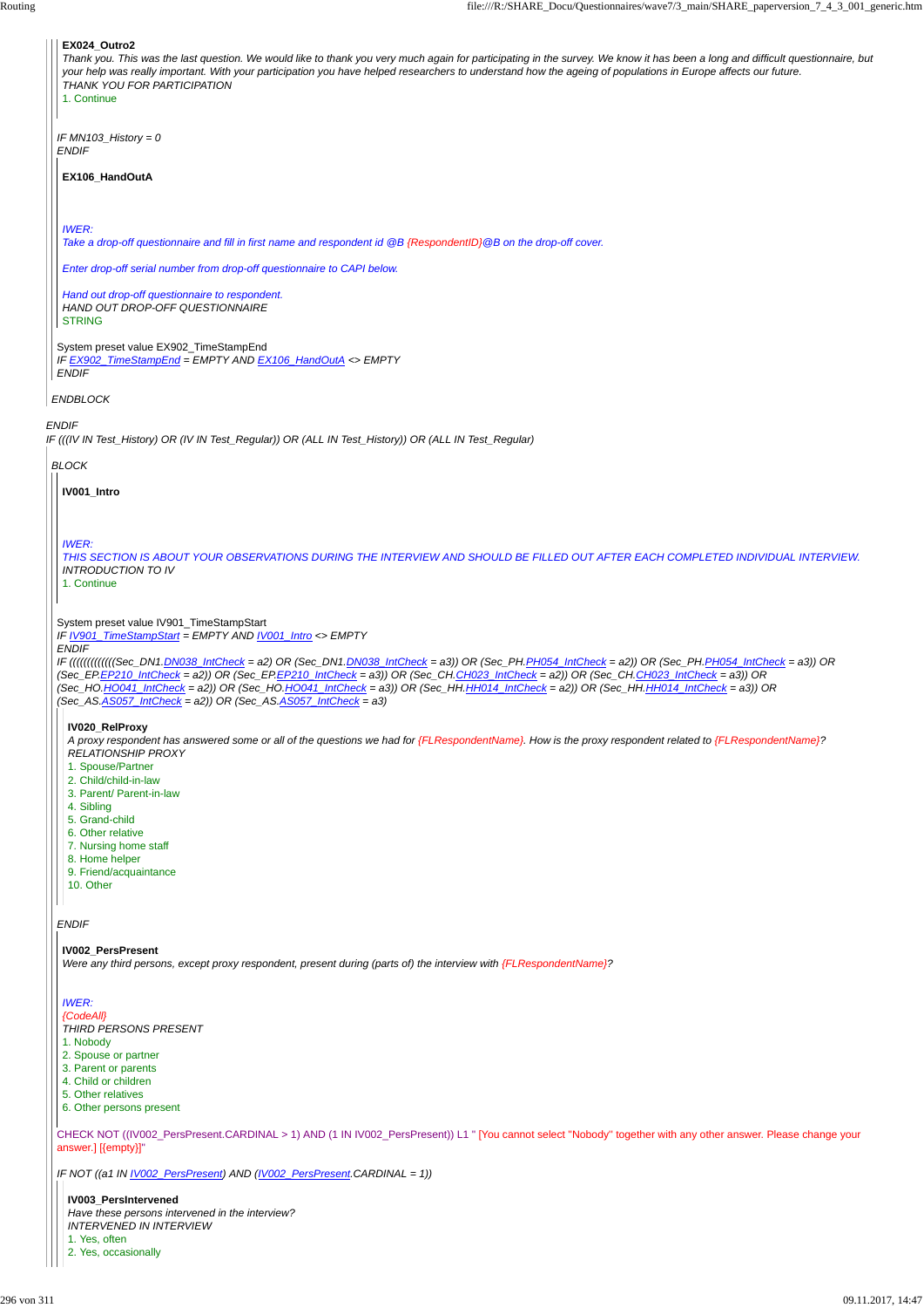**EX024_Outro2**

*Thank you. This was the last question. We would like to thank you very much again for participating in the survey. We know it has been a long and difficult questionnaire, but your help was really important. With your participation you have helped researchers to understand how the ageing of populations in Europe affects our future.*

*THANK YOU FOR PARTICIPATION*

1. Continue

*IF MN103_History = 0*

*ENDIF*

**EX106_HandOutA**

*IWER:*

*Take a drop-off questionnaire and fill in first name and respondent id @B {RespondentID}@B on the drop-off cover.*

*Enter drop-off serial number from drop-off questionnaire to CAPI below.*

*Hand out drop-off questionnaire to respondent.*

*HAND OUT DROP-OFF QUESTIONNAIRE*

STRING

System preset value EX902_TimeStampEnd

*IF EX902_TimeStampEnd = EMPTY AND EX106_HandOutA <> EMPTY*

*ENDIF*

*ENDBLOCK*

*ENDIF*

*IF (((IV IN Test_History) OR (IV IN Test_Regular)) OR (ALL IN Test_History)) OR (ALL IN Test_Regular)*

*BLOCK*

**IV001_Intro**

*IWER:*

*THIS SECTION IS ABOUT YOUR OBSERVATIONS DURING THE INTERVIEW AND SHOULD BE FILLED OUT AFTER EACH COMPLETED INDIVIDUAL INTERVIEW.*

*INTRODUCTION TO IV*

1. Continue

System preset value IV901_TimeStampStart

*IF IV901_TimeStampStart = EMPTY AND IV001_Intro <> EMPTY*

*ENDIF*

*IF ((((((((((((Sec_DN1.DN038_IntCheck = a2) OR (Sec_DN1.DN038_IntCheck = a3)) OR (Sec_PH.PH054_IntCheck = a2)) OR (Sec_PH.PH054_IntCheck = a3)) OR (Sec_EP.EP210_IntCheck = a2)) OR (Sec_EP.EP210_IntCheck = a3)) OR (Sec_CH.CH023_IntCheck = a2)) OR (Sec_CH.CH023_IntCheck = a3)) OR (Sec_HO.HO041_IntCheck = a2)) OR (Sec_HO.HO041_IntCheck = a3)) OR (Sec_HH.HH014_IntCheck = a2)) OR (Sec_HH.HH014_IntCheck = a3)) OR (Sec_AS.AS057_IntCheck = a2)) OR (Sec_AS.AS057_IntCheck = a3)*

**IV020_RelProxy**

*A proxy respondent has answered some or all of the questions we had for {FLRespondentName}. How is the proxy respondent related to {FLRespondentName}?*

*RELATIONSHIP PROXY*

1. Spouse/Partner
2. Child/child-in-law
3. Parent/ Parent-in-law
4. Sibling
5. Grand-child
6. Other relative
7. Nursing home staff
8. Home helper
9. Friend/acquaintance
10. Other

*ENDIF*

**IV002_PersPresent**

*Were any third persons, except proxy respondent, present during (parts of) the interview with {FLRespondentName}?*

*IWER:*

*{CodeAll}*

*THIRD PERSONS PRESENT*

1. Nobody
2. Spouse or partner
3. Parent or parents
4. Child or children
5. Other relatives
6. Other persons present

CHECK NOT ((IV002_PersPresent.CARDINAL > 1) AND (1 IN IV002_PersPresent)) L1 " [You cannot select "Nobody" together with any other answer. Please change your answer.] [{empty}]"

*IF NOT ((a1 IN IV002_PersPresent) AND (IV002_PersPresent.CARDINAL = 1))*

**IV003_PersIntervened**

*Have these persons intervened in the interview?*

*INTERVENED IN INTERVIEW*

1. Yes, often
2. Yes, occasionally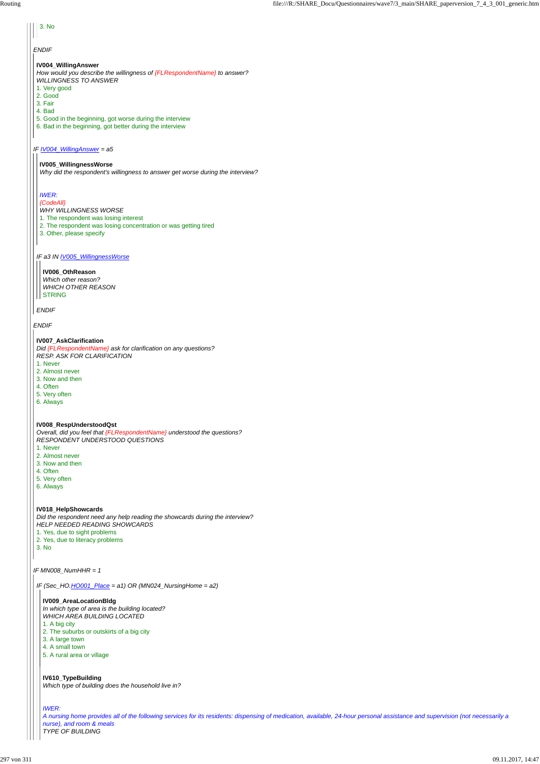3. No

*ENDIF*

**IV004_WillingAnswer**
*How would you describe the willingness of {FLRespondentName} to answer?*
*WILLINGNESS TO ANSWER*
1. Very good
2. Good
3. Fair
4. Bad
5. Good in the beginning, got worse during the interview
6. Bad in the beginning, got better during the interview

*IF IV004_WillingAnswer = a5*

**IV005_WillingnessWorse**
*Why did the respondent's willingness to answer get worse during the interview?*

*IWER:*
*{CodeAll}*
*WHY WILLINGNESS WORSE*
1. The respondent was losing interest
2. The respondent was losing concentration or was getting tired
3. Other, please specify

*IF a3 IN IV005_WillingnessWorse*

**IV006_OthReason**
*Which other reason?*
*WHICH OTHER REASON*
STRING

*ENDIF*

*ENDIF*

**IV007_AskClarification**
*Did {FLRespondentName} ask for clarification on any questions?*
*RESP. ASK FOR CLARIFICATION*
1. Never
2. Almost never
3. Now and then
4. Often
5. Very often
6. Always

**IV008_RespUnderstoodQst**
*Overall, did you feel that {FLRespondentName} understood the questions?*
*RESPONDENT UNDERSTOOD QUESTIONS*
1. Never
2. Almost never
3. Now and then
4. Often
5. Very often
6. Always

**IV018_HelpShowcards**
*Did the respondent need any help reading the showcards during the interview?*
*HELP NEEDED READING SHOWCARDS*
1. Yes, due to sight problems
2. Yes, due to literacy problems
3. No

*IF MN008_NumHHR = 1*

*IF (Sec_HO.HO001_Place = a1) OR (MN024_NursingHome = a2)*

**IV009_AreaLocationBldg**
*In which type of area is the building located?*
*WHICH AREA BUILDING LOCATED*
1. A big city
2. The suburbs or outskirts of a big city
3. A large town
4. A small town
5. A rural area or village

**IV610_TypeBuilding**
*Which type of building does the household live in?*

*IWER:*
*A nursing home provides all of the following services for its residents: dispensing of medication, available, 24-hour personal assistance and supervision (not necessarily a nurse), and room & meals*
*TYPE OF BUILDING*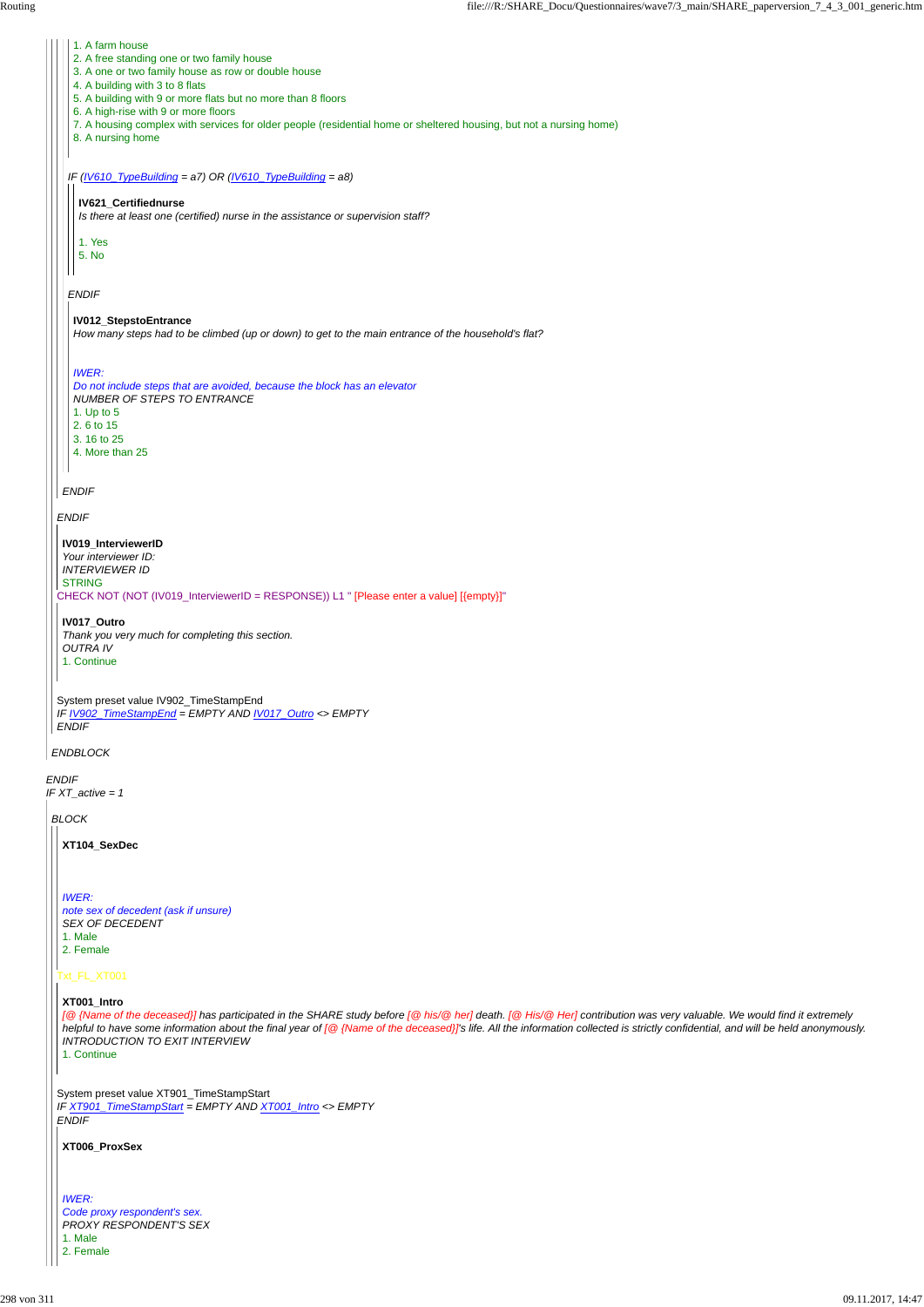1. A farm house
2. A free standing one or two family house
3. A one or two family house as row or double house
4. A building with 3 to 8 flats
5. A building with 9 or more flats but no more than 8 floors
6. A high-rise with 9 or more floors
7. A housing complex with services for older people (residential home or sheltered housing, but not a nursing home)
8. A nursing home

*IF (IV610_TypeBuilding = a7) OR (IV610_TypeBuilding = a8)*

**IV621_Certifiednurse**
*Is there at least one (certified) nurse in the assistance or supervision staff?*

1. Yes
5. No

*ENDIF*

**IV012_StepstoEntrance**
*How many steps had to be climbed (up or down) to get to the main entrance of the household's flat?*

*IWER:*
*Do not include steps that are avoided, because the block has an elevator*
*NUMBER OF STEPS TO ENTRANCE*
1. Up to 5
2. 6 to 15
3. 16 to 25
4. More than 25

*ENDIF*

*ENDIF*

**IV019_InterviewerID**
*Your interviewer ID:*
*INTERVIEWER ID*
STRING
CHECK NOT (NOT (IV019_InterviewerID = RESPONSE)) L1 " [Please enter a value] [{empty}]"

**IV017_Outro**
*Thank you very much for completing this section.*
*OUTRA IV*
1. Continue

System preset value IV902_TimeStampEnd
*IF IV902_TimeStampEnd = EMPTY AND IV017_Outro <> EMPTY*
*ENDIF*

*ENDBLOCK*

*ENDIF*
*IF XT_active = 1*

*BLOCK*

**XT104_SexDec**

*IWER:*
*note sex of decedent (ask if unsure)*
*SEX OF DECEDENT*
1. Male
2. Female

Txt_FL_XT001

**XT001_Intro**
*[@ {Name of the deceased}] has participated in the SHARE study before [@ his/@ her] death. [@ His/@ Her] contribution was very valuable. We would find it extremely helpful to have some information about the final year of [@ {Name of the deceased}]'s life. All the information collected is strictly confidential, and will be held anonymously.*
*INTRODUCTION TO EXIT INTERVIEW*
1. Continue

System preset value XT901_TimeStampStart
*IF XT901_TimeStampStart = EMPTY AND XT001_Intro <> EMPTY*
*ENDIF*

**XT006_ProxSex**

*IWER:*
*Code proxy respondent's sex.*
*PROXY RESPONDENT'S SEX*
1. Male
2. Female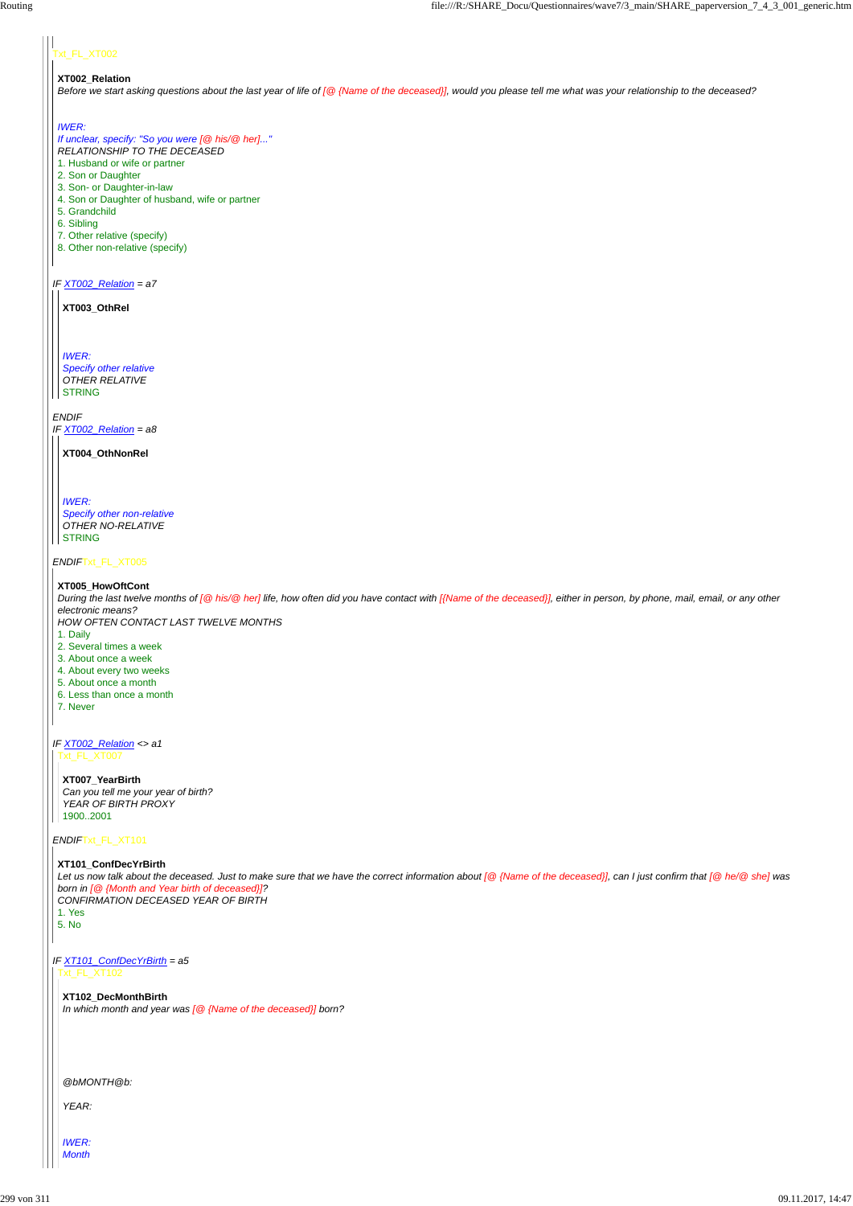Txt_FL_XT002

**XT002_Relation**

*Before we start asking questions about the last year of life of [@ {Name of the deceased}], would you please tell me what was your relationship to the deceased?*

*IWER:*
*If unclear, specify: "So you were [@ his/@ her]..."*
*RELATIONSHIP TO THE DECEASED*

1. Husband or wife or partner
2. Son or Daughter
3. Son- or Daughter-in-law
4. Son or Daughter of husband, wife or partner
5. Grandchild
6. Sibling
7. Other relative (specify)
8. Other non-relative (specify)

*IF XT002_Relation = a7*

**XT003_OthRel**

*IWER:*
*Specify other relative*
*OTHER RELATIVE*
STRING

*ENDIF*
*IF XT002_Relation = a8*

**XT004_OthNonRel**

*IWER:*
*Specify other non-relative*
*OTHER NO-RELATIVE*
STRING

*ENDIF*Txt_FL_XT005

**XT005_HowOftCont**

*During the last twelve months of [@ his/@ her] life, how often did you have contact with [{Name of the deceased}], either in person, by phone, mail, email, or any other electronic means?*
*HOW OFTEN CONTACT LAST TWELVE MONTHS*

1. Daily
2. Several times a week
3. About once a week
4. About every two weeks
5. About once a month
6. Less than once a month
7. Never

*IF XT002_Relation <> a1*
Txt_FL_XT007

**XT007_YearBirth**

*Can you tell me your year of birth?*
*YEAR OF BIRTH PROXY*
1900..2001

*ENDIF*Txt_FL_XT101

**XT101_ConfDecYrBirth**

*Let us now talk about the deceased. Just to make sure that we have the correct information about [@ {Name of the deceased}], can I just confirm that [@ he/@ she] was born in [@ {Month and Year birth of deceased}]?*
*CONFIRMATION DECEASED YEAR OF BIRTH*

1. Yes
5. No

*IF XT101_ConfDecYrBirth = a5*
Txt_FL_XT102

**XT102_DecMonthBirth**

*In which month and year was [@ {Name of the deceased}] born?*

*@bMONTH@b:*

*YEAR:*

*IWER:*
*Month*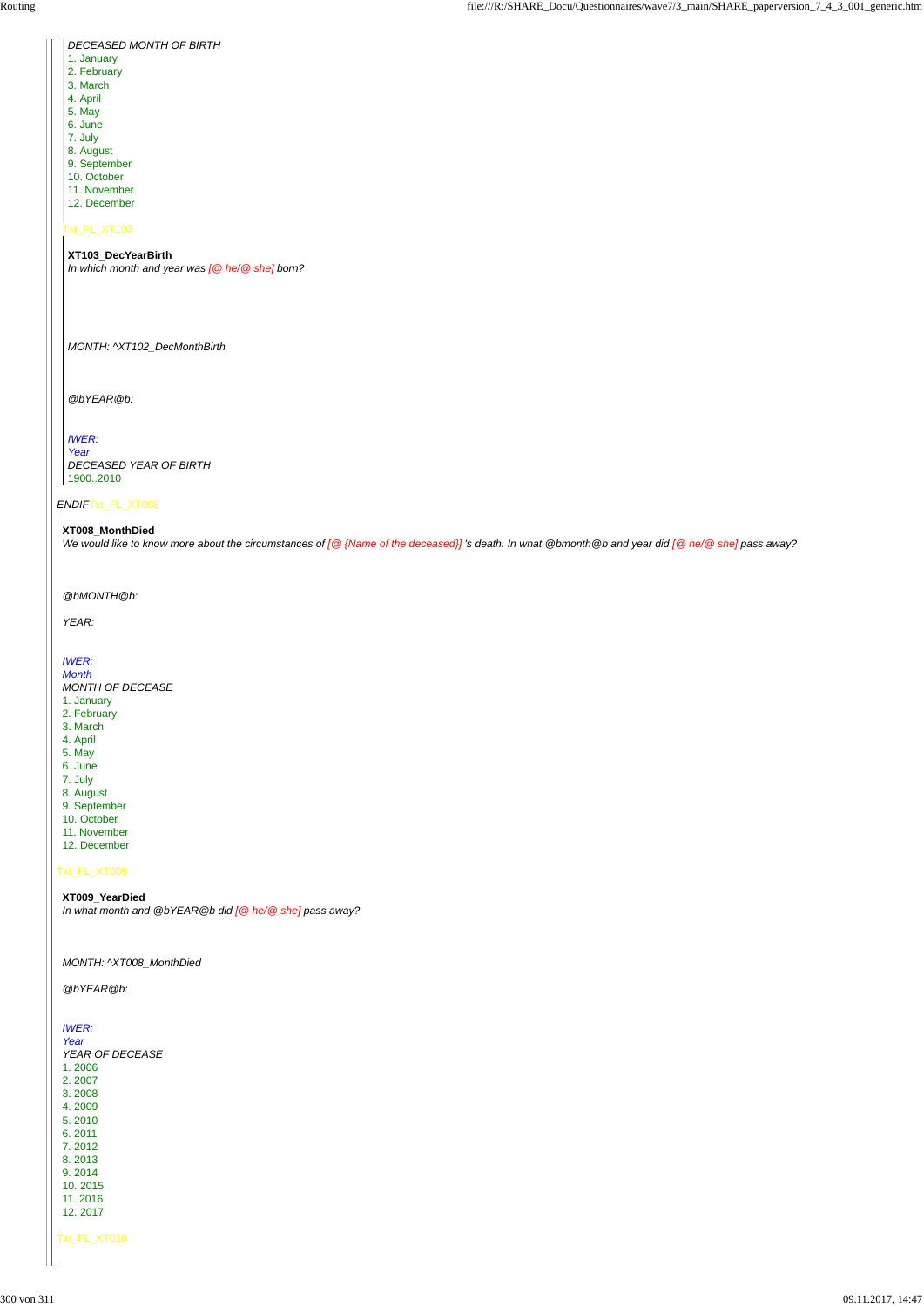DECEASED MONTH OF BIRTH

1. January
2. February
3. March
4. April
5. May
6. June
7. July
8. August
9. September
10. October
11. November
12. December

Txt_FL_XT103

**XT103_DecYearBirth**

*In which month and year was [@ he/@ she] born?*

*MONTH: ^XT102_DecMonthBirth*

*@bYEAR@b:*

*IWER:*
*Year*
*DECEASED YEAR OF BIRTH*
1900..2010

*ENDIF*Txt_FL_XT008

**XT008_MonthDied**

*We would like to know more about the circumstances of [@ {Name of the deceased}] 's death. In what @bmonth@b and year did [@ he/@ she] pass away?*

*@bMONTH@b:*

*YEAR:*

*IWER:*
*Month*
*MONTH OF DECEASE*

1. January
2. February
3. March
4. April
5. May
6. June
7. July
8. August
9. September
10. October
11. November
12. December

Txt_FL_XT009

**XT009_YearDied**

*In what month and @bYEAR@b did [@ he/@ she] pass away?*

*MONTH: ^XT008_MonthDied*

*@bYEAR@b:*

*IWER:*
*Year*
*YEAR OF DECEASE*

1. 2006
2. 2007
3. 2008
4. 2009
5. 2010
6. 2011
7. 2012
8. 2013
9. 2014
10. 2015
11. 2016
12. 2017

Txt_FL_XT010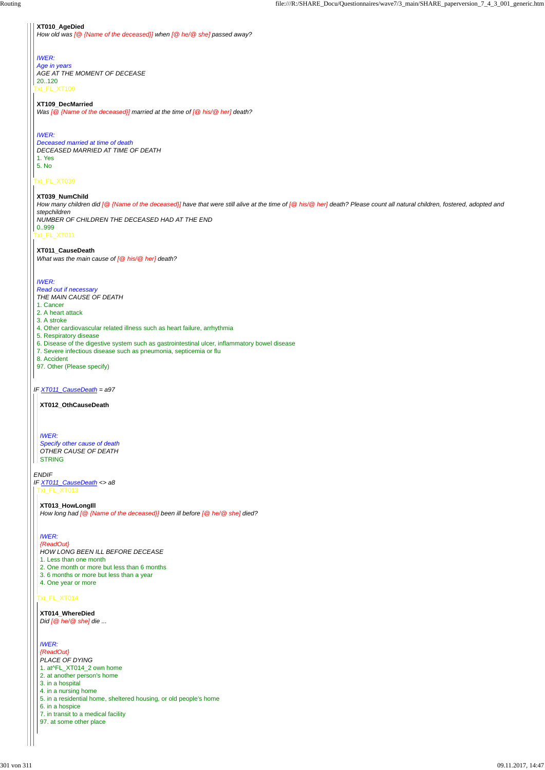**XT010_AgeDied**

*How old was [@ {Name of the deceased}] when [@ he/@ she] passed away?*

*IWER:*
*Age in years*
*AGE AT THE MOMENT OF DECEASE*
20..120

Txt_FL_XT109

**XT109_DecMarried**

*Was [@ {Name of the deceased}] married at the time of [@ his/@ her] death?*

*IWER:*
*Deceased married at time of death*
*DECEASED MARRIED AT TIME OF DEATH*
1. Yes
5. No

Txt_FL_XT039

**XT039_NumChild**

*How many children did [@ {Name of the deceased}] have that were still alive at the time of [@ his/@ her] death? Please count all natural children, fostered, adopted and stepchildren*
*NUMBER OF CHILDREN THE DECEASED HAD AT THE END*
0..999

Txt_FL_XT011

**XT011_CauseDeath**

*What was the main cause of [@ his/@ her] death?*

*IWER:*
*Read out if necessary*
*THE MAIN CAUSE OF DEATH*
1. Cancer
2. A heart attack
3. A stroke
4. Other cardiovascular related illness such as heart failure, arrhythmia
5. Respiratory disease
6. Disease of the digestive system such as gastrointestinal ulcer, inflammatory bowel disease
7. Severe infectious disease such as pneumonia, septicemia or flu
8. Accident
97. Other (Please specify)

*IF XT011_CauseDeath = a97*

**XT012_OthCauseDeath**

*IWER:*
*Specify other cause of death*
*OTHER CAUSE OF DEATH*
STRING

*ENDIF*
*IF XT011_CauseDeath <> a8*

Txt_FL_XT013

**XT013_HowLongIll**

*How long had [@ {Name of the deceased}] been ill before [@ he/@ she] died?*

*IWER:*
*{ReadOut}*
*HOW LONG BEEN ILL BEFORE DECEASE*
1. Less than one month
2. One month or more but less than 6 months
3. 6 months or more but less than a year
4. One year or more

Txt_FL_XT014

**XT014_WhereDied**

*Did [@ he/@ she] die ...*

*IWER:*
*{ReadOut}*
*PLACE OF DYING*
1. at^FL_XT014_2 own home
2. at another person's home
3. in a hospital
4. in a nursing home
5. in a residential home, sheltered housing, or old people's home
6. in a hospice
7. in transit to a medical facility
97. at some other place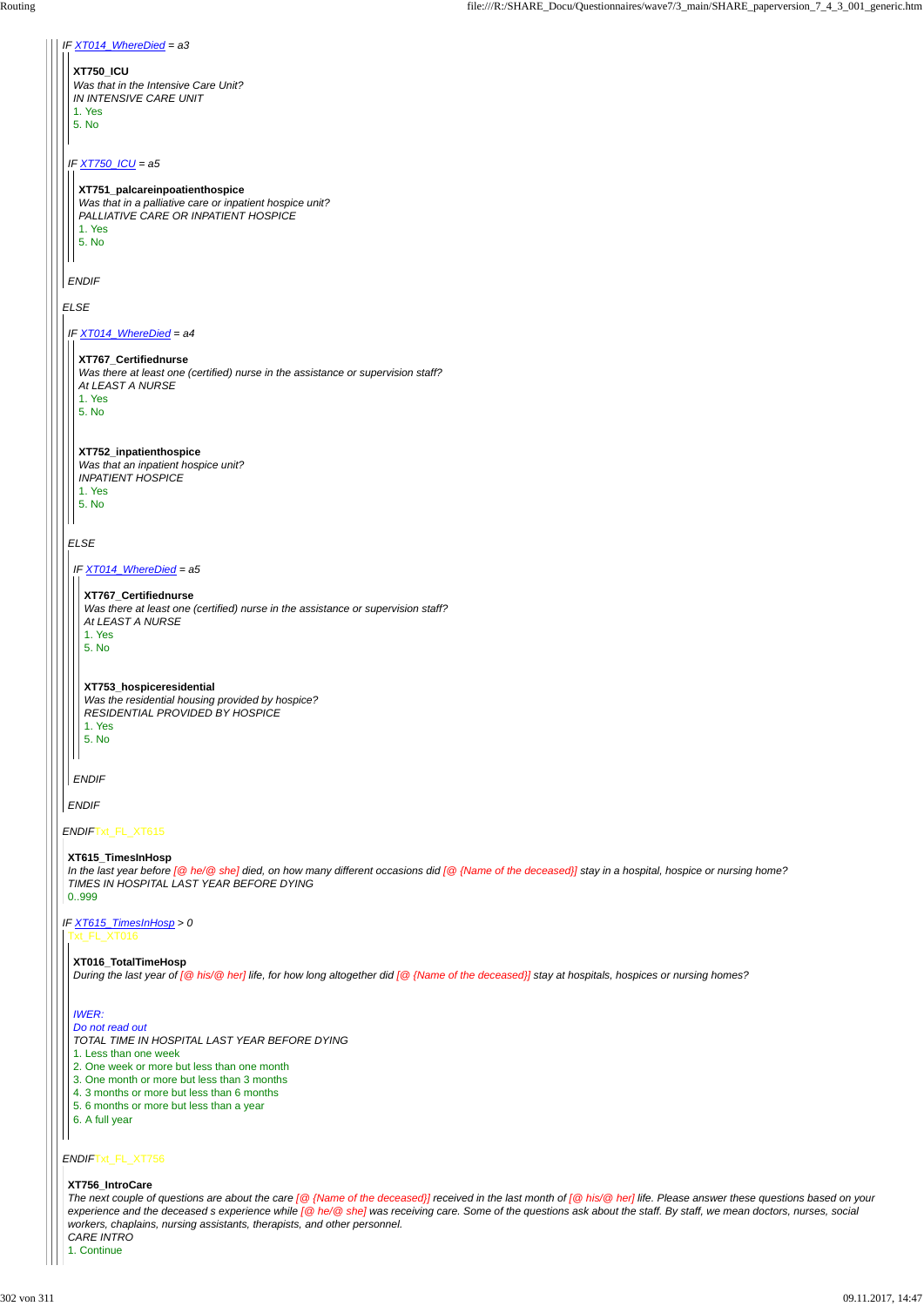*IF XT014_WhereDied = a3*

**XT750_ICU**
*Was that in the Intensive Care Unit?*
*IN INTENSIVE CARE UNIT*
1. Yes
5. No

*IF XT750_ICU = a5*

**XT751_palcareinpoatienthospice**
*Was that in a palliative care or inpatient hospice unit?*
*PALLIATIVE CARE OR INPATIENT HOSPICE*
1. Yes
5. No

*ENDIF*

*ELSE*

*IF XT014_WhereDied = a4*

**XT767_Certifiednurse**
*Was there at least one (certified) nurse in the assistance or supervision staff?*
*At LEAST A NURSE*
1. Yes
5. No

**XT752_inpatienthospice**
*Was that an inpatient hospice unit?*
*INPATIENT HOSPICE*
1. Yes
5. No

*ELSE*

*IF XT014_WhereDied = a5*

**XT767_Certifiednurse**
*Was there at least one (certified) nurse in the assistance or supervision staff?*
*At LEAST A NURSE*
1. Yes
5. No

**XT753_hospiceresidential**
*Was the residential housing provided by hospice?*
*RESIDENTIAL PROVIDED BY HOSPICE*
1. Yes
5. No

*ENDIF*

*ENDIF*

*ENDIF*Txt_FL_XT615

**XT615_TimesInHosp**
*In the last year before [@ he/@ she] died, on how many different occasions did [@ {Name of the deceased}] stay in a hospital, hospice or nursing home?*
*TIMES IN HOSPITAL LAST YEAR BEFORE DYING*
0..999

*IF XT615_TimesInHosp > 0*
Txt_FL_XT016

**XT016_TotalTimeHosp**
*During the last year of [@ his/@ her] life, for how long altogether did [@ {Name of the deceased}] stay at hospitals, hospices or nursing homes?*

*IWER:*
*Do not read out*
*TOTAL TIME IN HOSPITAL LAST YEAR BEFORE DYING*
1. Less than one week
2. One week or more but less than one month
3. One month or more but less than 3 months
4. 3 months or more but less than 6 months
5. 6 months or more but less than a year
6. A full year

*ENDIF*Txt_FL_XT756

**XT756_IntroCare**
*The next couple of questions are about the care [@ {Name of the deceased}] received in the last month of [@ his/@ her] life. Please answer these questions based on your experience and the deceased s experience while [@ he/@ she] was receiving care. Some of the questions ask about the staff. By staff, we mean doctors, nurses, social workers, chaplains, nursing assistants, therapists, and other personnel.*
*CARE INTRO*
1. Continue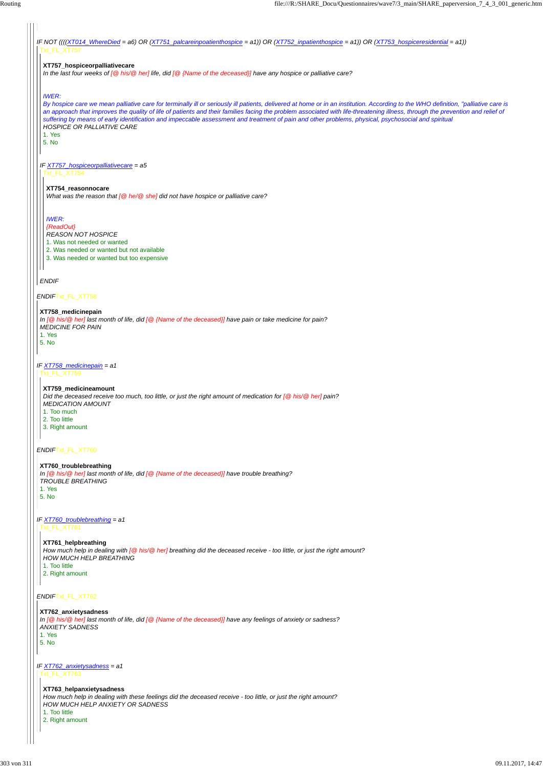*IF NOT ((((XT014_WhereDied = a6) OR (XT751_palcareinpoatienthospice = a1)) OR (XT752_inpatienthospice = a1)) OR (XT753_hospiceresidential = a1))*

Txt_FL_XT757

**XT757_hospiceorpalliativecare**

*In the last four weeks of [@ his/@ her] life, did [@ {Name of the deceased}] have any hospice or palliative care?*

*IWER:*

*By hospice care we mean palliative care for terminally ill or seriously ill patients, delivered at home or in an institution. According to the WHO definition, "palliative care is an approach that improves the quality of life of patients and their families facing the problem associated with life-threatening illness, through the prevention and relief of suffering by means of early identification and impeccable assessment and treatment of pain and other problems, physical, psychosocial and spiritual*

*HOSPICE OR PALLIATIVE CARE*

1. Yes
5. No

*IF XT757_hospiceorpalliativecare = a5*

Txt_FL_XT754

**XT754_reasonnocare**

*What was the reason that [@ he/@ she] did not have hospice or palliative care?*

*IWER:*

*{ReadOut}*

*REASON NOT HOSPICE*

1. Was not needed or wanted
2. Was needed or wanted but not available
3. Was needed or wanted but too expensive

*ENDIF*

*ENDIF*Txt_FL_XT758

**XT758_medicinepain**

*In [@ his/@ her] last month of life, did [@ {Name of the deceased}] have pain or take medicine for pain?*

*MEDICINE FOR PAIN*

1. Yes
5. No

*IF XT758_medicinepain = a1*

Txt_FL_XT759

**XT759_medicineamount**

*Did the deceased receive too much, too little, or just the right amount of medication for [@ his/@ her] pain?*

*MEDICATION AMOUNT*

1. Too much
2. Too little
3. Right amount

*ENDIF*Txt_FL_XT760

**XT760_troublebreathing**

*In [@ his/@ her] last month of life, did [@ {Name of the deceased}] have trouble breathing?*

*TROUBLE BREATHING*

1. Yes
5. No

*IF XT760_troublebreathing = a1*

Txt_FL_XT761

**XT761_helpbreathing**

*How much help in dealing with [@ his/@ her] breathing did the deceased receive - too little, or just the right amount?*

*HOW MUCH HELP BREATHING*

1. Too little
2. Right amount

*ENDIF*Txt_FL_XT762

**XT762_anxietysadness**

*In [@ his/@ her] last month of life, did [@ {Name of the deceased}] have any feelings of anxiety or sadness?*

*ANXIETY SADNESS*

1. Yes
5. No

*IF XT762_anxietysadness = a1*

Txt_FL_XT763

**XT763_helpanxietysadness**

*How much help in dealing with these feelings did the deceased receive - too little, or just the right amount?*

*HOW MUCH HELP ANXIETY OR SADNESS*

1. Too little
2. Right amount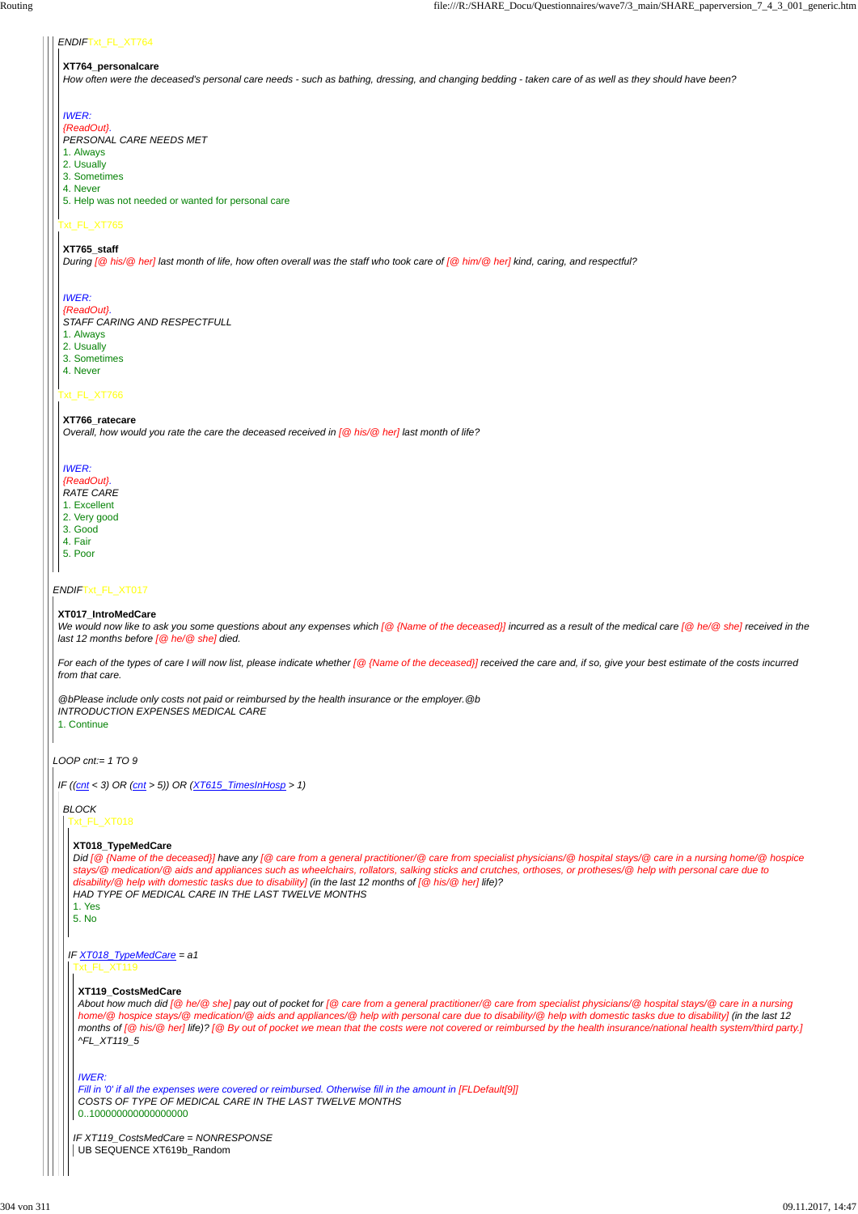ENDIF Txt_FL_XT764

**XT764_personalcare**

*How often were the deceased's personal care needs - such as bathing, dressing, and changing bedding - taken care of as well as they should have been?*

*IWER:*
*{ReadOut}.*
*PERSONAL CARE NEEDS MET*

1. Always
2. Usually
3. Sometimes
4. Never
5. Help was not needed or wanted for personal care

Txt_FL_XT765

**XT765_staff**

*During [@ his/@ her] last month of life, how often overall was the staff who took care of [@ him/@ her] kind, caring, and respectful?*

*IWER:*
*{ReadOut}.*
*STAFF CARING AND RESPECTFULL*

1. Always
2. Usually
3. Sometimes
4. Never

Txt_FL_XT766

**XT766_ratecare**

*Overall, how would you rate the care the deceased received in [@ his/@ her] last month of life?*

*IWER:*
*{ReadOut}.*
*RATE CARE*

1. Excellent
2. Very good
3. Good
4. Fair
5. Poor

ENDIF Txt_FL_XT017

**XT017_IntroMedCare**

*We would now like to ask you some questions about any expenses which [@ {Name of the deceased}] incurred as a result of the medical care [@ he/@ she] received in the last 12 months before [@ he/@ she] died.*

*For each of the types of care I will now list, please indicate whether [@ {Name of the deceased}] received the care and, if so, give your best estimate of the costs incurred from that care.*

*@bPlease include only costs not paid or reimbursed by the health insurance or the employer.@b*
*INTRODUCTION EXPENSES MEDICAL CARE*

1. Continue

LOOP cnt:= 1 TO 9

IF ((cnt < 3) OR (cnt > 5)) OR (XT615_TimesInHosp > 1)

BLOCK

Txt_FL_XT018

**XT018_TypeMedCare**

*Did [@ {Name of the deceased}] have any [@ care from a general practitioner/@ care from specialist physicians/@ hospital stays/@ care in a nursing home/@ hospice stays/@ medication/@ aids and appliances such as wheelchairs, rollators, salking sticks and crutches, orthoses, or protheses/@ help with personal care due to disability/@ help with domestic tasks due to disability] (in the last 12 months of [@ his/@ her] life)?*
*HAD TYPE OF MEDICAL CARE IN THE LAST TWELVE MONTHS*

1. Yes
5. No

IF XT018_TypeMedCare = a1

Txt_FL_XT119

**XT119_CostsMedCare**

*About how much did [@ he/@ she] pay out of pocket for [@ care from a general practitioner/@ care from specialist physicians/@ hospital stays/@ care in a nursing home/@ hospice stays/@ medication/@ aids and appliances/@ help with personal care due to disability/@ help with domestic tasks due to disability] (in the last 12 months of [@ his/@ her] life)? [@ By out of pocket we mean that the costs were not covered or reimbursed by the health insurance/national health system/third party.] ^FL_XT119_5*

*IWER:*
*Fill in '0' if all the expenses were covered or reimbursed. Otherwise fill in the amount in [FLDefault[9]]*
*COSTS OF TYPE OF MEDICAL CARE IN THE LAST TWELVE MONTHS*

0..100000000000000000

IF XT119_CostsMedCare = NONRESPONSE

UB SEQUENCE XT619b_Random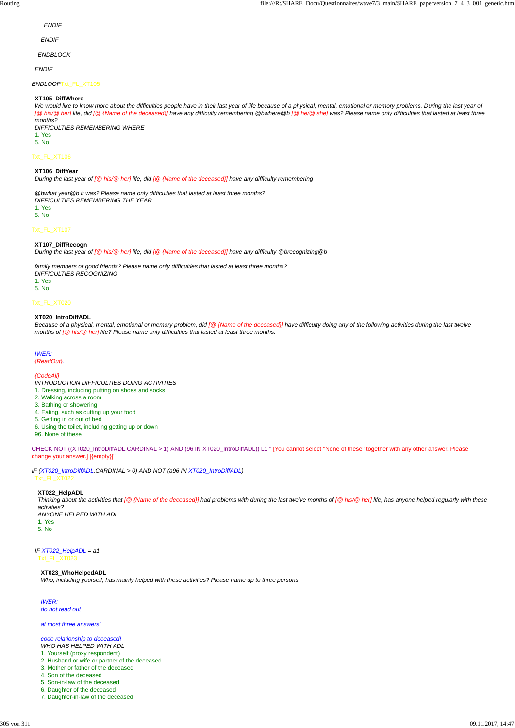*ENDIF*

*ENDIF*

*ENDBLOCK*

*ENDIF*

*ENDLOOP*Txt_FL_XT105

**XT105_DiffWhere**
*We would like to know more about the difficulties people have in their last year of life because of a physical, mental, emotional or memory problems. During the last year of [@ his/@ her] life, did [@ {Name of the deceased}] have any difficulty remembering @bwhere@b [@ he/@ she] was? Please name only difficulties that lasted at least three months?*
*DIFFICULTIES REMEMBERING WHERE*
1. Yes
5. No

Txt_FL_XT106

**XT106_DiffYear**
*During the last year of [@ his/@ her] life, did [@ {Name of the deceased}] have any difficulty remembering*

*@bwhat year@b it was? Please name only difficulties that lasted at least three months?*
*DIFFICULTIES REMEMBERING THE YEAR*
1. Yes
5. No

Txt_FL_XT107

**XT107_DiffRecogn**
*During the last year of [@ his/@ her] life, did [@ {Name of the deceased}] have any difficulty @brecognizing@b*

*family members or good friends? Please name only difficulties that lasted at least three months?*
*DIFFICULTIES RECOGNIZING*
1. Yes
5. No

Txt_FL_XT020

**XT020_IntroDiffADL**
*Because of a physical, mental, emotional or memory problem, did [@ {Name of the deceased}] have difficulty doing any of the following activities during the last twelve months of [@ his/@ her] life? Please name only difficulties that lasted at least three months.*

*IWER:*
*{ReadOut}.*

*{CodeAll}*
*INTRODUCTION DIFFICULTIES DOING ACTIVITIES*
1. Dressing, including putting on shoes and socks
2. Walking across a room
3. Bathing or showering
4. Eating, such as cutting up your food
5. Getting in or out of bed
6. Using the toilet, including getting up or down
96. None of these

CHECK NOT ((XT020_IntroDiffADL.CARDINAL > 1) AND (96 IN XT020_IntroDiffADL)) L1 " [You cannot select "None of these" together with any other answer. Please change your answer.] [{empty}]"

*IF (XT020_IntroDiffADL.CARDINAL > 0) AND NOT (a96 IN XT020_IntroDiffADL)*

Txt_FL_XT022

**XT022_HelpADL**
*Thinking about the activities that [@ {Name of the deceased}] had problems with during the last twelve months of [@ his/@ her] life, has anyone helped regularly with these activities?*
*ANYONE HELPED WITH ADL*
1. Yes
5. No

*IF XT022_HelpADL = a1*

Txt_FL_XT023

**XT023_WhoHelpedADL**
*Who, including yourself, has mainly helped with these activities? Please name up to three persons.*

*IWER:*
*do not read out*

*at most three answers!*

*code relationship to deceased!*
*WHO HAS HELPED WITH ADL*
1. Yourself (proxy respondent)
2. Husband or wife or partner of the deceased
3. Mother or father of the deceased
4. Son of the deceased
5. Son-in-law of the deceased
6. Daughter of the deceased
7. Daughter-in-law of the deceased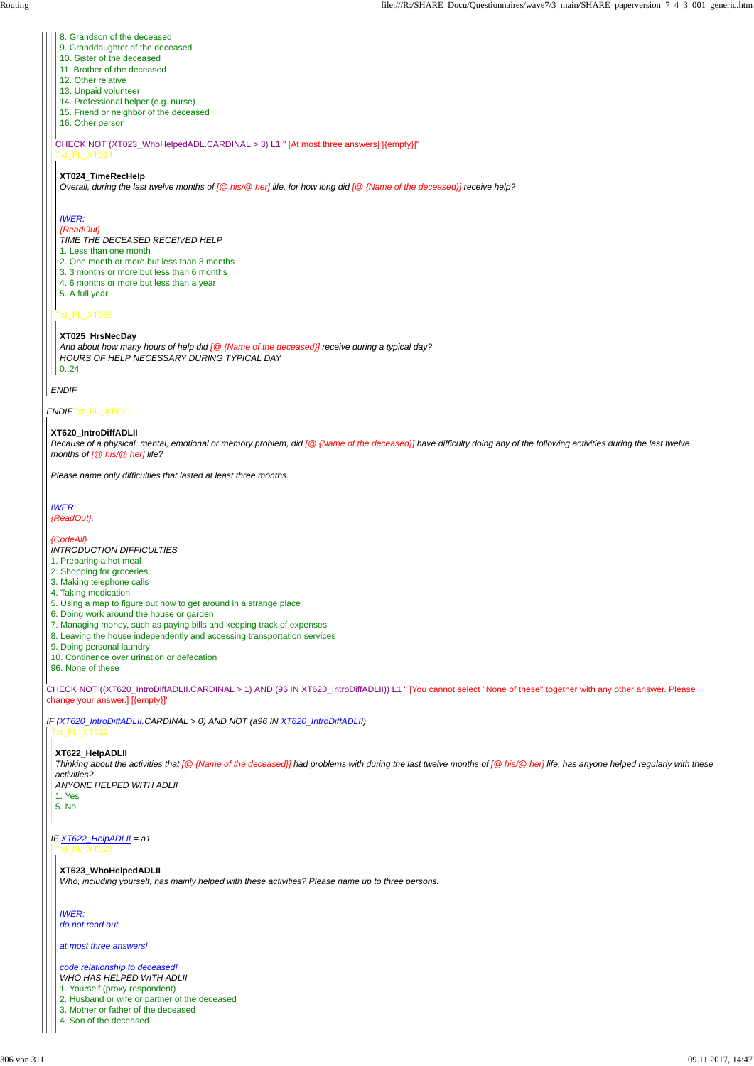8. Grandson of the deceased
9. Granddaughter of the deceased
10. Sister of the deceased
11. Brother of the deceased
12. Other relative
13. Unpaid volunteer
14. Professional helper (e.g. nurse)
15. Friend or neighbor of the deceased
16. Other person

CHECK NOT (XT023_WhoHelpedADL.CARDINAL > 3) L1 " [At most three answers] [{empty}]"

Txt_FL_XT024

**XT024_TimeRecHelp**

*Overall, during the last twelve months of [@ his/@ her] life, for how long did [@ {Name of the deceased}] receive help?*

*IWER:*
*{ReadOut}*
*TIME THE DECEASED RECEIVED HELP*

1. Less than one month
2. One month or more but less than 3 months
3. 3 months or more but less than 6 months
4. 6 months or more but less than a year
5. A full year

Txt_FL_XT025

**XT025_HrsNecDay**

*And about how many hours of help did [@ {Name of the deceased}] receive during a typical day?*
*HOURS OF HELP NECESSARY DURING TYPICAL DAY*
0..24

*ENDIF*

*ENDIF* Txt_FL_XT620

**XT620_IntroDiffADLII**

*Because of a physical, mental, emotional or memory problem, did [@ {Name of the deceased}] have difficulty doing any of the following activities during the last twelve months of [@ his/@ her] life?*

*Please name only difficulties that lasted at least three months.*

*IWER:*
*{ReadOut}.*

*{CodeAll}*
*INTRODUCTION DIFFICULTIES*

1. Preparing a hot meal
2. Shopping for groceries
3. Making telephone calls
4. Taking medication
5. Using a map to figure out how to get around in a strange place
6. Doing work around the house or garden
7. Managing money, such as paying bills and keeping track of expenses
8. Leaving the house independently and accessing transportation services
9. Doing personal laundry
10. Continence over urination or defecation
96. None of these

CHECK NOT ((XT620_IntroDiffADLII.CARDINAL > 1) AND (96 IN XT620_IntroDiffADLII)) L1 " [You cannot select "None of these" together with any other answer. Please change your answer.] [{empty}]"

*IF (XT620_IntroDiffADLII.CARDINAL > 0) AND NOT (a96 IN XT620_IntroDiffADLII)*

Txt_FL_XT622

**XT622_HelpADLII**

*Thinking about the activities that [@ {Name of the deceased}] had problems with during the last twelve months of [@ his/@ her] life, has anyone helped regularly with these activities?*
*ANYONE HELPED WITH ADLII*

1. Yes
5. No

*IF XT622_HelpADLII = a1*

Txt_FL_XT623

**XT623_WhoHelpedADLII**

*Who, including yourself, has mainly helped with these activities? Please name up to three persons.*

*IWER:*
*do not read out*

*at most three answers!*

*code relationship to deceased!*
*WHO HAS HELPED WITH ADLII*

1. Yourself (proxy respondent)
2. Husband or wife or partner of the deceased
3. Mother or father of the deceased
4. Son of the deceased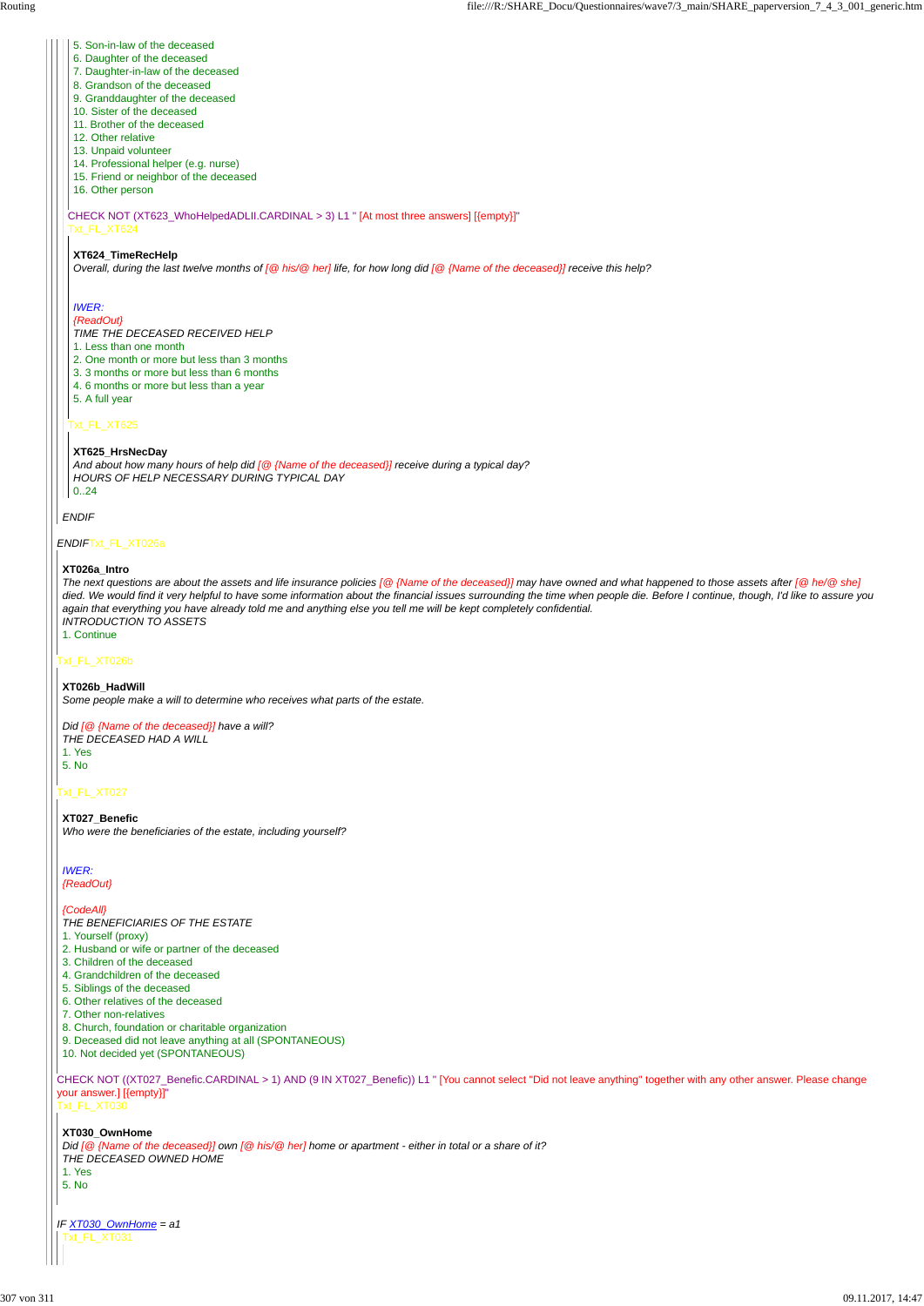5. Son-in-law of the deceased
6. Daughter of the deceased
7. Daughter-in-law of the deceased
8. Grandson of the deceased
9. Granddaughter of the deceased
10. Sister of the deceased
11. Brother of the deceased
12. Other relative
13. Unpaid volunteer
14. Professional helper (e.g. nurse)
15. Friend or neighbor of the deceased
16. Other person

CHECK NOT (XT623_WhoHelpedADLII.CARDINAL > 3) L1 " [At most three answers] [{empty}]"

Txt_FL_XT624

**XT624_TimeRecHelp**

*Overall, during the last twelve months of [@ his/@ her] life, for how long did [@ {Name of the deceased}] receive this help?*

*IWER:*

*{ReadOut}*

*TIME THE DECEASED RECEIVED HELP*

1. Less than one month
2. One month or more but less than 3 months
3. 3 months or more but less than 6 months
4. 6 months or more but less than a year
5. A full year

Txt_FL_XT625

**XT625_HrsNecDay**

*And about how many hours of help did [@ {Name of the deceased}] receive during a typical day?*

*HOURS OF HELP NECESSARY DURING TYPICAL DAY*

0..24

*ENDIF*

*ENDIF* Txt_FL_XT026a

**XT026a_Intro**

*The next questions are about the assets and life insurance policies [@ {Name of the deceased}] may have owned and what happened to those assets after [@ he/@ she] died. We would find it very helpful to have some information about the financial issues surrounding the time when people die. Before I continue, though, I'd like to assure you again that everything you have already told me and anything else you tell me will be kept completely confidential.*

*INTRODUCTION TO ASSETS*

1. Continue

Txt_FL_XT026b

**XT026b_HadWill**

*Some people make a will to determine who receives what parts of the estate.*

*Did [@ {Name of the deceased}] have a will?*

*THE DECEASED HAD A WILL*

1. Yes
5. No

Txt_FL_XT027

**XT027_Benefic**

*Who were the beneficiaries of the estate, including yourself?*

*IWER:*

*{ReadOut}*

*{CodeAll}*

*THE BENEFICIARIES OF THE ESTATE*

1. Yourself (proxy)
2. Husband or wife or partner of the deceased
3. Children of the deceased
4. Grandchildren of the deceased
5. Siblings of the deceased
6. Other relatives of the deceased
7. Other non-relatives
8. Church, foundation or charitable organization
9. Deceased did not leave anything at all (SPONTANEOUS)
10. Not decided yet (SPONTANEOUS)

CHECK NOT ((XT027_Benefic.CARDINAL > 1) AND (9 IN XT027_Benefic)) L1 " [You cannot select "Did not leave anything" together with any other answer. Please change your answer.] [{empty}]"

Txt_FL_XT030

**XT030_OwnHome**

*Did [@ {Name of the deceased}] own [@ his/@ her] home or apartment - either in total or a share of it?*

*THE DECEASED OWNED HOME*

1. Yes
5. No

*IF XT030_OwnHome = a1*

Txt_FL_XT031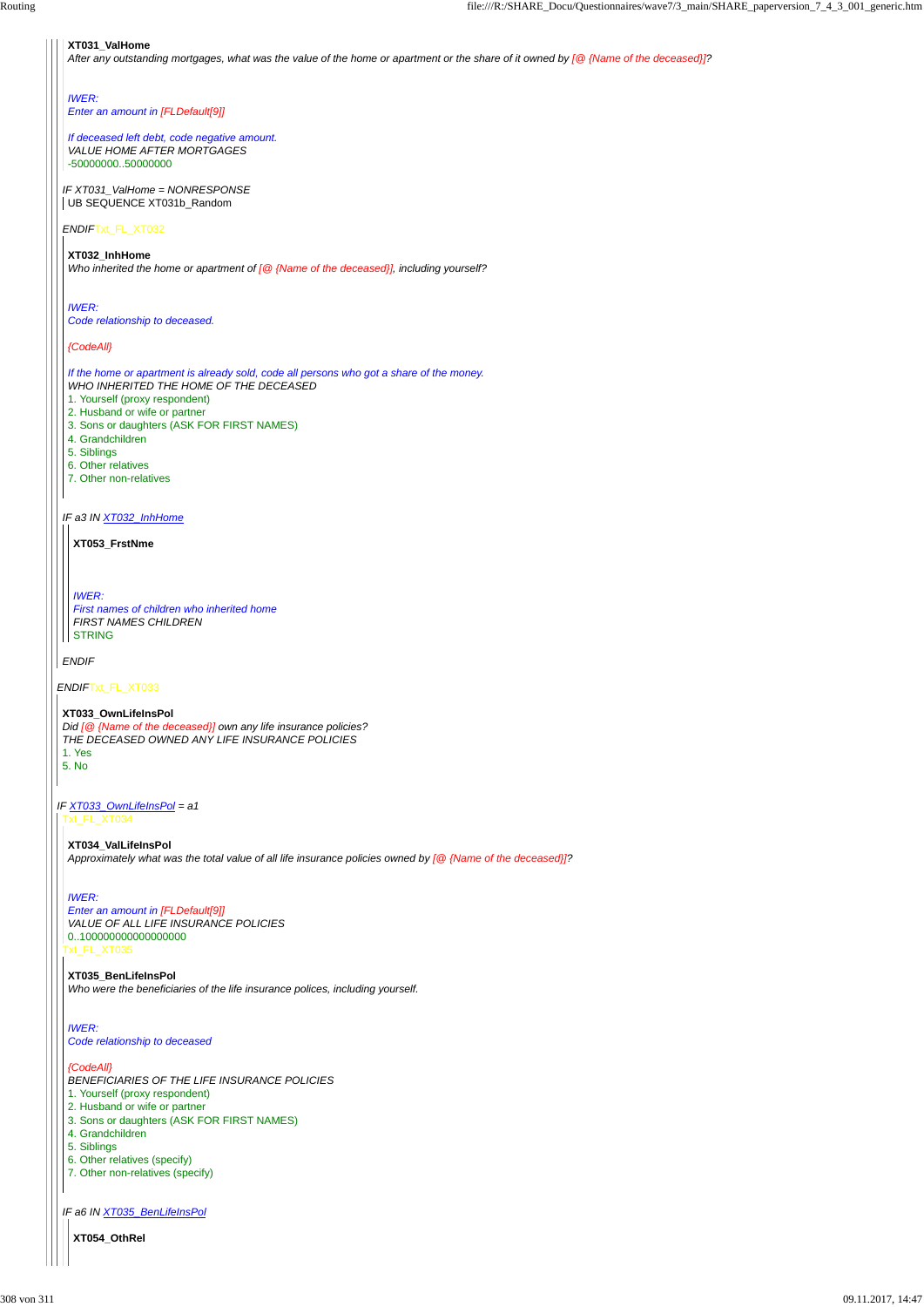**XT031_ValHome**
*After any outstanding mortgages, what was the value of the home or apartment or the share of it owned by [@ {Name of the deceased}]?*

*IWER:*
*Enter an amount in [FLDefault[9]]*

*If deceased left debt, code negative amount.*
*VALUE HOME AFTER MORTGAGES*
-50000000..50000000

*IF XT031_ValHome = NONRESPONSE*
UB SEQUENCE XT031b_Random

*ENDIF*Txt_FL_XT032

**XT032_InhHome**
*Who inherited the home or apartment of [@ {Name of the deceased}], including yourself?*

*IWER:*
*Code relationship to deceased.*

*{CodeAll}*

*If the home or apartment is already sold, code all persons who got a share of the money.*
*WHO INHERITED THE HOME OF THE DECEASED*
1. Yourself (proxy respondent)
2. Husband or wife or partner
3. Sons or daughters (ASK FOR FIRST NAMES)
4. Grandchildren
5. Siblings
6. Other relatives
7. Other non-relatives

*IF a3 IN XT032_InhHome*

**XT053_FrstNme**

*IWER:*
*First names of children who inherited home*
*FIRST NAMES CHILDREN*
STRING

*ENDIF*

*ENDIF*Txt_FL_XT033

**XT033_OwnLifeInsPol**
*Did [@ {Name of the deceased}] own any life insurance policies?*
*THE DECEASED OWNED ANY LIFE INSURANCE POLICIES*
1. Yes
5. No

*IF XT033_OwnLifeInsPol = a1*
Txt_FL_XT034

**XT034_ValLifeInsPol**
*Approximately what was the total value of all life insurance policies owned by [@ {Name of the deceased}]?*

*IWER:*
*Enter an amount in [FLDefault[9]]*
*VALUE OF ALL LIFE INSURANCE POLICIES*
0..1000000000000000000
Txt_FL_XT035

**XT035_BenLifeInsPol**
*Who were the beneficiaries of the life insurance polices, including yourself.*

*IWER:*
*Code relationship to deceased*

*{CodeAll}*
*BENEFICIARIES OF THE LIFE INSURANCE POLICIES*
1. Yourself (proxy respondent)
2. Husband or wife or partner
3. Sons or daughters (ASK FOR FIRST NAMES)
4. Grandchildren
5. Siblings
6. Other relatives (specify)
7. Other non-relatives (specify)

*IF a6 IN XT035_BenLifeInsPol*

**XT054_OthRel**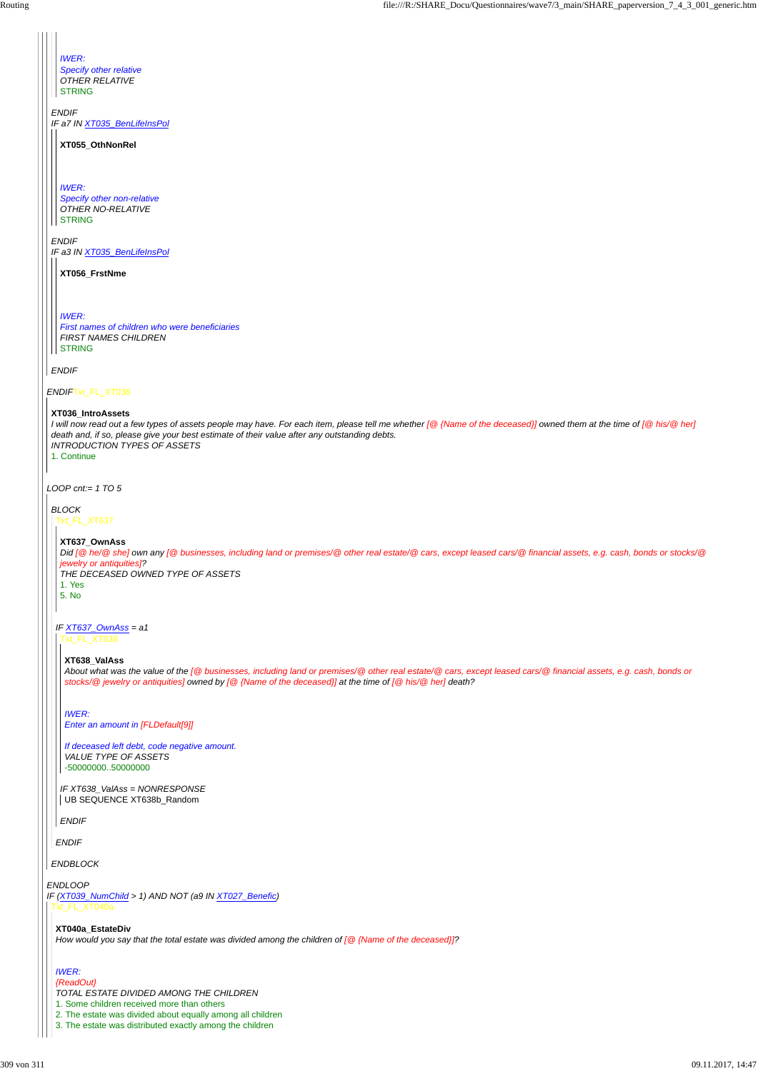*IWER:*
*Specify other relative*
*OTHER RELATIVE*
STRING

*ENDIF*
*IF a7 IN XT035_BenLifeInsPol*

**XT055_OthNonRel**

*IWER:*
*Specify other non-relative*
*OTHER NO-RELATIVE*
STRING

*ENDIF*
*IF a3 IN XT035_BenLifeInsPol*

**XT056_FrstNme**

*IWER:*
*First names of children who were beneficiaries*
*FIRST NAMES CHILDREN*
STRING

*ENDIF*

*ENDIF* Txt_FL_XT036

**XT036_IntroAssets**
*I will now read out a few types of assets people may have. For each item, please tell me whether [@ {Name of the deceased}] owned them at the time of [@ his/@ her] death and, if so, please give your best estimate of their value after any outstanding debts.*
*INTRODUCTION TYPES OF ASSETS*
1. Continue

*LOOP cnt:= 1 TO 5*

*BLOCK*
Txt_FL_XT637

**XT637_OwnAss**
*Did [@ he/@ she] own any [@ businesses, including land or premises/@ other real estate/@ cars, except leased cars/@ financial assets, e.g. cash, bonds or stocks/@ jewelry or antiquities]?*
*THE DECEASED OWNED TYPE OF ASSETS*
1. Yes
5. No

*IF XT637_OwnAss = a1*
Txt_FL_XT638

**XT638_ValAss**
*About what was the value of the [@ businesses, including land or premises/@ other real estate/@ cars, except leased cars/@ financial assets, e.g. cash, bonds or stocks/@ jewelry or antiquities] owned by [@ {Name of the deceased}] at the time of [@ his/@ her] death?*

*IWER:*
*Enter an amount in [FLDefault[9]]*

*If deceased left debt, code negative amount.*
*VALUE TYPE OF ASSETS*
-50000000..50000000

*IF XT638_ValAss = NONRESPONSE*
UB SEQUENCE XT638b_Random

*ENDIF*

*ENDIF*

*ENDBLOCK*

*ENDLOOP*
*IF (XT039_NumChild > 1) AND NOT (a9 IN XT027_Benefic)*
Txt_FL_XT040a

**XT040a_EstateDiv**
*How would you say that the total estate was divided among the children of [@ {Name of the deceased}]?*

*IWER:*
*{ReadOut}*
*TOTAL ESTATE DIVIDED AMONG THE CHILDREN*
1. Some children received more than others
2. The estate was divided about equally among all children
3. The estate was distributed exactly among the children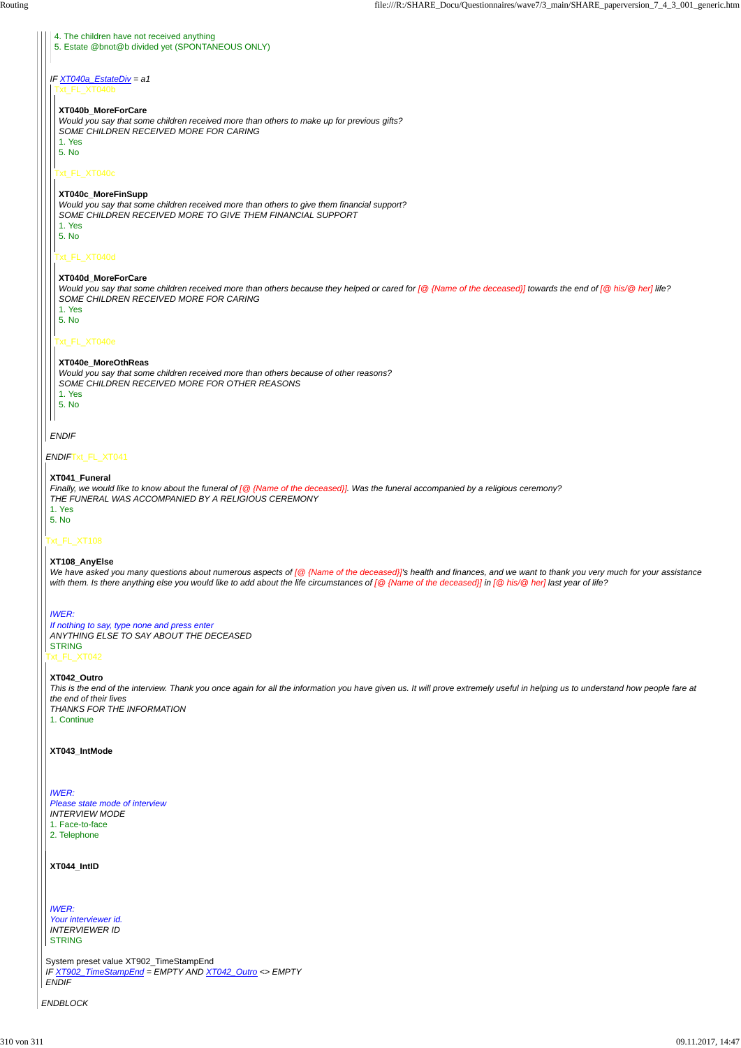4. The children have not received anything
5. Estate @bnot@b divided yet (SPONTANEOUS ONLY)

*IF XT040a_EstateDiv = a1*

Txt_FL_XT040b

**XT040b_MoreForCare**

*Would you say that some children received more than others to make up for previous gifts?*

*SOME CHILDREN RECEIVED MORE FOR CARING*

1. Yes
5. No

Txt_FL_XT040c

**XT040c_MoreFinSupp**

*Would you say that some children received more than others to give them financial support?*

*SOME CHILDREN RECEIVED MORE TO GIVE THEM FINANCIAL SUPPORT*

1. Yes
5. No

Txt_FL_XT040d

**XT040d_MoreForCare**

*Would you say that some children received more than others because they helped or cared for [@ {Name of the deceased}] towards the end of [@ his/@ her] life?*

*SOME CHILDREN RECEIVED MORE FOR CARING*

1. Yes
5. No

Txt_FL_XT040e

**XT040e_MoreOthReas**

*Would you say that some children received more than others because of other reasons?*

*SOME CHILDREN RECEIVED MORE FOR OTHER REASONS*

1. Yes
5. No

*ENDIF*

*ENDIF*Txt_FL_XT041

**XT041_Funeral**

*Finally, we would like to know about the funeral of [@ {Name of the deceased}]. Was the funeral accompanied by a religious ceremony?*

*THE FUNERAL WAS ACCOMPANIED BY A RELIGIOUS CEREMONY*

1. Yes
5. No

Txt_FL_XT108

**XT108_AnyElse**

*We have asked you many questions about numerous aspects of [@ {Name of the deceased}]'s health and finances, and we want to thank you very much for your assistance with them. Is there anything else you would like to add about the life circumstances of [@ {Name of the deceased}] in [@ his/@ her] last year of life?*

*IWER:*
*If nothing to say, type none and press enter*

*ANYTHING ELSE TO SAY ABOUT THE DECEASED*

STRING

Txt_FL_XT042

**XT042_Outro**

*This is the end of the interview. Thank you once again for all the information you have given us. It will prove extremely useful in helping us to understand how people fare at the end of their lives*

*THANKS FOR THE INFORMATION*

1. Continue

**XT043_IntMode**

*IWER:*
*Please state mode of interview*

*INTERVIEW MODE*

1. Face-to-face
2. Telephone

**XT044_IntID**

*IWER:*
*Your interviewer id.*

*INTERVIEWER ID*

STRING

System preset value XT902_TimeStampEnd

*IF XT902_TimeStampEnd = EMPTY AND XT042_Outro <> EMPTY*

*ENDIF*

*ENDBLOCK*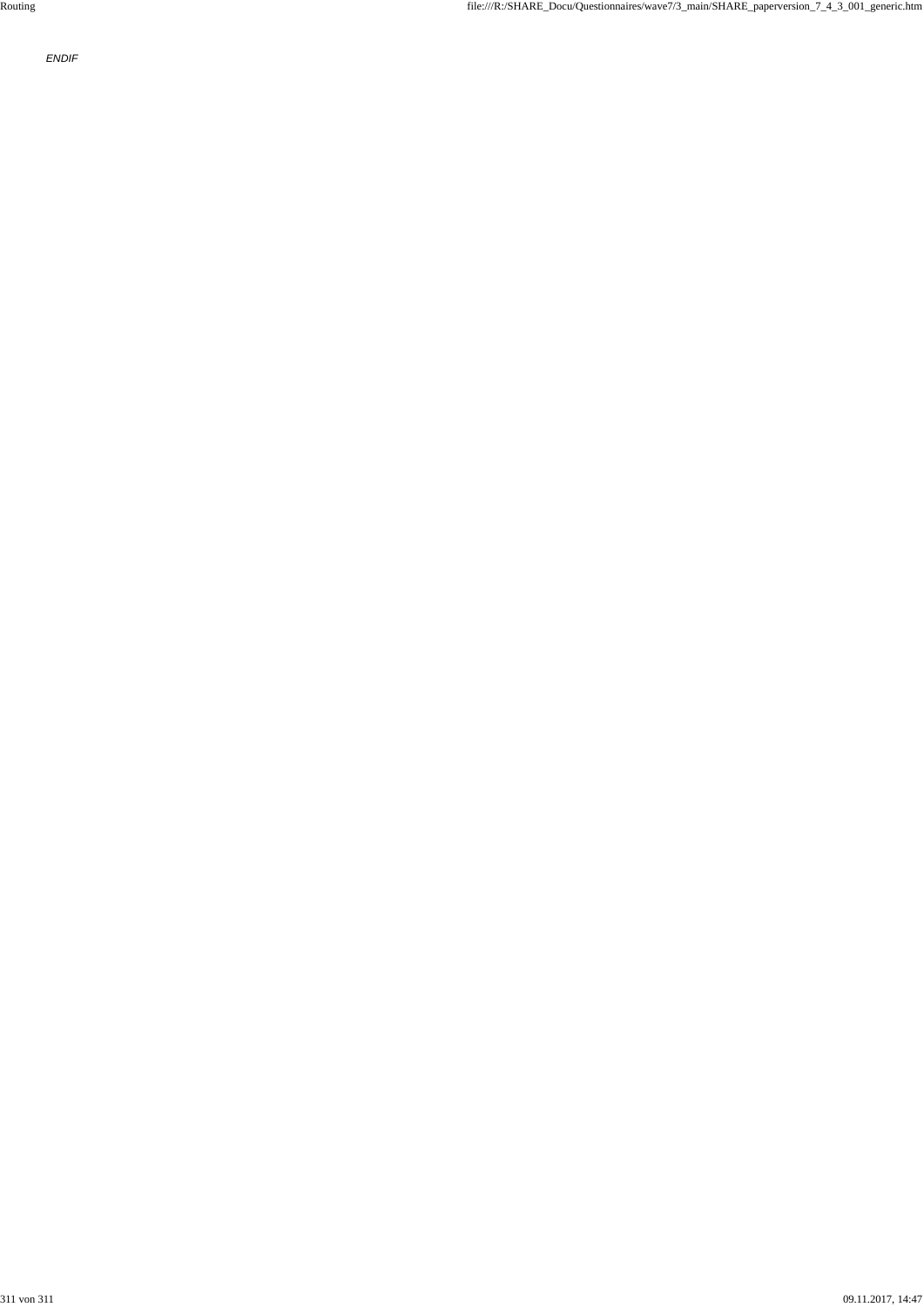*ENDIF*